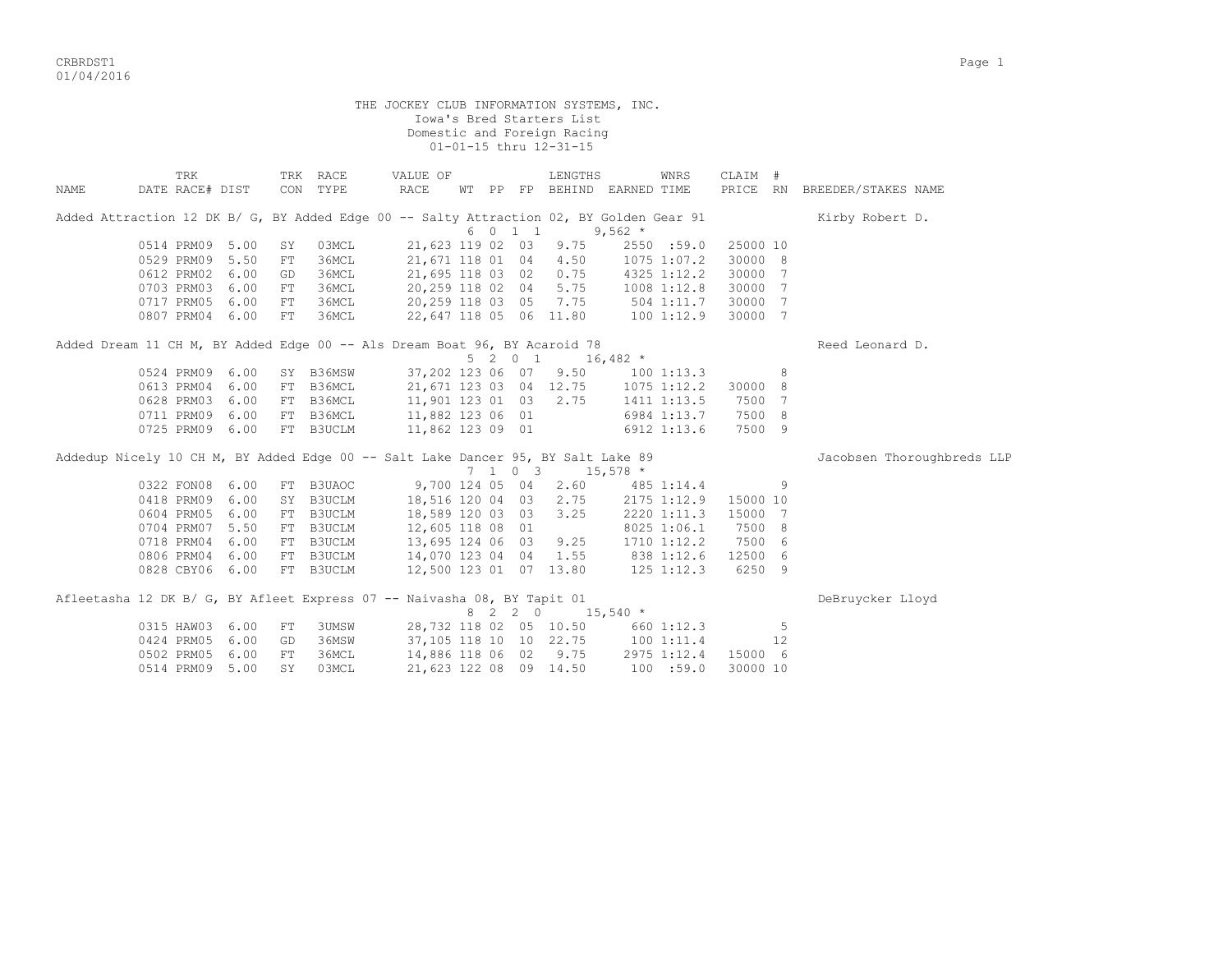THE JOCKEY CLUB INFORMATION SYSTEMS, INC.
Iowa's Bred Starters List
Domestic and Foreign Racing
01-01-15 thru 12-31-15

| NAME | DATE | TRK RACE# | DIST | TRK CON | RACE TYPE | VALUE OF RACE | WT | PP | FP | LENGTHS BEHIND | EARNED | WNRS TIME | CLAIM PRICE | # RN | BREEDER/STAKES NAME |
|---|---|---|---|---|---|---|---|---|---|---|---|---|---|---|---|
| Added Attraction 12 DK B/ G, BY Added Edge 00 -- Salty Attraction 02, BY Golden Gear 91 | | | | | | | | | | | | | | | Kirby Robert D. |
| | | | | | | | 6 | 0 | 1 1 | | 9,562 * | | | | |
| | 0514 | PRM09 | 5.00 | SY | 03MCL | 21,623 | 119 | 02 | 03 | 9.75 | 2550 | :59.0 | 25000 | 10 | |
| | 0529 | PRM09 | 5.50 | FT | 36MCL | 21,671 | 118 | 01 | 04 | 4.50 | 1075 | 1:07.2 | 30000 | 8 | |
| | 0612 | PRM02 | 6.00 | GD | 36MCL | 21,695 | 118 | 03 | 02 | 0.75 | 4325 | 1:12.2 | 30000 | 7 | |
| | 0703 | PRM03 | 6.00 | FT | 36MCL | 20,259 | 118 | 02 | 04 | 5.75 | 1008 | 1:12.8 | 30000 | 7 | |
| | 0717 | PRM05 | 6.00 | FT | 36MCL | 20,259 | 118 | 03 | 05 | 7.75 | 504 | 1:11.7 | 30000 | 7 | |
| | 0807 | PRM04 | 6.00 | FT | 36MCL | 22,647 | 118 | 05 | 06 | 11.80 | 100 | 1:12.9 | 30000 | 7 | |
| Added Dream 11 CH M, BY Added Edge 00 -- Als Dream Boat 96, BY Acaroid 78 | | | | | | | | | | | | | | | Reed Leonard D. |
| | | | | | | | 5 | 2 | 0 1 | | 16,482 * | | | | |
| | 0524 | PRM09 | 6.00 | SY | B36MSW | 37,202 | 123 | 06 | 07 | 9.50 | 100 | 1:13.3 | | 8 | |
| | 0613 | PRM04 | 6.00 | FT | B36MCL | 21,671 | 123 | 03 | 04 | 12.75 | 1075 | 1:12.2 | 30000 | 8 | |
| | 0628 | PRM03 | 6.00 | FT | B36MCL | 11,901 | 123 | 01 | 03 | 2.75 | 1411 | 1:13.5 | 7500 | 7 | |
| | 0711 | PRM09 | 6.00 | FT | B36MCL | 11,882 | 123 | 06 | 01 | | 6984 | 1:13.7 | 7500 | 8 | |
| | 0725 | PRM09 | 6.00 | FT | B3UCLM | 11,862 | 123 | 09 | 01 | | 6912 | 1:13.6 | 7500 | 9 | |
| Addedup Nicely 10 CH M, BY Added Edge 00 -- Salt Lake Dancer 95, BY Salt Lake 89 | | | | | | | | | | | | | | | Jacobsen Thoroughbreds LLP |
| | | | | | | | 7 | 1 | 0 3 | | 15,578 * | | | | |
| | 0322 | FON08 | 6.00 | FT | B3UAOC | 9,700 | 124 | 05 | 04 | 2.60 | 485 | 1:14.4 | | 9 | |
| | 0418 | PRM09 | 6.00 | SY | B3UCLM | 18,516 | 120 | 04 | 03 | 2.75 | 2175 | 1:12.9 | 15000 | 10 | |
| | 0604 | PRM05 | 6.00 | FT | B3UCLM | 18,589 | 120 | 03 | 03 | 3.25 | 2220 | 1:11.3 | 15000 | 7 | |
| | 0704 | PRM07 | 5.50 | FT | B3UCLM | 12,605 | 118 | 08 | 01 | | 8025 | 1:06.1 | 7500 | 8 | |
| | 0718 | PRM04 | 6.00 | FT | B3UCLM | 13,695 | 124 | 06 | 03 | 9.25 | 1710 | 1:12.2 | 7500 | 6 | |
| | 0806 | PRM04 | 6.00 | FT | B3UCLM | 14,070 | 123 | 04 | 04 | 1.55 | 838 | 1:12.6 | 12500 | 6 | |
| | 0828 | CBY06 | 6.00 | FT | B3UCLM | 12,500 | 123 | 01 | 07 | 13.80 | 125 | 1:12.3 | 6250 | 9 | |
| Afleetasha 12 DK B/ G, BY Afleet Express 07 -- Naivasha 08, BY Tapit 01 | | | | | | | | | | | | | | | DeBruycker Lloyd |
| | | | | | | | 8 | 2 | 2 0 | | 15,540 * | | | | |
| | 0315 | HAW03 | 6.00 | FT | 3UMSW | 28,732 | 118 | 02 | 05 | 10.50 | 660 | 1:12.3 | | 5 | |
| | 0424 | PRM05 | 6.00 | GD | 36MSW | 37,105 | 118 | 10 | 10 | 22.75 | 100 | 1:11.4 | | 12 | |
| | 0502 | PRM05 | 6.00 | FT | 36MCL | 14,886 | 118 | 06 | 02 | 9.75 | 2975 | 1:12.4 | 15000 | 6 | |
| | 0514 | PRM09 | 5.00 | SY | 03MCL | 21,623 | 122 | 08 | 09 | 14.50 | 100 | :59.0 | 30000 | 10 | |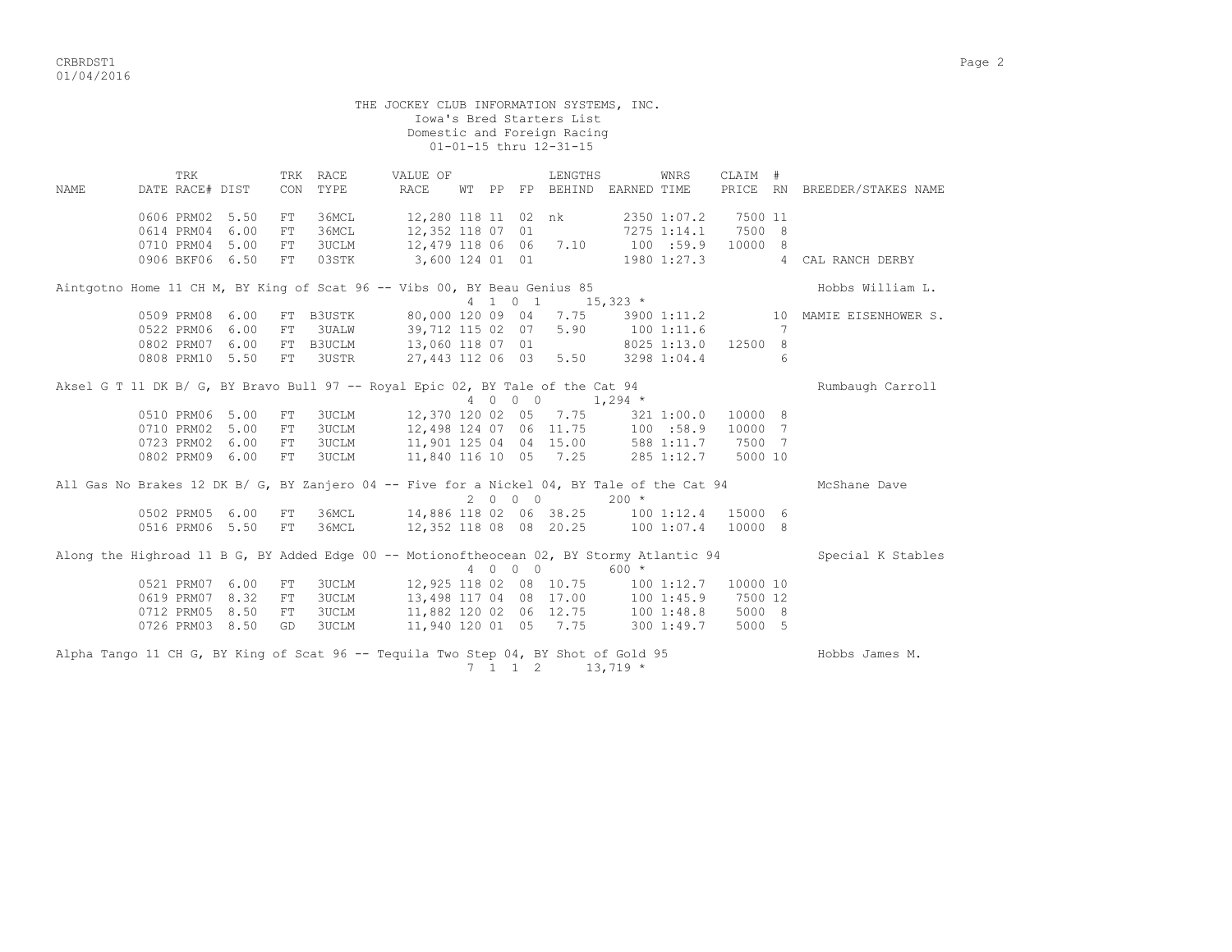THE JOCKEY CLUB INFORMATION SYSTEMS, INC.
Iowa's Bred Starters List
Domestic and Foreign Racing
01-01-15 thru 12-31-15

| NAME | TRK DATE | RACE# | DIST | TRK CON | RACE TYPE | VALUE OF RACE | WT | PP | FP | LENGTHS BEHIND | EARNED | WNRS TIME | CLAIM PRICE | # RN | BREEDER/STAKES NAME |
|---|---|---|---|---|---|---|---|---|---|---|---|---|---|---|---|
| | 0606 | PRM02 | 5.50 | FT | 36MCL | 12,280 | 118 | 11 | 02 | nk | 2350 | 1:07.2 | 7500 | 11 | |
| | 0614 | PRM04 | 6.00 | FT | 36MCL | 12,352 | 118 | 07 | 01 | | 7275 | 1:14.1 | 7500 | 8 | |
| | 0710 | PRM04 | 5.00 | FT | 3UCLM | 12,479 | 118 | 06 | 06 | 7.10 | 100 | :59.9 | 10000 | 8 | |
| | 0906 | BKF06 | 6.50 | FT | 03STK | 3,600 | 124 | 01 | 01 | | 1980 | 1:27.3 | | 4 | CAL RANCH DERBY |
| Aintgotno Home 11 CH M, BY King of Scat 96 -- Vibs 00, BY Beau Genius 85 | | | | | | | | | | | | | | | Hobbs William L. |
| | | | | | | | 4 | 1 0 | 1 | | 15,323 * | | | | |
| | 0509 | PRM08 | 6.00 | FT | B3USTK | 80,000 | 120 | 09 | 04 | 7.75 | 3900 | 1:11.2 | | 10 | MAMIE EISENHOWER S. |
| | 0522 | PRM06 | 6.00 | FT | 3UALW | 39,712 | 115 | 02 | 07 | 5.90 | 100 | 1:11.6 | | 7 | |
| | 0802 | PRM07 | 6.00 | FT | B3UCLM | 13,060 | 118 | 07 | 01 | | 8025 | 1:13.0 | 12500 | 8 | |
| | 0808 | PRM10 | 5.50 | FT | 3USTR | 27,443 | 112 | 06 | 03 | 5.50 | 3298 | 1:04.4 | | 6 | |
| Aksel G T 11 DK B/ G, BY Bravo Bull 97 -- Royal Epic 02, BY Tale of the Cat 94 | | | | | | | | | | | | | | | Rumbaugh Carroll |
| | | | | | | | 4 | 0 0 | 0 | | 1,294 * | | | | |
| | 0510 | PRM06 | 5.00 | FT | 3UCLM | 12,370 | 120 | 02 | 05 | 7.75 | 321 | 1:00.0 | 10000 | 8 | |
| | 0710 | PRM02 | 5.00 | FT | 3UCLM | 12,498 | 124 | 07 | 06 | 11.75 | 100 | :58.9 | 10000 | 7 | |
| | 0723 | PRM02 | 6.00 | FT | 3UCLM | 11,901 | 125 | 04 | 04 | 15.00 | 588 | 1:11.7 | 7500 | 7 | |
| | 0802 | PRM09 | 6.00 | FT | 3UCLM | 11,840 | 116 | 10 | 05 | 7.25 | 285 | 1:12.7 | 5000 | 10 | |
| All Gas No Brakes 12 DK B/ G, BY Zanjero 04 -- Five for a Nickel 04, BY Tale of the Cat 94 | | | | | | | | | | | | | | | McShane Dave |
| | | | | | | | 2 | 0 0 | 0 | | 200 * | | | | |
| | 0502 | PRM05 | 6.00 | FT | 36MCL | 14,886 | 118 | 02 | 06 | 38.25 | 100 | 1:12.4 | 15000 | 6 | |
| | 0516 | PRM06 | 5.50 | FT | 36MCL | 12,352 | 118 | 08 | 08 | 20.25 | 100 | 1:07.4 | 10000 | 8 | |
| Along the Highroad 11 B G, BY Added Edge 00 -- Motionoftheocean 02, BY Stormy Atlantic 94 | | | | | | | | | | | | | | | Special K Stables |
| | | | | | | | 4 | 0 0 | 0 | | 600 * | | | | |
| | 0521 | PRM07 | 6.00 | FT | 3UCLM | 12,925 | 118 | 02 | 08 | 10.75 | 100 | 1:12.7 | 10000 | 10 | |
| | 0619 | PRM07 | 8.32 | FT | 3UCLM | 13,498 | 117 | 04 | 08 | 17.00 | 100 | 1:45.9 | 7500 | 12 | |
| | 0712 | PRM05 | 8.50 | FT | 3UCLM | 11,882 | 120 | 02 | 06 | 12.75 | 100 | 1:48.8 | 5000 | 8 | |
| | 0726 | PRM03 | 8.50 | GD | 3UCLM | 11,940 | 120 | 01 | 05 | 7.75 | 300 | 1:49.7 | 5000 | 5 | |
| Alpha Tango 11 CH G, BY King of Scat 96 -- Tequila Two Step 04, BY Shot of Gold 95 | | | | | | | | | | | | | | | Hobbs James M. |
| | | | | | | | 7 | 1 1 | 2 | | 13,719 * | | | | |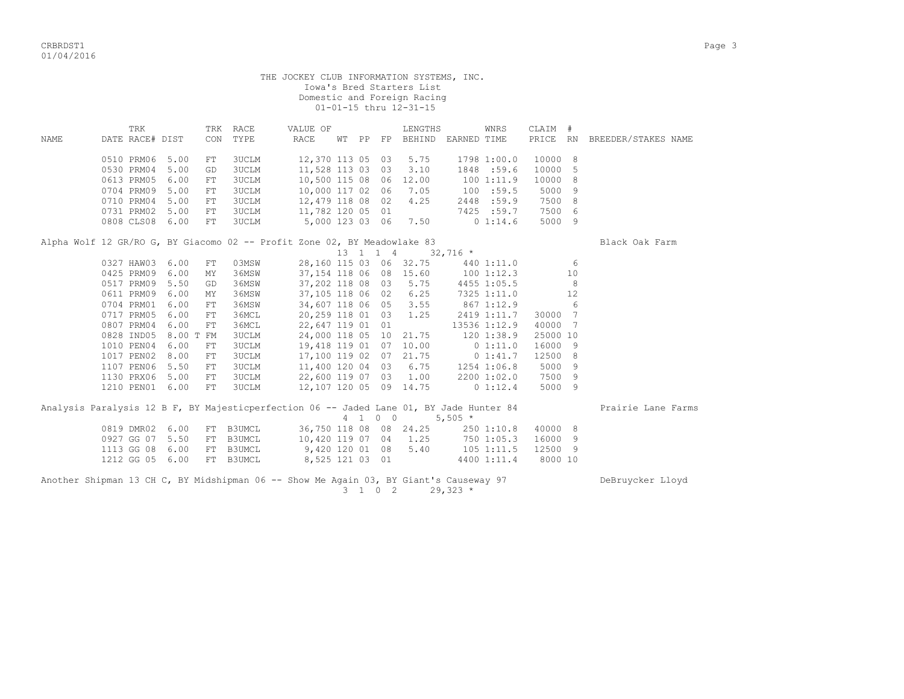THE JOCKEY CLUB INFORMATION SYSTEMS, INC.
Iowa's Bred Starters List
Domestic and Foreign Racing
01-01-15 thru 12-31-15

| NAME | TRK DATE | RACE# | DIST | TRK CON | RACE TYPE | VALUE OF RACE | WT | PP | FP | LENGTHS BEHIND | EARNED | WNRS TIME | CLAIM PRICE | # RN | BREEDER/STAKES NAME |
|---|---|---|---|---|---|---|---|---|---|---|---|---|---|---|---|
| | 0510 | PRM06 | 5.00 | FT | 3UCLM | 12,370 | 113 | 05 | 03 | 5.75 | 1798 | 1:00.0 | 10000 | 8 | |
| | 0530 | PRM04 | 5.00 | GD | 3UCLM | 11,528 | 113 | 03 | 03 | 3.10 | 1848 | :59.6 | 10000 | 5 | |
| | 0613 | PRM05 | 6.00 | FT | 3UCLM | 10,500 | 115 | 08 | 06 | 12.00 | 100 | 1:11.9 | 10000 | 8 | |
| | 0704 | PRM09 | 5.00 | FT | 3UCLM | 10,000 | 117 | 02 | 06 | 7.05 | 100 | :59.5 | 5000 | 9 | |
| | 0710 | PRM04 | 5.00 | FT | 3UCLM | 12,479 | 118 | 08 | 02 | 4.25 | 2448 | :59.9 | 7500 | 8 | |
| | 0731 | PRM02 | 5.00 | FT | 3UCLM | 11,782 | 120 | 05 | 01 | | 7425 | :59.7 | 7500 | 6 | |
| | 0808 | CLS08 | 6.00 | FT | 3UCLM | 5,000 | 123 | 03 | 06 | 7.50 | 0 | 1:14.6 | 5000 | 9 | |
| Alpha Wolf 12 GR/RO G, BY Giacomo 02 -- Profit Zone 02, BY Meadowlake 83 | | | | | | | | | | | | | | | Black Oak Farm |
| | | | | | | | 13 | 1 | 1 | 4 | 32,716 * | | | | |
| | 0327 | HAW03 | 6.00 | FT | 03MSW | 28,160 | 115 | 03 | 06 | 32.75 | 440 | 1:11.0 | | 6 | |
| | 0425 | PRM09 | 6.00 | MY | 36MSW | 37,154 | 118 | 06 | 08 | 15.60 | 100 | 1:12.3 | | 10 | |
| | 0517 | PRM09 | 5.50 | GD | 36MSW | 37,202 | 118 | 08 | 03 | 5.75 | 4455 | 1:05.5 | | 8 | |
| | 0611 | PRM09 | 6.00 | MY | 36MSW | 37,105 | 118 | 06 | 02 | 6.25 | 7325 | 1:11.0 | | 12 | |
| | 0704 | PRM01 | 6.00 | FT | 36MSW | 34,607 | 118 | 06 | 05 | 3.55 | 867 | 1:12.9 | | 6 | |
| | 0717 | PRM05 | 6.00 | FT | 36MCL | 20,259 | 118 | 01 | 03 | 1.25 | 2419 | 1:11.7 | 30000 | 7 | |
| | 0807 | PRM04 | 6.00 | FT | 36MCL | 22,647 | 119 | 01 | 01 | | 13536 | 1:12.9 | 40000 | 7 | |
| | 0828 | IND05 | 8.00 T | FM | 3UCLM | 24,000 | 118 | 05 | 10 | 21.75 | 120 | 1:38.9 | 25000 | 10 | |
| | 1010 | PEN04 | 6.00 | FT | 3UCLM | 19,418 | 119 | 01 | 07 | 10.00 | 0 | 1:11.0 | 16000 | 9 | |
| | 1017 | PEN02 | 8.00 | FT | 3UCLM | 17,100 | 119 | 02 | 07 | 21.75 | 0 | 1:41.7 | 12500 | 8 | |
| | 1107 | PEN06 | 5.50 | FT | 3UCLM | 11,400 | 120 | 04 | 03 | 6.75 | 1254 | 1:06.8 | 5000 | 9 | |
| | 1130 | PRX06 | 5.00 | FT | 3UCLM | 22,600 | 119 | 07 | 03 | 1.00 | 2200 | 1:02.0 | 7500 | 9 | |
| | 1210 | PEN01 | 6.00 | FT | 3UCLM | 12,107 | 120 | 05 | 09 | 14.75 | 0 | 1:12.4 | 5000 | 9 | |
| Analysis Paralysis 12 B F, BY Majesticperfection 06 -- Jaded Lane 01, BY Jade Hunter 84 | | | | | | | | | | | | | | | Prairie Lane Farms |
| | | | | | | | 4 | 1 | 0 | 0 | 5,505 * | | | | |
| | 0819 | DMR02 | 6.00 | FT | B3UMCL | 36,750 | 118 | 08 | 08 | 24.25 | 250 | 1:10.8 | 40000 | 8 | |
| | 0927 | GG 07 | 5.50 | FT | B3UMCL | 10,420 | 119 | 07 | 04 | 1.25 | 750 | 1:05.3 | 16000 | 9 | |
| | 1113 | GG 08 | 6.00 | FT | B3UMCL | 9,420 | 120 | 01 | 08 | 5.40 | 105 | 1:11.5 | 12500 | 9 | |
| | 1212 | GG 05 | 6.00 | FT | B3UMCL | 8,525 | 121 | 03 | 01 | | 4400 | 1:11.4 | 8000 | 10 | |
| Another Shipman 13 CH C, BY Midshipman 06 -- Show Me Again 03, BY Giant's Causeway 97 | | | | | | | | | | | | | | | DeBruycker Lloyd |
| | | | | | | | 3 | 1 | 0 | 2 | 29,323 * | | | | |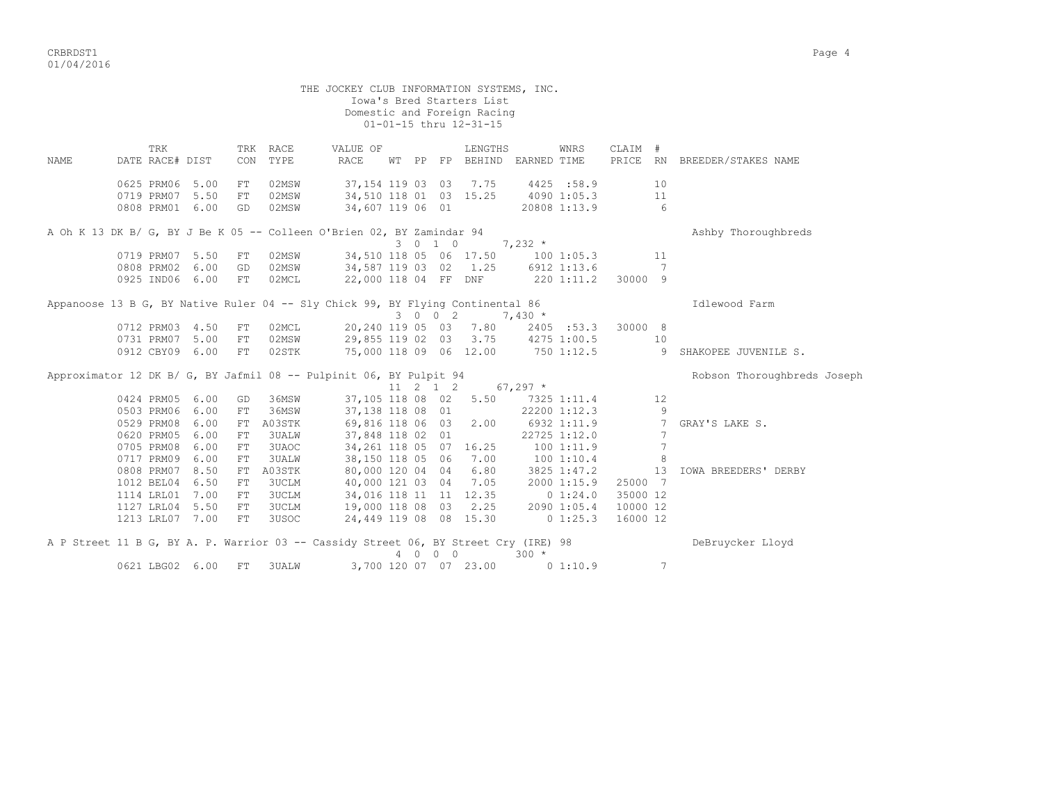THE JOCKEY CLUB INFORMATION SYSTEMS, INC.
Iowa's Bred Starters List
Domestic and Foreign Racing
01-01-15 thru 12-31-15

| NAME | TRK DATE | RACE# | DIST | TRK CON | RACE TYPE | VALUE OF RACE | WT | PP | FP | LENGTHS BEHIND | EARNED | WNRS TIME | CLAIM PRICE | # RN | BREEDER/STAKES NAME |
|---|---|---|---|---|---|---|---|---|---|---|---|---|---|---|---|
| | 0625 | PRM06 | 5.00 | FT | 02MSW | 37,154 | 119 | 03 | 03 | 7.75 | 4425 | :58.9 | | 10 | |
| | 0719 | PRM07 | 5.50 | FT | 02MSW | 34,510 | 118 | 01 | 03 | 15.25 | 4090 | 1:05.3 | | 11 | |
| | 0808 | PRM01 | 6.00 | GD | 02MSW | 34,607 | 119 | 06 | 01 | | 20808 | 1:13.9 | | 6 | |
| A Oh K 13 DK B/ G, BY J Be K 05 -- Colleen O'Brien 02, BY Zamindar 94 | | | | | | | 3 | 0 1 0 | | | 7,232 * | | | | Ashby Thoroughbreds |
| | 0719 | PRM07 | 5.50 | FT | 02MSW | 34,510 | 118 | 05 | 06 | 17.50 | 100 | 1:05.3 | | 11 | |
| | 0808 | PRM02 | 6.00 | GD | 02MSW | 34,587 | 119 | 03 | 02 | 1.25 | 6912 | 1:13.6 | | 7 | |
| | 0925 | IND06 | 6.00 | FT | 02MCL | 22,000 | 118 | 04 | FF | DNF | 220 | 1:11.2 | 30000 | 9 | |
| Appanoose 13 B G, BY Native Ruler 04 -- Sly Chick 99, BY Flying Continental 86 | | | | | | | 3 | 0 0 2 | | | 7,430 * | | | | Idlewood Farm |
| | 0712 | PRM03 | 4.50 | FT | 02MCL | 20,240 | 119 | 05 | 03 | 7.80 | 2405 | :53.3 | 30000 | 8 | |
| | 0731 | PRM07 | 5.00 | FT | 02MSW | 29,855 | 119 | 02 | 03 | 3.75 | 4275 | 1:00.5 | | 10 | |
| | 0912 | CBY09 | 6.00 | FT | 02STK | 75,000 | 118 | 09 | 06 | 12.00 | 750 | 1:12.5 | | 9 | SHAKOPEE JUVENILE S. |
| Approximator 12 DK B/ G, BY Jafmil 08 -- Pulpinit 06, BY Pulpit 94 | | | | | | | 11 | 2 1 2 | | | 67,297 * | | | | Robson Thoroughbreds Joseph |
| | 0424 | PRM05 | 6.00 | GD | 36MSW | 37,105 | 118 | 08 | 02 | 5.50 | 7325 | 1:11.4 | | 12 | |
| | 0503 | PRM06 | 6.00 | FT | 36MSW | 37,138 | 118 | 08 | 01 | | 22200 | 1:12.3 | | 9 | |
| | 0529 | PRM08 | 6.00 | FT | A03STK | 69,816 | 118 | 06 | 03 | 2.00 | 6932 | 1:11.9 | | 7 | GRAY'S LAKE S. |
| | 0620 | PRM05 | 6.00 | FT | 3UALW | 37,848 | 118 | 02 | 01 | | 22725 | 1:12.0 | | 7 | |
| | 0705 | PRM08 | 6.00 | FT | 3UAOC | 34,261 | 118 | 05 | 07 | 16.25 | 100 | 1:11.9 | | 7 | |
| | 0717 | PRM09 | 6.00 | FT | 3UALW | 38,150 | 118 | 05 | 06 | 7.00 | 100 | 1:10.4 | | 8 | |
| | 0808 | PRM07 | 8.50 | FT | A03STK | 80,000 | 120 | 04 | 04 | 6.80 | 3825 | 1:47.2 | | 13 | IOWA BREEDERS' DERBY |
| | 1012 | BEL04 | 6.50 | FT | 3UCLM | 40,000 | 121 | 03 | 04 | 7.05 | 2000 | 1:15.9 | 25000 | 7 | |
| | 1114 | LRL01 | 7.00 | FT | 3UCLM | 34,016 | 118 | 11 | 11 | 12.35 | 0 | 1:24.0 | 35000 | 12 | |
| | 1127 | LRL04 | 5.50 | FT | 3UCLM | 19,000 | 118 | 08 | 03 | 2.25 | 2090 | 1:05.4 | 10000 | 12 | |
| | 1213 | LRL07 | 7.00 | FT | 3USOC | 24,449 | 119 | 08 | 08 | 15.30 | 0 | 1:25.3 | 16000 | 12 | |
| A P Street 11 B G, BY A. P. Warrior 03 -- Cassidy Street 06, BY Street Cry (IRE) 98 | | | | | | | 4 | 0 0 0 | | | 300 * | | | | DeBruycker Lloyd |
| | 0621 | LBG02 | 6.00 | FT | 3UALW | 3,700 | 120 | 07 | 07 | 23.00 | 0 | 1:10.9 | | 7 | |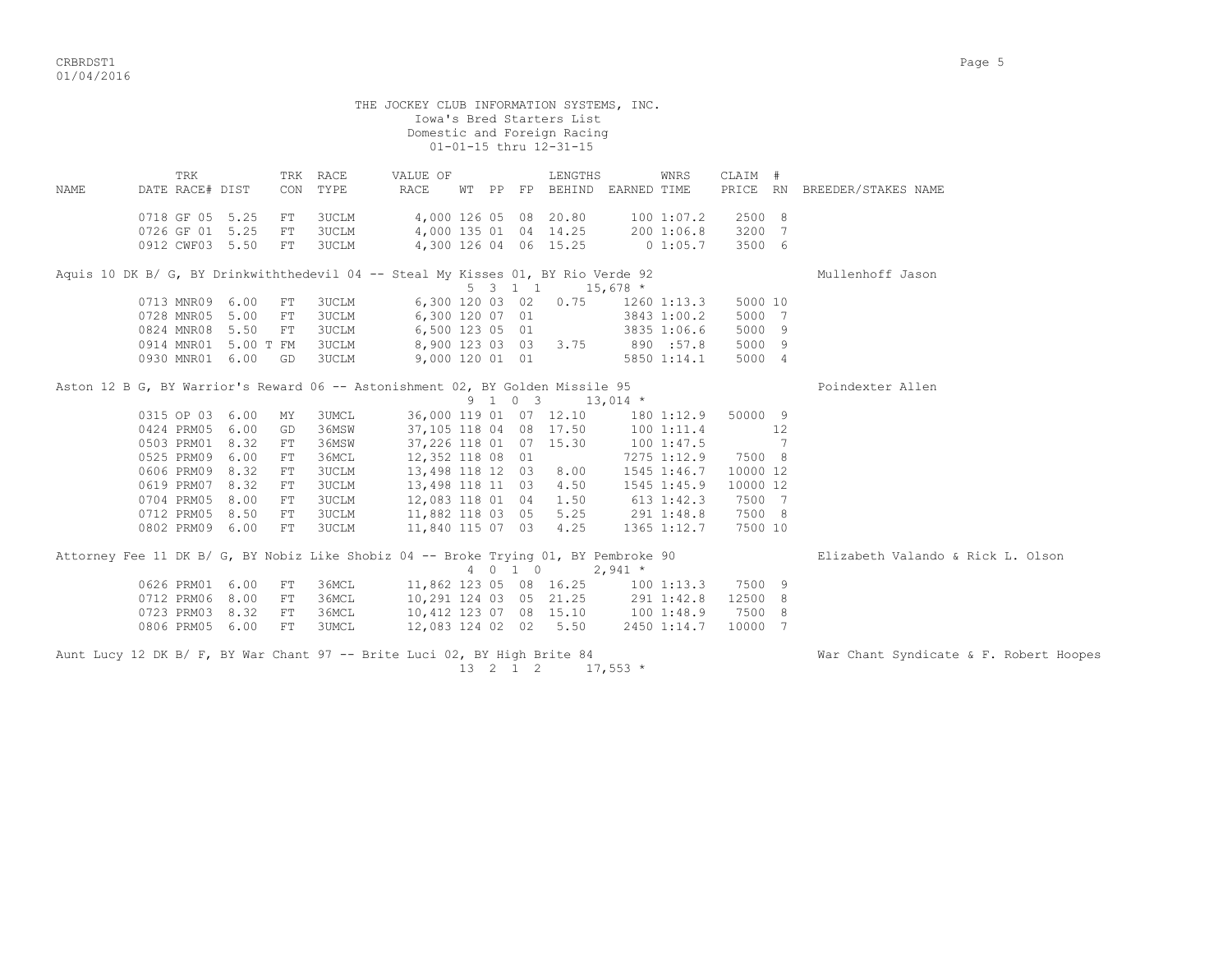THE JOCKEY CLUB INFORMATION SYSTEMS, INC.
Iowa's Bred Starters List
Domestic and Foreign Racing
01-01-15 thru 12-31-15

| NAME | TRK DATE | RACE# | DIST | TRK CON | RACE TYPE | VALUE OF RACE | WT | PP | FP | LENGTHS BEHIND | EARNED | WNRS TIME | CLAIM PRICE | # RN | BREEDER/STAKES NAME |
|---|---|---|---|---|---|---|---|---|---|---|---|---|---|---|---|
| | 0718 | GF 05 | 5.25 | FT | 3UCLM | 4,000 | 126 | 05 | 08 | 20.80 | 100 | 1:07.2 | 2500 | 8 | |
| | 0726 | GF 01 | 5.25 | FT | 3UCLM | 4,000 | 135 | 01 | 04 | 14.25 | 200 | 1:06.8 | 3200 | 7 | |
| | 0912 | CWF03 | 5.50 | FT | 3UCLM | 4,300 | 126 | 04 | 06 | 15.25 | 0 | 1:05.7 | 3500 | 6 | |
| Aquis 10 DK B/ G, BY Drinkwiththedevil 04 -- Steal My Kisses 01, BY Rio Verde 92 | | | | | | | 5 | 3 1 1 | | | 15,678 * | | | | Mullenhoff Jason |
| | 0713 | MNR09 | 6.00 | FT | 3UCLM | 6,300 | 120 | 03 | 02 | 0.75 | 1260 | 1:13.3 | 5000 | 10 | |
| | 0728 | MNR05 | 5.00 | FT | 3UCLM | 6,300 | 120 | 07 | 01 | | 3843 | 1:00.2 | 5000 | 7 | |
| | 0824 | MNR08 | 5.50 | FT | 3UCLM | 6,500 | 123 | 05 | 01 | | 3835 | 1:06.6 | 5000 | 9 | |
| | 0914 | MNR01 | 5.00 T | FM | 3UCLM | 8,900 | 123 | 03 | 03 | 3.75 | 890 | :57.8 | 5000 | 9 | |
| | 0930 | MNR01 | 6.00 | GD | 3UCLM | 9,000 | 120 | 01 | 01 | | 5850 | 1:14.1 | 5000 | 4 | |
| Aston 12 B G, BY Warrior's Reward 06 -- Astonishment 02, BY Golden Missile 95 | | | | | | | 9 | 1 0 3 | | | 13,014 * | | | | Poindexter Allen |
| | 0315 | OP 03 | 6.00 | MY | 3UMCL | 36,000 | 119 | 01 | 07 | 12.10 | 180 | 1:12.9 | 50000 | 9 | |
| | 0424 | PRM05 | 6.00 | GD | 36MSW | 37,105 | 118 | 04 | 08 | 17.50 | 100 | 1:11.4 | | 12 | |
| | 0503 | PRM01 | 8.32 | FT | 36MSW | 37,226 | 118 | 01 | 07 | 15.30 | 100 | 1:47.5 | | 7 | |
| | 0525 | PRM09 | 6.00 | FT | 36MCL | 12,352 | 118 | 08 | 01 | | 7275 | 1:12.9 | 7500 | 8 | |
| | 0606 | PRM09 | 8.32 | FT | 3UCLM | 13,498 | 118 | 12 | 03 | 8.00 | 1545 | 1:46.7 | 10000 | 12 | |
| | 0619 | PRM07 | 8.32 | FT | 3UCLM | 13,498 | 118 | 11 | 03 | 4.50 | 1545 | 1:45.9 | 10000 | 12 | |
| | 0704 | PRM05 | 8.00 | FT | 3UCLM | 12,083 | 118 | 01 | 04 | 1.50 | 613 | 1:42.3 | 7500 | 7 | |
| | 0712 | PRM05 | 8.50 | FT | 3UCLM | 11,882 | 118 | 03 | 05 | 5.25 | 291 | 1:48.8 | 7500 | 8 | |
| | 0802 | PRM09 | 6.00 | FT | 3UCLM | 11,840 | 115 | 07 | 03 | 4.25 | 1365 | 1:12.7 | 7500 | 10 | |
| Attorney Fee 11 DK B/ G, BY Nobiz Like Shobiz 04 -- Broke Trying 01, BY Pembroke 90 | | | | | | | 4 | 0 1 0 | | | 2,941 * | | | | Elizabeth Valando & Rick L. Olson |
| | 0626 | PRM01 | 6.00 | FT | 36MCL | 11,862 | 123 | 05 | 08 | 16.25 | 100 | 1:13.3 | 7500 | 9 | |
| | 0712 | PRM06 | 8.00 | FT | 36MCL | 10,291 | 124 | 03 | 05 | 21.25 | 291 | 1:42.8 | 12500 | 8 | |
| | 0723 | PRM03 | 8.32 | FT | 36MCL | 10,412 | 123 | 07 | 08 | 15.10 | 100 | 1:48.9 | 7500 | 8 | |
| | 0806 | PRM05 | 6.00 | FT | 3UMCL | 12,083 | 124 | 02 | 02 | 5.50 | 2450 | 1:14.7 | 10000 | 7 | |
| Aunt Lucy 12 DK B/ F, BY War Chant 97 -- Brite Luci 02, BY High Brite 84 | | | | | | | 13 | 2 1 2 | | | 17,553 * | | | | War Chant Syndicate & F. Robert Hoopes |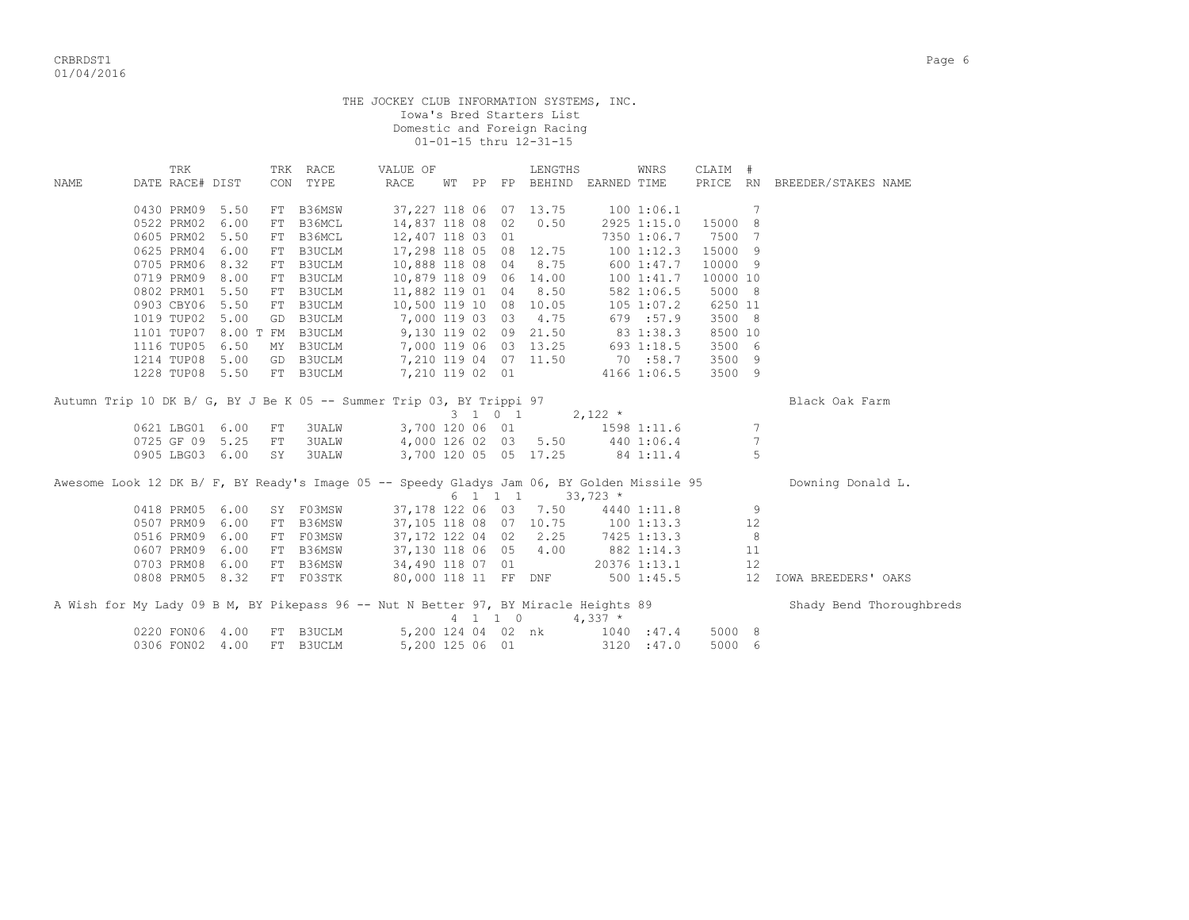THE JOCKEY CLUB INFORMATION SYSTEMS, INC.
Iowa's Bred Starters List
Domestic and Foreign Racing
01-01-15 thru 12-31-15

| NAME | DATE | TRK RACE# | DIST | TRK CON | RACE TYPE | VALUE OF RACE | WT | PP | FP | LENGTHS BEHIND | EARNED | WNRS TIME | CLAIM PRICE | # RN | BREEDER/STAKES NAME |
|---|---|---|---|---|---|---|---|---|---|---|---|---|---|---|---|
| | 0430 | PRM09 | 5.50 | FT | B36MSW | 37,227 | 118 | 06 | 07 | 13.75 | 100 | 1:06.1 | | 7 | |
| | 0522 | PRM02 | 6.00 | FT | B36MCL | 14,837 | 118 | 08 | 02 | 0.50 | 2925 | 1:15.0 | 15000 | 8 | |
| | 0605 | PRM02 | 5.50 | FT | B36MCL | 12,407 | 118 | 03 | 01 | | 7350 | 1:06.7 | 7500 | 7 | |
| | 0625 | PRM04 | 6.00 | FT | B3UCLM | 17,298 | 118 | 05 | 08 | 12.75 | 100 | 1:12.3 | 15000 | 9 | |
| | 0705 | PRM06 | 8.32 | FT | B3UCLM | 10,888 | 118 | 08 | 04 | 8.75 | 600 | 1:47.7 | 10000 | 9 | |
| | 0719 | PRM09 | 8.00 | FT | B3UCLM | 10,879 | 118 | 09 | 06 | 14.00 | 100 | 1:41.7 | 10000 | 10 | |
| | 0802 | PRM01 | 5.50 | FT | B3UCLM | 11,882 | 119 | 01 | 04 | 8.50 | 582 | 1:06.5 | 5000 | 8 | |
| | 0903 | CBY06 | 5.50 | FT | B3UCLM | 10,500 | 119 | 10 | 08 | 10.05 | 105 | 1:07.2 | 6250 | 11 | |
| | 1019 | TUP02 | 5.00 | GD | B3UCLM | 7,000 | 119 | 03 | 03 | 4.75 | 679 | :57.9 | 3500 | 8 | |
| | 1101 | TUP07 | 8.00 T | FM | B3UCLM | 9,130 | 119 | 02 | 09 | 21.50 | 83 | 1:38.3 | 8500 | 10 | |
| | 1116 | TUP05 | 6.50 | MY | B3UCLM | 7,000 | 119 | 06 | 03 | 13.25 | 693 | 1:18.5 | 3500 | 6 | |
| | 1214 | TUP08 | 5.00 | GD | B3UCLM | 7,210 | 119 | 04 | 07 | 11.50 | 70 | :58.7 | 3500 | 9 | |
| | 1228 | TUP08 | 5.50 | FT | B3UCLM | 7,210 | 119 | 02 | 01 | | 4166 | 1:06.5 | 3500 | 9 | |
| Autumn Trip 10 DK B/ G, BY J Be K 05 -- Summer Trip 03, BY Trippi 97 | | | | | | | 3 | 1 0 1 | | | 2,122 * | | | | Black Oak Farm |
| | 0621 | LBG01 | 6.00 | FT | 3UALW | 3,700 | 120 | 06 | 01 | | 1598 | 1:11.6 | | 7 | |
| | 0725 | GF 09 | 5.25 | FT | 3UALW | 4,000 | 126 | 02 | 03 | 5.50 | 440 | 1:06.4 | | 7 | |
| | 0905 | LBG03 | 6.00 | SY | 3UALW | 3,700 | 120 | 05 | 05 | 17.25 | 84 | 1:11.4 | | 5 | |
| Awesome Look 12 DK B/ F, BY Ready's Image 05 -- Speedy Gladys Jam 06, BY Golden Missile 95 | | | | | | | 6 | 1 1 1 | | | 33,723 * | | | | Downing Donald L. |
| | 0418 | PRM05 | 6.00 | SY | F03MSW | 37,178 | 122 | 06 | 03 | 7.50 | 4440 | 1:11.8 | | 9 | |
| | 0507 | PRM09 | 6.00 | FT | B36MSW | 37,105 | 118 | 08 | 07 | 10.75 | 100 | 1:13.3 | | 12 | |
| | 0516 | PRM09 | 6.00 | FT | F03MSW | 37,172 | 122 | 04 | 02 | 2.25 | 7425 | 1:13.3 | | 8 | |
| | 0607 | PRM09 | 6.00 | FT | B36MSW | 37,130 | 118 | 06 | 05 | 4.00 | 882 | 1:14.3 | | 11 | |
| | 0703 | PRM08 | 6.00 | FT | B36MSW | 34,490 | 118 | 07 | 01 | | 20376 | 1:13.1 | | 12 | |
| | 0808 | PRM05 | 8.32 | FT | F03STK | 80,000 | 118 | 11 | FF | DNF | 500 | 1:45.5 | | 12 | IOWA BREEDERS' OAKS |
| A Wish for My Lady 09 B M, BY Pikepass 96 -- Nut N Better 97, BY Miracle Heights 89 | | | | | | | 4 | 1 1 0 | | | 4,337 * | | | | Shady Bend Thoroughbreds |
| | 0220 | FON06 | 4.00 | FT | B3UCLM | 5,200 | 124 | 04 | 02 | nk | 1040 | :47.4 | 5000 | 8 | |
| | 0306 | FON02 | 4.00 | FT | B3UCLM | 5,200 | 125 | 06 | 01 | | 3120 | :47.0 | 5000 | 6 | |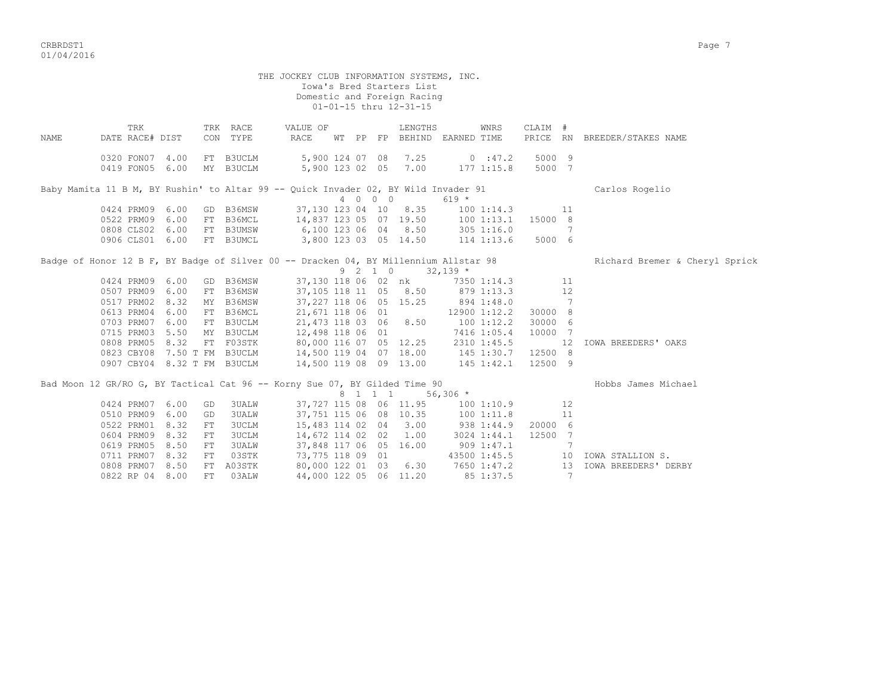THE JOCKEY CLUB INFORMATION SYSTEMS, INC.
Iowa's Bred Starters List
Domestic and Foreign Racing
01-01-15 thru 12-31-15

| NAME | TRK DATE | RACE# | DIST | TRK CON | RACE TYPE | VALUE OF RACE | WT | PP | FP | LENGTHS BEHIND | EARNED | WNRS TIME | CLAIM PRICE | # RN | BREEDER/STAKES NAME |
|---|---|---|---|---|---|---|---|---|---|---|---|---|---|---|---|
| | 0320 | FON07 | 4.00 | FT | B3UCLM | 5,900 | 124 | 07 | 08 | 7.25 | 0 | :47.2 | 5000 | 9 | |
| | 0419 | FON05 | 6.00 | MY | B3UCLM | 5,900 | 123 | 02 | 05 | 7.00 | 177 | 1:15.8 | 5000 | 7 | |
| Baby Mamita 11 B M, BY Rushin' to Altar 99 -- Quick Invader 02, BY Wild Invader 91 | | | | | | | 4 | 0 | 0 0 | | 619 * | | | | Carlos Rogelio |
| | 0424 | PRM09 | 6.00 | GD | B36MSW | 37,130 | 123 | 04 | 10 | 8.35 | 100 | 1:14.3 | | 11 | |
| | 0522 | PRM09 | 6.00 | FT | B36MCL | 14,837 | 123 | 05 | 07 | 19.50 | 100 | 1:13.1 | 15000 | 8 | |
| | 0808 | CLS02 | 6.00 | FT | B3UMSW | 6,100 | 123 | 06 | 04 | 8.50 | 305 | 1:16.0 | | 7 | |
| | 0906 | CLS01 | 6.00 | FT | B3UMCL | 3,800 | 123 | 03 | 05 | 14.50 | 114 | 1:13.6 | 5000 | 6 | |
| Badge of Honor 12 B F, BY Badge of Silver 00 -- Dracken 04, BY Millennium Allstar 98 | | | | | | | 9 | 2 | 1 0 | | 32,139 * | | | | Richard Bremer & Cheryl Sprick |
| | 0424 | PRM09 | 6.00 | GD | B36MSW | 37,130 | 118 | 06 | 02 | nk | 7350 | 1:14.3 | | 11 | |
| | 0507 | PRM09 | 6.00 | FT | B36MSW | 37,105 | 118 | 11 | 05 | 8.50 | 879 | 1:13.3 | | 12 | |
| | 0517 | PRM02 | 8.32 | MY | B36MSW | 37,227 | 118 | 06 | 05 | 15.25 | 894 | 1:48.0 | | 7 | |
| | 0613 | PRM04 | 6.00 | FT | B36MCL | 21,671 | 118 | 06 | 01 | | 12900 | 1:12.2 | 30000 | 8 | |
| | 0703 | PRM07 | 6.00 | FT | B3UCLM | 21,473 | 118 | 03 | 06 | 8.50 | 100 | 1:12.2 | 30000 | 6 | |
| | 0715 | PRM03 | 5.50 | MY | B3UCLM | 12,498 | 118 | 06 | 01 | | 7416 | 1:05.4 | 10000 | 7 | |
| | 0808 | PRM05 | 8.32 | FT | F03STK | 80,000 | 116 | 07 | 05 | 12.25 | 2310 | 1:45.5 | | 12 | IOWA BREEDERS' OAKS |
| | 0823 | CBY08 | 7.50 T | FM | B3UCLM | 14,500 | 119 | 04 | 07 | 18.00 | 145 | 1:30.7 | 12500 | 8 | |
| | 0907 | CBY04 | 8.32 T | FM | B3UCLM | 14,500 | 119 | 08 | 09 | 13.00 | 145 | 1:42.1 | 12500 | 9 | |
| Bad Moon 12 GR/RO G, BY Tactical Cat 96 -- Korny Sue 07, BY Gilded Time 90 | | | | | | | 8 | 1 | 1 1 | | 56,306 * | | | | Hobbs James Michael |
| | 0424 | PRM07 | 6.00 | GD | 3UALW | 37,727 | 115 | 08 | 06 | 11.95 | 100 | 1:10.9 | | 12 | |
| | 0510 | PRM09 | 6.00 | GD | 3UALW | 37,751 | 115 | 06 | 08 | 10.35 | 100 | 1:11.8 | | 11 | |
| | 0522 | PRM01 | 8.32 | FT | 3UCLM | 15,483 | 114 | 02 | 04 | 3.00 | 938 | 1:44.9 | 20000 | 6 | |
| | 0604 | PRM09 | 8.32 | FT | 3UCLM | 14,672 | 114 | 02 | 02 | 1.00 | 3024 | 1:44.1 | 12500 | 7 | |
| | 0619 | PRM05 | 8.50 | FT | 3UALW | 37,848 | 117 | 06 | 05 | 16.00 | 909 | 1:47.1 | | 7 | |
| | 0711 | PRM07 | 8.32 | FT | 03STK | 73,775 | 118 | 09 | 01 | | 43500 | 1:45.5 | | 10 | IOWA STALLION S. |
| | 0808 | PRM07 | 8.50 | FT | A03STK | 80,000 | 122 | 01 | 03 | 6.30 | 7650 | 1:47.2 | | 13 | IOWA BREEDERS' DERBY |
| | 0822 | RP 04 | 8.00 | FT | 03ALW | 44,000 | 122 | 05 | 06 | 11.20 | 85 | 1:37.5 | | 7 | |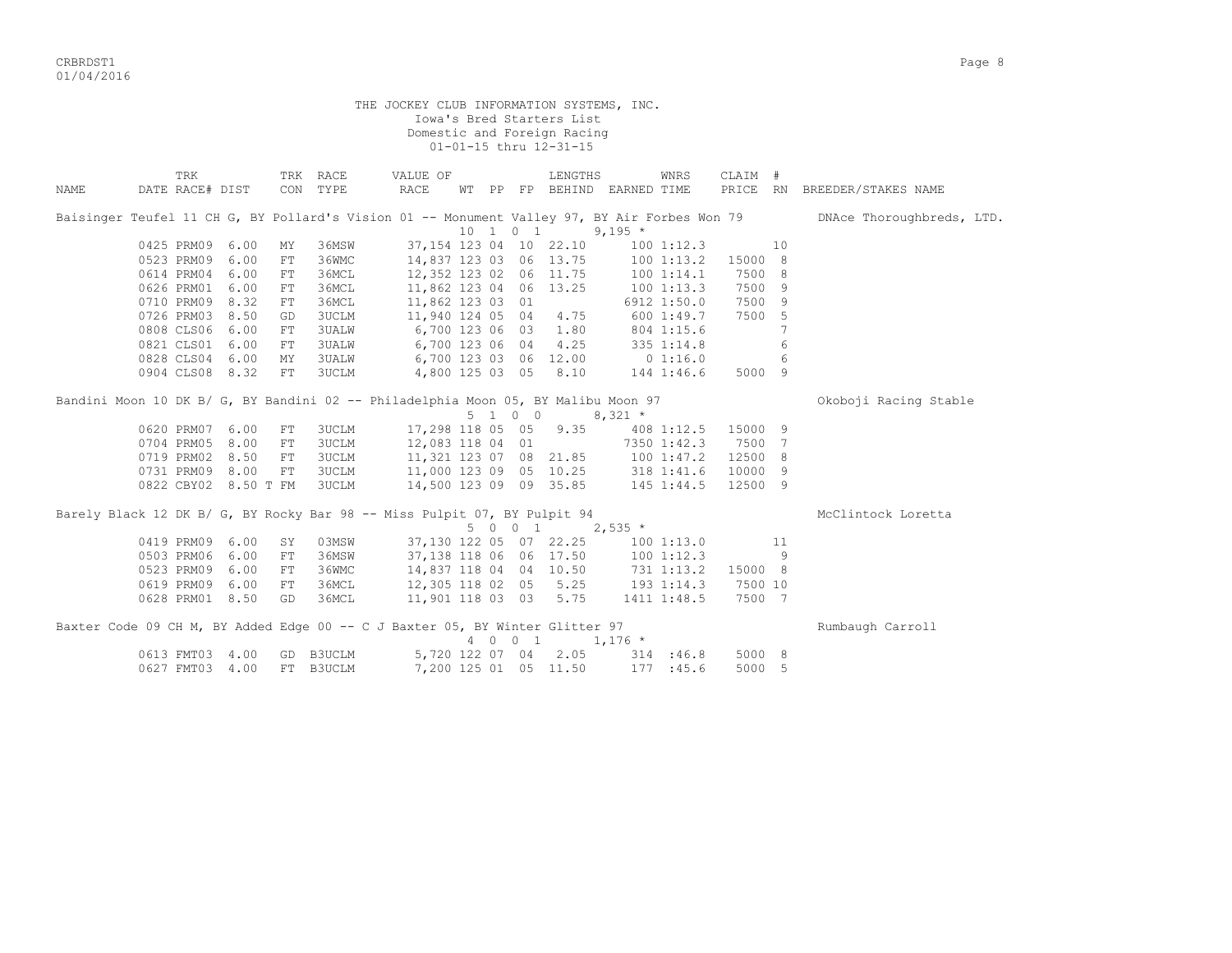THE JOCKEY CLUB INFORMATION SYSTEMS, INC.
Iowa's Bred Starters List
Domestic and Foreign Racing
01-01-15 thru 12-31-15

| NAME | TRK DATE | TRK RACE# | DIST | TRK CON | RACE TYPE | VALUE OF RACE | WT | PP | FP | LENGTHS BEHIND | EARNED | WNRS TIME | CLAIM PRICE | # RN | BREEDER/STAKES NAME |
|---|---|---|---|---|---|---|---|---|---|---|---|---|---|---|---|
| Baisinger Teufel 11 CH G, BY Pollard's Vision 01 -- Monument Valley 97, BY Air Forbes Won 79 | | | | | | | | | | | | | | | DNAce Thoroughbreds, LTD. |
| | | | | | | | 10 | 1 0 1 | | | 9,195 * | | | | |
| | 0425 | PRM09 | 6.00 | MY | 36MSW | 37,154 | 123 | 04 | 10 | 22.10 | 100 | 1:12.3 | | 10 | |
| | 0523 | PRM09 | 6.00 | FT | 36WMC | 14,837 | 123 | 03 | 06 | 13.75 | 100 | 1:13.2 | 15000 | 8 | |
| | 0614 | PRM04 | 6.00 | FT | 36MCL | 12,352 | 123 | 02 | 06 | 11.75 | 100 | 1:14.1 | 7500 | 8 | |
| | 0626 | PRM01 | 6.00 | FT | 36MCL | 11,862 | 123 | 04 | 06 | 13.25 | 100 | 1:13.3 | 7500 | 9 | |
| | 0710 | PRM09 | 8.32 | FT | 36MCL | 11,862 | 123 | 03 | 01 | | 6912 | 1:50.0 | 7500 | 9 | |
| | 0726 | PRM03 | 8.50 | GD | 3UCLM | 11,940 | 124 | 05 | 04 | 4.75 | 600 | 1:49.7 | 7500 | 5 | |
| | 0808 | CLS06 | 6.00 | FT | 3UALW | 6,700 | 123 | 06 | 03 | 1.80 | 804 | 1:15.6 | | 7 | |
| | 0821 | CLS01 | 6.00 | FT | 3UALW | 6,700 | 123 | 06 | 04 | 4.25 | 335 | 1:14.8 | | 6 | |
| | 0828 | CLS04 | 6.00 | MY | 3UALW | 6,700 | 123 | 03 | 06 | 12.00 | 0 | 1:16.0 | | 6 | |
| | 0904 | CLS08 | 8.32 | FT | 3UCLM | 4,800 | 125 | 03 | 05 | 8.10 | 144 | 1:46.6 | 5000 | 9 | |
| Bandini Moon 10 DK B/ G, BY Bandini 02 -- Philadelphia Moon 05, BY Malibu Moon 97 | | | | | | | | | | | | | | | Okoboji Racing Stable |
| | | | | | | | 5 | 1 0 0 | | | 8,321 * | | | | |
| | 0620 | PRM07 | 6.00 | FT | 3UCLM | 17,298 | 118 | 05 | 05 | 9.35 | 408 | 1:12.5 | 15000 | 9 | |
| | 0704 | PRM05 | 8.00 | FT | 3UCLM | 12,083 | 118 | 04 | 01 | | 7350 | 1:42.3 | 7500 | 7 | |
| | 0719 | PRM02 | 8.50 | FT | 3UCLM | 11,321 | 123 | 07 | 08 | 21.85 | 100 | 1:47.2 | 12500 | 8 | |
| | 0731 | PRM09 | 8.00 | FT | 3UCLM | 11,000 | 123 | 09 | 05 | 10.25 | 318 | 1:41.6 | 10000 | 9 | |
| | 0822 | CBY02 | 8.50 T | FM | 3UCLM | 14,500 | 123 | 09 | 09 | 35.85 | 145 | 1:44.5 | 12500 | 9 | |
| Barely Black 12 DK B/ G, BY Rocky Bar 98 -- Miss Pulpit 07, BY Pulpit 94 | | | | | | | | | | | | | | | McClintock Loretta |
| | | | | | | | 5 | 0 0 1 | | | 2,535 * | | | | |
| | 0419 | PRM09 | 6.00 | SY | 03MSW | 37,130 | 122 | 05 | 07 | 22.25 | 100 | 1:13.0 | | 11 | |
| | 0503 | PRM06 | 6.00 | FT | 36MSW | 37,138 | 118 | 06 | 06 | 17.50 | 100 | 1:12.3 | | 9 | |
| | 0523 | PRM09 | 6.00 | FT | 36WMC | 14,837 | 118 | 04 | 04 | 10.50 | 731 | 1:13.2 | 15000 | 8 | |
| | 0619 | PRM09 | 6.00 | FT | 36MCL | 12,305 | 118 | 02 | 05 | 5.25 | 193 | 1:14.3 | 7500 | 10 | |
| | 0628 | PRM01 | 8.50 | GD | 36MCL | 11,901 | 118 | 03 | 03 | 5.75 | 1411 | 1:48.5 | 7500 | 7 | |
| Baxter Code 09 CH M, BY Added Edge 00 -- C J Baxter 05, BY Winter Glitter 97 | | | | | | | | | | | | | | | Rumbaugh Carroll |
| | | | | | | | 4 | 0 0 1 | | | 1,176 * | | | | |
| | 0613 | FMT03 | 4.00 | GD | B3UCLM | 5,720 | 122 | 07 | 04 | 2.05 | 314 | :46.8 | 5000 | 8 | |
| | 0627 | FMT03 | 4.00 | FT | B3UCLM | 7,200 | 125 | 01 | 05 | 11.50 | 177 | :45.6 | 5000 | 5 | |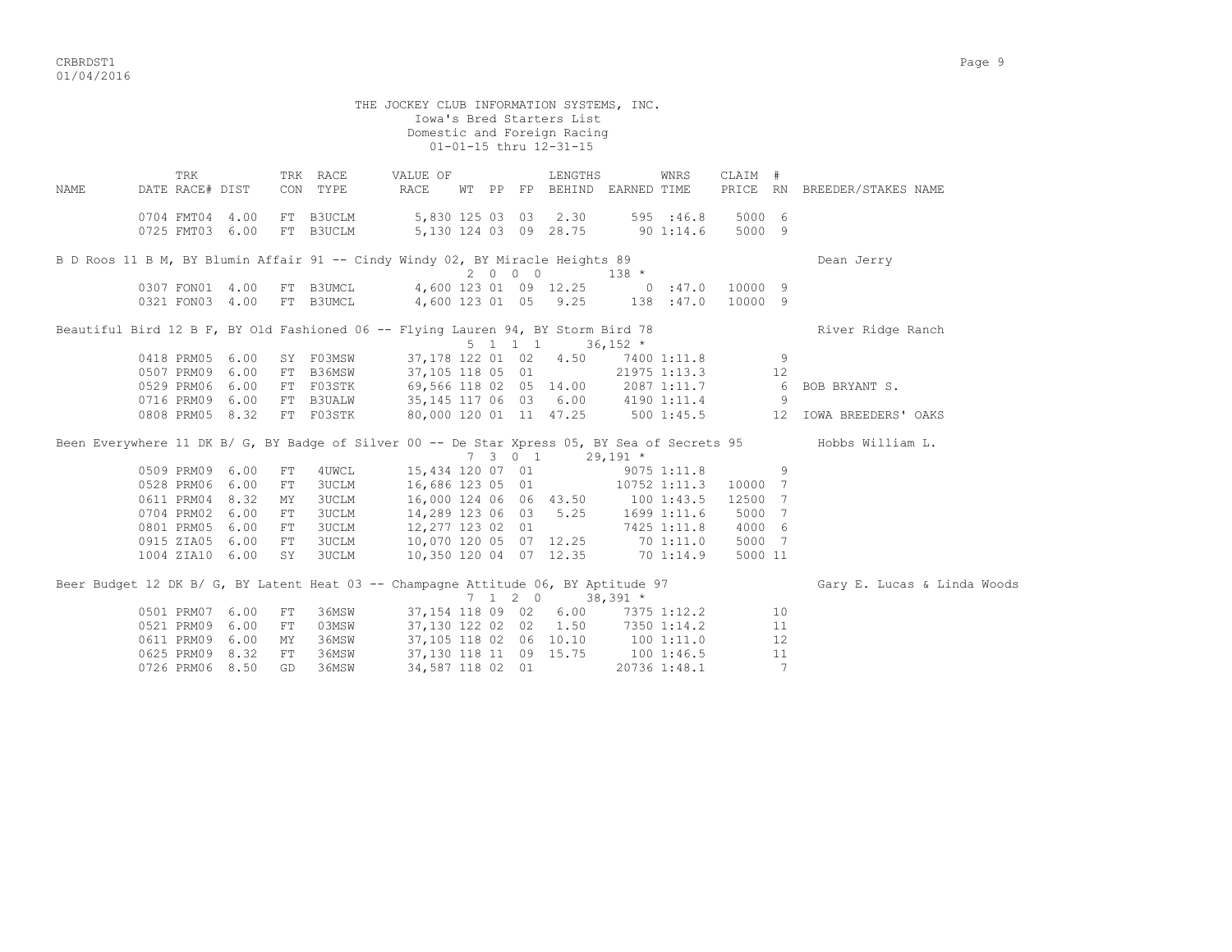THE JOCKEY CLUB INFORMATION SYSTEMS, INC.
Iowa's Bred Starters List
Domestic and Foreign Racing
01-01-15 thru 12-31-15

| NAME | TRK DATE | RACE# | DIST | TRK CON | RACE TYPE | VALUE OF RACE | WT | PP | FP | LENGTHS BEHIND | EARNED | WNRS TIME | CLAIM PRICE | # RN | BREEDER/STAKES NAME |
|---|---|---|---|---|---|---|---|---|---|---|---|---|---|---|---|
| | 0704 | FMT04 | 4.00 | FT | B3UCLM | 5,830 | 125 | 03 | 03 | 2.30 | 595 | :46.8 | 5000 | 6 | |
| | 0725 | FMT03 | 6.00 | FT | B3UCLM | 5,130 | 124 | 03 | 09 | 28.75 | 90 | 1:14.6 | 5000 | 9 | |
| B D Roos 11 B M, BY Blumin Affair 91 -- Cindy Windy 02, BY Miracle Heights 89 | | | | | | | 2 | 0 0 0 | | | 138 * | | | | Dean Jerry |
| | 0307 | FON01 | 4.00 | FT | B3UMCL | 4,600 | 123 | 01 | 09 | 12.25 | 0 | :47.0 | 10000 | 9 | |
| | 0321 | FON03 | 4.00 | FT | B3UMCL | 4,600 | 123 | 01 | 05 | 9.25 | 138 | :47.0 | 10000 | 9 | |
| Beautiful Bird 12 B F, BY Old Fashioned 06 -- Flying Lauren 94, BY Storm Bird 78 | | | | | | | 5 | 1 1 1 | | | 36,152 * | | | | River Ridge Ranch |
| | 0418 | PRM05 | 6.00 | SY | F03MSW | 37,178 | 122 | 01 | 02 | 4.50 | 7400 | 1:11.8 | | 9 | |
| | 0507 | PRM09 | 6.00 | FT | B36MSW | 37,105 | 118 | 05 | 01 | | 21975 | 1:13.3 | | 12 | |
| | 0529 | PRM06 | 6.00 | FT | F03STK | 69,566 | 118 | 02 | 05 | 14.00 | 2087 | 1:11.7 | | 6 | BOB BRYANT S. |
| | 0716 | PRM09 | 6.00 | FT | B3UALW | 35,145 | 117 | 06 | 03 | 6.00 | 4190 | 1:11.4 | | 9 | |
| | 0808 | PRM05 | 8.32 | FT | F03STK | 80,000 | 120 | 01 | 11 | 47.25 | 500 | 1:45.5 | | 12 | IOWA BREEDERS' OAKS |
| Been Everywhere 11 DK B/ G, BY Badge of Silver 00 -- De Star Xpress 05, BY Sea of Secrets 95 | | | | | | | 7 | 3 0 1 | | | 29,191 * | | | | Hobbs William L. |
| | 0509 | PRM09 | 6.00 | FT | 4UWCL | 15,434 | 120 | 07 | 01 | | 9075 | 1:11.8 | | 9 | |
| | 0528 | PRM06 | 6.00 | FT | 3UCLM | 16,686 | 123 | 05 | 01 | | 10752 | 1:11.3 | 10000 | 7 | |
| | 0611 | PRM04 | 8.32 | MY | 3UCLM | 16,000 | 124 | 06 | 06 | 43.50 | 100 | 1:43.5 | 12500 | 7 | |
| | 0704 | PRM02 | 6.00 | FT | 3UCLM | 14,289 | 123 | 06 | 03 | 5.25 | 1699 | 1:11.6 | 5000 | 7 | |
| | 0801 | PRM05 | 6.00 | FT | 3UCLM | 12,277 | 123 | 02 | 01 | | 7425 | 1:11.8 | 4000 | 6 | |
| | 0915 | ZIA05 | 6.00 | FT | 3UCLM | 10,070 | 120 | 05 | 07 | 12.25 | 70 | 1:11.0 | 5000 | 7 | |
| | 1004 | ZIA10 | 6.00 | SY | 3UCLM | 10,350 | 120 | 04 | 07 | 12.35 | 70 | 1:14.9 | 5000 | 11 | |
| Beer Budget 12 DK B/ G, BY Latent Heat 03 -- Champagne Attitude 06, BY Aptitude 97 | | | | | | | 7 | 1 2 0 | | | 38,391 * | | | | Gary E. Lucas & Linda Woods |
| | 0501 | PRM07 | 6.00 | FT | 36MSW | 37,154 | 118 | 09 | 02 | 6.00 | 7375 | 1:12.2 | | 10 | |
| | 0521 | PRM09 | 6.00 | FT | 03MSW | 37,130 | 122 | 02 | 02 | 1.50 | 7350 | 1:14.2 | | 11 | |
| | 0611 | PRM09 | 6.00 | MY | 36MSW | 37,105 | 118 | 02 | 06 | 10.10 | 100 | 1:11.0 | | 12 | |
| | 0625 | PRM09 | 8.32 | FT | 36MSW | 37,130 | 118 | 11 | 09 | 15.75 | 100 | 1:46.5 | | 11 | |
| | 0726 | PRM06 | 8.50 | GD | 36MSW | 34,587 | 118 | 02 | 01 | | 20736 | 1:48.1 | | 7 | |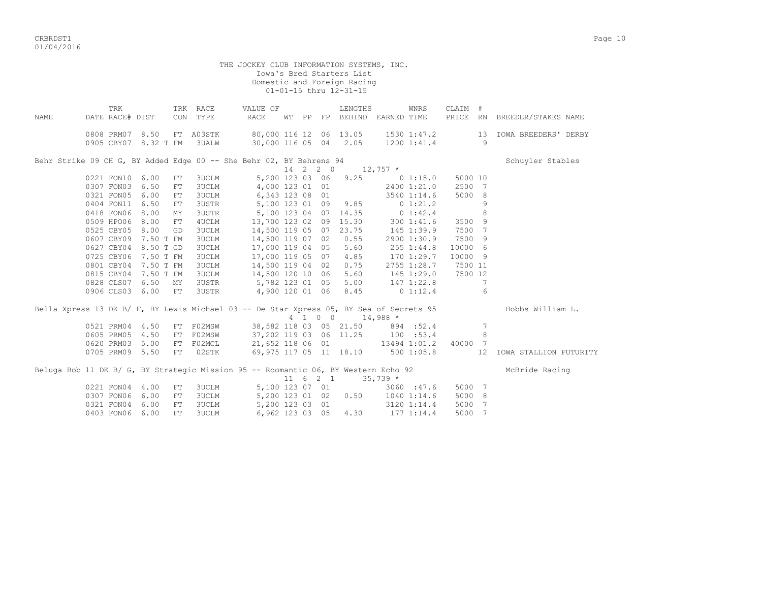THE JOCKEY CLUB INFORMATION SYSTEMS, INC.
Iowa's Bred Starters List
Domestic and Foreign Racing
01-01-15 thru 12-31-15

| NAME | TRK DATE | RACE# | DIST | TRK CON | RACE TYPE | VALUE OF RACE | WT | PP | FP | LENGTHS BEHIND | EARNED | WNRS TIME | CLAIM PRICE | # RN | BREEDER/STAKES NAME |
|---|---|---|---|---|---|---|---|---|---|---|---|---|---|---|---|
| | 0808 | PRM07 | 8.50 | FT | A03STK | 80,000 | 116 | 12 | 06 | 13.05 | 1530 | 1:47.2 | | 13 | IOWA BREEDERS' DERBY |
| | 0905 | CBY07 | 8.32 T | FM | 3UALW | 30,000 | 116 | 05 | 04 | 2.05 | 1200 | 1:41.4 | | 9 | |
| Behr Strike 09 CH G, BY Added Edge 00 -- She Behr 02, BY Behrens 94 | | | | | | | 14 | 2 | 2 0 | | 12,757 * | | | | Schuyler Stables |
| | 0221 | FON10 | 6.00 | FT | 3UCLM | 5,200 | 123 | 03 | 06 | 9.25 | 0 | 1:15.0 | 5000 | 10 | |
| | 0307 | FON03 | 6.50 | FT | 3UCLM | 4,000 | 123 | 01 | 01 | | 2400 | 1:21.0 | 2500 | 7 | |
| | 0321 | FON05 | 6.00 | FT | 3UCLM | 6,343 | 123 | 08 | 01 | | 3540 | 1:14.6 | 5000 | 8 | |
| | 0404 | FON11 | 6.50 | FT | 3USTR | 5,100 | 123 | 01 | 09 | 9.85 | 0 | 1:21.2 | | 9 | |
| | 0418 | FON06 | 8.00 | MY | 3USTR | 5,100 | 123 | 04 | 07 | 14.35 | 0 | 1:42.4 | | 8 | |
| | 0509 | HPO06 | 8.00 | FT | 4UCLM | 13,700 | 123 | 02 | 09 | 15.30 | 300 | 1:41.6 | 3500 | 9 | |
| | 0525 | CBY05 | 8.00 | GD | 3UCLM | 14,500 | 119 | 05 | 07 | 23.75 | 145 | 1:39.9 | 7500 | 7 | |
| | 0607 | CBY09 | 7.50 T | FM | 3UCLM | 14,500 | 119 | 07 | 02 | 0.55 | 2900 | 1:30.9 | 7500 | 9 | |
| | 0627 | CBY04 | 8.50 T | GD | 3UCLM | 17,000 | 119 | 04 | 05 | 5.60 | 255 | 1:44.8 | 10000 | 6 | |
| | 0725 | CBY06 | 7.50 T | FM | 3UCLM | 17,000 | 119 | 05 | 07 | 4.85 | 170 | 1:29.7 | 10000 | 9 | |
| | 0801 | CBY04 | 7.50 T | FM | 3UCLM | 14,500 | 119 | 04 | 02 | 0.75 | 2755 | 1:28.7 | 7500 | 11 | |
| | 0815 | CBY04 | 7.50 T | FM | 3UCLM | 14,500 | 120 | 10 | 06 | 5.60 | 145 | 1:29.0 | 7500 | 12 | |
| | 0828 | CLS07 | 6.50 | MY | 3USTR | 5,782 | 123 | 01 | 05 | 5.00 | 147 | 1:22.8 | | 7 | |
| | 0906 | CLS03 | 6.00 | FT | 3USTR | 4,900 | 120 | 01 | 06 | 8.45 | 0 | 1:12.4 | | 6 | |
| Bella Xpress 13 DK B/ F, BY Lewis Michael 03 -- De Star Xpress 05, BY Sea of Secrets 95 | | | | | | | 4 | 1 | 0 0 | | 14,988 * | | | | Hobbs William L. |
| | 0521 | PRM04 | 4.50 | FT | F02MSW | 38,582 | 118 | 03 | 05 | 21.50 | 894 | :52.4 | | 7 | |
| | 0605 | PRM05 | 4.50 | FT | F02MSW | 37,202 | 119 | 03 | 06 | 11.25 | 100 | :53.4 | | 8 | |
| | 0620 | PRM03 | 5.00 | FT | F02MCL | 21,652 | 118 | 06 | 01 | | 13494 | 1:01.2 | 40000 | 7 | |
| | 0705 | PRM09 | 5.50 | FT | 02STK | 69,975 | 117 | 05 | 11 | 18.10 | 500 | 1:05.8 | | 12 | IOWA STALLION FUTURITY |
| Beluga Bob 11 DK B/ G, BY Strategic Mission 95 -- Roomantic 06, BY Western Echo 92 | | | | | | | 11 | 6 | 2 1 | | 35,739 * | | | | McBride Racing |
| | 0221 | FON04 | 4.00 | FT | 3UCLM | 5,100 | 123 | 07 | 01 | | 3060 | :47.6 | 5000 | 7 | |
| | 0307 | FON06 | 6.00 | FT | 3UCLM | 5,200 | 123 | 01 | 02 | 0.50 | 1040 | 1:14.6 | 5000 | 8 | |
| | 0321 | FON04 | 6.00 | FT | 3UCLM | 5,200 | 123 | 03 | 01 | | 3120 | 1:14.4 | 5000 | 7 | |
| | 0403 | FON06 | 6.00 | FT | 3UCLM | 6,962 | 123 | 03 | 05 | 4.30 | 177 | 1:14.4 | 5000 | 7 | |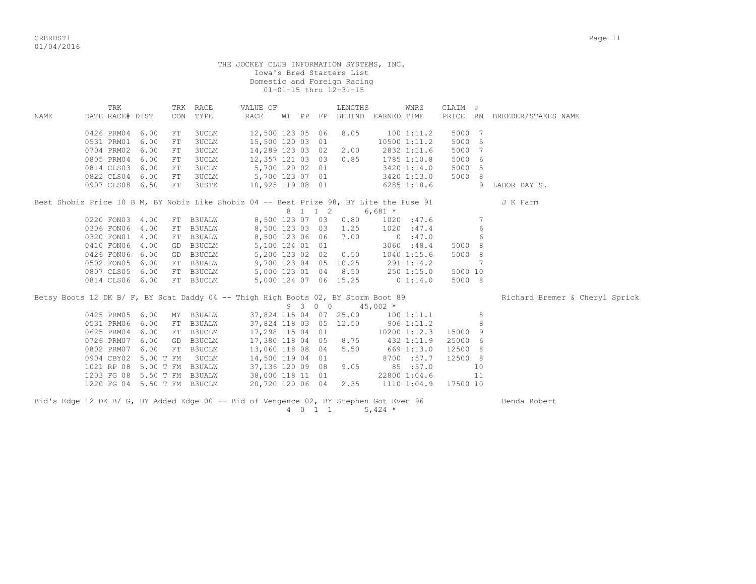THE JOCKEY CLUB INFORMATION SYSTEMS, INC.
Iowa's Bred Starters List
Domestic and Foreign Racing
01-01-15 thru 12-31-15

| NAME | TRK DATE | RACE# | DIST | TRK CON | RACE TYPE | VALUE OF RACE | WT | PP | FP | LENGTHS BEHIND | EARNED | WNRS TIME | CLAIM PRICE | # RN | BREEDER/STAKES NAME |
|---|---|---|---|---|---|---|---|---|---|---|---|---|---|---|---|
| | 0426 | PRM04 | 6.00 | FT | 3UCLM | 12,500 | 123 | 05 | 06 | 8.05 | 100 | 1:11.2 | 5000 | 7 | |
| | 0531 | PRM01 | 6.00 | FT | 3UCLM | 15,500 | 120 | 03 | 01 | | 10500 | 1:11.2 | 5000 | 5 | |
| | 0704 | PRM02 | 6.00 | FT | 3UCLM | 14,289 | 123 | 03 | 02 | 2.00 | 2832 | 1:11.6 | 5000 | 7 | |
| | 0805 | PRM04 | 6.00 | FT | 3UCLM | 12,357 | 121 | 03 | 03 | 0.85 | 1785 | 1:10.8 | 5000 | 6 | |
| | 0814 | CLS03 | 6.00 | FT | 3UCLM | 5,700 | 120 | 02 | 01 | | 3420 | 1:14.0 | 5000 | 5 | |
| | 0822 | CLS04 | 6.00 | FT | 3UCLM | 5,700 | 123 | 07 | 01 | | 3420 | 1:13.0 | 5000 | 8 | |
| | 0907 | CLS08 | 6.50 | FT | 3USTK | 10,925 | 119 | 08 | 01 | | 6285 | 1:18.6 | | 9 | LABOR DAY S. |

Best Shobiz Price 10 B M, BY Nobiz Like Shobiz 04 -- Best Prize 98, BY Lite the Fuse 91 — J K Farm
8 1 1 2 6,681 *

| TRK DATE | RACE# | DIST | TRK CON | RACE TYPE | VALUE OF RACE | WT | PP | FP | LENGTHS BEHIND | EARNED | WNRS TIME | CLAIM PRICE | # RN |
|---|---|---|---|---|---|---|---|---|---|---|---|---|---|
| 0220 | FON03 | 4.00 | FT | B3UALW | 8,500 | 123 | 07 | 03 | 0.80 | 1020 | :47.6 | | 7 |
| 0306 | FON06 | 4.00 | FT | B3UALW | 8,500 | 123 | 03 | 03 | 1.25 | 1020 | :47.4 | | 6 |
| 0320 | FON01 | 4.00 | FT | B3UALW | 8,500 | 123 | 06 | 06 | 7.00 | 0 | :47.0 | | 6 |
| 0410 | FON06 | 4.00 | GD | B3UCLM | 5,100 | 124 | 01 | 01 | | 3060 | :48.4 | 5000 | 8 |
| 0426 | FON06 | 6.00 | GD | B3UCLM | 5,200 | 123 | 02 | 02 | 0.50 | 1040 | 1:15.6 | 5000 | 8 |
| 0502 | FON05 | 6.00 | FT | B3UALW | 9,700 | 123 | 04 | 05 | 10.25 | 291 | 1:14.2 | | 7 |
| 0807 | CLS05 | 6.00 | FT | B3UCLM | 5,000 | 123 | 01 | 04 | 8.50 | 250 | 1:15.0 | 5000 | 10 |
| 0814 | CLS06 | 6.00 | FT | B3UCLM | 5,000 | 124 | 07 | 06 | 15.25 | 0 | 1:14.0 | 5000 | 8 |

Betsy Boots 12 DK B/ F, BY Scat Daddy 04 -- Thigh High Boots 02, BY Storm Boot 89 — Richard Bremer & Cheryl Sprick
9 3 0 0 45,002 *

| TRK DATE | RACE# | DIST | TRK CON | RACE TYPE | VALUE OF RACE | WT | PP | FP | LENGTHS BEHIND | EARNED | WNRS TIME | CLAIM PRICE | # RN |
|---|---|---|---|---|---|---|---|---|---|---|---|---|---|
| 0425 | PRM05 | 6.00 | MY | B3UALW | 37,824 | 115 | 04 | 07 | 25.00 | 100 | 1:11.1 | | 8 |
| 0531 | PRM06 | 6.00 | FT | B3UALW | 37,824 | 118 | 03 | 05 | 12.50 | 906 | 1:11.2 | | 8 |
| 0625 | PRM04 | 6.00 | FT | B3UCLM | 17,298 | 115 | 04 | 01 | | 10200 | 1:12.3 | 15000 | 9 |
| 0726 | PRM07 | 6.00 | GD | B3UCLM | 17,380 | 118 | 04 | 05 | 8.75 | 432 | 1:11.9 | 25000 | 6 |
| 0802 | PRM07 | 6.00 | FT | B3UCLM | 13,060 | 118 | 08 | 04 | 5.50 | 669 | 1:13.0 | 12500 | 8 |
| 0904 | CBY02 | 5.00 T | FM | 3UCLM | 14,500 | 119 | 04 | 01 | | 8700 | :57.7 | 12500 | 8 |
| 1021 | RP 08 | 5.00 T | FM | B3UALW | 37,136 | 120 | 09 | 08 | 9.05 | 85 | :57.0 | | 10 |
| 1203 | FG 08 | 5.50 T | FM | B3UALW | 38,000 | 118 | 11 | 01 | | 22800 | 1:04.6 | | 11 |
| 1220 | FG 04 | 5.50 T | FM | B3UCLM | 20,720 | 120 | 06 | 04 | 2.35 | 1110 | 1:04.9 | 17500 | 10 |

Bid's Edge 12 DK B/ G, BY Added Edge 00 -- Bid of Vengence 02, BY Stephen Got Even 96 — Benda Robert
4 0 1 1 5,424 *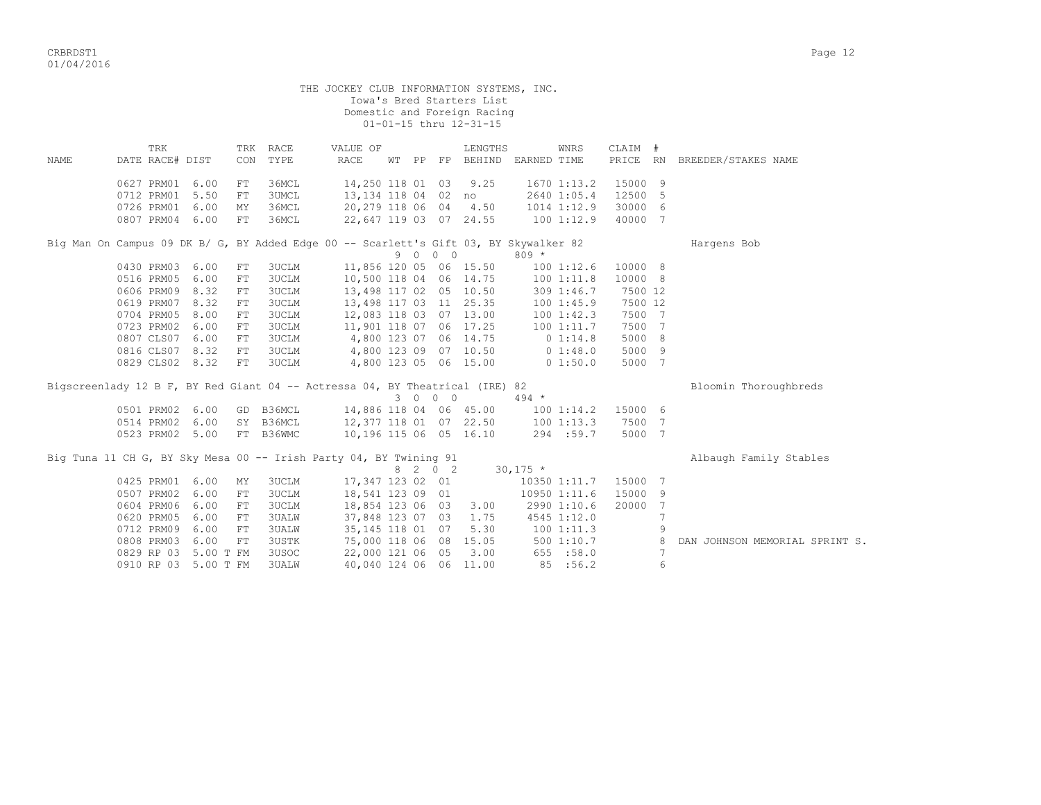THE JOCKEY CLUB INFORMATION SYSTEMS, INC.
Iowa's Bred Starters List
Domestic and Foreign Racing
01-01-15 thru 12-31-15

| NAME | TRK DATE | TRK RACE# | DIST | TRK CON | RACE TYPE | VALUE OF RACE | WT | PP | FP | LENGTHS BEHIND | EARNED | WNRS TIME | CLAIM PRICE | # RN | BREEDER/STAKES NAME |
|---|---|---|---|---|---|---|---|---|---|---|---|---|---|---|---|
| | 0627 | PRM01 | 6.00 | FT | 36MCL | 14,250 | 118 | 01 | 03 | 9.25 | 1670 | 1:13.2 | 15000 | 9 | |
| | 0712 | PRM01 | 5.50 | FT | 3UMCL | 13,134 | 118 | 04 | 02 | no | 2640 | 1:05.4 | 12500 | 5 | |
| | 0726 | PRM01 | 6.00 | MY | 36MCL | 20,279 | 118 | 06 | 04 | 4.50 | 1014 | 1:12.9 | 30000 | 6 | |
| | 0807 | PRM04 | 6.00 | FT | 36MCL | 22,647 | 119 | 03 | 07 | 24.55 | 100 | 1:12.9 | 40000 | 7 | |
| Big Man On Campus 09 DK B/ G, BY Added Edge 00 -- Scarlett's Gift 03, BY Skywalker 82 | | | | | | | 9 | 0 | 0 0 | | 809 * | | | | Hargens Bob |
| | 0430 | PRM03 | 6.00 | FT | 3UCLM | 11,856 | 120 | 05 | 06 | 15.50 | 100 | 1:12.6 | 10000 | 8 | |
| | 0516 | PRM05 | 6.00 | FT | 3UCLM | 10,500 | 118 | 04 | 06 | 14.75 | 100 | 1:11.8 | 10000 | 8 | |
| | 0606 | PRM09 | 8.32 | FT | 3UCLM | 13,498 | 117 | 02 | 05 | 10.50 | 309 | 1:46.7 | 7500 | 12 | |
| | 0619 | PRM07 | 8.32 | FT | 3UCLM | 13,498 | 117 | 03 | 11 | 25.35 | 100 | 1:45.9 | 7500 | 12 | |
| | 0704 | PRM05 | 8.00 | FT | 3UCLM | 12,083 | 118 | 03 | 07 | 13.00 | 100 | 1:42.3 | 7500 | 7 | |
| | 0723 | PRM02 | 6.00 | FT | 3UCLM | 11,901 | 118 | 07 | 06 | 17.25 | 100 | 1:11.7 | 7500 | 7 | |
| | 0807 | CLS07 | 6.00 | FT | 3UCLM | 4,800 | 123 | 07 | 06 | 14.75 | 0 | 1:14.8 | 5000 | 8 | |
| | 0816 | CLS07 | 8.32 | FT | 3UCLM | 4,800 | 123 | 09 | 07 | 10.50 | 0 | 1:48.0 | 5000 | 9 | |
| | 0829 | CLS02 | 8.32 | FT | 3UCLM | 4,800 | 123 | 05 | 06 | 15.00 | 0 | 1:50.0 | 5000 | 7 | |
| Bigscreenlady 12 B F, BY Red Giant 04 -- Actressa 04, BY Theatrical (IRE) 82 | | | | | | | 3 | 0 | 0 0 | | 494 * | | | | Bloomin Thoroughbreds |
| | 0501 | PRM02 | 6.00 | GD | B36MCL | 14,886 | 118 | 04 | 06 | 45.00 | 100 | 1:14.2 | 15000 | 6 | |
| | 0514 | PRM02 | 6.00 | SY | B36MCL | 12,377 | 118 | 01 | 07 | 22.50 | 100 | 1:13.3 | 7500 | 7 | |
| | 0523 | PRM02 | 5.00 | FT | B36WMC | 10,196 | 115 | 06 | 05 | 16.10 | 294 | :59.7 | 5000 | 7 | |
| Big Tuna 11 CH G, BY Sky Mesa 00 -- Irish Party 04, BY Twining 91 | | | | | | | 8 | 2 | 0 2 | | 30,175 * | | | | Albaugh Family Stables |
| | 0425 | PRM01 | 6.00 | MY | 3UCLM | 17,347 | 123 | 02 | 01 | | 10350 | 1:11.7 | 15000 | 7 | |
| | 0507 | PRM02 | 6.00 | FT | 3UCLM | 18,541 | 123 | 09 | 01 | | 10950 | 1:11.6 | 15000 | 9 | |
| | 0604 | PRM06 | 6.00 | FT | 3UCLM | 18,854 | 123 | 06 | 03 | 3.00 | 2990 | 1:10.6 | 20000 | 7 | |
| | 0620 | PRM05 | 6.00 | FT | 3UALW | 37,848 | 123 | 07 | 03 | 1.75 | 4545 | 1:12.0 | | 7 | |
| | 0712 | PRM09 | 6.00 | FT | 3UALW | 35,145 | 118 | 01 | 07 | 5.30 | 100 | 1:11.3 | | 9 | |
| | 0808 | PRM03 | 6.00 | FT | 3USTK | 75,000 | 118 | 06 | 08 | 15.05 | 500 | 1:10.7 | | 8 | DAN JOHNSON MEMORIAL SPRINT S. |
| | 0829 | RP 03 | 5.00 T | FM | 3USOC | 22,000 | 121 | 06 | 05 | 3.00 | 655 | :58.0 | | 7 | |
| | 0910 | RP 03 | 5.00 T | FM | 3UALW | 40,040 | 124 | 06 | 06 | 11.00 | 85 | :56.2 | | 6 | |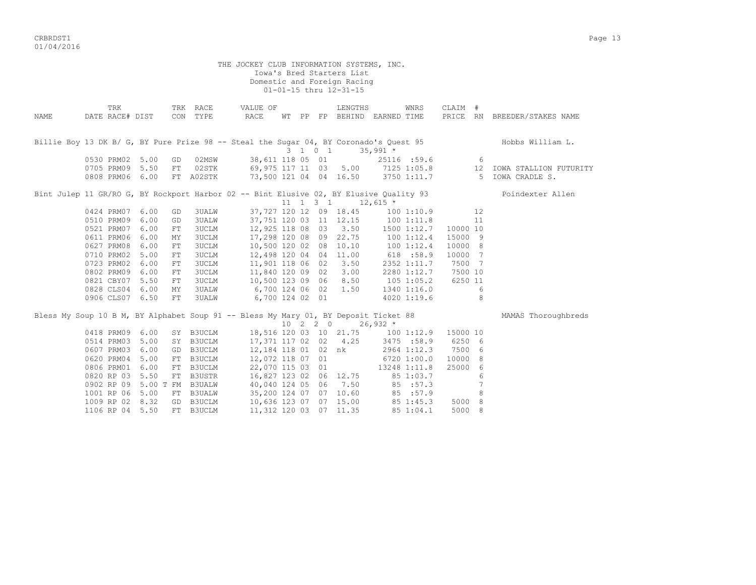THE JOCKEY CLUB INFORMATION SYSTEMS, INC.
Iowa's Bred Starters List
Domestic and Foreign Racing
01-01-15 thru 12-31-15

| NAME | TRK DATE | RACE# | DIST | TRK CON | RACE TYPE | VALUE OF RACE | WT | PP | FP | LENGTHS BEHIND | EARNED | WNRS TIME | CLAIM PRICE | # RN | BREEDER/STAKES NAME |
|---|---|---|---|---|---|---|---|---|---|---|---|---|---|---|---|
| Billie Boy 13 DK B/ G, BY Pure Prize 98 -- Steal the Sugar 04, BY Coronado's Quest 95 | | | | | | | 3 | 1 | 0 1 | | 35,991 * | | | | Hobbs William L. |
| | 0530 | PRM02 | 5.00 | GD | 02MSW | 38,611 | 118 | 05 | 01 | | 25116 | :59.6 | | 6 | |
| | 0705 | PRM09 | 5.50 | FT | 02STK | 69,975 | 117 | 11 | 03 | 5.00 | 7125 | 1:05.8 | | 12 | IOWA STALLION FUTURITY |
| | 0808 | PRM06 | 6.00 | FT | A02STK | 73,500 | 121 | 04 | 04 | 16.50 | 3750 | 1:11.7 | | 5 | IOWA CRADLE S. |
| Bint Julep 11 GR/RO G, BY Rockport Harbor 02 -- Bint Elusive 02, BY Elusive Quality 93 | | | | | | | 11 | 1 | 3 1 | | 12,615 * | | | | Poindexter Allen |
| | 0424 | PRM07 | 6.00 | GD | 3UALW | 37,727 | 120 | 12 | 09 | 18.45 | 100 | 1:10.9 | | 12 | |
| | 0510 | PRM09 | 6.00 | GD | 3UALW | 37,751 | 120 | 03 | 11 | 12.15 | 100 | 1:11.8 | | 11 | |
| | 0521 | PRM07 | 6.00 | FT | 3UCLM | 12,925 | 118 | 08 | 03 | 3.50 | 1500 | 1:12.7 | 10000 | 10 | |
| | 0611 | PRM06 | 6.00 | MY | 3UCLM | 17,298 | 120 | 08 | 09 | 22.75 | 100 | 1:12.4 | 15000 | 9 | |
| | 0627 | PRM08 | 6.00 | FT | 3UCLM | 10,500 | 120 | 02 | 08 | 10.10 | 100 | 1:12.4 | 10000 | 8 | |
| | 0710 | PRM02 | 5.00 | FT | 3UCLM | 12,498 | 120 | 04 | 04 | 11.00 | 618 | :58.9 | 10000 | 7 | |
| | 0723 | PRM02 | 6.00 | FT | 3UCLM | 11,901 | 118 | 06 | 02 | 3.50 | 2352 | 1:11.7 | 7500 | 7 | |
| | 0802 | PRM09 | 6.00 | FT | 3UCLM | 11,840 | 120 | 09 | 02 | 3.00 | 2280 | 1:12.7 | 7500 | 10 | |
| | 0821 | CBY07 | 5.50 | FT | 3UCLM | 10,500 | 123 | 09 | 06 | 8.50 | 105 | 1:05.2 | 6250 | 11 | |
| | 0828 | CLS04 | 6.00 | MY | 3UALW | 6,700 | 124 | 06 | 02 | 1.50 | 1340 | 1:16.0 | | 6 | |
| | 0906 | CLS07 | 6.50 | FT | 3UALW | 6,700 | 124 | 02 | 01 | | 4020 | 1:19.6 | | 8 | |
| Bless My Soup 10 B M, BY Alphabet Soup 91 -- Bless My Mary 01, BY Deposit Ticket 88 | | | | | | | 10 | 2 | 2 0 | | 26,932 * | | | | MAMAS Thoroughbreds |
| | 0418 | PRM09 | 6.00 | SY | B3UCLM | 18,516 | 120 | 03 | 10 | 21.75 | 100 | 1:12.9 | 15000 | 10 | |
| | 0514 | PRM03 | 5.00 | SY | B3UCLM | 17,371 | 117 | 02 | 02 | 4.25 | 3475 | :58.9 | 6250 | 6 | |
| | 0607 | PRM03 | 6.00 | GD | B3UCLM | 12,184 | 118 | 01 | 02 | nk | 2964 | 1:12.3 | 7500 | 6 | |
| | 0620 | PRM04 | 5.00 | FT | B3UCLM | 12,072 | 118 | 07 | 01 | | 6720 | 1:00.0 | 10000 | 8 | |
| | 0806 | PRM01 | 6.00 | FT | B3UCLM | 22,070 | 115 | 03 | 01 | | 13248 | 1:11.8 | 25000 | 6 | |
| | 0820 | RP 03 | 5.50 | FT | B3USTR | 16,827 | 123 | 02 | 06 | 12.75 | 85 | 1:03.7 | | 6 | |
| | 0902 | RP 09 | 5.00 T | FM | B3UALW | 40,040 | 124 | 05 | 06 | 7.50 | 85 | :57.3 | | 7 | |
| | 1001 | RP 06 | 5.00 | FT | B3UALW | 35,200 | 124 | 07 | 07 | 10.60 | 85 | :57.9 | | 8 | |
| | 1009 | RP 02 | 8.32 | GD | B3UCLM | 10,636 | 123 | 07 | 07 | 15.00 | 85 | 1:45.3 | 5000 | 8 | |
| | 1106 | RP 04 | 5.50 | FT | B3UCLM | 11,312 | 120 | 03 | 07 | 11.35 | 85 | 1:04.1 | 5000 | 8 | |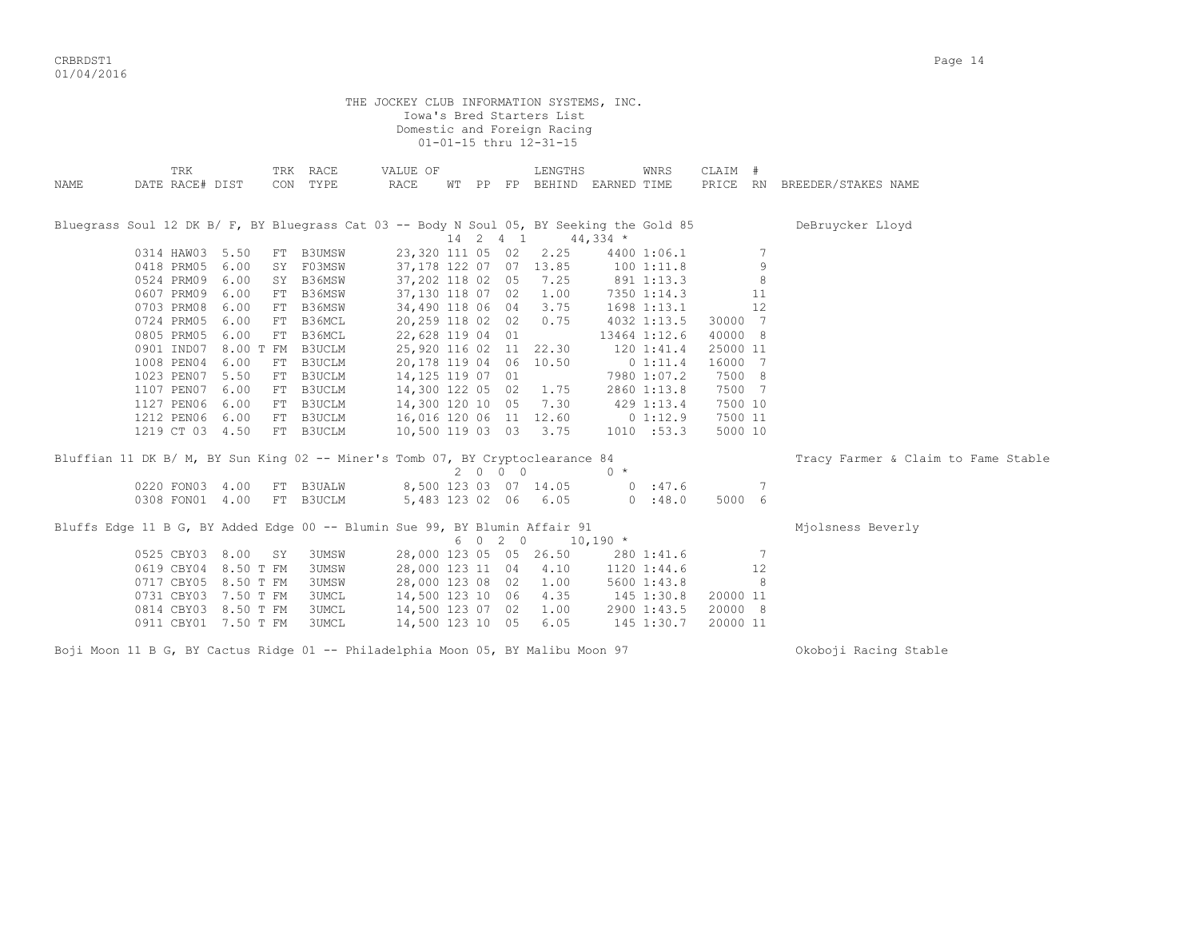THE JOCKEY CLUB INFORMATION SYSTEMS, INC.
Iowa's Bred Starters List
Domestic and Foreign Racing
01-01-15 thru 12-31-15

| NAME | TRK DATE RACE# | DIST | TRK CON | RACE TYPE | VALUE OF RACE | WT | PP | FP | LENGTHS BEHIND | EARNED | WNRS TIME | CLAIM PRICE | # RN | BREEDER/STAKES NAME |
|---|---|---|---|---|---|---|---|---|---|---|---|---|---|---|
| Bluegrass Soul 12 DK B/ F, BY Bluegrass Cat 03 -- Body N Soul 05, BY Seeking the Gold 85 | | | | | | 14 | 2 | 4 1 | | 44,334 * | | | | DeBruycker Lloyd |
| | 0314 HAW03 | 5.50 | FT | B3UMSW | 23,320 | 111 | 05 | 02 | 2.25 | 4400 | 1:06.1 | | 7 | |
| | 0418 PRM05 | 6.00 | SY | F03MSW | 37,178 | 122 | 07 | 07 | 13.85 | 100 | 1:11.8 | | 9 | |
| | 0524 PRM09 | 6.00 | SY | B36MSW | 37,202 | 118 | 02 | 05 | 7.25 | 891 | 1:13.3 | | 8 | |
| | 0607 PRM09 | 6.00 | FT | B36MSW | 37,130 | 118 | 07 | 02 | 1.00 | 7350 | 1:14.3 | | 11 | |
| | 0703 PRM08 | 6.00 | FT | B36MSW | 34,490 | 118 | 06 | 04 | 3.75 | 1698 | 1:13.1 | | 12 | |
| | 0724 PRM05 | 6.00 | FT | B36MCL | 20,259 | 118 | 02 | 02 | 0.75 | 4032 | 1:13.5 | 30000 | 7 | |
| | 0805 PRM05 | 6.00 | FT | B36MCL | 22,628 | 119 | 04 | 01 | | 13464 | 1:12.6 | 40000 | 8 | |
| | 0901 IND07 | 8.00 T | FM | B3UCLM | 25,920 | 116 | 02 | 11 | 22.30 | 120 | 1:41.4 | 25000 | 11 | |
| | 1008 PEN04 | 6.00 | FT | B3UCLM | 20,178 | 119 | 04 | 06 | 10.50 | 0 | 1:11.4 | 16000 | 7 | |
| | 1023 PEN07 | 5.50 | FT | B3UCLM | 14,125 | 119 | 07 | 01 | | 7980 | 1:07.2 | 7500 | 8 | |
| | 1107 PEN07 | 6.00 | FT | B3UCLM | 14,300 | 122 | 05 | 02 | 1.75 | 2860 | 1:13.8 | 7500 | 7 | |
| | 1127 PEN06 | 6.00 | FT | B3UCLM | 14,300 | 120 | 10 | 05 | 7.30 | 429 | 1:13.4 | 7500 | 10 | |
| | 1212 PEN06 | 6.00 | FT | B3UCLM | 16,016 | 120 | 06 | 11 | 12.60 | 0 | 1:12.9 | 7500 | 11 | |
| | 1219 CT 03 | 4.50 | FT | B3UCLM | 10,500 | 119 | 03 | 03 | 3.75 | 1010 | :53.3 | 5000 | 10 | |
| Bluffian 11 DK B/ M, BY Sun King 02 -- Miner's Tomb 07, BY Cryptoclearance 84 | | | | | | 2 | 0 | 0 0 | | 0 * | | | | Tracy Farmer & Claim to Fame Stable |
| | 0220 FON03 | 4.00 | FT | B3UALW | 8,500 | 123 | 03 | 07 | 14.05 | 0 | :47.6 | | 7 | |
| | 0308 FON01 | 4.00 | FT | B3UCLM | 5,483 | 123 | 02 | 06 | 6.05 | 0 | :48.0 | 5000 | 6 | |
| Bluffs Edge 11 B G, BY Added Edge 00 -- Blumin Sue 99, BY Blumin Affair 91 | | | | | | 6 | 0 | 2 0 | | 10,190 * | | | | Mjolsness Beverly |
| | 0525 CBY03 | 8.00 | SY | 3UMSW | 28,000 | 123 | 05 | 05 | 26.50 | 280 | 1:41.6 | | 7 | |
| | 0619 CBY04 | 8.50 T | FM | 3UMSW | 28,000 | 123 | 11 | 04 | 4.10 | 1120 | 1:44.6 | | 12 | |
| | 0717 CBY05 | 8.50 T | FM | 3UMSW | 28,000 | 123 | 08 | 02 | 1.00 | 5600 | 1:43.8 | | 8 | |
| | 0731 CBY03 | 7.50 T | FM | 3UMCL | 14,500 | 123 | 10 | 06 | 4.35 | 145 | 1:30.8 | 20000 | 11 | |
| | 0814 CBY03 | 8.50 T | FM | 3UMCL | 14,500 | 123 | 07 | 02 | 1.00 | 2900 | 1:43.5 | 20000 | 8 | |
| | 0911 CBY01 | 7.50 T | FM | 3UMCL | 14,500 | 123 | 10 | 05 | 6.05 | 145 | 1:30.7 | 20000 | 11 | |
| Boji Moon 11 B G, BY Cactus Ridge 01 -- Philadelphia Moon 05, BY Malibu Moon 97 | | | | | | | | | | | | | | Okoboji Racing Stable |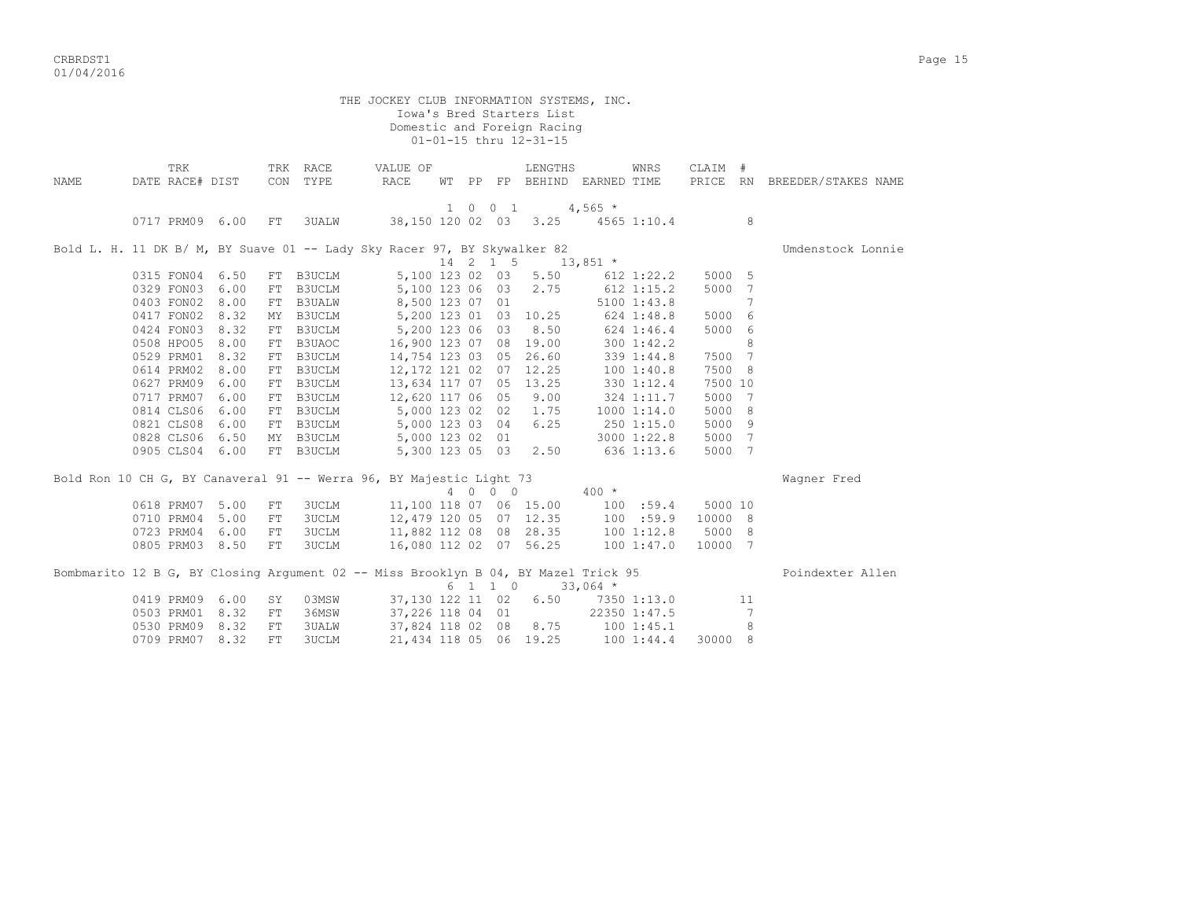THE JOCKEY CLUB INFORMATION SYSTEMS, INC.
Iowa's Bred Starters List
Domestic and Foreign Racing
01-01-15 thru 12-31-15

| NAME | TRK DATE | RACE# | DIST | TRK CON | RACE TYPE | VALUE OF RACE | WT | PP | FP | LENGTHS BEHIND | WNRS EARNED | TIME | CLAIM PRICE | # RN | BREEDER/STAKES NAME |
|---|---|---|---|---|---|---|---|---|---|---|---|---|---|---|---|
| | | | | | | | 1 | 0 | 0 1 | | 4,565 * | | | | |
| | 0717 | PRM09 | 6.00 | FT | 3UALW | 38,150 | 120 | 02 | 03 | 3.25 | 4565 | 1:10.4 | | 8 | |
| Bold L. H. 11 DK B/ M, BY Suave 01 -- Lady Sky Racer 97, BY Skywalker 82 | | | | | | | | | | | | | | | Umdenstock Lonnie |
| | | | | | | | 14 | 2 | 1 5 | | 13,851 * | | | | |
| | 0315 | FON04 | 6.50 | FT | B3UCLM | 5,100 | 123 | 02 | 03 | 5.50 | 612 | 1:22.2 | 5000 | 5 | |
| | 0329 | FON03 | 6.00 | FT | B3UCLM | 5,100 | 123 | 06 | 03 | 2.75 | 612 | 1:15.2 | 5000 | 7 | |
| | 0403 | FON02 | 8.00 | FT | B3UALW | 8,500 | 123 | 07 | 01 | | 5100 | 1:43.8 | | 7 | |
| | 0417 | FON02 | 8.32 | MY | B3UCLM | 5,200 | 123 | 01 | 03 | 10.25 | 624 | 1:48.8 | 5000 | 6 | |
| | 0424 | FON03 | 8.32 | FT | B3UCLM | 5,200 | 123 | 06 | 03 | 8.50 | 624 | 1:46.4 | 5000 | 6 | |
| | 0508 | HPO05 | 8.00 | FT | B3UAOC | 16,900 | 123 | 07 | 08 | 19.00 | 300 | 1:42.2 | | 8 | |
| | 0529 | PRM01 | 8.32 | FT | B3UCLM | 14,754 | 123 | 03 | 05 | 26.60 | 339 | 1:44.8 | 7500 | 7 | |
| | 0614 | PRM02 | 8.00 | FT | B3UCLM | 12,172 | 121 | 02 | 07 | 12.25 | 100 | 1:40.8 | 7500 | 8 | |
| | 0627 | PRM09 | 6.00 | FT | B3UCLM | 13,634 | 117 | 07 | 05 | 13.25 | 330 | 1:12.4 | 7500 | 10 | |
| | 0717 | PRM07 | 6.00 | FT | B3UCLM | 12,620 | 117 | 06 | 05 | 9.00 | 324 | 1:11.7 | 5000 | 7 | |
| | 0814 | CLS06 | 6.00 | FT | B3UCLM | 5,000 | 123 | 02 | 02 | 1.75 | 1000 | 1:14.0 | 5000 | 8 | |
| | 0821 | CLS08 | 6.00 | FT | B3UCLM | 5,000 | 123 | 03 | 04 | 6.25 | 250 | 1:15.0 | 5000 | 9 | |
| | 0828 | CLS06 | 6.50 | MY | B3UCLM | 5,000 | 123 | 02 | 01 | | 3000 | 1:22.8 | 5000 | 7 | |
| | 0905 | CLS04 | 6.00 | FT | B3UCLM | 5,300 | 123 | 05 | 03 | 2.50 | 636 | 1:13.6 | 5000 | 7 | |
| Bold Ron 10 CH G, BY Canaveral 91 -- Werra 96, BY Majestic Light 73 | | | | | | | | | | | | | | | Wagner Fred |
| | | | | | | | 4 | 0 | 0 0 | | 400 * | | | | |
| | 0618 | PRM07 | 5.00 | FT | 3UCLM | 11,100 | 118 | 07 | 06 | 15.00 | 100 | :59.4 | 5000 | 10 | |
| | 0710 | PRM04 | 5.00 | FT | 3UCLM | 12,479 | 120 | 05 | 07 | 12.35 | 100 | :59.9 | 10000 | 8 | |
| | 0723 | PRM04 | 6.00 | FT | 3UCLM | 11,882 | 112 | 08 | 08 | 28.35 | 100 | 1:12.8 | 5000 | 8 | |
| | 0805 | PRM03 | 8.50 | FT | 3UCLM | 16,080 | 112 | 02 | 07 | 56.25 | 100 | 1:47.0 | 10000 | 7 | |
| Bombmarito 12 B G, BY Closing Argument 02 -- Miss Brooklyn B 04, BY Mazel Trick 95 | | | | | | | | | | | | | | | Poindexter Allen |
| | | | | | | | 6 | 1 | 1 0 | | 33,064 * | | | | |
| | 0419 | PRM09 | 6.00 | SY | 03MSW | 37,130 | 122 | 11 | 02 | 6.50 | 7350 | 1:13.0 | | 11 | |
| | 0503 | PRM01 | 8.32 | FT | 36MSW | 37,226 | 118 | 04 | 01 | | 22350 | 1:47.5 | | 7 | |
| | 0530 | PRM09 | 8.32 | FT | 3UALW | 37,824 | 118 | 02 | 08 | 8.75 | 100 | 1:45.1 | | 8 | |
| | 0709 | PRM07 | 8.32 | FT | 3UCLM | 21,434 | 118 | 05 | 06 | 19.25 | 100 | 1:44.4 | 30000 | 8 | |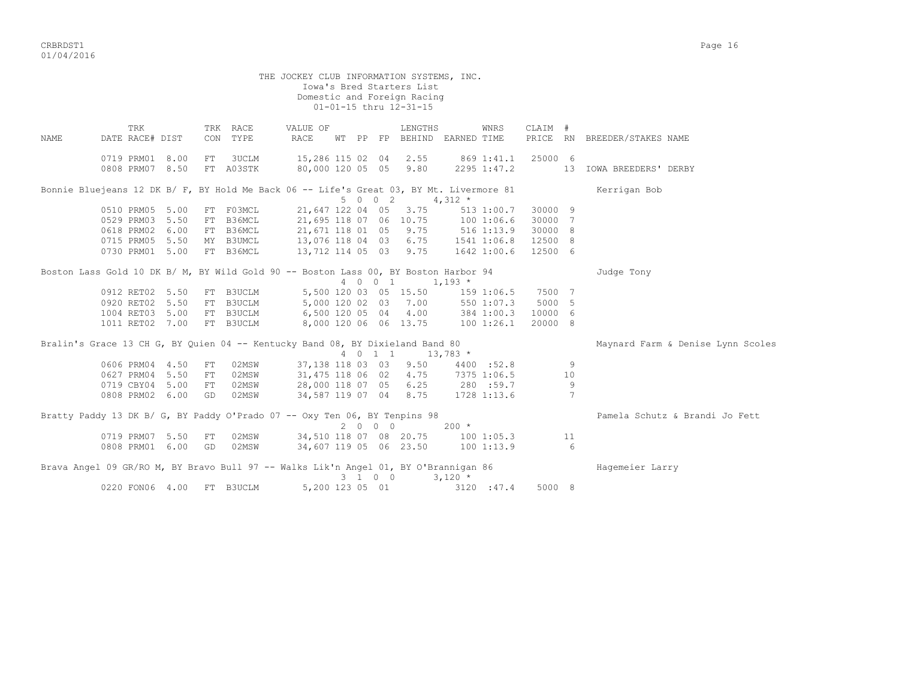THE JOCKEY CLUB INFORMATION SYSTEMS, INC.
Iowa's Bred Starters List
Domestic and Foreign Racing
01-01-15 thru 12-31-15

| NAME | TRK DATE | RACE# | DIST | TRK CON | RACE TYPE | VALUE OF RACE | WT | PP | FP | LENGTHS BEHIND | EARNED | WNRS TIME | CLAIM PRICE | # RN | BREEDER/STAKES NAME |
|---|---|---|---|---|---|---|---|---|---|---|---|---|---|---|---|
| | 0719 | PRM01 | 8.00 | FT | 3UCLM | 15,286 | 115 | 02 | 04 | 2.55 | 869 | 1:41.1 | 25000 | 6 | |
| | 0808 | PRM07 | 8.50 | FT | A03STK | 80,000 | 120 | 05 | 05 | 9.80 | 2295 | 1:47.2 | | 13 | IOWA BREEDERS' DERBY |
| Bonnie Bluejeans 12 DK B/ F, BY Hold Me Back 06 -- Life's Great 03, BY Mt. Livermore 81 | | | | | | | 5 | 0 | 0 | 2 | 4,312 * | | | | Kerrigan Bob |
| | 0510 | PRM05 | 5.00 | FT | F03MCL | 21,647 | 122 | 04 | 05 | 3.75 | 513 | 1:00.7 | 30000 | 9 | |
| | 0529 | PRM03 | 5.50 | FT | B36MCL | 21,695 | 118 | 07 | 06 | 10.75 | 100 | 1:06.6 | 30000 | 7 | |
| | 0618 | PRM02 | 6.00 | FT | B36MCL | 21,671 | 118 | 01 | 05 | 9.75 | 516 | 1:13.9 | 30000 | 8 | |
| | 0715 | PRM05 | 5.50 | MY | B3UMCL | 13,076 | 118 | 04 | 03 | 6.75 | 1541 | 1:06.8 | 12500 | 8 | |
| | 0730 | PRM01 | 5.00 | FT | B36MCL | 13,712 | 114 | 05 | 03 | 9.75 | 1642 | 1:00.6 | 12500 | 6 | |
| Boston Lass Gold 10 DK B/ M, BY Wild Gold 90 -- Boston Lass 00, BY Boston Harbor 94 | | | | | | | 4 | 0 | 0 | 1 | 1,193 * | | | | Judge Tony |
| | 0912 | RET02 | 5.50 | FT | B3UCLM | 5,500 | 120 | 03 | 05 | 15.50 | 159 | 1:06.5 | 7500 | 7 | |
| | 0920 | RET02 | 5.50 | FT | B3UCLM | 5,000 | 120 | 02 | 03 | 7.00 | 550 | 1:07.3 | 5000 | 5 | |
| | 1004 | RET03 | 5.00 | FT | B3UCLM | 6,500 | 120 | 05 | 04 | 4.00 | 384 | 1:00.3 | 10000 | 6 | |
| | 1011 | RET02 | 7.00 | FT | B3UCLM | 8,000 | 120 | 06 | 06 | 13.75 | 100 | 1:26.1 | 20000 | 8 | |
| Bralin's Grace 13 CH G, BY Quien 04 -- Kentucky Band 08, BY Dixieland Band 80 | | | | | | | 4 | 0 | 1 | 1 | 13,783 * | | | | Maynard Farm & Denise Lynn Scoles |
| | 0606 | PRM04 | 4.50 | FT | 02MSW | 37,138 | 118 | 03 | 03 | 9.50 | 4400 | :52.8 | | 9 | |
| | 0627 | PRM04 | 5.50 | FT | 02MSW | 31,475 | 118 | 06 | 02 | 4.75 | 7375 | 1:06.5 | | 10 | |
| | 0719 | CBY04 | 5.00 | FT | 02MSW | 28,000 | 118 | 07 | 05 | 6.25 | 280 | :59.7 | | 9 | |
| | 0808 | PRM02 | 6.00 | GD | 02MSW | 34,587 | 119 | 07 | 04 | 8.75 | 1728 | 1:13.6 | | 7 | |
| Bratty Paddy 13 DK B/ G, BY Paddy O'Prado 07 -- Oxy Ten 06, BY Tenpins 98 | | | | | | | 2 | 0 | 0 | 0 | 200 * | | | | Pamela Schutz & Brandi Jo Fett |
| | 0719 | PRM07 | 5.50 | FT | 02MSW | 34,510 | 118 | 07 | 08 | 20.75 | 100 | 1:05.3 | | 11 | |
| | 0808 | PRM01 | 6.00 | GD | 02MSW | 34,607 | 119 | 05 | 06 | 23.50 | 100 | 1:13.9 | | 6 | |
| Brava Angel 09 GR/RO M, BY Bravo Bull 97 -- Walks Lik'n Angel 01, BY O'Brannigan 86 | | | | | | | 3 | 1 | 0 | 0 | 3,120 * | | | | Hagemeier Larry |
| | 0220 | FON06 | 4.00 | FT | B3UCLM | 5,200 | 123 | 05 | 01 | | 3120 | :47.4 | 5000 | 8 | |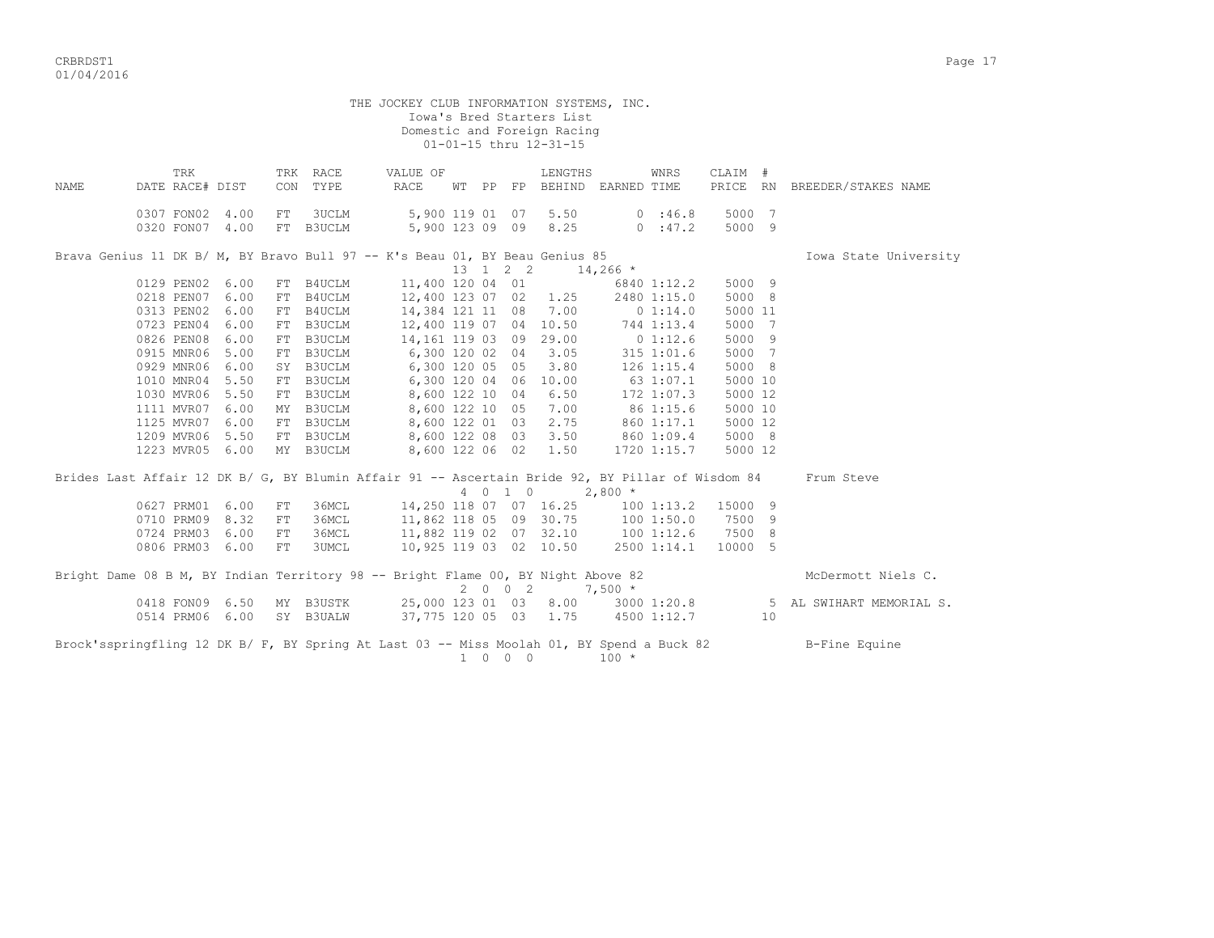THE JOCKEY CLUB INFORMATION SYSTEMS, INC.
Iowa's Bred Starters List
Domestic and Foreign Racing
01-01-15 thru 12-31-15

| NAME | DATE | TRK RACE# | DIST | TRK CON | RACE TYPE | VALUE OF RACE | WT | PP | FP | LENGTHS BEHIND | EARNED | WNRS TIME | CLAIM PRICE | # RN | BREEDER/STAKES NAME |
|---|---|---|---|---|---|---|---|---|---|---|---|---|---|---|---|
| | 0307 | FON02 | 4.00 | FT | 3UCLM | 5,900 | 119 | 01 | 07 | 5.50 | 0 | :46.8 | 5000 | 7 | |
| | 0320 | FON07 | 4.00 | FT | B3UCLM | 5,900 | 123 | 09 | 09 | 8.25 | 0 | :47.2 | 5000 | 9 | |
| Brava Genius 11 DK B/ M, BY Bravo Bull 97 -- K's Beau 01, BY Beau Genius 85 | | | | | | | 13 | 1 | 2 2 | | 14,266 * | | | | Iowa State University |
| | 0129 | PEN02 | 6.00 | FT | B4UCLM | 11,400 | 120 | 04 | 01 | | 6840 | 1:12.2 | 5000 | 9 | |
| | 0218 | PEN07 | 6.00 | FT | B4UCLM | 12,400 | 123 | 07 | 02 | 1.25 | 2480 | 1:15.0 | 5000 | 8 | |
| | 0313 | PEN02 | 6.00 | FT | B4UCLM | 14,384 | 121 | 11 | 08 | 7.00 | 0 | 1:14.0 | 5000 | 11 | |
| | 0723 | PEN04 | 6.00 | FT | B3UCLM | 12,400 | 119 | 07 | 04 | 10.50 | 744 | 1:13.4 | 5000 | 7 | |
| | 0826 | PEN08 | 6.00 | FT | B3UCLM | 14,161 | 119 | 03 | 09 | 29.00 | 0 | 1:12.6 | 5000 | 9 | |
| | 0915 | MNR06 | 5.00 | FT | B3UCLM | 6,300 | 120 | 02 | 04 | 3.05 | 315 | 1:01.6 | 5000 | 7 | |
| | 0929 | MNR06 | 6.00 | SY | B3UCLM | 6,300 | 120 | 05 | 05 | 3.80 | 126 | 1:15.4 | 5000 | 8 | |
| | 1010 | MNR04 | 5.50 | FT | B3UCLM | 6,300 | 120 | 04 | 06 | 10.00 | 63 | 1:07.1 | 5000 | 10 | |
| | 1030 | MVR06 | 5.50 | FT | B3UCLM | 8,600 | 122 | 10 | 04 | 6.50 | 172 | 1:07.3 | 5000 | 12 | |
| | 1111 | MVR07 | 6.00 | MY | B3UCLM | 8,600 | 122 | 10 | 05 | 7.00 | 86 | 1:15.6 | 5000 | 10 | |
| | 1125 | MVR07 | 6.00 | FT | B3UCLM | 8,600 | 122 | 01 | 03 | 2.75 | 860 | 1:17.1 | 5000 | 12 | |
| | 1209 | MVR06 | 5.50 | FT | B3UCLM | 8,600 | 122 | 08 | 03 | 3.50 | 860 | 1:09.4 | 5000 | 8 | |
| | 1223 | MVR05 | 6.00 | MY | B3UCLM | 8,600 | 122 | 06 | 02 | 1.50 | 1720 | 1:15.7 | 5000 | 12 | |
| Brides Last Affair 12 DK B/ G, BY Blumin Affair 91 -- Ascertain Bride 92, BY Pillar of Wisdom 84 | | | | | | | 4 | 0 | 1 0 | | 2,800 * | | | | Frum Steve |
| | 0627 | PRM01 | 6.00 | FT | 36MCL | 14,250 | 118 | 07 | 07 | 16.25 | 100 | 1:13.2 | 15000 | 9 | |
| | 0710 | PRM09 | 8.32 | FT | 36MCL | 11,862 | 118 | 05 | 09 | 30.75 | 100 | 1:50.0 | 7500 | 9 | |
| | 0724 | PRM03 | 6.00 | FT | 36MCL | 11,882 | 119 | 02 | 07 | 32.10 | 100 | 1:12.6 | 7500 | 8 | |
| | 0806 | PRM03 | 6.00 | FT | 3UMCL | 10,925 | 119 | 03 | 02 | 10.50 | 2500 | 1:14.1 | 10000 | 5 | |
| Bright Dame 08 B M, BY Indian Territory 98 -- Bright Flame 00, BY Night Above 82 | | | | | | | 2 | 0 | 0 2 | | 7,500 * | | | | McDermott Niels C. |
| | 0418 | FON09 | 6.50 | MY | B3USTK | 25,000 | 123 | 01 | 03 | 8.00 | 3000 | 1:20.8 | | 5 | AL SWIHART MEMORIAL S. |
| | 0514 | PRM06 | 6.00 | SY | B3UALW | 37,775 | 120 | 05 | 03 | 1.75 | 4500 | 1:12.7 | | 10 | |
| Brock'sspringfling 12 DK B/ F, BY Spring At Last 03 -- Miss Moolah 01, BY Spend a Buck 82 | | | | | | | 1 | 0 | 0 0 | | 100 * | | | | B-Fine Equine |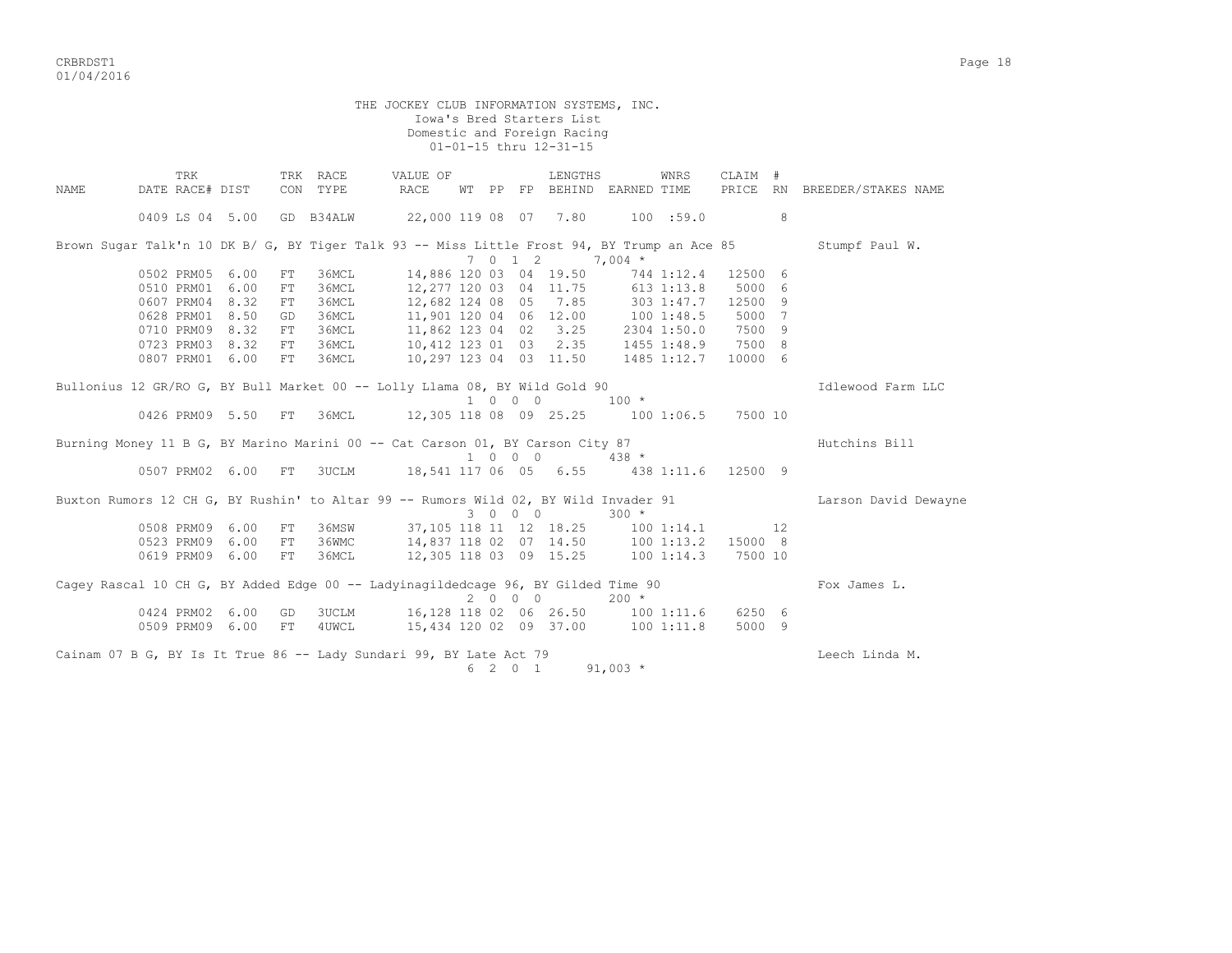THE JOCKEY CLUB INFORMATION SYSTEMS, INC.
Iowa's Bred Starters List
Domestic and Foreign Racing
01-01-15 thru 12-31-15

| NAME | DATE | TRK RACE# | DIST | TRK CON | RACE TYPE | VALUE OF RACE | WT | PP | FP | LENGTHS BEHIND | EARNED | WNRS TIME | CLAIM PRICE | # RN | BREEDER/STAKES NAME |
|---|---|---|---|---|---|---|---|---|---|---|---|---|---|---|---|
| | 0409 | LS 04 | 5.00 | GD | B34ALW | 22,000 | 119 | 08 | 07 | 7.80 | 100 | :59.0 | | 8 | |
| Brown Sugar Talk'n 10 DK B/ G, BY Tiger Talk 93 -- Miss Little Frost 94, BY Trump an Ace 85 | | | | | | | 7 0 1 2 | | | | 7,004 * | | | | Stumpf Paul W. |
| | 0502 | PRM05 | 6.00 | FT | 36MCL | 14,886 | 120 | 03 | 04 | 19.50 | 744 | 1:12.4 | 12500 | 6 | |
| | 0510 | PRM01 | 6.00 | FT | 36MCL | 12,277 | 120 | 03 | 04 | 11.75 | 613 | 1:13.8 | 5000 | 6 | |
| | 0607 | PRM04 | 8.32 | FT | 36MCL | 12,682 | 124 | 08 | 05 | 7.85 | 303 | 1:47.7 | 12500 | 9 | |
| | 0628 | PRM01 | 8.50 | GD | 36MCL | 11,901 | 120 | 04 | 06 | 12.00 | 100 | 1:48.5 | 5000 | 7 | |
| | 0710 | PRM09 | 8.32 | FT | 36MCL | 11,862 | 123 | 04 | 02 | 3.25 | 2304 | 1:50.0 | 7500 | 9 | |
| | 0723 | PRM03 | 8.32 | FT | 36MCL | 10,412 | 123 | 01 | 03 | 2.35 | 1455 | 1:48.9 | 7500 | 8 | |
| | 0807 | PRM01 | 6.00 | FT | 36MCL | 10,297 | 123 | 04 | 03 | 11.50 | 1485 | 1:12.7 | 10000 | 6 | |
| Bullonius 12 GR/RO G, BY Bull Market 00 -- Lolly Llama 08, BY Wild Gold 90 | | | | | | | 1 0 0 0 | | | | 100 * | | | | Idlewood Farm LLC |
| | 0426 | PRM09 | 5.50 | FT | 36MCL | 12,305 | 118 | 08 | 09 | 25.25 | 100 | 1:06.5 | 7500 | 10 | |
| Burning Money 11 B G, BY Marino Marini 00 -- Cat Carson 01, BY Carson City 87 | | | | | | | 1 0 0 0 | | | | 438 * | | | | Hutchins Bill |
| | 0507 | PRM02 | 6.00 | FT | 3UCLM | 18,541 | 117 | 06 | 05 | 6.55 | 438 | 1:11.6 | 12500 | 9 | |
| Buxton Rumors 12 CH G, BY Rushin' to Altar 99 -- Rumors Wild 02, BY Wild Invader 91 | | | | | | | 3 0 0 0 | | | | 300 * | | | | Larson David Dewayne |
| | 0508 | PRM09 | 6.00 | FT | 36MSW | 37,105 | 118 | 11 | 12 | 18.25 | 100 | 1:14.1 | | 12 | |
| | 0523 | PRM09 | 6.00 | FT | 36WMC | 14,837 | 118 | 02 | 07 | 14.50 | 100 | 1:13.2 | 15000 | 8 | |
| | 0619 | PRM09 | 6.00 | FT | 36MCL | 12,305 | 118 | 03 | 09 | 15.25 | 100 | 1:14.3 | 7500 | 10 | |
| Cagey Rascal 10 CH G, BY Added Edge 00 -- Ladyinagildedcage 96, BY Gilded Time 90 | | | | | | | 2 0 0 0 | | | | 200 * | | | | Fox James L. |
| | 0424 | PRM02 | 6.00 | GD | 3UCLM | 16,128 | 118 | 02 | 06 | 26.50 | 100 | 1:11.6 | 6250 | 6 | |
| | 0509 | PRM09 | 6.00 | FT | 4UWCL | 15,434 | 120 | 02 | 09 | 37.00 | 100 | 1:11.8 | 5000 | 9 | |
| Cainam 07 B G, BY Is It True 86 -- Lady Sundari 99, BY Late Act 79 | | | | | | | 6 2 0 1 | | | | 91,003 * | | | | Leech Linda M. |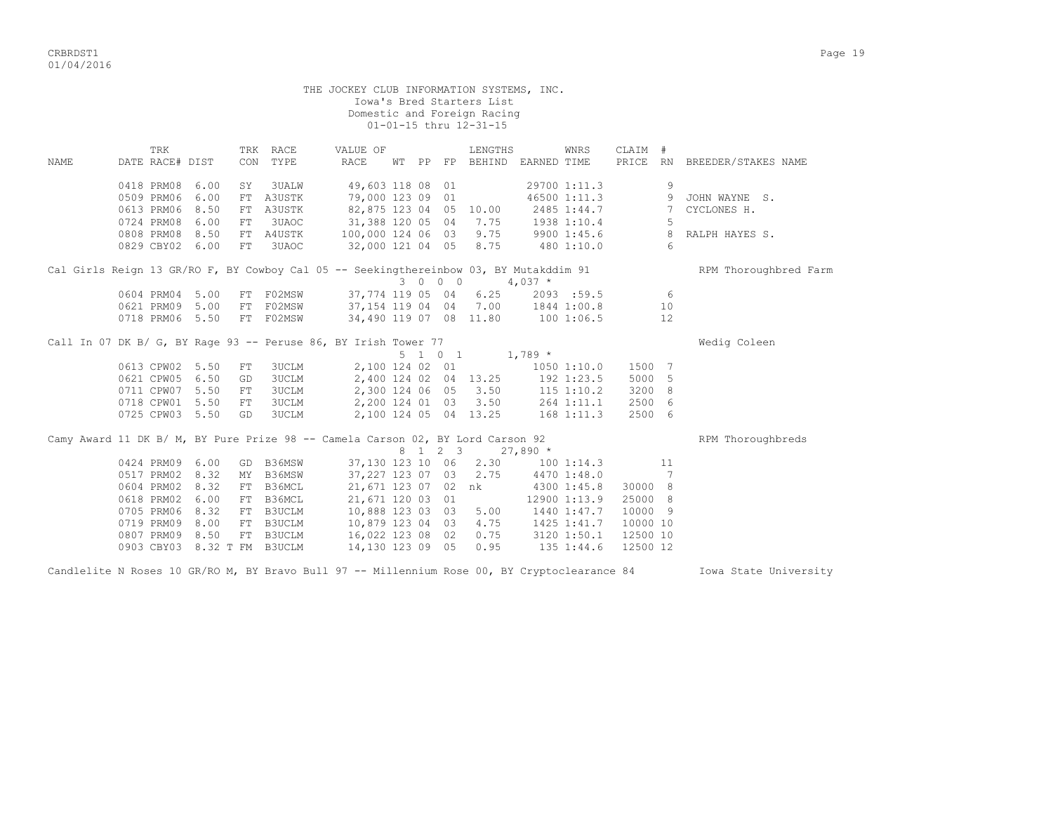THE JOCKEY CLUB INFORMATION SYSTEMS, INC.
Iowa's Bred Starters List
Domestic and Foreign Racing
01-01-15 thru 12-31-15

| NAME | TRK DATE | RACE# | DIST | TRK CON | RACE TYPE | VALUE OF RACE | WT | PP | FP | LENGTHS BEHIND | EARNED | WNRS TIME | CLAIM PRICE | # RN | BREEDER/STAKES NAME |
|---|---|---|---|---|---|---|---|---|---|---|---|---|---|---|---|
| | 0418 | PRM08 | 6.00 | SY | 3UALW | 49,603 | 118 | 08 | 01 | | 29700 | 1:11.3 | | 9 | |
| | 0509 | PRM06 | 6.00 | FT | A3USTK | 79,000 | 123 | 09 | 01 | | 46500 | 1:11.3 | | 9 | JOHN WAYNE S. |
| | 0613 | PRM06 | 8.50 | FT | A3USTK | 82,875 | 123 | 04 | 05 | 10.00 | 2485 | 1:44.7 | | 7 | CYCLONES H. |
| | 0724 | PRM08 | 6.00 | FT | 3UAOC | 31,388 | 120 | 05 | 04 | 7.75 | 1938 | 1:10.4 | | 5 | |
| | 0808 | PRM08 | 8.50 | FT | A4USTK | 100,000 | 124 | 06 | 03 | 9.75 | 9900 | 1:45.6 | | 8 | RALPH HAYES S. |
| | 0829 | CBY02 | 6.00 | FT | 3UAOC | 32,000 | 121 | 04 | 05 | 8.75 | 480 | 1:10.0 | | 6 | |
| **Cal Girls Reign 13 GR/RO F, BY Cowboy Cal 05 -- Seekingthereinbow 03, BY Mutakddim 91** | | | | | | | 3 | 0 0 0 | | | 4,037 * | | | | RPM Thoroughbred Farm |
| | 0604 | PRM04 | 5.00 | FT | F02MSW | 37,774 | 119 | 05 | 04 | 6.25 | 2093 | :59.5 | | 6 | |
| | 0621 | PRM09 | 5.00 | FT | F02MSW | 37,154 | 119 | 04 | 04 | 7.00 | 1844 | 1:00.8 | | 10 | |
| | 0718 | PRM06 | 5.50 | FT | F02MSW | 34,490 | 119 | 07 | 08 | 11.80 | 100 | 1:06.5 | | 12 | |
| **Call In 07 DK B/ G, BY Rage 93 -- Peruse 86, BY Irish Tower 77** | | | | | | | 5 | 1 0 1 | | | 1,789 * | | | | Wedig Coleen |
| | 0613 | CPW02 | 5.50 | FT | 3UCLM | 2,100 | 124 | 02 | 01 | | 1050 | 1:10.0 | 1500 | 7 | |
| | 0621 | CPW05 | 6.50 | GD | 3UCLM | 2,400 | 124 | 02 | 04 | 13.25 | 192 | 1:23.5 | 5000 | 5 | |
| | 0711 | CPW07 | 5.50 | FT | 3UCLM | 2,300 | 124 | 06 | 05 | 3.50 | 115 | 1:10.2 | 3200 | 8 | |
| | 0718 | CPW01 | 5.50 | FT | 3UCLM | 2,200 | 124 | 01 | 03 | 3.50 | 264 | 1:11.1 | 2500 | 6 | |
| | 0725 | CPW03 | 5.50 | GD | 3UCLM | 2,100 | 124 | 05 | 04 | 13.25 | 168 | 1:11.3 | 2500 | 6 | |
| **Camy Award 11 DK B/ M, BY Pure Prize 98 -- Camela Carson 02, BY Lord Carson 92** | | | | | | | 8 | 1 2 3 | | | 27,890 * | | | | RPM Thoroughbreds |
| | 0424 | PRM09 | 6.00 | GD | B36MSW | 37,130 | 123 | 10 | 06 | 2.30 | 100 | 1:14.3 | | 11 | |
| | 0517 | PRM02 | 8.32 | MY | B36MSW | 37,227 | 123 | 07 | 03 | 2.75 | 4470 | 1:48.0 | | 7 | |
| | 0604 | PRM02 | 8.32 | FT | B36MCL | 21,671 | 123 | 07 | 02 | nk | 4300 | 1:45.8 | 30000 | 8 | |
| | 0618 | PRM02 | 6.00 | FT | B36MCL | 21,671 | 120 | 03 | 01 | | 12900 | 1:13.9 | 25000 | 8 | |
| | 0705 | PRM06 | 8.32 | FT | B3UCLM | 10,888 | 123 | 03 | 03 | 5.00 | 1440 | 1:47.7 | 10000 | 9 | |
| | 0719 | PRM09 | 8.00 | FT | B3UCLM | 10,879 | 123 | 04 | 03 | 4.75 | 1425 | 1:41.7 | 10000 | 10 | |
| | 0807 | PRM09 | 8.50 | FT | B3UCLM | 16,022 | 123 | 08 | 02 | 0.75 | 3120 | 1:50.1 | 12500 | 10 | |
| | 0903 | CBY03 | 8.32 T | FM | B3UCLM | 14,130 | 123 | 09 | 05 | 0.95 | 135 | 1:44.6 | 12500 | 12 | |
| **Candlelite N Roses 10 GR/RO M, BY Bravo Bull 97 -- Millennium Rose 00, BY Cryptoclearance 84** | | | | | | | | | | | | | | | Iowa State University |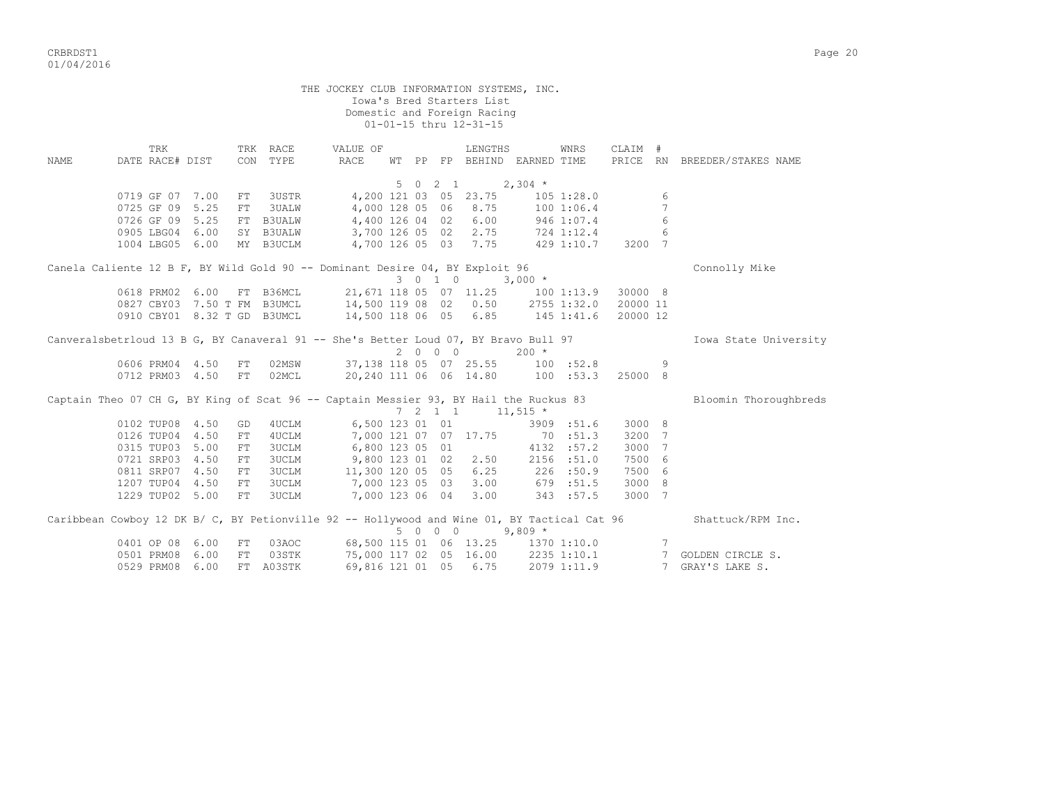THE JOCKEY CLUB INFORMATION SYSTEMS, INC.
Iowa's Bred Starters List
Domestic and Foreign Racing
01-01-15 thru 12-31-15

| NAME | DATE | TRK RACE# | DIST | TRK CON | RACE TYPE | VALUE OF RACE | WT | PP | FP | LENGTHS BEHIND | EARNED | WNRS TIME | CLAIM PRICE | # RN | BREEDER/STAKES NAME |
|---|---|---|---|---|---|---|---|---|---|---|---|---|---|---|---|
| | | | | | | | 5 | 0 | 2 1 | | 2,304 * | | | | |
| | 0719 | GF 07 | 7.00 | FT | 3USTR | 4,200 | 121 | 03 | 05 | 23.75 | 105 | 1:28.0 | | 6 | |
| | 0725 | GF 09 | 5.25 | FT | 3UALW | 4,000 | 128 | 05 | 06 | 8.75 | 100 | 1:06.4 | | 7 | |
| | 0726 | GF 09 | 5.25 | FT | B3UALW | 4,400 | 126 | 04 | 02 | 6.00 | 946 | 1:07.4 | | 6 | |
| | 0905 | LBG04 | 6.00 | SY | B3UALW | 3,700 | 126 | 05 | 02 | 2.75 | 724 | 1:12.4 | | 6 | |
| | 1004 | LBG05 | 6.00 | MY | B3UCLM | 4,700 | 126 | 05 | 03 | 7.75 | 429 | 1:10.7 | 3200 | 7 | |
| Canela Caliente 12 B F, BY Wild Gold 90 -- Dominant Desire 04, BY Exploit 96 | | | | | | | | | | | | | | | Connolly Mike |
| | | | | | | | 3 | 0 | 1 0 | | 3,000 * | | | | |
| | 0618 | PRM02 | 6.00 | FT | B36MCL | 21,671 | 118 | 05 | 07 | 11.25 | 100 | 1:13.9 | 30000 | 8 | |
| | 0827 | CBY03 | 7.50 T | FM | B3UMCL | 14,500 | 119 | 08 | 02 | 0.50 | 2755 | 1:32.0 | 20000 | 11 | |
| | 0910 | CBY01 | 8.32 T | GD | B3UMCL | 14,500 | 118 | 06 | 05 | 6.85 | 145 | 1:41.6 | 20000 | 12 | |
| Canveralsbetrloud 13 B G, BY Canaveral 91 -- She's Better Loud 07, BY Bravo Bull 97 | | | | | | | | | | | | | | | Iowa State University |
| | | | | | | | 2 | 0 | 0 0 | | 200 * | | | | |
| | 0606 | PRM04 | 4.50 | FT | 02MSW | 37,138 | 118 | 05 | 07 | 25.55 | 100 | :52.8 | | 9 | |
| | 0712 | PRM03 | 4.50 | FT | 02MCL | 20,240 | 111 | 06 | 06 | 14.80 | 100 | :53.3 | 25000 | 8 | |
| Captain Theo 07 CH G, BY King of Scat 96 -- Captain Messier 93, BY Hail the Ruckus 83 | | | | | | | | | | | | | | | Bloomin Thoroughbreds |
| | | | | | | | 7 | 2 | 1 1 | | 11,515 * | | | | |
| | 0102 | TUP08 | 4.50 | GD | 4UCLM | 6,500 | 123 | 01 | 01 | | 3909 | :51.6 | 3000 | 8 | |
| | 0126 | TUP04 | 4.50 | FT | 4UCLM | 7,000 | 121 | 07 | 07 | 17.75 | 70 | :51.3 | 3200 | 7 | |
| | 0315 | TUP03 | 5.00 | FT | 3UCLM | 6,800 | 123 | 05 | 01 | | 4132 | :57.2 | 3000 | 7 | |
| | 0721 | SRP03 | 4.50 | FT | 3UCLM | 9,800 | 123 | 01 | 02 | 2.50 | 2156 | :51.0 | 7500 | 6 | |
| | 0811 | SRP07 | 4.50 | FT | 3UCLM | 11,300 | 120 | 05 | 05 | 6.25 | 226 | :50.9 | 7500 | 6 | |
| | 1207 | TUP04 | 4.50 | FT | 3UCLM | 7,000 | 123 | 05 | 03 | 3.00 | 679 | :51.5 | 3000 | 8 | |
| | 1229 | TUP02 | 5.00 | FT | 3UCLM | 7,000 | 123 | 06 | 04 | 3.00 | 343 | :57.5 | 3000 | 7 | |
| Caribbean Cowboy 12 DK B/ C, BY Petionville 92 -- Hollywood and Wine 01, BY Tactical Cat 96 | | | | | | | | | | | | | | | Shattuck/RPM Inc. |
| | | | | | | | 5 | 0 | 0 0 | | 9,809 * | | | | |
| | 0401 | OP 08 | 6.00 | FT | 03AOC | 68,500 | 115 | 01 | 06 | 13.25 | 1370 | 1:10.0 | | 7 | |
| | 0501 | PRM08 | 6.00 | FT | 03STK | 75,000 | 117 | 02 | 05 | 16.00 | 2235 | 1:10.1 | | 7 | GOLDEN CIRCLE S. |
| | 0529 | PRM08 | 6.00 | FT | A03STK | 69,816 | 121 | 01 | 05 | 6.75 | 2079 | 1:11.9 | | 7 | GRAY'S LAKE S. |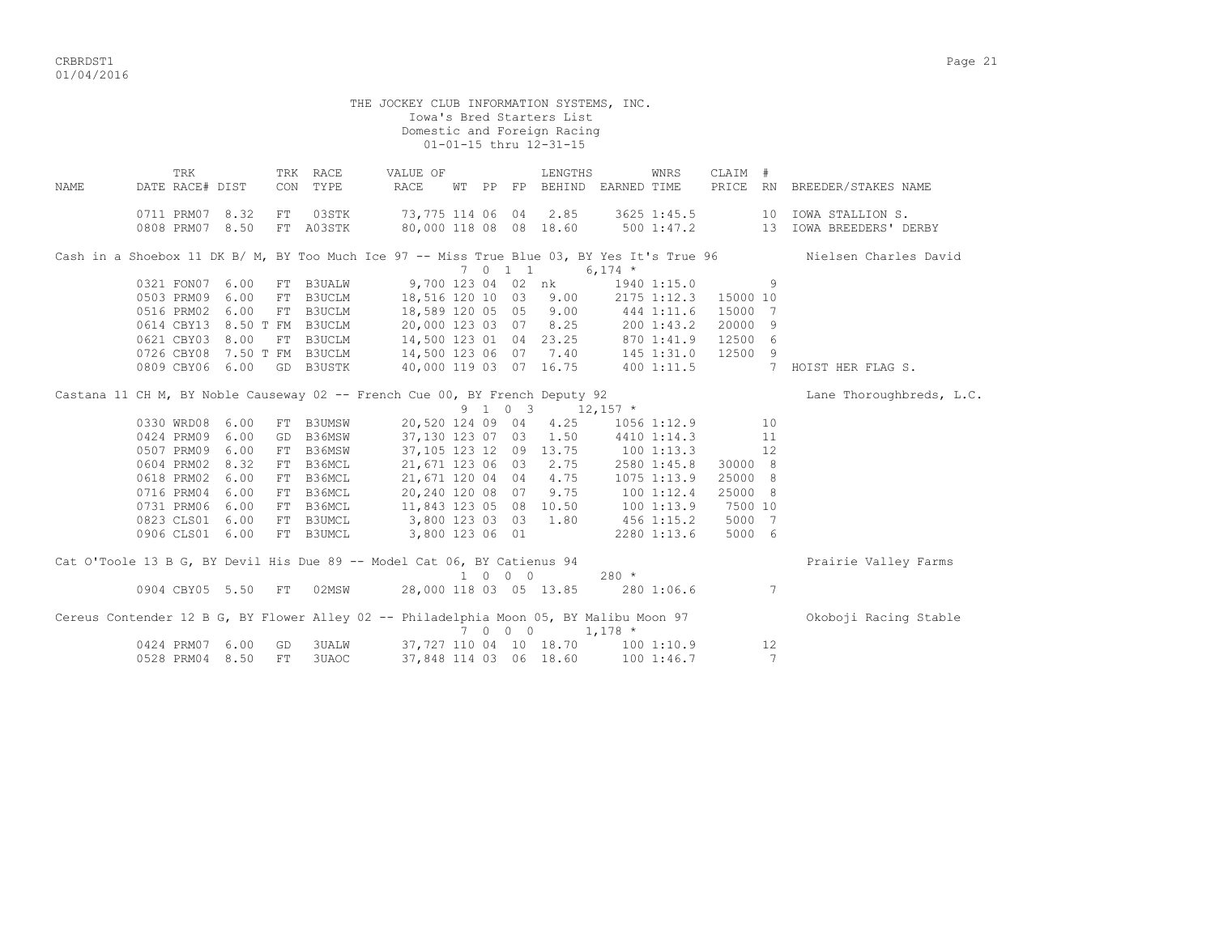THE JOCKEY CLUB INFORMATION SYSTEMS, INC.
Iowa's Bred Starters List
Domestic and Foreign Racing
01-01-15 thru 12-31-15

| NAME | TRK DATE | TRK RACE# | DIST | TRK CON | RACE TYPE | VALUE OF RACE | WT | PP | FP | LENGTHS BEHIND | EARNED | WNRS TIME | CLAIM PRICE | # RN | BREEDER/STAKES NAME |
|---|---|---|---|---|---|---|---|---|---|---|---|---|---|---|---|
| | 0711 | PRM07 | 8.32 | FT | 03STK | 73,775 | 114 | 06 | 04 | 2.85 | 3625 | 1:45.5 | | 10 | IOWA STALLION S. |
| | 0808 | PRM07 | 8.50 | FT | A03STK | 80,000 | 118 | 08 | 08 | 18.60 | 500 | 1:47.2 | | 13 | IOWA BREEDERS' DERBY |

Cash in a Shoebox 11 DK B/ M, BY Too Much Ice 97 -- Miss True Blue 03, BY Yes It's True 96 — Nielsen Charles David
7 0 1 1 — 6,174 *

| TRK DATE | TRK RACE# | DIST | TRK CON | RACE TYPE | VALUE OF RACE | WT | PP | FP | LENGTHS BEHIND | EARNED | WNRS TIME | CLAIM PRICE | # RN | BREEDER/STAKES NAME |
|---|---|---|---|---|---|---|---|---|---|---|---|---|---|---|
| 0321 | FON07 | 6.00 | FT | B3UALW | 9,700 | 123 | 04 | 02 | nk | 1940 | 1:15.0 | | 9 | |
| 0503 | PRM09 | 6.00 | FT | B3UCLM | 18,516 | 120 | 10 | 03 | 9.00 | 2175 | 1:12.3 | 15000 | 10 | |
| 0516 | PRM02 | 6.00 | FT | B3UCLM | 18,589 | 120 | 05 | 05 | 9.00 | 444 | 1:11.6 | 15000 | 7 | |
| 0614 | CBY13 | 8.50 T | FM | B3UCLM | 20,000 | 123 | 03 | 07 | 8.25 | 200 | 1:43.2 | 20000 | 9 | |
| 0621 | CBY03 | 8.00 | FT | B3UCLM | 14,500 | 123 | 01 | 04 | 23.25 | 870 | 1:41.9 | 12500 | 6 | |
| 0726 | CBY08 | 7.50 T | FM | B3UCLM | 14,500 | 123 | 06 | 07 | 7.40 | 145 | 1:31.0 | 12500 | 9 | |
| 0809 | CBY06 | 6.00 | GD | B3USTK | 40,000 | 119 | 03 | 07 | 16.75 | 400 | 1:11.5 | | 7 | HOIST HER FLAG S. |

Castana 11 CH M, BY Noble Causeway 02 -- French Cue 00, BY French Deputy 92 — Lane Thoroughbreds, L.C.
9 1 0 3 — 12,157 *

| TRK DATE | TRK RACE# | DIST | TRK CON | RACE TYPE | VALUE OF RACE | WT | PP | FP | LENGTHS BEHIND | EARNED | WNRS TIME | CLAIM PRICE | # RN | BREEDER/STAKES NAME |
|---|---|---|---|---|---|---|---|---|---|---|---|---|---|---|
| 0330 | WRD08 | 6.00 | FT | B3UMSW | 20,520 | 124 | 09 | 04 | 4.25 | 1056 | 1:12.9 | | 10 | |
| 0424 | PRM09 | 6.00 | GD | B36MSW | 37,130 | 123 | 07 | 03 | 1.50 | 4410 | 1:14.3 | | 11 | |
| 0507 | PRM09 | 6.00 | FT | B36MSW | 37,105 | 123 | 12 | 09 | 13.75 | 100 | 1:13.3 | | 12 | |
| 0604 | PRM02 | 8.32 | FT | B36MCL | 21,671 | 123 | 06 | 03 | 2.75 | 2580 | 1:45.8 | 30000 | 8 | |
| 0618 | PRM02 | 6.00 | FT | B36MCL | 21,671 | 120 | 04 | 04 | 4.75 | 1075 | 1:13.9 | 25000 | 8 | |
| 0716 | PRM04 | 6.00 | FT | B36MCL | 20,240 | 120 | 08 | 07 | 9.75 | 100 | 1:12.4 | 25000 | 8 | |
| 0731 | PRM06 | 6.00 | FT | B36MCL | 11,843 | 123 | 05 | 08 | 10.50 | 100 | 1:13.9 | 7500 | 10 | |
| 0823 | CLS01 | 6.00 | FT | B3UMCL | 3,800 | 123 | 03 | 03 | 1.80 | 456 | 1:15.2 | 5000 | 7 | |
| 0906 | CLS01 | 6.00 | FT | B3UMCL | 3,800 | 123 | 06 | 01 | | 2280 | 1:13.6 | 5000 | 6 | |

Cat O'Toole 13 B G, BY Devil His Due 89 -- Model Cat 06, BY Catienus 94 — Prairie Valley Farms
1 0 0 0 — 280 *

| TRK DATE | TRK RACE# | DIST | TRK CON | RACE TYPE | VALUE OF RACE | WT | PP | FP | LENGTHS BEHIND | EARNED | WNRS TIME | CLAIM PRICE | # RN | BREEDER/STAKES NAME |
|---|---|---|---|---|---|---|---|---|---|---|---|---|---|---|
| 0904 | CBY05 | 5.50 | FT | 02MSW | 28,000 | 118 | 03 | 05 | 13.85 | 280 | 1:06.6 | | 7 | |

Cereus Contender 12 B G, BY Flower Alley 02 -- Philadelphia Moon 05, BY Malibu Moon 97 — Okoboji Racing Stable
7 0 0 0 — 1,178 *

| TRK DATE | TRK RACE# | DIST | TRK CON | RACE TYPE | VALUE OF RACE | WT | PP | FP | LENGTHS BEHIND | EARNED | WNRS TIME | CLAIM PRICE | # RN | BREEDER/STAKES NAME |
|---|---|---|---|---|---|---|---|---|---|---|---|---|---|---|
| 0424 | PRM07 | 6.00 | GD | 3UALW | 37,727 | 110 | 04 | 10 | 18.70 | 100 | 1:10.9 | | 12 | |
| 0528 | PRM04 | 8.50 | FT | 3UAOC | 37,848 | 114 | 03 | 06 | 18.60 | 100 | 1:46.7 | | 7 | |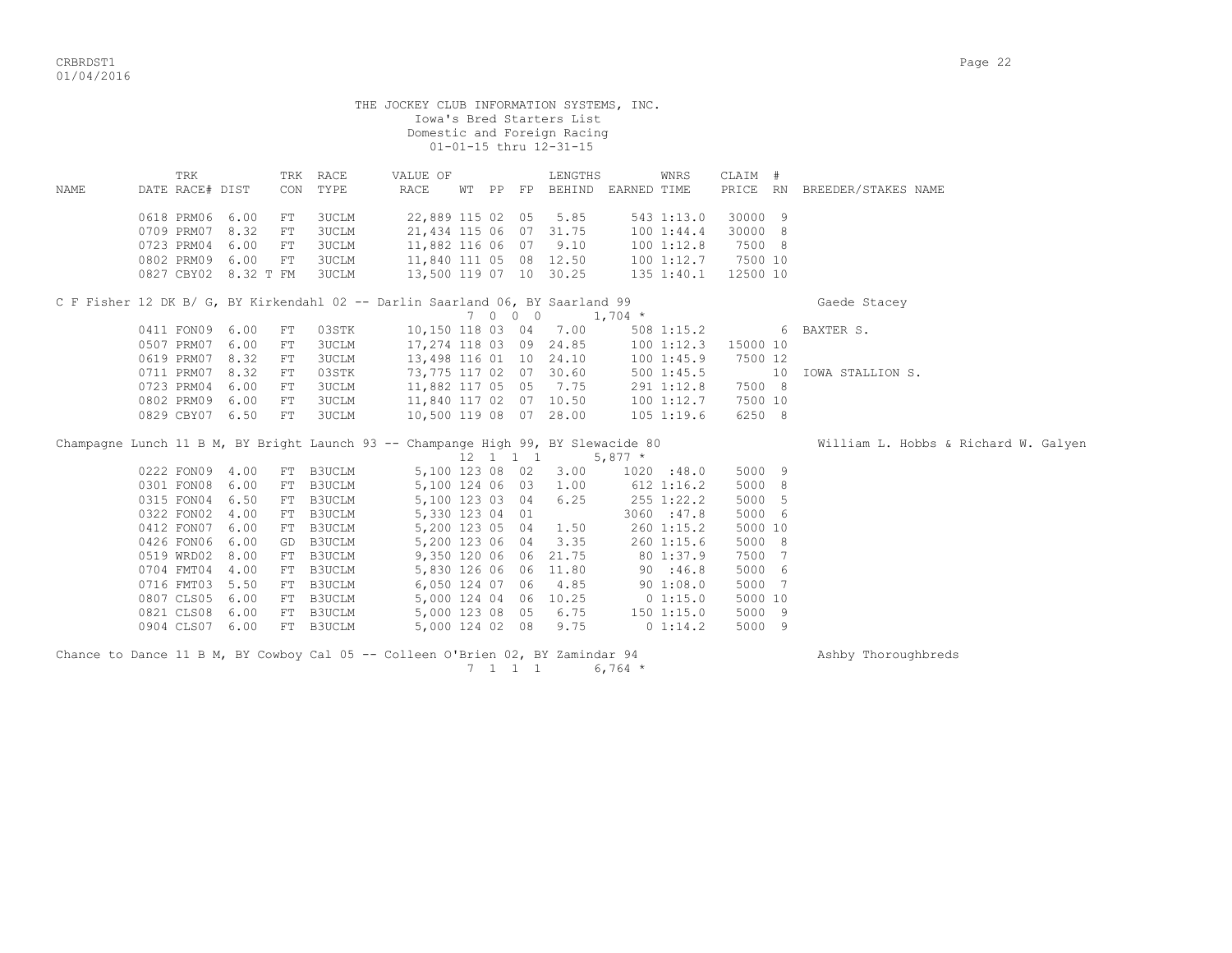THE JOCKEY CLUB INFORMATION SYSTEMS, INC.
Iowa's Bred Starters List
Domestic and Foreign Racing
01-01-15 thru 12-31-15

| NAME | DATE | TRK RACE# | DIST | TRK CON | RACE TYPE | VALUE OF RACE | WT | PP | FP | LENGTHS BEHIND | EARNED | WNRS TIME | CLAIM PRICE | # RN | BREEDER/STAKES NAME |
|---|---|---|---|---|---|---|---|---|---|---|---|---|---|---|---|
| | 0618 | PRM06 | 6.00 | FT | 3UCLM | 22,889 | 115 | 02 | 05 | 5.85 | 543 | 1:13.0 | 30000 | 9 | |
| | 0709 | PRM07 | 8.32 | FT | 3UCLM | 21,434 | 115 | 06 | 07 | 31.75 | 100 | 1:44.4 | 30000 | 8 | |
| | 0723 | PRM04 | 6.00 | FT | 3UCLM | 11,882 | 116 | 06 | 07 | 9.10 | 100 | 1:12.8 | 7500 | 8 | |
| | 0802 | PRM09 | 6.00 | FT | 3UCLM | 11,840 | 111 | 05 | 08 | 12.50 | 100 | 1:12.7 | 7500 | 10 | |
| | 0827 | CBY02 | 8.32 T | FM | 3UCLM | 13,500 | 119 | 07 | 10 | 30.25 | 135 | 1:40.1 | 12500 | 10 | |
| C F Fisher 12 DK B/ G, BY Kirkendahl 02 -- Darlin Saarland 06, BY Saarland 99 | | | | | | | 7 | 0 0 | 0 | | 1,704 * | | | | Gaede Stacey |
| | 0411 | FON09 | 6.00 | FT | 03STK | 10,150 | 118 | 03 | 04 | 7.00 | 508 | 1:15.2 | | 6 | BAXTER S. |
| | 0507 | PRM07 | 6.00 | FT | 3UCLM | 17,274 | 118 | 03 | 09 | 24.85 | 100 | 1:12.3 | 15000 | 10 | |
| | 0619 | PRM07 | 8.32 | FT | 3UCLM | 13,498 | 116 | 01 | 10 | 24.10 | 100 | 1:45.9 | 7500 | 12 | |
| | 0711 | PRM07 | 8.32 | FT | 03STK | 73,775 | 117 | 02 | 07 | 30.60 | 500 | 1:45.5 | | 10 | IOWA STALLION S. |
| | 0723 | PRM04 | 6.00 | FT | 3UCLM | 11,882 | 117 | 05 | 05 | 7.75 | 291 | 1:12.8 | 7500 | 8 | |
| | 0802 | PRM09 | 6.00 | FT | 3UCLM | 11,840 | 117 | 02 | 07 | 10.50 | 100 | 1:12.7 | 7500 | 10 | |
| | 0829 | CBY07 | 6.50 | FT | 3UCLM | 10,500 | 119 | 08 | 07 | 28.00 | 105 | 1:19.6 | 6250 | 8 | |
| Champagne Lunch 11 B M, BY Bright Launch 93 -- Champange High 99, BY Slewacide 80 | | | | | | | 12 | 1 1 | 1 | | 5,877 * | | | | William L. Hobbs & Richard W. Galyen |
| | 0222 | FON09 | 4.00 | FT | B3UCLM | 5,100 | 123 | 08 | 02 | 3.00 | 1020 | :48.0 | 5000 | 9 | |
| | 0301 | FON08 | 6.00 | FT | B3UCLM | 5,100 | 124 | 06 | 03 | 1.00 | 612 | 1:16.2 | 5000 | 8 | |
| | 0315 | FON04 | 6.50 | FT | B3UCLM | 5,100 | 123 | 03 | 04 | 6.25 | 255 | 1:22.2 | 5000 | 5 | |
| | 0322 | FON02 | 4.00 | FT | B3UCLM | 5,330 | 123 | 04 | 01 | | 3060 | :47.8 | 5000 | 6 | |
| | 0412 | FON07 | 6.00 | FT | B3UCLM | 5,200 | 123 | 05 | 04 | 1.50 | 260 | 1:15.2 | 5000 | 10 | |
| | 0426 | FON06 | 6.00 | GD | B3UCLM | 5,200 | 123 | 06 | 04 | 3.35 | 260 | 1:15.6 | 5000 | 8 | |
| | 0519 | WRD02 | 8.00 | FT | B3UCLM | 9,350 | 120 | 06 | 06 | 21.75 | 80 | 1:37.9 | 7500 | 7 | |
| | 0704 | FMT04 | 4.00 | FT | B3UCLM | 5,830 | 126 | 06 | 06 | 11.80 | 90 | :46.8 | 5000 | 6 | |
| | 0716 | FMT03 | 5.50 | FT | B3UCLM | 6,050 | 124 | 07 | 06 | 4.85 | 90 | 1:08.0 | 5000 | 7 | |
| | 0807 | CLS05 | 6.00 | FT | B3UCLM | 5,000 | 124 | 04 | 06 | 10.25 | 0 | 1:15.0 | 5000 | 10 | |
| | 0821 | CLS08 | 6.00 | FT | B3UCLM | 5,000 | 123 | 08 | 05 | 6.75 | 150 | 1:15.0 | 5000 | 9 | |
| | 0904 | CLS07 | 6.00 | FT | B3UCLM | 5,000 | 124 | 02 | 08 | 9.75 | 0 | 1:14.2 | 5000 | 9 | |
| Chance to Dance 11 B M, BY Cowboy Cal 05 -- Colleen O'Brien 02, BY Zamindar 94 | | | | | | | 7 | 1 1 | 1 | | 6,764 * | | | | Ashby Thoroughbreds |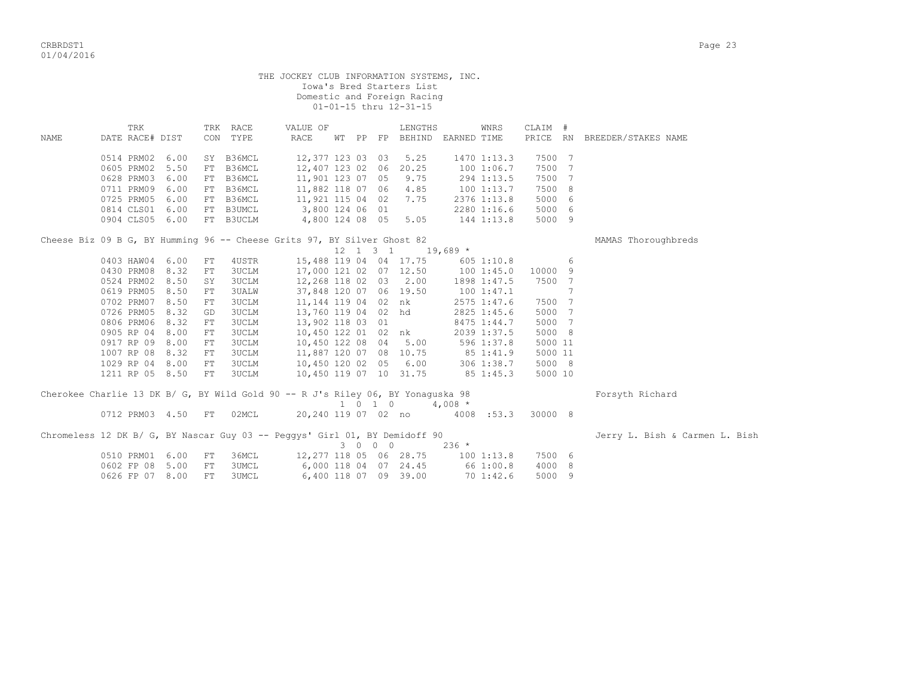THE JOCKEY CLUB INFORMATION SYSTEMS, INC.
Iowa's Bred Starters List
Domestic and Foreign Racing
01-01-15 thru 12-31-15

| NAME | TRK DATE | RACE# | DIST | TRK CON | RACE TYPE | VALUE OF RACE | WT | PP | FP | LENGTHS BEHIND | EARNED | WNRS TIME | CLAIM PRICE | # RN | BREEDER/STAKES NAME |
|---|---|---|---|---|---|---|---|---|---|---|---|---|---|---|---|
| | 0514 | PRM02 | 6.00 | SY | B36MCL | 12,377 | 123 | 03 | 03 | 5.25 | 1470 | 1:13.3 | 7500 | 7 | |
| | 0605 | PRM02 | 5.50 | FT | B36MCL | 12,407 | 123 | 02 | 06 | 20.25 | 100 | 1:06.7 | 7500 | 7 | |
| | 0628 | PRM03 | 6.00 | FT | B36MCL | 11,901 | 123 | 07 | 05 | 9.75 | 294 | 1:13.5 | 7500 | 7 | |
| | 0711 | PRM09 | 6.00 | FT | B36MCL | 11,882 | 118 | 07 | 06 | 4.85 | 100 | 1:13.7 | 7500 | 8 | |
| | 0725 | PRM05 | 6.00 | FT | B36MCL | 11,921 | 115 | 04 | 02 | 7.75 | 2376 | 1:13.8 | 5000 | 6 | |
| | 0814 | CLS01 | 6.00 | FT | B3UMCL | 3,800 | 124 | 06 | 01 | | 2280 | 1:16.6 | 5000 | 6 | |
| | 0904 | CLS05 | 6.00 | FT | B3UCLM | 4,800 | 124 | 08 | 05 | 5.05 | 144 | 1:13.8 | 5000 | 9 | |
| Cheese Biz 09 B G, BY Humming 96 -- Cheese Grits 97, BY Silver Ghost 82 | | | | | | | 12 | 1 3 1 | | | 19,689 * | | | | MAMAS Thoroughbreds |
| | 0403 | HAW04 | 6.00 | FT | 4USTR | 15,488 | 119 | 04 | 04 | 17.75 | 605 | 1:10.8 | | 6 | |
| | 0430 | PRM08 | 8.32 | FT | 3UCLM | 17,000 | 121 | 02 | 07 | 12.50 | 100 | 1:45.0 | 10000 | 9 | |
| | 0524 | PRM02 | 8.50 | SY | 3UCLM | 12,268 | 118 | 02 | 03 | 2.00 | 1898 | 1:47.5 | 7500 | 7 | |
| | 0619 | PRM05 | 8.50 | FT | 3UALW | 37,848 | 120 | 07 | 06 | 19.50 | 100 | 1:47.1 | | 7 | |
| | 0702 | PRM07 | 8.50 | FT | 3UCLM | 11,144 | 119 | 04 | 02 | nk | 2575 | 1:47.6 | 7500 | 7 | |
| | 0726 | PRM05 | 8.32 | GD | 3UCLM | 13,760 | 119 | 04 | 02 | hd | 2825 | 1:45.6 | 5000 | 7 | |
| | 0806 | PRM06 | 8.32 | FT | 3UCLM | 13,902 | 118 | 03 | 01 | | 8475 | 1:44.7 | 5000 | 7 | |
| | 0905 | RP 04 | 8.00 | FT | 3UCLM | 10,450 | 122 | 01 | 02 | nk | 2039 | 1:37.5 | 5000 | 8 | |
| | 0917 | RP 09 | 8.00 | FT | 3UCLM | 10,450 | 122 | 08 | 04 | 5.00 | 596 | 1:37.8 | 5000 | 11 | |
| | 1007 | RP 08 | 8.32 | FT | 3UCLM | 11,887 | 120 | 07 | 08 | 10.75 | 85 | 1:41.9 | 5000 | 11 | |
| | 1029 | RP 04 | 8.00 | FT | 3UCLM | 10,450 | 120 | 02 | 05 | 6.00 | 306 | 1:38.7 | 5000 | 8 | |
| | 1211 | RP 05 | 8.50 | FT | 3UCLM | 10,450 | 119 | 07 | 10 | 31.75 | 85 | 1:45.3 | 5000 | 10 | |
| Cherokee Charlie 13 DK B/ G, BY Wild Gold 90 -- R J's Riley 06, BY Yonaguska 98 | | | | | | | 1 | 0 1 0 | | | 4,008 * | | | | Forsyth Richard |
| | 0712 | PRM03 | 4.50 | FT | 02MCL | 20,240 | 119 | 07 | 02 | no | 4008 | :53.3 | 30000 | 8 | |
| Chromeless 12 DK B/ G, BY Nascar Guy 03 -- Peggys' Girl 01, BY Demidoff 90 | | | | | | | 3 | 0 0 0 | | | 236 * | | | | Jerry L. Bish & Carmen L. Bish |
| | 0510 | PRM01 | 6.00 | FT | 36MCL | 12,277 | 118 | 05 | 06 | 28.75 | 100 | 1:13.8 | 7500 | 6 | |
| | 0602 | FP 08 | 5.00 | FT | 3UMCL | 6,000 | 118 | 04 | 07 | 24.45 | 66 | 1:00.8 | 4000 | 8 | |
| | 0626 | FP 07 | 8.00 | FT | 3UMCL | 6,400 | 118 | 07 | 09 | 39.00 | 70 | 1:42.6 | 5000 | 9 | |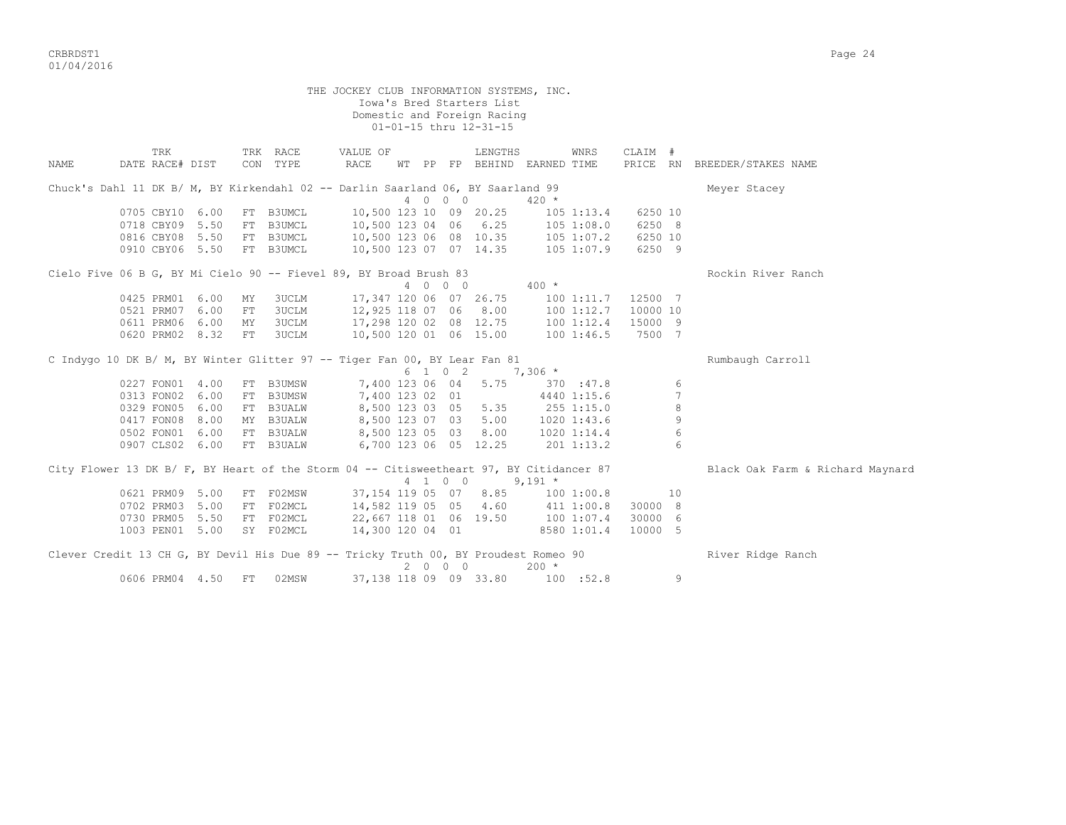THE JOCKEY CLUB INFORMATION SYSTEMS, INC.
Iowa's Bred Starters List
Domestic and Foreign Racing
01-01-15 thru 12-31-15

| NAME | DATE | TRK RACE# | DIST | TRK CON | RACE TYPE | VALUE OF RACE | WT | PP | FP | LENGTHS BEHIND | EARNED | WNRS TIME | CLAIM PRICE | # RN | BREEDER/STAKES NAME |
|---|---|---|---|---|---|---|---|---|---|---|---|---|---|---|---|
| Chuck's Dahl 11 DK B/ M, BY Kirkendahl 02 -- Darlin Saarland 06, BY Saarland 99 | | | | | | | | | | | | | | | Meyer Stacey |
| | | | | | | | 4 | 0 0 0 | | | 420 * | | | | |
| | 0705 | CBY10 | 6.00 | FT | B3UMCL | 10,500 | 123 | 10 | 09 | 20.25 | 105 | 1:13.4 | 6250 | 10 | |
| | 0718 | CBY09 | 5.50 | FT | B3UMCL | 10,500 | 123 | 04 | 06 | 6.25 | 105 | 1:08.0 | 6250 | 8 | |
| | 0816 | CBY08 | 5.50 | FT | B3UMCL | 10,500 | 123 | 06 | 08 | 10.35 | 105 | 1:07.2 | 6250 | 10 | |
| | 0910 | CBY06 | 5.50 | FT | B3UMCL | 10,500 | 123 | 07 | 07 | 14.35 | 105 | 1:07.9 | 6250 | 9 | |
| Cielo Five 06 B G, BY Mi Cielo 90 -- Fievel 89, BY Broad Brush 83 | | | | | | | | | | | | | | | Rockin River Ranch |
| | | | | | | | 4 | 0 0 0 | | | 400 * | | | | |
| | 0425 | PRM01 | 6.00 | MY | 3UCLM | 17,347 | 120 | 06 | 07 | 26.75 | 100 | 1:11.7 | 12500 | 7 | |
| | 0521 | PRM07 | 6.00 | FT | 3UCLM | 12,925 | 118 | 07 | 06 | 8.00 | 100 | 1:12.7 | 10000 | 10 | |
| | 0611 | PRM06 | 6.00 | MY | 3UCLM | 17,298 | 120 | 02 | 08 | 12.75 | 100 | 1:12.4 | 15000 | 9 | |
| | 0620 | PRM02 | 8.32 | FT | 3UCLM | 10,500 | 120 | 01 | 06 | 15.00 | 100 | 1:46.5 | 7500 | 7 | |
| C Indygo 10 DK B/ M, BY Winter Glitter 97 -- Tiger Fan 00, BY Lear Fan 81 | | | | | | | | | | | | | | | Rumbaugh Carroll |
| | | | | | | | 6 | 1 0 2 | | | 7,306 * | | | | |
| | 0227 | FON01 | 4.00 | FT | B3UMSW | 7,400 | 123 | 06 | 04 | 5.75 | 370 | :47.8 | | 6 | |
| | 0313 | FON02 | 6.00 | FT | B3UMSW | 7,400 | 123 | 02 | 01 | | 4440 | 1:15.6 | | 7 | |
| | 0329 | FON05 | 6.00 | FT | B3UALW | 8,500 | 123 | 03 | 05 | 5.35 | 255 | 1:15.0 | | 8 | |
| | 0417 | FON08 | 8.00 | MY | B3UALW | 8,500 | 123 | 07 | 03 | 5.00 | 1020 | 1:43.6 | | 9 | |
| | 0502 | FON01 | 6.00 | FT | B3UALW | 8,500 | 123 | 05 | 03 | 8.00 | 1020 | 1:14.4 | | 6 | |
| | 0907 | CLS02 | 6.00 | FT | B3UALW | 6,700 | 123 | 06 | 05 | 12.25 | 201 | 1:13.2 | | 6 | |
| City Flower 13 DK B/ F, BY Heart of the Storm 04 -- Citisweetheart 97, BY Citidancer 87 | | | | | | | | | | | | | | | Black Oak Farm & Richard Maynard |
| | | | | | | | 4 | 1 0 0 | | | 9,191 * | | | | |
| | 0621 | PRM09 | 5.00 | FT | F02MSW | 37,154 | 119 | 05 | 07 | 8.85 | 100 | 1:00.8 | | 10 | |
| | 0702 | PRM03 | 5.00 | FT | F02MCL | 14,582 | 119 | 05 | 05 | 4.60 | 411 | 1:00.8 | 30000 | 8 | |
| | 0730 | PRM05 | 5.50 | FT | F02MCL | 22,667 | 118 | 01 | 06 | 19.50 | 100 | 1:07.4 | 30000 | 6 | |
| | 1003 | PEN01 | 5.00 | SY | F02MCL | 14,300 | 120 | 04 | 01 | | 8580 | 1:01.4 | 10000 | 5 | |
| Clever Credit 13 CH G, BY Devil His Due 89 -- Tricky Truth 00, BY Proudest Romeo 90 | | | | | | | | | | | | | | | River Ridge Ranch |
| | | | | | | | 2 | 0 0 0 | | | 200 * | | | | |
| | 0606 | PRM04 | 4.50 | FT | 02MSW | 37,138 | 118 | 09 | 09 | 33.80 | 100 | :52.8 | | 9 | |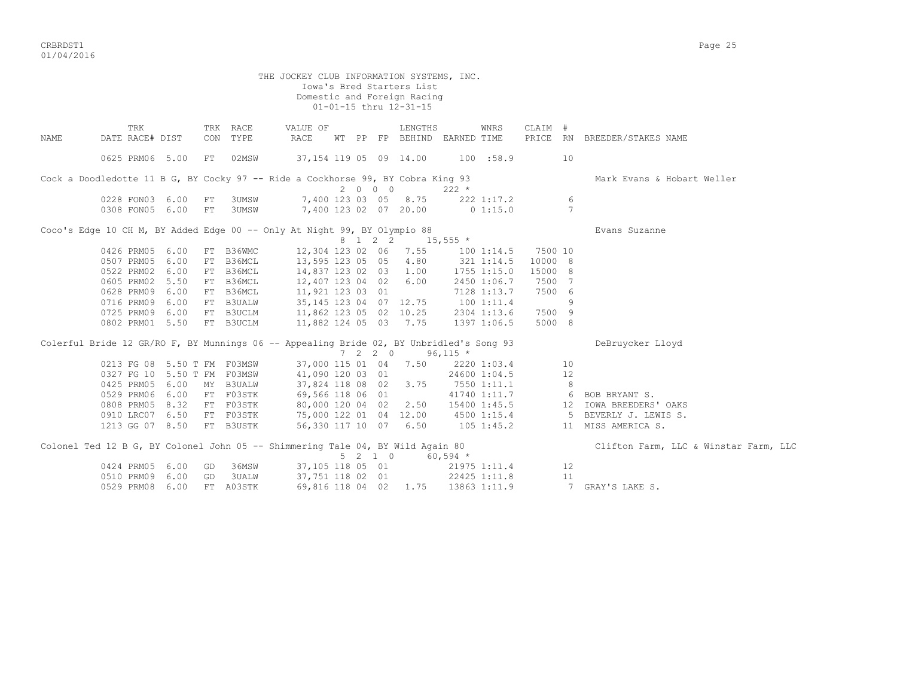THE JOCKEY CLUB INFORMATION SYSTEMS, INC.
Iowa's Bred Starters List
Domestic and Foreign Racing
01-01-15 thru 12-31-15

| NAME | TRK DATE | RACE# | DIST | TRK CON | RACE TYPE | VALUE OF RACE | WT | PP | FP | LENGTHS BEHIND | EARNED | WNRS TIME | CLAIM PRICE | # RN | BREEDER/STAKES NAME |
|---|---|---|---|---|---|---|---|---|---|---|---|---|---|---|---|
| | 0625 | PRM06 | 5.00 | FT | 02MSW | 37,154 | 119 | 05 | 09 | 14.00 | 100 | :58.9 | | 10 | |
| Cock a Doodledotte 11 B G, BY Cocky 97 -- Ride a Cockhorse 99, BY Cobra King 93 | | | | | | 2 0 0 0 | | | | | 222 * | | | | Mark Evans & Hobart Weller |
| | 0228 | FON03 | 6.00 | FT | 3UMSW | 7,400 | 123 | 03 | 05 | 8.75 | 222 | 1:17.2 | | 6 | |
| | 0308 | FON05 | 6.00 | FT | 3UMSW | 7,400 | 123 | 02 | 07 | 20.00 | 0 | 1:15.0 | | 7 | |
| Coco's Edge 10 CH M, BY Added Edge 00 -- Only At Night 99, BY Olympio 88 | | | | | | 8 1 2 2 | | | | | 15,555 * | | | | Evans Suzanne |
| | 0426 | PRM05 | 6.00 | FT | B36WMC | 12,304 | 123 | 02 | 06 | 7.55 | 100 | 1:14.5 | 7500 | 10 | |
| | 0507 | PRM05 | 6.00 | FT | B36MCL | 13,595 | 123 | 05 | 05 | 4.80 | 321 | 1:14.5 | 10000 | 8 | |
| | 0522 | PRM02 | 6.00 | FT | B36MCL | 14,837 | 123 | 02 | 03 | 1.00 | 1755 | 1:15.0 | 15000 | 8 | |
| | 0605 | PRM02 | 5.50 | FT | B36MCL | 12,407 | 123 | 04 | 02 | 6.00 | 2450 | 1:06.7 | 7500 | 7 | |
| | 0628 | PRM09 | 6.00 | FT | B36MCL | 11,921 | 123 | 03 | 01 | | 7128 | 1:13.7 | 7500 | 6 | |
| | 0716 | PRM09 | 6.00 | FT | B3UALW | 35,145 | 123 | 04 | 07 | 12.75 | 100 | 1:11.4 | | 9 | |
| | 0725 | PRM09 | 6.00 | FT | B3UCLM | 11,862 | 123 | 05 | 02 | 10.25 | 2304 | 1:13.6 | 7500 | 9 | |
| | 0802 | PRM01 | 5.50 | FT | B3UCLM | 11,882 | 124 | 05 | 03 | 7.75 | 1397 | 1:06.5 | 5000 | 8 | |
| Colerful Bride 12 GR/RO F, BY Munnings 06 -- Appealing Bride 02, BY Unbridled's Song 93 | | | | | | 7 2 2 0 | | | | | 96,115 * | | | | DeBruycker Lloyd |
| | 0213 | FG 08 | 5.50 T | FM | F03MSW | 37,000 | 115 | 01 | 04 | 7.50 | 2220 | 1:03.4 | | 10 | |
| | 0327 | FG 10 | 5.50 T | FM | F03MSW | 41,090 | 120 | 03 | 01 | | 24600 | 1:04.5 | | 12 | |
| | 0425 | PRM05 | 6.00 | MY | B3UALW | 37,824 | 118 | 08 | 02 | 3.75 | 7550 | 1:11.1 | | 8 | |
| | 0529 | PRM06 | 6.00 | FT | F03STK | 69,566 | 118 | 06 | 01 | | 41740 | 1:11.7 | | 6 | BOB BRYANT S. |
| | 0808 | PRM05 | 8.32 | FT | F03STK | 80,000 | 120 | 04 | 02 | 2.50 | 15400 | 1:45.5 | | 12 | IOWA BREEDERS' OAKS |
| | 0910 | LRC07 | 6.50 | FT | F03STK | 75,000 | 122 | 01 | 04 | 12.00 | 4500 | 1:15.4 | | 5 | BEVERLY J. LEWIS S. |
| | 1213 | GG 07 | 8.50 | FT | B3USTK | 56,330 | 117 | 10 | 07 | 6.50 | 105 | 1:45.2 | | 11 | MISS AMERICA S. |
| Colonel Ted 12 B G, BY Colonel John 05 -- Shimmering Tale 04, BY Wild Again 80 | | | | | | 5 2 1 0 | | | | | 60,594 * | | | | Clifton Farm, LLC & Winstar Farm, LLC |
| | 0424 | PRM05 | 6.00 | GD | 36MSW | 37,105 | 118 | 05 | 01 | | 21975 | 1:11.4 | | 12 | |
| | 0510 | PRM09 | 6.00 | GD | 3UALW | 37,751 | 118 | 02 | 01 | | 22425 | 1:11.8 | | 11 | |
| | 0529 | PRM08 | 6.00 | FT | A03STK | 69,816 | 118 | 04 | 02 | 1.75 | 13863 | 1:11.9 | | 7 | GRAY'S LAKE S. |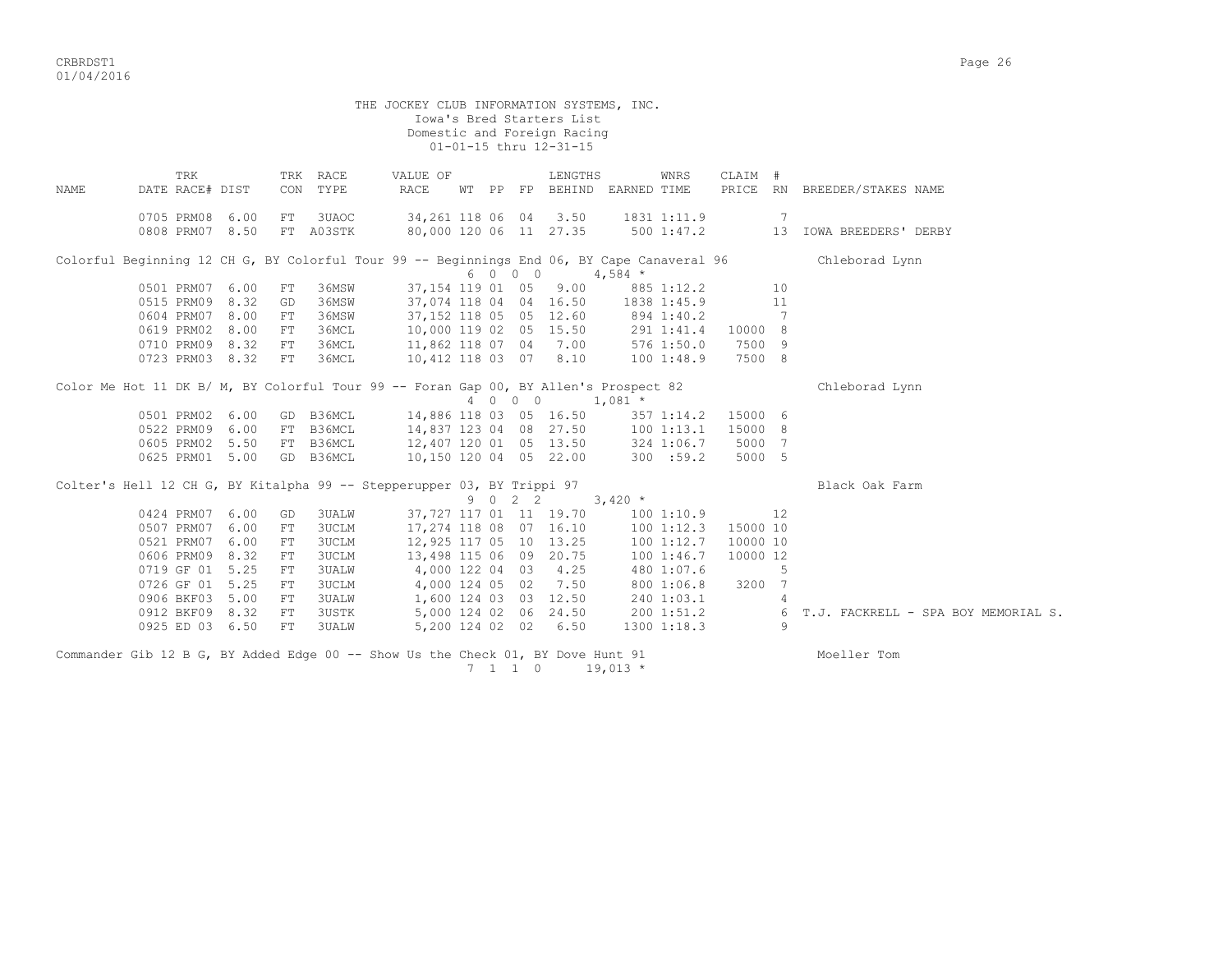THE JOCKEY CLUB INFORMATION SYSTEMS, INC.
Iowa's Bred Starters List
Domestic and Foreign Racing
01-01-15 thru 12-31-15

| NAME | TRK DATE | RACE# | DIST | TRK CON | RACE TYPE | VALUE OF RACE | WT | PP | FP | LENGTHS BEHIND | EARNED | WNRS TIME | CLAIM PRICE | # RN | BREEDER/STAKES NAME |
|---|---|---|---|---|---|---|---|---|---|---|---|---|---|---|---|
| | 0705 | PRM08 | 6.00 | FT | 3UAOC | 34,261 | 118 | 06 | 04 | 3.50 | 1831 | 1:11.9 | | 7 | |
| | 0808 | PRM07 | 8.50 | FT | A03STK | 80,000 | 120 | 06 | 11 | 27.35 | 500 | 1:47.2 | | 13 | IOWA BREEDERS' DERBY |

Colorful Beginning 12 CH G, BY Colorful Tour 99 -- Beginnings End 06, BY Cape Canaveral 96 — Chleborad Lynn
6 0 0 0 — 4,584 *

| TRK DATE | RACE# | DIST | TRK CON | RACE TYPE | VALUE OF RACE | WT | PP | FP | LENGTHS BEHIND | EARNED | WNRS TIME | CLAIM PRICE | # RN | BREEDER/STAKES NAME |
|---|---|---|---|---|---|---|---|---|---|---|---|---|---|---|
| 0501 | PRM07 | 6.00 | FT | 36MSW | 37,154 | 119 | 01 | 05 | 9.00 | 885 | 1:12.2 | | 10 | |
| 0515 | PRM09 | 8.32 | GD | 36MSW | 37,074 | 118 | 04 | 04 | 16.50 | 1838 | 1:45.9 | | 11 | |
| 0604 | PRM07 | 8.00 | FT | 36MSW | 37,152 | 118 | 05 | 05 | 12.60 | 894 | 1:40.2 | | 7 | |
| 0619 | PRM02 | 8.00 | FT | 36MCL | 10,000 | 119 | 02 | 05 | 15.50 | 291 | 1:41.4 | 10000 | 8 | |
| 0710 | PRM09 | 8.32 | FT | 36MCL | 11,862 | 118 | 07 | 04 | 7.00 | 576 | 1:50.0 | 7500 | 9 | |
| 0723 | PRM03 | 8.32 | FT | 36MCL | 10,412 | 118 | 03 | 07 | 8.10 | 100 | 1:48.9 | 7500 | 8 | |

Color Me Hot 11 DK B/ M, BY Colorful Tour 99 -- Foran Gap 00, BY Allen's Prospect 82 — Chleborad Lynn
4 0 0 0 — 1,081 *

| TRK DATE | RACE# | DIST | TRK CON | RACE TYPE | VALUE OF RACE | WT | PP | FP | LENGTHS BEHIND | EARNED | WNRS TIME | CLAIM PRICE | # RN | BREEDER/STAKES NAME |
|---|---|---|---|---|---|---|---|---|---|---|---|---|---|---|
| 0501 | PRM02 | 6.00 | GD | B36MCL | 14,886 | 118 | 03 | 05 | 16.50 | 357 | 1:14.2 | 15000 | 6 | |
| 0522 | PRM09 | 6.00 | FT | B36MCL | 14,837 | 123 | 04 | 08 | 27.50 | 100 | 1:13.1 | 15000 | 8 | |
| 0605 | PRM02 | 5.50 | FT | B36MCL | 12,407 | 120 | 01 | 05 | 13.50 | 324 | 1:06.7 | 5000 | 7 | |
| 0625 | PRM01 | 5.00 | GD | B36MCL | 10,150 | 120 | 04 | 05 | 22.00 | 300 | :59.2 | 5000 | 5 | |

Colter's Hell 12 CH G, BY Kitalpha 99 -- Stepperupper 03, BY Trippi 97 — Black Oak Farm
9 0 2 2 — 3,420 *

| TRK DATE | RACE# | DIST | TRK CON | RACE TYPE | VALUE OF RACE | WT | PP | FP | LENGTHS BEHIND | EARNED | WNRS TIME | CLAIM PRICE | # RN | BREEDER/STAKES NAME |
|---|---|---|---|---|---|---|---|---|---|---|---|---|---|---|
| 0424 | PRM07 | 6.00 | GD | 3UALW | 37,727 | 117 | 01 | 11 | 19.70 | 100 | 1:10.9 | | 12 | |
| 0507 | PRM07 | 6.00 | FT | 3UCLM | 17,274 | 118 | 08 | 07 | 16.10 | 100 | 1:12.3 | 15000 | 10 | |
| 0521 | PRM07 | 6.00 | FT | 3UCLM | 12,925 | 117 | 05 | 10 | 13.25 | 100 | 1:12.7 | 10000 | 10 | |
| 0606 | PRM09 | 8.32 | FT | 3UCLM | 13,498 | 115 | 06 | 09 | 20.75 | 100 | 1:46.7 | 10000 | 12 | |
| 0719 | GF 01 | 5.25 | FT | 3UALW | 4,000 | 122 | 04 | 03 | 4.25 | 480 | 1:07.6 | | 5 | |
| 0726 | GF 01 | 5.25 | FT | 3UCLM | 4,000 | 124 | 05 | 02 | 7.50 | 800 | 1:06.8 | 3200 | 7 | |
| 0906 | BKF03 | 5.00 | FT | 3UALW | 1,600 | 124 | 03 | 03 | 12.50 | 240 | 1:03.1 | | 4 | |
| 0912 | BKF09 | 8.32 | FT | 3USTK | 5,000 | 124 | 02 | 06 | 24.50 | 200 | 1:51.2 | | 6 | T.J. FACKRELL - SPA BOY MEMORIAL S. |
| 0925 | ED 03 | 6.50 | FT | 3UALW | 5,200 | 124 | 02 | 02 | 6.50 | 1300 | 1:18.3 | | 9 | |

Commander Gib 12 B G, BY Added Edge 00 -- Show Us the Check 01, BY Dove Hunt 91 — Moeller Tom
7 1 1 0 — 19,013 *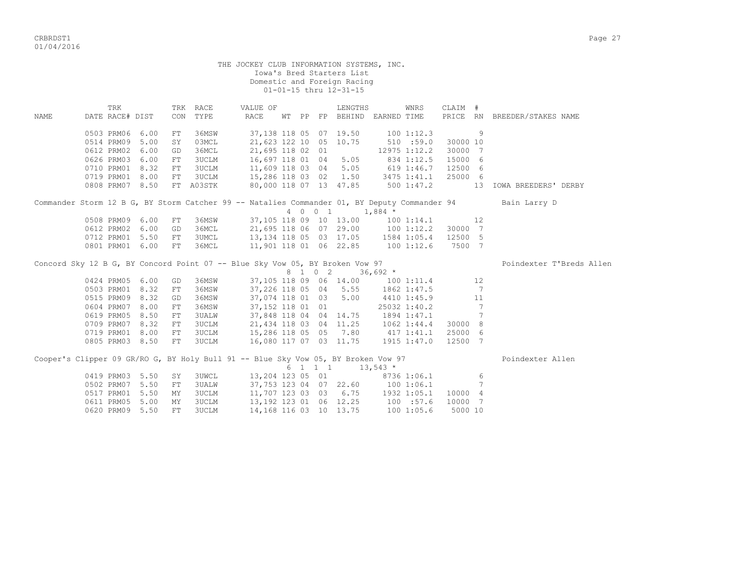THE JOCKEY CLUB INFORMATION SYSTEMS, INC.
Iowa's Bred Starters List
Domestic and Foreign Racing
01-01-15 thru 12-31-15

| NAME | TRK DATE | TRK RACE# | DIST | TRK CON | RACE TYPE | VALUE OF RACE | WT | PP | FP | LENGTHS BEHIND | EARNED | WNRS TIME | CLAIM PRICE | # RN | BREEDER/STAKES NAME |
|---|---|---|---|---|---|---|---|---|---|---|---|---|---|---|---|
| | 0503 | PRM06 | 6.00 | FT | 36MSW | 37,138 | 118 | 05 | 07 | 19.50 | 100 | 1:12.3 | | 9 | |
| | 0514 | PRM09 | 5.00 | SY | 03MCL | 21,623 | 122 | 10 | 05 | 10.75 | 510 | :59.0 | 30000 | 10 | |
| | 0612 | PRM02 | 6.00 | GD | 36MCL | 21,695 | 118 | 02 | 01 | | 12975 | 1:12.2 | 30000 | 7 | |
| | 0626 | PRM03 | 6.00 | FT | 3UCLM | 16,697 | 118 | 01 | 04 | 5.05 | 834 | 1:12.5 | 15000 | 6 | |
| | 0710 | PRM01 | 8.32 | FT | 3UCLM | 11,609 | 118 | 03 | 04 | 5.05 | 619 | 1:46.7 | 12500 | 6 | |
| | 0719 | PRM01 | 8.00 | FT | 3UCLM | 15,286 | 118 | 03 | 02 | 1.50 | 3475 | 1:41.1 | 25000 | 6 | |
| | 0808 | PRM07 | 8.50 | FT | A03STK | 80,000 | 118 | 07 | 13 | 47.85 | 500 | 1:47.2 | | 13 | IOWA BREEDERS' DERBY |
| Commander Storm 12 B G, BY Storm Catcher 99 -- Natalies Commander 01, BY Deputy Commander 94 | | | | | | | | | | | | | | | Bain Larry D |
| | | | | | | | 4 | 0 0 1 | | 1,884 * | | | | | |
| | 0508 | PRM09 | 6.00 | FT | 36MSW | 37,105 | 118 | 09 | 10 | 13.00 | 100 | 1:14.1 | | 12 | |
| | 0612 | PRM02 | 6.00 | GD | 36MCL | 21,695 | 118 | 06 | 07 | 29.00 | 100 | 1:12.2 | 30000 | 7 | |
| | 0712 | PRM01 | 5.50 | FT | 3UMCL | 13,134 | 118 | 05 | 03 | 17.05 | 1584 | 1:05.4 | 12500 | 5 | |
| | 0801 | PRM01 | 6.00 | FT | 36MCL | 11,901 | 118 | 01 | 06 | 22.85 | 100 | 1:12.6 | 7500 | 7 | |
| Concord Sky 12 B G, BY Concord Point 07 -- Blue Sky Vow 05, BY Broken Vow 97 | | | | | | | | | | | | | | | Poindexter T'Breds Allen |
| | | | | | | | 8 | 1 0 2 | | 36,692 * | | | | | |
| | 0424 | PRM05 | 6.00 | GD | 36MSW | 37,105 | 118 | 09 | 06 | 14.00 | 100 | 1:11.4 | | 12 | |
| | 0503 | PRM01 | 8.32 | FT | 36MSW | 37,226 | 118 | 05 | 04 | 5.55 | 1862 | 1:47.5 | | 7 | |
| | 0515 | PRM09 | 8.32 | GD | 36MSW | 37,074 | 118 | 01 | 03 | 5.00 | 4410 | 1:45.9 | | 11 | |
| | 0604 | PRM07 | 8.00 | FT | 36MSW | 37,152 | 118 | 01 | 01 | | 25032 | 1:40.2 | | 7 | |
| | 0619 | PRM05 | 8.50 | FT | 3UALW | 37,848 | 118 | 04 | 04 | 14.75 | 1894 | 1:47.1 | | 7 | |
| | 0709 | PRM07 | 8.32 | FT | 3UCLM | 21,434 | 118 | 03 | 04 | 11.25 | 1062 | 1:44.4 | 30000 | 8 | |
| | 0719 | PRM01 | 8.00 | FT | 3UCLM | 15,286 | 118 | 05 | 05 | 7.80 | 417 | 1:41.1 | 25000 | 6 | |
| | 0805 | PRM03 | 8.50 | FT | 3UCLM | 16,080 | 117 | 07 | 03 | 11.75 | 1915 | 1:47.0 | 12500 | 7 | |
| Cooper's Clipper 09 GR/RO G, BY Holy Bull 91 -- Blue Sky Vow 05, BY Broken Vow 97 | | | | | | | | | | | | | | | Poindexter Allen |
| | | | | | | | 6 | 1 1 1 | | 13,543 * | | | | | |
| | 0419 | PRM03 | 5.50 | SY | 3UWCL | 13,204 | 123 | 05 | 01 | | 8736 | 1:06.1 | | 6 | |
| | 0502 | PRM07 | 5.50 | FT | 3UALW | 37,753 | 123 | 04 | 07 | 22.60 | 100 | 1:06.1 | | 7 | |
| | 0517 | PRM01 | 5.50 | MY | 3UCLM | 11,707 | 123 | 03 | 03 | 6.75 | 1932 | 1:05.1 | 10000 | 4 | |
| | 0611 | PRM05 | 5.00 | MY | 3UCLM | 13,192 | 123 | 01 | 06 | 12.25 | 100 | :57.6 | 10000 | 7 | |
| | 0620 | PRM09 | 5.50 | FT | 3UCLM | 14,168 | 116 | 03 | 10 | 13.75 | 100 | 1:05.6 | 5000 | 10 | |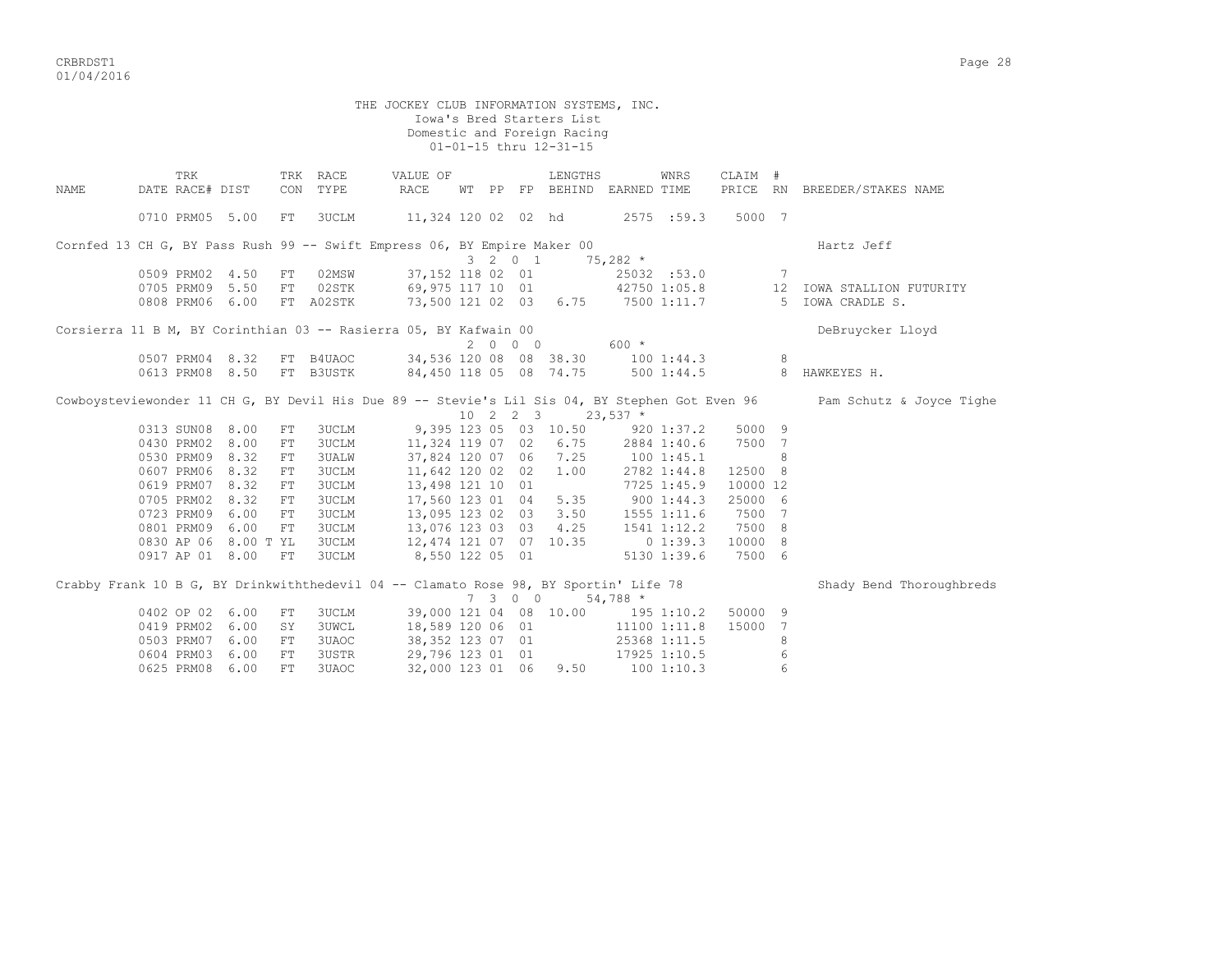THE JOCKEY CLUB INFORMATION SYSTEMS, INC.
Iowa's Bred Starters List
Domestic and Foreign Racing
01-01-15 thru 12-31-15

| NAME | TRK DATE | RACE# | DIST | TRK CON | RACE TYPE | VALUE OF RACE | WT | PP | FP | LENGTHS BEHIND | EARNED | WNRS TIME | CLAIM PRICE | # RN | BREEDER/STAKES NAME |
|---|---|---|---|---|---|---|---|---|---|---|---|---|---|---|---|
| | 0710 | PRM05 | 5.00 | FT | 3UCLM | 11,324 | 120 | 02 | 02 | hd | 2575 | :59.3 | 5000 | 7 | |
| Cornfed 13 CH G, BY Pass Rush 99 -- Swift Empress 06, BY Empire Maker 00 | | | | | | | | | | | | | | | Hartz Jeff |
| | | | | | | | 3 | 2 | 0 1 | | 75,282 * | | | | |
| | 0509 | PRM02 | 4.50 | FT | 02MSW | 37,152 | 118 | 02 | 01 | | 25032 | :53.0 | | 7 | |
| | 0705 | PRM09 | 5.50 | FT | 02STK | 69,975 | 117 | 10 | 01 | | 42750 | 1:05.8 | | 12 | IOWA STALLION FUTURITY |
| | 0808 | PRM06 | 6.00 | FT | A02STK | 73,500 | 121 | 02 | 03 | 6.75 | 7500 | 1:11.7 | | 5 | IOWA CRADLE S. |
| Corsierra 11 B M, BY Corinthian 03 -- Rasierra 05, BY Kafwain 00 | | | | | | | | | | | | | | | DeBruycker Lloyd |
| | | | | | | | 2 | 0 | 0 0 | | 600 * | | | | |
| | 0507 | PRM04 | 8.32 | FT | B4UAOC | 34,536 | 120 | 08 | 08 | 38.30 | 100 | 1:44.3 | | 8 | |
| | 0613 | PRM08 | 8.50 | FT | B3USTK | 84,450 | 118 | 05 | 08 | 74.75 | 500 | 1:44.5 | | 8 | HAWKEYES H. |
| Cowboysteviewonder 11 CH G, BY Devil His Due 89 -- Stevie's Lil Sis 04, BY Stephen Got Even 96 | | | | | | | | | | | | | | | Pam Schutz & Joyce Tighe |
| | | | | | | | 10 | 2 | 2 3 | | 23,537 * | | | | |
| | 0313 | SUN08 | 8.00 | FT | 3UCLM | 9,395 | 123 | 05 | 03 | 10.50 | 920 | 1:37.2 | 5000 | 9 | |
| | 0430 | PRM02 | 8.00 | FT | 3UCLM | 11,324 | 119 | 07 | 02 | 6.75 | 2884 | 1:40.6 | 7500 | 7 | |
| | 0530 | PRM09 | 8.32 | FT | 3UALW | 37,824 | 120 | 07 | 06 | 7.25 | 100 | 1:45.1 | | 8 | |
| | 0607 | PRM06 | 8.32 | FT | 3UCLM | 11,642 | 120 | 02 | 02 | 1.00 | 2782 | 1:44.8 | 12500 | 8 | |
| | 0619 | PRM07 | 8.32 | FT | 3UCLM | 13,498 | 121 | 10 | 01 | | 7725 | 1:45.9 | 10000 | 12 | |
| | 0705 | PRM02 | 8.32 | FT | 3UCLM | 17,560 | 123 | 01 | 04 | 5.35 | 900 | 1:44.3 | 25000 | 6 | |
| | 0723 | PRM09 | 6.00 | FT | 3UCLM | 13,095 | 123 | 02 | 03 | 3.50 | 1555 | 1:11.6 | 7500 | 7 | |
| | 0801 | PRM09 | 6.00 | FT | 3UCLM | 13,076 | 123 | 03 | 03 | 4.25 | 1541 | 1:12.2 | 7500 | 8 | |
| | 0830 | AP 06 | 8.00 T | YL | 3UCLM | 12,474 | 121 | 07 | 07 | 10.35 | 0 | 1:39.3 | 10000 | 8 | |
| | 0917 | AP 01 | 8.00 | FT | 3UCLM | 8,550 | 122 | 05 | 01 | | 5130 | 1:39.6 | 7500 | 6 | |
| Crabby Frank 10 B G, BY Drinkwiththedevil 04 -- Clamato Rose 98, BY Sportin' Life 78 | | | | | | | | | | | | | | | Shady Bend Thoroughbreds |
| | | | | | | | 7 | 3 | 0 0 | | 54,788 * | | | | |
| | 0402 | OP 02 | 6.00 | FT | 3UCLM | 39,000 | 121 | 04 | 08 | 10.00 | 195 | 1:10.2 | 50000 | 9 | |
| | 0419 | PRM02 | 6.00 | SY | 3UWCL | 18,589 | 120 | 06 | 01 | | 11100 | 1:11.8 | 15000 | 7 | |
| | 0503 | PRM07 | 6.00 | FT | 3UAOC | 38,352 | 123 | 07 | 01 | | 25368 | 1:11.5 | | 8 | |
| | 0604 | PRM03 | 6.00 | FT | 3USTR | 29,796 | 123 | 01 | 01 | | 17925 | 1:10.5 | | 6 | |
| | 0625 | PRM08 | 6.00 | FT | 3UAOC | 32,000 | 123 | 01 | 06 | 9.50 | 100 | 1:10.3 | | 6 | |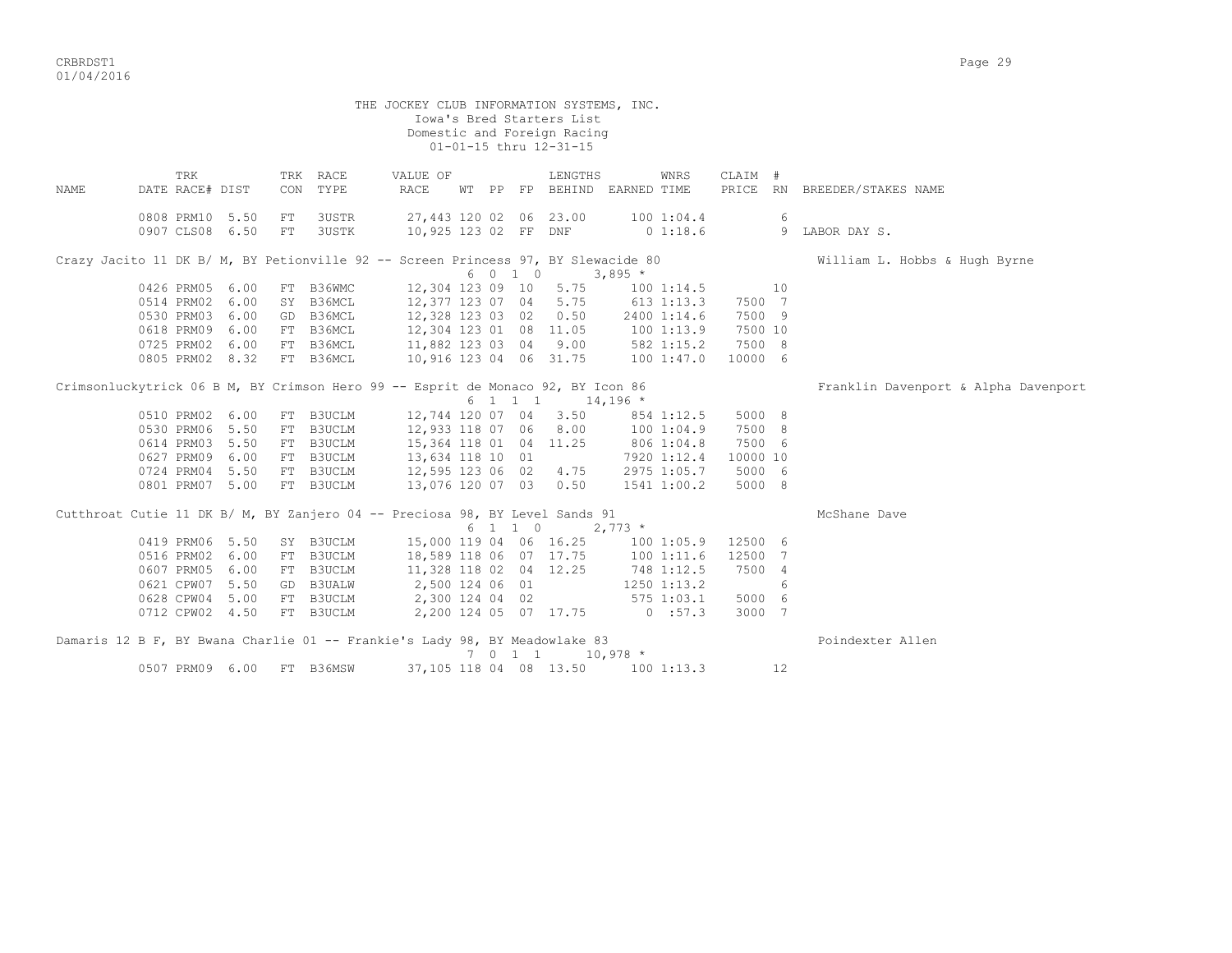THE JOCKEY CLUB INFORMATION SYSTEMS, INC.
Iowa's Bred Starters List
Domestic and Foreign Racing
01-01-15 thru 12-31-15

| NAME | DATE | TRK RACE# | DIST | TRK CON | RACE TYPE | VALUE OF RACE | WT | PP | FP | LENGTHS BEHIND | EARNED | WNRS TIME | CLAIM PRICE | # RN | BREEDER/STAKES NAME |
|---|---|---|---|---|---|---|---|---|---|---|---|---|---|---|---|
| | 0808 | PRM10 | 5.50 | FT | 3USTR | 27,443 | 120 | 02 | 06 | 23.00 | 100 | 1:04.4 | | 6 | |
| | 0907 | CLS08 | 6.50 | FT | 3USTK | 10,925 | 123 | 02 | FF | DNF | 0 | 1:18.6 | | 9 | LABOR DAY S. |
| Crazy Jacito 11 DK B/ M, BY Petionville 92 -- Screen Princess 97, BY Slewacide 80 | | | | | | | 6 | 0 | 1 | 0 | 3,895 * | | | | William L. Hobbs & Hugh Byrne |
| | 0426 | PRM05 | 6.00 | FT | B36WMC | 12,304 | 123 | 09 | 10 | 5.75 | 100 | 1:14.5 | | 10 | |
| | 0514 | PRM02 | 6.00 | SY | B36MCL | 12,377 | 123 | 07 | 04 | 5.75 | 613 | 1:13.3 | 7500 | 7 | |
| | 0530 | PRM03 | 6.00 | GD | B36MCL | 12,328 | 123 | 03 | 02 | 0.50 | 2400 | 1:14.6 | 7500 | 9 | |
| | 0618 | PRM09 | 6.00 | FT | B36MCL | 12,304 | 123 | 01 | 08 | 11.05 | 100 | 1:13.9 | 7500 | 10 | |
| | 0725 | PRM02 | 6.00 | FT | B36MCL | 11,882 | 123 | 03 | 04 | 9.00 | 582 | 1:15.2 | 7500 | 8 | |
| | 0805 | PRM02 | 8.32 | FT | B36MCL | 10,916 | 123 | 04 | 06 | 31.75 | 100 | 1:47.0 | 10000 | 6 | |
| Crimsonluckytrick 06 B M, BY Crimson Hero 99 -- Esprit de Monaco 92, BY Icon 86 | | | | | | | 6 | 1 | 1 | 1 | 14,196 * | | | | Franklin Davenport & Alpha Davenport |
| | 0510 | PRM02 | 6.00 | FT | B3UCLM | 12,744 | 120 | 07 | 04 | 3.50 | 854 | 1:12.5 | 5000 | 8 | |
| | 0530 | PRM06 | 5.50 | FT | B3UCLM | 12,933 | 118 | 07 | 06 | 8.00 | 100 | 1:04.9 | 7500 | 8 | |
| | 0614 | PRM03 | 5.50 | FT | B3UCLM | 15,364 | 118 | 01 | 04 | 11.25 | 806 | 1:04.8 | 7500 | 6 | |
| | 0627 | PRM09 | 6.00 | FT | B3UCLM | 13,634 | 118 | 10 | 01 | | 7920 | 1:12.4 | 10000 | 10 | |
| | 0724 | PRM04 | 5.50 | FT | B3UCLM | 12,595 | 123 | 06 | 02 | 4.75 | 2975 | 1:05.7 | 5000 | 6 | |
| | 0801 | PRM07 | 5.00 | FT | B3UCLM | 13,076 | 120 | 07 | 03 | 0.50 | 1541 | 1:00.2 | 5000 | 8 | |
| Cutthroat Cutie 11 DK B/ M, BY Zanjero 04 -- Preciosa 98, BY Level Sands 91 | | | | | | | 6 | 1 | 1 | 0 | 2,773 * | | | | McShane Dave |
| | 0419 | PRM06 | 5.50 | SY | B3UCLM | 15,000 | 119 | 04 | 06 | 16.25 | 100 | 1:05.9 | 12500 | 6 | |
| | 0516 | PRM02 | 6.00 | FT | B3UCLM | 18,589 | 118 | 06 | 07 | 17.75 | 100 | 1:11.6 | 12500 | 7 | |
| | 0607 | PRM05 | 6.00 | FT | B3UCLM | 11,328 | 118 | 02 | 04 | 12.25 | 748 | 1:12.5 | 7500 | 4 | |
| | 0621 | CPW07 | 5.50 | GD | B3UALW | 2,500 | 124 | 06 | 01 | | 1250 | 1:13.2 | | 6 | |
| | 0628 | CPW04 | 5.00 | FT | B3UCLM | 2,300 | 124 | 04 | 02 | | 575 | 1:03.1 | 5000 | 6 | |
| | 0712 | CPW02 | 4.50 | FT | B3UCLM | 2,200 | 124 | 05 | 07 | 17.75 | 0 | :57.3 | 3000 | 7 | |
| Damaris 12 B F, BY Bwana Charlie 01 -- Frankie's Lady 98, BY Meadowlake 83 | | | | | | | 7 | 0 | 1 | 1 | 10,978 * | | | | Poindexter Allen |
| | 0507 | PRM09 | 6.00 | FT | B36MSW | 37,105 | 118 | 04 | 08 | 13.50 | 100 | 1:13.3 | | 12 | |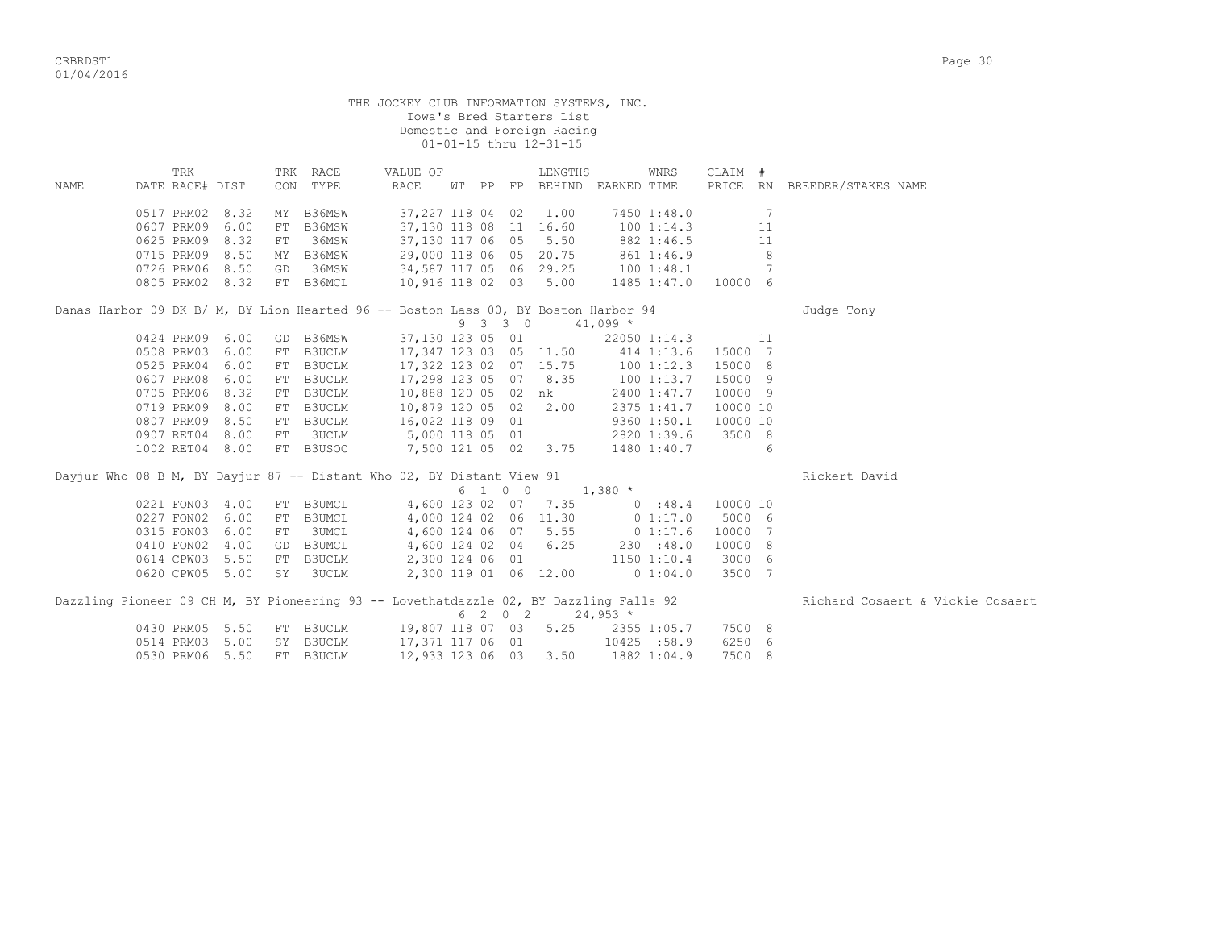THE JOCKEY CLUB INFORMATION SYSTEMS, INC.
Iowa's Bred Starters List
Domestic and Foreign Racing
01-01-15 thru 12-31-15

| NAME | TRK DATE RACE# | DIST | TRK CON | RACE TYPE | VALUE OF RACE | WT | PP | FP | LENGTHS BEHIND | EARNED | WNRS TIME | CLAIM PRICE | # RN | BREEDER/STAKES NAME |
|---|---|---|---|---|---|---|---|---|---|---|---|---|---|---|
| | 0517 PRM02 | 8.32 | MY | B36MSW | 37,227 | 118 | 04 | 02 | 1.00 | 7450 | 1:48.0 | | 7 | |
| | 0607 PRM09 | 6.00 | FT | B36MSW | 37,130 | 118 | 08 | 11 | 16.60 | 100 | 1:14.3 | | 11 | |
| | 0625 PRM09 | 8.32 | FT | 36MSW | 37,130 | 117 | 06 | 05 | 5.50 | 882 | 1:46.5 | | 11 | |
| | 0715 PRM09 | 8.50 | MY | B36MSW | 29,000 | 118 | 06 | 05 | 20.75 | 861 | 1:46.9 | | 8 | |
| | 0726 PRM06 | 8.50 | GD | 36MSW | 34,587 | 117 | 05 | 06 | 29.25 | 100 | 1:48.1 | | 7 | |
| | 0805 PRM02 | 8.32 | FT | B36MCL | 10,916 | 118 | 02 | 03 | 5.00 | 1485 | 1:47.0 | 10000 | 6 | |
| Danas Harbor 09 DK B/ M, BY Lion Hearted 96 -- Boston Lass 00, BY Boston Harbor 94 | | | | | | 9 | 3 3 0 | | | 41,099 * | | | | Judge Tony |
| | 0424 PRM09 | 6.00 | GD | B36MSW | 37,130 | 123 | 05 | 01 | | 22050 | 1:14.3 | | 11 | |
| | 0508 PRM03 | 6.00 | FT | B3UCLM | 17,347 | 123 | 03 | 05 | 11.50 | 414 | 1:13.6 | 15000 | 7 | |
| | 0525 PRM04 | 6.00 | FT | B3UCLM | 17,322 | 123 | 02 | 07 | 15.75 | 100 | 1:12.3 | 15000 | 8 | |
| | 0607 PRM08 | 6.00 | FT | B3UCLM | 17,298 | 123 | 05 | 07 | 8.35 | 100 | 1:13.7 | 15000 | 9 | |
| | 0705 PRM06 | 8.32 | FT | B3UCLM | 10,888 | 120 | 05 | 02 | nk | 2400 | 1:47.7 | 10000 | 9 | |
| | 0719 PRM09 | 8.00 | FT | B3UCLM | 10,879 | 120 | 05 | 02 | 2.00 | 2375 | 1:41.7 | 10000 | 10 | |
| | 0807 PRM09 | 8.50 | FT | B3UCLM | 16,022 | 118 | 09 | 01 | | 9360 | 1:50.1 | 10000 | 10 | |
| | 0907 RET04 | 8.00 | FT | 3UCLM | 5,000 | 118 | 05 | 01 | | 2820 | 1:39.6 | 3500 | 8 | |
| | 1002 RET04 | 8.00 | FT | B3USOC | 7,500 | 121 | 05 | 02 | 3.75 | 1480 | 1:40.7 | | 6 | |
| Dayjur Who 08 B M, BY Dayjur 87 -- Distant Who 02, BY Distant View 91 | | | | | | 6 | 1 0 0 | | | 1,380 * | | | | Rickert David |
| | 0221 FON03 | 4.00 | FT | B3UMCL | 4,600 | 123 | 02 | 07 | 7.35 | 0 | :48.4 | 10000 | 10 | |
| | 0227 FON02 | 6.00 | FT | B3UMCL | 4,000 | 124 | 02 | 06 | 11.30 | 0 | 1:17.0 | 5000 | 6 | |
| | 0315 FON03 | 6.00 | FT | 3UMCL | 4,600 | 124 | 06 | 07 | 5.55 | 0 | 1:17.6 | 10000 | 7 | |
| | 0410 FON02 | 4.00 | GD | B3UMCL | 4,600 | 124 | 02 | 04 | 6.25 | 230 | :48.0 | 10000 | 8 | |
| | 0614 CPW03 | 5.50 | FT | B3UCLM | 2,300 | 124 | 06 | 01 | | 1150 | 1:10.4 | 3000 | 6 | |
| | 0620 CPW05 | 5.00 | SY | 3UCLM | 2,300 | 119 | 01 | 06 | 12.00 | 0 | 1:04.0 | 3500 | 7 | |
| Dazzling Pioneer 09 CH M, BY Pioneering 93 -- Lovethatdazzle 02, BY Dazzling Falls 92 | | | | | | 6 | 2 0 2 | | | 24,953 * | | | | Richard Cosaert & Vickie Cosaert |
| | 0430 PRM05 | 5.50 | FT | B3UCLM | 19,807 | 118 | 07 | 03 | 5.25 | 2355 | 1:05.7 | 7500 | 8 | |
| | 0514 PRM03 | 5.00 | SY | B3UCLM | 17,371 | 117 | 06 | 01 | | 10425 | :58.9 | 6250 | 6 | |
| | 0530 PRM06 | 5.50 | FT | B3UCLM | 12,933 | 123 | 06 | 03 | 3.50 | 1882 | 1:04.9 | 7500 | 8 | |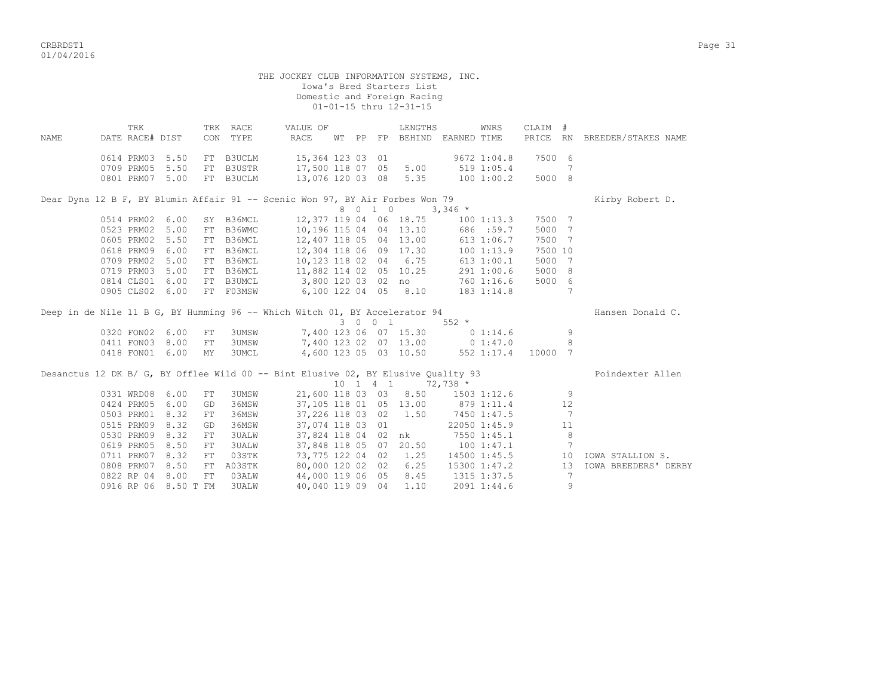THE JOCKEY CLUB INFORMATION SYSTEMS, INC.
Iowa's Bred Starters List
Domestic and Foreign Racing
01-01-15 thru 12-31-15

| NAME | TRK DATE | RACE# | DIST | TRK CON | RACE TYPE | VALUE OF RACE | WT | PP | FP | LENGTHS BEHIND | EARNED | WNRS TIME | CLAIM PRICE | # RN | BREEDER/STAKES NAME |
|---|---|---|---|---|---|---|---|---|---|---|---|---|---|---|---|
| | 0614 | PRM03 | 5.50 | FT | B3UCLM | 15,364 | 123 | 03 | 01 | | 9672 | 1:04.8 | 7500 | 6 | |
| | 0709 | PRM05 | 5.50 | FT | B3USTR | 17,500 | 118 | 07 | 05 | 5.00 | 519 | 1:05.4 | | 7 | |
| | 0801 | PRM07 | 5.00 | FT | B3UCLM | 13,076 | 120 | 03 | 08 | 5.35 | 100 | 1:00.2 | 5000 | 8 | |
| Dear Dyna 12 B F, BY Blumin Affair 91 -- Scenic Won 97, BY Air Forbes Won 79 | | | | | | | 8 | 0 | 1 | 0 | 3,346 * | | | | Kirby Robert D. |
| | 0514 | PRM02 | 6.00 | SY | B36MCL | 12,377 | 119 | 04 | 06 | 18.75 | 100 | 1:13.3 | 7500 | 7 | |
| | 0523 | PRM02 | 5.00 | FT | B36WMC | 10,196 | 115 | 04 | 04 | 13.10 | 686 | :59.7 | 5000 | 7 | |
| | 0605 | PRM02 | 5.50 | FT | B36MCL | 12,407 | 118 | 05 | 04 | 13.00 | 613 | 1:06.7 | 7500 | 7 | |
| | 0618 | PRM09 | 6.00 | FT | B36MCL | 12,304 | 118 | 06 | 09 | 17.30 | 100 | 1:13.9 | 7500 | 10 | |
| | 0709 | PRM02 | 5.00 | FT | B36MCL | 10,123 | 118 | 02 | 04 | 6.75 | 613 | 1:00.1 | 5000 | 7 | |
| | 0719 | PRM03 | 5.00 | FT | B36MCL | 11,882 | 114 | 02 | 05 | 10.25 | 291 | 1:00.6 | 5000 | 8 | |
| | 0814 | CLS01 | 6.00 | FT | B3UMCL | 3,800 | 120 | 03 | 02 | no | 760 | 1:16.6 | 5000 | 6 | |
| | 0905 | CLS02 | 6.00 | FT | F03MSW | 6,100 | 122 | 04 | 05 | 8.10 | 183 | 1:14.8 | | 7 | |
| Deep in de Nile 11 B G, BY Humming 96 -- Which Witch 01, BY Accelerator 94 | | | | | | | 3 | 0 | 0 | 1 | 552 * | | | | Hansen Donald C. |
| | 0320 | FON02 | 6.00 | FT | 3UMSW | 7,400 | 123 | 06 | 07 | 15.30 | 0 | 1:14.6 | | 9 | |
| | 0411 | FON03 | 8.00 | FT | 3UMSW | 7,400 | 123 | 02 | 07 | 13.00 | 0 | 1:47.0 | | 8 | |
| | 0418 | FON01 | 6.00 | MY | 3UMCL | 4,600 | 123 | 05 | 03 | 10.50 | 552 | 1:17.4 | 10000 | 7 | |
| Desanctus 12 DK B/ G, BY Offlee Wild 00 -- Bint Elusive 02, BY Elusive Quality 93 | | | | | | | 10 | 1 | 4 | 1 | 72,738 * | | | | Poindexter Allen |
| | 0331 | WRD08 | 6.00 | FT | 3UMSW | 21,600 | 118 | 03 | 03 | 8.50 | 1503 | 1:12.6 | | 9 | |
| | 0424 | PRM05 | 6.00 | GD | 36MSW | 37,105 | 118 | 01 | 05 | 13.00 | 879 | 1:11.4 | | 12 | |
| | 0503 | PRM01 | 8.32 | FT | 36MSW | 37,226 | 118 | 03 | 02 | 1.50 | 7450 | 1:47.5 | | 7 | |
| | 0515 | PRM09 | 8.32 | GD | 36MSW | 37,074 | 118 | 03 | 01 | | 22050 | 1:45.9 | | 11 | |
| | 0530 | PRM09 | 8.32 | FT | 3UALW | 37,824 | 118 | 04 | 02 | nk | 7550 | 1:45.1 | | 8 | |
| | 0619 | PRM05 | 8.50 | FT | 3UALW | 37,848 | 118 | 05 | 07 | 20.50 | 100 | 1:47.1 | | 7 | |
| | 0711 | PRM07 | 8.32 | FT | 03STK | 73,775 | 122 | 04 | 02 | 1.25 | 14500 | 1:45.5 | | 10 | IOWA STALLION S. |
| | 0808 | PRM07 | 8.50 | FT | A03STK | 80,000 | 120 | 02 | 02 | 6.25 | 15300 | 1:47.2 | | 13 | IOWA BREEDERS' DERBY |
| | 0822 | RP 04 | 8.00 | FT | 03ALW | 44,000 | 119 | 06 | 05 | 8.45 | 1315 | 1:37.5 | | 7 | |
| | 0916 | RP 06 | 8.50 T | FM | 3UALW | 40,040 | 119 | 09 | 04 | 1.10 | 2091 | 1:44.6 | | 9 | |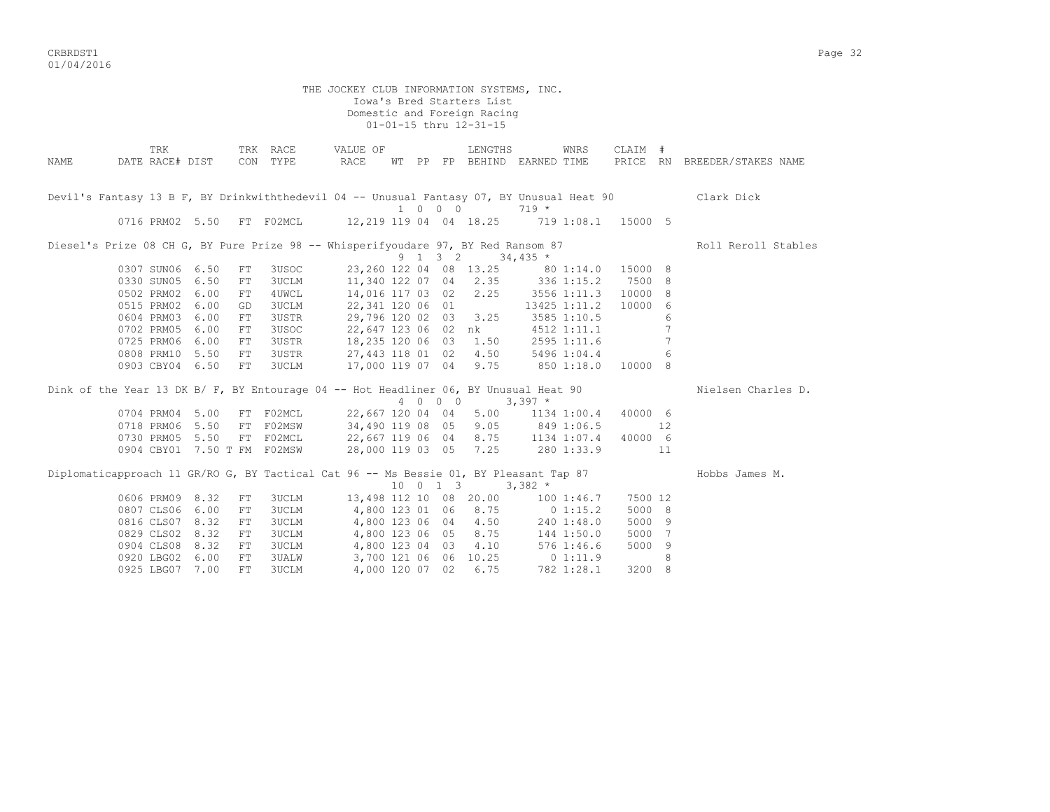THE JOCKEY CLUB INFORMATION SYSTEMS, INC.
Iowa's Bred Starters List
Domestic and Foreign Racing
01-01-15 thru 12-31-15

| NAME | DATE | TRK RACE# | DIST | TRK CON | RACE TYPE | VALUE OF RACE | WT | PP | FP | LENGTHS BEHIND | EARNED | WNRS TIME | CLAIM PRICE | # RN | BREEDER/STAKES NAME |
|---|---|---|---|---|---|---|---|---|---|---|---|---|---|---|---|
| Devil's Fantasy 13 B F, BY Drinkwiththedevil 04 -- Unusual Fantasy 07, BY Unusual Heat 90 | | | | | | | 1 | 0 0 0 | | | 719 * | | | | Clark Dick |
| | 0716 | PRM02 | 5.50 | FT | F02MCL | 12,219 | 119 | 04 | 04 | 18.25 | 719 | 1:08.1 | 15000 | 5 | |
| Diesel's Prize 08 CH G, BY Pure Prize 98 -- Whisperifyoudare 97, BY Red Ransom 87 | | | | | | | 9 | 1 3 2 | | | 34,435 * | | | | Roll Reroll Stables |
| | 0307 | SUN06 | 6.50 | FT | 3USOC | 23,260 | 122 | 04 | 08 | 13.25 | 80 | 1:14.0 | 15000 | 8 | |
| | 0330 | SUN05 | 6.50 | FT | 3UCLM | 11,340 | 122 | 07 | 04 | 2.35 | 336 | 1:15.2 | 7500 | 8 | |
| | 0502 | PRM02 | 6.00 | FT | 4UWCL | 14,016 | 117 | 03 | 02 | 2.25 | 3556 | 1:11.3 | 10000 | 8 | |
| | 0515 | PRM02 | 6.00 | GD | 3UCLM | 22,341 | 120 | 06 | 01 | | 13425 | 1:11.2 | 10000 | 6 | |
| | 0604 | PRM03 | 6.00 | FT | 3USTR | 29,796 | 120 | 02 | 03 | 3.25 | 3585 | 1:10.5 | | 6 | |
| | 0702 | PRM05 | 6.00 | FT | 3USOC | 22,647 | 123 | 06 | 02 | nk | 4512 | 1:11.1 | | 7 | |
| | 0725 | PRM06 | 6.00 | FT | 3USTR | 18,235 | 120 | 06 | 03 | 1.50 | 2595 | 1:11.6 | | 7 | |
| | 0808 | PRM10 | 5.50 | FT | 3USTR | 27,443 | 118 | 01 | 02 | 4.50 | 5496 | 1:04.4 | | 6 | |
| | 0903 | CBY04 | 6.50 | FT | 3UCLM | 17,000 | 119 | 07 | 04 | 9.75 | 850 | 1:18.0 | 10000 | 8 | |
| Dink of the Year 13 DK B/ F, BY Entourage 04 -- Hot Headliner 06, BY Unusual Heat 90 | | | | | | | 4 | 0 0 0 | | | 3,397 * | | | | Nielsen Charles D. |
| | 0704 | PRM04 | 5.00 | FT | F02MCL | 22,667 | 120 | 04 | 04 | 5.00 | 1134 | 1:00.4 | 40000 | 6 | |
| | 0718 | PRM06 | 5.50 | FT | F02MSW | 34,490 | 119 | 08 | 05 | 9.05 | 849 | 1:06.5 | | 12 | |
| | 0730 | PRM05 | 5.50 | FT | F02MCL | 22,667 | 119 | 06 | 04 | 8.75 | 1134 | 1:07.4 | 40000 | 6 | |
| | 0904 | CBY01 | 7.50 T | FM | F02MSW | 28,000 | 119 | 03 | 05 | 7.25 | 280 | 1:33.9 | | 11 | |
| Diplomaticapproach 11 GR/RO G, BY Tactical Cat 96 -- Ms Bessie 01, BY Pleasant Tap 87 | | | | | | | 10 | 0 1 3 | | | 3,382 * | | | | Hobbs James M. |
| | 0606 | PRM09 | 8.32 | FT | 3UCLM | 13,498 | 112 | 10 | 08 | 20.00 | 100 | 1:46.7 | 7500 | 12 | |
| | 0807 | CLS06 | 6.00 | FT | 3UCLM | 4,800 | 123 | 01 | 06 | 8.75 | 0 | 1:15.2 | 5000 | 8 | |
| | 0816 | CLS07 | 8.32 | FT | 3UCLM | 4,800 | 123 | 06 | 04 | 4.50 | 240 | 1:48.0 | 5000 | 9 | |
| | 0829 | CLS02 | 8.32 | FT | 3UCLM | 4,800 | 123 | 06 | 05 | 8.75 | 144 | 1:50.0 | 5000 | 7 | |
| | 0904 | CLS08 | 8.32 | FT | 3UCLM | 4,800 | 123 | 04 | 03 | 4.10 | 576 | 1:46.6 | 5000 | 9 | |
| | 0920 | LBG02 | 6.00 | FT | 3UALW | 3,700 | 121 | 06 | 06 | 10.25 | 0 | 1:11.9 | | 8 | |
| | 0925 | LBG07 | 7.00 | FT | 3UCLM | 4,000 | 120 | 07 | 02 | 6.75 | 782 | 1:28.1 | 3200 | 8 | |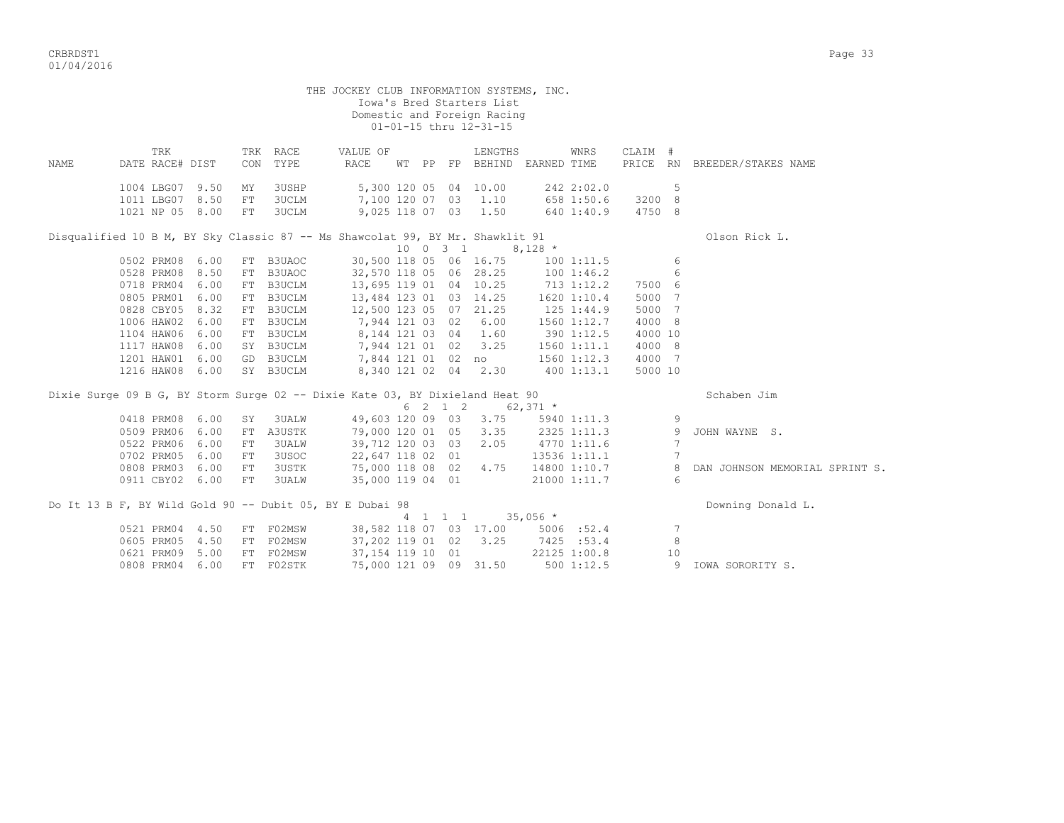THE JOCKEY CLUB INFORMATION SYSTEMS, INC.
Iowa's Bred Starters List
Domestic and Foreign Racing
01-01-15 thru 12-31-15

| NAME | TRK DATE | RACE# | DIST | TRK CON | RACE TYPE | VALUE OF RACE | WT | PP | FP | LENGTHS BEHIND | EARNED | WNRS TIME | CLAIM PRICE | # RN | BREEDER/STAKES NAME |
|---|---|---|---|---|---|---|---|---|---|---|---|---|---|---|---|
| | 1004 | LBG07 | 9.50 | MY | 3USHP | 5,300 | 120 | 05 | 04 | 10.00 | 242 | 2:02.0 | | 5 | |
| | 1011 | LBG07 | 8.50 | FT | 3UCLM | 7,100 | 120 | 07 | 03 | 1.10 | 658 | 1:50.6 | 3200 | 8 | |
| | 1021 | NP 05 | 8.00 | FT | 3UCLM | 9,025 | 118 | 07 | 03 | 1.50 | 640 | 1:40.9 | 4750 | 8 | |
| Disqualified 10 B M, BY Sky Classic 87 -- Ms Shawcolat 99, BY Mr. Shawklit 91 | | | | | | | | | | | | | | | Olson Rick L. |
| | | | | | | | 10 | 0 | 3 1 | | 8,128 * | | | | |
| | 0502 | PRM08 | 6.00 | FT | B3UAOC | 30,500 | 118 | 05 | 06 | 16.75 | 100 | 1:11.5 | | 6 | |
| | 0528 | PRM08 | 8.50 | FT | B3UAOC | 32,570 | 118 | 05 | 06 | 28.25 | 100 | 1:46.2 | | 6 | |
| | 0718 | PRM04 | 6.00 | FT | B3UCLM | 13,695 | 119 | 01 | 04 | 10.25 | 713 | 1:12.2 | 7500 | 6 | |
| | 0805 | PRM01 | 6.00 | FT | B3UCLM | 13,484 | 123 | 01 | 03 | 14.25 | 1620 | 1:10.4 | 5000 | 7 | |
| | 0828 | CBY05 | 8.32 | FT | B3UCLM | 12,500 | 123 | 05 | 07 | 21.25 | 125 | 1:44.9 | 5000 | 7 | |
| | 1006 | HAW02 | 6.00 | FT | B3UCLM | 7,944 | 121 | 03 | 02 | 6.00 | 1560 | 1:12.7 | 4000 | 8 | |
| | 1104 | HAW06 | 6.00 | FT | B3UCLM | 8,144 | 121 | 03 | 04 | 1.60 | 390 | 1:12.5 | 4000 | 10 | |
| | 1117 | HAW08 | 6.00 | SY | B3UCLM | 7,944 | 121 | 01 | 02 | 3.25 | 1560 | 1:11.1 | 4000 | 8 | |
| | 1201 | HAW01 | 6.00 | GD | B3UCLM | 7,844 | 121 | 01 | 02 | no | 1560 | 1:12.3 | 4000 | 7 | |
| | 1216 | HAW08 | 6.00 | SY | B3UCLM | 8,340 | 121 | 02 | 04 | 2.30 | 400 | 1:13.1 | 5000 | 10 | |
| Dixie Surge 09 B G, BY Storm Surge 02 -- Dixie Kate 03, BY Dixieland Heat 90 | | | | | | | | | | | | | | | Schaben Jim |
| | | | | | | | 6 | 2 | 1 2 | | 62,371 * | | | | |
| | 0418 | PRM08 | 6.00 | SY | 3UALW | 49,603 | 120 | 09 | 03 | 3.75 | 5940 | 1:11.3 | | 9 | |
| | 0509 | PRM06 | 6.00 | FT | A3USTK | 79,000 | 120 | 01 | 05 | 3.35 | 2325 | 1:11.3 | | 9 | JOHN WAYNE S. |
| | 0522 | PRM06 | 6.00 | FT | 3UALW | 39,712 | 120 | 03 | 03 | 2.05 | 4770 | 1:11.6 | | 7 | |
| | 0702 | PRM05 | 6.00 | FT | 3USOC | 22,647 | 118 | 02 | 01 | | 13536 | 1:11.1 | | 7 | |
| | 0808 | PRM03 | 6.00 | FT | 3USTK | 75,000 | 118 | 08 | 02 | 4.75 | 14800 | 1:10.7 | | 8 | DAN JOHNSON MEMORIAL SPRINT S. |
| | 0911 | CBY02 | 6.00 | FT | 3UALW | 35,000 | 119 | 04 | 01 | | 21000 | 1:11.7 | | 6 | |
| Do It 13 B F, BY Wild Gold 90 -- Dubit 05, BY E Dubai 98 | | | | | | | | | | | | | | | Downing Donald L. |
| | | | | | | | 4 | 1 | 1 1 | | 35,056 * | | | | |
| | 0521 | PRM04 | 4.50 | FT | F02MSW | 38,582 | 118 | 07 | 03 | 17.00 | 5006 | :52.4 | | 7 | |
| | 0605 | PRM05 | 4.50 | FT | F02MSW | 37,202 | 119 | 01 | 02 | 3.25 | 7425 | :53.4 | | 8 | |
| | 0621 | PRM09 | 5.00 | FT | F02MSW | 37,154 | 119 | 10 | 01 | | 22125 | 1:00.8 | | 10 | |
| | 0808 | PRM04 | 6.00 | FT | F02STK | 75,000 | 121 | 09 | 09 | 31.50 | 500 | 1:12.5 | | 9 | IOWA SORORITY S. |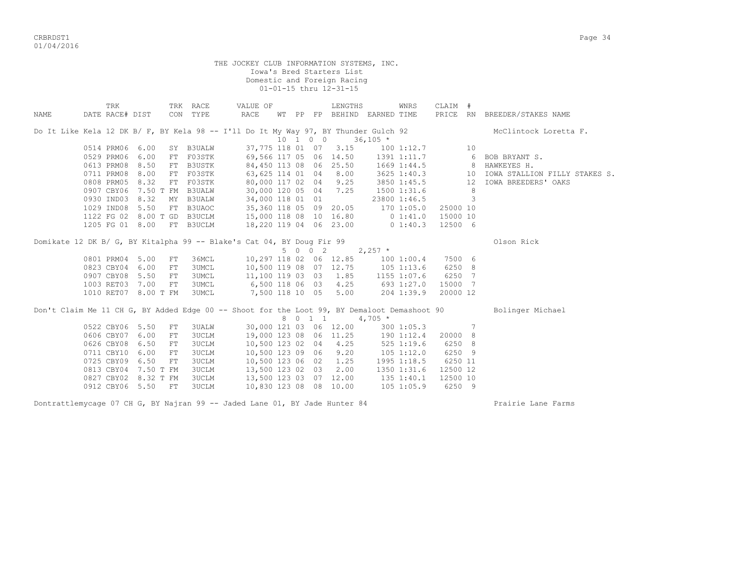THE JOCKEY CLUB INFORMATION SYSTEMS, INC.
Iowa's Bred Starters List
Domestic and Foreign Racing
01-01-15 thru 12-31-15

| NAME | DATE | TRK RACE# | DIST | TRK CON | RACE TYPE | VALUE OF RACE | WT | PP | FP | LENGTHS BEHIND | EARNED | WNRS TIME | CLAIM PRICE | # RN | BREEDER/STAKES NAME |
|---|---|---|---|---|---|---|---|---|---|---|---|---|---|---|---|
| Do It Like Kela 12 DK B/ F, BY Kela 98 -- I'll Do It My Way 97, BY Thunder Gulch 92 | | | | | | | | | | | | | | | McClintock Loretta F. |
| | | | | | | | 10 | 1 0 | 0 | | 36,105 * | | | | |
| | 0514 | PRM06 | 6.00 | SY | B3UALW | 37,775 | 118 | 01 | 07 | 3.15 | 100 | 1:12.7 | | 10 | |
| | 0529 | PRM06 | 6.00 | FT | F03STK | 69,566 | 117 | 05 | 06 | 14.50 | 1391 | 1:11.7 | | 6 | BOB BRYANT S. |
| | 0613 | PRM08 | 8.50 | FT | B3USTK | 84,450 | 113 | 08 | 06 | 25.50 | 1669 | 1:44.5 | | 8 | HAWKEYES H. |
| | 0711 | PRM08 | 8.00 | FT | F03STK | 63,625 | 114 | 01 | 04 | 8.00 | 3625 | 1:40.3 | | 10 | IOWA STALLION FILLY STAKES S. |
| | 0808 | PRM05 | 8.32 | FT | F03STK | 80,000 | 117 | 02 | 04 | 9.25 | 3850 | 1:45.5 | | 12 | IOWA BREEDERS' OAKS |
| | 0907 | CBY06 | 7.50 T | FM | B3UALW | 30,000 | 120 | 05 | 04 | 7.25 | 1500 | 1:31.6 | | 8 | |
| | 0930 | IND03 | 8.32 | MY | B3UALW | 34,000 | 118 | 01 | 01 | | 23800 | 1:46.5 | | 3 | |
| | 1029 | IND08 | 5.50 | FT | B3UAOC | 35,360 | 118 | 05 | 09 | 20.05 | 170 | 1:05.0 | 25000 | 10 | |
| | 1122 | FG 02 | 8.00 T | GD | B3UCLM | 15,000 | 118 | 08 | 10 | 16.80 | 0 | 1:41.0 | 15000 | 10 | |
| | 1205 | FG 01 | 8.00 | FT | B3UCLM | 18,220 | 119 | 04 | 06 | 23.00 | 0 | 1:40.3 | 12500 | 6 | |
| Domikate 12 DK B/ G, BY Kitalpha 99 -- Blake's Cat 04, BY Doug Fir 99 | | | | | | | | | | | | | | | Olson Rick |
| | | | | | | | 5 | 0 0 | 2 | | 2,257 * | | | | |
| | 0801 | PRM04 | 5.00 | FT | 36MCL | 10,297 | 118 | 02 | 06 | 12.85 | 100 | 1:00.4 | 7500 | 6 | |
| | 0823 | CBY04 | 6.00 | FT | 3UMCL | 10,500 | 119 | 08 | 07 | 12.75 | 105 | 1:13.6 | 6250 | 8 | |
| | 0907 | CBY08 | 5.50 | FT | 3UMCL | 11,100 | 119 | 03 | 03 | 1.85 | 1155 | 1:07.6 | 6250 | 7 | |
| | 1003 | RET03 | 7.00 | FT | 3UMCL | 6,500 | 118 | 06 | 03 | 4.25 | 693 | 1:27.0 | 15000 | 7 | |
| | 1010 | RET07 | 8.00 T | FM | 3UMCL | 7,500 | 118 | 10 | 05 | 5.00 | 204 | 1:39.9 | 20000 | 12 | |
| Don't Claim Me 11 CH G, BY Added Edge 00 -- Shoot for the Loot 99, BY Demaloot Demashoot 90 | | | | | | | | | | | | | | | Bolinger Michael |
| | | | | | | | 8 | 0 1 | 1 | | 4,705 * | | | | |
| | 0522 | CBY06 | 5.50 | FT | 3UALW | 30,000 | 121 | 03 | 06 | 12.00 | 300 | 1:05.3 | | 7 | |
| | 0606 | CBY07 | 6.00 | FT | 3UCLM | 19,000 | 123 | 08 | 06 | 11.25 | 190 | 1:12.4 | 20000 | 8 | |
| | 0626 | CBY08 | 6.50 | FT | 3UCLM | 10,500 | 123 | 02 | 04 | 4.25 | 525 | 1:19.6 | 6250 | 8 | |
| | 0711 | CBY10 | 6.00 | FT | 3UCLM | 10,500 | 123 | 09 | 06 | 9.20 | 105 | 1:12.0 | 6250 | 9 | |
| | 0725 | CBY09 | 6.50 | FT | 3UCLM | 10,500 | 123 | 06 | 02 | 1.25 | 1995 | 1:18.5 | 6250 | 11 | |
| | 0813 | CBY04 | 7.50 T | FM | 3UCLM | 13,500 | 123 | 02 | 03 | 2.00 | 1350 | 1:31.6 | 12500 | 12 | |
| | 0827 | CBY02 | 8.32 T | FM | 3UCLM | 13,500 | 123 | 03 | 07 | 12.00 | 135 | 1:40.1 | 12500 | 10 | |
| | 0912 | CBY06 | 5.50 | FT | 3UCLM | 10,830 | 123 | 08 | 08 | 10.00 | 105 | 1:05.9 | 6250 | 9 | |
| Dontrattlemycage 07 CH G, BY Najran 99 -- Jaded Lane 01, BY Jade Hunter 84 | | | | | | | | | | | | | | | Prairie Lane Farms |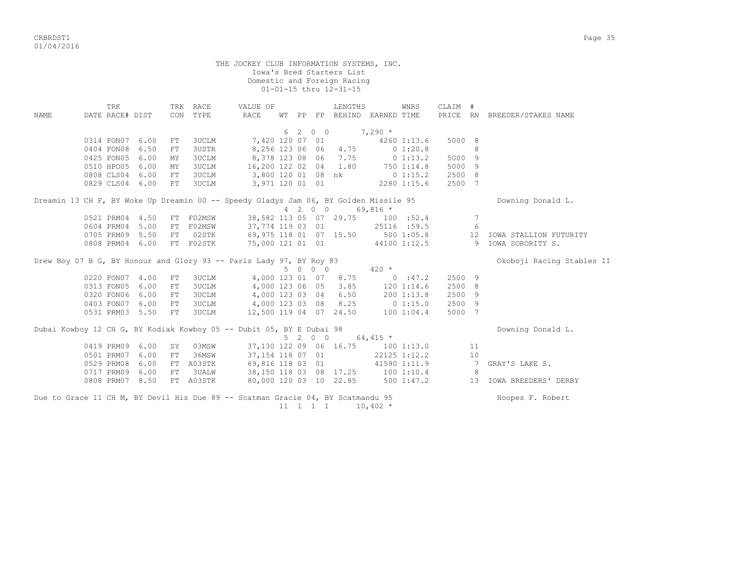THE JOCKEY CLUB INFORMATION SYSTEMS, INC.
Iowa's Bred Starters List
Domestic and Foreign Racing
01-01-15 thru 12-31-15

| NAME | TRK DATE | RACE# | DIST | TRK CON | RACE TYPE | VALUE OF RACE | WT | PP | FP | LENGTHS BEHIND | EARNED | WNRS TIME | CLAIM PRICE | # RN | BREEDER/STAKES NAME |
|---|---|---|---|---|---|---|---|---|---|---|---|---|---|---|---|
| | | | | | | | 6 | 2 | 0 0 | | 7,290 * | | | | |
| | 0314 | FON07 | 6.00 | FT | 3UCLM | 7,420 | 120 | 07 | 01 | | 4260 | 1:13.6 | 5000 | 8 | |
| | 0404 | FON08 | 6.50 | FT | 3USTR | 8,256 | 123 | 06 | 06 | 4.75 | 0 | 1:20.8 | | 8 | |
| | 0425 | FON05 | 6.00 | MY | 3UCLM | 8,378 | 123 | 08 | 06 | 7.75 | 0 | 1:13.2 | 5000 | 9 | |
| | 0510 | HPO05 | 6.00 | MY | 3UCLM | 16,200 | 122 | 02 | 04 | 1.80 | 750 | 1:14.8 | 5000 | 9 | |
| | 0808 | CLS04 | 6.00 | FT | 3UCLM | 3,800 | 120 | 01 | 08 | nk | 0 | 1:15.2 | 2500 | 8 | |
| | 0829 | CLS04 | 6.00 | FT | 3UCLM | 3,971 | 120 | 01 | 01 | | 2280 | 1:15.6 | 2500 | 7 | |
| Dreamin 13 CH F, BY Woke Up Dreamin 00 -- Speedy Gladys Jam 06, BY Golden Missile 95 | | | | | | | | | | | | | | | Downing Donald L. |
| | | | | | | | 4 | 2 | 0 0 | | 69,816 * | | | | |
| | 0521 | PRM04 | 4.50 | FT | F02MSW | 38,582 | 113 | 05 | 07 | 29.75 | 100 | :52.4 | | 7 | |
| | 0604 | PRM04 | 5.00 | FT | F02MSW | 37,774 | 119 | 03 | 01 | | 25116 | :59.5 | | 6 | |
| | 0705 | PRM09 | 5.50 | FT | 02STK | 69,975 | 118 | 01 | 07 | 15.50 | 500 | 1:05.8 | | 12 | IOWA STALLION FUTURITY |
| | 0808 | PRM04 | 6.00 | FT | F02STK | 75,000 | 121 | 01 | 01 | | 44100 | 1:12.5 | | 9 | IOWA SORORITY S. |
| Drew Boy 07 B G, BY Honour and Glory 93 -- Paris Lady 97, BY Roy 83 | | | | | | | | | | | | | | | Okoboji Racing Stables II |
| | | | | | | | 5 | 0 | 0 0 | | 420 * | | | | |
| | 0220 | FON07 | 4.00 | FT | 3UCLM | 4,000 | 123 | 01 | 07 | 8.75 | 0 | :47.2 | 2500 | 9 | |
| | 0313 | FON05 | 6.00 | FT | 3UCLM | 4,000 | 123 | 06 | 05 | 3.85 | 120 | 1:14.6 | 2500 | 8 | |
| | 0320 | FON06 | 6.00 | FT | 3UCLM | 4,000 | 123 | 03 | 04 | 6.50 | 200 | 1:13.8 | 2500 | 9 | |
| | 0403 | FON07 | 6.00 | FT | 3UCLM | 4,000 | 123 | 03 | 08 | 8.25 | 0 | 1:15.0 | 2500 | 9 | |
| | 0531 | PRM03 | 5.50 | FT | 3UCLM | 12,500 | 119 | 04 | 07 | 24.50 | 100 | 1:04.4 | 5000 | 7 | |
| Dubai Kowboy 12 CH G, BY Kodiak Kowboy 05 -- Dubit 05, BY E Dubai 98 | | | | | | | | | | | | | | | Downing Donald L. |
| | | | | | | | 5 | 2 | 0 0 | | 64,415 * | | | | |
| | 0419 | PRM09 | 6.00 | SY | 03MSW | 37,130 | 122 | 09 | 06 | 16.75 | 100 | 1:13.0 | | 11 | |
| | 0501 | PRM07 | 6.00 | FT | 36MSW | 37,154 | 118 | 07 | 01 | | 22125 | 1:12.2 | | 10 | |
| | 0529 | PRM08 | 6.00 | FT | A03STK | 69,816 | 118 | 03 | 01 | | 41590 | 1:11.9 | | 7 | GRAY'S LAKE S. |
| | 0717 | PRM09 | 6.00 | FT | 3UALW | 38,150 | 118 | 03 | 08 | 17.25 | 100 | 1:10.4 | | 8 | |
| | 0808 | PRM07 | 8.50 | FT | A03STK | 80,000 | 120 | 03 | 10 | 22.85 | 500 | 1:47.2 | | 13 | IOWA BREEDERS' DERBY |
| Due to Grace 11 CH M, BY Devil His Due 89 -- Scatman Gracie 04, BY Scatmandu 95 | | | | | | | | | | | | | | | Hoopes F. Robert |
| | | | | | | | 11 | 1 | 1 1 | | 10,402 * | | | | |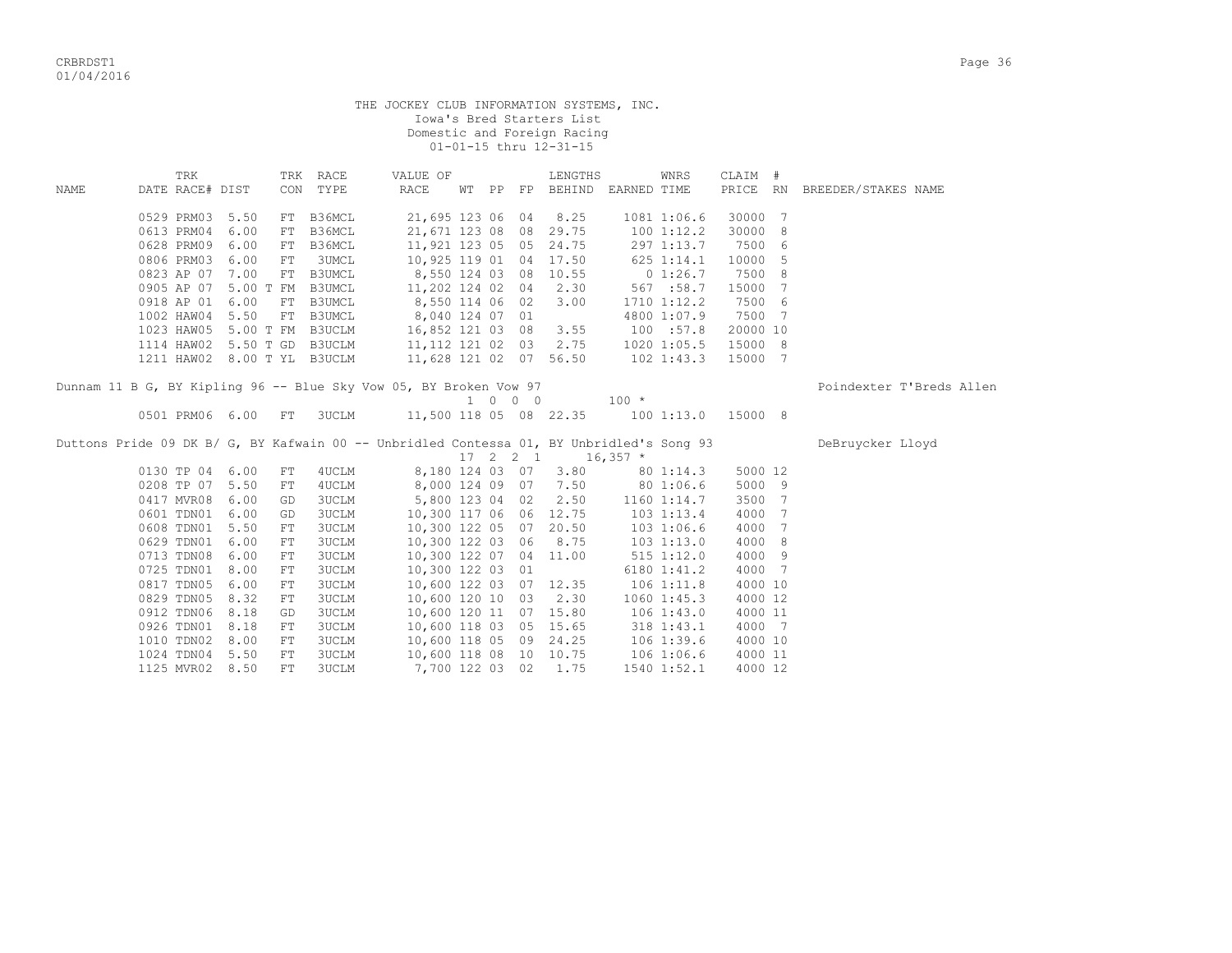THE JOCKEY CLUB INFORMATION SYSTEMS, INC.
Iowa's Bred Starters List
Domestic and Foreign Racing
01-01-15 thru 12-31-15

| NAME | TRK DATE | RACE# | DIST | TRK CON | RACE TYPE | VALUE OF RACE | WT | PP | FP | LENGTHS BEHIND | EARNED | WNRS TIME | CLAIM PRICE | # RN | BREEDER/STAKES NAME |
|---|---|---|---|---|---|---|---|---|---|---|---|---|---|---|---|
| | 0529 | PRM03 | 5.50 | FT | B36MCL | 21,695 | 123 | 06 | 04 | 8.25 | 1081 | 1:06.6 | 30000 | 7 | |
| | 0613 | PRM04 | 6.00 | FT | B36MCL | 21,671 | 123 | 08 | 08 | 29.75 | 100 | 1:12.2 | 30000 | 8 | |
| | 0628 | PRM09 | 6.00 | FT | B36MCL | 11,921 | 123 | 05 | 05 | 24.75 | 297 | 1:13.7 | 7500 | 6 | |
| | 0806 | PRM03 | 6.00 | FT | 3UMCL | 10,925 | 119 | 01 | 04 | 17.50 | 625 | 1:14.1 | 10000 | 5 | |
| | 0823 | AP 07 | 7.00 | FT | B3UMCL | 8,550 | 124 | 03 | 08 | 10.55 | 0 | 1:26.7 | 7500 | 8 | |
| | 0905 | AP 07 | 5.00 T | FM | B3UMCL | 11,202 | 124 | 02 | 04 | 2.30 | 567 | :58.7 | 15000 | 7 | |
| | 0918 | AP 01 | 6.00 | FT | B3UMCL | 8,550 | 114 | 06 | 02 | 3.00 | 1710 | 1:12.2 | 7500 | 6 | |
| | 1002 | HAW04 | 5.50 | FT | B3UMCL | 8,040 | 124 | 07 | 01 | | 4800 | 1:07.9 | 7500 | 7 | |
| | 1023 | HAW05 | 5.00 T | FM | B3UCLM | 16,852 | 121 | 03 | 08 | 3.55 | 100 | :57.8 | 20000 | 10 | |
| | 1114 | HAW02 | 5.50 T | GD | B3UCLM | 11,112 | 121 | 02 | 03 | 2.75 | 1020 | 1:05.5 | 15000 | 8 | |
| | 1211 | HAW02 | 8.00 T | YL | B3UCLM | 11,628 | 121 | 02 | 07 | 56.50 | 102 | 1:43.3 | 15000 | 7 | |
| Dunnam 11 B G, BY Kipling 96 -- Blue Sky Vow 05, BY Broken Vow 97 | | | | | | | | | | | | | | | Poindexter T'Breds Allen |
| | | | | | | | 1 | 0 | 0 0 | | 100 * | | | | |
| | 0501 | PRM06 | 6.00 | FT | 3UCLM | 11,500 | 118 | 05 | 08 | 22.35 | 100 | 1:13.0 | 15000 | 8 | |
| Duttons Pride 09 DK B/ G, BY Kafwain 00 -- Unbridled Contessa 01, BY Unbridled's Song 93 | | | | | | | | | | | | | | | DeBruycker Lloyd |
| | | | | | | | 17 | 2 | 2 1 | | 16,357 * | | | | |
| | 0130 | TP 04 | 6.00 | FT | 4UCLM | 8,180 | 124 | 03 | 07 | 3.80 | 80 | 1:14.3 | 5000 | 12 | |
| | 0208 | TP 07 | 5.50 | FT | 4UCLM | 8,000 | 124 | 09 | 07 | 7.50 | 80 | 1:06.6 | 5000 | 9 | |
| | 0417 | MVR08 | 6.00 | GD | 3UCLM | 5,800 | 123 | 04 | 02 | 2.50 | 1160 | 1:14.7 | 3500 | 7 | |
| | 0601 | TDN01 | 6.00 | GD | 3UCLM | 10,300 | 117 | 06 | 06 | 12.75 | 103 | 1:13.4 | 4000 | 7 | |
| | 0608 | TDN01 | 5.50 | FT | 3UCLM | 10,300 | 122 | 05 | 07 | 20.50 | 103 | 1:06.6 | 4000 | 7 | |
| | 0629 | TDN01 | 6.00 | FT | 3UCLM | 10,300 | 122 | 03 | 06 | 8.75 | 103 | 1:13.0 | 4000 | 8 | |
| | 0713 | TDN08 | 6.00 | FT | 3UCLM | 10,300 | 122 | 07 | 04 | 11.00 | 515 | 1:12.0 | 4000 | 9 | |
| | 0725 | TDN01 | 8.00 | FT | 3UCLM | 10,300 | 122 | 03 | 01 | | 6180 | 1:41.2 | 4000 | 7 | |
| | 0817 | TDN05 | 6.00 | FT | 3UCLM | 10,600 | 122 | 03 | 07 | 12.35 | 106 | 1:11.8 | 4000 | 10 | |
| | 0829 | TDN05 | 8.32 | FT | 3UCLM | 10,600 | 120 | 10 | 03 | 2.30 | 1060 | 1:45.3 | 4000 | 12 | |
| | 0912 | TDN06 | 8.18 | GD | 3UCLM | 10,600 | 120 | 11 | 07 | 15.80 | 106 | 1:43.0 | 4000 | 11 | |
| | 0926 | TDN01 | 8.18 | FT | 3UCLM | 10,600 | 118 | 03 | 05 | 15.65 | 318 | 1:43.1 | 4000 | 7 | |
| | 1010 | TDN02 | 8.00 | FT | 3UCLM | 10,600 | 118 | 05 | 09 | 24.25 | 106 | 1:39.6 | 4000 | 10 | |
| | 1024 | TDN04 | 5.50 | FT | 3UCLM | 10,600 | 118 | 08 | 10 | 10.75 | 106 | 1:06.6 | 4000 | 11 | |
| | 1125 | MVR02 | 8.50 | FT | 3UCLM | 7,700 | 122 | 03 | 02 | 1.75 | 1540 | 1:52.1 | 4000 | 12 | |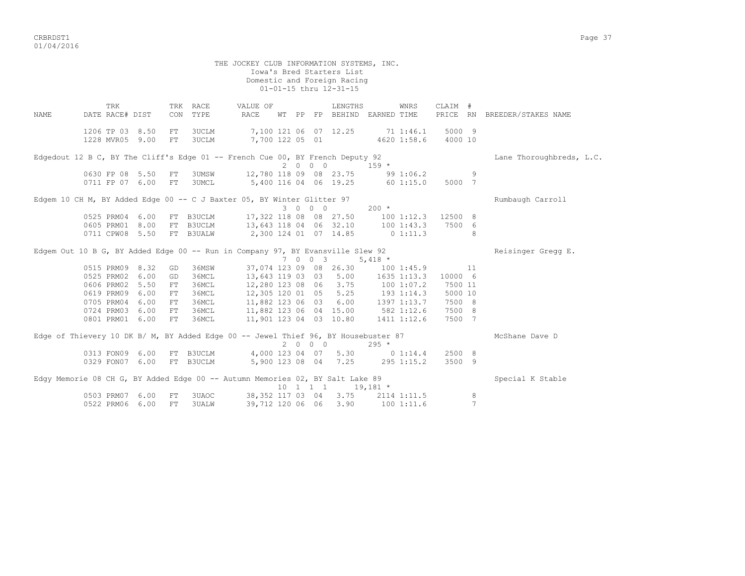THE JOCKEY CLUB INFORMATION SYSTEMS, INC.
Iowa's Bred Starters List
Domestic and Foreign Racing
01-01-15 thru 12-31-15

| NAME | DATE | TRK RACE# | DIST | TRK CON | RACE TYPE | VALUE OF RACE | WT | PP | FP | LENGTHS BEHIND | EARNED | WNRS TIME | CLAIM PRICE | # RN | BREEDER/STAKES NAME |
|---|---|---|---|---|---|---|---|---|---|---|---|---|---|---|---|
| | 1206 | TP 03 | 8.50 | FT | 3UCLM | 7,100 | 121 | 06 | 07 | 12.25 | 71 | 1:46.1 | 5000 | 9 | |
| | 1228 | MVR05 | 9.00 | FT | 3UCLM | 7,700 | 122 | 05 | 01 | | 4620 | 1:58.6 | 4000 | 10 | |
| Edgedout 12 B C, BY The Cliff's Edge 01 -- French Cue 00, BY French Deputy 92 | | | | | | | 2 | 0 0 | 0 | | 159 * | | | | Lane Thoroughbreds, L.C. |
| | 0630 | FP 08 | 5.50 | FT | 3UMSW | 12,780 | 118 | 09 | 08 | 23.75 | 99 | 1:06.2 | | 9 | |
| | 0711 | FP 07 | 6.00 | FT | 3UMCL | 5,400 | 116 | 04 | 06 | 19.25 | 60 | 1:15.0 | 5000 | 7 | |
| Edgem 10 CH M, BY Added Edge 00 -- C J Baxter 05, BY Winter Glitter 97 | | | | | | | 3 | 0 0 | 0 | | 200 * | | | | Rumbaugh Carroll |
| | 0525 | PRM04 | 6.00 | FT | B3UCLM | 17,322 | 118 | 08 | 08 | 27.50 | 100 | 1:12.3 | 12500 | 8 | |
| | 0605 | PRM01 | 8.00 | FT | B3UCLM | 13,643 | 118 | 04 | 06 | 32.10 | 100 | 1:43.3 | 7500 | 6 | |
| | 0711 | CPW08 | 5.50 | FT | B3UALW | 2,300 | 124 | 01 | 07 | 14.85 | 0 | 1:11.3 | | 8 | |
| Edgem Out 10 B G, BY Added Edge 00 -- Run in Company 97, BY Evansville Slew 92 | | | | | | | 7 | 0 0 | 3 | | 5,418 * | | | | Reisinger Gregg E. |
| | 0515 | PRM09 | 8.32 | GD | 36MSW | 37,074 | 123 | 09 | 08 | 26.30 | 100 | 1:45.9 | | 11 | |
| | 0525 | PRM02 | 6.00 | GD | 36MCL | 13,643 | 119 | 03 | 03 | 5.00 | 1635 | 1:13.3 | 10000 | 6 | |
| | 0606 | PRM02 | 5.50 | FT | 36MCL | 12,280 | 123 | 08 | 06 | 3.75 | 100 | 1:07.2 | 7500 | 11 | |
| | 0619 | PRM09 | 6.00 | FT | 36MCL | 12,305 | 120 | 01 | 05 | 5.25 | 193 | 1:14.3 | 5000 | 10 | |
| | 0705 | PRM04 | 6.00 | FT | 36MCL | 11,882 | 123 | 06 | 03 | 6.00 | 1397 | 1:13.7 | 7500 | 8 | |
| | 0724 | PRM03 | 6.00 | FT | 36MCL | 11,882 | 123 | 06 | 04 | 15.00 | 582 | 1:12.6 | 7500 | 8 | |
| | 0801 | PRM01 | 6.00 | FT | 36MCL | 11,901 | 123 | 04 | 03 | 10.80 | 1411 | 1:12.6 | 7500 | 7 | |
| Edge of Thievery 10 DK B/ M, BY Added Edge 00 -- Jewel Thief 96, BY Housebuster 87 | | | | | | | 2 | 0 0 | 0 | | 295 * | | | | McShane Dave D |
| | 0313 | FON09 | 6.00 | FT | B3UCLM | 4,000 | 123 | 04 | 07 | 5.30 | 0 | 1:14.4 | 2500 | 8 | |
| | 0329 | FON07 | 6.00 | FT | B3UCLM | 5,900 | 123 | 08 | 04 | 7.25 | 295 | 1:15.2 | 3500 | 9 | |
| Edgy Memorie 08 CH G, BY Added Edge 00 -- Autumn Memories 02, BY Salt Lake 89 | | | | | | | 10 | 1 1 | 1 | | 19,181 * | | | | Special K Stable |
| | 0503 | PRM07 | 6.00 | FT | 3UAOC | 38,352 | 117 | 03 | 04 | 3.75 | 2114 | 1:11.5 | | 8 | |
| | 0522 | PRM06 | 6.00 | FT | 3UALW | 39,712 | 120 | 06 | 06 | 3.90 | 100 | 1:11.6 | | 7 | |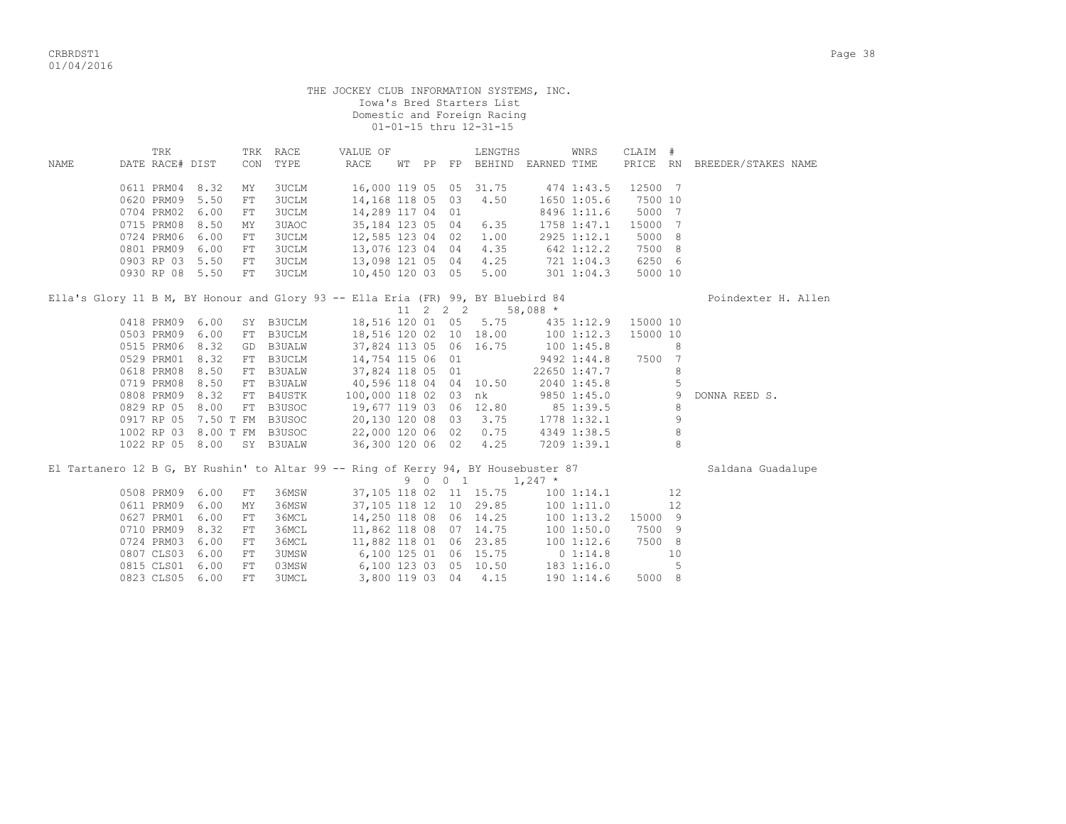THE JOCKEY CLUB INFORMATION SYSTEMS, INC.
Iowa's Bred Starters List
Domestic and Foreign Racing
01-01-15 thru 12-31-15

| NAME | DATE | TRK RACE# | DIST | TRK CON | RACE TYPE | VALUE OF RACE | WT | PP | FP | LENGTHS BEHIND | EARNED | WNRS TIME | CLAIM PRICE | # RN | BREEDER/STAKES NAME |
|---|---|---|---|---|---|---|---|---|---|---|---|---|---|---|---|
| | 0611 | PRM04 | 8.32 | MY | 3UCLM | 16,000 | 119 | 05 | 05 | 31.75 | 474 | 1:43.5 | 12500 | 7 | |
| | 0620 | PRM09 | 5.50 | FT | 3UCLM | 14,168 | 118 | 05 | 03 | 4.50 | 1650 | 1:05.6 | 7500 | 10 | |
| | 0704 | PRM02 | 6.00 | FT | 3UCLM | 14,289 | 117 | 04 | 01 | | 8496 | 1:11.6 | 5000 | 7 | |
| | 0715 | PRM08 | 8.50 | MY | 3UAOC | 35,184 | 123 | 05 | 04 | 6.35 | 1758 | 1:47.1 | 15000 | 7 | |
| | 0724 | PRM06 | 6.00 | FT | 3UCLM | 12,585 | 123 | 04 | 02 | 1.00 | 2925 | 1:12.1 | 5000 | 8 | |
| | 0801 | PRM09 | 6.00 | FT | 3UCLM | 13,076 | 123 | 04 | 04 | 4.35 | 642 | 1:12.2 | 7500 | 8 | |
| | 0903 | RP 03 | 5.50 | FT | 3UCLM | 13,098 | 121 | 05 | 04 | 4.25 | 721 | 1:04.3 | 6250 | 6 | |
| | 0930 | RP 08 | 5.50 | FT | 3UCLM | 10,450 | 120 | 03 | 05 | 5.00 | 301 | 1:04.3 | 5000 | 10 | |
| Ella's Glory 11 B M, BY Honour and Glory 93 -- Ella Eria (FR) 99, BY Bluebird 84 | | | | | | | 11 | 2 2 2 | | | 58,088 * | | | | Poindexter H. Allen |
| | 0418 | PRM09 | 6.00 | SY | B3UCLM | 18,516 | 120 | 01 | 05 | 5.75 | 435 | 1:12.9 | 15000 | 10 | |
| | 0503 | PRM09 | 6.00 | FT | B3UCLM | 18,516 | 120 | 02 | 10 | 18.00 | 100 | 1:12.3 | 15000 | 10 | |
| | 0515 | PRM06 | 8.32 | GD | B3UALW | 37,824 | 113 | 05 | 06 | 16.75 | 100 | 1:45.8 | | 8 | |
| | 0529 | PRM01 | 8.32 | FT | B3UCLM | 14,754 | 115 | 06 | 01 | | 9492 | 1:44.8 | 7500 | 7 | |
| | 0618 | PRM08 | 8.50 | FT | B3UALW | 37,824 | 118 | 05 | 01 | | 22650 | 1:47.7 | | 8 | |
| | 0719 | PRM08 | 8.50 | FT | B3UALW | 40,596 | 118 | 04 | 04 | 10.50 | 2040 | 1:45.8 | | 5 | |
| | 0808 | PRM09 | 8.32 | FT | B4USTK | 100,000 | 118 | 02 | 03 | nk | 9850 | 1:45.0 | | 9 | DONNA REED S. |
| | 0829 | RP 05 | 8.00 | FT | B3USOC | 19,677 | 119 | 03 | 06 | 12.80 | 85 | 1:39.5 | | 8 | |
| | 0917 | RP 05 | 7.50 T | FM | B3USOC | 20,130 | 120 | 08 | 03 | 3.75 | 1778 | 1:32.1 | | 9 | |
| | 1002 | RP 03 | 8.00 T | FM | B3USOC | 22,000 | 120 | 06 | 02 | 0.75 | 4349 | 1:38.5 | | 8 | |
| | 1022 | RP 05 | 8.00 | SY | B3UALW | 36,300 | 120 | 06 | 02 | 4.25 | 7209 | 1:39.1 | | 8 | |
| El Tartanero 12 B G, BY Rushin' to Altar 99 -- Ring of Kerry 94, BY Housebuster 87 | | | | | | | 9 | 0 0 1 | | | 1,247 * | | | | Saldana Guadalupe |
| | 0508 | PRM09 | 6.00 | FT | 36MSW | 37,105 | 118 | 02 | 11 | 15.75 | 100 | 1:14.1 | | 12 | |
| | 0611 | PRM09 | 6.00 | MY | 36MSW | 37,105 | 118 | 12 | 10 | 29.85 | 100 | 1:11.0 | | 12 | |
| | 0627 | PRM01 | 6.00 | FT | 36MCL | 14,250 | 118 | 08 | 06 | 14.25 | 100 | 1:13.2 | 15000 | 9 | |
| | 0710 | PRM09 | 8.32 | FT | 36MCL | 11,862 | 118 | 08 | 07 | 14.75 | 100 | 1:50.0 | 7500 | 9 | |
| | 0724 | PRM03 | 6.00 | FT | 36MCL | 11,882 | 118 | 01 | 06 | 23.85 | 100 | 1:12.6 | 7500 | 8 | |
| | 0807 | CLS03 | 6.00 | FT | 3UMSW | 6,100 | 125 | 01 | 06 | 15.75 | 0 | 1:14.8 | | 10 | |
| | 0815 | CLS01 | 6.00 | FT | 03MSW | 6,100 | 123 | 03 | 05 | 10.50 | 183 | 1:16.0 | | 5 | |
| | 0823 | CLS05 | 6.00 | FT | 3UMCL | 3,800 | 119 | 03 | 04 | 4.15 | 190 | 1:14.6 | 5000 | 8 | |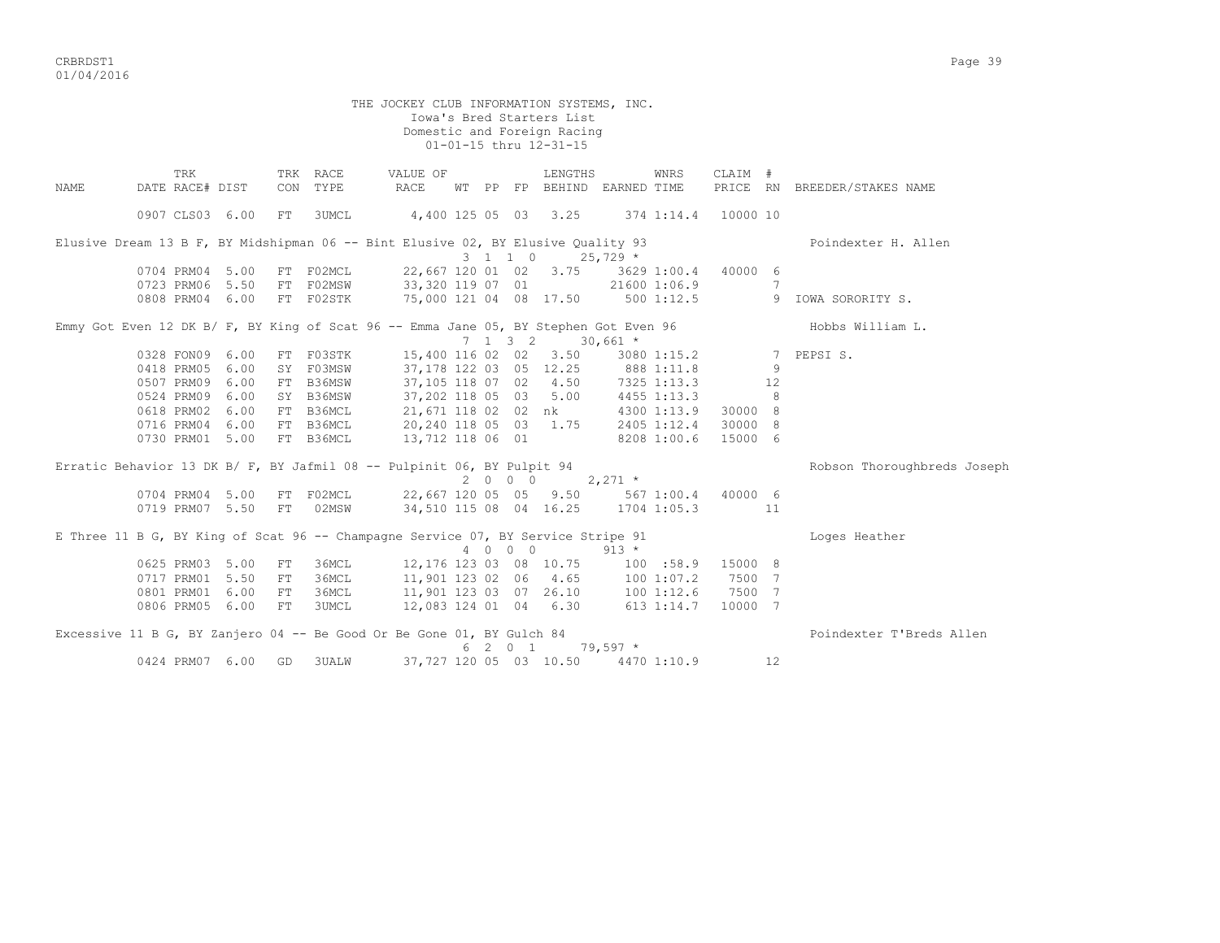THE JOCKEY CLUB INFORMATION SYSTEMS, INC.
Iowa's Bred Starters List
Domestic and Foreign Racing
01-01-15 thru 12-31-15

| NAME | TRK DATE | RACE# | DIST | TRK CON | RACE TYPE | VALUE OF RACE | WT | PP | FP | LENGTHS BEHIND | EARNED | WNRS TIME | CLAIM PRICE | # RN | BREEDER/STAKES NAME |
|---|---|---|---|---|---|---|---|---|---|---|---|---|---|---|---|
| | 0907 | CLS03 | 6.00 | FT | 3UMCL | 4,400 | 125 | 05 | 03 | 3.25 | 374 | 1:14.4 | 10000 | 10 | |
| Elusive Dream 13 B F, BY Midshipman 06 -- Bint Elusive 02, BY Elusive Quality 93 | | | | | | | 3 | 1 1 0 | | | 25,729 * | | | | Poindexter H. Allen |
| | 0704 | PRM04 | 5.00 | FT | F02MCL | 22,667 | 120 | 01 | 02 | 3.75 | 3629 | 1:00.4 | 40000 | 6 | |
| | 0723 | PRM06 | 5.50 | FT | F02MSW | 33,320 | 119 | 07 | 01 | | 21600 | 1:06.9 | | 7 | |
| | 0808 | PRM04 | 6.00 | FT | F02STK | 75,000 | 121 | 04 | 08 | 17.50 | 500 | 1:12.5 | | 9 | IOWA SORORITY S. |
| Emmy Got Even 12 DK B/ F, BY King of Scat 96 -- Emma Jane 05, BY Stephen Got Even 96 | | | | | | | 7 | 1 3 2 | | | 30,661 * | | | | Hobbs William L. |
| | 0328 | FON09 | 6.00 | FT | F03STK | 15,400 | 116 | 02 | 02 | 3.50 | 3080 | 1:15.2 | | 7 | PEPSI S. |
| | 0418 | PRM05 | 6.00 | SY | F03MSW | 37,178 | 122 | 03 | 05 | 12.25 | 888 | 1:11.8 | | 9 | |
| | 0507 | PRM09 | 6.00 | FT | B36MSW | 37,105 | 118 | 07 | 02 | 4.50 | 7325 | 1:13.3 | | 12 | |
| | 0524 | PRM09 | 6.00 | SY | B36MSW | 37,202 | 118 | 05 | 03 | 5.00 | 4455 | 1:13.3 | | 8 | |
| | 0618 | PRM02 | 6.00 | FT | B36MCL | 21,671 | 118 | 02 | 02 | nk | 4300 | 1:13.9 | 30000 | 8 | |
| | 0716 | PRM04 | 6.00 | FT | B36MCL | 20,240 | 118 | 05 | 03 | 1.75 | 2405 | 1:12.4 | 30000 | 8 | |
| | 0730 | PRM01 | 5.00 | FT | B36MCL | 13,712 | 118 | 06 | 01 | | 8208 | 1:00.6 | 15000 | 6 | |
| Erratic Behavior 13 DK B/ F, BY Jafmil 08 -- Pulpinit 06, BY Pulpit 94 | | | | | | | 2 | 0 0 0 | | | 2,271 * | | | | Robson Thoroughbreds Joseph |
| | 0704 | PRM04 | 5.00 | FT | F02MCL | 22,667 | 120 | 05 | 05 | 9.50 | 567 | 1:00.4 | 40000 | 6 | |
| | 0719 | PRM07 | 5.50 | FT | 02MSW | 34,510 | 115 | 08 | 04 | 16.25 | 1704 | 1:05.3 | | 11 | |
| E Three 11 B G, BY King of Scat 96 -- Champagne Service 07, BY Service Stripe 91 | | | | | | | 4 | 0 0 0 | | | 913 * | | | | Loges Heather |
| | 0625 | PRM03 | 5.00 | FT | 36MCL | 12,176 | 123 | 03 | 08 | 10.75 | 100 | :58.9 | 15000 | 8 | |
| | 0717 | PRM01 | 5.50 | FT | 36MCL | 11,901 | 123 | 02 | 06 | 4.65 | 100 | 1:07.2 | 7500 | 7 | |
| | 0801 | PRM01 | 6.00 | FT | 36MCL | 11,901 | 123 | 03 | 07 | 26.10 | 100 | 1:12.6 | 7500 | 7 | |
| | 0806 | PRM05 | 6.00 | FT | 3UMCL | 12,083 | 124 | 01 | 04 | 6.30 | 613 | 1:14.7 | 10000 | 7 | |
| Excessive 11 B G, BY Zanjero 04 -- Be Good Or Be Gone 01, BY Gulch 84 | | | | | | | 6 | 2 0 1 | | | 79,597 * | | | | Poindexter T'Breds Allen |
| | 0424 | PRM07 | 6.00 | GD | 3UALW | 37,727 | 120 | 05 | 03 | 10.50 | 4470 | 1:10.9 | | 12 | |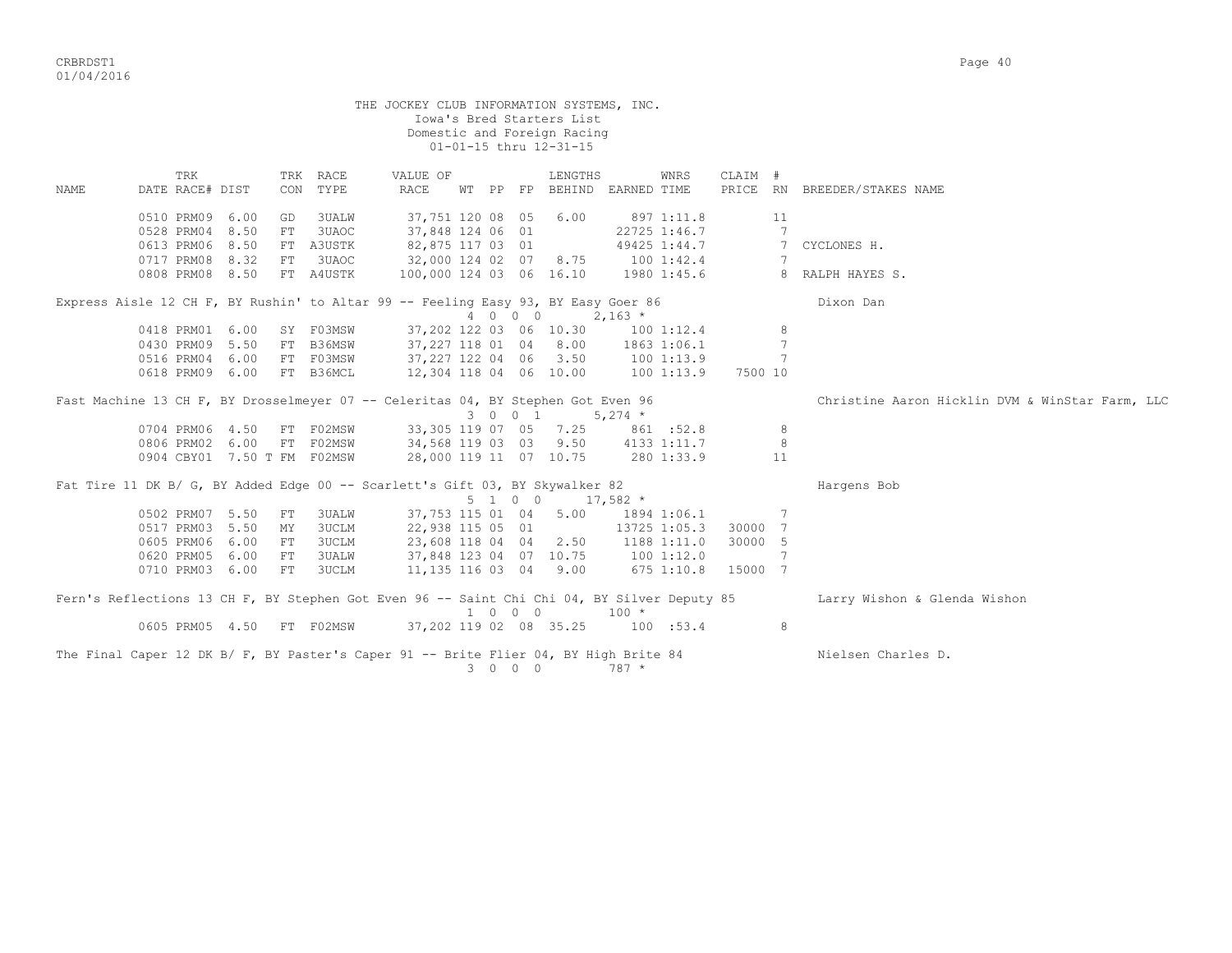THE JOCKEY CLUB INFORMATION SYSTEMS, INC.
Iowa's Bred Starters List
Domestic and Foreign Racing
01-01-15 thru 12-31-15

| NAME | TRK DATE | RACE# | DIST | TRK CON | RACE TYPE | VALUE OF RACE | WT | PP | FP | LENGTHS BEHIND | EARNED | WNRS TIME | CLAIM PRICE | # RN | BREEDER/STAKES NAME |
|---|---|---|---|---|---|---|---|---|---|---|---|---|---|---|---|
| | 0510 | PRM09 | 6.00 | GD | 3UALW | 37,751 | 120 | 08 | 05 | 6.00 | 897 | 1:11.8 | | 11 | |
| | 0528 | PRM04 | 8.50 | FT | 3UAOC | 37,848 | 124 | 06 | 01 | | 22725 | 1:46.7 | | 7 | |
| | 0613 | PRM06 | 8.50 | FT | A3USTK | 82,875 | 117 | 03 | 01 | | 49425 | 1:44.7 | | 7 | CYCLONES H. |
| | 0717 | PRM08 | 8.32 | FT | 3UAOC | 32,000 | 124 | 02 | 07 | 8.75 | 100 | 1:42.4 | | 7 | |
| | 0808 | PRM08 | 8.50 | FT | A4USTK | 100,000 | 124 | 03 | 06 | 16.10 | 1980 | 1:45.6 | | 8 | RALPH HAYES S. |
| Express Aisle 12 CH F, BY Rushin' to Altar 99 -- Feeling Easy 93, BY Easy Goer 86 | | | | | | | 4 | 0 0 0 | | | 2,163 * | | | | Dixon Dan |
| | 0418 | PRM01 | 6.00 | SY | F03MSW | 37,202 | 122 | 03 | 06 | 10.30 | 100 | 1:12.4 | | 8 | |
| | 0430 | PRM09 | 5.50 | FT | B36MSW | 37,227 | 118 | 01 | 04 | 8.00 | 1863 | 1:06.1 | | 7 | |
| | 0516 | PRM04 | 6.00 | FT | F03MSW | 37,227 | 122 | 04 | 06 | 3.50 | 100 | 1:13.9 | | 7 | |
| | 0618 | PRM09 | 6.00 | FT | B36MCL | 12,304 | 118 | 04 | 06 | 10.00 | 100 | 1:13.9 | 7500 | 10 | |
| Fast Machine 13 CH F, BY Drosselmeyer 07 -- Celeritas 04, BY Stephen Got Even 96 | | | | | | | 3 | 0 0 1 | | | 5,274 * | | | | Christine Aaron Hicklin DVM & WinStar Farm, LLC |
| | 0704 | PRM06 | 4.50 | FT | F02MSW | 33,305 | 119 | 07 | 05 | 7.25 | 861 | :52.8 | | 8 | |
| | 0806 | PRM02 | 6.00 | FT | F02MSW | 34,568 | 119 | 03 | 03 | 9.50 | 4133 | 1:11.7 | | 8 | |
| | 0904 | CBY01 | 7.50 T | FM | F02MSW | 28,000 | 119 | 11 | 07 | 10.75 | 280 | 1:33.9 | | 11 | |
| Fat Tire 11 DK B/ G, BY Added Edge 00 -- Scarlett's Gift 03, BY Skywalker 82 | | | | | | | 5 | 1 0 0 | | | 17,582 * | | | | Hargens Bob |
| | 0502 | PRM07 | 5.50 | FT | 3UALW | 37,753 | 115 | 01 | 04 | 5.00 | 1894 | 1:06.1 | | 7 | |
| | 0517 | PRM03 | 5.50 | MY | 3UCLM | 22,938 | 115 | 05 | 01 | | 13725 | 1:05.3 | 30000 | 7 | |
| | 0605 | PRM06 | 6.00 | FT | 3UCLM | 23,608 | 118 | 04 | 04 | 2.50 | 1188 | 1:11.0 | 30000 | 5 | |
| | 0620 | PRM05 | 6.00 | FT | 3UALW | 37,848 | 123 | 04 | 07 | 10.75 | 100 | 1:12.0 | | 7 | |
| | 0710 | PRM03 | 6.00 | FT | 3UCLM | 11,135 | 116 | 03 | 04 | 9.00 | 675 | 1:10.8 | 15000 | 7 | |
| Fern's Reflections 13 CH F, BY Stephen Got Even 96 -- Saint Chi Chi 04, BY Silver Deputy 85 | | | | | | | 1 | 0 0 0 | | | 100 * | | | | Larry Wishon & Glenda Wishon |
| | 0605 | PRM05 | 4.50 | FT | F02MSW | 37,202 | 119 | 02 | 08 | 35.25 | 100 | :53.4 | | 8 | |
| The Final Caper 12 DK B/ F, BY Paster's Caper 91 -- Brite Flier 04, BY High Brite 84 | | | | | | | 3 | 0 0 0 | | | 787 * | | | | Nielsen Charles D. |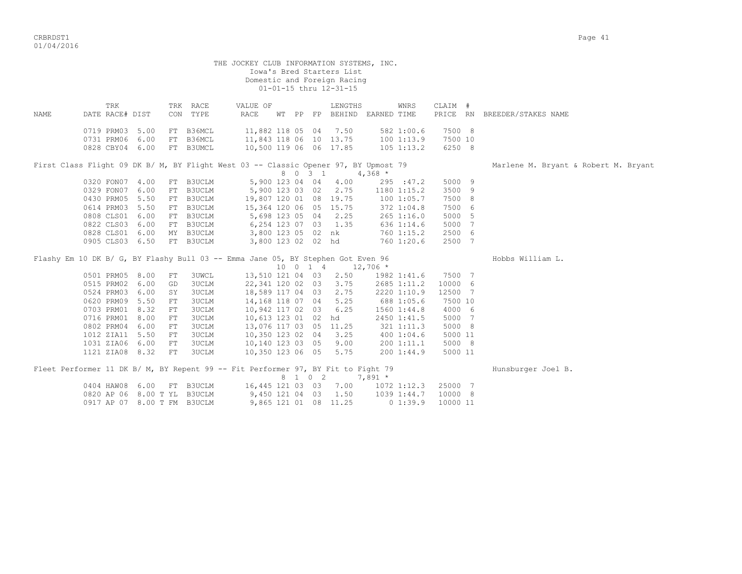THE JOCKEY CLUB INFORMATION SYSTEMS, INC.
Iowa's Bred Starters List
Domestic and Foreign Racing
01-01-15 thru 12-31-15

| NAME | TRK DATE | RACE# | DIST | TRK CON | RACE TYPE | VALUE OF RACE | WT | PP | FP | LENGTHS BEHIND | EARNED | WNRS TIME | CLAIM PRICE | # RN | BREEDER/STAKES NAME |
|---|---|---|---|---|---|---|---|---|---|---|---|---|---|---|---|
| | 0719 | PRM03 | 5.00 | FT | B36MCL | 11,882 | 118 | 05 | 04 | 7.50 | 582 | 1:00.6 | 7500 | 8 | |
| | 0731 | PRM06 | 6.00 | FT | B36MCL | 11,843 | 118 | 06 | 10 | 13.75 | 100 | 1:13.9 | 7500 | 10 | |
| | 0828 | CBY04 | 6.00 | FT | B3UMCL | 10,500 | 119 | 06 | 06 | 17.85 | 105 | 1:13.2 | 6250 | 8 | |
| First Class Flight 09 DK B/ M, BY Flight West 03 -- Classic Opener 97, BY Upmost 79 | | | | | | | 8 | 0 3 1 | | | 4,368 * | | | | Marlene M. Bryant & Robert M. Bryant |
| | 0320 | FON07 | 4.00 | FT | B3UCLM | 5,900 | 123 | 04 | 04 | 4.00 | 295 | :47.2 | 5000 | 9 | |
| | 0329 | FON07 | 6.00 | FT | B3UCLM | 5,900 | 123 | 03 | 02 | 2.75 | 1180 | 1:15.2 | 3500 | 9 | |
| | 0430 | PRM05 | 5.50 | FT | B3UCLM | 19,807 | 120 | 01 | 08 | 19.75 | 100 | 1:05.7 | 7500 | 8 | |
| | 0614 | PRM03 | 5.50 | FT | B3UCLM | 15,364 | 120 | 06 | 05 | 15.75 | 372 | 1:04.8 | 7500 | 6 | |
| | 0808 | CLS01 | 6.00 | FT | B3UCLM | 5,698 | 123 | 05 | 04 | 2.25 | 265 | 1:16.0 | 5000 | 5 | |
| | 0822 | CLS03 | 6.00 | FT | B3UCLM | 6,254 | 123 | 07 | 03 | 1.35 | 636 | 1:14.6 | 5000 | 7 | |
| | 0828 | CLS01 | 6.00 | MY | B3UCLM | 3,800 | 123 | 05 | 02 | nk | 760 | 1:15.2 | 2500 | 6 | |
| | 0905 | CLS03 | 6.50 | FT | B3UCLM | 3,800 | 123 | 02 | 02 | hd | 760 | 1:20.6 | 2500 | 7 | |
| Flashy Em 10 DK B/ G, BY Flashy Bull 03 -- Emma Jane 05, BY Stephen Got Even 96 | | | | | | | 10 | 0 1 4 | | | 12,706 * | | | | Hobbs William L. |
| | 0501 | PRM05 | 8.00 | FT | 3UWCL | 13,510 | 121 | 04 | 03 | 2.50 | 1982 | 1:41.6 | 7500 | 7 | |
| | 0515 | PRM02 | 6.00 | GD | 3UCLM | 22,341 | 120 | 02 | 03 | 3.75 | 2685 | 1:11.2 | 10000 | 6 | |
| | 0524 | PRM03 | 6.00 | SY | 3UCLM | 18,589 | 117 | 04 | 03 | 2.75 | 2220 | 1:10.9 | 12500 | 7 | |
| | 0620 | PRM09 | 5.50 | FT | 3UCLM | 14,168 | 118 | 07 | 04 | 5.25 | 688 | 1:05.6 | 7500 | 10 | |
| | 0703 | PRM01 | 8.32 | FT | 3UCLM | 10,942 | 117 | 02 | 03 | 6.25 | 1560 | 1:44.8 | 4000 | 6 | |
| | 0716 | PRM01 | 8.00 | FT | 3UCLM | 10,613 | 123 | 01 | 02 | hd | 2450 | 1:41.5 | 5000 | 7 | |
| | 0802 | PRM04 | 6.00 | FT | 3UCLM | 13,076 | 117 | 03 | 05 | 11.25 | 321 | 1:11.3 | 5000 | 8 | |
| | 1012 | ZIA11 | 5.50 | FT | 3UCLM | 10,350 | 123 | 02 | 04 | 3.25 | 400 | 1:04.6 | 5000 | 11 | |
| | 1031 | ZIA06 | 6.00 | FT | 3UCLM | 10,140 | 123 | 03 | 05 | 9.00 | 200 | 1:11.1 | 5000 | 8 | |
| | 1121 | ZIA08 | 8.32 | FT | 3UCLM | 10,350 | 123 | 06 | 05 | 5.75 | 200 | 1:44.9 | 5000 | 11 | |
| Fleet Performer 11 DK B/ M, BY Repent 99 -- Fit Performer 97, BY Fit to Fight 79 | | | | | | | 8 | 1 0 2 | | | 7,891 * | | | | Hunsburger Joel B. |
| | 0404 | HAW08 | 6.00 | FT | B3UCLM | 16,445 | 121 | 03 | 03 | 7.00 | 1072 | 1:12.3 | 25000 | 7 | |
| | 0820 | AP 06 | 8.00 T | YL | B3UCLM | 9,450 | 121 | 04 | 03 | 1.50 | 1039 | 1:44.7 | 10000 | 8 | |
| | 0917 | AP 07 | 8.00 T | FM | B3UCLM | 9,865 | 121 | 01 | 08 | 11.25 | 0 | 1:39.9 | 10000 | 11 | |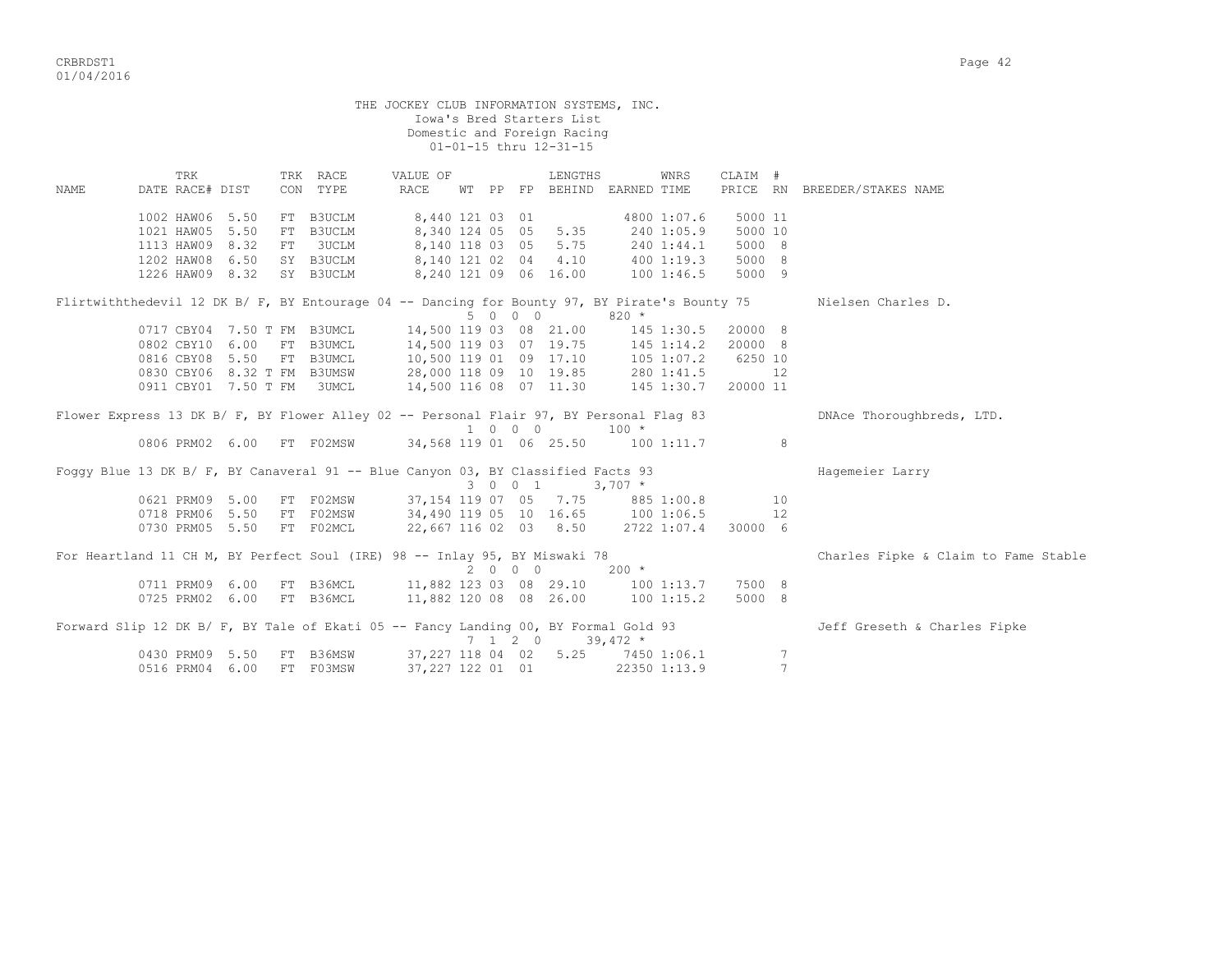THE JOCKEY CLUB INFORMATION SYSTEMS, INC.
Iowa's Bred Starters List
Domestic and Foreign Racing
01-01-15 thru 12-31-15

| NAME | DATE | TRK RACE# | DIST | TRK CON | RACE TYPE | VALUE OF RACE | WT | PP | FP | LENGTHS BEHIND | EARNED | WNRS TIME | CLAIM PRICE | # RN | BREEDER/STAKES NAME |
|---|---|---|---|---|---|---|---|---|---|---|---|---|---|---|---|
| | 1002 | HAW06 | 5.50 | FT | B3UCLM | 8,440 | 121 | 03 | 01 | | 4800 | 1:07.6 | 5000 | 11 | |
| | 1021 | HAW05 | 5.50 | FT | B3UCLM | 8,340 | 124 | 05 | 05 | 5.35 | 240 | 1:05.9 | 5000 | 10 | |
| | 1113 | HAW09 | 8.32 | FT | 3UCLM | 8,140 | 118 | 03 | 05 | 5.75 | 240 | 1:44.1 | 5000 | 8 | |
| | 1202 | HAW08 | 6.50 | SY | B3UCLM | 8,140 | 121 | 02 | 04 | 4.10 | 400 | 1:19.3 | 5000 | 8 | |
| | 1226 | HAW09 | 8.32 | SY | B3UCLM | 8,240 | 121 | 09 | 06 | 16.00 | 100 | 1:46.5 | 5000 | 9 | |
| Flirtwiththedevil 12 DK B/ F, BY Entourage 04 -- Dancing for Bounty 97, BY Pirate's Bounty 75 | | | | | | | 5 | 0 | 0 0 | | 820 * | | | | Nielsen Charles D. |
| | 0717 | CBY04 | 7.50 T | FM | B3UMCL | 14,500 | 119 | 03 | 08 | 21.00 | 145 | 1:30.5 | 20000 | 8 | |
| | 0802 | CBY10 | 6.00 | FT | B3UMCL | 14,500 | 119 | 03 | 07 | 19.75 | 145 | 1:14.2 | 20000 | 8 | |
| | 0816 | CBY08 | 5.50 | FT | B3UMCL | 10,500 | 119 | 01 | 09 | 17.10 | 105 | 1:07.2 | 6250 | 10 | |
| | 0830 | CBY06 | 8.32 T | FM | B3UMSW | 28,000 | 118 | 09 | 10 | 19.85 | 280 | 1:41.5 | | 12 | |
| | 0911 | CBY01 | 7.50 T | FM | 3UMCL | 14,500 | 116 | 08 | 07 | 11.30 | 145 | 1:30.7 | 20000 | 11 | |
| Flower Express 13 DK B/ F, BY Flower Alley 02 -- Personal Flair 97, BY Personal Flag 83 | | | | | | | 1 | 0 | 0 0 | | 100 * | | | | DNAce Thoroughbreds, LTD. |
| | 0806 | PRM02 | 6.00 | FT | F02MSW | 34,568 | 119 | 01 | 06 | 25.50 | 100 | 1:11.7 | | 8 | |
| Foggy Blue 13 DK B/ F, BY Canaveral 91 -- Blue Canyon 03, BY Classified Facts 93 | | | | | | | 3 | 0 | 0 1 | | 3,707 * | | | | Hagemeier Larry |
| | 0621 | PRM09 | 5.00 | FT | F02MSW | 37,154 | 119 | 07 | 05 | 7.75 | 885 | 1:00.8 | | 10 | |
| | 0718 | PRM06 | 5.50 | FT | F02MSW | 34,490 | 119 | 05 | 10 | 16.65 | 100 | 1:06.5 | | 12 | |
| | 0730 | PRM05 | 5.50 | FT | F02MCL | 22,667 | 116 | 02 | 03 | 8.50 | 2722 | 1:07.4 | 30000 | 6 | |
| For Heartland 11 CH M, BY Perfect Soul (IRE) 98 -- Inlay 95, BY Miswaki 78 | | | | | | | 2 | 0 | 0 0 | | 200 * | | | | Charles Fipke & Claim to Fame Stable |
| | 0711 | PRM09 | 6.00 | FT | B36MCL | 11,882 | 123 | 03 | 08 | 29.10 | 100 | 1:13.7 | 7500 | 8 | |
| | 0725 | PRM02 | 6.00 | FT | B36MCL | 11,882 | 120 | 08 | 08 | 26.00 | 100 | 1:15.2 | 5000 | 8 | |
| Forward Slip 12 DK B/ F, BY Tale of Ekati 05 -- Fancy Landing 00, BY Formal Gold 93 | | | | | | | 7 | 1 | 2 0 | | 39,472 * | | | | Jeff Greseth & Charles Fipke |
| | 0430 | PRM09 | 5.50 | FT | B36MSW | 37,227 | 118 | 04 | 02 | 5.25 | 7450 | 1:06.1 | | 7 | |
| | 0516 | PRM04 | 6.00 | FT | F03MSW | 37,227 | 122 | 01 | 01 | | 22350 | 1:13.9 | | 7 | |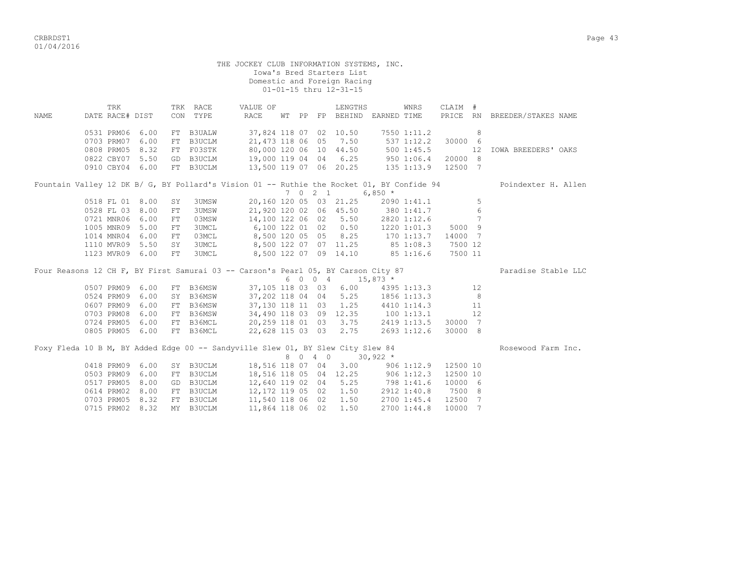THE JOCKEY CLUB INFORMATION SYSTEMS, INC.
Iowa's Bred Starters List
Domestic and Foreign Racing
01-01-15 thru 12-31-15

| NAME | TRK DATE RACE# | DIST | TRK CON | RACE TYPE | VALUE OF RACE | WT | PP | FP | LENGTHS BEHIND | EARNED | WNRS TIME | CLAIM PRICE | # RN | BREEDER/STAKES NAME |
|---|---|---|---|---|---|---|---|---|---|---|---|---|---|---|
| | 0531 PRM06 | 6.00 | FT | B3UALW | 37,824 | 118 | 07 | 02 | 10.50 | 7550 | 1:11.2 | | 8 | |
| | 0703 PRM07 | 6.00 | FT | B3UCLM | 21,473 | 118 | 06 | 05 | 7.50 | 537 | 1:12.2 | 30000 | 6 | |
| | 0808 PRM05 | 8.32 | FT | F03STK | 80,000 | 120 | 06 | 10 | 44.50 | 500 | 1:45.5 | | 12 | IOWA BREEDERS' OAKS |
| | 0822 CBY07 | 5.50 | GD | B3UCLM | 19,000 | 119 | 04 | 04 | 6.25 | 950 | 1:06.4 | 20000 | 8 | |
| | 0910 CBY04 | 6.00 | FT | B3UCLM | 13,500 | 119 | 07 | 06 | 20.25 | 135 | 1:13.9 | 12500 | 7 | |
| Fountain Valley 12 DK B/ G, BY Pollard's Vision 01 -- Ruthie the Rocket 01, BY Confide 94 | | | | | | | 7 0 2 1 | | | 6,850 * | | | | Poindexter H. Allen |
| | 0518 FL 01 | 8.00 | SY | 3UMSW | 20,160 | 120 | 05 | 03 | 21.25 | 2090 | 1:41.1 | | 5 | |
| | 0528 FL 03 | 8.00 | FT | 3UMSW | 21,920 | 120 | 02 | 06 | 45.50 | 380 | 1:41.7 | | 6 | |
| | 0721 MNR06 | 6.00 | FT | 03MSW | 14,100 | 122 | 06 | 02 | 5.50 | 2820 | 1:12.6 | | 7 | |
| | 1005 MNR09 | 5.00 | FT | 3UMCL | 6,100 | 122 | 01 | 02 | 0.50 | 1220 | 1:01.3 | 5000 | 9 | |
| | 1014 MNR04 | 6.00 | FT | 03MCL | 8,500 | 120 | 05 | 05 | 8.25 | 170 | 1:13.7 | 14000 | 7 | |
| | 1110 MVR09 | 5.50 | SY | 3UMCL | 8,500 | 122 | 07 | 07 | 11.25 | 85 | 1:08.3 | 7500 | 12 | |
| | 1123 MVR09 | 6.00 | FT | 3UMCL | 8,500 | 122 | 07 | 09 | 14.10 | 85 | 1:16.6 | 7500 | 11 | |
| Four Reasons 12 CH F, BY First Samurai 03 -- Carson's Pearl 05, BY Carson City 87 | | | | | | | 6 0 0 4 | | | 15,873 * | | | | Paradise Stable LLC |
| | 0507 PRM09 | 6.00 | FT | B36MSW | 37,105 | 118 | 03 | 03 | 6.00 | 4395 | 1:13.3 | | 12 | |
| | 0524 PRM09 | 6.00 | SY | B36MSW | 37,202 | 118 | 04 | 04 | 5.25 | 1856 | 1:13.3 | | 8 | |
| | 0607 PRM09 | 6.00 | FT | B36MSW | 37,130 | 118 | 11 | 03 | 1.25 | 4410 | 1:14.3 | | 11 | |
| | 0703 PRM08 | 6.00 | FT | B36MSW | 34,490 | 118 | 03 | 09 | 12.35 | 100 | 1:13.1 | | 12 | |
| | 0724 PRM05 | 6.00 | FT | B36MCL | 20,259 | 118 | 01 | 03 | 3.75 | 2419 | 1:13.5 | 30000 | 7 | |
| | 0805 PRM05 | 6.00 | FT | B36MCL | 22,628 | 115 | 03 | 03 | 2.75 | 2693 | 1:12.6 | 30000 | 8 | |
| Foxy Fleda 10 B M, BY Added Edge 00 -- Sandyville Slew 01, BY Slew City Slew 84 | | | | | | | 8 0 4 0 | | | 30,922 * | | | | Rosewood Farm Inc. |
| | 0418 PRM09 | 6.00 | SY | B3UCLM | 18,516 | 118 | 07 | 04 | 3.00 | 906 | 1:12.9 | 12500 | 10 | |
| | 0503 PRM09 | 6.00 | FT | B3UCLM | 18,516 | 118 | 05 | 04 | 12.25 | 906 | 1:12.3 | 12500 | 10 | |
| | 0517 PRM05 | 8.00 | GD | B3UCLM | 12,640 | 119 | 02 | 04 | 5.25 | 798 | 1:41.6 | 10000 | 6 | |
| | 0614 PRM02 | 8.00 | FT | B3UCLM | 12,172 | 119 | 05 | 02 | 1.50 | 2912 | 1:40.8 | 7500 | 8 | |
| | 0703 PRM05 | 8.32 | FT | B3UCLM | 11,540 | 118 | 06 | 02 | 1.50 | 2700 | 1:45.4 | 12500 | 7 | |
| | 0715 PRM02 | 8.32 | MY | B3UCLM | 11,864 | 118 | 06 | 02 | 1.50 | 2700 | 1:44.8 | 10000 | 7 | |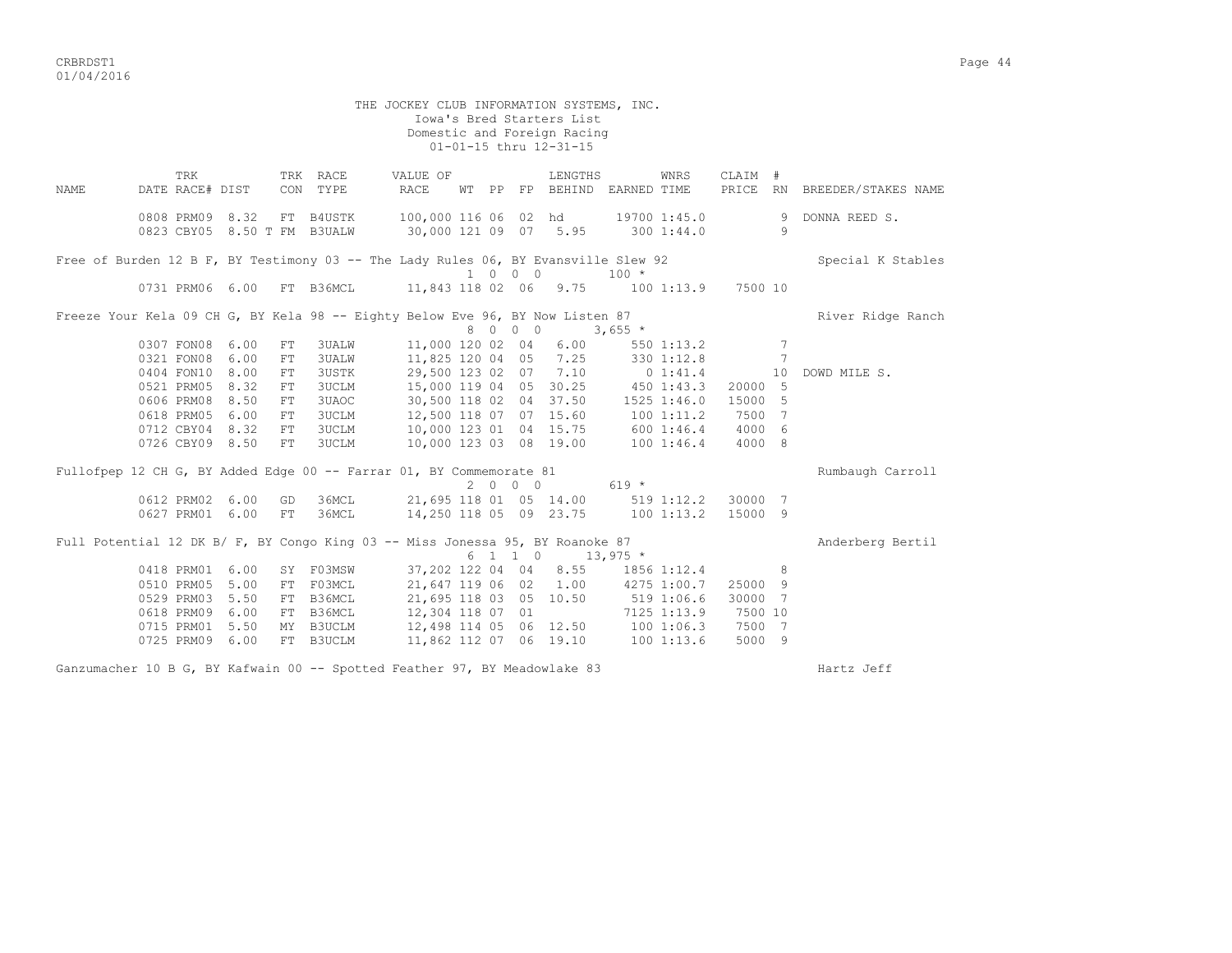THE JOCKEY CLUB INFORMATION SYSTEMS, INC.
Iowa's Bred Starters List
Domestic and Foreign Racing
01-01-15 thru 12-31-15

| NAME | TRK DATE | RACE# | DIST | TRK CON | RACE TYPE | VALUE OF RACE | WT | PP | FP | LENGTHS BEHIND | EARNED | WNRS TIME | CLAIM PRICE | # RN | BREEDER/STAKES NAME |
|---|---|---|---|---|---|---|---|---|---|---|---|---|---|---|---|
| | 0808 | PRM09 | 8.32 | FT | B4USTK | 100,000 | 116 | 06 | 02 | hd | 19700 | 1:45.0 | | 9 | DONNA REED S. |
| | 0823 | CBY05 | 8.50 T | FM | B3UALW | 30,000 | 121 | 09 | 07 | 5.95 | 300 | 1:44.0 | | 9 | |
| Free of Burden 12 B F, BY Testimony 03 -- The Lady Rules 06, BY Evansville Slew 92 | | | | | | | 1 | 0 0 0 | | | 100 * | | | | Special K Stables |
| | 0731 | PRM06 | 6.00 | FT | B36MCL | 11,843 | 118 | 02 | 06 | 9.75 | 100 | 1:13.9 | 7500 | 10 | |
| Freeze Your Kela 09 CH G, BY Kela 98 -- Eighty Below Eve 96, BY Now Listen 87 | | | | | | | 8 | 0 0 0 | | | 3,655 * | | | | River Ridge Ranch |
| | 0307 | FON08 | 6.00 | FT | 3UALW | 11,000 | 120 | 02 | 04 | 6.00 | 550 | 1:13.2 | | 7 | |
| | 0321 | FON08 | 6.00 | FT | 3UALW | 11,825 | 120 | 04 | 05 | 7.25 | 330 | 1:12.8 | | 7 | |
| | 0404 | FON10 | 8.00 | FT | 3USTK | 29,500 | 123 | 02 | 07 | 7.10 | 0 | 1:41.4 | | 10 | DOWD MILE S. |
| | 0521 | PRM05 | 8.32 | FT | 3UCLM | 15,000 | 119 | 04 | 05 | 30.25 | 450 | 1:43.3 | 20000 | 5 | |
| | 0606 | PRM08 | 8.50 | FT | 3UAOC | 30,500 | 118 | 02 | 04 | 37.50 | 1525 | 1:46.0 | 15000 | 5 | |
| | 0618 | PRM05 | 6.00 | FT | 3UCLM | 12,500 | 118 | 07 | 07 | 15.60 | 100 | 1:11.2 | 7500 | 7 | |
| | 0712 | CBY04 | 8.32 | FT | 3UCLM | 10,000 | 123 | 01 | 04 | 15.75 | 600 | 1:46.4 | 4000 | 6 | |
| | 0726 | CBY09 | 8.50 | FT | 3UCLM | 10,000 | 123 | 03 | 08 | 19.00 | 100 | 1:46.4 | 4000 | 8 | |
| Fullofpep 12 CH G, BY Added Edge 00 -- Farrar 01, BY Commemorate 81 | | | | | | | 2 | 0 0 0 | | | 619 * | | | | Rumbaugh Carroll |
| | 0612 | PRM02 | 6.00 | GD | 36MCL | 21,695 | 118 | 01 | 05 | 14.00 | 519 | 1:12.2 | 30000 | 7 | |
| | 0627 | PRM01 | 6.00 | FT | 36MCL | 14,250 | 118 | 05 | 09 | 23.75 | 100 | 1:13.2 | 15000 | 9 | |
| Full Potential 12 DK B/ F, BY Congo King 03 -- Miss Jonessa 95, BY Roanoke 87 | | | | | | | 6 | 1 1 0 | | | 13,975 * | | | | Anderberg Bertil |
| | 0418 | PRM01 | 6.00 | SY | F03MSW | 37,202 | 122 | 04 | 04 | 8.55 | 1856 | 1:12.4 | | 8 | |
| | 0510 | PRM05 | 5.00 | FT | F03MCL | 21,647 | 119 | 06 | 02 | 1.00 | 4275 | 1:00.7 | 25000 | 9 | |
| | 0529 | PRM03 | 5.50 | FT | B36MCL | 21,695 | 118 | 03 | 05 | 10.50 | 519 | 1:06.6 | 30000 | 7 | |
| | 0618 | PRM09 | 6.00 | FT | B36MCL | 12,304 | 118 | 07 | 01 | | 7125 | 1:13.9 | 7500 | 10 | |
| | 0715 | PRM01 | 5.50 | MY | B3UCLM | 12,498 | 114 | 05 | 06 | 12.50 | 100 | 1:06.3 | 7500 | 7 | |
| | 0725 | PRM09 | 6.00 | FT | B3UCLM | 11,862 | 112 | 07 | 06 | 19.10 | 100 | 1:13.6 | 5000 | 9 | |
| Ganzumacher 10 B G, BY Kafwain 00 -- Spotted Feather 97, BY Meadowlake 83 | | | | | | | | | | | | | | | Hartz Jeff |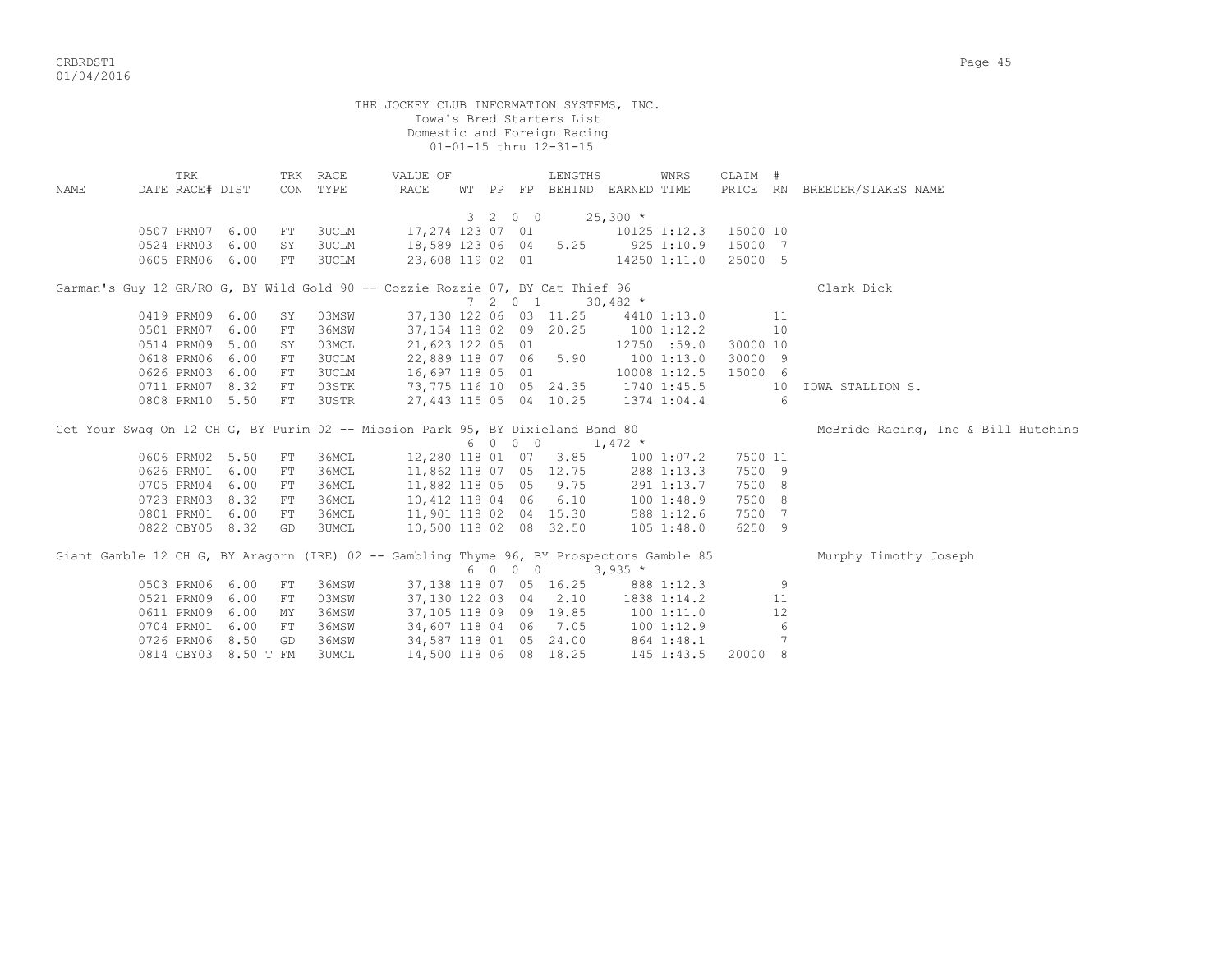THE JOCKEY CLUB INFORMATION SYSTEMS, INC.
Iowa's Bred Starters List
Domestic and Foreign Racing
01-01-15 thru 12-31-15

| NAME | TRK DATE | RACE# | DIST | TRK CON | RACE TYPE | VALUE OF RACE | WT | PP | FP | LENGTHS BEHIND | EARNED | WNRS TIME | CLAIM PRICE | # RN | BREEDER/STAKES NAME |
|---|---|---|---|---|---|---|---|---|---|---|---|---|---|---|---|
| | | | | | | | 3 | 2 | 0 0 | | 25,300 * | | | | |
| | 0507 | PRM07 | 6.00 | FT | 3UCLM | 17,274 | 123 | 07 | 01 | | 10125 | 1:12.3 | 15000 | 10 | |
| | 0524 | PRM03 | 6.00 | SY | 3UCLM | 18,589 | 123 | 06 | 04 | 5.25 | 925 | 1:10.9 | 15000 | 7 | |
| | 0605 | PRM06 | 6.00 | FT | 3UCLM | 23,608 | 119 | 02 | 01 | | 14250 | 1:11.0 | 25000 | 5 | |
| Garman's Guy 12 GR/RO G, BY Wild Gold 90 -- Cozzie Rozzie 07, BY Cat Thief 96 | | | | | | | | | | | | | | | Clark Dick |
| | | | | | | | 7 | 2 | 0 1 | | 30,482 * | | | | |
| | 0419 | PRM09 | 6.00 | SY | 03MSW | 37,130 | 122 | 06 | 03 | 11.25 | 4410 | 1:13.0 | | 11 | |
| | 0501 | PRM07 | 6.00 | FT | 36MSW | 37,154 | 118 | 02 | 09 | 20.25 | 100 | 1:12.2 | | 10 | |
| | 0514 | PRM09 | 5.00 | SY | 03MCL | 21,623 | 122 | 05 | 01 | | 12750 | :59.0 | 30000 | 10 | |
| | 0618 | PRM06 | 6.00 | FT | 3UCLM | 22,889 | 118 | 07 | 06 | 5.90 | 100 | 1:13.0 | 30000 | 9 | |
| | 0626 | PRM03 | 6.00 | FT | 3UCLM | 16,697 | 118 | 05 | 01 | | 10008 | 1:12.5 | 15000 | 6 | |
| | 0711 | PRM07 | 8.32 | FT | 03STK | 73,775 | 116 | 10 | 05 | 24.35 | 1740 | 1:45.5 | | 10 | IOWA STALLION S. |
| | 0808 | PRM10 | 5.50 | FT | 3USTR | 27,443 | 115 | 05 | 04 | 10.25 | 1374 | 1:04.4 | | 6 | |
| Get Your Swag On 12 CH G, BY Purim 02 -- Mission Park 95, BY Dixieland Band 80 | | | | | | | | | | | | | | | McBride Racing, Inc & Bill Hutchins |
| | | | | | | | 6 | 0 | 0 0 | | 1,472 * | | | | |
| | 0606 | PRM02 | 5.50 | FT | 36MCL | 12,280 | 118 | 01 | 07 | 3.85 | 100 | 1:07.2 | 7500 | 11 | |
| | 0626 | PRM01 | 6.00 | FT | 36MCL | 11,862 | 118 | 07 | 05 | 12.75 | 288 | 1:13.3 | 7500 | 9 | |
| | 0705 | PRM04 | 6.00 | FT | 36MCL | 11,882 | 118 | 05 | 05 | 9.75 | 291 | 1:13.7 | 7500 | 8 | |
| | 0723 | PRM03 | 8.32 | FT | 36MCL | 10,412 | 118 | 04 | 06 | 6.10 | 100 | 1:48.9 | 7500 | 8 | |
| | 0801 | PRM01 | 6.00 | FT | 36MCL | 11,901 | 118 | 02 | 04 | 15.30 | 588 | 1:12.6 | 7500 | 7 | |
| | 0822 | CBY05 | 8.32 | GD | 3UMCL | 10,500 | 118 | 02 | 08 | 32.50 | 105 | 1:48.0 | 6250 | 9 | |
| Giant Gamble 12 CH G, BY Aragorn (IRE) 02 -- Gambling Thyme 96, BY Prospectors Gamble 85 | | | | | | | | | | | | | | | Murphy Timothy Joseph |
| | | | | | | | 6 | 0 | 0 0 | | 3,935 * | | | | |
| | 0503 | PRM06 | 6.00 | FT | 36MSW | 37,138 | 118 | 07 | 05 | 16.25 | 888 | 1:12.3 | | 9 | |
| | 0521 | PRM09 | 6.00 | FT | 03MSW | 37,130 | 122 | 03 | 04 | 2.10 | 1838 | 1:14.2 | | 11 | |
| | 0611 | PRM09 | 6.00 | MY | 36MSW | 37,105 | 118 | 09 | 09 | 19.85 | 100 | 1:11.0 | | 12 | |
| | 0704 | PRM01 | 6.00 | FT | 36MSW | 34,607 | 118 | 04 | 06 | 7.05 | 100 | 1:12.9 | | 6 | |
| | 0726 | PRM06 | 8.50 | GD | 36MSW | 34,587 | 118 | 01 | 05 | 24.00 | 864 | 1:48.1 | | 7 | |
| | 0814 | CBY03 | 8.50 T | FM | 3UMCL | 14,500 | 118 | 06 | 08 | 18.25 | 145 | 1:43.5 | 20000 | 8 | |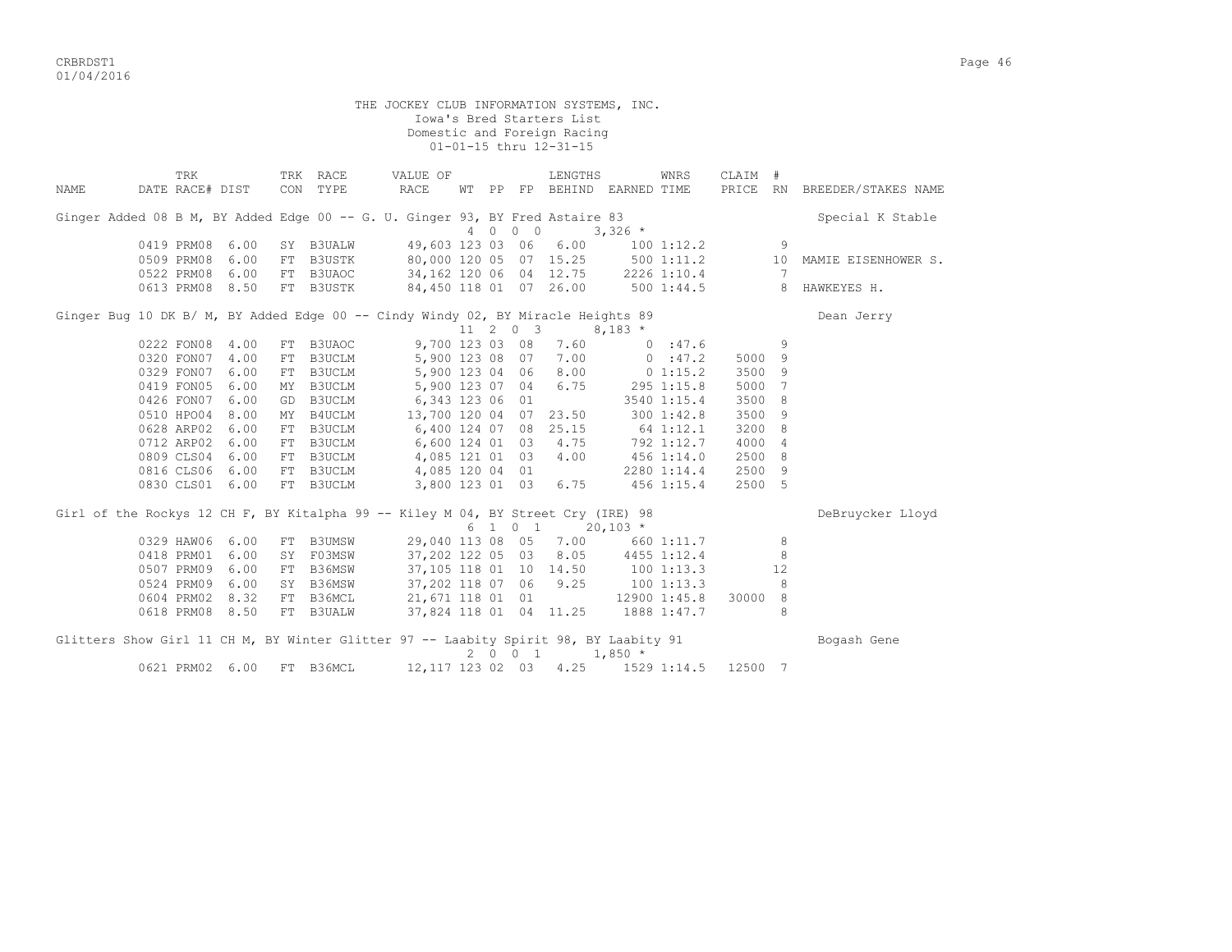THE JOCKEY CLUB INFORMATION SYSTEMS, INC.
Iowa's Bred Starters List
Domestic and Foreign Racing
01-01-15 thru 12-31-15

| NAME | DATE | TRK RACE# | DIST | TRK CON | RACE TYPE | VALUE OF RACE | WT | PP | FP | LENGTHS BEHIND | EARNED | WNRS TIME | CLAIM PRICE | # RN | BREEDER/STAKES NAME |
|---|---|---|---|---|---|---|---|---|---|---|---|---|---|---|---|
| Ginger Added 08 B M, BY Added Edge 00 -- G. U. Ginger 93, BY Fred Astaire 83 | | | | | | | 4 | 0 0 | 0 | | 3,326 * | | | | Special K Stable |
| | 0419 | PRM08 | 6.00 | SY | B3UALW | 49,603 | 123 | 03 | 06 | 6.00 | 100 | 1:12.2 | | 9 | |
| | 0509 | PRM08 | 6.00 | FT | B3USTK | 80,000 | 120 | 05 | 07 | 15.25 | 500 | 1:11.2 | | 10 | MAMIE EISENHOWER S. |
| | 0522 | PRM08 | 6.00 | FT | B3UAOC | 34,162 | 120 | 06 | 04 | 12.75 | 2226 | 1:10.4 | | 7 | |
| | 0613 | PRM08 | 8.50 | FT | B3USTK | 84,450 | 118 | 01 | 07 | 26.00 | 500 | 1:44.5 | | 8 | HAWKEYES H. |
| Ginger Bug 10 DK B/ M, BY Added Edge 00 -- Cindy Windy 02, BY Miracle Heights 89 | | | | | | | 11 | 2 0 | 3 | | 8,183 * | | | | Dean Jerry |
| | 0222 | FON08 | 4.00 | FT | B3UAOC | 9,700 | 123 | 03 | 08 | 7.60 | 0 | :47.6 | | 9 | |
| | 0320 | FON07 | 4.00 | FT | B3UCLM | 5,900 | 123 | 08 | 07 | 7.00 | 0 | :47.2 | 5000 | 9 | |
| | 0329 | FON07 | 6.00 | FT | B3UCLM | 5,900 | 123 | 04 | 06 | 8.00 | 0 | 1:15.2 | 3500 | 9 | |
| | 0419 | FON05 | 6.00 | MY | B3UCLM | 5,900 | 123 | 07 | 04 | 6.75 | 295 | 1:15.8 | 5000 | 7 | |
| | 0426 | FON07 | 6.00 | GD | B3UCLM | 6,343 | 123 | 06 | 01 | | 3540 | 1:15.4 | 3500 | 8 | |
| | 0510 | HPO04 | 8.00 | MY | B4UCLM | 13,700 | 120 | 04 | 07 | 23.50 | 300 | 1:42.8 | 3500 | 9 | |
| | 0628 | ARP02 | 6.00 | FT | B3UCLM | 6,400 | 124 | 07 | 08 | 25.15 | 64 | 1:12.1 | 3200 | 8 | |
| | 0712 | ARP02 | 6.00 | FT | B3UCLM | 6,600 | 124 | 01 | 03 | 4.75 | 792 | 1:12.7 | 4000 | 4 | |
| | 0809 | CLS04 | 6.00 | FT | B3UCLM | 4,085 | 121 | 01 | 03 | 4.00 | 456 | 1:14.0 | 2500 | 8 | |
| | 0816 | CLS06 | 6.00 | FT | B3UCLM | 4,085 | 120 | 04 | 01 | | 2280 | 1:14.4 | 2500 | 9 | |
| | 0830 | CLS01 | 6.00 | FT | B3UCLM | 3,800 | 123 | 01 | 03 | 6.75 | 456 | 1:15.4 | 2500 | 5 | |
| Girl of the Rockys 12 CH F, BY Kitalpha 99 -- Kiley M 04, BY Street Cry (IRE) 98 | | | | | | | 6 | 1 0 | 1 | | 20,103 * | | | | DeBruycker Lloyd |
| | 0329 | HAW06 | 6.00 | FT | B3UMSW | 29,040 | 113 | 08 | 05 | 7.00 | 660 | 1:11.7 | | 8 | |
| | 0418 | PRM01 | 6.00 | SY | F03MSW | 37,202 | 122 | 05 | 03 | 8.05 | 4455 | 1:12.4 | | 8 | |
| | 0507 | PRM09 | 6.00 | FT | B36MSW | 37,105 | 118 | 01 | 10 | 14.50 | 100 | 1:13.3 | | 12 | |
| | 0524 | PRM09 | 6.00 | SY | B36MSW | 37,202 | 118 | 07 | 06 | 9.25 | 100 | 1:13.3 | | 8 | |
| | 0604 | PRM02 | 8.32 | FT | B36MCL | 21,671 | 118 | 01 | 01 | | 12900 | 1:45.8 | 30000 | 8 | |
| | 0618 | PRM08 | 8.50 | FT | B3UALW | 37,824 | 118 | 01 | 04 | 11.25 | 1888 | 1:47.7 | | 8 | |
| Glitters Show Girl 11 CH M, BY Winter Glitter 97 -- Laabity Spirit 98, BY Laabity 91 | | | | | | | 2 | 0 0 | 1 | | 1,850 * | | | | Bogash Gene |
| | 0621 | PRM02 | 6.00 | FT | B36MCL | 12,117 | 123 | 02 | 03 | 4.25 | 1529 | 1:14.5 | 12500 | 7 | |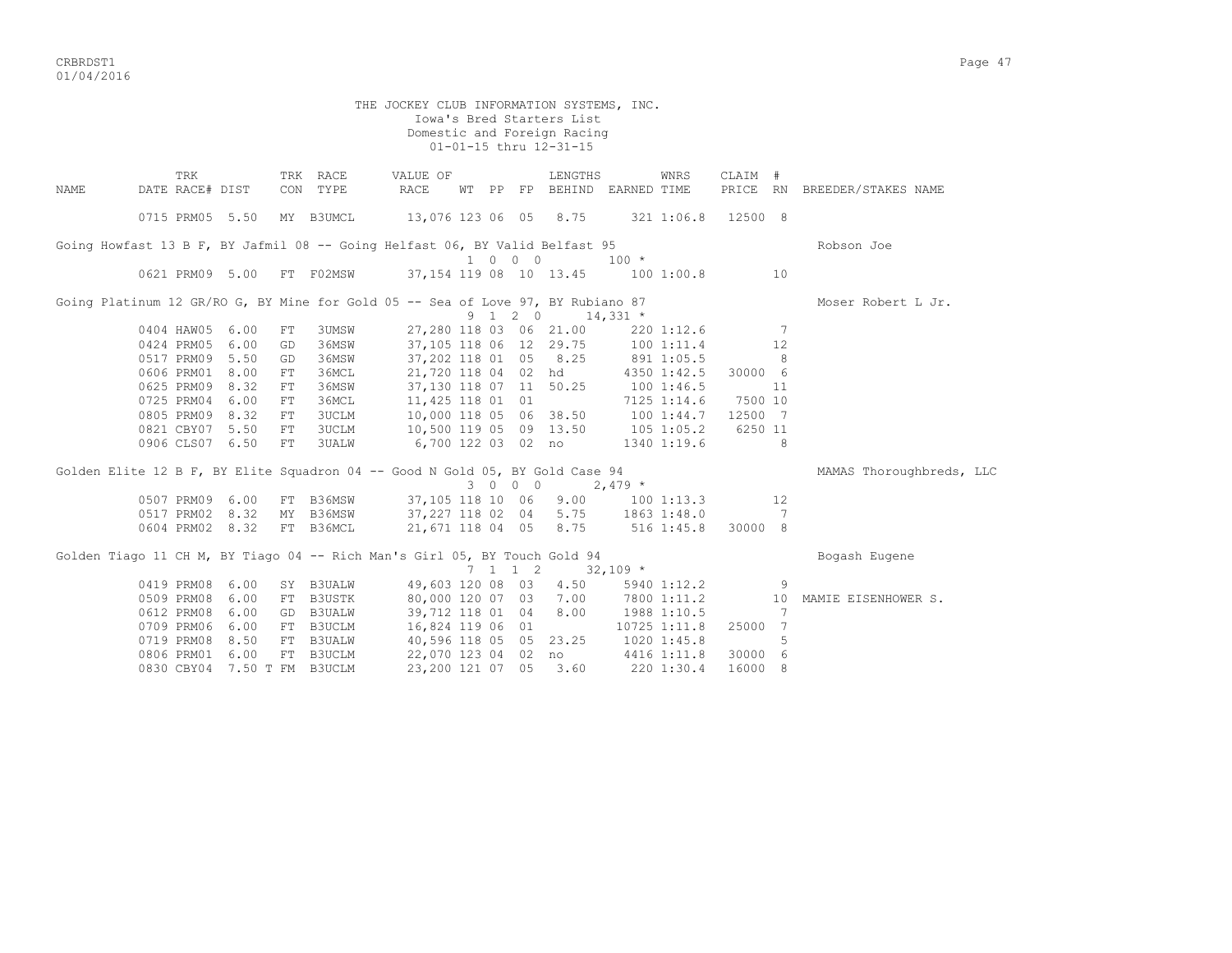THE JOCKEY CLUB INFORMATION SYSTEMS, INC.
Iowa's Bred Starters List
Domestic and Foreign Racing
01-01-15 thru 12-31-15

| NAME | TRK DATE | TRK RACE# | DIST | TRK CON | RACE TYPE | VALUE OF RACE | WT | PP | FP | LENGTHS BEHIND | EARNED | WNRS TIME | CLAIM PRICE | # RN | BREEDER/STAKES NAME |
|---|---|---|---|---|---|---|---|---|---|---|---|---|---|---|---|
| | 0715 | PRM05 | 5.50 | MY | B3UMCL | 13,076 | 123 | 06 | 05 | 8.75 | 321 | 1:06.8 | 12500 | 8 | |
| Going Howfast 13 B F, BY Jafmil 08 -- Going Helfast 06, BY Valid Belfast 95 | | | | | | | 1 | 0 0 | 0 | | 100 * | | | | Robson Joe |
| | 0621 | PRM09 | 5.00 | FT | F02MSW | 37,154 | 119 | 08 | 10 | 13.45 | 100 | 1:00.8 | | 10 | |
| Going Platinum 12 GR/RO G, BY Mine for Gold 05 -- Sea of Love 97, BY Rubiano 87 | | | | | | | 9 | 1 2 | 0 | | 14,331 * | | | | Moser Robert L Jr. |
| | 0404 | HAW05 | 6.00 | FT | 3UMSW | 27,280 | 118 | 03 | 06 | 21.00 | 220 | 1:12.6 | | 7 | |
| | 0424 | PRM05 | 6.00 | GD | 36MSW | 37,105 | 118 | 06 | 12 | 29.75 | 100 | 1:11.4 | | 12 | |
| | 0517 | PRM09 | 5.50 | GD | 36MSW | 37,202 | 118 | 01 | 05 | 8.25 | 891 | 1:05.5 | | 8 | |
| | 0606 | PRM01 | 8.00 | FT | 36MCL | 21,720 | 118 | 04 | 02 | hd | 4350 | 1:42.5 | 30000 | 6 | |
| | 0625 | PRM09 | 8.32 | FT | 36MSW | 37,130 | 118 | 07 | 11 | 50.25 | 100 | 1:46.5 | | 11 | |
| | 0725 | PRM04 | 6.00 | FT | 36MCL | 11,425 | 118 | 01 | 01 | | 7125 | 1:14.6 | 7500 | 10 | |
| | 0805 | PRM09 | 8.32 | FT | 3UCLM | 10,000 | 118 | 05 | 06 | 38.50 | 100 | 1:44.7 | 12500 | 7 | |
| | 0821 | CBY07 | 5.50 | FT | 3UCLM | 10,500 | 119 | 05 | 09 | 13.50 | 105 | 1:05.2 | 6250 | 11 | |
| | 0906 | CLS07 | 6.50 | FT | 3UALW | 6,700 | 122 | 03 | 02 | no | 1340 | 1:19.6 | | 8 | |
| Golden Elite 12 B F, BY Elite Squadron 04 -- Good N Gold 05, BY Gold Case 94 | | | | | | | 3 | 0 0 | 0 | | 2,479 * | | | | MAMAS Thoroughbreds, LLC |
| | 0507 | PRM09 | 6.00 | FT | B36MSW | 37,105 | 118 | 10 | 06 | 9.00 | 100 | 1:13.3 | | 12 | |
| | 0517 | PRM02 | 8.32 | MY | B36MSW | 37,227 | 118 | 02 | 04 | 5.75 | 1863 | 1:48.0 | | 7 | |
| | 0604 | PRM02 | 8.32 | FT | B36MCL | 21,671 | 118 | 04 | 05 | 8.75 | 516 | 1:45.8 | 30000 | 8 | |
| Golden Tiago 11 CH M, BY Tiago 04 -- Rich Man's Girl 05, BY Touch Gold 94 | | | | | | | 7 | 1 1 | 2 | | 32,109 * | | | | Bogash Eugene |
| | 0419 | PRM08 | 6.00 | SY | B3UALW | 49,603 | 120 | 08 | 03 | 4.50 | 5940 | 1:12.2 | | 9 | |
| | 0509 | PRM08 | 6.00 | FT | B3USTK | 80,000 | 120 | 07 | 03 | 7.00 | 7800 | 1:11.2 | | 10 | MAMIE EISENHOWER S. |
| | 0612 | PRM08 | 6.00 | GD | B3UALW | 39,712 | 118 | 01 | 04 | 8.00 | 1988 | 1:10.5 | | 7 | |
| | 0709 | PRM06 | 6.00 | FT | B3UCLM | 16,824 | 119 | 06 | 01 | | 10725 | 1:11.8 | 25000 | 7 | |
| | 0719 | PRM08 | 8.50 | FT | B3UALW | 40,596 | 118 | 05 | 05 | 23.25 | 1020 | 1:45.8 | | 5 | |
| | 0806 | PRM01 | 6.00 | FT | B3UCLM | 22,070 | 123 | 04 | 02 | no | 4416 | 1:11.8 | 30000 | 6 | |
| | 0830 | CBY04 | 7.50 T | FM | B3UCLM | 23,200 | 121 | 07 | 05 | 3.60 | 220 | 1:30.4 | 16000 | 8 | |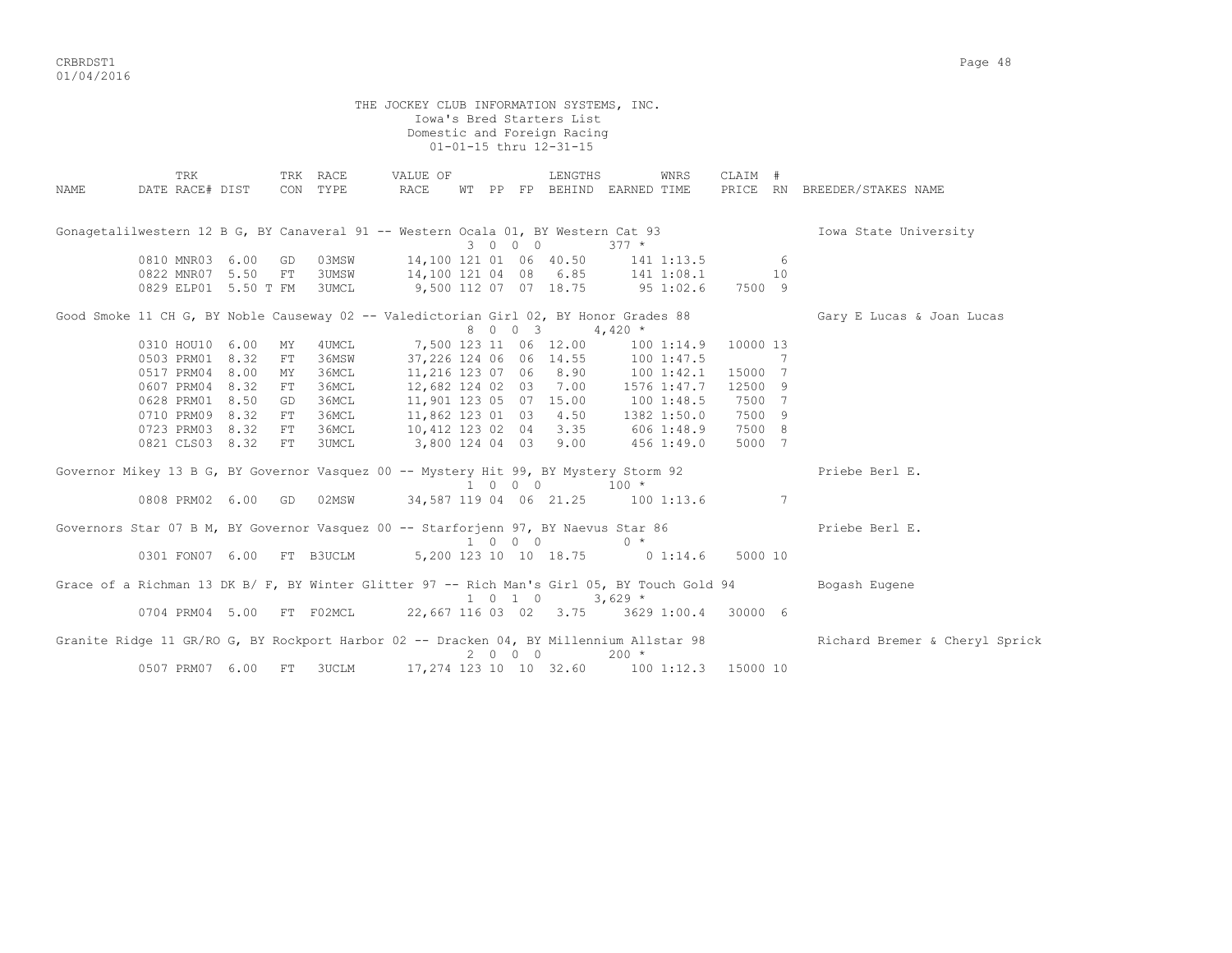THE JOCKEY CLUB INFORMATION SYSTEMS, INC.
Iowa's Bred Starters List
Domestic and Foreign Racing
01-01-15 thru 12-31-15

| NAME | TRK DATE | RACE# | DIST | TRK CON | RACE TYPE | VALUE OF RACE | WT | PP | FP | LENGTHS BEHIND | EARNED | WNRS TIME | CLAIM PRICE | # RN | BREEDER/STAKES NAME |
|---|---|---|---|---|---|---|---|---|---|---|---|---|---|---|---|
| Gonagetalilwestern 12 B G, BY Canaveral 91 -- Western Ocala 01, BY Western Cat 93 | | | | | | | 3 | 0 0 | 0 | | 377 * | | | | Iowa State University |
| | 0810 | MNR03 | 6.00 | GD | 03MSW | 14,100 | 121 | 01 | 06 | 40.50 | 141 | 1:13.5 | | 6 | |
| | 0822 | MNR07 | 5.50 | FT | 3UMSW | 14,100 | 121 | 04 | 08 | 6.85 | 141 | 1:08.1 | | 10 | |
| | 0829 | ELP01 | 5.50 T | FM | 3UMCL | 9,500 | 112 | 07 | 07 | 18.75 | 95 | 1:02.6 | 7500 | 9 | |
| Good Smoke 11 CH G, BY Noble Causeway 02 -- Valedictorian Girl 02, BY Honor Grades 88 | | | | | | | 8 | 0 0 | 3 | | 4,420 * | | | | Gary E Lucas & Joan Lucas |
| | 0310 | HOU10 | 6.00 | MY | 4UMCL | 7,500 | 123 | 11 | 06 | 12.00 | 100 | 1:14.9 | 10000 | 13 | |
| | 0503 | PRM01 | 8.32 | FT | 36MSW | 37,226 | 124 | 06 | 06 | 14.55 | 100 | 1:47.5 | | 7 | |
| | 0517 | PRM04 | 8.00 | MY | 36MCL | 11,216 | 123 | 07 | 06 | 8.90 | 100 | 1:42.1 | 15000 | 7 | |
| | 0607 | PRM04 | 8.32 | FT | 36MCL | 12,682 | 124 | 02 | 03 | 7.00 | 1576 | 1:47.7 | 12500 | 9 | |
| | 0628 | PRM01 | 8.50 | GD | 36MCL | 11,901 | 123 | 05 | 07 | 15.00 | 100 | 1:48.5 | 7500 | 7 | |
| | 0710 | PRM09 | 8.32 | FT | 36MCL | 11,862 | 123 | 01 | 03 | 4.50 | 1382 | 1:50.0 | 7500 | 9 | |
| | 0723 | PRM03 | 8.32 | FT | 36MCL | 10,412 | 123 | 02 | 04 | 3.35 | 606 | 1:48.9 | 7500 | 8 | |
| | 0821 | CLS03 | 8.32 | FT | 3UMCL | 3,800 | 124 | 04 | 03 | 9.00 | 456 | 1:49.0 | 5000 | 7 | |
| Governor Mikey 13 B G, BY Governor Vasquez 00 -- Mystery Hit 99, BY Mystery Storm 92 | | | | | | | 1 | 0 0 | 0 | | 100 * | | | | Priebe Berl E. |
| | 0808 | PRM02 | 6.00 | GD | 02MSW | 34,587 | 119 | 04 | 06 | 21.25 | 100 | 1:13.6 | | 7 | |
| Governors Star 07 B M, BY Governor Vasquez 00 -- Starforjenn 97, BY Naevus Star 86 | | | | | | | 1 | 0 0 | 0 | | 0 * | | | | Priebe Berl E. |
| | 0301 | FON07 | 6.00 | FT | B3UCLM | 5,200 | 123 | 10 | 10 | 18.75 | 0 | 1:14.6 | 5000 | 10 | |
| Grace of a Richman 13 DK B/ F, BY Winter Glitter 97 -- Rich Man's Girl 05, BY Touch Gold 94 | | | | | | | 1 | 0 1 | 0 | | 3,629 * | | | | Bogash Eugene |
| | 0704 | PRM04 | 5.00 | FT | F02MCL | 22,667 | 116 | 03 | 02 | 3.75 | 3629 | 1:00.4 | 30000 | 6 | |
| Granite Ridge 11 GR/RO G, BY Rockport Harbor 02 -- Dracken 04, BY Millennium Allstar 98 | | | | | | | 2 | 0 0 | 0 | | 200 * | | | | Richard Bremer & Cheryl Sprick |
| | 0507 | PRM07 | 6.00 | FT | 3UCLM | 17,274 | 123 | 10 | 10 | 32.60 | 100 | 1:12.3 | 15000 | 10 | |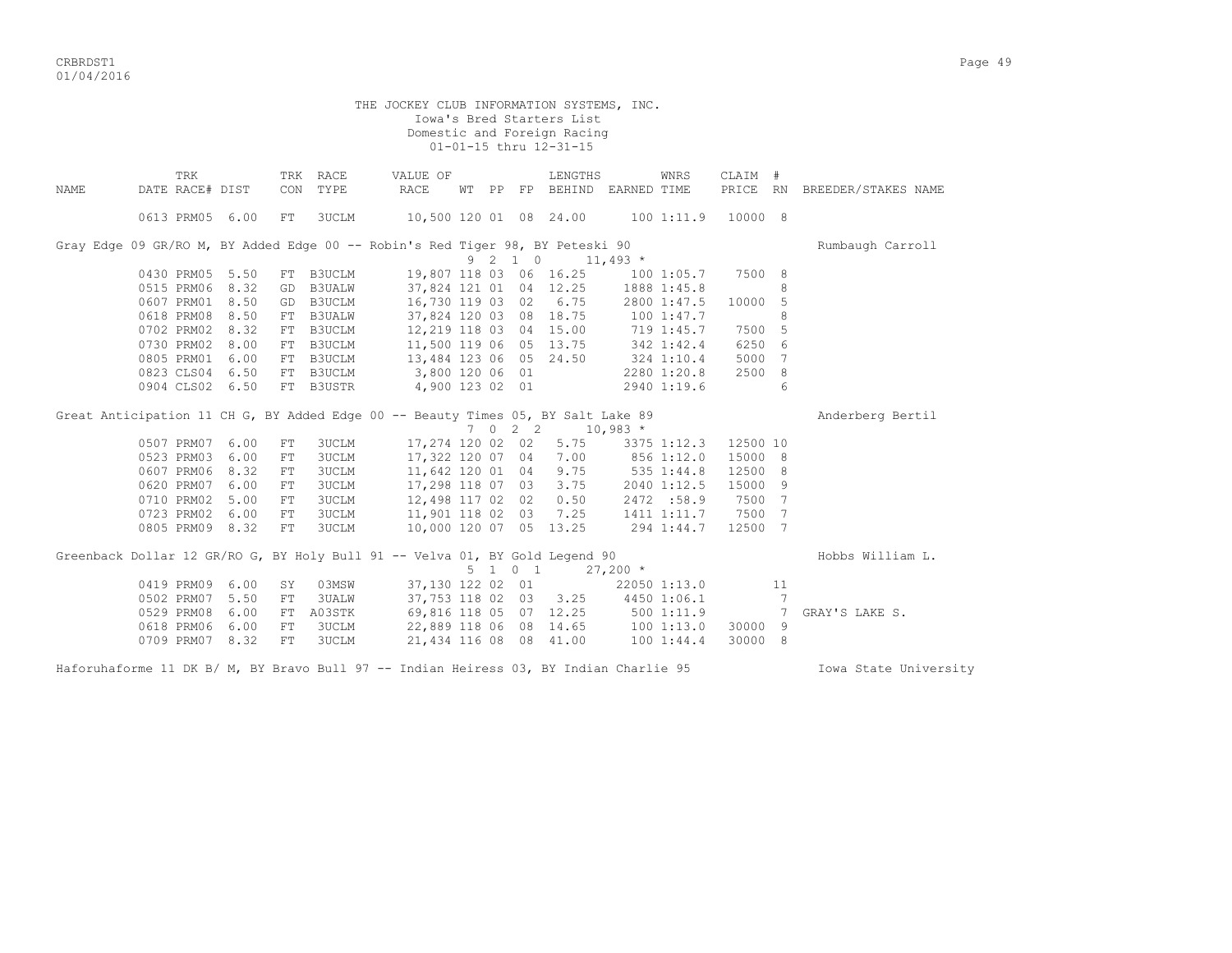THE JOCKEY CLUB INFORMATION SYSTEMS, INC.
Iowa's Bred Starters List
Domestic and Foreign Racing
01-01-15 thru 12-31-15

| NAME | DATE | TRK RACE# | DIST | TRK CON | RACE TYPE | VALUE OF RACE | WT | PP | FP | LENGTHS BEHIND | WNRS EARNED | TIME | CLAIM PRICE | # RN | BREEDER/STAKES NAME |
|---|---|---|---|---|---|---|---|---|---|---|---|---|---|---|---|
| | 0613 | PRM05 | 6.00 | FT | 3UCLM | 10,500 | 120 | 01 | 08 | 24.00 | 100 | 1:11.9 | 10000 | 8 | |
| Gray Edge 09 GR/RO M, BY Added Edge 00 -- Robin's Red Tiger 98, BY Peteski 90 | | | | | | | | | | | | | | | Rumbaugh Carroll |
| | | | | | | | 9 | 2 1 0 | | | 11,493 * | | | | |
| | 0430 | PRM05 | 5.50 | FT | B3UCLM | 19,807 | 118 | 03 | 06 | 16.25 | 100 | 1:05.7 | 7500 | 8 | |
| | 0515 | PRM06 | 8.32 | GD | B3UALW | 37,824 | 121 | 01 | 04 | 12.25 | 1888 | 1:45.8 | | 8 | |
| | 0607 | PRM01 | 8.50 | GD | B3UCLM | 16,730 | 119 | 03 | 02 | 6.75 | 2800 | 1:47.5 | 10000 | 5 | |
| | 0618 | PRM08 | 8.50 | FT | B3UALW | 37,824 | 120 | 03 | 08 | 18.75 | 100 | 1:47.7 | | 8 | |
| | 0702 | PRM02 | 8.32 | FT | B3UCLM | 12,219 | 118 | 03 | 04 | 15.00 | 719 | 1:45.7 | 7500 | 5 | |
| | 0730 | PRM02 | 8.00 | FT | B3UCLM | 11,500 | 119 | 06 | 05 | 13.75 | 342 | 1:42.4 | 6250 | 6 | |
| | 0805 | PRM01 | 6.00 | FT | B3UCLM | 13,484 | 123 | 06 | 05 | 24.50 | 324 | 1:10.4 | 5000 | 7 | |
| | 0823 | CLS04 | 6.50 | FT | B3UCLM | 3,800 | 120 | 06 | 01 | | 2280 | 1:20.8 | 2500 | 8 | |
| | 0904 | CLS02 | 6.50 | FT | B3USTR | 4,900 | 123 | 02 | 01 | | 2940 | 1:19.6 | | 6 | |
| Great Anticipation 11 CH G, BY Added Edge 00 -- Beauty Times 05, BY Salt Lake 89 | | | | | | | | | | | | | | | Anderberg Bertil |
| | | | | | | | 7 | 0 2 2 | | | 10,983 * | | | | |
| | 0507 | PRM07 | 6.00 | FT | 3UCLM | 17,274 | 120 | 02 | 02 | 5.75 | 3375 | 1:12.3 | 12500 | 10 | |
| | 0523 | PRM03 | 6.00 | FT | 3UCLM | 17,322 | 120 | 07 | 04 | 7.00 | 856 | 1:12.0 | 15000 | 8 | |
| | 0607 | PRM06 | 8.32 | FT | 3UCLM | 11,642 | 120 | 01 | 04 | 9.75 | 535 | 1:44.8 | 12500 | 8 | |
| | 0620 | PRM07 | 6.00 | FT | 3UCLM | 17,298 | 118 | 07 | 03 | 3.75 | 2040 | 1:12.5 | 15000 | 9 | |
| | 0710 | PRM02 | 5.00 | FT | 3UCLM | 12,498 | 117 | 02 | 02 | 0.50 | 2472 | :58.9 | 7500 | 7 | |
| | 0723 | PRM02 | 6.00 | FT | 3UCLM | 11,901 | 118 | 02 | 03 | 7.25 | 1411 | 1:11.7 | 7500 | 7 | |
| | 0805 | PRM09 | 8.32 | FT | 3UCLM | 10,000 | 120 | 07 | 05 | 13.25 | 294 | 1:44.7 | 12500 | 7 | |
| Greenback Dollar 12 GR/RO G, BY Holy Bull 91 -- Velva 01, BY Gold Legend 90 | | | | | | | | | | | | | | | Hobbs William L. |
| | | | | | | | 5 | 1 0 1 | | | 27,200 * | | | | |
| | 0419 | PRM09 | 6.00 | SY | 03MSW | 37,130 | 122 | 02 | 01 | | 22050 | 1:13.0 | | 11 | |
| | 0502 | PRM07 | 5.50 | FT | 3UALW | 37,753 | 118 | 02 | 03 | 3.25 | 4450 | 1:06.1 | | 7 | |
| | 0529 | PRM08 | 6.00 | FT | A03STK | 69,816 | 118 | 05 | 07 | 12.25 | 500 | 1:11.9 | | 7 | GRAY'S LAKE S. |
| | 0618 | PRM06 | 6.00 | FT | 3UCLM | 22,889 | 118 | 06 | 08 | 14.65 | 100 | 1:13.0 | 30000 | 9 | |
| | 0709 | PRM07 | 8.32 | FT | 3UCLM | 21,434 | 116 | 08 | 08 | 41.00 | 100 | 1:44.4 | 30000 | 8 | |
| Haforuhaforme 11 DK B/ M, BY Bravo Bull 97 -- Indian Heiress 03, BY Indian Charlie 95 | | | | | | | | | | | | | | | Iowa State University |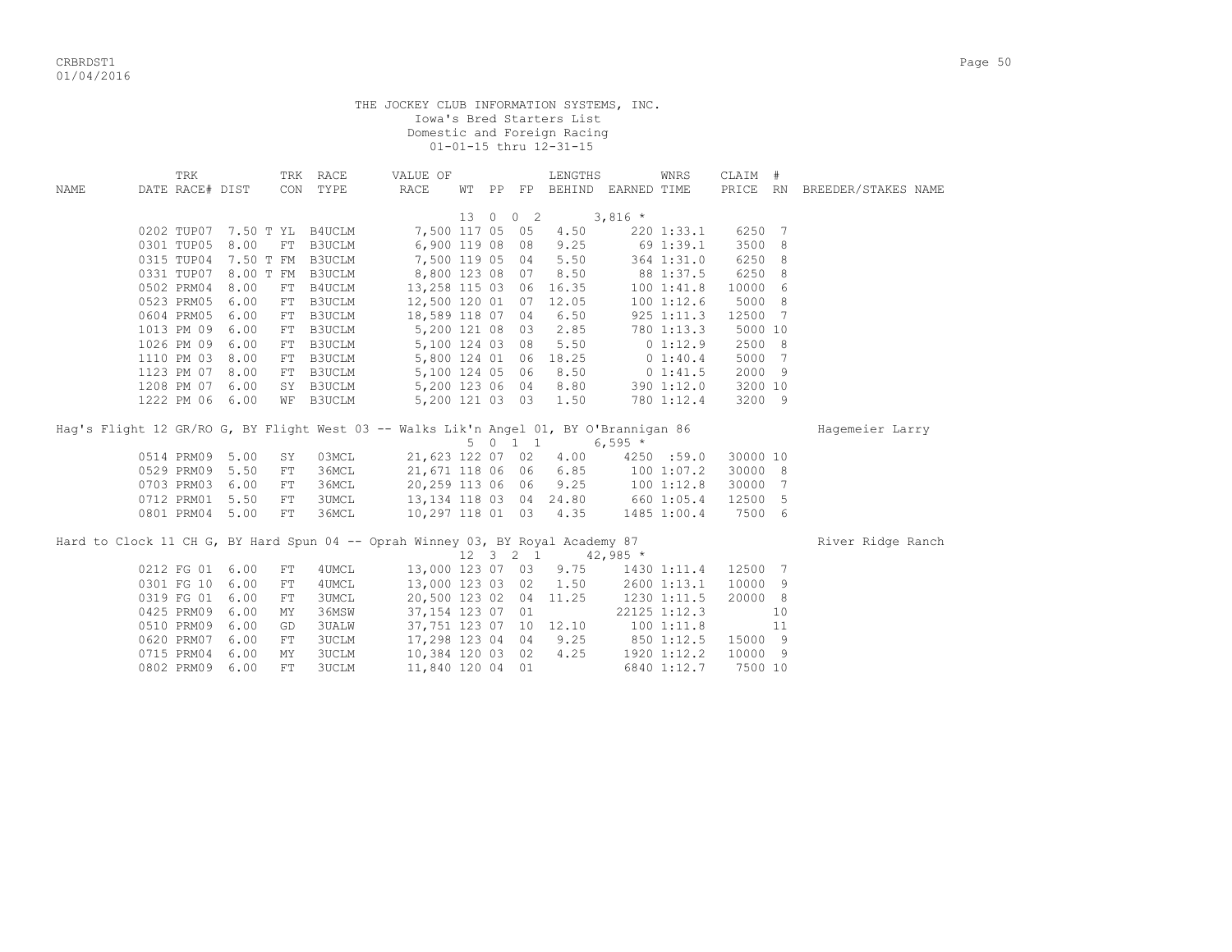THE JOCKEY CLUB INFORMATION SYSTEMS, INC.
Iowa's Bred Starters List
Domestic and Foreign Racing
01-01-15 thru 12-31-15

| NAME | TRK DATE RACE# | DIST | TRK CON | RACE TYPE | VALUE OF RACE | WT | PP | FP | LENGTHS BEHIND | EARNED | WNRS TIME | CLAIM PRICE | # RN | BREEDER/STAKES NAME |
|---|---|---|---|---|---|---|---|---|---|---|---|---|---|---|
| | | | | | | 13 | 0 | 0 2 | | 3,816 * | | | | |
| | 0202 TUP07 | 7.50 T | YL | B4UCLM | 7,500 | 117 | 05 | 05 | 4.50 | 220 | 1:33.1 | 6250 | 7 | |
| | 0301 TUP05 | 8.00 | FT | B3UCLM | 6,900 | 119 | 08 | 08 | 9.25 | 69 | 1:39.1 | 3500 | 8 | |
| | 0315 TUP04 | 7.50 T | FM | B3UCLM | 7,500 | 119 | 05 | 04 | 5.50 | 364 | 1:31.0 | 6250 | 8 | |
| | 0331 TUP07 | 8.00 T | FM | B3UCLM | 8,800 | 123 | 08 | 07 | 8.50 | 88 | 1:37.5 | 6250 | 8 | |
| | 0502 PRM04 | 8.00 | FT | B4UCLM | 13,258 | 115 | 03 | 06 | 16.35 | 100 | 1:41.8 | 10000 | 6 | |
| | 0523 PRM05 | 6.00 | FT | B3UCLM | 12,500 | 120 | 01 | 07 | 12.05 | 100 | 1:12.6 | 5000 | 8 | |
| | 0604 PRM05 | 6.00 | FT | B3UCLM | 18,589 | 118 | 07 | 04 | 6.50 | 925 | 1:11.3 | 12500 | 7 | |
| | 1013 PM 09 | 6.00 | FT | B3UCLM | 5,200 | 121 | 08 | 03 | 2.85 | 780 | 1:13.3 | 5000 | 10 | |
| | 1026 PM 09 | 6.00 | FT | B3UCLM | 5,100 | 124 | 03 | 08 | 5.50 | 0 | 1:12.9 | 2500 | 8 | |
| | 1110 PM 03 | 8.00 | FT | B3UCLM | 5,800 | 124 | 01 | 06 | 18.25 | 0 | 1:40.4 | 5000 | 7 | |
| | 1123 PM 07 | 8.00 | FT | B3UCLM | 5,100 | 124 | 05 | 06 | 8.50 | 0 | 1:41.5 | 2000 | 9 | |
| | 1208 PM 07 | 6.00 | SY | B3UCLM | 5,200 | 123 | 06 | 04 | 8.80 | 390 | 1:12.0 | 3200 | 10 | |
| | 1222 PM 06 | 6.00 | WF | B3UCLM | 5,200 | 121 | 03 | 03 | 1.50 | 780 | 1:12.4 | 3200 | 9 | |
| Hag's Flight 12 GR/RO G, BY Flight West 03 -- Walks Lik'n Angel 01, BY O'Brannigan 86 | | | | | | | | | | | | | | Hagemeier Larry |
| | | | | | | 5 | 0 | 1 1 | | 6,595 * | | | | |
| | 0514 PRM09 | 5.00 | SY | 03MCL | 21,623 | 122 | 07 | 02 | 4.00 | 4250 | :59.0 | 30000 | 10 | |
| | 0529 PRM09 | 5.50 | FT | 36MCL | 21,671 | 118 | 06 | 06 | 6.85 | 100 | 1:07.2 | 30000 | 8 | |
| | 0703 PRM03 | 6.00 | FT | 36MCL | 20,259 | 113 | 06 | 06 | 9.25 | 100 | 1:12.8 | 30000 | 7 | |
| | 0712 PRM01 | 5.50 | FT | 3UMCL | 13,134 | 118 | 03 | 04 | 24.80 | 660 | 1:05.4 | 12500 | 5 | |
| | 0801 PRM04 | 5.00 | FT | 36MCL | 10,297 | 118 | 01 | 03 | 4.35 | 1485 | 1:00.4 | 7500 | 6 | |
| Hard to Clock 11 CH G, BY Hard Spun 04 -- Oprah Winney 03, BY Royal Academy 87 | | | | | | | | | | | | | | River Ridge Ranch |
| | | | | | | 12 | 3 | 2 1 | | 42,985 * | | | | |
| | 0212 FG 01 | 6.00 | FT | 4UMCL | 13,000 | 123 | 07 | 03 | 9.75 | 1430 | 1:11.4 | 12500 | 7 | |
| | 0301 FG 10 | 6.00 | FT | 4UMCL | 13,000 | 123 | 03 | 02 | 1.50 | 2600 | 1:13.1 | 10000 | 9 | |
| | 0319 FG 01 | 6.00 | FT | 3UMCL | 20,500 | 123 | 02 | 04 | 11.25 | 1230 | 1:11.5 | 20000 | 8 | |
| | 0425 PRM09 | 6.00 | MY | 36MSW | 37,154 | 123 | 07 | 01 | | 22125 | 1:12.3 | | 10 | |
| | 0510 PRM09 | 6.00 | GD | 3UALW | 37,751 | 123 | 07 | 10 | 12.10 | 100 | 1:11.8 | | 11 | |
| | 0620 PRM07 | 6.00 | FT | 3UCLM | 17,298 | 123 | 04 | 04 | 9.25 | 850 | 1:12.5 | 15000 | 9 | |
| | 0715 PRM04 | 6.00 | MY | 3UCLM | 10,384 | 120 | 03 | 02 | 4.25 | 1920 | 1:12.2 | 10000 | 9 | |
| | 0802 PRM09 | 6.00 | FT | 3UCLM | 11,840 | 120 | 04 | 01 | | 6840 | 1:12.7 | 7500 | 10 | |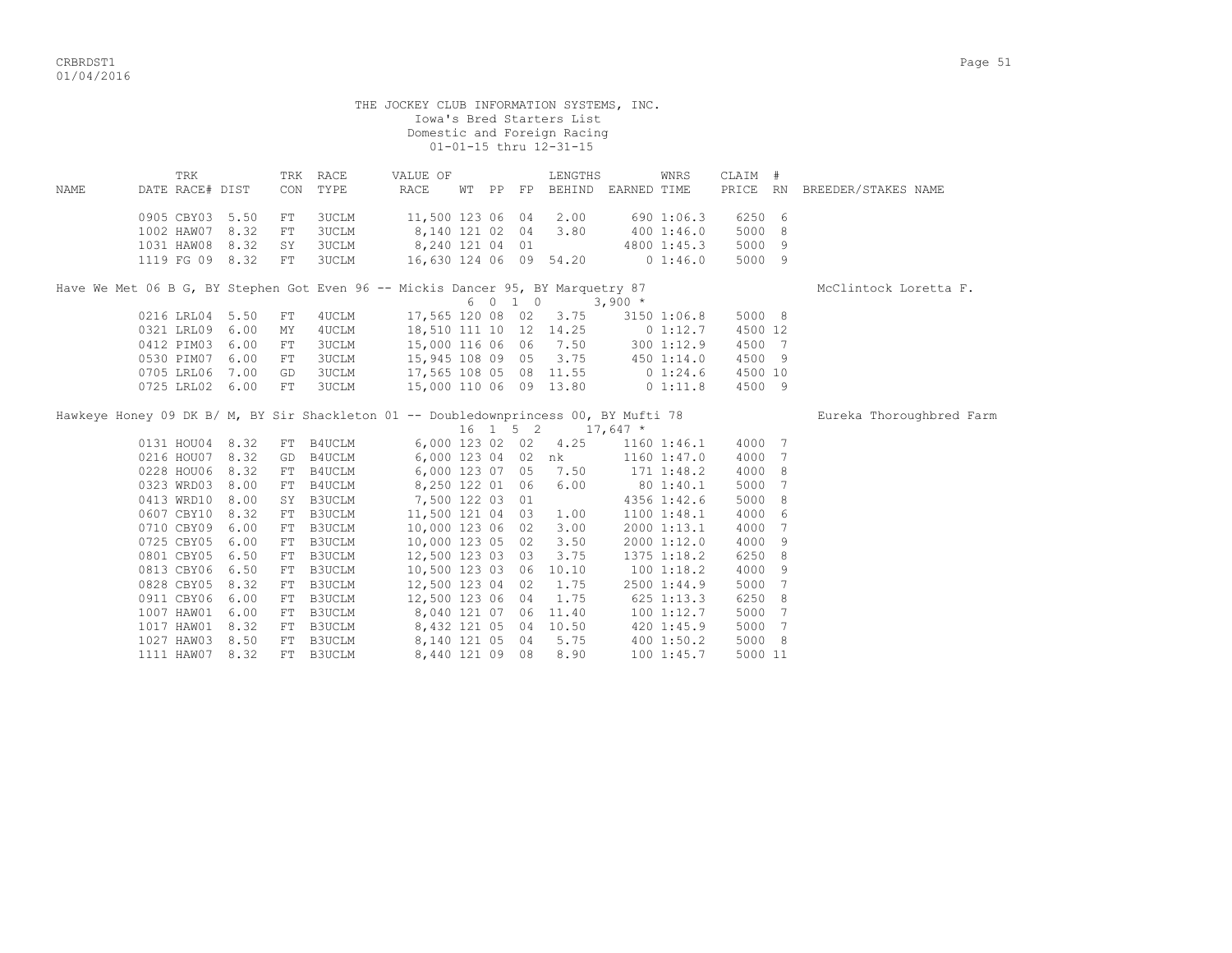THE JOCKEY CLUB INFORMATION SYSTEMS, INC.
Iowa's Bred Starters List
Domestic and Foreign Racing
01-01-15 thru 12-31-15

| NAME | TRK DATE | RACE# | DIST | TRK CON | RACE TYPE | VALUE OF RACE | WT | PP | FP | LENGTHS BEHIND | EARNED | WNRS TIME | CLAIM PRICE | # RN | BREEDER/STAKES NAME |
|---|---|---|---|---|---|---|---|---|---|---|---|---|---|---|---|
| | 0905 | CBY03 | 5.50 | FT | 3UCLM | 11,500 | 123 | 06 | 04 | 2.00 | 690 | 1:06.3 | 6250 | 6 | |
| | 1002 | HAW07 | 8.32 | FT | 3UCLM | 8,140 | 121 | 02 | 04 | 3.80 | 400 | 1:46.0 | 5000 | 8 | |
| | 1031 | HAW08 | 8.32 | SY | 3UCLM | 8,240 | 121 | 04 | 01 | | 4800 | 1:45.3 | 5000 | 9 | |
| | 1119 | FG 09 | 8.32 | FT | 3UCLM | 16,630 | 124 | 06 | 09 | 54.20 | 0 | 1:46.0 | 5000 | 9 | |
| Have We Met 06 B G, BY Stephen Got Even 96 -- Mickis Dancer 95, BY Marquetry 87 | | | | | | | | | | | | | | | McClintock Loretta F. |
| | | | | | | | 6 | 0 1 0 | | | 3,900 * | | | | |
| | 0216 | LRL04 | 5.50 | FT | 4UCLM | 17,565 | 120 | 08 | 02 | 3.75 | 3150 | 1:06.8 | 5000 | 8 | |
| | 0321 | LRL09 | 6.00 | MY | 4UCLM | 18,510 | 111 | 10 | 12 | 14.25 | 0 | 1:12.7 | 4500 | 12 | |
| | 0412 | PIM03 | 6.00 | FT | 3UCLM | 15,000 | 116 | 06 | 06 | 7.50 | 300 | 1:12.9 | 4500 | 7 | |
| | 0530 | PIM07 | 6.00 | FT | 3UCLM | 15,945 | 108 | 09 | 05 | 3.75 | 450 | 1:14.0 | 4500 | 9 | |
| | 0705 | LRL06 | 7.00 | GD | 3UCLM | 17,565 | 108 | 05 | 08 | 11.55 | 0 | 1:24.6 | 4500 | 10 | |
| | 0725 | LRL02 | 6.00 | FT | 3UCLM | 15,000 | 110 | 06 | 09 | 13.80 | 0 | 1:11.8 | 4500 | 9 | |
| Hawkeye Honey 09 DK B/ M, BY Sir Shackleton 01 -- Doubledownprincess 00, BY Mufti 78 | | | | | | | | | | | | | | | Eureka Thoroughbred Farm |
| | | | | | | | 16 | 1 5 2 | | | 17,647 * | | | | |
| | 0131 | HOU04 | 8.32 | FT | B4UCLM | 6,000 | 123 | 02 | 02 | 4.25 | 1160 | 1:46.1 | 4000 | 7 | |
| | 0216 | HOU07 | 8.32 | GD | B4UCLM | 6,000 | 123 | 04 | 02 | nk | 1160 | 1:47.0 | 4000 | 7 | |
| | 0228 | HOU06 | 8.32 | FT | B4UCLM | 6,000 | 123 | 07 | 05 | 7.50 | 171 | 1:48.2 | 4000 | 8 | |
| | 0323 | WRD03 | 8.00 | FT | B4UCLM | 8,250 | 122 | 01 | 06 | 6.00 | 80 | 1:40.1 | 5000 | 7 | |
| | 0413 | WRD10 | 8.00 | SY | B3UCLM | 7,500 | 122 | 03 | 01 | | 4356 | 1:42.6 | 5000 | 8 | |
| | 0607 | CBY10 | 8.32 | FT | B3UCLM | 11,500 | 121 | 04 | 03 | 1.00 | 1100 | 1:48.1 | 4000 | 6 | |
| | 0710 | CBY09 | 6.00 | FT | B3UCLM | 10,000 | 123 | 06 | 02 | 3.00 | 2000 | 1:13.1 | 4000 | 7 | |
| | 0725 | CBY05 | 6.00 | FT | B3UCLM | 10,000 | 123 | 05 | 02 | 3.50 | 2000 | 1:12.0 | 4000 | 9 | |
| | 0801 | CBY05 | 6.50 | FT | B3UCLM | 12,500 | 123 | 03 | 03 | 3.75 | 1375 | 1:18.2 | 6250 | 8 | |
| | 0813 | CBY06 | 6.50 | FT | B3UCLM | 10,500 | 123 | 03 | 06 | 10.10 | 100 | 1:18.2 | 4000 | 9 | |
| | 0828 | CBY05 | 8.32 | FT | B3UCLM | 12,500 | 123 | 04 | 02 | 1.75 | 2500 | 1:44.9 | 5000 | 7 | |
| | 0911 | CBY06 | 6.00 | FT | B3UCLM | 12,500 | 123 | 06 | 04 | 1.75 | 625 | 1:13.3 | 6250 | 8 | |
| | 1007 | HAW01 | 6.00 | FT | B3UCLM | 8,040 | 121 | 07 | 06 | 11.40 | 100 | 1:12.7 | 5000 | 7 | |
| | 1017 | HAW01 | 8.32 | FT | B3UCLM | 8,432 | 121 | 05 | 04 | 10.50 | 420 | 1:45.9 | 5000 | 7 | |
| | 1027 | HAW03 | 8.50 | FT | B3UCLM | 8,140 | 121 | 05 | 04 | 5.75 | 400 | 1:50.2 | 5000 | 8 | |
| | 1111 | HAW07 | 8.32 | FT | B3UCLM | 8,440 | 121 | 09 | 08 | 8.90 | 100 | 1:45.7 | 5000 | 11 | |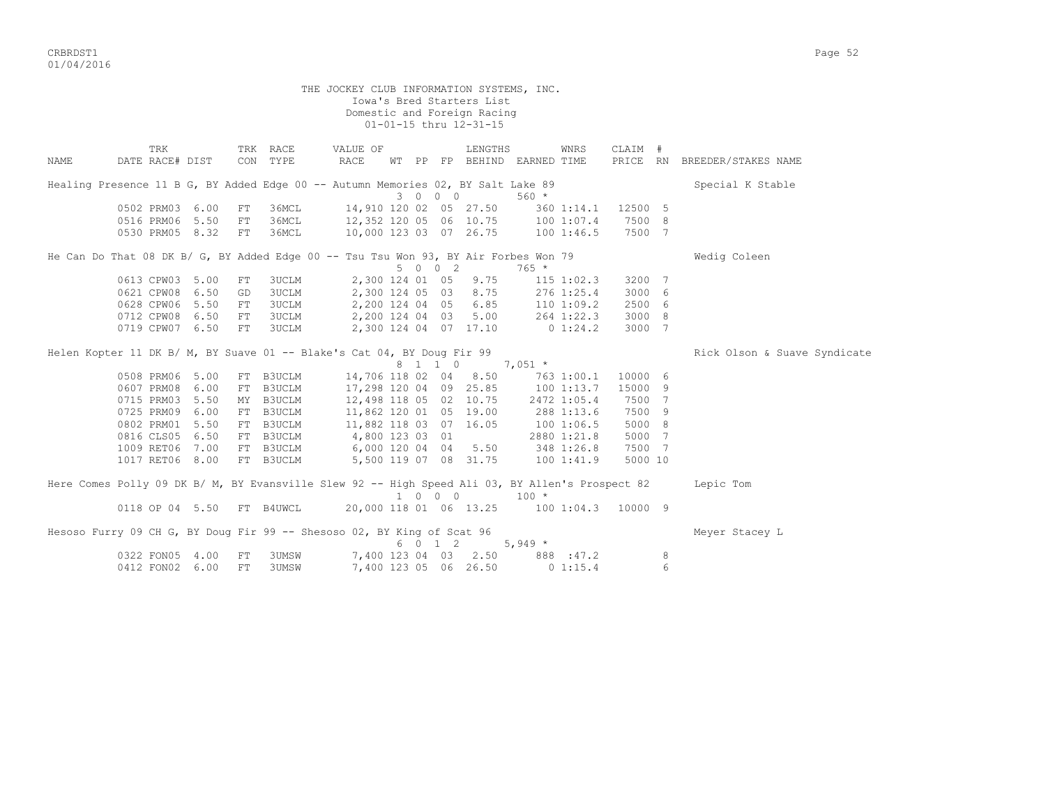THE JOCKEY CLUB INFORMATION SYSTEMS, INC.
Iowa's Bred Starters List
Domestic and Foreign Racing
01-01-15 thru 12-31-15

| NAME | DATE | TRK RACE# | DIST | TRK CON | RACE TYPE | VALUE OF RACE | WT | PP | FP | LENGTHS BEHIND | EARNED | WNRS TIME | CLAIM PRICE | # RN | BREEDER/STAKES NAME |
|---|---|---|---|---|---|---|---|---|---|---|---|---|---|---|---|
| Healing Presence 11 B G, BY Added Edge 00 -- Autumn Memories 02, BY Salt Lake 89 | | | | | | | | | | | | | | | Special K Stable |
| | | | | | | | 3 0 0 0 | | | | 560 * | | | | |
| | 0502 | PRM03 | 6.00 | FT | 36MCL | 14,910 | 120 | 02 | 05 | 27.50 | 360 | 1:14.1 | 12500 | 5 | |
| | 0516 | PRM06 | 5.50 | FT | 36MCL | 12,352 | 120 | 05 | 06 | 10.75 | 100 | 1:07.4 | 7500 | 8 | |
| | 0530 | PRM05 | 8.32 | FT | 36MCL | 10,000 | 123 | 03 | 07 | 26.75 | 100 | 1:46.5 | 7500 | 7 | |
| He Can Do That 08 DK B/ G, BY Added Edge 00 -- Tsu Tsu Won 93, BY Air Forbes Won 79 | | | | | | | | | | | | | | | Wedig Coleen |
| | | | | | | | 5 0 0 2 | | | | 765 * | | | | |
| | 0613 | CPW03 | 5.00 | FT | 3UCLM | 2,300 | 124 | 01 | 05 | 9.75 | 115 | 1:02.3 | 3200 | 7 | |
| | 0621 | CPW08 | 6.50 | GD | 3UCLM | 2,300 | 124 | 05 | 03 | 8.75 | 276 | 1:25.4 | 3000 | 6 | |
| | 0628 | CPW06 | 5.50 | FT | 3UCLM | 2,200 | 124 | 04 | 05 | 6.85 | 110 | 1:09.2 | 2500 | 6 | |
| | 0712 | CPW08 | 6.50 | FT | 3UCLM | 2,200 | 124 | 04 | 03 | 5.00 | 264 | 1:22.3 | 3000 | 8 | |
| | 0719 | CPW07 | 6.50 | FT | 3UCLM | 2,300 | 124 | 04 | 07 | 17.10 | 0 | 1:24.2 | 3000 | 7 | |
| Helen Kopter 11 DK B/ M, BY Suave 01 -- Blake's Cat 04, BY Doug Fir 99 | | | | | | | | | | | | | | | Rick Olson & Suave Syndicate |
| | | | | | | | 8 1 1 0 | | | | 7,051 * | | | | |
| | 0508 | PRM06 | 5.00 | FT | B3UCLM | 14,706 | 118 | 02 | 04 | 8.50 | 763 | 1:00.1 | 10000 | 6 | |
| | 0607 | PRM08 | 6.00 | FT | B3UCLM | 17,298 | 120 | 04 | 09 | 25.85 | 100 | 1:13.7 | 15000 | 9 | |
| | 0715 | PRM03 | 5.50 | MY | B3UCLM | 12,498 | 118 | 05 | 02 | 10.75 | 2472 | 1:05.4 | 7500 | 7 | |
| | 0725 | PRM09 | 6.00 | FT | B3UCLM | 11,862 | 120 | 01 | 05 | 19.00 | 288 | 1:13.6 | 7500 | 9 | |
| | 0802 | PRM01 | 5.50 | FT | B3UCLM | 11,882 | 118 | 03 | 07 | 16.05 | 100 | 1:06.5 | 5000 | 8 | |
| | 0816 | CLS05 | 6.50 | FT | B3UCLM | 4,800 | 123 | 03 | 01 | | 2880 | 1:21.8 | 5000 | 7 | |
| | 1009 | RET06 | 7.00 | FT | B3UCLM | 6,000 | 120 | 04 | 04 | 5.50 | 348 | 1:26.8 | 7500 | 7 | |
| | 1017 | RET06 | 8.00 | FT | B3UCLM | 5,500 | 119 | 07 | 08 | 31.75 | 100 | 1:41.9 | 5000 | 10 | |
| Here Comes Polly 09 DK B/ M, BY Evansville Slew 92 -- High Speed Ali 03, BY Allen's Prospect 82 | | | | | | | | | | | | | | | Lepic Tom |
| | | | | | | | 1 0 0 0 | | | | 100 * | | | | |
| | 0118 | OP 04 | 5.50 | FT | B4UWCL | 20,000 | 118 | 01 | 06 | 13.25 | 100 | 1:04.3 | 10000 | 9 | |
| Hesoso Furry 09 CH G, BY Doug Fir 99 -- Shesoso 02, BY King of Scat 96 | | | | | | | | | | | | | | | Meyer Stacey L |
| | | | | | | | 6 0 1 2 | | | | 5,949 * | | | | |
| | 0322 | FON05 | 4.00 | FT | 3UMSW | 7,400 | 123 | 04 | 03 | 2.50 | 888 | :47.2 | | 8 | |
| | 0412 | FON02 | 6.00 | FT | 3UMSW | 7,400 | 123 | 05 | 06 | 26.50 | 0 | 1:15.4 | | 6 | |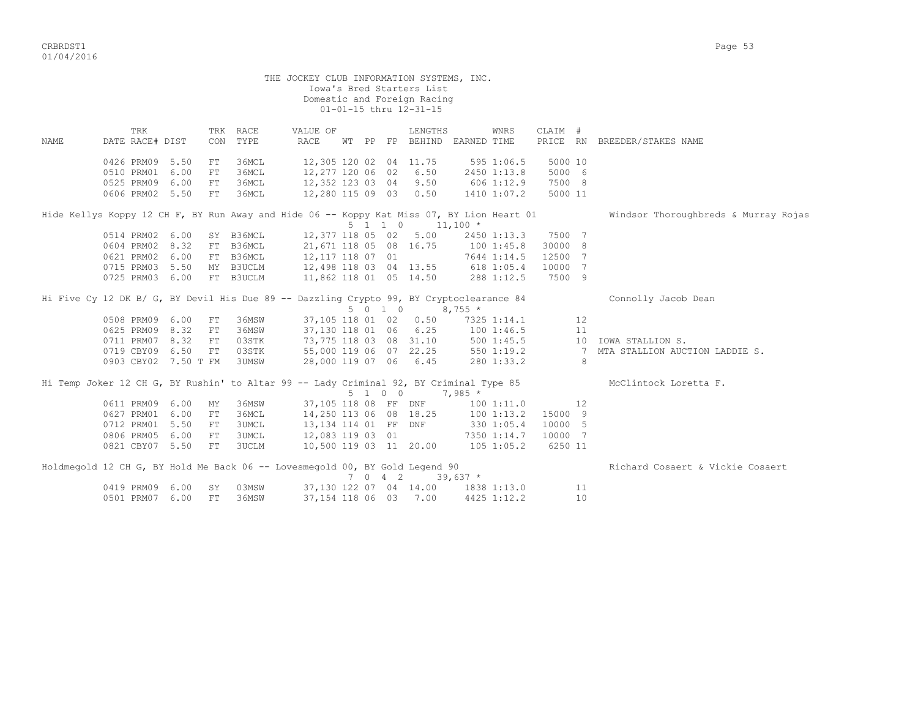THE JOCKEY CLUB INFORMATION SYSTEMS, INC.
Iowa's Bred Starters List
Domestic and Foreign Racing
01-01-15 thru 12-31-15

| NAME | DATE | TRK RACE# | DIST | TRK CON | RACE TYPE | VALUE OF RACE | WT | PP | FP | LENGTHS BEHIND | EARNED | WNRS TIME | CLAIM PRICE | # RN | BREEDER/STAKES NAME |
|---|---|---|---|---|---|---|---|---|---|---|---|---|---|---|---|
| | 0426 | PRM09 | 5.50 | FT | 36MCL | 12,305 | 120 | 02 | 04 | 11.75 | 595 | 1:06.5 | 5000 | 10 | |
| | 0510 | PRM01 | 6.00 | FT | 36MCL | 12,277 | 120 | 06 | 02 | 6.50 | 2450 | 1:13.8 | 5000 | 6 | |
| | 0525 | PRM09 | 6.00 | FT | 36MCL | 12,352 | 123 | 03 | 04 | 9.50 | 606 | 1:12.9 | 7500 | 8 | |
| | 0606 | PRM02 | 5.50 | FT | 36MCL | 12,280 | 115 | 09 | 03 | 0.50 | 1410 | 1:07.2 | 5000 | 11 | |
| Hide Kellys Koppy 12 CH F, BY Run Away and Hide 06 -- Koppy Kat Miss 07, BY Lion Heart 01 | | | | | | | 5 | 1 | 1 | 0 | 11,100 * | | | | Windsor Thoroughbreds & Murray Rojas |
| | 0514 | PRM02 | 6.00 | SY | B36MCL | 12,377 | 118 | 05 | 02 | 5.00 | 2450 | 1:13.3 | 7500 | 7 | |
| | 0604 | PRM02 | 8.32 | FT | B36MCL | 21,671 | 118 | 05 | 08 | 16.75 | 100 | 1:45.8 | 30000 | 8 | |
| | 0621 | PRM02 | 6.00 | FT | B36MCL | 12,117 | 118 | 07 | 01 | | 7644 | 1:14.5 | 12500 | 7 | |
| | 0715 | PRM03 | 5.50 | MY | B3UCLM | 12,498 | 118 | 03 | 04 | 13.55 | 618 | 1:05.4 | 10000 | 7 | |
| | 0725 | PRM03 | 6.00 | FT | B3UCLM | 11,862 | 118 | 01 | 05 | 14.50 | 288 | 1:12.5 | 7500 | 9 | |
| Hi Five Cy 12 DK B/ G, BY Devil His Due 89 -- Dazzling Crypto 99, BY Cryptoclearance 84 | | | | | | | 5 | 0 | 1 | 0 | 8,755 * | | | | Connolly Jacob Dean |
| | 0508 | PRM09 | 6.00 | FT | 36MSW | 37,105 | 118 | 01 | 02 | 0.50 | 7325 | 1:14.1 | | 12 | |
| | 0625 | PRM09 | 8.32 | FT | 36MSW | 37,130 | 118 | 01 | 06 | 6.25 | 100 | 1:46.5 | | 11 | |
| | 0711 | PRM07 | 8.32 | FT | 03STK | 73,775 | 118 | 03 | 08 | 31.10 | 500 | 1:45.5 | | 10 | IOWA STALLION S. |
| | 0719 | CBY09 | 6.50 | FT | 03STK | 55,000 | 119 | 06 | 07 | 22.25 | 550 | 1:19.2 | | 7 | MTA STALLION AUCTION LADDIE S. |
| | 0903 | CBY02 | 7.50 T | FM | 3UMSW | 28,000 | 119 | 07 | 06 | 6.45 | 280 | 1:33.2 | | 8 | |
| Hi Temp Joker 12 CH G, BY Rushin' to Altar 99 -- Lady Criminal 92, BY Criminal Type 85 | | | | | | | 5 | 1 | 0 | 0 | 7,985 * | | | | McClintock Loretta F. |
| | 0611 | PRM09 | 6.00 | MY | 36MSW | 37,105 | 118 | 08 | FF | DNF | 100 | 1:11.0 | | 12 | |
| | 0627 | PRM01 | 6.00 | FT | 36MCL | 14,250 | 113 | 06 | 08 | 18.25 | 100 | 1:13.2 | 15000 | 9 | |
| | 0712 | PRM01 | 5.50 | FT | 3UMCL | 13,134 | 114 | 01 | FF | DNF | 330 | 1:05.4 | 10000 | 5 | |
| | 0806 | PRM05 | 6.00 | FT | 3UMCL | 12,083 | 119 | 03 | 01 | | 7350 | 1:14.7 | 10000 | 7 | |
| | 0821 | CBY07 | 5.50 | FT | 3UCLM | 10,500 | 119 | 03 | 11 | 20.00 | 105 | 1:05.2 | 6250 | 11 | |
| Holdmegold 12 CH G, BY Hold Me Back 06 -- Lovesmegold 00, BY Gold Legend 90 | | | | | | | 7 | 0 | 4 | 2 | 39,637 * | | | | Richard Cosaert & Vickie Cosaert |
| | 0419 | PRM09 | 6.00 | SY | 03MSW | 37,130 | 122 | 07 | 04 | 14.00 | 1838 | 1:13.0 | | 11 | |
| | 0501 | PRM07 | 6.00 | FT | 36MSW | 37,154 | 118 | 06 | 03 | 7.00 | 4425 | 1:12.2 | | 10 | |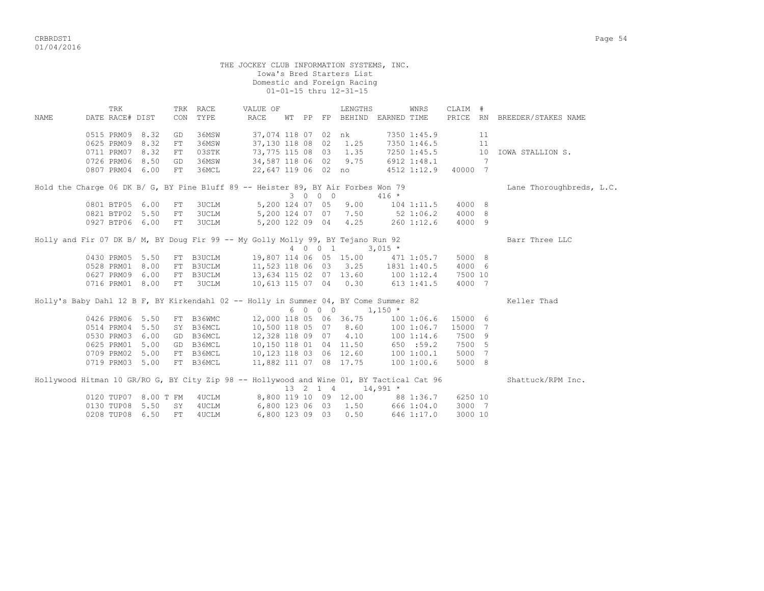THE JOCKEY CLUB INFORMATION SYSTEMS, INC.
Iowa's Bred Starters List
Domestic and Foreign Racing
01-01-15 thru 12-31-15

| NAME | DATE | TRK RACE# | DIST | TRK CON | RACE TYPE | VALUE OF RACE | WT | PP | FP | LENGTHS BEHIND | EARNED | WNRS TIME | CLAIM PRICE | # RN | BREEDER/STAKES NAME |
|---|---|---|---|---|---|---|---|---|---|---|---|---|---|---|---|
| | 0515 | PRM09 | 8.32 | GD | 36MSW | 37,074 | 118 | 07 | 02 | nk | 7350 | 1:45.9 | | 11 | |
| | 0625 | PRM09 | 8.32 | FT | 36MSW | 37,130 | 118 | 08 | 02 | 1.25 | 7350 | 1:46.5 | | 11 | |
| | 0711 | PRM07 | 8.32 | FT | 03STK | 73,775 | 115 | 08 | 03 | 1.35 | 7250 | 1:45.5 | | 10 | IOWA STALLION S. |
| | 0726 | PRM06 | 8.50 | GD | 36MSW | 34,587 | 118 | 06 | 02 | 9.75 | 6912 | 1:48.1 | | 7 | |
| | 0807 | PRM04 | 6.00 | FT | 36MCL | 22,647 | 119 | 06 | 02 | no | 4512 | 1:12.9 | 40000 | 7 | |
| Hold the Charge 06 DK B/ G, BY Pine Bluff 89 -- Heister 89, BY Air Forbes Won 79 | | | | | | | 3 | 0 0 0 | | | 416 * | | | | Lane Thoroughbreds, L.C. |
| | 0801 | BTP05 | 6.00 | FT | 3UCLM | 5,200 | 124 | 07 | 05 | 9.00 | 104 | 1:11.5 | 4000 | 8 | |
| | 0821 | BTP02 | 5.50 | FT | 3UCLM | 5,200 | 124 | 07 | 07 | 7.50 | 52 | 1:06.2 | 4000 | 8 | |
| | 0927 | BTP06 | 6.00 | FT | 3UCLM | 5,200 | 122 | 09 | 04 | 4.25 | 260 | 1:12.6 | 4000 | 9 | |
| Holly and Fir 07 DK B/ M, BY Doug Fir 99 -- My Golly Molly 99, BY Tejano Run 92 | | | | | | | 4 | 0 0 1 | | | 3,015 * | | | | Barr Three LLC |
| | 0430 | PRM05 | 5.50 | FT | B3UCLM | 19,807 | 114 | 06 | 05 | 15.00 | 471 | 1:05.7 | 5000 | 8 | |
| | 0528 | PRM01 | 8.00 | FT | B3UCLM | 11,523 | 118 | 06 | 03 | 3.25 | 1831 | 1:40.5 | 4000 | 6 | |
| | 0627 | PRM09 | 6.00 | FT | B3UCLM | 13,634 | 115 | 02 | 07 | 13.60 | 100 | 1:12.4 | 7500 | 10 | |
| | 0716 | PRM01 | 8.00 | FT | 3UCLM | 10,613 | 115 | 07 | 04 | 0.30 | 613 | 1:41.5 | 4000 | 7 | |
| Holly's Baby Dahl 12 B F, BY Kirkendahl 02 -- Holly in Summer 04, BY Come Summer 82 | | | | | | | 6 | 0 0 0 | | | 1,150 * | | | | Keller Thad |
| | 0426 | PRM06 | 5.50 | FT | B36WMC | 12,000 | 118 | 05 | 06 | 36.75 | 100 | 1:06.6 | 15000 | 6 | |
| | 0514 | PRM04 | 5.50 | SY | B36MCL | 10,500 | 118 | 05 | 07 | 8.60 | 100 | 1:06.7 | 15000 | 7 | |
| | 0530 | PRM03 | 6.00 | GD | B36MCL | 12,328 | 118 | 09 | 07 | 4.10 | 100 | 1:14.6 | 7500 | 9 | |
| | 0625 | PRM01 | 5.00 | GD | B36MCL | 10,150 | 118 | 01 | 04 | 11.50 | 650 | :59.2 | 7500 | 5 | |
| | 0709 | PRM02 | 5.00 | FT | B36MCL | 10,123 | 118 | 03 | 06 | 12.60 | 100 | 1:00.1 | 5000 | 7 | |
| | 0719 | PRM03 | 5.00 | FT | B36MCL | 11,882 | 111 | 07 | 08 | 17.75 | 100 | 1:00.6 | 5000 | 8 | |
| Hollywood Hitman 10 GR/RO G, BY City Zip 98 -- Hollywood and Wine 01, BY Tactical Cat 96 | | | | | | | 13 | 2 1 4 | | | 14,991 * | | | | Shattuck/RPM Inc. |
| | 0120 | TUP07 | 8.00 T | FM | 4UCLM | 8,800 | 119 | 10 | 09 | 12.00 | 88 | 1:36.7 | 6250 | 10 | |
| | 0130 | TUP08 | 5.50 | SY | 4UCLM | 6,800 | 123 | 06 | 03 | 1.50 | 666 | 1:04.0 | 3000 | 7 | |
| | 0208 | TUP08 | 6.50 | FT | 4UCLM | 6,800 | 123 | 09 | 03 | 0.50 | 646 | 1:17.0 | 3000 | 10 | |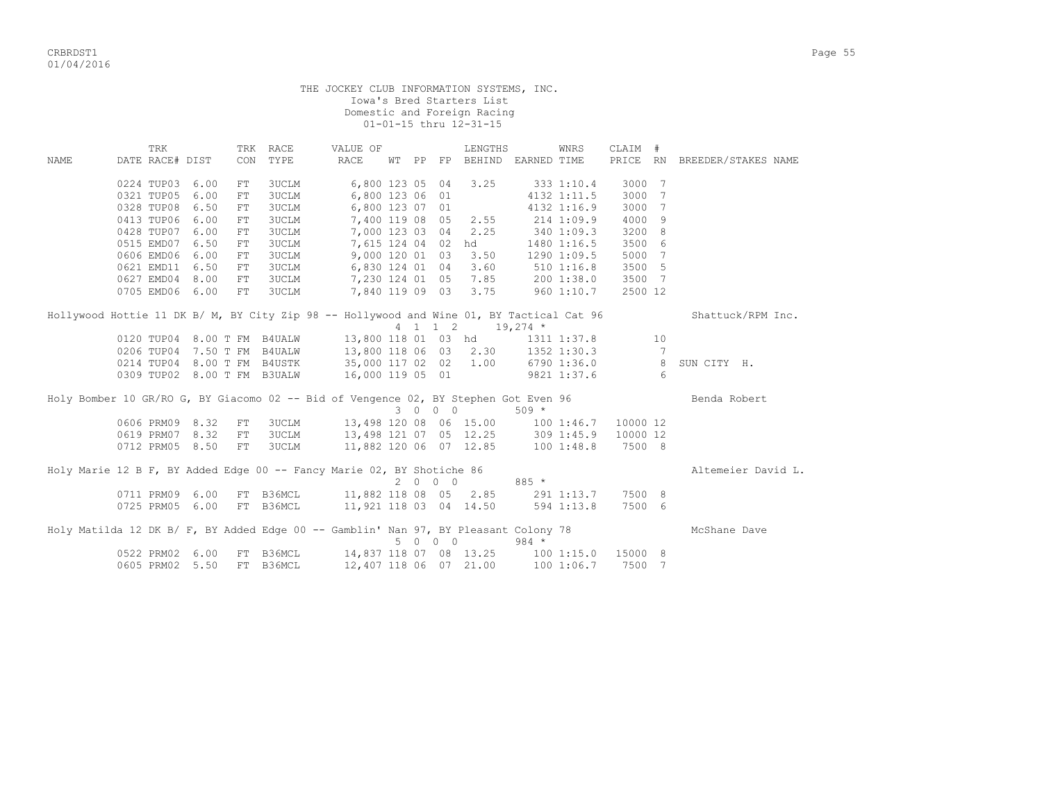THE JOCKEY CLUB INFORMATION SYSTEMS, INC.
Iowa's Bred Starters List
Domestic and Foreign Racing
01-01-15 thru 12-31-15

| NAME | TRK DATE | RACE# | DIST | TRK CON | RACE TYPE | VALUE OF RACE | WT | PP | FP | LENGTHS BEHIND | EARNED | WNRS TIME | CLAIM PRICE | # RN | BREEDER/STAKES NAME |
|---|---|---|---|---|---|---|---|---|---|---|---|---|---|---|---|
| | 0224 | TUP03 | 6.00 | FT | 3UCLM | 6,800 | 123 | 05 | 04 | 3.25 | 333 | 1:10.4 | 3000 | 7 | |
| | 0321 | TUP05 | 6.00 | FT | 3UCLM | 6,800 | 123 | 06 | 01 | | 4132 | 1:11.5 | 3000 | 7 | |
| | 0328 | TUP08 | 6.50 | FT | 3UCLM | 6,800 | 123 | 07 | 01 | | 4132 | 1:16.9 | 3000 | 7 | |
| | 0413 | TUP06 | 6.00 | FT | 3UCLM | 7,400 | 119 | 08 | 05 | 2.55 | 214 | 1:09.9 | 4000 | 9 | |
| | 0428 | TUP07 | 6.00 | FT | 3UCLM | 7,000 | 123 | 03 | 04 | 2.25 | 340 | 1:09.3 | 3200 | 8 | |
| | 0515 | EMD07 | 6.50 | FT | 3UCLM | 7,615 | 124 | 04 | 02 | hd | 1480 | 1:16.5 | 3500 | 6 | |
| | 0606 | EMD06 | 6.00 | FT | 3UCLM | 9,000 | 120 | 01 | 03 | 3.50 | 1290 | 1:09.5 | 5000 | 7 | |
| | 0621 | EMD11 | 6.50 | FT | 3UCLM | 6,830 | 124 | 01 | 04 | 3.60 | 510 | 1:16.8 | 3500 | 5 | |
| | 0627 | EMD04 | 8.00 | FT | 3UCLM | 7,230 | 124 | 01 | 05 | 7.85 | 200 | 1:38.0 | 3500 | 7 | |
| | 0705 | EMD06 | 6.00 | FT | 3UCLM | 7,840 | 119 | 09 | 03 | 3.75 | 960 | 1:10.7 | 2500 | 12 | |

Hollywood Hottie 11 DK B/ M, BY City Zip 98 -- Hollywood and Wine 01, BY Tactical Cat 96 — Shattuck/RPM Inc.
4 1 1 2 19,274 *

| TRK DATE | RACE# | DIST | TRK CON | RACE TYPE | VALUE OF RACE | WT | PP | FP | LENGTHS BEHIND | EARNED | WNRS TIME | CLAIM PRICE | # RN | BREEDER/STAKES NAME |
|---|---|---|---|---|---|---|---|---|---|---|---|---|---|---|
| 0120 | TUP04 | 8.00 T | FM | B4UALW | 13,800 | 118 | 01 | 03 | hd | 1311 | 1:37.8 | | 10 | |
| 0206 | TUP04 | 7.50 T | FM | B4UALW | 13,800 | 118 | 06 | 03 | 2.30 | 1352 | 1:30.3 | | 7 | |
| 0214 | TUP04 | 8.00 T | FM | B4USTK | 35,000 | 117 | 02 | 02 | 1.00 | 6790 | 1:36.0 | | 8 | SUN CITY H. |
| 0309 | TUP02 | 8.00 T | FM | B3UALW | 16,000 | 119 | 05 | 01 | | 9821 | 1:37.6 | | 6 | |

Holy Bomber 10 GR/RO G, BY Giacomo 02 -- Bid of Vengence 02, BY Stephen Got Even 96 — Benda Robert
3 0 0 0 509 *

| TRK DATE | RACE# | DIST | TRK CON | RACE TYPE | VALUE OF RACE | WT | PP | FP | LENGTHS BEHIND | EARNED | WNRS TIME | CLAIM PRICE | # RN |
|---|---|---|---|---|---|---|---|---|---|---|---|---|---|
| 0606 | PRM09 | 8.32 | FT | 3UCLM | 13,498 | 120 | 08 | 06 | 15.00 | 100 | 1:46.7 | 10000 | 12 |
| 0619 | PRM07 | 8.32 | FT | 3UCLM | 13,498 | 121 | 07 | 05 | 12.25 | 309 | 1:45.9 | 10000 | 12 |
| 0712 | PRM05 | 8.50 | FT | 3UCLM | 11,882 | 120 | 06 | 07 | 12.85 | 100 | 1:48.8 | 7500 | 8 |

Holy Marie 12 B F, BY Added Edge 00 -- Fancy Marie 02, BY Shotiche 86 — Altemeier David L.
2 0 0 0 885 *

| TRK DATE | RACE# | DIST | TRK CON | RACE TYPE | VALUE OF RACE | WT | PP | FP | LENGTHS BEHIND | EARNED | WNRS TIME | CLAIM PRICE | # RN |
|---|---|---|---|---|---|---|---|---|---|---|---|---|---|
| 0711 | PRM09 | 6.00 | FT | B36MCL | 11,882 | 118 | 08 | 05 | 2.85 | 291 | 1:13.7 | 7500 | 8 |
| 0725 | PRM05 | 6.00 | FT | B36MCL | 11,921 | 118 | 03 | 04 | 14.50 | 594 | 1:13.8 | 7500 | 6 |

Holy Matilda 12 DK B/ F, BY Added Edge 00 -- Gamblin' Nan 97, BY Pleasant Colony 78 — McShane Dave
5 0 0 0 984 *

| TRK DATE | RACE# | DIST | TRK CON | RACE TYPE | VALUE OF RACE | WT | PP | FP | LENGTHS BEHIND | EARNED | WNRS TIME | CLAIM PRICE | # RN |
|---|---|---|---|---|---|---|---|---|---|---|---|---|---|
| 0522 | PRM02 | 6.00 | FT | B36MCL | 14,837 | 118 | 07 | 08 | 13.25 | 100 | 1:15.0 | 15000 | 8 |
| 0605 | PRM02 | 5.50 | FT | B36MCL | 12,407 | 118 | 06 | 07 | 21.00 | 100 | 1:06.7 | 7500 | 7 |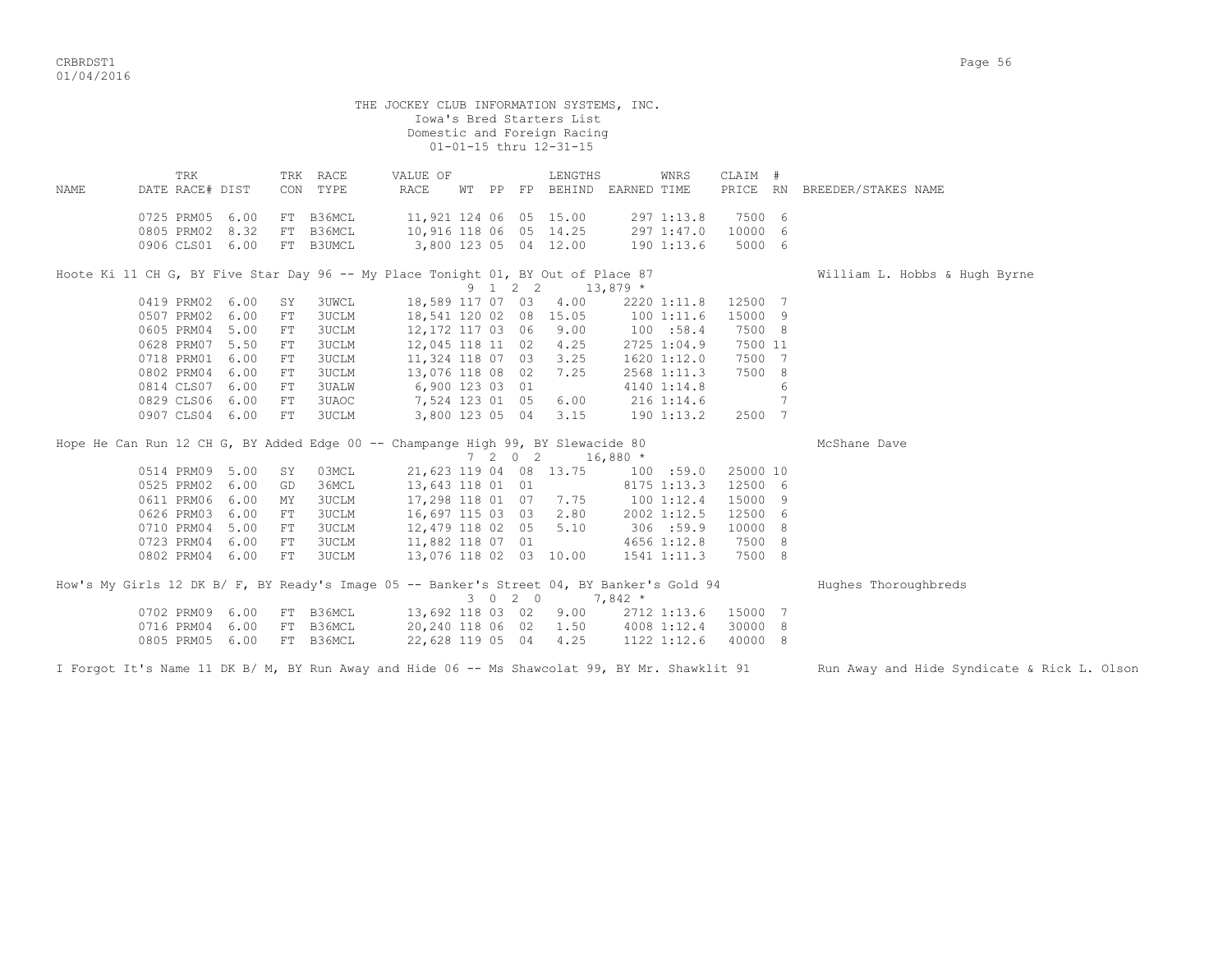THE JOCKEY CLUB INFORMATION SYSTEMS, INC.
Iowa's Bred Starters List
Domestic and Foreign Racing
01-01-15 thru 12-31-15

| NAME | TRK DATE | RACE# | DIST | TRK CON | RACE TYPE | VALUE OF RACE | WT | PP | FP | LENGTHS BEHIND | EARNED | WNRS TIME | CLAIM PRICE | # RN | BREEDER/STAKES NAME |
|---|---|---|---|---|---|---|---|---|---|---|---|---|---|---|---|
| | 0725 | PRM05 | 6.00 | FT | B36MCL | 11,921 | 124 | 06 | 05 | 15.00 | 297 | 1:13.8 | 7500 | 6 | |
| | 0805 | PRM02 | 8.32 | FT | B36MCL | 10,916 | 118 | 06 | 05 | 14.25 | 297 | 1:47.0 | 10000 | 6 | |
| | 0906 | CLS01 | 6.00 | FT | B3UMCL | 3,800 | 123 | 05 | 04 | 12.00 | 190 | 1:13.6 | 5000 | 6 | |
| Hoote Ki 11 CH G, BY Five Star Day 96 -- My Place Tonight 01, BY Out of Place 87 | | | | | | | 9 | 1 | 2 2 | | 13,879 * | | | | William L. Hobbs & Hugh Byrne |
| | 0419 | PRM02 | 6.00 | SY | 3UWCL | 18,589 | 117 | 07 | 03 | 4.00 | 2220 | 1:11.8 | 12500 | 7 | |
| | 0507 | PRM02 | 6.00 | FT | 3UCLM | 18,541 | 120 | 02 | 08 | 15.05 | 100 | 1:11.6 | 15000 | 9 | |
| | 0605 | PRM04 | 5.00 | FT | 3UCLM | 12,172 | 117 | 03 | 06 | 9.00 | 100 | :58.4 | 7500 | 8 | |
| | 0628 | PRM07 | 5.50 | FT | 3UCLM | 12,045 | 118 | 11 | 02 | 4.25 | 2725 | 1:04.9 | 7500 | 11 | |
| | 0718 | PRM01 | 6.00 | FT | 3UCLM | 11,324 | 118 | 07 | 03 | 3.25 | 1620 | 1:12.0 | 7500 | 7 | |
| | 0802 | PRM04 | 6.00 | FT | 3UCLM | 13,076 | 118 | 08 | 02 | 7.25 | 2568 | 1:11.3 | 7500 | 8 | |
| | 0814 | CLS07 | 6.00 | FT | 3UALW | 6,900 | 123 | 03 | 01 | | 4140 | 1:14.8 | | 6 | |
| | 0829 | CLS06 | 6.00 | FT | 3UAOC | 7,524 | 123 | 01 | 05 | 6.00 | 216 | 1:14.6 | | 7 | |
| | 0907 | CLS04 | 6.00 | FT | 3UCLM | 3,800 | 123 | 05 | 04 | 3.15 | 190 | 1:13.2 | 2500 | 7 | |
| Hope He Can Run 12 CH G, BY Added Edge 00 -- Champange High 99, BY Slewacide 80 | | | | | | | 7 | 2 | 0 2 | | 16,880 * | | | | McShane Dave |
| | 0514 | PRM09 | 5.00 | SY | 03MCL | 21,623 | 119 | 04 | 08 | 13.75 | 100 | :59.0 | 25000 | 10 | |
| | 0525 | PRM02 | 6.00 | GD | 36MCL | 13,643 | 118 | 01 | 01 | | 8175 | 1:13.3 | 12500 | 6 | |
| | 0611 | PRM06 | 6.00 | MY | 3UCLM | 17,298 | 118 | 01 | 07 | 7.75 | 100 | 1:12.4 | 15000 | 9 | |
| | 0626 | PRM03 | 6.00 | FT | 3UCLM | 16,697 | 115 | 03 | 03 | 2.80 | 2002 | 1:12.5 | 12500 | 6 | |
| | 0710 | PRM04 | 5.00 | FT | 3UCLM | 12,479 | 118 | 02 | 05 | 5.10 | 306 | :59.9 | 10000 | 8 | |
| | 0723 | PRM04 | 6.00 | FT | 3UCLM | 11,882 | 118 | 07 | 01 | | 4656 | 1:12.8 | 7500 | 8 | |
| | 0802 | PRM04 | 6.00 | FT | 3UCLM | 13,076 | 118 | 02 | 03 | 10.00 | 1541 | 1:11.3 | 7500 | 8 | |
| How's My Girls 12 DK B/ F, BY Ready's Image 05 -- Banker's Street 04, BY Banker's Gold 94 | | | | | | | 3 | 0 | 2 0 | | 7,842 * | | | | Hughes Thoroughbreds |
| | 0702 | PRM09 | 6.00 | FT | B36MCL | 13,692 | 118 | 03 | 02 | 9.00 | 2712 | 1:13.6 | 15000 | 7 | |
| | 0716 | PRM04 | 6.00 | FT | B36MCL | 20,240 | 118 | 06 | 02 | 1.50 | 4008 | 1:12.4 | 30000 | 8 | |
| | 0805 | PRM05 | 6.00 | FT | B36MCL | 22,628 | 119 | 05 | 04 | 4.25 | 1122 | 1:12.6 | 40000 | 8 | |
| I Forgot It's Name 11 DK B/ M, BY Run Away and Hide 06 -- Ms Shawcolat 99, BY Mr. Shawklit 91 | | | | | | | | | | | | | | | Run Away and Hide Syndicate & Rick L. Olson |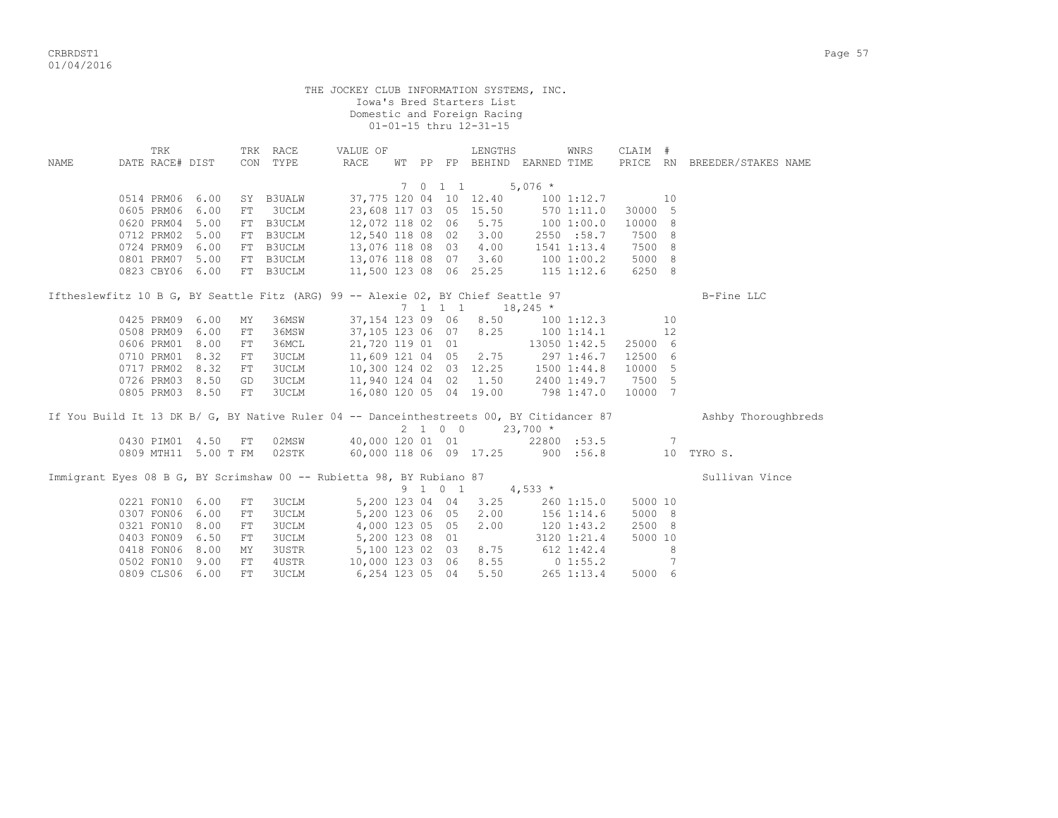THE JOCKEY CLUB INFORMATION SYSTEMS, INC.
Iowa's Bred Starters List
Domestic and Foreign Racing
01-01-15 thru 12-31-15

| NAME | TRK DATE | RACE# | DIST | TRK CON | RACE TYPE | VALUE OF RACE | WT | PP | FP | LENGTHS BEHIND | EARNED | WNRS TIME | CLAIM PRICE | # RN | BREEDER/STAKES NAME |
|---|---|---|---|---|---|---|---|---|---|---|---|---|---|---|---|
| | | | | | | | 7 | 0 | 1 1 | | 5,076 * | | | | |
| | 0514 | PRM06 | 6.00 | SY | B3UALW | 37,775 | 120 | 04 | 10 | 12.40 | 100 | 1:12.7 | | 10 | |
| | 0605 | PRM06 | 6.00 | FT | 3UCLM | 23,608 | 117 | 03 | 05 | 15.50 | 570 | 1:11.0 | 30000 | 5 | |
| | 0620 | PRM04 | 5.00 | FT | B3UCLM | 12,072 | 118 | 02 | 06 | 5.75 | 100 | 1:00.0 | 10000 | 8 | |
| | 0712 | PRM02 | 5.00 | FT | B3UCLM | 12,540 | 118 | 08 | 02 | 3.00 | 2550 | :58.7 | 7500 | 8 | |
| | 0724 | PRM09 | 6.00 | FT | B3UCLM | 13,076 | 118 | 08 | 03 | 4.00 | 1541 | 1:13.4 | 7500 | 8 | |
| | 0801 | PRM07 | 5.00 | FT | B3UCLM | 13,076 | 118 | 08 | 07 | 3.60 | 100 | 1:00.2 | 5000 | 8 | |
| | 0823 | CBY06 | 6.00 | FT | B3UCLM | 11,500 | 123 | 08 | 06 | 25.25 | 115 | 1:12.6 | 6250 | 8 | |
| Iftheslewfitz 10 B G, BY Seattle Fitz (ARG) 99 -- Alexie 02, BY Chief Seattle 97 | | | | | | | | | | | | | | | B-Fine LLC |
| | | | | | | | 7 | 1 | 1 1 | | 18,245 * | | | | |
| | 0425 | PRM09 | 6.00 | MY | 36MSW | 37,154 | 123 | 09 | 06 | 8.50 | 100 | 1:12.3 | | 10 | |
| | 0508 | PRM09 | 6.00 | FT | 36MSW | 37,105 | 123 | 06 | 07 | 8.25 | 100 | 1:14.1 | | 12 | |
| | 0606 | PRM01 | 8.00 | FT | 36MCL | 21,720 | 119 | 01 | 01 | | 13050 | 1:42.5 | 25000 | 6 | |
| | 0710 | PRM01 | 8.32 | FT | 3UCLM | 11,609 | 121 | 04 | 05 | 2.75 | 297 | 1:46.7 | 12500 | 6 | |
| | 0717 | PRM02 | 8.32 | FT | 3UCLM | 10,300 | 124 | 02 | 03 | 12.25 | 1500 | 1:44.8 | 10000 | 5 | |
| | 0726 | PRM03 | 8.50 | GD | 3UCLM | 11,940 | 124 | 04 | 02 | 1.50 | 2400 | 1:49.7 | 7500 | 5 | |
| | 0805 | PRM03 | 8.50 | FT | 3UCLM | 16,080 | 120 | 05 | 04 | 19.00 | 798 | 1:47.0 | 10000 | 7 | |
| If You Build It 13 DK B/ G, BY Native Ruler 04 -- Danceinthestreets 00, BY Citidancer 87 | | | | | | | | | | | | | | | Ashby Thoroughbreds |
| | | | | | | | 2 | 1 | 0 0 | | 23,700 * | | | | |
| | 0430 | PIM01 | 4.50 | FT | 02MSW | 40,000 | 120 | 01 | 01 | | 22800 | :53.5 | | 7 | |
| | 0809 | MTH11 | 5.00 T | FM | 02STK | 60,000 | 118 | 06 | 09 | 17.25 | 900 | :56.8 | | 10 | TYRO S. |
| Immigrant Eyes 08 B G, BY Scrimshaw 00 -- Rubietta 98, BY Rubiano 87 | | | | | | | | | | | | | | | Sullivan Vince |
| | | | | | | | 9 | 1 | 0 1 | | 4,533 * | | | | |
| | 0221 | FON10 | 6.00 | FT | 3UCLM | 5,200 | 123 | 04 | 04 | 3.25 | 260 | 1:15.0 | 5000 | 10 | |
| | 0307 | FON06 | 6.00 | FT | 3UCLM | 5,200 | 123 | 06 | 05 | 2.00 | 156 | 1:14.6 | 5000 | 8 | |
| | 0321 | FON10 | 8.00 | FT | 3UCLM | 4,000 | 123 | 05 | 05 | 2.00 | 120 | 1:43.2 | 2500 | 8 | |
| | 0403 | FON09 | 6.50 | FT | 3UCLM | 5,200 | 123 | 08 | 01 | | 3120 | 1:21.4 | 5000 | 10 | |
| | 0418 | FON06 | 8.00 | MY | 3USTR | 5,100 | 123 | 02 | 03 | 8.75 | 612 | 1:42.4 | | 8 | |
| | 0502 | FON10 | 9.00 | FT | 4USTR | 10,000 | 123 | 03 | 06 | 8.55 | 0 | 1:55.2 | | 7 | |
| | 0809 | CLS06 | 6.00 | FT | 3UCLM | 6,254 | 123 | 05 | 04 | 5.50 | 265 | 1:13.4 | 5000 | 6 | |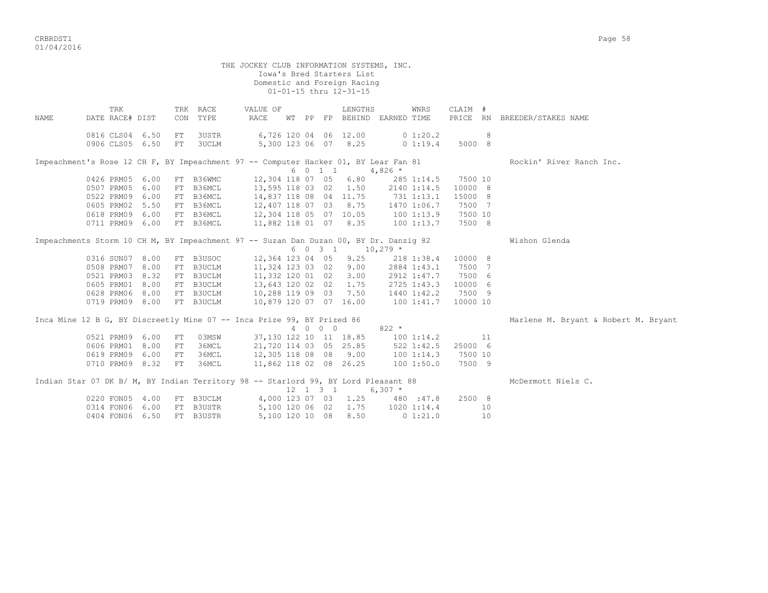THE JOCKEY CLUB INFORMATION SYSTEMS, INC.
Iowa's Bred Starters List
Domestic and Foreign Racing
01-01-15 thru 12-31-15

| NAME | TRK DATE RACE# | DIST | TRK CON | RACE TYPE | VALUE OF RACE | WT | PP | FP | LENGTHS BEHIND | EARNED | WNRS TIME | CLAIM PRICE | # RN | BREEDER/STAKES NAME |
|---|---|---|---|---|---|---|---|---|---|---|---|---|---|---|
| | 0816 CLS04 | 6.50 | FT | 3USTR | 6,726 | 120 | 04 | 06 | 12.00 | 0 | 1:20.2 | | 8 | |
| | 0906 CLS05 | 6.50 | FT | 3UCLM | 5,300 | 123 | 06 | 07 | 8.25 | 0 | 1:19.4 | 5000 | 8 | |
| Impeachment's Rose 12 CH F, BY Impeachment 97 -- Computer Hacker 01, BY Lear Fan 81 | | | | | 6 0 1 1 | | | | | 4,826 * | | | | Rockin' River Ranch Inc. |
| | 0426 PRM05 | 6.00 | FT | B36WMC | 12,304 | 118 | 07 | 05 | 6.80 | 285 | 1:14.5 | 7500 | 10 | |
| | 0507 PRM05 | 6.00 | FT | B36MCL | 13,595 | 118 | 03 | 02 | 1.50 | 2140 | 1:14.5 | 10000 | 8 | |
| | 0522 PRM09 | 6.00 | FT | B36MCL | 14,837 | 118 | 08 | 04 | 11.75 | 731 | 1:13.1 | 15000 | 8 | |
| | 0605 PRM02 | 5.50 | FT | B36MCL | 12,407 | 118 | 07 | 03 | 8.75 | 1470 | 1:06.7 | 7500 | 7 | |
| | 0618 PRM09 | 6.00 | FT | B36MCL | 12,304 | 118 | 05 | 07 | 10.05 | 100 | 1:13.9 | 7500 | 10 | |
| | 0711 PRM09 | 6.00 | FT | B36MCL | 11,882 | 118 | 01 | 07 | 8.35 | 100 | 1:13.7 | 7500 | 8 | |
| Impeachments Storm 10 CH M, BY Impeachment 97 -- Suzan Dan Duzan 00, BY Dr. Danzig 82 | | | | | 6 0 3 1 | | | | | 10,279 * | | | | Wishon Glenda |
| | 0316 SUN07 | 8.00 | FT | B3USOC | 12,364 | 123 | 04 | 05 | 9.25 | 218 | 1:38.4 | 10000 | 8 | |
| | 0508 PRM07 | 8.00 | FT | B3UCLM | 11,324 | 123 | 03 | 02 | 9.00 | 2884 | 1:43.1 | 7500 | 7 | |
| | 0521 PRM03 | 8.32 | FT | B3UCLM | 11,332 | 120 | 01 | 02 | 3.00 | 2912 | 1:47.7 | 7500 | 6 | |
| | 0605 PRM01 | 8.00 | FT | B3UCLM | 13,643 | 120 | 02 | 02 | 1.75 | 2725 | 1:43.3 | 10000 | 6 | |
| | 0628 PRM06 | 8.00 | FT | B3UCLM | 10,288 | 119 | 09 | 03 | 7.50 | 1440 | 1:42.2 | 7500 | 9 | |
| | 0719 PRM09 | 8.00 | FT | B3UCLM | 10,879 | 120 | 07 | 07 | 16.00 | 100 | 1:41.7 | 10000 | 10 | |
| Inca Mine 12 B G, BY Discreetly Mine 07 -- Inca Prize 99, BY Prized 86 | | | | | 4 0 0 0 | | | | | 822 * | | | | Marlene M. Bryant & Robert M. Bryant |
| | 0521 PRM09 | 6.00 | FT | 03MSW | 37,130 | 122 | 10 | 11 | 18.85 | 100 | 1:14.2 | | 11 | |
| | 0606 PRM01 | 8.00 | FT | 36MCL | 21,720 | 114 | 03 | 05 | 25.85 | 522 | 1:42.5 | 25000 | 6 | |
| | 0619 PRM09 | 6.00 | FT | 36MCL | 12,305 | 118 | 08 | 08 | 9.00 | 100 | 1:14.3 | 7500 | 10 | |
| | 0710 PRM09 | 8.32 | FT | 36MCL | 11,862 | 118 | 02 | 08 | 26.25 | 100 | 1:50.0 | 7500 | 9 | |
| Indian Star 07 DK B/ M, BY Indian Territory 98 -- Starlord 99, BY Lord Pleasant 88 | | | | | 12 1 3 1 | | | | | 6,307 * | | | | McDermott Niels C. |
| | 0220 FON05 | 4.00 | FT | B3UCLM | 4,000 | 123 | 07 | 03 | 1.25 | 480 | :47.8 | 2500 | 8 | |
| | 0314 FON06 | 6.00 | FT | B3USTR | 5,100 | 120 | 06 | 02 | 1.75 | 1020 | 1:14.4 | | 10 | |
| | 0404 FON06 | 6.50 | FT | B3USTR | 5,100 | 120 | 10 | 08 | 8.50 | 0 | 1:21.0 | | 10 | |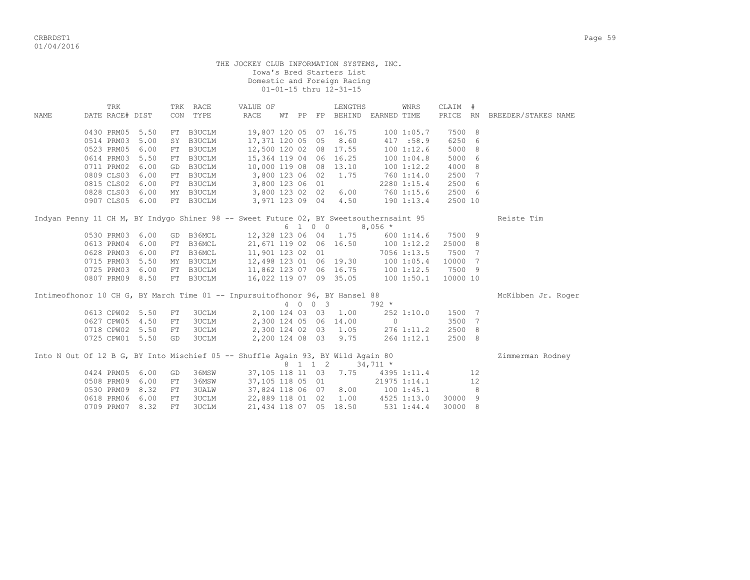THE JOCKEY CLUB INFORMATION SYSTEMS, INC.
Iowa's Bred Starters List
Domestic and Foreign Racing
01-01-15 thru 12-31-15

| NAME | TRK DATE RACE# | DIST | TRK CON | RACE TYPE | VALUE OF RACE | WT | PP | FP | LENGTHS BEHIND | EARNED | WNRS TIME | CLAIM PRICE | # RN | BREEDER/STAKES NAME |
|---|---|---|---|---|---|---|---|---|---|---|---|---|---|---|
| | 0430 PRM05 | 5.50 | FT | B3UCLM | 19,807 | 120 | 05 | 07 | 16.75 | 100 | 1:05.7 | 7500 | 8 | |
| | 0514 PRM03 | 5.00 | SY | B3UCLM | 17,371 | 120 | 05 | 05 | 8.60 | 417 | :58.9 | 6250 | 6 | |
| | 0523 PRM05 | 6.00 | FT | B3UCLM | 12,500 | 120 | 02 | 08 | 17.55 | 100 | 1:12.6 | 5000 | 8 | |
| | 0614 PRM03 | 5.50 | FT | B3UCLM | 15,364 | 119 | 04 | 06 | 16.25 | 100 | 1:04.8 | 5000 | 6 | |
| | 0711 PRM02 | 6.00 | GD | B3UCLM | 10,000 | 119 | 08 | 08 | 13.10 | 100 | 1:12.2 | 4000 | 8 | |
| | 0809 CLS03 | 6.00 | FT | B3UCLM | 3,800 | 123 | 06 | 02 | 1.75 | 760 | 1:14.0 | 2500 | 7 | |
| | 0815 CLS02 | 6.00 | FT | B3UCLM | 3,800 | 123 | 06 | 01 | | 2280 | 1:15.4 | 2500 | 6 | |
| | 0828 CLS03 | 6.00 | MY | B3UCLM | 3,800 | 123 | 02 | 02 | 6.00 | 760 | 1:15.6 | 2500 | 6 | |
| | 0907 CLS05 | 6.00 | FT | B3UCLM | 3,971 | 123 | 09 | 04 | 4.50 | 190 | 1:13.4 | 2500 | 10 | |
| Indyan Penny 11 CH M, BY Indygo Shiner 98 -- Sweet Future 02, BY Sweetsouthernsaint 95 | | | | | | 6 | 1 | 0 0 | | 8,056 * | | | | Reiste Tim |
| | 0530 PRM03 | 6.00 | GD | B36MCL | 12,328 | 123 | 06 | 04 | 1.75 | 600 | 1:14.6 | 7500 | 9 | |
| | 0613 PRM04 | 6.00 | FT | B36MCL | 21,671 | 119 | 02 | 06 | 16.50 | 100 | 1:12.2 | 25000 | 8 | |
| | 0628 PRM03 | 6.00 | FT | B36MCL | 11,901 | 123 | 02 | 01 | | 7056 | 1:13.5 | 7500 | 7 | |
| | 0715 PRM03 | 5.50 | MY | B3UCLM | 12,498 | 123 | 01 | 06 | 19.30 | 100 | 1:05.4 | 10000 | 7 | |
| | 0725 PRM03 | 6.00 | FT | B3UCLM | 11,862 | 123 | 07 | 06 | 16.75 | 100 | 1:12.5 | 7500 | 9 | |
| | 0807 PRM09 | 8.50 | FT | B3UCLM | 16,022 | 119 | 07 | 09 | 35.05 | 100 | 1:50.1 | 10000 | 10 | |
| Intimeofhonor 10 CH G, BY March Time 01 -- Inpursuitofhonor 96, BY Hansel 88 | | | | | | 4 | 0 | 0 3 | | 792 * | | | | McKibben Jr. Roger |
| | 0613 CPW02 | 5.50 | FT | 3UCLM | 2,100 | 124 | 03 | 03 | 1.00 | 252 | 1:10.0 | 1500 | 7 | |
| | 0627 CPW05 | 4.50 | FT | 3UCLM | 2,300 | 124 | 05 | 06 | 14.00 | 0 | | 3500 | 7 | |
| | 0718 CPW02 | 5.50 | FT | 3UCLM | 2,300 | 124 | 02 | 03 | 1.05 | 276 | 1:11.2 | 2500 | 8 | |
| | 0725 CPW01 | 5.50 | GD | 3UCLM | 2,200 | 124 | 08 | 03 | 9.75 | 264 | 1:12.1 | 2500 | 8 | |
| Into N Out Of 12 B G, BY Into Mischief 05 -- Shuffle Again 93, BY Wild Again 80 | | | | | | 8 | 1 | 1 2 | | 34,711 * | | | | Zimmerman Rodney |
| | 0424 PRM05 | 6.00 | GD | 36MSW | 37,105 | 118 | 11 | 03 | 7.75 | 4395 | 1:11.4 | | 12 | |
| | 0508 PRM09 | 6.00 | FT | 36MSW | 37,105 | 118 | 05 | 01 | | 21975 | 1:14.1 | | 12 | |
| | 0530 PRM09 | 8.32 | FT | 3UALW | 37,824 | 118 | 06 | 07 | 8.00 | 100 | 1:45.1 | | 8 | |
| | 0618 PRM06 | 6.00 | FT | 3UCLM | 22,889 | 118 | 01 | 02 | 1.00 | 4525 | 1:13.0 | 30000 | 9 | |
| | 0709 PRM07 | 8.32 | FT | 3UCLM | 21,434 | 118 | 07 | 05 | 18.50 | 531 | 1:44.4 | 30000 | 8 | |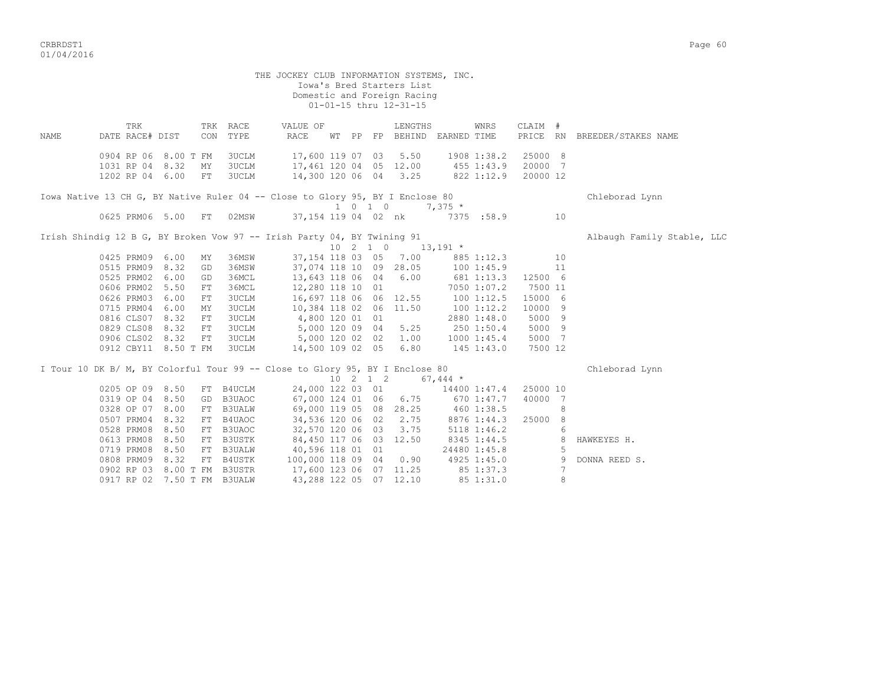THE JOCKEY CLUB INFORMATION SYSTEMS, INC.
Iowa's Bred Starters List
Domestic and Foreign Racing
01-01-15 thru 12-31-15

| NAME | TRK DATE | RACE# | DIST | TRK CON | RACE TYPE | VALUE OF RACE | WT | PP | FP | LENGTHS BEHIND | EARNED | WNRS TIME | CLAIM PRICE | # RN | BREEDER/STAKES NAME |
|---|---|---|---|---|---|---|---|---|---|---|---|---|---|---|---|
| | 0904 | RP 06 | 8.00 T | FM | 3UCLM | 17,600 | 119 | 07 | 03 | 5.50 | 1908 | 1:38.2 | 25000 | 8 | |
| | 1031 | RP 04 | 8.32 | MY | 3UCLM | 17,461 | 120 | 04 | 05 | 12.00 | 455 | 1:43.9 | 20000 | 7 | |
| | 1202 | RP 04 | 6.00 | FT | 3UCLM | 14,300 | 120 | 06 | 04 | 3.25 | 822 | 1:12.9 | 20000 | 12 | |
| Iowa Native 13 CH G, BY Native Ruler 04 -- Close to Glory 95, BY I Enclose 80 | | | | | | | 1 | 0 | 1 0 | | 7,375 * | | | | Chleborad Lynn |
| | 0625 | PRM06 | 5.00 | FT | 02MSW | 37,154 | 119 | 04 | 02 | nk | 7375 | :58.9 | | 10 | |
| Irish Shindig 12 B G, BY Broken Vow 97 -- Irish Party 04, BY Twining 91 | | | | | | | 10 | 2 | 1 0 | | 13,191 * | | | | Albaugh Family Stable, LLC |
| | 0425 | PRM09 | 6.00 | MY | 36MSW | 37,154 | 118 | 03 | 05 | 7.00 | 885 | 1:12.3 | | 10 | |
| | 0515 | PRM09 | 8.32 | GD | 36MSW | 37,074 | 118 | 10 | 09 | 28.05 | 100 | 1:45.9 | | 11 | |
| | 0525 | PRM02 | 6.00 | GD | 36MCL | 13,643 | 118 | 06 | 04 | 6.00 | 681 | 1:13.3 | 12500 | 6 | |
| | 0606 | PRM02 | 5.50 | FT | 36MCL | 12,280 | 118 | 10 | 01 | | 7050 | 1:07.2 | 7500 | 11 | |
| | 0626 | PRM03 | 6.00 | FT | 3UCLM | 16,697 | 118 | 06 | 06 | 12.55 | 100 | 1:12.5 | 15000 | 6 | |
| | 0715 | PRM04 | 6.00 | MY | 3UCLM | 10,384 | 118 | 02 | 06 | 11.50 | 100 | 1:12.2 | 10000 | 9 | |
| | 0816 | CLS07 | 8.32 | FT | 3UCLM | 4,800 | 120 | 01 | 01 | | 2880 | 1:48.0 | 5000 | 9 | |
| | 0829 | CLS08 | 8.32 | FT | 3UCLM | 5,000 | 120 | 09 | 04 | 5.25 | 250 | 1:50.4 | 5000 | 9 | |
| | 0906 | CLS02 | 8.32 | FT | 3UCLM | 5,000 | 120 | 02 | 02 | 1.00 | 1000 | 1:45.4 | 5000 | 7 | |
| | 0912 | CBY11 | 8.50 T | FM | 3UCLM | 14,500 | 109 | 02 | 05 | 6.80 | 145 | 1:43.0 | 7500 | 12 | |
| I Tour 10 DK B/ M, BY Colorful Tour 99 -- Close to Glory 95, BY I Enclose 80 | | | | | | | 10 | 2 | 1 2 | | 67,444 * | | | | Chleborad Lynn |
| | 0205 | OP 09 | 8.50 | FT | B4UCLM | 24,000 | 122 | 03 | 01 | | 14400 | 1:47.4 | 25000 | 10 | |
| | 0319 | OP 04 | 8.50 | GD | B3UAOC | 67,000 | 124 | 01 | 06 | 6.75 | 670 | 1:47.7 | 40000 | 7 | |
| | 0328 | OP 07 | 8.00 | FT | B3UALW | 69,000 | 119 | 05 | 08 | 28.25 | 460 | 1:38.5 | | 8 | |
| | 0507 | PRM04 | 8.32 | FT | B4UAOC | 34,536 | 120 | 06 | 02 | 2.75 | 8876 | 1:44.3 | 25000 | 8 | |
| | 0528 | PRM08 | 8.50 | FT | B3UAOC | 32,570 | 120 | 06 | 03 | 3.75 | 5118 | 1:46.2 | | 6 | |
| | 0613 | PRM08 | 8.50 | FT | B3USTK | 84,450 | 117 | 06 | 03 | 12.50 | 8345 | 1:44.5 | | 8 | HAWKEYES H. |
| | 0719 | PRM08 | 8.50 | FT | B3UALW | 40,596 | 118 | 01 | 01 | | 24480 | 1:45.8 | | 5 | |
| | 0808 | PRM09 | 8.32 | FT | B4USTK | 100,000 | 118 | 09 | 04 | 0.90 | 4925 | 1:45.0 | | 9 | DONNA REED S. |
| | 0902 | RP 03 | 8.00 T | FM | B3USTR | 17,600 | 123 | 06 | 07 | 11.25 | 85 | 1:37.3 | | 7 | |
| | 0917 | RP 02 | 7.50 T | FM | B3UALW | 43,288 | 122 | 05 | 07 | 12.10 | 85 | 1:31.0 | | 8 | |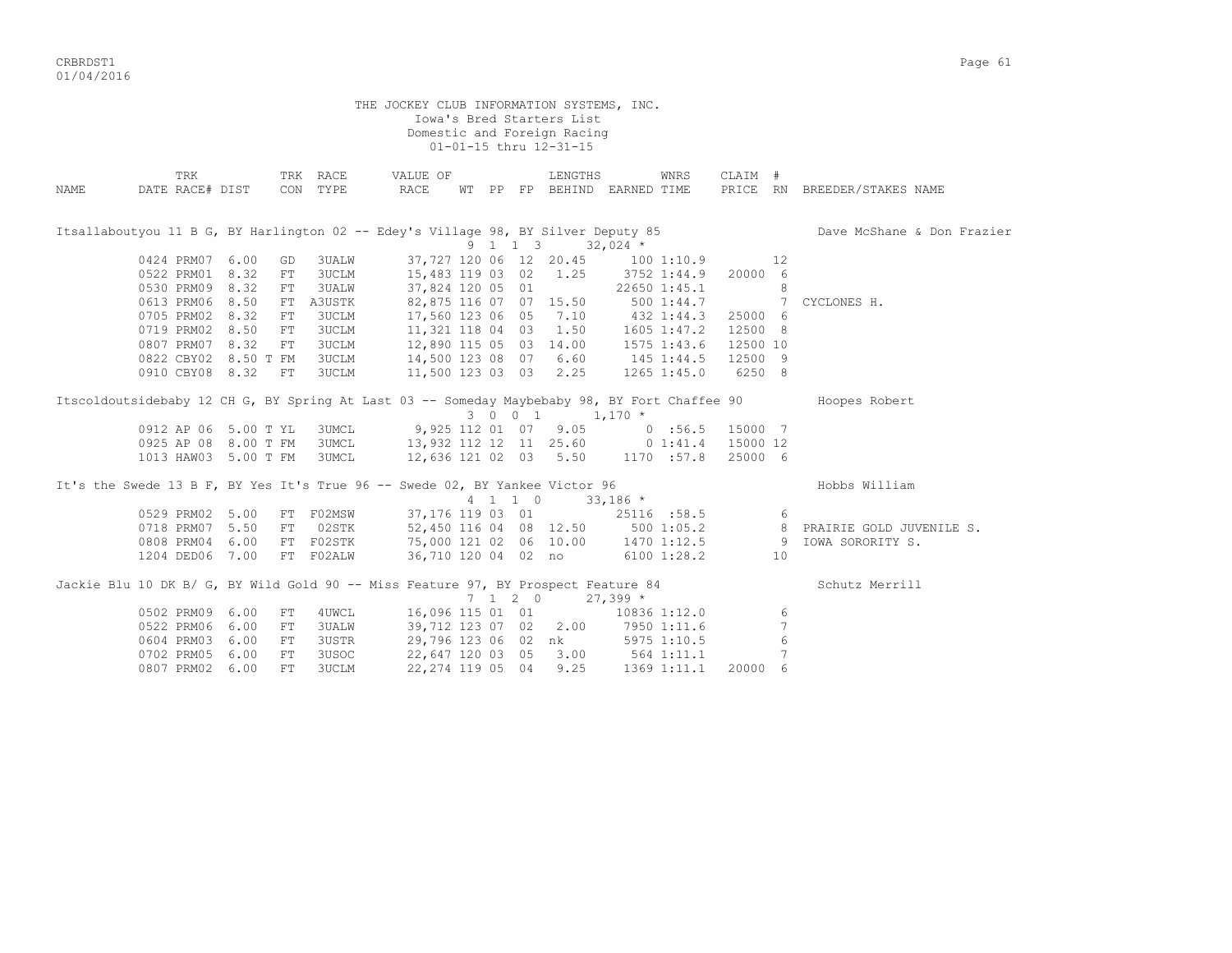THE JOCKEY CLUB INFORMATION SYSTEMS, INC.
Iowa's Bred Starters List
Domestic and Foreign Racing
01-01-15 thru 12-31-15

| NAME | DATE | TRK RACE# | DIST | TRK CON | RACE TYPE | VALUE OF RACE | WT | PP | FP | LENGTHS BEHIND | EARNED | WNRS TIME | CLAIM PRICE | # RN | BREEDER/STAKES NAME |
|---|---|---|---|---|---|---|---|---|---|---|---|---|---|---|---|
| Itsallaboutyou 11 B G, BY Harlington 02 -- Edey's Village 98, BY Silver Deputy 85 | | | | | | | | | | | | | | | Dave McShane & Don Frazier |
| | | | | | | | 9 | 1 | 1 3 | | 32,024 * | | | | |
| | 0424 | PRM07 | 6.00 | GD | 3UALW | 37,727 | 120 | 06 | 12 | 20.45 | 100 | 1:10.9 | | 12 | |
| | 0522 | PRM01 | 8.32 | FT | 3UCLM | 15,483 | 119 | 03 | 02 | 1.25 | 3752 | 1:44.9 | 20000 | 6 | |
| | 0530 | PRM09 | 8.32 | FT | 3UALW | 37,824 | 120 | 05 | 01 | | 22650 | 1:45.1 | | 8 | |
| | 0613 | PRM06 | 8.50 | FT | A3USTK | 82,875 | 116 | 07 | 07 | 15.50 | 500 | 1:44.7 | | 7 | CYCLONES H. |
| | 0705 | PRM02 | 8.32 | FT | 3UCLM | 17,560 | 123 | 06 | 05 | 7.10 | 432 | 1:44.3 | 25000 | 6 | |
| | 0719 | PRM02 | 8.50 | FT | 3UCLM | 11,321 | 118 | 04 | 03 | 1.50 | 1605 | 1:47.2 | 12500 | 8 | |
| | 0807 | PRM07 | 8.32 | FT | 3UCLM | 12,890 | 115 | 05 | 03 | 14.00 | 1575 | 1:43.6 | 12500 | 10 | |
| | 0822 | CBY02 | 8.50 T | FM | 3UCLM | 14,500 | 123 | 08 | 07 | 6.60 | 145 | 1:44.5 | 12500 | 9 | |
| | 0910 | CBY08 | 8.32 | FT | 3UCLM | 11,500 | 123 | 03 | 03 | 2.25 | 1265 | 1:45.0 | 6250 | 8 | |
| Itscoldoutsidebaby 12 CH G, BY Spring At Last 03 -- Someday Maybebaby 98, BY Fort Chaffee 90 | | | | | | | | | | | | | | | Hoopes Robert |
| | | | | | | | 3 | 0 | 0 1 | | 1,170 * | | | | |
| | 0912 | AP 06 | 5.00 T | YL | 3UMCL | 9,925 | 112 | 01 | 07 | 9.05 | 0 | :56.5 | 15000 | 7 | |
| | 0925 | AP 08 | 8.00 T | FM | 3UMCL | 13,932 | 112 | 12 | 11 | 25.60 | 0 | 1:41.4 | 15000 | 12 | |
| | 1013 | HAW03 | 5.00 T | FM | 3UMCL | 12,636 | 121 | 02 | 03 | 5.50 | 1170 | :57.8 | 25000 | 6 | |
| It's the Swede 13 B F, BY Yes It's True 96 -- Swede 02, BY Yankee Victor 96 | | | | | | | | | | | | | | | Hobbs William |
| | | | | | | | 4 | 1 | 1 0 | | 33,186 * | | | | |
| | 0529 | PRM02 | 5.00 | FT | F02MSW | 37,176 | 119 | 03 | 01 | | 25116 | :58.5 | | 6 | |
| | 0718 | PRM07 | 5.50 | FT | 02STK | 52,450 | 116 | 04 | 08 | 12.50 | 500 | 1:05.2 | | 8 | PRAIRIE GOLD JUVENILE S. |
| | 0808 | PRM04 | 6.00 | FT | F02STK | 75,000 | 121 | 02 | 06 | 10.00 | 1470 | 1:12.5 | | 9 | IOWA SORORITY S. |
| | 1204 | DED06 | 7.00 | FT | F02ALW | 36,710 | 120 | 04 | 02 | no | 6100 | 1:28.2 | | 10 | |
| Jackie Blu 10 DK B/ G, BY Wild Gold 90 -- Miss Feature 97, BY Prospect Feature 84 | | | | | | | | | | | | | | | Schutz Merrill |
| | | | | | | | 7 | 1 | 2 0 | | 27,399 * | | | | |
| | 0502 | PRM09 | 6.00 | FT | 4UWCL | 16,096 | 115 | 01 | 01 | | 10836 | 1:12.0 | | 6 | |
| | 0522 | PRM06 | 6.00 | FT | 3UALW | 39,712 | 123 | 07 | 02 | 2.00 | 7950 | 1:11.6 | | 7 | |
| | 0604 | PRM03 | 6.00 | FT | 3USTR | 29,796 | 123 | 06 | 02 | nk | 5975 | 1:10.5 | | 6 | |
| | 0702 | PRM05 | 6.00 | FT | 3USOC | 22,647 | 120 | 03 | 05 | 3.00 | 564 | 1:11.1 | | 7 | |
| | 0807 | PRM02 | 6.00 | FT | 3UCLM | 22,274 | 119 | 05 | 04 | 9.25 | 1369 | 1:11.1 | 20000 | 6 | |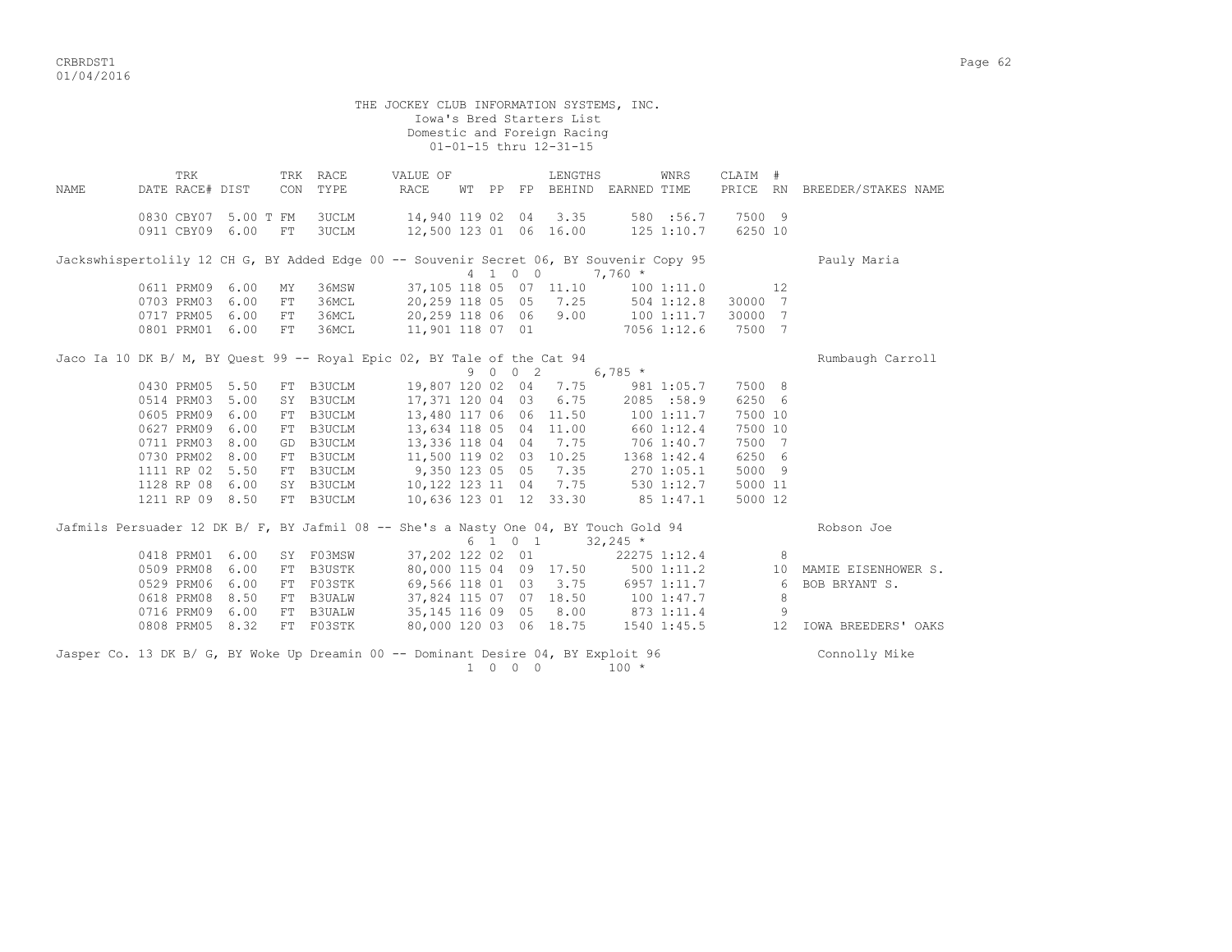THE JOCKEY CLUB INFORMATION SYSTEMS, INC.
Iowa's Bred Starters List
Domestic and Foreign Racing
01-01-15 thru 12-31-15

| NAME | TRK DATE | RACE# | DIST | TRK CON | RACE TYPE | VALUE OF RACE | WT | PP | FP | LENGTHS BEHIND | EARNED | WNRS TIME | CLAIM PRICE | # RN | BREEDER/STAKES NAME |
|---|---|---|---|---|---|---|---|---|---|---|---|---|---|---|---|
| | 0830 | CBY07 | 5.00 T | FM | 3UCLM | 14,940 | 119 | 02 | 04 | 3.35 | 580 | :56.7 | 7500 | 9 | |
| | 0911 | CBY09 | 6.00 | FT | 3UCLM | 12,500 | 123 | 01 | 06 | 16.00 | 125 | 1:10.7 | 6250 | 10 | |
| Jackswhispertolily 12 CH G, BY Added Edge 00 -- Souvenir Secret 06, BY Souvenir Copy 95 | | | | | | | 4 | 1 | 0 0 | | 7,760 * | | | | Pauly Maria |
| | 0611 | PRM09 | 6.00 | MY | 36MSW | 37,105 | 118 | 05 | 07 | 11.10 | 100 | 1:11.0 | | 12 | |
| | 0703 | PRM03 | 6.00 | FT | 36MCL | 20,259 | 118 | 05 | 05 | 7.25 | 504 | 1:12.8 | 30000 | 7 | |
| | 0717 | PRM05 | 6.00 | FT | 36MCL | 20,259 | 118 | 06 | 06 | 9.00 | 100 | 1:11.7 | 30000 | 7 | |
| | 0801 | PRM01 | 6.00 | FT | 36MCL | 11,901 | 118 | 07 | 01 | | 7056 | 1:12.6 | 7500 | 7 | |
| Jaco Ia 10 DK B/ M, BY Quest 99 -- Royal Epic 02, BY Tale of the Cat 94 | | | | | | | 9 | 0 | 0 2 | | 6,785 * | | | | Rumbaugh Carroll |
| | 0430 | PRM05 | 5.50 | FT | B3UCLM | 19,807 | 120 | 02 | 04 | 7.75 | 981 | 1:05.7 | 7500 | 8 | |
| | 0514 | PRM03 | 5.00 | SY | B3UCLM | 17,371 | 120 | 04 | 03 | 6.75 | 2085 | :58.9 | 6250 | 6 | |
| | 0605 | PRM09 | 6.00 | FT | B3UCLM | 13,480 | 117 | 06 | 06 | 11.50 | 100 | 1:11.7 | 7500 | 10 | |
| | 0627 | PRM09 | 6.00 | FT | B3UCLM | 13,634 | 118 | 05 | 04 | 11.00 | 660 | 1:12.4 | 7500 | 10 | |
| | 0711 | PRM03 | 8.00 | GD | B3UCLM | 13,336 | 118 | 04 | 04 | 7.75 | 706 | 1:40.7 | 7500 | 7 | |
| | 0730 | PRM02 | 8.00 | FT | B3UCLM | 11,500 | 119 | 02 | 03 | 10.25 | 1368 | 1:42.4 | 6250 | 6 | |
| | 1111 | RP 02 | 5.50 | FT | B3UCLM | 9,350 | 123 | 05 | 05 | 7.35 | 270 | 1:05.1 | 5000 | 9 | |
| | 1128 | RP 08 | 6.00 | SY | B3UCLM | 10,122 | 123 | 11 | 04 | 7.75 | 530 | 1:12.7 | 5000 | 11 | |
| | 1211 | RP 09 | 8.50 | FT | B3UCLM | 10,636 | 123 | 01 | 12 | 33.30 | 85 | 1:47.1 | 5000 | 12 | |
| Jafmils Persuader 12 DK B/ F, BY Jafmil 08 -- She's a Nasty One 04, BY Touch Gold 94 | | | | | | | 6 | 1 | 0 1 | | 32,245 * | | | | Robson Joe |
| | 0418 | PRM01 | 6.00 | SY | F03MSW | 37,202 | 122 | 02 | 01 | | 22275 | 1:12.4 | | 8 | |
| | 0509 | PRM08 | 6.00 | FT | B3USTK | 80,000 | 115 | 04 | 09 | 17.50 | 500 | 1:11.2 | | 10 | MAMIE EISENHOWER S. |
| | 0529 | PRM06 | 6.00 | FT | F03STK | 69,566 | 118 | 01 | 03 | 3.75 | 6957 | 1:11.7 | | 6 | BOB BRYANT S. |
| | 0618 | PRM08 | 8.50 | FT | B3UALW | 37,824 | 115 | 07 | 07 | 18.50 | 100 | 1:47.7 | | 8 | |
| | 0716 | PRM09 | 6.00 | FT | B3UALW | 35,145 | 116 | 09 | 05 | 8.00 | 873 | 1:11.4 | | 9 | |
| | 0808 | PRM05 | 8.32 | FT | F03STK | 80,000 | 120 | 03 | 06 | 18.75 | 1540 | 1:45.5 | | 12 | IOWA BREEDERS' OAKS |
| Jasper Co. 13 DK B/ G, BY Woke Up Dreamin 00 -- Dominant Desire 04, BY Exploit 96 | | | | | | | 1 | 0 | 0 0 | | 100 * | | | | Connolly Mike |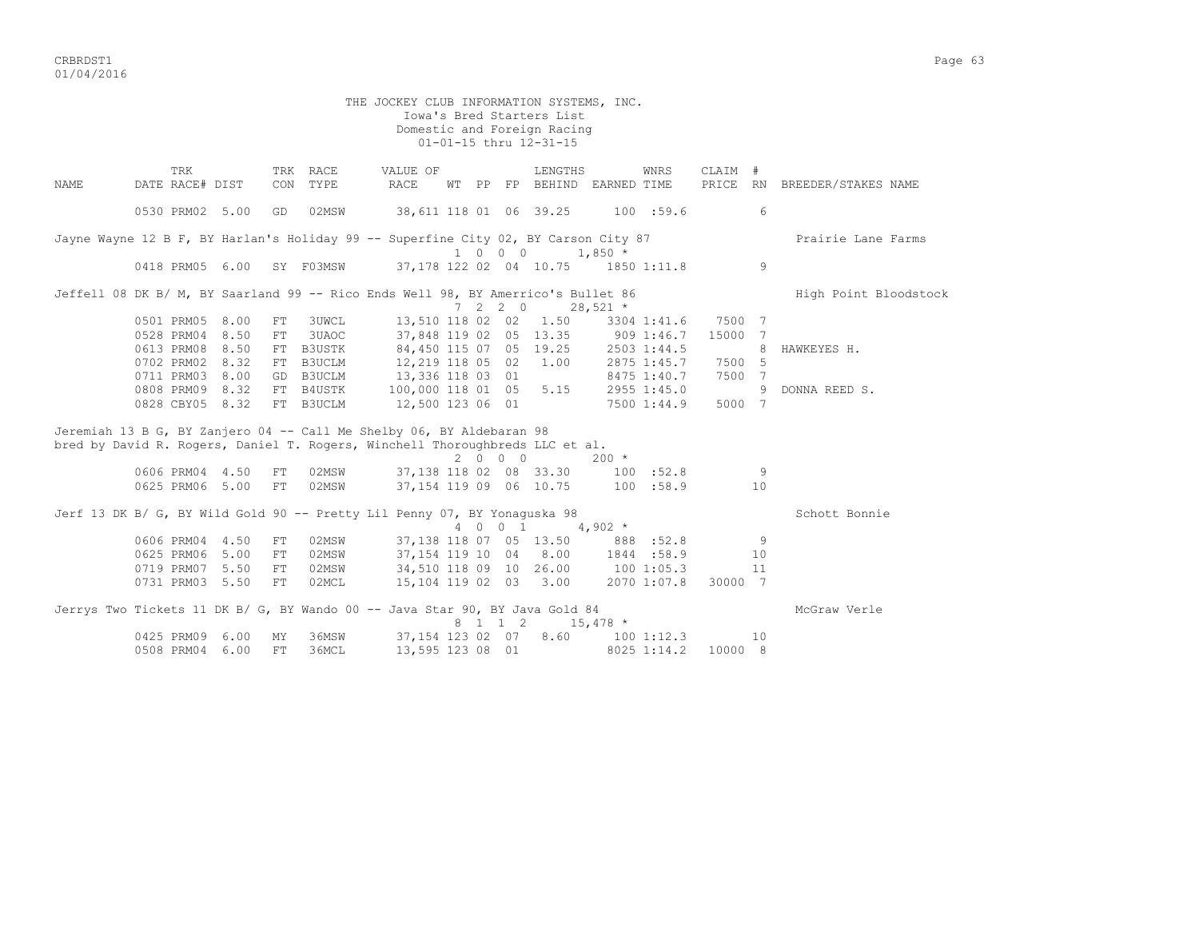THE JOCKEY CLUB INFORMATION SYSTEMS, INC.
Iowa's Bred Starters List
Domestic and Foreign Racing
01-01-15 thru 12-31-15

| NAME | TRK DATE | RACE# | DIST | TRK CON | RACE TYPE | VALUE OF RACE | WT | PP | FP | LENGTHS BEHIND | EARNED | WNRS TIME | CLAIM PRICE | # RN | BREEDER/STAKES NAME |
|---|---|---|---|---|---|---|---|---|---|---|---|---|---|---|---|
| | 0530 | PRM02 | 5.00 | GD | 02MSW | 38,611 | 118 | 01 | 06 | 39.25 | 100 | :59.6 | | 6 | |

Jayne Wayne 12 B F, BY Harlan's Holiday 99 -- Superfine City 02, BY Carson City 87 — Prairie Lane Farms
1 0 0 0 — 1,850 *

| TRK DATE | RACE# | DIST | TRK CON | RACE TYPE | VALUE OF RACE | WT | PP | FP | LENGTHS BEHIND | EARNED | WNRS TIME | CLAIM PRICE | # RN | STAKES NAME |
|---|---|---|---|---|---|---|---|---|---|---|---|---|---|---|
| 0418 | PRM05 | 6.00 | SY | F03MSW | 37,178 | 122 | 02 | 04 | 10.75 | 1850 | 1:11.8 | | 9 | |

Jeffell 08 DK B/ M, BY Saarland 99 -- Rico Ends Well 98, BY Amerrico's Bullet 86 — High Point Bloodstock
7 2 2 0 — 28,521 *

| TRK DATE | RACE# | DIST | TRK CON | RACE TYPE | VALUE OF RACE | WT | PP | FP | LENGTHS BEHIND | EARNED | WNRS TIME | CLAIM PRICE | # RN | STAKES NAME |
|---|---|---|---|---|---|---|---|---|---|---|---|---|---|---|
| 0501 | PRM05 | 8.00 | FT | 3UWCL | 13,510 | 118 | 02 | 02 | 1.50 | 3304 | 1:41.6 | 7500 | 7 | |
| 0528 | PRM04 | 8.50 | FT | 3UAOC | 37,848 | 119 | 02 | 05 | 13.35 | 909 | 1:46.7 | 15000 | 7 | |
| 0613 | PRM08 | 8.50 | FT | B3USTK | 84,450 | 115 | 07 | 05 | 19.25 | 2503 | 1:44.5 | | 8 | HAWKEYES H. |
| 0702 | PRM02 | 8.32 | FT | B3UCLM | 12,219 | 118 | 05 | 02 | 1.00 | 2875 | 1:45.7 | 7500 | 5 | |
| 0711 | PRM03 | 8.00 | GD | B3UCLM | 13,336 | 118 | 03 | 01 | | 8475 | 1:40.7 | 7500 | 7 | |
| 0808 | PRM09 | 8.32 | FT | B4USTK | 100,000 | 118 | 01 | 05 | 5.15 | 2955 | 1:45.0 | | 9 | DONNA REED S. |
| 0828 | CBY05 | 8.32 | FT | B3UCLM | 12,500 | 123 | 06 | 01 | | 7500 | 1:44.9 | 5000 | 7 | |

Jeremiah 13 B G, BY Zanjero 04 -- Call Me Shelby 06, BY Aldebaran 98
bred by David R. Rogers, Daniel T. Rogers, Winchell Thoroughbreds LLC et al.
2 0 0 0 — 200 *

| TRK DATE | RACE# | DIST | TRK CON | RACE TYPE | VALUE OF RACE | WT | PP | FP | LENGTHS BEHIND | EARNED | WNRS TIME | CLAIM PRICE | # RN | STAKES NAME |
|---|---|---|---|---|---|---|---|---|---|---|---|---|---|---|
| 0606 | PRM04 | 4.50 | FT | 02MSW | 37,138 | 118 | 02 | 08 | 33.30 | 100 | :52.8 | | 9 | |
| 0625 | PRM06 | 5.00 | FT | 02MSW | 37,154 | 119 | 09 | 06 | 10.75 | 100 | :58.9 | | 10 | |

Jerf 13 DK B/ G, BY Wild Gold 90 -- Pretty Lil Penny 07, BY Yonaguska 98 — Schott Bonnie
4 0 0 1 — 4,902 *

| TRK DATE | RACE# | DIST | TRK CON | RACE TYPE | VALUE OF RACE | WT | PP | FP | LENGTHS BEHIND | EARNED | WNRS TIME | CLAIM PRICE | # RN | STAKES NAME |
|---|---|---|---|---|---|---|---|---|---|---|---|---|---|---|
| 0606 | PRM04 | 4.50 | FT | 02MSW | 37,138 | 118 | 07 | 05 | 13.50 | 888 | :52.8 | | 9 | |
| 0625 | PRM06 | 5.00 | FT | 02MSW | 37,154 | 119 | 10 | 04 | 8.00 | 1844 | :58.9 | | 10 | |
| 0719 | PRM07 | 5.50 | FT | 02MSW | 34,510 | 118 | 09 | 10 | 26.00 | 100 | 1:05.3 | | 11 | |
| 0731 | PRM03 | 5.50 | FT | 02MCL | 15,104 | 119 | 02 | 03 | 3.00 | 2070 | 1:07.8 | 30000 | 7 | |

Jerrys Two Tickets 11 DK B/ G, BY Wando 00 -- Java Star 90, BY Java Gold 84 — McGraw Verle
8 1 1 2 — 15,478 *

| TRK DATE | RACE# | DIST | TRK CON | RACE TYPE | VALUE OF RACE | WT | PP | FP | LENGTHS BEHIND | EARNED | WNRS TIME | CLAIM PRICE | # RN | STAKES NAME |
|---|---|---|---|---|---|---|---|---|---|---|---|---|---|---|
| 0425 | PRM09 | 6.00 | MY | 36MSW | 37,154 | 123 | 02 | 07 | 8.60 | 100 | 1:12.3 | | 10 | |
| 0508 | PRM04 | 6.00 | FT | 36MCL | 13,595 | 123 | 08 | 01 | | 8025 | 1:14.2 | 10000 | 8 | |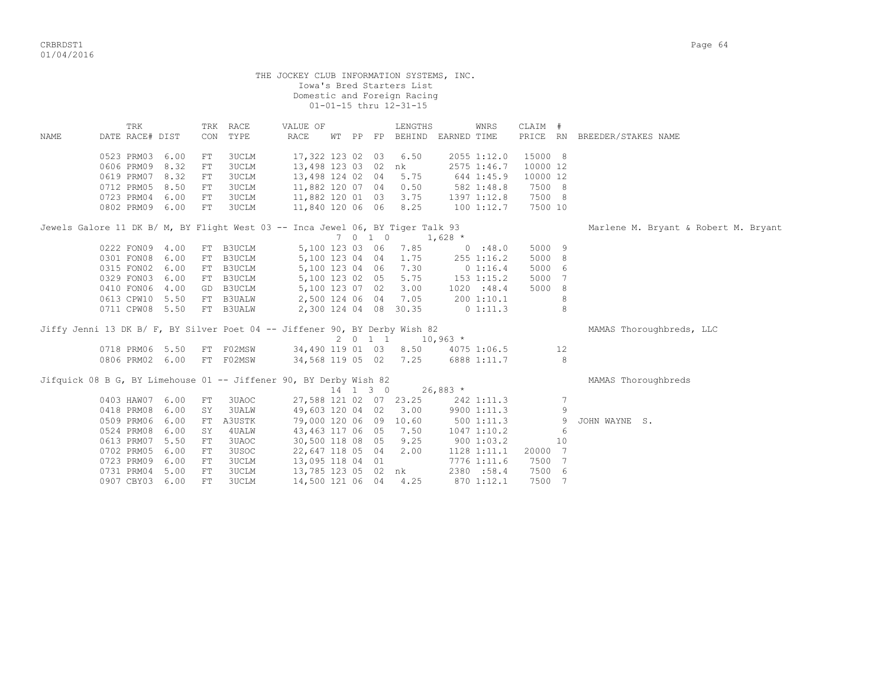THE JOCKEY CLUB INFORMATION SYSTEMS, INC.
Iowa's Bred Starters List
Domestic and Foreign Racing
01-01-15 thru 12-31-15

| NAME | DATE | TRK RACE# | DIST | TRK CON | RACE TYPE | VALUE OF RACE | WT | PP | FP | LENGTHS BEHIND | EARNED | WNRS TIME | CLAIM PRICE | # RN | BREEDER/STAKES NAME |
|---|---|---|---|---|---|---|---|---|---|---|---|---|---|---|---|
| | 0523 | PRM03 | 6.00 | FT | 3UCLM | 17,322 | 123 | 02 | 03 | 6.50 | 2055 | 1:12.0 | 15000 | 8 | |
| | 0606 | PRM09 | 8.32 | FT | 3UCLM | 13,498 | 123 | 03 | 02 | nk | 2575 | 1:46.7 | 10000 | 12 | |
| | 0619 | PRM07 | 8.32 | FT | 3UCLM | 13,498 | 124 | 02 | 04 | 5.75 | 644 | 1:45.9 | 10000 | 12 | |
| | 0712 | PRM05 | 8.50 | FT | 3UCLM | 11,882 | 120 | 07 | 04 | 0.50 | 582 | 1:48.8 | 7500 | 8 | |
| | 0723 | PRM04 | 6.00 | FT | 3UCLM | 11,882 | 120 | 01 | 03 | 3.75 | 1397 | 1:12.8 | 7500 | 8 | |
| | 0802 | PRM09 | 6.00 | FT | 3UCLM | 11,840 | 120 | 06 | 06 | 8.25 | 100 | 1:12.7 | 7500 | 10 | |
| Jewels Galore 11 DK B/ M, BY Flight West 03 -- Inca Jewel 06, BY Tiger Talk 93 | | | | | | 7 0 1 0 | | | | | 1,628 * | | | | Marlene M. Bryant & Robert M. Bryant |
| | 0222 | FON09 | 4.00 | FT | B3UCLM | 5,100 | 123 | 03 | 06 | 7.85 | 0 | :48.0 | 5000 | 9 | |
| | 0301 | FON08 | 6.00 | FT | B3UCLM | 5,100 | 123 | 04 | 04 | 1.75 | 255 | 1:16.2 | 5000 | 8 | |
| | 0315 | FON02 | 6.00 | FT | B3UCLM | 5,100 | 123 | 04 | 06 | 7.30 | 0 | 1:16.4 | 5000 | 6 | |
| | 0329 | FON03 | 6.00 | FT | B3UCLM | 5,100 | 123 | 02 | 05 | 5.75 | 153 | 1:15.2 | 5000 | 7 | |
| | 0410 | FON06 | 4.00 | GD | B3UCLM | 5,100 | 123 | 07 | 02 | 3.00 | 1020 | :48.4 | 5000 | 8 | |
| | 0613 | CPW10 | 5.50 | FT | B3UALW | 2,500 | 124 | 06 | 04 | 7.05 | 200 | 1:10.1 | | 8 | |
| | 0711 | CPW08 | 5.50 | FT | B3UALW | 2,300 | 124 | 04 | 08 | 30.35 | 0 | 1:11.3 | | 8 | |
| Jiffy Jenni 13 DK B/ F, BY Silver Poet 04 -- Jiffener 90, BY Derby Wish 82 | | | | | | 2 0 1 1 | | | | | 10,963 * | | | | MAMAS Thoroughbreds, LLC |
| | 0718 | PRM06 | 5.50 | FT | F02MSW | 34,490 | 119 | 01 | 03 | 8.50 | 4075 | 1:06.5 | | 12 | |
| | 0806 | PRM02 | 6.00 | FT | F02MSW | 34,568 | 119 | 05 | 02 | 7.25 | 6888 | 1:11.7 | | 8 | |
| Jifquick 08 B G, BY Limehouse 01 -- Jiffener 90, BY Derby Wish 82 | | | | | | 14 1 3 0 | | | | | 26,883 * | | | | MAMAS Thoroughbreds |
| | 0403 | HAW07 | 6.00 | FT | 3UAOC | 27,588 | 121 | 02 | 07 | 23.25 | 242 | 1:11.3 | | 7 | |
| | 0418 | PRM08 | 6.00 | SY | 3UALW | 49,603 | 120 | 04 | 02 | 3.00 | 9900 | 1:11.3 | | 9 | |
| | 0509 | PRM06 | 6.00 | FT | A3USTK | 79,000 | 120 | 06 | 09 | 10.60 | 500 | 1:11.3 | | 9 | JOHN WAYNE S. |
| | 0524 | PRM08 | 6.00 | SY | 4UALW | 43,463 | 117 | 06 | 05 | 7.50 | 1047 | 1:10.2 | | 6 | |
| | 0613 | PRM07 | 5.50 | FT | 3UAOC | 30,500 | 118 | 08 | 05 | 9.25 | 900 | 1:03.2 | | 10 | |
| | 0702 | PRM05 | 6.00 | FT | 3USOC | 22,647 | 118 | 05 | 04 | 2.00 | 1128 | 1:11.1 | 20000 | 7 | |
| | 0723 | PRM09 | 6.00 | FT | 3UCLM | 13,095 | 118 | 04 | 01 | | 7776 | 1:11.6 | 7500 | 7 | |
| | 0731 | PRM04 | 5.00 | FT | 3UCLM | 13,785 | 123 | 05 | 02 | nk | 2380 | :58.4 | 7500 | 6 | |
| | 0907 | CBY03 | 6.00 | FT | 3UCLM | 14,500 | 121 | 06 | 04 | 4.25 | 870 | 1:12.1 | 7500 | 7 | |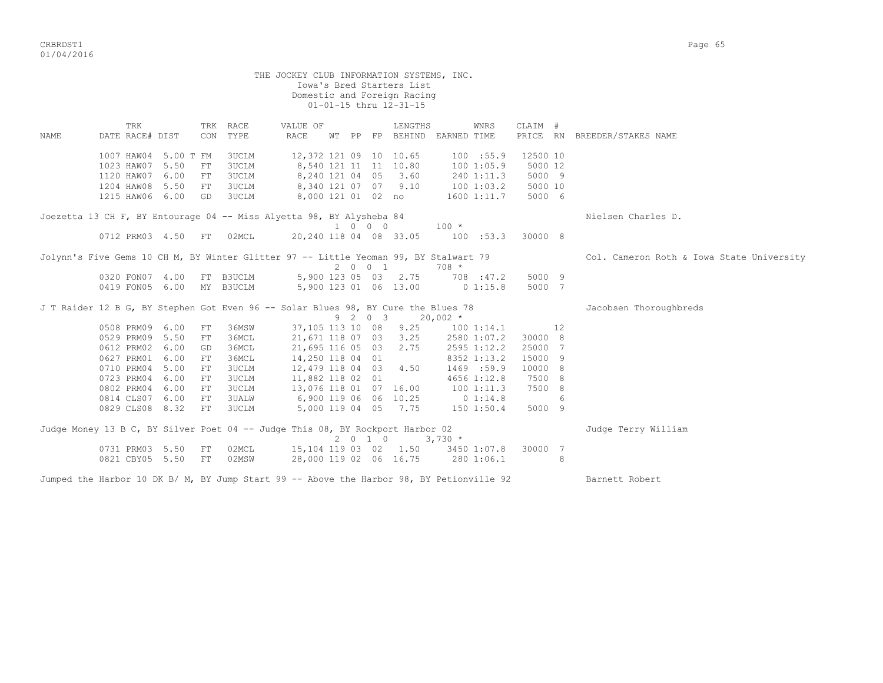THE JOCKEY CLUB INFORMATION SYSTEMS, INC.
Iowa's Bred Starters List
Domestic and Foreign Racing
01-01-15 thru 12-31-15

| NAME | TRK DATE | TRK RACE# | DIST | TRK CON | RACE TYPE | VALUE OF RACE | WT | PP | FP | LENGTHS BEHIND | EARNED | WNRS TIME | CLAIM PRICE | # RN | BREEDER/STAKES NAME |
|---|---|---|---|---|---|---|---|---|---|---|---|---|---|---|---|
| | 1007 | HAW04 | 5.00 T | FM | 3UCLM | 12,372 | 121 | 09 | 10 | 10.65 | 100 | :55.9 | 12500 | 10 | |
| | 1023 | HAW07 | 5.50 | FT | 3UCLM | 8,540 | 121 | 11 | 11 | 10.80 | 100 | 1:05.9 | 5000 | 12 | |
| | 1120 | HAW07 | 6.00 | FT | 3UCLM | 8,240 | 121 | 04 | 05 | 3.60 | 240 | 1:11.3 | 5000 | 9 | |
| | 1204 | HAW08 | 5.50 | FT | 3UCLM | 8,340 | 121 | 07 | 07 | 9.10 | 100 | 1:03.2 | 5000 | 10 | |
| | 1215 | HAW06 | 6.00 | GD | 3UCLM | 8,000 | 121 | 01 | 02 | no | 1600 | 1:11.7 | 5000 | 6 | |
| Joezetta 13 CH F, BY Entourage 04 -- Miss Alyetta 98, BY Alysheba 84 | | | | | | | 1 | 0 0 0 | | | 100 * | | | | Nielsen Charles D. |
| | 0712 | PRM03 | 4.50 | FT | 02MCL | 20,240 | 118 | 04 | 08 | 33.05 | 100 | :53.3 | 30000 | 8 | |
| Jolynn's Five Gems 10 CH M, BY Winter Glitter 97 -- Little Yeoman 99, BY Stalwart 79 | | | | | | | 2 | 0 0 1 | | | 708 * | | | | Col. Cameron Roth & Iowa State University |
| | 0320 | FON07 | 4.00 | FT | B3UCLM | 5,900 | 123 | 05 | 03 | 2.75 | 708 | :47.2 | 5000 | 9 | |
| | 0419 | FON05 | 6.00 | MY | B3UCLM | 5,900 | 123 | 01 | 06 | 13.00 | 0 | 1:15.8 | 5000 | 7 | |
| J T Raider 12 B G, BY Stephen Got Even 96 -- Solar Blues 98, BY Cure the Blues 78 | | | | | | | 9 | 2 0 3 | | | 20,002 * | | | | Jacobsen Thoroughbreds |
| | 0508 | PRM09 | 6.00 | FT | 36MSW | 37,105 | 113 | 10 | 08 | 9.25 | 100 | 1:14.1 | | 12 | |
| | 0529 | PRM09 | 5.50 | FT | 36MCL | 21,671 | 118 | 07 | 03 | 3.25 | 2580 | 1:07.2 | 30000 | 8 | |
| | 0612 | PRM02 | 6.00 | GD | 36MCL | 21,695 | 116 | 05 | 03 | 2.75 | 2595 | 1:12.2 | 25000 | 7 | |
| | 0627 | PRM01 | 6.00 | FT | 36MCL | 14,250 | 118 | 04 | 01 | | 8352 | 1:13.2 | 15000 | 9 | |
| | 0710 | PRM04 | 5.00 | FT | 3UCLM | 12,479 | 118 | 04 | 03 | 4.50 | 1469 | :59.9 | 10000 | 8 | |
| | 0723 | PRM04 | 6.00 | FT | 3UCLM | 11,882 | 118 | 02 | 01 | | 4656 | 1:12.8 | 7500 | 8 | |
| | 0802 | PRM04 | 6.00 | FT | 3UCLM | 13,076 | 118 | 01 | 07 | 16.00 | 100 | 1:11.3 | 7500 | 8 | |
| | 0814 | CLS07 | 6.00 | FT | 3UALW | 6,900 | 119 | 06 | 06 | 10.25 | 0 | 1:14.8 | | 6 | |
| | 0829 | CLS08 | 8.32 | FT | 3UCLM | 5,000 | 119 | 04 | 05 | 7.75 | 150 | 1:50.4 | 5000 | 9 | |
| Judge Money 13 B C, BY Silver Poet 04 -- Judge This 08, BY Rockport Harbor 02 | | | | | | | 2 | 0 1 0 | | | 3,730 * | | | | Judge Terry William |
| | 0731 | PRM03 | 5.50 | FT | 02MCL | 15,104 | 119 | 03 | 02 | 1.50 | 3450 | 1:07.8 | 30000 | 7 | |
| | 0821 | CBY05 | 5.50 | FT | 02MSW | 28,000 | 119 | 02 | 06 | 16.75 | 280 | 1:06.1 | | 8 | |
| Jumped the Harbor 10 DK B/ M, BY Jump Start 99 -- Above the Harbor 98, BY Petionville 92 | | | | | | | | | | | | | | | Barnett Robert |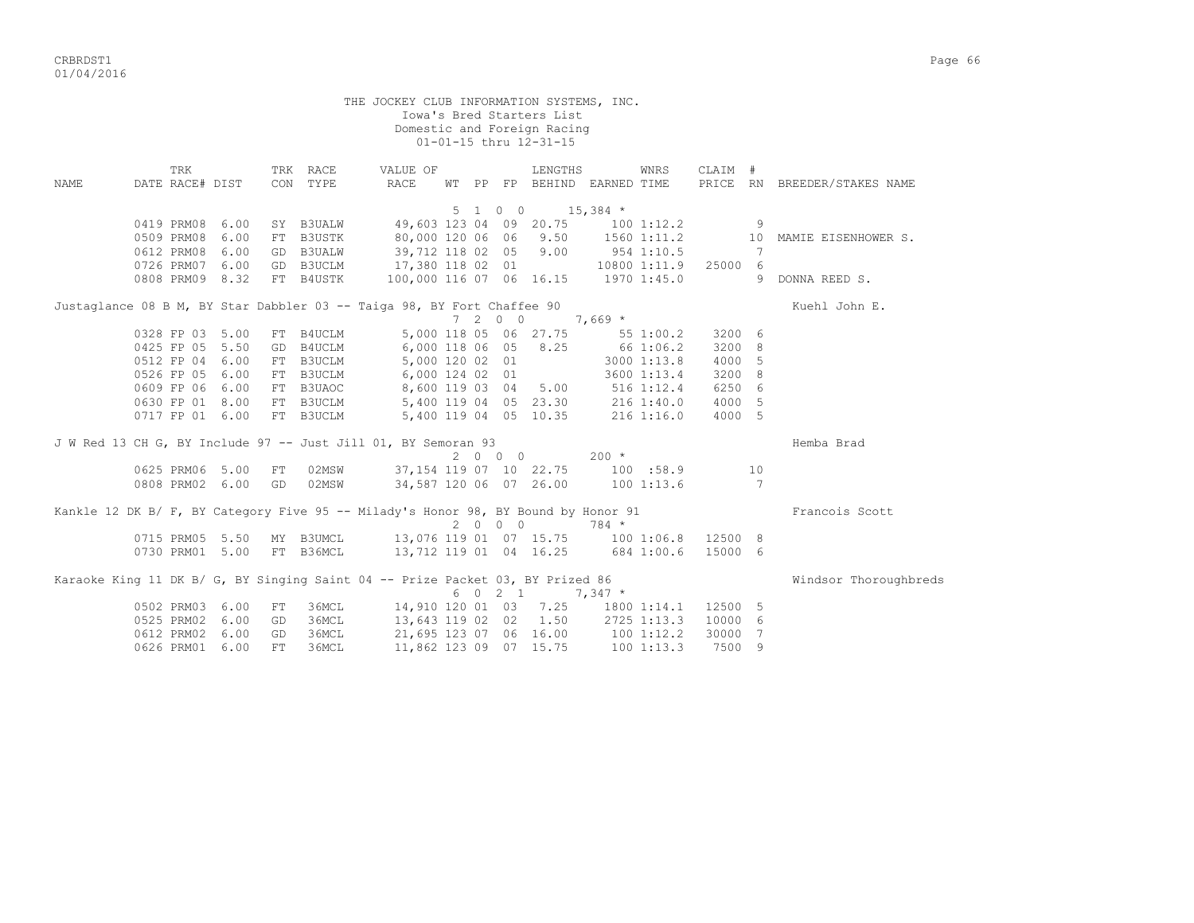THE JOCKEY CLUB INFORMATION SYSTEMS, INC.
Iowa's Bred Starters List
Domestic and Foreign Racing
01-01-15 thru 12-31-15

| NAME | DATE | TRK RACE# | DIST | TRK CON | RACE TYPE | VALUE OF RACE | WT | PP | FP | LENGTHS BEHIND | EARNED | WNRS TIME | CLAIM PRICE | # RN | BREEDER/STAKES NAME |
|---|---|---|---|---|---|---|---|---|---|---|---|---|---|---|---|
| | | | | | | | 5 | 1 | 0 0 | | 15,384 * | | | | |
| | 0419 | PRM08 | 6.00 | SY | B3UALW | 49,603 | 123 | 04 | 09 | 20.75 | 100 | 1:12.2 | | 9 | |
| | 0509 | PRM08 | 6.00 | FT | B3USTK | 80,000 | 120 | 06 | 06 | 9.50 | 1560 | 1:11.2 | | 10 | MAMIE EISENHOWER S. |
| | 0612 | PRM08 | 6.00 | GD | B3UALW | 39,712 | 118 | 02 | 05 | 9.00 | 954 | 1:10.5 | | 7 | |
| | 0726 | PRM07 | 6.00 | GD | B3UCLM | 17,380 | 118 | 02 | 01 | | 10800 | 1:11.9 | 25000 | 6 | |
| | 0808 | PRM09 | 8.32 | FT | B4USTK | 100,000 | 116 | 07 | 06 | 16.15 | 1970 | 1:45.0 | | 9 | DONNA REED S. |
| Justaglance 08 B M, BY Star Dabbler 03 -- Taiga 98, BY Fort Chaffee 90 | | | | | | | | | | | | | | | Kuehl John E. |
| | | | | | | | 7 | 2 | 0 0 | | 7,669 * | | | | |
| | 0328 | FP 03 | 5.00 | FT | B4UCLM | 5,000 | 118 | 05 | 06 | 27.75 | 55 | 1:00.2 | 3200 | 6 | |
| | 0425 | FP 05 | 5.50 | GD | B4UCLM | 6,000 | 118 | 06 | 05 | 8.25 | 66 | 1:06.2 | 3200 | 8 | |
| | 0512 | FP 04 | 6.00 | FT | B3UCLM | 5,000 | 120 | 02 | 01 | | 3000 | 1:13.8 | 4000 | 5 | |
| | 0526 | FP 05 | 6.00 | FT | B3UCLM | 6,000 | 124 | 02 | 01 | | 3600 | 1:13.4 | 3200 | 8 | |
| | 0609 | FP 06 | 6.00 | FT | B3UAOC | 8,600 | 119 | 03 | 04 | 5.00 | 516 | 1:12.4 | 6250 | 6 | |
| | 0630 | FP 01 | 8.00 | FT | B3UCLM | 5,400 | 119 | 04 | 05 | 23.30 | 216 | 1:40.0 | 4000 | 5 | |
| | 0717 | FP 01 | 6.00 | FT | B3UCLM | 5,400 | 119 | 04 | 05 | 10.35 | 216 | 1:16.0 | 4000 | 5 | |
| J W Red 13 CH G, BY Include 97 -- Just Jill 01, BY Semoran 93 | | | | | | | | | | | | | | | Hemba Brad |
| | | | | | | | 2 | 0 | 0 0 | | 200 * | | | | |
| | 0625 | PRM06 | 5.00 | FT | 02MSW | 37,154 | 119 | 07 | 10 | 22.75 | 100 | :58.9 | | 10 | |
| | 0808 | PRM02 | 6.00 | GD | 02MSW | 34,587 | 120 | 06 | 07 | 26.00 | 100 | 1:13.6 | | 7 | |
| Kankle 12 DK B/ F, BY Category Five 95 -- Milady's Honor 98, BY Bound by Honor 91 | | | | | | | | | | | | | | | Francois Scott |
| | | | | | | | 2 | 0 | 0 0 | | 784 * | | | | |
| | 0715 | PRM05 | 5.50 | MY | B3UMCL | 13,076 | 119 | 01 | 07 | 15.75 | 100 | 1:06.8 | 12500 | 8 | |
| | 0730 | PRM01 | 5.00 | FT | B36MCL | 13,712 | 119 | 01 | 04 | 16.25 | 684 | 1:00.6 | 15000 | 6 | |
| Karaoke King 11 DK B/ G, BY Singing Saint 04 -- Prize Packet 03, BY Prized 86 | | | | | | | | | | | | | | | Windsor Thoroughbreds |
| | | | | | | | 6 | 0 | 2 1 | | 7,347 * | | | | |
| | 0502 | PRM03 | 6.00 | FT | 36MCL | 14,910 | 120 | 01 | 03 | 7.25 | 1800 | 1:14.1 | 12500 | 5 | |
| | 0525 | PRM02 | 6.00 | GD | 36MCL | 13,643 | 119 | 02 | 02 | 1.50 | 2725 | 1:13.3 | 10000 | 6 | |
| | 0612 | PRM02 | 6.00 | GD | 36MCL | 21,695 | 123 | 07 | 06 | 16.00 | 100 | 1:12.2 | 30000 | 7 | |
| | 0626 | PRM01 | 6.00 | FT | 36MCL | 11,862 | 123 | 09 | 07 | 15.75 | 100 | 1:13.3 | 7500 | 9 | |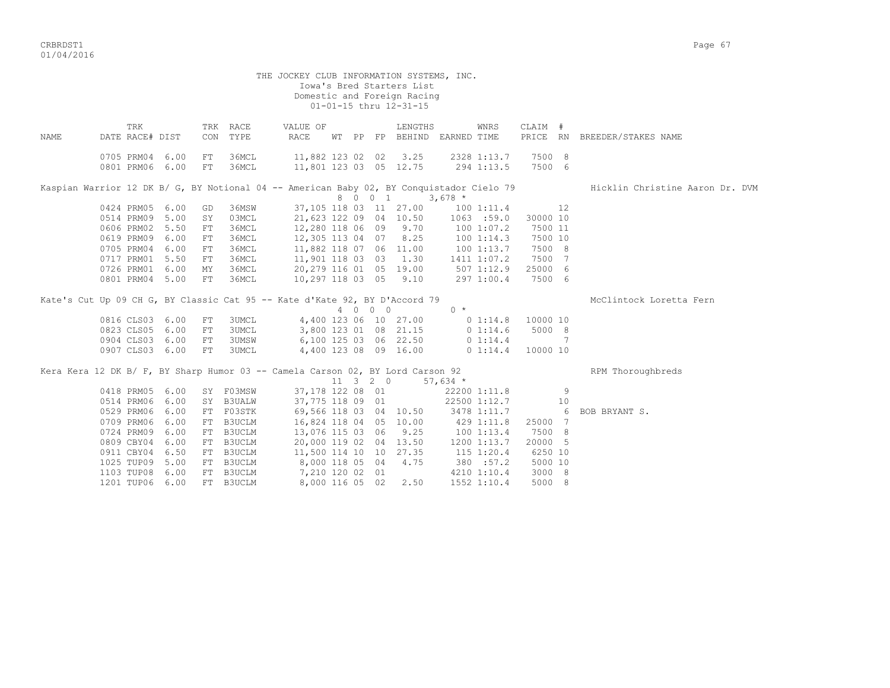THE JOCKEY CLUB INFORMATION SYSTEMS, INC.
Iowa's Bred Starters List
Domestic and Foreign Racing
01-01-15 thru 12-31-15

| NAME | TRK DATE RACE# | DIST | TRK CON | RACE TYPE | VALUE OF RACE | WT | PP | FP | LENGTHS BEHIND | EARNED | WNRS TIME | CLAIM PRICE | # RN | BREEDER/STAKES NAME |
|---|---|---|---|---|---|---|---|---|---|---|---|---|---|---|
| | 0705 PRM04 | 6.00 | FT | 36MCL | 11,882 | 123 | 02 | 02 | 3.25 | 2328 | 1:13.7 | 7500 | 8 | |
| | 0801 PRM06 | 6.00 | FT | 36MCL | 11,801 | 123 | 03 | 05 | 12.75 | 294 | 1:13.5 | 7500 | 6 | |
| Kaspian Warrior 12 DK B/ G, BY Notional 04 -- American Baby 02, BY Conquistador Cielo 79 | | | | | | | | | | | | | | Hicklin Christine Aaron Dr. DVM |
| | | | | | | 8 | 0 0 | 1 | | 3,678 * | | | | |
| | 0424 PRM05 | 6.00 | GD | 36MSW | 37,105 | 118 | 03 | 11 | 27.00 | 100 | 1:11.4 | | 12 | |
| | 0514 PRM09 | 5.00 | SY | 03MCL | 21,623 | 122 | 09 | 04 | 10.50 | 1063 | :59.0 | 30000 | 10 | |
| | 0606 PRM02 | 5.50 | FT | 36MCL | 12,280 | 118 | 06 | 09 | 9.70 | 100 | 1:07.2 | 7500 | 11 | |
| | 0619 PRM09 | 6.00 | FT | 36MCL | 12,305 | 113 | 04 | 07 | 8.25 | 100 | 1:14.3 | 7500 | 10 | |
| | 0705 PRM04 | 6.00 | FT | 36MCL | 11,882 | 118 | 07 | 06 | 11.00 | 100 | 1:13.7 | 7500 | 8 | |
| | 0717 PRM01 | 5.50 | FT | 36MCL | 11,901 | 118 | 03 | 03 | 1.30 | 1411 | 1:07.2 | 7500 | 7 | |
| | 0726 PRM01 | 6.00 | MY | 36MCL | 20,279 | 116 | 01 | 05 | 19.00 | 507 | 1:12.9 | 25000 | 6 | |
| | 0801 PRM04 | 5.00 | FT | 36MCL | 10,297 | 118 | 03 | 05 | 9.10 | 297 | 1:00.4 | 7500 | 6 | |
| Kate's Cut Up 09 CH G, BY Classic Cat 95 -- Kate d'Kate 92, BY D'Accord 79 | | | | | | | | | | | | | | McClintock Loretta Fern |
| | | | | | | 4 | 0 0 | 0 | | 0 * | | | | |
| | 0816 CLS03 | 6.00 | FT | 3UMCL | 4,400 | 123 | 06 | 10 | 27.00 | 0 | 1:14.8 | 10000 | 10 | |
| | 0823 CLS05 | 6.00 | FT | 3UMCL | 3,800 | 123 | 01 | 08 | 21.15 | 0 | 1:14.6 | 5000 | 8 | |
| | 0904 CLS03 | 6.00 | FT | 3UMSW | 6,100 | 125 | 03 | 06 | 22.50 | 0 | 1:14.4 | | 7 | |
| | 0907 CLS03 | 6.00 | FT | 3UMCL | 4,400 | 123 | 08 | 09 | 16.00 | 0 | 1:14.4 | 10000 | 10 | |
| Kera Kera 12 DK B/ F, BY Sharp Humor 03 -- Camela Carson 02, BY Lord Carson 92 | | | | | | | | | | | | | | RPM Thoroughbreds |
| | | | | | | 11 | 3 2 | 0 | | 57,634 * | | | | |
| | 0418 PRM05 | 6.00 | SY | F03MSW | 37,178 | 122 | 08 | 01 | | 22200 | 1:11.8 | | 9 | |
| | 0514 PRM06 | 6.00 | SY | B3UALW | 37,775 | 118 | 09 | 01 | | 22500 | 1:12.7 | | 10 | |
| | 0529 PRM06 | 6.00 | FT | F03STK | 69,566 | 118 | 03 | 04 | 10.50 | 3478 | 1:11.7 | | 6 | BOB BRYANT S. |
| | 0709 PRM06 | 6.00 | FT | B3UCLM | 16,824 | 118 | 04 | 05 | 10.00 | 429 | 1:11.8 | 25000 | 7 | |
| | 0724 PRM09 | 6.00 | FT | B3UCLM | 13,076 | 115 | 03 | 06 | 9.25 | 100 | 1:13.4 | 7500 | 8 | |
| | 0809 CBY04 | 6.00 | FT | B3UCLM | 20,000 | 119 | 02 | 04 | 13.50 | 1200 | 1:13.7 | 20000 | 5 | |
| | 0911 CBY04 | 6.50 | FT | B3UCLM | 11,500 | 114 | 10 | 10 | 27.35 | 115 | 1:20.4 | 6250 | 10 | |
| | 1025 TUP09 | 5.00 | FT | B3UCLM | 8,000 | 118 | 05 | 04 | 4.75 | 380 | :57.2 | 5000 | 10 | |
| | 1103 TUP08 | 6.00 | FT | B3UCLM | 7,210 | 120 | 02 | 01 | | 4210 | 1:10.4 | 3000 | 8 | |
| | 1201 TUP06 | 6.00 | FT | B3UCLM | 8,000 | 116 | 05 | 02 | 2.50 | 1552 | 1:10.4 | 5000 | 8 | |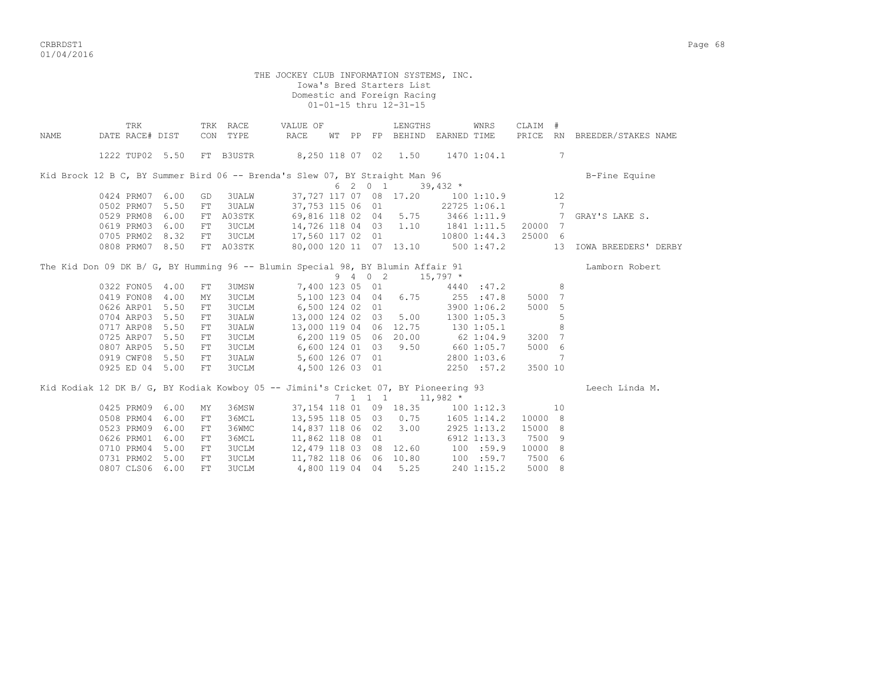THE JOCKEY CLUB INFORMATION SYSTEMS, INC.
Iowa's Bred Starters List
Domestic and Foreign Racing
01-01-15 thru 12-31-15

| NAME | TRK DATE | RACE# | DIST | TRK CON | RACE TYPE | VALUE OF RACE | WT | PP | FP | LENGTHS BEHIND | EARNED | WNRS TIME | CLAIM PRICE | # RN | BREEDER/STAKES NAME |
|---|---|---|---|---|---|---|---|---|---|---|---|---|---|---|---|
| | 1222 | TUP02 | 5.50 | FT | B3USTR | 8,250 | 118 | 07 | 02 | 1.50 | 1470 | 1:04.1 | | 7 | |
| Kid Brock 12 B C, BY Summer Bird 06 -- Brenda's Slew 07, BY Straight Man 96 | | | | | | | | | | | | | | | B-Fine Equine |
| | | | | | | | 6 | 2 | 0 1 | | 39,432 * | | | | |
| | 0424 | PRM07 | 6.00 | GD | 3UALW | 37,727 | 117 | 07 | 08 | 17.20 | 100 | 1:10.9 | | 12 | |
| | 0502 | PRM07 | 5.50 | FT | 3UALW | 37,753 | 115 | 06 | 01 | | 22725 | 1:06.1 | | 7 | |
| | 0529 | PRM08 | 6.00 | FT | A03STK | 69,816 | 118 | 02 | 04 | 5.75 | 3466 | 1:11.9 | | 7 | GRAY'S LAKE S. |
| | 0619 | PRM03 | 6.00 | FT | 3UCLM | 14,726 | 118 | 04 | 03 | 1.10 | 1841 | 1:11.5 | 20000 | 7 | |
| | 0705 | PRM02 | 8.32 | FT | 3UCLM | 17,560 | 117 | 02 | 01 | | 10800 | 1:44.3 | 25000 | 6 | |
| | 0808 | PRM07 | 8.50 | FT | A03STK | 80,000 | 120 | 11 | 07 | 13.10 | 500 | 1:47.2 | | 13 | IOWA BREEDERS' DERBY |
| The Kid Don 09 DK B/ G, BY Humming 96 -- Blumin Special 98, BY Blumin Affair 91 | | | | | | | | | | | | | | | Lamborn Robert |
| | | | | | | | 9 | 4 | 0 2 | | 15,797 * | | | | |
| | 0322 | FON05 | 4.00 | FT | 3UMSW | 7,400 | 123 | 05 | 01 | | 4440 | :47.2 | | 8 | |
| | 0419 | FON08 | 4.00 | MY | 3UCLM | 5,100 | 123 | 04 | 04 | 6.75 | 255 | :47.8 | 5000 | 7 | |
| | 0626 | ARP01 | 5.50 | FT | 3UCLM | 6,500 | 124 | 02 | 01 | | 3900 | 1:06.2 | 5000 | 5 | |
| | 0704 | ARP03 | 5.50 | FT | 3UALW | 13,000 | 124 | 02 | 03 | 5.00 | 1300 | 1:05.3 | | 5 | |
| | 0717 | ARP08 | 5.50 | FT | 3UALW | 13,000 | 119 | 04 | 06 | 12.75 | 130 | 1:05.1 | | 8 | |
| | 0725 | ARP07 | 5.50 | FT | 3UCLM | 6,200 | 119 | 05 | 06 | 20.00 | 62 | 1:04.9 | 3200 | 7 | |
| | 0807 | ARP05 | 5.50 | FT | 3UCLM | 6,600 | 124 | 01 | 03 | 9.50 | 660 | 1:05.7 | 5000 | 6 | |
| | 0919 | CWF08 | 5.50 | FT | 3UALW | 5,600 | 126 | 07 | 01 | | 2800 | 1:03.6 | | 7 | |
| | 0925 | ED 04 | 5.00 | FT | 3UCLM | 4,500 | 126 | 03 | 01 | | 2250 | :57.2 | 3500 | 10 | |
| Kid Kodiak 12 DK B/ G, BY Kodiak Kowboy 05 -- Jimini's Cricket 07, BY Pioneering 93 | | | | | | | | | | | | | | | Leech Linda M. |
| | | | | | | | 7 | 1 | 1 1 | | 11,982 * | | | | |
| | 0425 | PRM09 | 6.00 | MY | 36MSW | 37,154 | 118 | 01 | 09 | 18.35 | 100 | 1:12.3 | | 10 | |
| | 0508 | PRM04 | 6.00 | FT | 36MCL | 13,595 | 118 | 05 | 03 | 0.75 | 1605 | 1:14.2 | 10000 | 8 | |
| | 0523 | PRM09 | 6.00 | FT | 36WMC | 14,837 | 118 | 06 | 02 | 3.00 | 2925 | 1:13.2 | 15000 | 8 | |
| | 0626 | PRM01 | 6.00 | FT | 36MCL | 11,862 | 118 | 08 | 01 | | 6912 | 1:13.3 | 7500 | 9 | |
| | 0710 | PRM04 | 5.00 | FT | 3UCLM | 12,479 | 118 | 03 | 08 | 12.60 | 100 | :59.9 | 10000 | 8 | |
| | 0731 | PRM02 | 5.00 | FT | 3UCLM | 11,782 | 118 | 06 | 06 | 10.80 | 100 | :59.7 | 7500 | 6 | |
| | 0807 | CLS06 | 6.00 | FT | 3UCLM | 4,800 | 119 | 04 | 04 | 5.25 | 240 | 1:15.2 | 5000 | 8 | |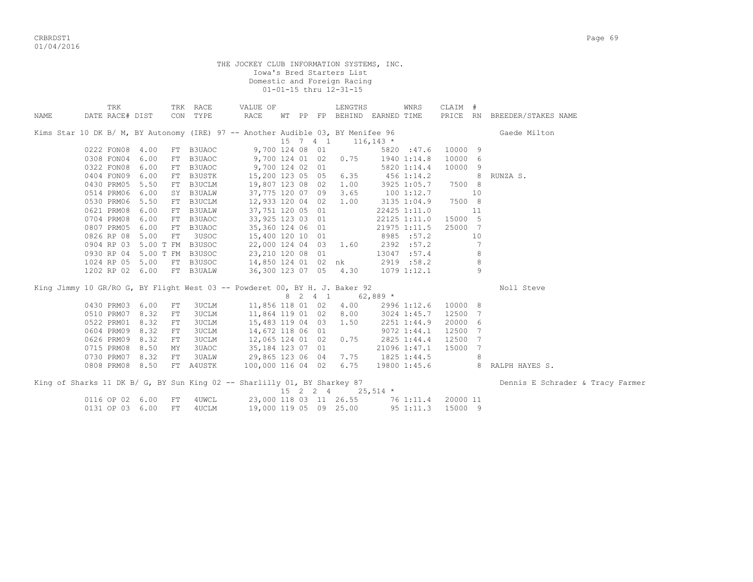THE JOCKEY CLUB INFORMATION SYSTEMS, INC.
Iowa's Bred Starters List
Domestic and Foreign Racing
01-01-15 thru 12-31-15

| NAME | DATE | TRK RACE# | DIST | TRK CON | RACE TYPE | VALUE OF RACE | WT | PP | FP | LENGTHS BEHIND | EARNED | WNRS TIME | CLAIM PRICE | # RN | BREEDER/STAKES NAME |
|---|---|---|---|---|---|---|---|---|---|---|---|---|---|---|---|
| Kims Star 10 DK B/ M, BY Autonomy (IRE) 97 -- Another Audible 03, BY Menifee 96 | | | | | | | | | | | | | | | Gaede Milton |
| | | | | | | | 15 | 7 | 4 1 | | 116,143 * | | | | |
| | 0222 | FON08 | 4.00 | FT | B3UAOC | 9,700 | 124 | 08 | 01 | | 5820 | :47.6 | 10000 | 9 | |
| | 0308 | FON04 | 6.00 | FT | B3UAOC | 9,700 | 124 | 01 | 02 | 0.75 | 1940 | 1:14.8 | 10000 | 6 | |
| | 0322 | FON08 | 6.00 | FT | B3UAOC | 9,700 | 124 | 02 | 01 | | 5820 | 1:14.4 | 10000 | 9 | |
| | 0404 | FON09 | 6.00 | FT | B3USTK | 15,200 | 123 | 05 | 05 | 6.35 | 456 | 1:14.2 | | 8 | RUNZA S. |
| | 0430 | PRM05 | 5.50 | FT | B3UCLM | 19,807 | 123 | 08 | 02 | 1.00 | 3925 | 1:05.7 | 7500 | 8 | |
| | 0514 | PRM06 | 6.00 | SY | B3UALW | 37,775 | 120 | 07 | 09 | 3.65 | 100 | 1:12.7 | | 10 | |
| | 0530 | PRM06 | 5.50 | FT | B3UCLM | 12,933 | 120 | 04 | 02 | 1.00 | 3135 | 1:04.9 | 7500 | 8 | |
| | 0621 | PRM08 | 6.00 | FT | B3UALW | 37,751 | 120 | 05 | 01 | | 22425 | 1:11.0 | | 11 | |
| | 0704 | PRM08 | 6.00 | FT | B3UAOC | 33,925 | 123 | 03 | 01 | | 22125 | 1:11.0 | 15000 | 5 | |
| | 0807 | PRM05 | 6.00 | FT | B3UAOC | 35,360 | 124 | 06 | 01 | | 21975 | 1:11.5 | 25000 | 7 | |
| | 0826 | RP 08 | 5.00 | FT | 3USOC | 15,400 | 120 | 10 | 01 | | 8985 | :57.2 | | 10 | |
| | 0904 | RP 03 | 5.00 T | FM | B3USOC | 22,000 | 124 | 04 | 03 | 1.60 | 2392 | :57.2 | | 7 | |
| | 0930 | RP 04 | 5.00 T | FM | B3USOC | 23,210 | 120 | 08 | 01 | | 13047 | :57.4 | | 8 | |
| | 1024 | RP 05 | 5.00 | FT | B3USOC | 14,850 | 124 | 01 | 02 | nk | 2919 | :58.2 | | 8 | |
| | 1202 | RP 02 | 6.00 | FT | B3UALW | 36,300 | 123 | 07 | 05 | 4.30 | 1079 | 1:12.1 | | 9 | |
| King Jimmy 10 GR/RO G, BY Flight West 03 -- Powderet 00, BY H. J. Baker 92 | | | | | | | | | | | | | | | Noll Steve |
| | | | | | | | 8 | 2 | 4 1 | | 62,889 * | | | | |
| | 0430 | PRM03 | 6.00 | FT | 3UCLM | 11,856 | 118 | 01 | 02 | 4.00 | 2996 | 1:12.6 | 10000 | 8 | |
| | 0510 | PRM07 | 8.32 | FT | 3UCLM | 11,864 | 119 | 01 | 02 | 8.00 | 3024 | 1:45.7 | 12500 | 7 | |
| | 0522 | PRM01 | 8.32 | FT | 3UCLM | 15,483 | 119 | 04 | 03 | 1.50 | 2251 | 1:44.9 | 20000 | 6 | |
| | 0604 | PRM09 | 8.32 | FT | 3UCLM | 14,672 | 118 | 06 | 01 | | 9072 | 1:44.1 | 12500 | 7 | |
| | 0626 | PRM09 | 8.32 | FT | 3UCLM | 12,065 | 124 | 01 | 02 | 0.75 | 2825 | 1:44.4 | 12500 | 7 | |
| | 0715 | PRM08 | 8.50 | MY | 3UAOC | 35,184 | 123 | 07 | 01 | | 21096 | 1:47.1 | 15000 | 7 | |
| | 0730 | PRM07 | 8.32 | FT | 3UALW | 29,865 | 123 | 06 | 04 | 7.75 | 1825 | 1:44.5 | | 8 | |
| | 0808 | PRM08 | 8.50 | FT | A4USTK | 100,000 | 116 | 04 | 02 | 6.75 | 19800 | 1:45.6 | | 8 | RALPH HAYES S. |
| King of Sharks 11 DK B/ G, BY Sun King 02 -- Sharlilly 01, BY Sharkey 87 | | | | | | | | | | | | | | | Dennis E Schrader & Tracy Farmer |
| | | | | | | | 15 | 2 | 2 4 | | 25,514 * | | | | |
| | 0116 | OP 02 | 6.00 | FT | 4UWCL | 23,000 | 118 | 03 | 11 | 26.55 | 76 | 1:11.4 | 20000 | 11 | |
| | 0131 | OP 03 | 6.00 | FT | 4UCLM | 19,000 | 119 | 05 | 09 | 25.00 | 95 | 1:11.3 | 15000 | 9 | |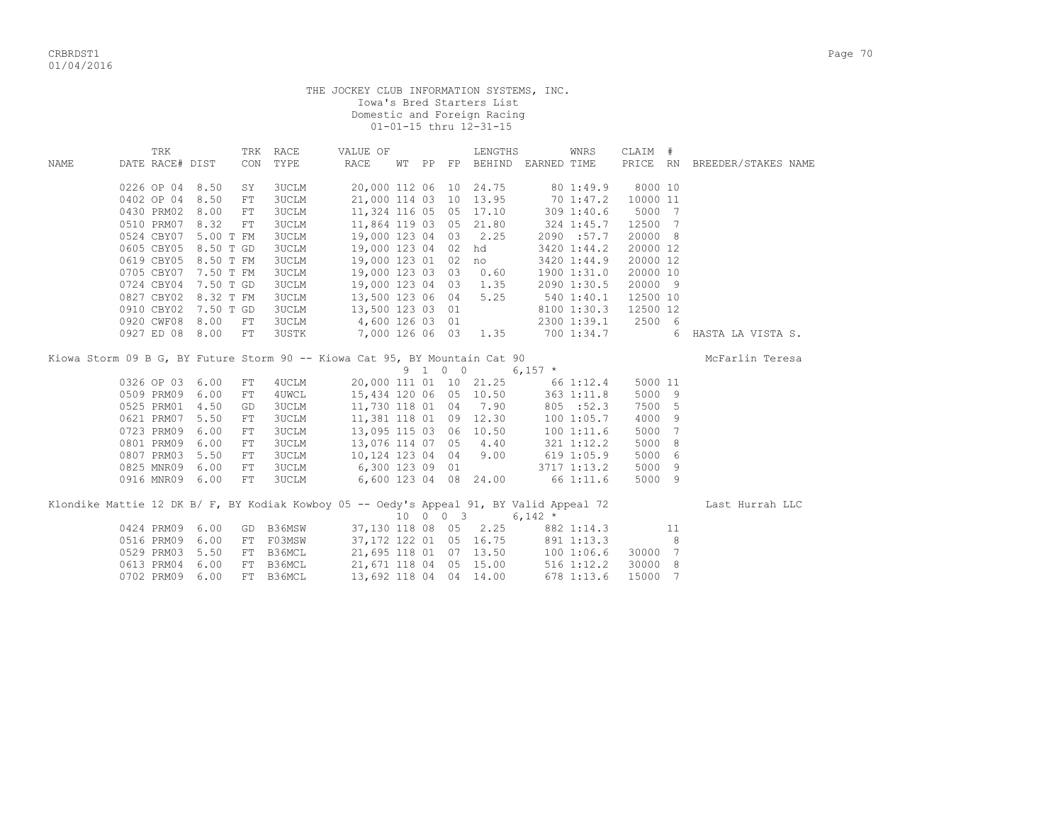THE JOCKEY CLUB INFORMATION SYSTEMS, INC.
Iowa's Bred Starters List
Domestic and Foreign Racing
01-01-15 thru 12-31-15

| NAME | DATE | TRK RACE# | DIST | TRK CON | RACE TYPE | VALUE OF RACE | WT | PP | FP | LENGTHS BEHIND | EARNED | WNRS TIME | CLAIM PRICE | # RN | BREEDER/STAKES NAME |
|---|---|---|---|---|---|---|---|---|---|---|---|---|---|---|---|
| | 0226 | OP 04 | 8.50 | SY | 3UCLM | 20,000 | 112 | 06 | 10 | 24.75 | 80 | 1:49.9 | 8000 | 10 | |
| | 0402 | OP 04 | 8.50 | FT | 3UCLM | 21,000 | 114 | 03 | 10 | 13.95 | 70 | 1:47.2 | 10000 | 11 | |
| | 0430 | PRM02 | 8.00 | FT | 3UCLM | 11,324 | 116 | 05 | 05 | 17.10 | 309 | 1:40.6 | 5000 | 7 | |
| | 0510 | PRM07 | 8.32 | FT | 3UCLM | 11,864 | 119 | 03 | 05 | 21.80 | 324 | 1:45.7 | 12500 | 7 | |
| | 0524 | CBY07 | 5.00 T | FM | 3UCLM | 19,000 | 123 | 04 | 03 | 2.25 | 2090 | :57.7 | 20000 | 8 | |
| | 0605 | CBY05 | 8.50 T | GD | 3UCLM | 19,000 | 123 | 04 | 02 | hd | 3420 | 1:44.2 | 20000 | 12 | |
| | 0619 | CBY05 | 8.50 T | FM | 3UCLM | 19,000 | 123 | 01 | 02 | no | 3420 | 1:44.9 | 20000 | 12 | |
| | 0705 | CBY07 | 7.50 T | FM | 3UCLM | 19,000 | 123 | 03 | 03 | 0.60 | 1900 | 1:31.0 | 20000 | 10 | |
| | 0724 | CBY04 | 7.50 T | GD | 3UCLM | 19,000 | 123 | 04 | 03 | 1.35 | 2090 | 1:30.5 | 20000 | 9 | |
| | 0827 | CBY02 | 8.32 T | FM | 3UCLM | 13,500 | 123 | 06 | 04 | 5.25 | 540 | 1:40.1 | 12500 | 10 | |
| | 0910 | CBY02 | 7.50 T | GD | 3UCLM | 13,500 | 123 | 03 | 01 | | 8100 | 1:30.3 | 12500 | 12 | |
| | 0920 | CWF08 | 8.00 | FT | 3UCLM | 4,600 | 126 | 03 | 01 | | 2300 | 1:39.1 | 2500 | 6 | |
| | 0927 | ED 08 | 8.00 | FT | 3USTK | 7,000 | 126 | 06 | 03 | 1.35 | 700 | 1:34.7 | | 6 | HASTA LA VISTA S. |

Kiowa Storm 09 B G, BY Future Storm 90 -- Kiowa Cat 95, BY Mountain Cat 90 — McFarlin Teresa
9 1 0 0 — 6,157 *

| DATE | TRK RACE# | DIST | TRK CON | RACE TYPE | VALUE OF RACE | WT | PP | FP | LENGTHS BEHIND | EARNED | WNRS TIME | CLAIM PRICE | # RN | BREEDER/STAKES NAME |
|---|---|---|---|---|---|---|---|---|---|---|---|---|---|---|
| 0326 | OP 03 | 6.00 | FT | 4UCLM | 20,000 | 111 | 01 | 10 | 21.25 | 66 | 1:12.4 | 5000 | 11 | |
| 0509 | PRM09 | 6.00 | FT | 4UWCL | 15,434 | 120 | 06 | 05 | 10.50 | 363 | 1:11.8 | 5000 | 9 | |
| 0525 | PRM01 | 4.50 | GD | 3UCLM | 11,730 | 118 | 01 | 04 | 7.90 | 805 | :52.3 | 7500 | 5 | |
| 0621 | PRM07 | 5.50 | FT | 3UCLM | 11,381 | 118 | 01 | 09 | 12.30 | 100 | 1:05.7 | 4000 | 9 | |
| 0723 | PRM09 | 6.00 | FT | 3UCLM | 13,095 | 115 | 03 | 06 | 10.50 | 100 | 1:11.6 | 5000 | 7 | |
| 0801 | PRM09 | 6.00 | FT | 3UCLM | 13,076 | 114 | 07 | 05 | 4.40 | 321 | 1:12.2 | 5000 | 8 | |
| 0807 | PRM03 | 5.50 | FT | 3UCLM | 10,124 | 123 | 04 | 04 | 9.00 | 619 | 1:05.9 | 5000 | 6 | |
| 0825 | MNR09 | 6.00 | FT | 3UCLM | 6,300 | 123 | 09 | 01 | | 3717 | 1:13.2 | 5000 | 9 | |
| 0916 | MNR09 | 6.00 | FT | 3UCLM | 6,600 | 123 | 04 | 08 | 24.00 | 66 | 1:11.6 | 5000 | 9 | |

Klondike Mattie 12 DK B/ F, BY Kodiak Kowboy 05 -- Oedy's Appeal 91, BY Valid Appeal 72 — Last Hurrah LLC
10 0 0 3 — 6,142 *

| DATE | TRK RACE# | DIST | TRK CON | RACE TYPE | VALUE OF RACE | WT | PP | FP | LENGTHS BEHIND | EARNED | WNRS TIME | CLAIM PRICE | # RN | BREEDER/STAKES NAME |
|---|---|---|---|---|---|---|---|---|---|---|---|---|---|---|
| 0424 | PRM09 | 6.00 | GD | B36MSW | 37,130 | 118 | 08 | 05 | 2.25 | 882 | 1:14.3 | | 11 | |
| 0516 | PRM09 | 6.00 | FT | F03MSW | 37,172 | 122 | 01 | 05 | 16.75 | 891 | 1:13.3 | | 8 | |
| 0529 | PRM03 | 5.50 | FT | B36MCL | 21,695 | 118 | 01 | 07 | 13.50 | 100 | 1:06.6 | 30000 | 7 | |
| 0613 | PRM04 | 6.00 | FT | B36MCL | 21,671 | 118 | 04 | 05 | 15.00 | 516 | 1:12.2 | 30000 | 8 | |
| 0702 | PRM09 | 6.00 | FT | B36MCL | 13,692 | 118 | 04 | 04 | 14.00 | 678 | 1:13.6 | 15000 | 7 | |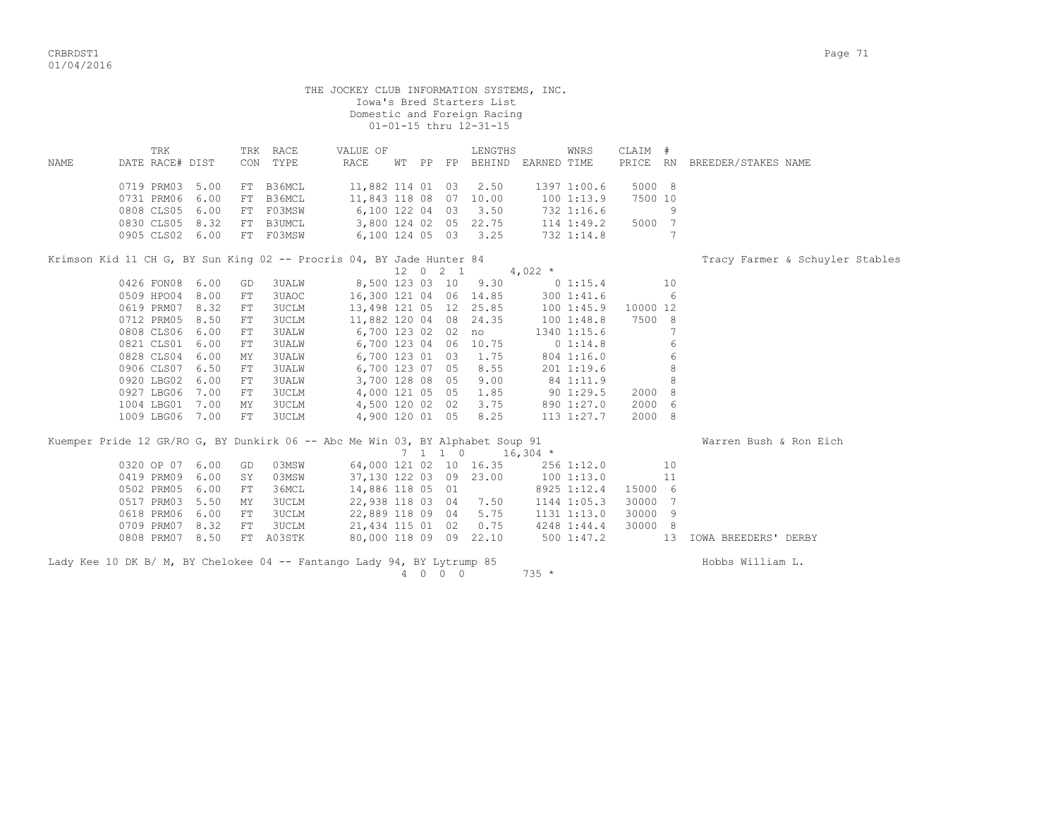THE JOCKEY CLUB INFORMATION SYSTEMS, INC.
Iowa's Bred Starters List
Domestic and Foreign Racing
01-01-15 thru 12-31-15

| NAME | TRK DATE RACE# | DIST | TRK CON | RACE TYPE | VALUE OF RACE | WT | PP | FP | LENGTHS BEHIND | EARNED | WNRS TIME | CLAIM PRICE | # RN | BREEDER/STAKES NAME |
|---|---|---|---|---|---|---|---|---|---|---|---|---|---|---|
| | 0719 PRM03 | 5.00 | FT | B36MCL | 11,882 | 114 | 01 | 03 | 2.50 | 1397 | 1:00.6 | 5000 | 8 | |
| | 0731 PRM06 | 6.00 | FT | B36MCL | 11,843 | 118 | 08 | 07 | 10.00 | 100 | 1:13.9 | 7500 | 10 | |
| | 0808 CLS05 | 6.00 | FT | F03MSW | 6,100 | 122 | 04 | 03 | 3.50 | 732 | 1:16.6 | | 9 | |
| | 0830 CLS05 | 8.32 | FT | B3UMCL | 3,800 | 124 | 02 | 05 | 22.75 | 114 | 1:49.2 | 5000 | 7 | |
| | 0905 CLS02 | 6.00 | FT | F03MSW | 6,100 | 124 | 05 | 03 | 3.25 | 732 | 1:14.8 | | 7 | |
| Krimson Kid 11 CH G, BY Sun King 02 -- Procris 04, BY Jade Hunter 84 | | | | | | 12 | 0 2 1 | | | 4,022 * | | | | Tracy Farmer & Schuyler Stables |
| | 0426 FON08 | 6.00 | GD | 3UALW | 8,500 | 123 | 03 | 10 | 9.30 | 0 | 1:15.4 | | 10 | |
| | 0509 HPO04 | 8.00 | FT | 3UAOC | 16,300 | 121 | 04 | 06 | 14.85 | 300 | 1:41.6 | | 6 | |
| | 0619 PRM07 | 8.32 | FT | 3UCLM | 13,498 | 121 | 05 | 12 | 25.85 | 100 | 1:45.9 | 10000 | 12 | |
| | 0712 PRM05 | 8.50 | FT | 3UCLM | 11,882 | 120 | 04 | 08 | 24.35 | 100 | 1:48.8 | 7500 | 8 | |
| | 0808 CLS06 | 6.00 | FT | 3UALW | 6,700 | 123 | 02 | 02 | no | 1340 | 1:15.6 | | 7 | |
| | 0821 CLS01 | 6.00 | FT | 3UALW | 6,700 | 123 | 04 | 06 | 10.75 | 0 | 1:14.8 | | 6 | |
| | 0828 CLS04 | 6.00 | MY | 3UALW | 6,700 | 123 | 01 | 03 | 1.75 | 804 | 1:16.0 | | 6 | |
| | 0906 CLS07 | 6.50 | FT | 3UALW | 6,700 | 123 | 07 | 05 | 8.55 | 201 | 1:19.6 | | 8 | |
| | 0920 LBG02 | 6.00 | FT | 3UALW | 3,700 | 128 | 08 | 05 | 9.00 | 84 | 1:11.9 | | 8 | |
| | 0927 LBG06 | 7.00 | FT | 3UCLM | 4,000 | 121 | 05 | 05 | 1.85 | 90 | 1:29.5 | 2000 | 8 | |
| | 1004 LBG01 | 7.00 | MY | 3UCLM | 4,500 | 120 | 02 | 02 | 3.75 | 890 | 1:27.0 | 2000 | 6 | |
| | 1009 LBG06 | 7.00 | FT | 3UCLM | 4,900 | 120 | 01 | 05 | 8.25 | 113 | 1:27.7 | 2000 | 8 | |
| Kuemper Pride 12 GR/RO G, BY Dunkirk 06 -- Abc Me Win 03, BY Alphabet Soup 91 | | | | | | 7 | 1 1 0 | | | 16,304 * | | | | Warren Bush & Ron Eich |
| | 0320 OP 07 | 6.00 | GD | 03MSW | 64,000 | 121 | 02 | 10 | 16.35 | 256 | 1:12.0 | | 10 | |
| | 0419 PRM09 | 6.00 | SY | 03MSW | 37,130 | 122 | 03 | 09 | 23.00 | 100 | 1:13.0 | | 11 | |
| | 0502 PRM05 | 6.00 | FT | 36MCL | 14,886 | 118 | 05 | 01 | | 8925 | 1:12.4 | 15000 | 6 | |
| | 0517 PRM03 | 5.50 | MY | 3UCLM | 22,938 | 118 | 03 | 04 | 7.50 | 1144 | 1:05.3 | 30000 | 7 | |
| | 0618 PRM06 | 6.00 | FT | 3UCLM | 22,889 | 118 | 09 | 04 | 5.75 | 1131 | 1:13.0 | 30000 | 9 | |
| | 0709 PRM07 | 8.32 | FT | 3UCLM | 21,434 | 115 | 01 | 02 | 0.75 | 4248 | 1:44.4 | 30000 | 8 | |
| | 0808 PRM07 | 8.50 | FT | A03STK | 80,000 | 118 | 09 | 09 | 22.10 | 500 | 1:47.2 | | 13 | IOWA BREEDERS' DERBY |
| Lady Kee 10 DK B/ M, BY Chelokee 04 -- Fantango Lady 94, BY Lytrump 85 | | | | | | 4 | 0 0 0 | | | 735 * | | | | Hobbs William L. |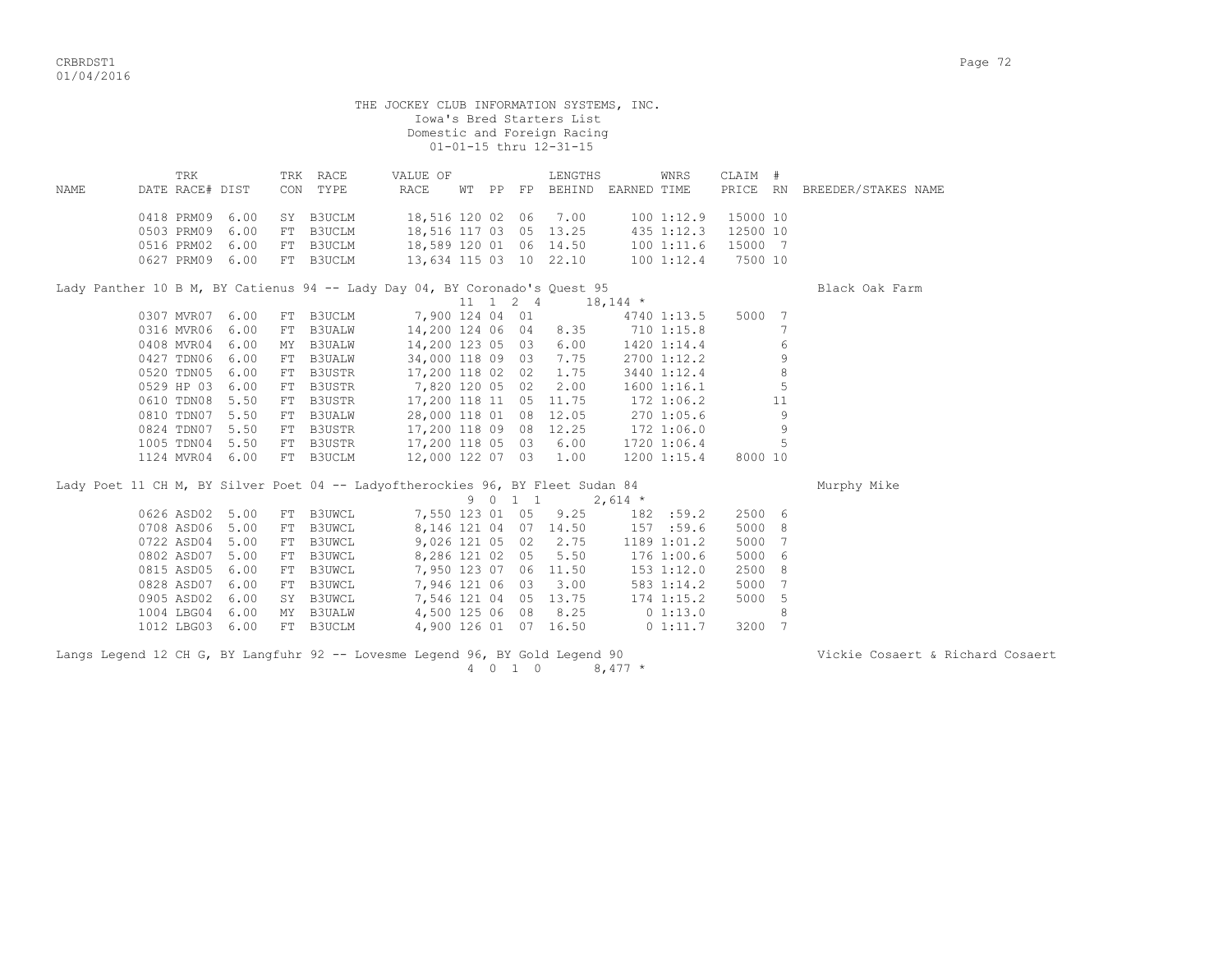THE JOCKEY CLUB INFORMATION SYSTEMS, INC.
Iowa's Bred Starters List
Domestic and Foreign Racing
01-01-15 thru 12-31-15

| NAME | TRK DATE RACE# | DIST | TRK CON | RACE TYPE | VALUE OF RACE | WT | PP | FP | LENGTHS BEHIND | EARNED | WNRS TIME | CLAIM PRICE | # RN | BREEDER/STAKES NAME |
|---|---|---|---|---|---|---|---|---|---|---|---|---|---|---|
| | 0418 PRM09 | 6.00 | SY | B3UCLM | 18,516 | 120 | 02 | 06 | 7.00 | 100 | 1:12.9 | 15000 | 10 | |
| | 0503 PRM09 | 6.00 | FT | B3UCLM | 18,516 | 117 | 03 | 05 | 13.25 | 435 | 1:12.3 | 12500 | 10 | |
| | 0516 PRM02 | 6.00 | FT | B3UCLM | 18,589 | 120 | 01 | 06 | 14.50 | 100 | 1:11.6 | 15000 | 7 | |
| | 0627 PRM09 | 6.00 | FT | B3UCLM | 13,634 | 115 | 03 | 10 | 22.10 | 100 | 1:12.4 | 7500 | 10 | |
| Lady Panther 10 B M, BY Catienus 94 -- Lady Day 04, BY Coronado's Quest 95 | | | | | | 11 | 1 2 4 | | | 18,144 * | | | | Black Oak Farm |
| | 0307 MVR07 | 6.00 | FT | B3UCLM | 7,900 | 124 | 04 | 01 | | 4740 | 1:13.5 | 5000 | 7 | |
| | 0316 MVR06 | 6.00 | FT | B3UALW | 14,200 | 124 | 06 | 04 | 8.35 | 710 | 1:15.8 | | 7 | |
| | 0408 MVR04 | 6.00 | MY | B3UALW | 14,200 | 123 | 05 | 03 | 6.00 | 1420 | 1:14.4 | | 6 | |
| | 0427 TDN06 | 6.00 | FT | B3UALW | 34,000 | 118 | 09 | 03 | 7.75 | 2700 | 1:12.2 | | 9 | |
| | 0520 TDN05 | 6.00 | FT | B3USTR | 17,200 | 118 | 02 | 02 | 1.75 | 3440 | 1:12.4 | | 8 | |
| | 0529 HP 03 | 6.00 | FT | B3USTR | 7,820 | 120 | 05 | 02 | 2.00 | 1600 | 1:16.1 | | 5 | |
| | 0610 TDN08 | 5.50 | FT | B3USTR | 17,200 | 118 | 11 | 05 | 11.75 | 172 | 1:06.2 | | 11 | |
| | 0810 TDN07 | 5.50 | FT | B3UALW | 28,000 | 118 | 01 | 08 | 12.05 | 270 | 1:05.6 | | 9 | |
| | 0824 TDN07 | 5.50 | FT | B3USTR | 17,200 | 118 | 09 | 08 | 12.25 | 172 | 1:06.0 | | 9 | |
| | 1005 TDN04 | 5.50 | FT | B3USTR | 17,200 | 118 | 05 | 03 | 6.00 | 1720 | 1:06.4 | | 5 | |
| | 1124 MVR04 | 6.00 | FT | B3UCLM | 12,000 | 122 | 07 | 03 | 1.00 | 1200 | 1:15.4 | 8000 | 10 | |
| Lady Poet 11 CH M, BY Silver Poet 04 -- Ladyoftherockies 96, BY Fleet Sudan 84 | | | | | | 9 | 0 1 1 | | | 2,614 * | | | | Murphy Mike |
| | 0626 ASD02 | 5.00 | FT | B3UWCL | 7,550 | 123 | 01 | 05 | 9.25 | 182 | :59.2 | 2500 | 6 | |
| | 0708 ASD06 | 5.00 | FT | B3UWCL | 8,146 | 121 | 04 | 07 | 14.50 | 157 | :59.6 | 5000 | 8 | |
| | 0722 ASD04 | 5.00 | FT | B3UWCL | 9,026 | 121 | 05 | 02 | 2.75 | 1189 | 1:01.2 | 5000 | 7 | |
| | 0802 ASD07 | 5.00 | FT | B3UWCL | 8,286 | 121 | 02 | 05 | 5.50 | 176 | 1:00.6 | 5000 | 6 | |
| | 0815 ASD05 | 6.00 | FT | B3UWCL | 7,950 | 123 | 07 | 06 | 11.50 | 153 | 1:12.0 | 2500 | 8 | |
| | 0828 ASD07 | 6.00 | FT | B3UWCL | 7,946 | 121 | 06 | 03 | 3.00 | 583 | 1:14.2 | 5000 | 7 | |
| | 0905 ASD02 | 6.00 | SY | B3UWCL | 7,546 | 121 | 04 | 05 | 13.75 | 174 | 1:15.2 | 5000 | 5 | |
| | 1004 LBG04 | 6.00 | MY | B3UALW | 4,500 | 125 | 06 | 08 | 8.25 | 0 | 1:13.0 | | 8 | |
| | 1012 LBG03 | 6.00 | FT | B3UCLM | 4,900 | 126 | 01 | 07 | 16.50 | 0 | 1:11.7 | 3200 | 7 | |
| Langs Legend 12 CH G, BY Langfuhr 92 -- Lovesme Legend 96, BY Gold Legend 90 | | | | | | 4 | 0 1 0 | | | 8,477 * | | | | Vickie Cosaert & Richard Cosaert |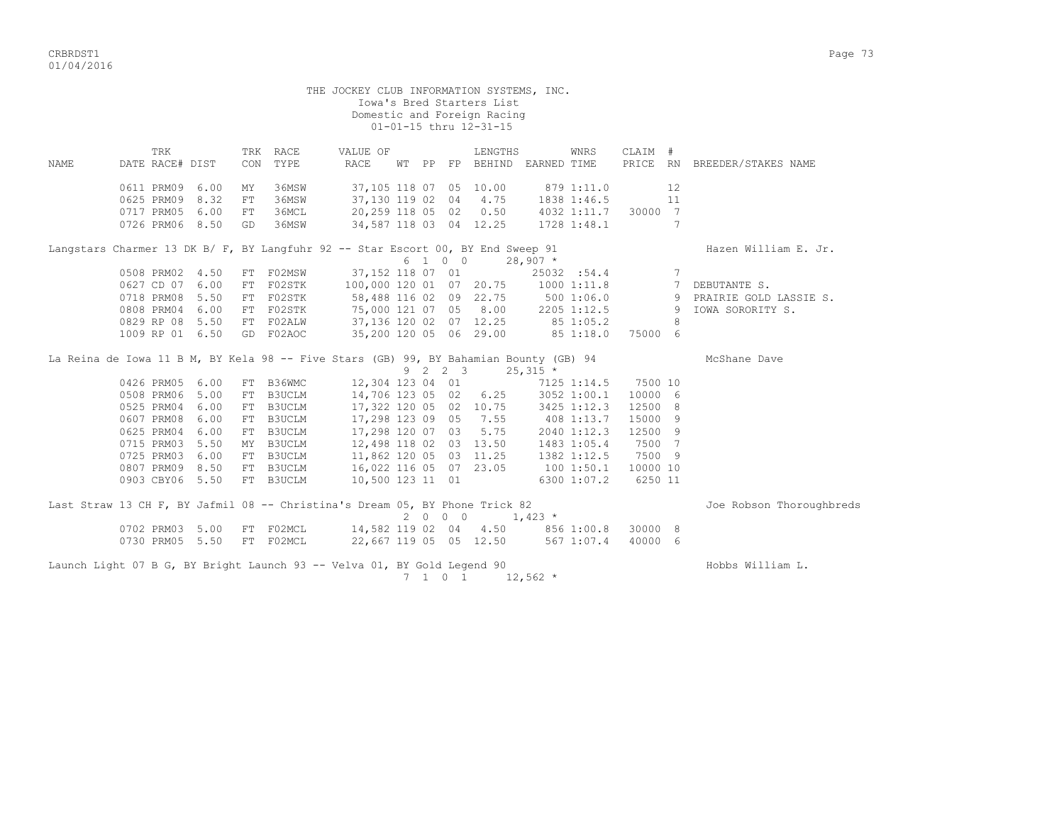THE JOCKEY CLUB INFORMATION SYSTEMS, INC.
Iowa's Bred Starters List
Domestic and Foreign Racing
01-01-15 thru 12-31-15

| NAME | TRK DATE | RACE# | DIST | TRK CON | RACE TYPE | VALUE OF RACE | WT | PP | FP | LENGTHS BEHIND | EARNED | WNRS TIME | CLAIM PRICE | # RN | BREEDER/STAKES NAME |
|---|---|---|---|---|---|---|---|---|---|---|---|---|---|---|---|
| | 0611 | PRM09 | 6.00 | MY | 36MSW | 37,105 | 118 | 07 | 05 | 10.00 | 879 | 1:11.0 | | 12 | |
| | 0625 | PRM09 | 8.32 | FT | 36MSW | 37,130 | 119 | 02 | 04 | 4.75 | 1838 | 1:46.5 | | 11 | |
| | 0717 | PRM05 | 6.00 | FT | 36MCL | 20,259 | 118 | 05 | 02 | 0.50 | 4032 | 1:11.7 | 30000 | 7 | |
| | 0726 | PRM06 | 8.50 | GD | 36MSW | 34,587 | 118 | 03 | 04 | 12.25 | 1728 | 1:48.1 | | 7 | |
| Langstars Charmer 13 DK B/ F, BY Langfuhr 92 -- Star Escort 00, BY End Sweep 91 | | | | | | | | | | 6 1 0 0 | 28,907 * | | | | Hazen William E. Jr. |
| | 0508 | PRM02 | 4.50 | FT | F02MSW | 37,152 | 118 | 07 | 01 | | 25032 | :54.4 | | 7 | |
| | 0627 | CD 07 | 6.00 | FT | F02STK | 100,000 | 120 | 01 | 07 | 20.75 | 1000 | 1:11.8 | | 7 | DEBUTANTE S. |
| | 0718 | PRM08 | 5.50 | FT | F02STK | 58,488 | 116 | 02 | 09 | 22.75 | 500 | 1:06.0 | | 9 | PRAIRIE GOLD LASSIE S. |
| | 0808 | PRM04 | 6.00 | FT | F02STK | 75,000 | 121 | 07 | 05 | 8.00 | 2205 | 1:12.5 | | 9 | IOWA SORORITY S. |
| | 0829 | RP 08 | 5.50 | FT | F02ALW | 37,136 | 120 | 02 | 07 | 12.25 | 85 | 1:05.2 | | 8 | |
| | 1009 | RP 01 | 6.50 | GD | F02AOC | 35,200 | 120 | 05 | 06 | 29.00 | 85 | 1:18.0 | 75000 | 6 | |
| La Reina de Iowa 11 B M, BY Kela 98 -- Five Stars (GB) 99, BY Bahamian Bounty (GB) 94 | | | | | | | | | | 9 2 2 3 | 25,315 * | | | | McShane Dave |
| | 0426 | PRM05 | 6.00 | FT | B36WMC | 12,304 | 123 | 04 | 01 | | 7125 | 1:14.5 | 7500 | 10 | |
| | 0508 | PRM06 | 5.00 | FT | B3UCLM | 14,706 | 123 | 05 | 02 | 6.25 | 3052 | 1:00.1 | 10000 | 6 | |
| | 0525 | PRM04 | 6.00 | FT | B3UCLM | 17,322 | 120 | 05 | 02 | 10.75 | 3425 | 1:12.3 | 12500 | 8 | |
| | 0607 | PRM08 | 6.00 | FT | B3UCLM | 17,298 | 123 | 09 | 05 | 7.55 | 408 | 1:13.7 | 15000 | 9 | |
| | 0625 | PRM04 | 6.00 | FT | B3UCLM | 17,298 | 120 | 07 | 03 | 5.75 | 2040 | 1:12.3 | 12500 | 9 | |
| | 0715 | PRM03 | 5.50 | MY | B3UCLM | 12,498 | 118 | 02 | 03 | 13.50 | 1483 | 1:05.4 | 7500 | 7 | |
| | 0725 | PRM03 | 6.00 | FT | B3UCLM | 11,862 | 120 | 05 | 03 | 11.25 | 1382 | 1:12.5 | 7500 | 9 | |
| | 0807 | PRM09 | 8.50 | FT | B3UCLM | 16,022 | 116 | 05 | 07 | 23.05 | 100 | 1:50.1 | 10000 | 10 | |
| | 0903 | CBY06 | 5.50 | FT | B3UCLM | 10,500 | 123 | 11 | 01 | | 6300 | 1:07.2 | 6250 | 11 | |
| Last Straw 13 CH F, BY Jafmil 08 -- Christina's Dream 05, BY Phone Trick 82 | | | | | | | | | | 2 0 0 0 | 1,423 * | | | | Joe Robson Thoroughbreds |
| | 0702 | PRM03 | 5.00 | FT | F02MCL | 14,582 | 119 | 02 | 04 | 4.50 | 856 | 1:00.8 | 30000 | 8 | |
| | 0730 | PRM05 | 5.50 | FT | F02MCL | 22,667 | 119 | 05 | 05 | 12.50 | 567 | 1:07.4 | 40000 | 6 | |
| Launch Light 07 B G, BY Bright Launch 93 -- Velva 01, BY Gold Legend 90 | | | | | | | | | | 7 1 0 1 | 12,562 * | | | | Hobbs William L. |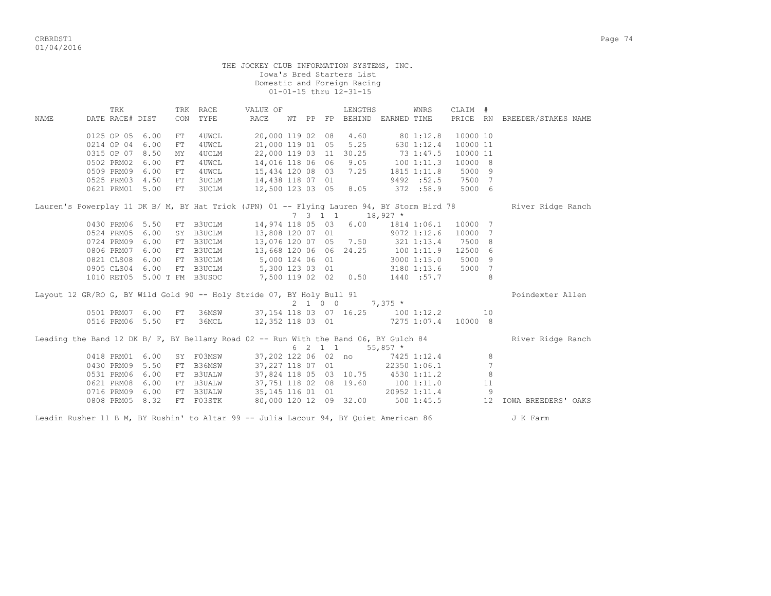THE JOCKEY CLUB INFORMATION SYSTEMS, INC.
Iowa's Bred Starters List
Domestic and Foreign Racing
01-01-15 thru 12-31-15

| NAME | TRK DATE | RACE# | DIST | TRK CON | RACE TYPE | VALUE OF RACE | WT | PP | FP | LENGTHS BEHIND | EARNED | WNRS TIME | CLAIM PRICE | # RN | BREEDER/STAKES NAME |
|---|---|---|---|---|---|---|---|---|---|---|---|---|---|---|---|
| | 0125 | OP 05 | 6.00 | FT | 4UWCL | 20,000 | 119 | 02 | 08 | 4.60 | 80 | 1:12.8 | 10000 | 10 | |
| | 0214 | OP 04 | 6.00 | FT | 4UWCL | 21,000 | 119 | 01 | 05 | 5.25 | 630 | 1:12.4 | 10000 | 11 | |
| | 0315 | OP 07 | 8.50 | MY | 4UCLM | 22,000 | 119 | 03 | 11 | 30.25 | 73 | 1:47.5 | 10000 | 11 | |
| | 0502 | PRM02 | 6.00 | FT | 4UWCL | 14,016 | 118 | 06 | 06 | 9.05 | 100 | 1:11.3 | 10000 | 8 | |
| | 0509 | PRM09 | 6.00 | FT | 4UWCL | 15,434 | 120 | 08 | 03 | 7.25 | 1815 | 1:11.8 | 5000 | 9 | |
| | 0525 | PRM03 | 4.50 | FT | 3UCLM | 14,438 | 118 | 07 | 01 | | 9492 | :52.5 | 7500 | 7 | |
| | 0621 | PRM01 | 5.00 | FT | 3UCLM | 12,500 | 123 | 03 | 05 | 8.05 | 372 | :58.9 | 5000 | 6 | |
| Lauren's Powerplay 11 DK B/ M, BY Hat Trick (JPN) 01 -- Flying Lauren 94, BY Storm Bird 78 | | | | | | | 7 | 3 1 1 | | | 18,927 * | | | | River Ridge Ranch |
| | 0430 | PRM06 | 5.50 | FT | B3UCLM | 14,974 | 118 | 05 | 03 | 6.00 | 1814 | 1:06.1 | 10000 | 7 | |
| | 0524 | PRM05 | 6.00 | SY | B3UCLM | 13,808 | 120 | 07 | 01 | | 9072 | 1:12.6 | 10000 | 7 | |
| | 0724 | PRM09 | 6.00 | FT | B3UCLM | 13,076 | 120 | 07 | 05 | 7.50 | 321 | 1:13.4 | 7500 | 8 | |
| | 0806 | PRM07 | 6.00 | FT | B3UCLM | 13,668 | 120 | 06 | 06 | 24.25 | 100 | 1:11.9 | 12500 | 6 | |
| | 0821 | CLS08 | 6.00 | FT | B3UCLM | 5,000 | 124 | 06 | 01 | | 3000 | 1:15.0 | 5000 | 9 | |
| | 0905 | CLS04 | 6.00 | FT | B3UCLM | 5,300 | 123 | 03 | 01 | | 3180 | 1:13.6 | 5000 | 7 | |
| | 1010 | RET05 | 5.00 T | FM | B3USOC | 7,500 | 119 | 02 | 02 | 0.50 | 1440 | :57.7 | | 8 | |
| Layout 12 GR/RO G, BY Wild Gold 90 -- Holy Stride 07, BY Holy Bull 91 | | | | | | | 2 | 1 0 0 | | | 7,375 * | | | | Poindexter Allen |
| | 0501 | PRM07 | 6.00 | FT | 36MSW | 37,154 | 118 | 03 | 07 | 16.25 | 100 | 1:12.2 | | 10 | |
| | 0516 | PRM06 | 5.50 | FT | 36MCL | 12,352 | 118 | 03 | 01 | | 7275 | 1:07.4 | 10000 | 8 | |
| Leading the Band 12 DK B/ F, BY Bellamy Road 02 -- Run With the Band 06, BY Gulch 84 | | | | | | | 6 | 2 1 1 | | | 55,857 * | | | | River Ridge Ranch |
| | 0418 | PRM01 | 6.00 | SY | F03MSW | 37,202 | 122 | 06 | 02 | no | 7425 | 1:12.4 | | 8 | |
| | 0430 | PRM09 | 5.50 | FT | B36MSW | 37,227 | 118 | 07 | 01 | | 22350 | 1:06.1 | | 7 | |
| | 0531 | PRM06 | 6.00 | FT | B3UALW | 37,824 | 118 | 05 | 03 | 10.75 | 4530 | 1:11.2 | | 8 | |
| | 0621 | PRM08 | 6.00 | FT | B3UALW | 37,751 | 118 | 02 | 08 | 19.60 | 100 | 1:11.0 | | 11 | |
| | 0716 | PRM09 | 6.00 | FT | B3UALW | 35,145 | 116 | 01 | 01 | | 20952 | 1:11.4 | | 9 | |
| | 0808 | PRM05 | 8.32 | FT | F03STK | 80,000 | 120 | 12 | 09 | 32.00 | 500 | 1:45.5 | | 12 | IOWA BREEDERS' OAKS |
| Leadin Rusher 11 B M, BY Rushin' to Altar 99 -- Julia Lacour 94, BY Quiet American 86 | | | | | | | | | | | | | | | J K Farm |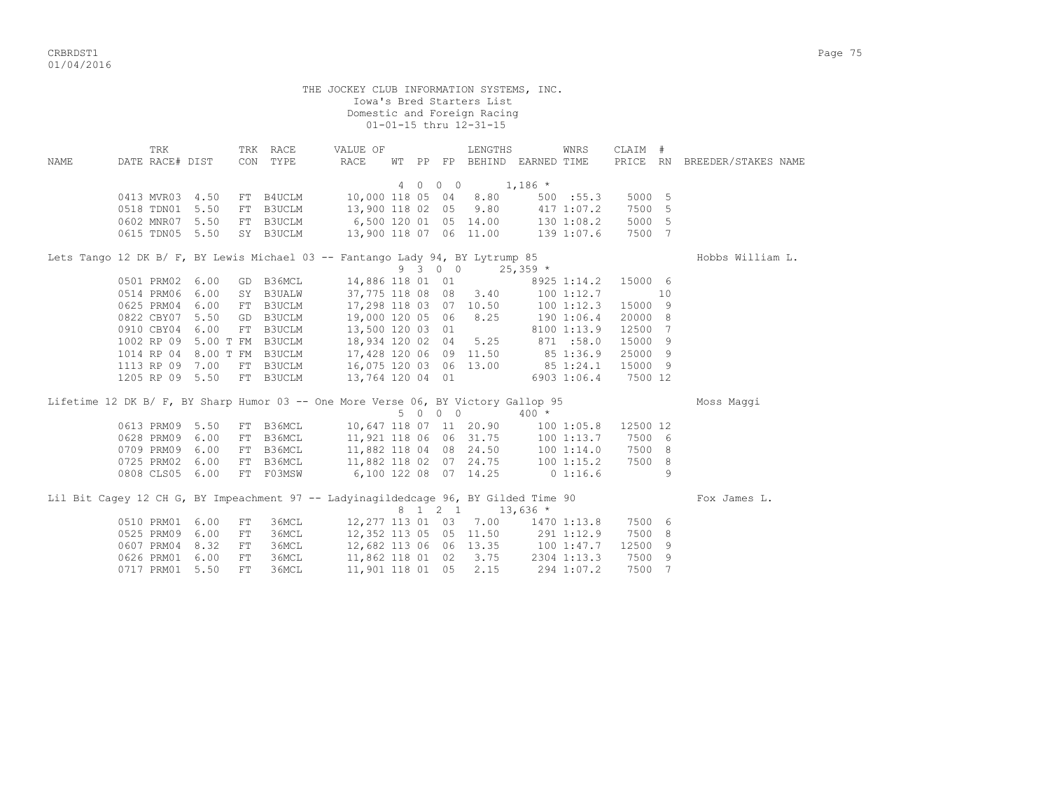THE JOCKEY CLUB INFORMATION SYSTEMS, INC.
Iowa's Bred Starters List
Domestic and Foreign Racing
01-01-15 thru 12-31-15

| NAME | TRK DATE RACE# | DIST | TRK CON | RACE TYPE | VALUE OF RACE | WT | PP | FP | LENGTHS BEHIND | EARNED | WNRS TIME | CLAIM PRICE | # RN | BREEDER/STAKES NAME |
|---|---|---|---|---|---|---|---|---|---|---|---|---|---|---|
| | | | | | | 4 | 0 | 0 0 | | 1,186 * | | | | |
| | 0413 MVR03 | 4.50 | FT | B4UCLM | 10,000 | 118 | 05 | 04 | 8.80 | 500 | :55.3 | 5000 | 5 | |
| | 0518 TDN01 | 5.50 | FT | B3UCLM | 13,900 | 118 | 02 | 05 | 9.80 | 417 | 1:07.2 | 7500 | 5 | |
| | 0602 MNR07 | 5.50 | FT | B3UCLM | 6,500 | 120 | 01 | 05 | 14.00 | 130 | 1:08.2 | 5000 | 5 | |
| | 0615 TDN05 | 5.50 | SY | B3UCLM | 13,900 | 118 | 07 | 06 | 11.00 | 139 | 1:07.6 | 7500 | 7 | |
| Lets Tango 12 DK B/ F, BY Lewis Michael 03 -- Fantango Lady 94, BY Lytrump 85 | | | | | | | | | | | | | | Hobbs William L. |
| | | | | | | 9 | 3 | 0 0 | | 25,359 * | | | | |
| | 0501 PRM02 | 6.00 | GD | B36MCL | 14,886 | 118 | 01 | 01 | | 8925 | 1:14.2 | 15000 | 6 | |
| | 0514 PRM06 | 6.00 | SY | B3UALW | 37,775 | 118 | 08 | 08 | 3.40 | 100 | 1:12.7 | | 10 | |
| | 0625 PRM04 | 6.00 | FT | B3UCLM | 17,298 | 118 | 03 | 07 | 10.50 | 100 | 1:12.3 | 15000 | 9 | |
| | 0822 CBY07 | 5.50 | GD | B3UCLM | 19,000 | 120 | 05 | 06 | 8.25 | 190 | 1:06.4 | 20000 | 8 | |
| | 0910 CBY04 | 6.00 | FT | B3UCLM | 13,500 | 120 | 03 | 01 | | 8100 | 1:13.9 | 12500 | 7 | |
| | 1002 RP 09 | 5.00 T | FM | B3UCLM | 18,934 | 120 | 02 | 04 | 5.25 | 871 | :58.0 | 15000 | 9 | |
| | 1014 RP 04 | 8.00 T | FM | B3UCLM | 17,428 | 120 | 06 | 09 | 11.50 | 85 | 1:36.9 | 25000 | 9 | |
| | 1113 RP 09 | 7.00 | FT | B3UCLM | 16,075 | 120 | 03 | 06 | 13.00 | 85 | 1:24.1 | 15000 | 9 | |
| | 1205 RP 09 | 5.50 | FT | B3UCLM | 13,764 | 120 | 04 | 01 | | 6903 | 1:06.4 | 7500 | 12 | |
| Lifetime 12 DK B/ F, BY Sharp Humor 03 -- One More Verse 06, BY Victory Gallop 95 | | | | | | | | | | | | | | Moss Maggi |
| | | | | | | 5 | 0 | 0 0 | | 400 * | | | | |
| | 0613 PRM09 | 5.50 | FT | B36MCL | 10,647 | 118 | 07 | 11 | 20.90 | 100 | 1:05.8 | 12500 | 12 | |
| | 0628 PRM09 | 6.00 | FT | B36MCL | 11,921 | 118 | 06 | 06 | 31.75 | 100 | 1:13.7 | 7500 | 6 | |
| | 0709 PRM09 | 6.00 | FT | B36MCL | 11,882 | 118 | 04 | 08 | 24.50 | 100 | 1:14.0 | 7500 | 8 | |
| | 0725 PRM02 | 6.00 | FT | B36MCL | 11,882 | 118 | 02 | 07 | 24.75 | 100 | 1:15.2 | 7500 | 8 | |
| | 0808 CLS05 | 6.00 | FT | F03MSW | 6,100 | 122 | 08 | 07 | 14.25 | 0 | 1:16.6 | | 9 | |
| Lil Bit Cagey 12 CH G, BY Impeachment 97 -- Ladyinagildedcage 96, BY Gilded Time 90 | | | | | | | | | | | | | | Fox James L. |
| | | | | | | 8 | 1 | 2 1 | | 13,636 * | | | | |
| | 0510 PRM01 | 6.00 | FT | 36MCL | 12,277 | 113 | 01 | 03 | 7.00 | 1470 | 1:13.8 | 7500 | 6 | |
| | 0525 PRM09 | 6.00 | FT | 36MCL | 12,352 | 113 | 05 | 05 | 11.50 | 291 | 1:12.9 | 7500 | 8 | |
| | 0607 PRM04 | 8.32 | FT | 36MCL | 12,682 | 113 | 06 | 06 | 13.35 | 100 | 1:47.7 | 12500 | 9 | |
| | 0626 PRM01 | 6.00 | FT | 36MCL | 11,862 | 118 | 01 | 02 | 3.75 | 2304 | 1:13.3 | 7500 | 9 | |
| | 0717 PRM01 | 5.50 | FT | 36MCL | 11,901 | 118 | 01 | 05 | 2.15 | 294 | 1:07.2 | 7500 | 7 | |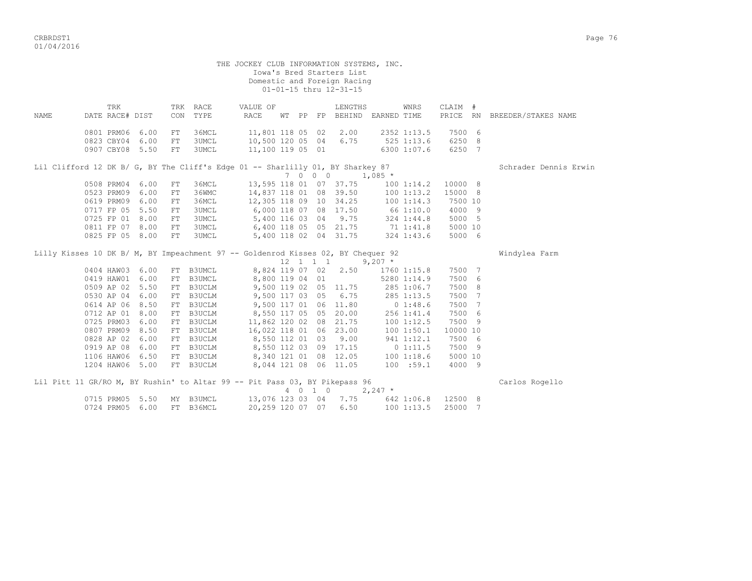THE JOCKEY CLUB INFORMATION SYSTEMS, INC.
Iowa's Bred Starters List
Domestic and Foreign Racing
01-01-15 thru 12-31-15

| NAME | TRK DATE | RACE# | DIST | TRK CON | RACE TYPE | VALUE OF RACE | WT | PP | FP | LENGTHS BEHIND | EARNED | WNRS TIME | CLAIM PRICE | # RN | BREEDER/STAKES NAME |
|---|---|---|---|---|---|---|---|---|---|---|---|---|---|---|---|
| | 0801 | PRM06 | 6.00 | FT | 36MCL | 11,801 | 118 | 05 | 02 | 2.00 | 2352 | 1:13.5 | 7500 | 6 | |
| | 0823 | CBY04 | 6.00 | FT | 3UMCL | 10,500 | 120 | 05 | 04 | 6.75 | 525 | 1:13.6 | 6250 | 8 | |
| | 0907 | CBY08 | 5.50 | FT | 3UMCL | 11,100 | 119 | 05 | 01 | | 6300 | 1:07.6 | 6250 | 7 | |
| Lil Clifford 12 DK B/ G, BY The Cliff's Edge 01 -- Sharlilly 01, BY Sharkey 87 | | | | | | 7 0 0 0 | | | | | 1,085 * | | | | Schrader Dennis Erwin |
| | 0508 | PRM04 | 6.00 | FT | 36MCL | 13,595 | 118 | 01 | 07 | 37.75 | 100 | 1:14.2 | 10000 | 8 | |
| | 0523 | PRM09 | 6.00 | FT | 36WMC | 14,837 | 118 | 01 | 08 | 39.50 | 100 | 1:13.2 | 15000 | 8 | |
| | 0619 | PRM09 | 6.00 | FT | 36MCL | 12,305 | 118 | 09 | 10 | 34.25 | 100 | 1:14.3 | 7500 | 10 | |
| | 0717 | FP 05 | 5.50 | FT | 3UMCL | 6,000 | 118 | 07 | 08 | 17.50 | 66 | 1:10.0 | 4000 | 9 | |
| | 0725 | FP 01 | 8.00 | FT | 3UMCL | 5,400 | 116 | 03 | 04 | 9.75 | 324 | 1:44.8 | 5000 | 5 | |
| | 0811 | FP 07 | 8.00 | FT | 3UMCL | 6,400 | 118 | 05 | 05 | 21.75 | 71 | 1:41.8 | 5000 | 10 | |
| | 0825 | FP 05 | 8.00 | FT | 3UMCL | 5,400 | 118 | 02 | 04 | 31.75 | 324 | 1:43.6 | 5000 | 6 | |
| Lilly Kisses 10 DK B/ M, BY Impeachment 97 -- Goldenrod Kisses 02, BY Chequer 92 | | | | | | 12 1 1 1 | | | | | 9,207 * | | | | Windylea Farm |
| | 0404 | HAW03 | 6.00 | FT | B3UMCL | 8,824 | 119 | 07 | 02 | 2.50 | 1760 | 1:15.8 | 7500 | 7 | |
| | 0419 | HAW01 | 6.00 | FT | B3UMCL | 8,800 | 119 | 04 | 01 | | 5280 | 1:14.9 | 7500 | 6 | |
| | 0509 | AP 02 | 5.50 | FT | B3UCLM | 9,500 | 119 | 02 | 05 | 11.75 | 285 | 1:06.7 | 7500 | 8 | |
| | 0530 | AP 04 | 6.00 | FT | B3UCLM | 9,500 | 117 | 03 | 05 | 6.75 | 285 | 1:13.5 | 7500 | 7 | |
| | 0614 | AP 06 | 8.50 | FT | B3UCLM | 9,500 | 117 | 01 | 06 | 11.80 | 0 | 1:48.6 | 7500 | 7 | |
| | 0712 | AP 01 | 8.00 | FT | B3UCLM | 8,550 | 117 | 05 | 05 | 20.00 | 256 | 1:41.4 | 7500 | 6 | |
| | 0725 | PRM03 | 6.00 | FT | B3UCLM | 11,862 | 120 | 02 | 08 | 21.75 | 100 | 1:12.5 | 7500 | 9 | |
| | 0807 | PRM09 | 8.50 | FT | B3UCLM | 16,022 | 118 | 01 | 06 | 23.00 | 100 | 1:50.1 | 10000 | 10 | |
| | 0828 | AP 02 | 6.00 | FT | B3UCLM | 8,550 | 112 | 01 | 03 | 9.00 | 941 | 1:12.1 | 7500 | 6 | |
| | 0919 | AP 08 | 6.00 | FT | B3UCLM | 8,550 | 112 | 03 | 09 | 17.15 | 0 | 1:11.5 | 7500 | 9 | |
| | 1106 | HAW06 | 6.50 | FT | B3UCLM | 8,340 | 121 | 01 | 08 | 12.05 | 100 | 1:18.6 | 5000 | 10 | |
| | 1204 | HAW06 | 5.00 | FT | B3UCLM | 8,044 | 121 | 08 | 06 | 11.05 | 100 | :59.1 | 4000 | 9 | |
| Lil Pitt 11 GR/RO M, BY Rushin' to Altar 99 -- Pit Pass 03, BY Pikepass 96 | | | | | | 4 0 1 0 | | | | | 2,247 * | | | | Carlos Rogello |
| | 0715 | PRM05 | 5.50 | MY | B3UMCL | 13,076 | 123 | 03 | 04 | 7.75 | 642 | 1:06.8 | 12500 | 8 | |
| | 0724 | PRM05 | 6.00 | FT | B36MCL | 20,259 | 120 | 07 | 07 | 6.50 | 100 | 1:13.5 | 25000 | 7 | |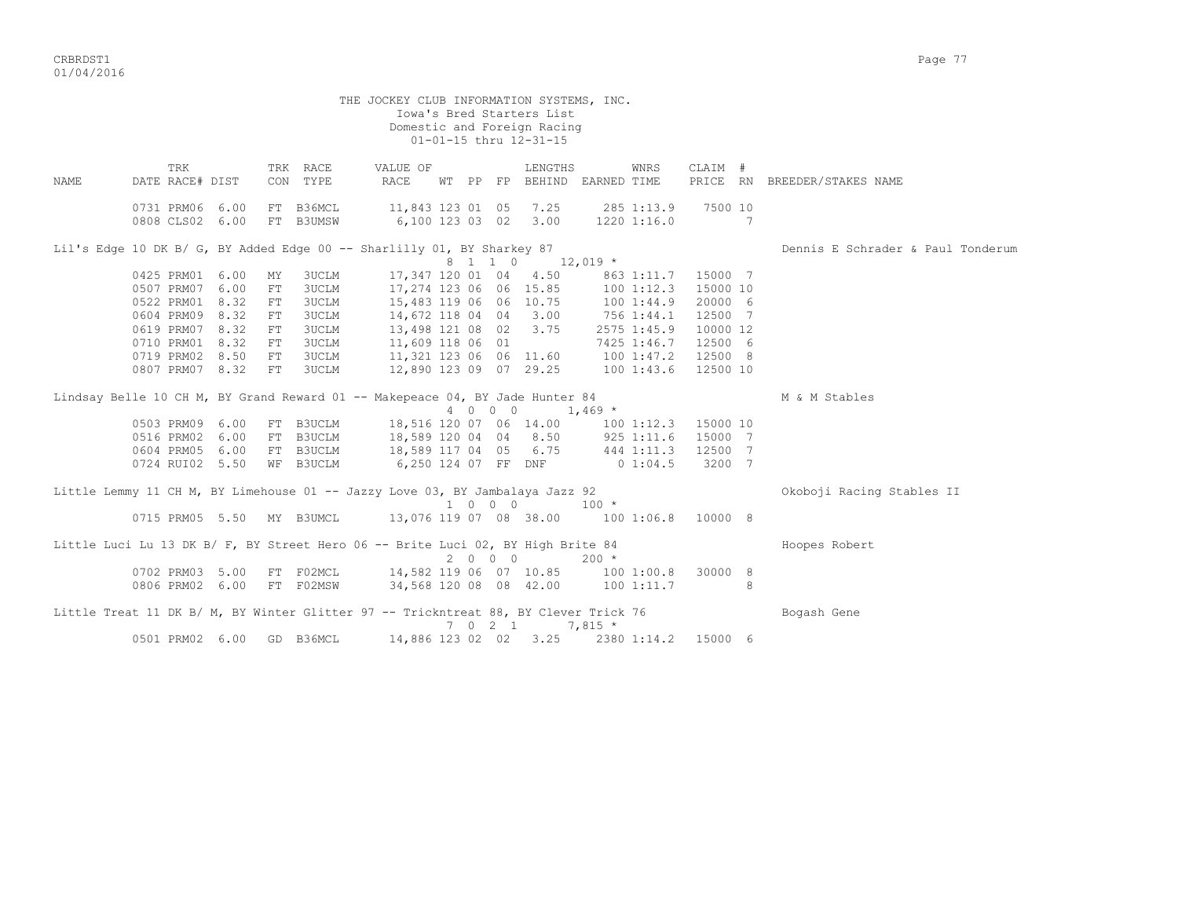THE JOCKEY CLUB INFORMATION SYSTEMS, INC.
Iowa's Bred Starters List
Domestic and Foreign Racing
01-01-15 thru 12-31-15

| NAME | TRK DATE | RACE# | DIST | TRK CON | RACE TYPE | VALUE OF RACE | WT | PP | FP | LENGTHS BEHIND | EARNED | WNRS TIME | CLAIM PRICE | # RN | BREEDER/STAKES NAME |
|---|---|---|---|---|---|---|---|---|---|---|---|---|---|---|---|
| | 0731 | PRM06 | 6.00 | FT | B36MCL | 11,843 | 123 | 01 | 05 | 7.25 | 285 | 1:13.9 | 7500 | 10 | |
| | 0808 | CLS02 | 6.00 | FT | B3UMSW | 6,100 | 123 | 03 | 02 | 3.00 | 1220 | 1:16.0 | | 7 | |
| Lil's Edge 10 DK B/ G, BY Added Edge 00 -- Sharlilly 01, BY Sharkey 87 | | | | | | 8 1 1 0 | | | | | 12,019 * | | | | Dennis E Schrader & Paul Tonderum |
| | 0425 | PRM01 | 6.00 | MY | 3UCLM | 17,347 | 120 | 01 | 04 | 4.50 | 863 | 1:11.7 | 15000 | 7 | |
| | 0507 | PRM07 | 6.00 | FT | 3UCLM | 17,274 | 123 | 06 | 06 | 15.85 | 100 | 1:12.3 | 15000 | 10 | |
| | 0522 | PRM01 | 8.32 | FT | 3UCLM | 15,483 | 119 | 06 | 06 | 10.75 | 100 | 1:44.9 | 20000 | 6 | |
| | 0604 | PRM09 | 8.32 | FT | 3UCLM | 14,672 | 118 | 04 | 04 | 3.00 | 756 | 1:44.1 | 12500 | 7 | |
| | 0619 | PRM07 | 8.32 | FT | 3UCLM | 13,498 | 121 | 08 | 02 | 3.75 | 2575 | 1:45.9 | 10000 | 12 | |
| | 0710 | PRM01 | 8.32 | FT | 3UCLM | 11,609 | 118 | 06 | 01 | | 7425 | 1:46.7 | 12500 | 6 | |
| | 0719 | PRM02 | 8.50 | FT | 3UCLM | 11,321 | 123 | 06 | 06 | 11.60 | 100 | 1:47.2 | 12500 | 8 | |
| | 0807 | PRM07 | 8.32 | FT | 3UCLM | 12,890 | 123 | 09 | 07 | 29.25 | 100 | 1:43.6 | 12500 | 10 | |
| Lindsay Belle 10 CH M, BY Grand Reward 01 -- Makepeace 04, BY Jade Hunter 84 | | | | | | 4 0 0 0 | | | | | 1,469 * | | | | M & M Stables |
| | 0503 | PRM09 | 6.00 | FT | B3UCLM | 18,516 | 120 | 07 | 06 | 14.00 | 100 | 1:12.3 | 15000 | 10 | |
| | 0516 | PRM02 | 6.00 | FT | B3UCLM | 18,589 | 120 | 04 | 04 | 8.50 | 925 | 1:11.6 | 15000 | 7 | |
| | 0604 | PRM05 | 6.00 | FT | B3UCLM | 18,589 | 117 | 04 | 05 | 6.75 | 444 | 1:11.3 | 12500 | 7 | |
| | 0724 | RUI02 | 5.50 | WF | B3UCLM | 6,250 | 124 | 07 | FF | DNF | 0 | 1:04.5 | 3200 | 7 | |
| Little Lemmy 11 CH M, BY Limehouse 01 -- Jazzy Love 03, BY Jambalaya Jazz 92 | | | | | | 1 0 0 0 | | | | | 100 * | | | | Okoboji Racing Stables II |
| | 0715 | PRM05 | 5.50 | MY | B3UMCL | 13,076 | 119 | 07 | 08 | 38.00 | 100 | 1:06.8 | 10000 | 8 | |
| Little Luci Lu 13 DK B/ F, BY Street Hero 06 -- Brite Luci 02, BY High Brite 84 | | | | | | 2 0 0 0 | | | | | 200 * | | | | Hoopes Robert |
| | 0702 | PRM03 | 5.00 | FT | F02MCL | 14,582 | 119 | 06 | 07 | 10.85 | 100 | 1:00.8 | 30000 | 8 | |
| | 0806 | PRM02 | 6.00 | FT | F02MSW | 34,568 | 120 | 08 | 08 | 42.00 | 100 | 1:11.7 | | 8 | |
| Little Treat 11 DK B/ M, BY Winter Glitter 97 -- Trickntreat 88, BY Clever Trick 76 | | | | | | 7 0 2 1 | | | | | 7,815 * | | | | Bogash Gene |
| | 0501 | PRM02 | 6.00 | GD | B36MCL | 14,886 | 123 | 02 | 02 | 3.25 | 2380 | 1:14.2 | 15000 | 6 | |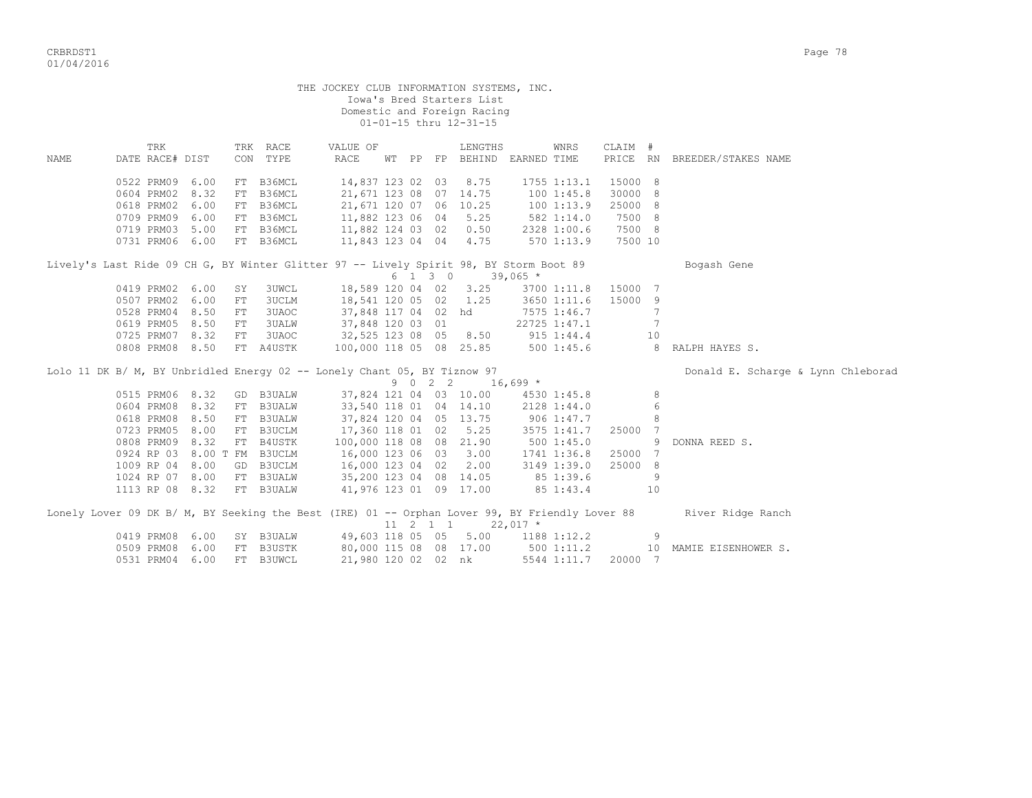THE JOCKEY CLUB INFORMATION SYSTEMS, INC.
Iowa's Bred Starters List
Domestic and Foreign Racing
01-01-15 thru 12-31-15

| NAME | TRK DATE RACE# | DIST | TRK CON | RACE TYPE | VALUE OF RACE | WT | PP | FP | LENGTHS BEHIND | EARNED | WNRS TIME | CLAIM PRICE | # RN | BREEDER/STAKES NAME |
|---|---|---|---|---|---|---|---|---|---|---|---|---|---|---|
| | 0522 PRM09 | 6.00 | FT | B36MCL | 14,837 | 123 | 02 | 03 | 8.75 | 1755 | 1:13.1 | 15000 | 8 | |
| | 0604 PRM02 | 8.32 | FT | B36MCL | 21,671 | 123 | 08 | 07 | 14.75 | 100 | 1:45.8 | 30000 | 8 | |
| | 0618 PRM02 | 6.00 | FT | B36MCL | 21,671 | 120 | 07 | 06 | 10.25 | 100 | 1:13.9 | 25000 | 8 | |
| | 0709 PRM09 | 6.00 | FT | B36MCL | 11,882 | 123 | 06 | 04 | 5.25 | 582 | 1:14.0 | 7500 | 8 | |
| | 0719 PRM03 | 5.00 | FT | B36MCL | 11,882 | 124 | 03 | 02 | 0.50 | 2328 | 1:00.6 | 7500 | 8 | |
| | 0731 PRM06 | 6.00 | FT | B36MCL | 11,843 | 123 | 04 | 04 | 4.75 | 570 | 1:13.9 | 7500 | 10 | |

Lively's Last Ride 09 CH G, BY Winter Glitter 97 -- Lively Spirit 98, BY Storm Boot 89 — Bogash Gene
6 1 3 0 — 39,065 *

| TRK DATE RACE# | DIST | TRK CON | RACE TYPE | VALUE OF RACE | WT | PP | FP | LENGTHS BEHIND | EARNED | WNRS TIME | CLAIM PRICE | # RN | BREEDER/STAKES NAME |
|---|---|---|---|---|---|---|---|---|---|---|---|---|---|
| 0419 PRM02 | 6.00 | SY | 3UWCL | 18,589 | 120 | 04 | 02 | 3.25 | 3700 | 1:11.8 | 15000 | 7 | |
| 0507 PRM02 | 6.00 | FT | 3UCLM | 18,541 | 120 | 05 | 02 | 1.25 | 3650 | 1:11.6 | 15000 | 9 | |
| 0528 PRM04 | 8.50 | FT | 3UAOC | 37,848 | 117 | 04 | 02 | hd | 7575 | 1:46.7 | | 7 | |
| 0619 PRM05 | 8.50 | FT | 3UALW | 37,848 | 120 | 03 | 01 | | 22725 | 1:47.1 | | 7 | |
| 0725 PRM07 | 8.32 | FT | 3UAOC | 32,525 | 123 | 08 | 05 | 8.50 | 915 | 1:44.4 | | 10 | |
| 0808 PRM08 | 8.50 | FT | A4USTK | 100,000 | 118 | 05 | 08 | 25.85 | 500 | 1:45.6 | | 8 | RALPH HAYES S. |

Lolo 11 DK B/ M, BY Unbridled Energy 02 -- Lonely Chant 05, BY Tiznow 97 — Donald E. Scharge & Lynn Chleborad
9 0 2 2 — 16,699 *

| TRK DATE RACE# | DIST | TRK CON | RACE TYPE | VALUE OF RACE | WT | PP | FP | LENGTHS BEHIND | EARNED | WNRS TIME | CLAIM PRICE | # RN | BREEDER/STAKES NAME |
|---|---|---|---|---|---|---|---|---|---|---|---|---|---|
| 0515 PRM06 | 8.32 | GD | B3UALW | 37,824 | 121 | 04 | 03 | 10.00 | 4530 | 1:45.8 | | 8 | |
| 0604 PRM08 | 8.32 | FT | B3UALW | 33,540 | 118 | 01 | 04 | 14.10 | 2128 | 1:44.0 | | 6 | |
| 0618 PRM08 | 8.50 | FT | B3UALW | 37,824 | 120 | 04 | 05 | 13.75 | 906 | 1:47.7 | | 8 | |
| 0723 PRM05 | 8.00 | FT | B3UCLM | 17,360 | 118 | 01 | 02 | 5.25 | 3575 | 1:41.7 | 25000 | 7 | |
| 0808 PRM09 | 8.32 | FT | B4USTK | 100,000 | 118 | 08 | 08 | 21.90 | 500 | 1:45.0 | | 9 | DONNA REED S. |
| 0924 RP 03 | 8.00 T | FM | B3UCLM | 16,000 | 123 | 06 | 03 | 3.00 | 1741 | 1:36.8 | 25000 | 7 | |
| 1009 RP 04 | 8.00 | GD | B3UCLM | 16,000 | 123 | 04 | 02 | 2.00 | 3149 | 1:39.0 | 25000 | 8 | |
| 1024 RP 07 | 8.00 | FT | B3UALW | 35,200 | 123 | 04 | 08 | 14.05 | 85 | 1:39.6 | | 9 | |
| 1113 RP 08 | 8.32 | FT | B3UALW | 41,976 | 123 | 01 | 09 | 17.00 | 85 | 1:43.4 | | 10 | |

Lonely Lover 09 DK B/ M, BY Seeking the Best (IRE) 01 -- Orphan Lover 99, BY Friendly Lover 88 — River Ridge Ranch
11 2 1 1 — 22,017 *

| TRK DATE RACE# | DIST | TRK CON | RACE TYPE | VALUE OF RACE | WT | PP | FP | LENGTHS BEHIND | EARNED | WNRS TIME | CLAIM PRICE | # RN | BREEDER/STAKES NAME |
|---|---|---|---|---|---|---|---|---|---|---|---|---|---|
| 0419 PRM08 | 6.00 | SY | B3UALW | 49,603 | 118 | 05 | 05 | 5.00 | 1188 | 1:12.2 | | 9 | |
| 0509 PRM08 | 6.00 | FT | B3USTK | 80,000 | 115 | 08 | 08 | 17.00 | 500 | 1:11.2 | | 10 | MAMIE EISENHOWER S. |
| 0531 PRM04 | 6.00 | FT | B3UWCL | 21,980 | 120 | 02 | 02 | nk | 5544 | 1:11.7 | 20000 | 7 | |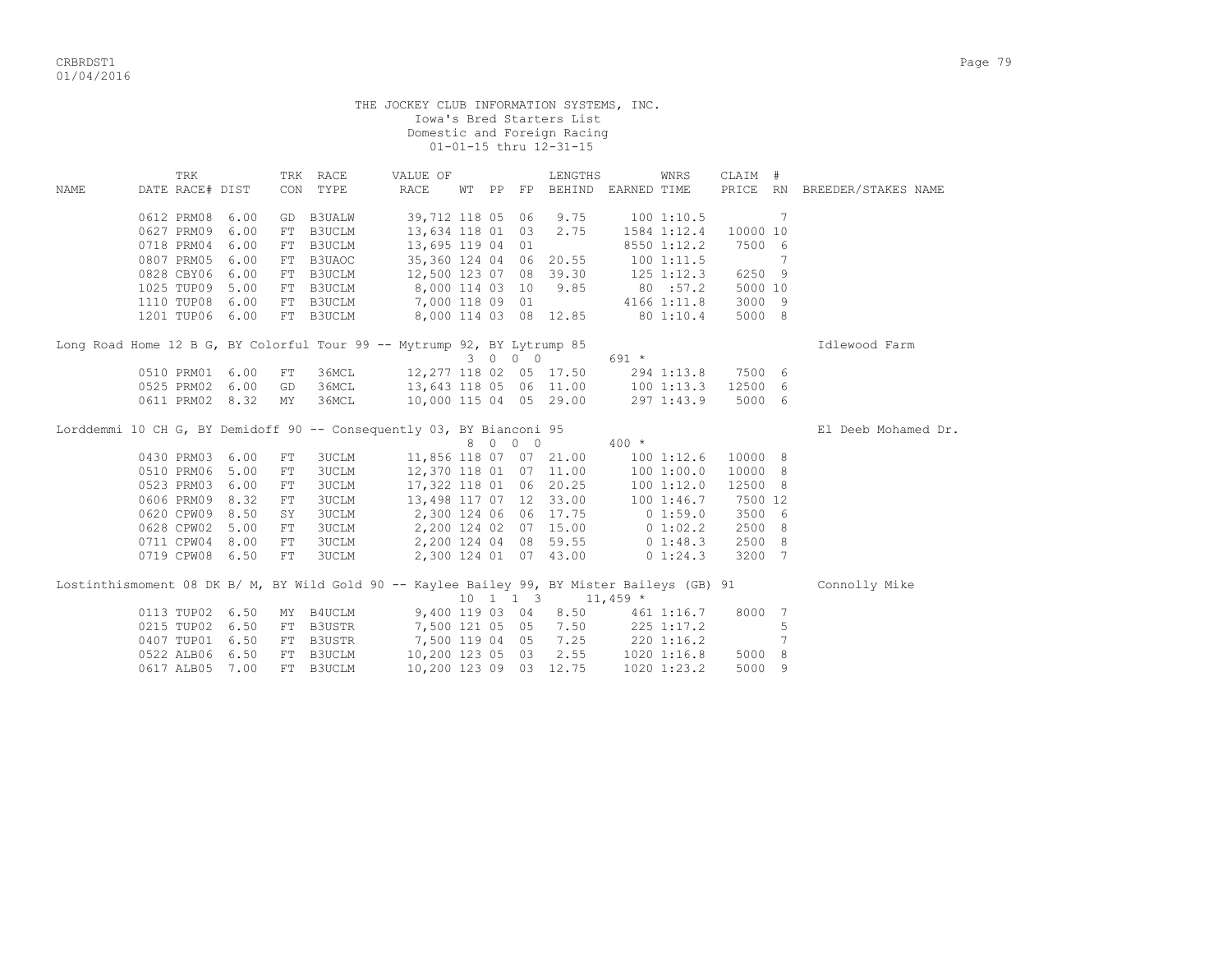THE JOCKEY CLUB INFORMATION SYSTEMS, INC.
Iowa's Bred Starters List
Domestic and Foreign Racing
01-01-15 thru 12-31-15

| NAME | TRK DATE | RACE# | DIST | TRK CON | RACE TYPE | VALUE OF RACE | WT | PP | FP | LENGTHS BEHIND | EARNED | WNRS TIME | CLAIM PRICE | # RN | BREEDER/STAKES NAME |
|---|---|---|---|---|---|---|---|---|---|---|---|---|---|---|---|
| | 0612 | PRM08 | 6.00 | GD | B3UALW | 39,712 | 118 | 05 | 06 | 9.75 | 100 | 1:10.5 | | 7 | |
| | 0627 | PRM09 | 6.00 | FT | B3UCLM | 13,634 | 118 | 01 | 03 | 2.75 | 1584 | 1:12.4 | 10000 | 10 | |
| | 0718 | PRM04 | 6.00 | FT | B3UCLM | 13,695 | 119 | 04 | 01 | | 8550 | 1:12.2 | 7500 | 6 | |
| | 0807 | PRM05 | 6.00 | FT | B3UAOC | 35,360 | 124 | 04 | 06 | 20.55 | 100 | 1:11.5 | | 7 | |
| | 0828 | CBY06 | 6.00 | FT | B3UCLM | 12,500 | 123 | 07 | 08 | 39.30 | 125 | 1:12.3 | 6250 | 9 | |
| | 1025 | TUP09 | 5.00 | FT | B3UCLM | 8,000 | 114 | 03 | 10 | 9.85 | 80 | :57.2 | 5000 | 10 | |
| | 1110 | TUP08 | 6.00 | FT | B3UCLM | 7,000 | 118 | 09 | 01 | | 4166 | 1:11.8 | 3000 | 9 | |
| | 1201 | TUP06 | 6.00 | FT | B3UCLM | 8,000 | 114 | 03 | 08 | 12.85 | 80 | 1:10.4 | 5000 | 8 | |
| Long Road Home 12 B G, BY Colorful Tour 99 -- Mytrump 92, BY Lytrump 85 | | | | | | | 3 | 0 | 0 0 | | 691 * | | | | Idlewood Farm |
| | 0510 | PRM01 | 6.00 | FT | 36MCL | 12,277 | 118 | 02 | 05 | 17.50 | 294 | 1:13.8 | 7500 | 6 | |
| | 0525 | PRM02 | 6.00 | GD | 36MCL | 13,643 | 118 | 05 | 06 | 11.00 | 100 | 1:13.3 | 12500 | 6 | |
| | 0611 | PRM02 | 8.32 | MY | 36MCL | 10,000 | 115 | 04 | 05 | 29.00 | 297 | 1:43.9 | 5000 | 6 | |
| Lorddemmi 10 CH G, BY Demidoff 90 -- Consequently 03, BY Bianconi 95 | | | | | | | 8 | 0 | 0 0 | | 400 * | | | | El Deeb Mohamed Dr. |
| | 0430 | PRM03 | 6.00 | FT | 3UCLM | 11,856 | 118 | 07 | 07 | 21.00 | 100 | 1:12.6 | 10000 | 8 | |
| | 0510 | PRM06 | 5.00 | FT | 3UCLM | 12,370 | 118 | 01 | 07 | 11.00 | 100 | 1:00.0 | 10000 | 8 | |
| | 0523 | PRM03 | 6.00 | FT | 3UCLM | 17,322 | 118 | 01 | 06 | 20.25 | 100 | 1:12.0 | 12500 | 8 | |
| | 0606 | PRM09 | 8.32 | FT | 3UCLM | 13,498 | 117 | 07 | 12 | 33.00 | 100 | 1:46.7 | 7500 | 12 | |
| | 0620 | CPW09 | 8.50 | SY | 3UCLM | 2,300 | 124 | 06 | 06 | 17.75 | 0 | 1:59.0 | 3500 | 6 | |
| | 0628 | CPW02 | 5.00 | FT | 3UCLM | 2,200 | 124 | 02 | 07 | 15.00 | 0 | 1:02.2 | 2500 | 8 | |
| | 0711 | CPW04 | 8.00 | FT | 3UCLM | 2,200 | 124 | 04 | 08 | 59.55 | 0 | 1:48.3 | 2500 | 8 | |
| | 0719 | CPW08 | 6.50 | FT | 3UCLM | 2,300 | 124 | 01 | 07 | 43.00 | 0 | 1:24.3 | 3200 | 7 | |
| Lostinthismoment 08 DK B/ M, BY Wild Gold 90 -- Kaylee Bailey 99, BY Mister Baileys (GB) 91 | | | | | | | 10 | 1 | 1 3 | | 11,459 * | | | | Connolly Mike |
| | 0113 | TUP02 | 6.50 | MY | B4UCLM | 9,400 | 119 | 03 | 04 | 8.50 | 461 | 1:16.7 | 8000 | 7 | |
| | 0215 | TUP02 | 6.50 | FT | B3USTR | 7,500 | 121 | 05 | 05 | 7.50 | 225 | 1:17.2 | | 5 | |
| | 0407 | TUP01 | 6.50 | FT | B3USTR | 7,500 | 119 | 04 | 05 | 7.25 | 220 | 1:16.2 | | 7 | |
| | 0522 | ALB06 | 6.50 | FT | B3UCLM | 10,200 | 123 | 05 | 03 | 2.55 | 1020 | 1:16.8 | 5000 | 8 | |
| | 0617 | ALB05 | 7.00 | FT | B3UCLM | 10,200 | 123 | 09 | 03 | 12.75 | 1020 | 1:23.2 | 5000 | 9 | |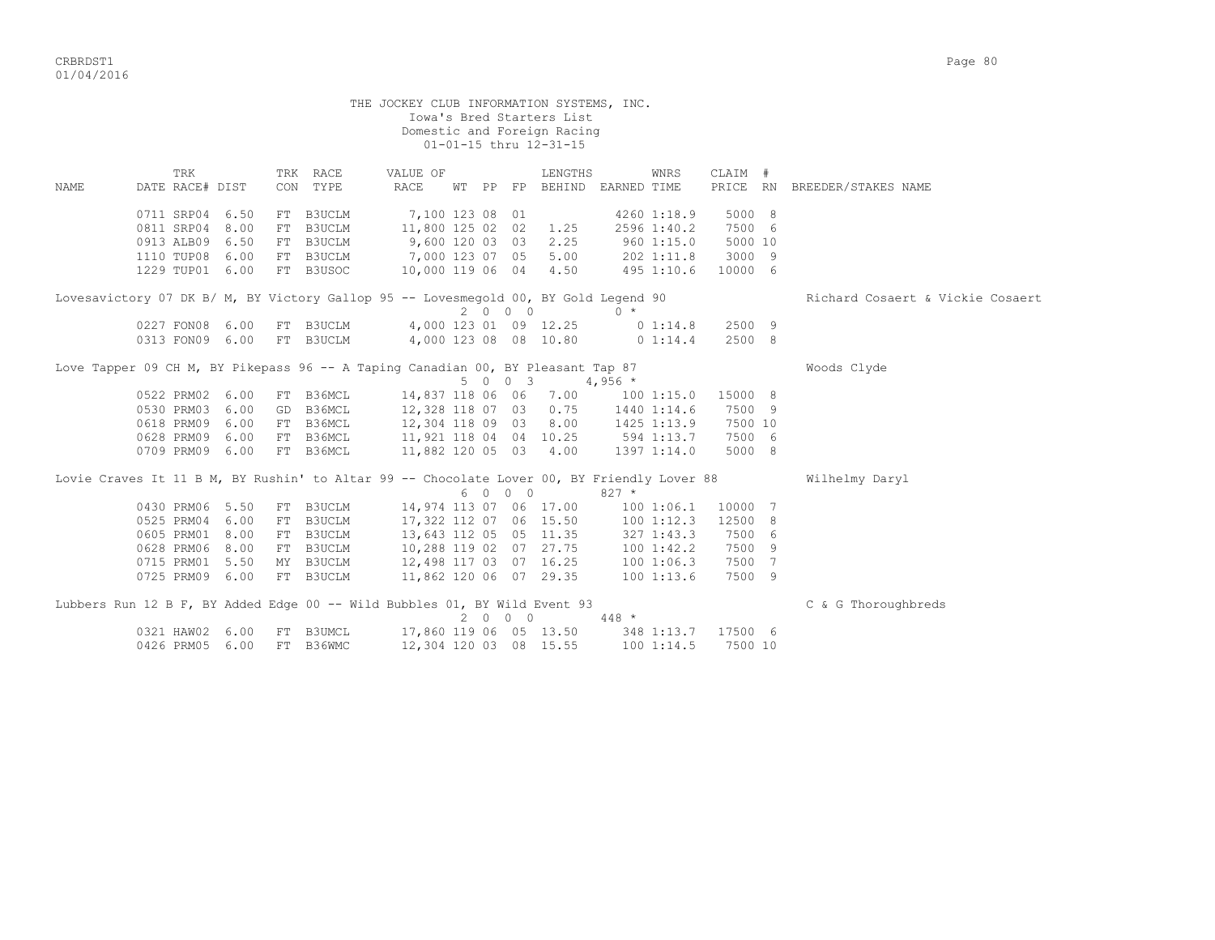THE JOCKEY CLUB INFORMATION SYSTEMS, INC.
Iowa's Bred Starters List
Domestic and Foreign Racing
01-01-15 thru 12-31-15

| NAME | TRK DATE | RACE# | DIST | TRK CON | RACE TYPE | VALUE OF RACE | WT | PP | FP | LENGTHS BEHIND | EARNED | WNRS TIME | CLAIM PRICE | # RN | BREEDER/STAKES NAME |
|---|---|---|---|---|---|---|---|---|---|---|---|---|---|---|---|
| | 0711 | SRP04 | 6.50 | FT | B3UCLM | 7,100 | 123 | 08 | 01 | | 4260 | 1:18.9 | 5000 | 8 | |
| | 0811 | SRP04 | 8.00 | FT | B3UCLM | 11,800 | 125 | 02 | 02 | 1.25 | 2596 | 1:40.2 | 7500 | 6 | |
| | 0913 | ALB09 | 6.50 | FT | B3UCLM | 9,600 | 120 | 03 | 03 | 2.25 | 960 | 1:15.0 | 5000 | 10 | |
| | 1110 | TUP08 | 6.00 | FT | B3UCLM | 7,000 | 123 | 07 | 05 | 5.00 | 202 | 1:11.8 | 3000 | 9 | |
| | 1229 | TUP01 | 6.00 | FT | B3USOC | 10,000 | 119 | 06 | 04 | 4.50 | 495 | 1:10.6 | 10000 | 6 | |
| Lovesavictory 07 DK B/ M, BY Victory Gallop 95 -- Lovesmegold 00, BY Gold Legend 90 | | | | | | | | | | | | | | | Richard Cosaert & Vickie Cosaert |
| | | | | | | | 2 | 0 0 | 0 | | 0 * | | | | |
| | 0227 | FON08 | 6.00 | FT | B3UCLM | 4,000 | 123 | 01 | 09 | 12.25 | 0 | 1:14.8 | 2500 | 9 | |
| | 0313 | FON09 | 6.00 | FT | B3UCLM | 4,000 | 123 | 08 | 08 | 10.80 | 0 | 1:14.4 | 2500 | 8 | |
| Love Tapper 09 CH M, BY Pikepass 96 -- A Taping Canadian 00, BY Pleasant Tap 87 | | | | | | | | | | | | | | | Woods Clyde |
| | | | | | | | 5 | 0 0 | 3 | | 4,956 * | | | | |
| | 0522 | PRM02 | 6.00 | FT | B36MCL | 14,837 | 118 | 06 | 06 | 7.00 | 100 | 1:15.0 | 15000 | 8 | |
| | 0530 | PRM03 | 6.00 | GD | B36MCL | 12,328 | 118 | 07 | 03 | 0.75 | 1440 | 1:14.6 | 7500 | 9 | |
| | 0618 | PRM09 | 6.00 | FT | B36MCL | 12,304 | 118 | 09 | 03 | 8.00 | 1425 | 1:13.9 | 7500 | 10 | |
| | 0628 | PRM09 | 6.00 | FT | B36MCL | 11,921 | 118 | 04 | 04 | 10.25 | 594 | 1:13.7 | 7500 | 6 | |
| | 0709 | PRM09 | 6.00 | FT | B36MCL | 11,882 | 120 | 05 | 03 | 4.00 | 1397 | 1:14.0 | 5000 | 8 | |
| Lovie Craves It 11 B M, BY Rushin' to Altar 99 -- Chocolate Lover 00, BY Friendly Lover 88 | | | | | | | | | | | | | | | Wilhelmy Daryl |
| | | | | | | | 6 | 0 0 | 0 | | 827 * | | | | |
| | 0430 | PRM06 | 5.50 | FT | B3UCLM | 14,974 | 113 | 07 | 06 | 17.00 | 100 | 1:06.1 | 10000 | 7 | |
| | 0525 | PRM04 | 6.00 | FT | B3UCLM | 17,322 | 112 | 07 | 06 | 15.50 | 100 | 1:12.3 | 12500 | 8 | |
| | 0605 | PRM01 | 8.00 | FT | B3UCLM | 13,643 | 112 | 05 | 05 | 11.35 | 327 | 1:43.3 | 7500 | 6 | |
| | 0628 | PRM06 | 8.00 | FT | B3UCLM | 10,288 | 119 | 02 | 07 | 27.75 | 100 | 1:42.2 | 7500 | 9 | |
| | 0715 | PRM01 | 5.50 | MY | B3UCLM | 12,498 | 117 | 03 | 07 | 16.25 | 100 | 1:06.3 | 7500 | 7 | |
| | 0725 | PRM09 | 6.00 | FT | B3UCLM | 11,862 | 120 | 06 | 07 | 29.35 | 100 | 1:13.6 | 7500 | 9 | |
| Lubbers Run 12 B F, BY Added Edge 00 -- Wild Bubbles 01, BY Wild Event 93 | | | | | | | | | | | | | | | C & G Thoroughbreds |
| | | | | | | | 2 | 0 0 | 0 | | 448 * | | | | |
| | 0321 | HAW02 | 6.00 | FT | B3UMCL | 17,860 | 119 | 06 | 05 | 13.50 | 348 | 1:13.7 | 17500 | 6 | |
| | 0426 | PRM05 | 6.00 | FT | B36WMC | 12,304 | 120 | 03 | 08 | 15.55 | 100 | 1:14.5 | 7500 | 10 | |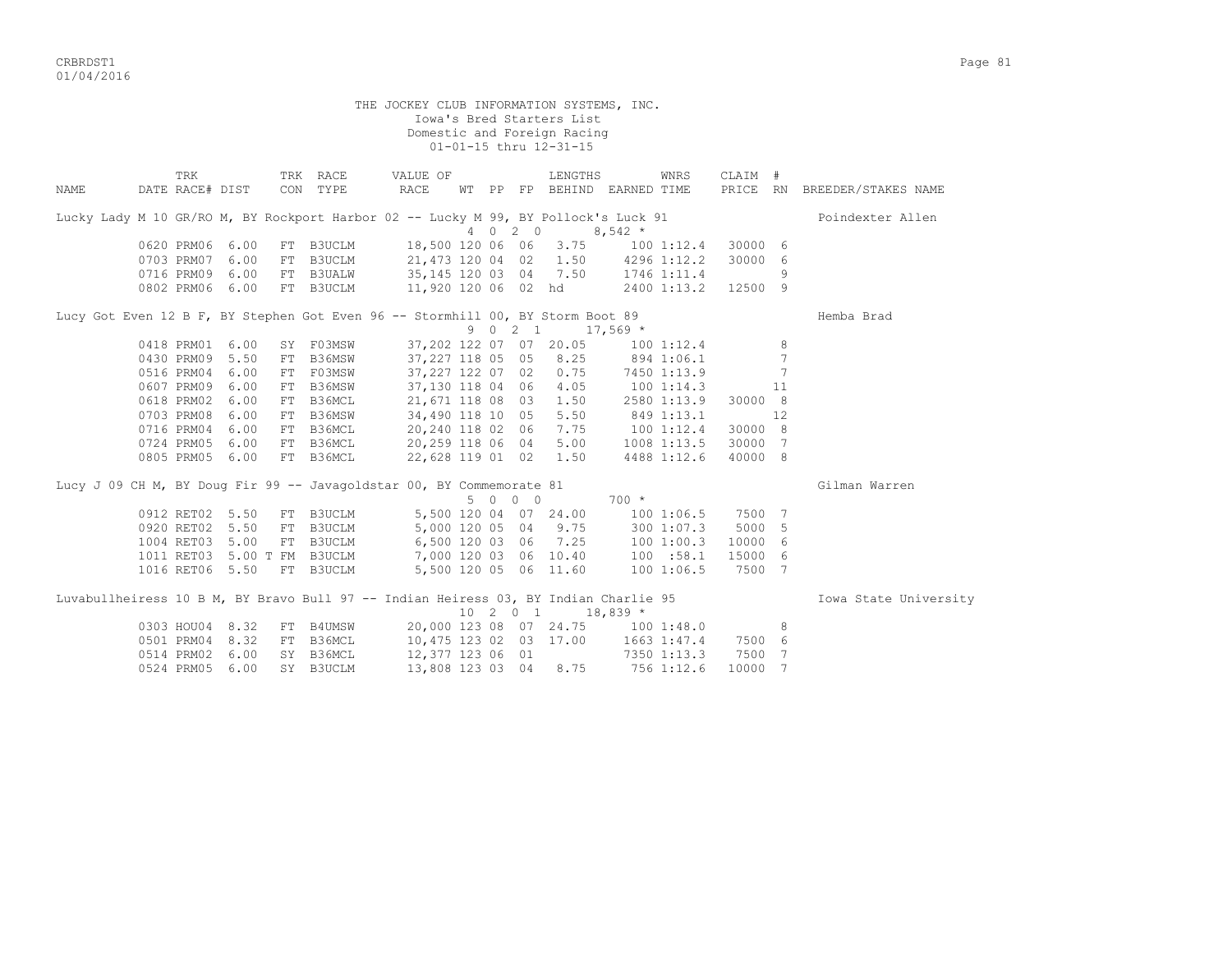THE JOCKEY CLUB INFORMATION SYSTEMS, INC.
Iowa's Bred Starters List
Domestic and Foreign Racing
01-01-15 thru 12-31-15

| NAME | DATE | TRK RACE# | DIST | TRK CON | RACE TYPE | VALUE OF RACE | WT | PP | FP | LENGTHS BEHIND | EARNED | WNRS TIME | CLAIM PRICE | # RN | BREEDER/STAKES NAME |
|---|---|---|---|---|---|---|---|---|---|---|---|---|---|---|---|
| Lucky Lady M 10 GR/RO M, BY Rockport Harbor 02 -- Lucky M 99, BY Pollock's Luck 91 | | | | | | | | | | | | | | | Poindexter Allen |
| | | | | | | | 4 | 0 | 2 0 | | 8,542 * | | | | |
| | 0620 | PRM06 | 6.00 | FT | B3UCLM | 18,500 | 120 | 06 | 06 | 3.75 | 100 | 1:12.4 | 30000 | 6 | |
| | 0703 | PRM07 | 6.00 | FT | B3UCLM | 21,473 | 120 | 04 | 02 | 1.50 | 4296 | 1:12.2 | 30000 | 6 | |
| | 0716 | PRM09 | 6.00 | FT | B3UALW | 35,145 | 120 | 03 | 04 | 7.50 | 1746 | 1:11.4 | | 9 | |
| | 0802 | PRM06 | 6.00 | FT | B3UCLM | 11,920 | 120 | 06 | 02 | hd | 2400 | 1:13.2 | 12500 | 9 | |
| Lucy Got Even 12 B F, BY Stephen Got Even 96 -- Stormhill 00, BY Storm Boot 89 | | | | | | | | | | | | | | | Hemba Brad |
| | | | | | | | 9 | 0 | 2 1 | | 17,569 * | | | | |
| | 0418 | PRM01 | 6.00 | SY | F03MSW | 37,202 | 122 | 07 | 07 | 20.05 | 100 | 1:12.4 | | 8 | |
| | 0430 | PRM09 | 5.50 | FT | B36MSW | 37,227 | 118 | 05 | 05 | 8.25 | 894 | 1:06.1 | | 7 | |
| | 0516 | PRM04 | 6.00 | FT | F03MSW | 37,227 | 122 | 07 | 02 | 0.75 | 7450 | 1:13.9 | | 7 | |
| | 0607 | PRM09 | 6.00 | FT | B36MSW | 37,130 | 118 | 04 | 06 | 4.05 | 100 | 1:14.3 | | 11 | |
| | 0618 | PRM02 | 6.00 | FT | B36MCL | 21,671 | 118 | 08 | 03 | 1.50 | 2580 | 1:13.9 | 30000 | 8 | |
| | 0703 | PRM08 | 6.00 | FT | B36MSW | 34,490 | 118 | 10 | 05 | 5.50 | 849 | 1:13.1 | | 12 | |
| | 0716 | PRM04 | 6.00 | FT | B36MCL | 20,240 | 118 | 02 | 06 | 7.75 | 100 | 1:12.4 | 30000 | 8 | |
| | 0724 | PRM05 | 6.00 | FT | B36MCL | 20,259 | 118 | 06 | 04 | 5.00 | 1008 | 1:13.5 | 30000 | 7 | |
| | 0805 | PRM05 | 6.00 | FT | B36MCL | 22,628 | 119 | 01 | 02 | 1.50 | 4488 | 1:12.6 | 40000 | 8 | |
| Lucy J 09 CH M, BY Doug Fir 99 -- Javagoldstar 00, BY Commemorate 81 | | | | | | | | | | | | | | | Gilman Warren |
| | | | | | | | 5 | 0 | 0 0 | | 700 * | | | | |
| | 0912 | RET02 | 5.50 | FT | B3UCLM | 5,500 | 120 | 04 | 07 | 24.00 | 100 | 1:06.5 | 7500 | 7 | |
| | 0920 | RET02 | 5.50 | FT | B3UCLM | 5,000 | 120 | 05 | 04 | 9.75 | 300 | 1:07.3 | 5000 | 5 | |
| | 1004 | RET03 | 5.00 | FT | B3UCLM | 6,500 | 120 | 03 | 06 | 7.25 | 100 | 1:00.3 | 10000 | 6 | |
| | 1011 | RET03 | 5.00 T | FM | B3UCLM | 7,000 | 120 | 03 | 06 | 10.40 | 100 | :58.1 | 15000 | 6 | |
| | 1016 | RET06 | 5.50 | FT | B3UCLM | 5,500 | 120 | 05 | 06 | 11.60 | 100 | 1:06.5 | 7500 | 7 | |
| Luvabullheiress 10 B M, BY Bravo Bull 97 -- Indian Heiress 03, BY Indian Charlie 95 | | | | | | | | | | | | | | | Iowa State University |
| | | | | | | | 10 | 2 | 0 1 | | 18,839 * | | | | |
| | 0303 | HOU04 | 8.32 | FT | B4UMSW | 20,000 | 123 | 08 | 07 | 24.75 | 100 | 1:48.0 | | 8 | |
| | 0501 | PRM04 | 8.32 | FT | B36MCL | 10,475 | 123 | 02 | 03 | 17.00 | 1663 | 1:47.4 | 7500 | 6 | |
| | 0514 | PRM02 | 6.00 | SY | B36MCL | 12,377 | 123 | 06 | 01 | | 7350 | 1:13.3 | 7500 | 7 | |
| | 0524 | PRM05 | 6.00 | SY | B3UCLM | 13,808 | 123 | 03 | 04 | 8.75 | 756 | 1:12.6 | 10000 | 7 | |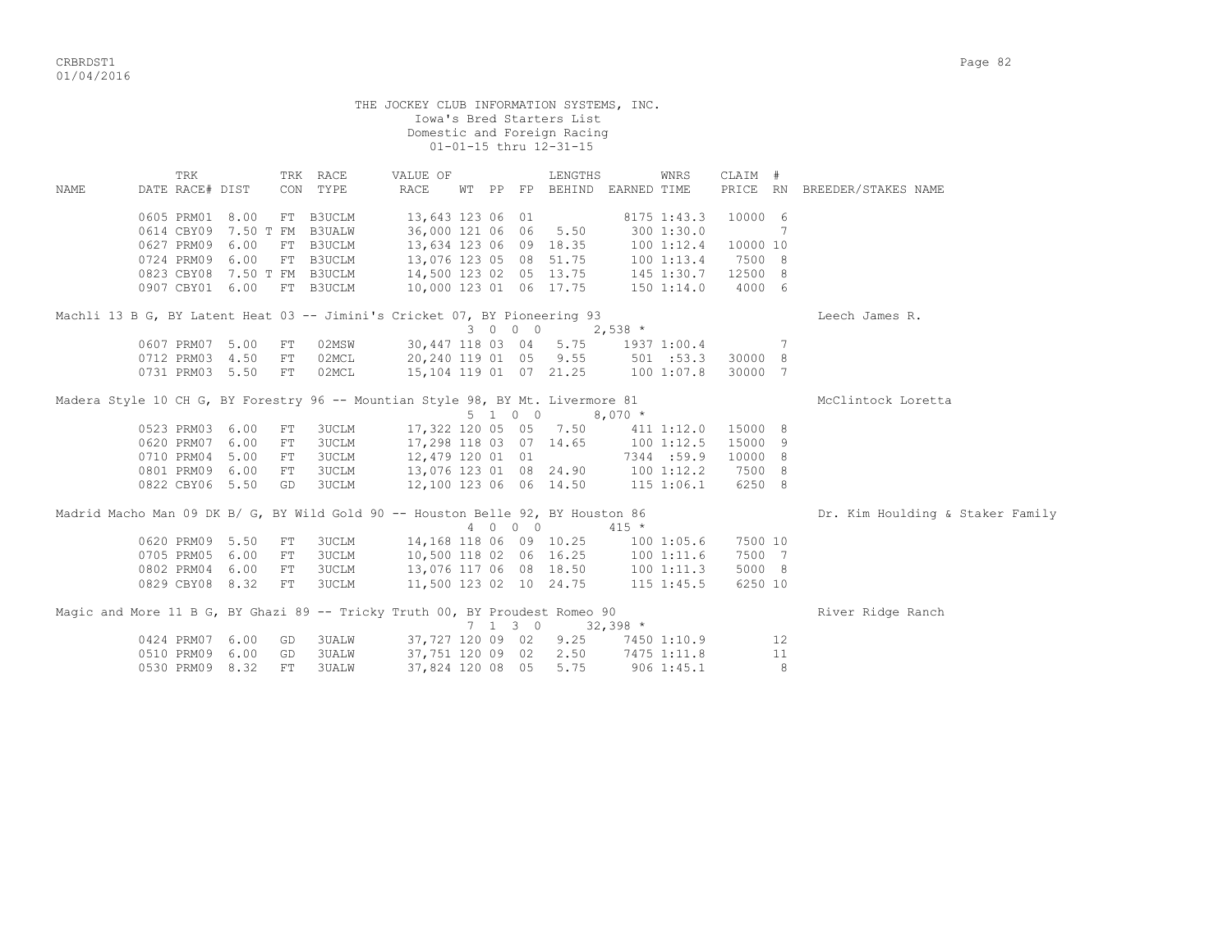THE JOCKEY CLUB INFORMATION SYSTEMS, INC.
Iowa's Bred Starters List
Domestic and Foreign Racing
01-01-15 thru 12-31-15

| NAME | DATE | TRK RACE# | DIST | TRK CON | RACE TYPE | VALUE OF RACE | WT | PP | FP | LENGTHS BEHIND | EARNED | WNRS TIME | CLAIM PRICE | # RN | BREEDER/STAKES NAME |
|---|---|---|---|---|---|---|---|---|---|---|---|---|---|---|---|
| | 0605 | PRM01 | 8.00 | FT | B3UCLM | 13,643 | 123 | 06 | 01 | | 8175 | 1:43.3 | 10000 | 6 | |
| | 0614 | CBY09 | 7.50 T | FM | B3UALW | 36,000 | 121 | 06 | 06 | 5.50 | 300 | 1:30.0 | | 7 | |
| | 0627 | PRM09 | 6.00 | FT | B3UCLM | 13,634 | 123 | 06 | 09 | 18.35 | 100 | 1:12.4 | 10000 | 10 | |
| | 0724 | PRM09 | 6.00 | FT | B3UCLM | 13,076 | 123 | 05 | 08 | 51.75 | 100 | 1:13.4 | 7500 | 8 | |
| | 0823 | CBY08 | 7.50 T | FM | B3UCLM | 14,500 | 123 | 02 | 05 | 13.75 | 145 | 1:30.7 | 12500 | 8 | |
| | 0907 | CBY01 | 6.00 | FT | B3UCLM | 10,000 | 123 | 01 | 06 | 17.75 | 150 | 1:14.0 | 4000 | 6 | |
| Machli 13 B G, BY Latent Heat 03 -- Jimini's Cricket 07, BY Pioneering 93 | | | | | | | | | | | | | | | Leech James R. |
| | | | | | | 3 0 0 0 | | | | | 2,538 * | | | | |
| | 0607 | PRM07 | 5.00 | FT | 02MSW | 30,447 | 118 | 03 | 04 | 5.75 | 1937 | 1:00.4 | | 7 | |
| | 0712 | PRM03 | 4.50 | FT | 02MCL | 20,240 | 119 | 01 | 05 | 9.55 | 501 | :53.3 | 30000 | 8 | |
| | 0731 | PRM03 | 5.50 | FT | 02MCL | 15,104 | 119 | 01 | 07 | 21.25 | 100 | 1:07.8 | 30000 | 7 | |
| Madera Style 10 CH G, BY Forestry 96 -- Mountian Style 98, BY Mt. Livermore 81 | | | | | | | | | | | | | | | McClintock Loretta |
| | | | | | | 5 1 0 0 | | | | | 8,070 * | | | | |
| | 0523 | PRM03 | 6.00 | FT | 3UCLM | 17,322 | 120 | 05 | 05 | 7.50 | 411 | 1:12.0 | 15000 | 8 | |
| | 0620 | PRM07 | 6.00 | FT | 3UCLM | 17,298 | 118 | 03 | 07 | 14.65 | 100 | 1:12.5 | 15000 | 9 | |
| | 0710 | PRM04 | 5.00 | FT | 3UCLM | 12,479 | 120 | 01 | 01 | | 7344 | :59.9 | 10000 | 8 | |
| | 0801 | PRM09 | 6.00 | FT | 3UCLM | 13,076 | 123 | 01 | 08 | 24.90 | 100 | 1:12.2 | 7500 | 8 | |
| | 0822 | CBY06 | 5.50 | GD | 3UCLM | 12,100 | 123 | 06 | 06 | 14.50 | 115 | 1:06.1 | 6250 | 8 | |
| Madrid Macho Man 09 DK B/ G, BY Wild Gold 90 -- Houston Belle 92, BY Houston 86 | | | | | | | | | | | | | | | Dr. Kim Houlding & Staker Family |
| | | | | | | 4 0 0 0 | | | | | 415 * | | | | |
| | 0620 | PRM09 | 5.50 | FT | 3UCLM | 14,168 | 118 | 06 | 09 | 10.25 | 100 | 1:05.6 | 7500 | 10 | |
| | 0705 | PRM05 | 6.00 | FT | 3UCLM | 10,500 | 118 | 02 | 06 | 16.25 | 100 | 1:11.6 | 7500 | 7 | |
| | 0802 | PRM04 | 6.00 | FT | 3UCLM | 13,076 | 117 | 06 | 08 | 18.50 | 100 | 1:11.3 | 5000 | 8 | |
| | 0829 | CBY08 | 8.32 | FT | 3UCLM | 11,500 | 123 | 02 | 10 | 24.75 | 115 | 1:45.5 | 6250 | 10 | |
| Magic and More 11 B G, BY Ghazi 89 -- Tricky Truth 00, BY Proudest Romeo 90 | | | | | | | | | | | | | | | River Ridge Ranch |
| | | | | | | 7 1 3 0 | | | | | 32,398 * | | | | |
| | 0424 | PRM07 | 6.00 | GD | 3UALW | 37,727 | 120 | 09 | 02 | 9.25 | 7450 | 1:10.9 | | 12 | |
| | 0510 | PRM09 | 6.00 | GD | 3UALW | 37,751 | 120 | 09 | 02 | 2.50 | 7475 | 1:11.8 | | 11 | |
| | 0530 | PRM09 | 8.32 | FT | 3UALW | 37,824 | 120 | 08 | 05 | 5.75 | 906 | 1:45.1 | | 8 | |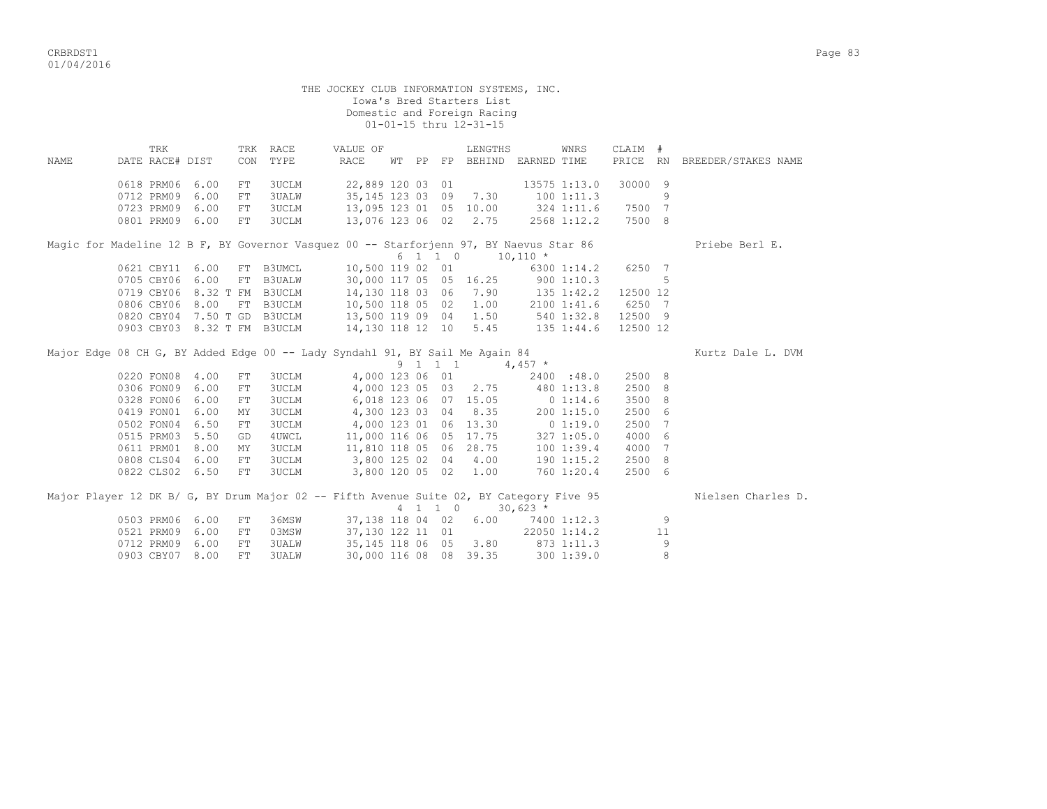THE JOCKEY CLUB INFORMATION SYSTEMS, INC.
Iowa's Bred Starters List
Domestic and Foreign Racing
01-01-15 thru 12-31-15

| NAME | DATE | TRK RACE# | DIST | TRK CON | RACE TYPE | VALUE OF RACE | WT | PP | FP | LENGTHS BEHIND | EARNED | WNRS TIME | CLAIM PRICE | # RN | BREEDER/STAKES NAME |
|---|---|---|---|---|---|---|---|---|---|---|---|---|---|---|---|
| | 0618 | PRM06 | 6.00 | FT | 3UCLM | 22,889 | 120 | 03 | 01 | | 13575 | 1:13.0 | 30000 | 9 | |
| | 0712 | PRM09 | 6.00 | FT | 3UALW | 35,145 | 123 | 03 | 09 | 7.30 | 100 | 1:11.3 | | 9 | |
| | 0723 | PRM09 | 6.00 | FT | 3UCLM | 13,095 | 123 | 01 | 05 | 10.00 | 324 | 1:11.6 | 7500 | 7 | |
| | 0801 | PRM09 | 6.00 | FT | 3UCLM | 13,076 | 123 | 06 | 02 | 2.75 | 2568 | 1:12.2 | 7500 | 8 | |
| Magic for Madeline 12 B F, BY Governor Vasquez 00 -- Starforjenn 97, BY Naevus Star 86 | | | | | | | 6 | 1 | 1 0 | | 10,110 * | | | | Priebe Berl E. |
| | 0621 | CBY11 | 6.00 | FT | B3UMCL | 10,500 | 119 | 02 | 01 | | 6300 | 1:14.2 | 6250 | 7 | |
| | 0705 | CBY06 | 6.00 | FT | B3UALW | 30,000 | 117 | 05 | 05 | 16.25 | 900 | 1:10.3 | | 5 | |
| | 0719 | CBY06 | 8.32 T | FM | B3UCLM | 14,130 | 118 | 03 | 06 | 7.90 | 135 | 1:42.2 | 12500 | 12 | |
| | 0806 | CBY06 | 8.00 | FT | B3UCLM | 10,500 | 118 | 05 | 02 | 1.00 | 2100 | 1:41.6 | 6250 | 7 | |
| | 0820 | CBY04 | 7.50 T | GD | B3UCLM | 13,500 | 119 | 09 | 04 | 1.50 | 540 | 1:32.8 | 12500 | 9 | |
| | 0903 | CBY03 | 8.32 T | FM | B3UCLM | 14,130 | 118 | 12 | 10 | 5.45 | 135 | 1:44.6 | 12500 | 12 | |
| Major Edge 08 CH G, BY Added Edge 00 -- Lady Syndahl 91, BY Sail Me Again 84 | | | | | | | 9 | 1 | 1 1 | | 4,457 * | | | | Kurtz Dale L. DVM |
| | 0220 | FON08 | 4.00 | FT | 3UCLM | 4,000 | 123 | 06 | 01 | | 2400 | :48.0 | 2500 | 8 | |
| | 0306 | FON09 | 6.00 | FT | 3UCLM | 4,000 | 123 | 05 | 03 | 2.75 | 480 | 1:13.8 | 2500 | 8 | |
| | 0328 | FON06 | 6.00 | FT | 3UCLM | 6,018 | 123 | 06 | 07 | 15.05 | 0 | 1:14.6 | 3500 | 8 | |
| | 0419 | FON01 | 6.00 | MY | 3UCLM | 4,300 | 123 | 03 | 04 | 8.35 | 200 | 1:15.0 | 2500 | 6 | |
| | 0502 | FON04 | 6.50 | FT | 3UCLM | 4,000 | 123 | 01 | 06 | 13.30 | 0 | 1:19.0 | 2500 | 7 | |
| | 0515 | PRM03 | 5.50 | GD | 4UWCL | 11,000 | 116 | 06 | 05 | 17.75 | 327 | 1:05.0 | 4000 | 6 | |
| | 0611 | PRM01 | 8.00 | MY | 3UCLM | 11,810 | 118 | 05 | 06 | 28.75 | 100 | 1:39.4 | 4000 | 7 | |
| | 0808 | CLS04 | 6.00 | FT | 3UCLM | 3,800 | 125 | 02 | 04 | 4.00 | 190 | 1:15.2 | 2500 | 8 | |
| | 0822 | CLS02 | 6.50 | FT | 3UCLM | 3,800 | 120 | 05 | 02 | 1.00 | 760 | 1:20.4 | 2500 | 6 | |
| Major Player 12 DK B/ G, BY Drum Major 02 -- Fifth Avenue Suite 02, BY Category Five 95 | | | | | | | 4 | 1 | 1 0 | | 30,623 * | | | | Nielsen Charles D. |
| | 0503 | PRM06 | 6.00 | FT | 36MSW | 37,138 | 118 | 04 | 02 | 6.00 | 7400 | 1:12.3 | | 9 | |
| | 0521 | PRM09 | 6.00 | FT | 03MSW | 37,130 | 122 | 11 | 01 | | 22050 | 1:14.2 | | 11 | |
| | 0712 | PRM09 | 6.00 | FT | 3UALW | 35,145 | 118 | 06 | 05 | 3.80 | 873 | 1:11.3 | | 9 | |
| | 0903 | CBY07 | 8.00 | FT | 3UALW | 30,000 | 116 | 08 | 08 | 39.35 | 300 | 1:39.0 | | 8 | |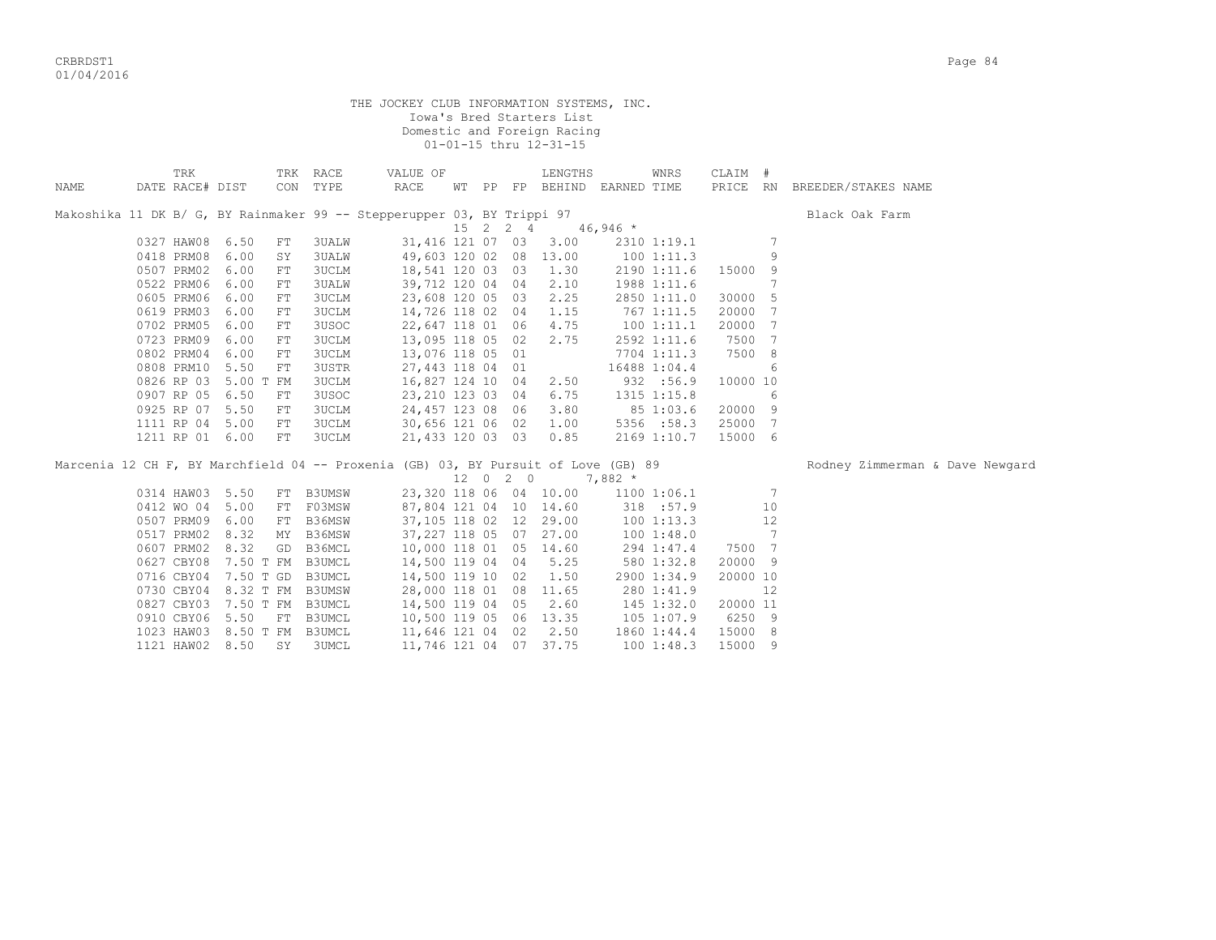THE JOCKEY CLUB INFORMATION SYSTEMS, INC.
Iowa's Bred Starters List
Domestic and Foreign Racing
01-01-15 thru 12-31-15

| NAME | DATE | TRK RACE# | DIST | TRK CON | RACE TYPE | VALUE OF RACE | WT | PP | FP | LENGTHS BEHIND | EARNED | WNRS TIME | CLAIM PRICE | # RN | BREEDER/STAKES NAME |
|---|---|---|---|---|---|---|---|---|---|---|---|---|---|---|---|
| Makoshika 11 DK B/ G, BY Rainmaker 99 -- Stepperupper 03, BY Trippi 97 | | | | | | | 15 | 2 | 2 4 | | 46,946 * | | | | Black Oak Farm |
| | 0327 | HAW08 | 6.50 | FT | 3UALW | 31,416 | 121 | 07 | 03 | 3.00 | 2310 | 1:19.1 | | 7 | |
| | 0418 | PRM08 | 6.00 | SY | 3UALW | 49,603 | 120 | 02 | 08 | 13.00 | 100 | 1:11.3 | | 9 | |
| | 0507 | PRM02 | 6.00 | FT | 3UCLM | 18,541 | 120 | 03 | 03 | 1.30 | 2190 | 1:11.6 | 15000 | 9 | |
| | 0522 | PRM06 | 6.00 | FT | 3UALW | 39,712 | 120 | 04 | 04 | 2.10 | 1988 | 1:11.6 | | 7 | |
| | 0605 | PRM06 | 6.00 | FT | 3UCLM | 23,608 | 120 | 05 | 03 | 2.25 | 2850 | 1:11.0 | 30000 | 5 | |
| | 0619 | PRM03 | 6.00 | FT | 3UCLM | 14,726 | 118 | 02 | 04 | 1.15 | 767 | 1:11.5 | 20000 | 7 | |
| | 0702 | PRM05 | 6.00 | FT | 3USOC | 22,647 | 118 | 01 | 06 | 4.75 | 100 | 1:11.1 | 20000 | 7 | |
| | 0723 | PRM09 | 6.00 | FT | 3UCLM | 13,095 | 118 | 05 | 02 | 2.75 | 2592 | 1:11.6 | 7500 | 7 | |
| | 0802 | PRM04 | 6.00 | FT | 3UCLM | 13,076 | 118 | 05 | 01 | | 7704 | 1:11.3 | 7500 | 8 | |
| | 0808 | PRM10 | 5.50 | FT | 3USTR | 27,443 | 118 | 04 | 01 | | 16488 | 1:04.4 | | 6 | |
| | 0826 | RP 03 | 5.00 T | FM | 3UCLM | 16,827 | 124 | 10 | 04 | 2.50 | 932 | :56.9 | 10000 | 10 | |
| | 0907 | RP 05 | 6.50 | FT | 3USOC | 23,210 | 123 | 03 | 04 | 6.75 | 1315 | 1:15.8 | | 6 | |
| | 0925 | RP 07 | 5.50 | FT | 3UCLM | 24,457 | 123 | 08 | 06 | 3.80 | 85 | 1:03.6 | 20000 | 9 | |
| | 1111 | RP 04 | 5.00 | FT | 3UCLM | 30,656 | 121 | 06 | 02 | 1.00 | 5356 | :58.3 | 25000 | 7 | |
| | 1211 | RP 01 | 6.00 | FT | 3UCLM | 21,433 | 120 | 03 | 03 | 0.85 | 2169 | 1:10.7 | 15000 | 6 | |
| Marcenia 12 CH F, BY Marchfield 04 -- Proxenia (GB) 03, BY Pursuit of Love (GB) 89 | | | | | | | 12 | 0 | 2 0 | | 7,882 * | | | | Rodney Zimmerman & Dave Newgard |
| | 0314 | HAW03 | 5.50 | FT | B3UMSW | 23,320 | 118 | 06 | 04 | 10.00 | 1100 | 1:06.1 | | 7 | |
| | 0412 | WO 04 | 5.00 | FT | F03MSW | 87,804 | 121 | 04 | 10 | 14.60 | 318 | :57.9 | | 10 | |
| | 0507 | PRM09 | 6.00 | FT | B36MSW | 37,105 | 118 | 02 | 12 | 29.00 | 100 | 1:13.3 | | 12 | |
| | 0517 | PRM02 | 8.32 | MY | B36MSW | 37,227 | 118 | 05 | 07 | 27.00 | 100 | 1:48.0 | | 7 | |
| | 0607 | PRM02 | 8.32 | GD | B36MCL | 10,000 | 118 | 01 | 05 | 14.60 | 294 | 1:47.4 | 7500 | 7 | |
| | 0627 | CBY08 | 7.50 T | FM | B3UMCL | 14,500 | 119 | 04 | 04 | 5.25 | 580 | 1:32.8 | 20000 | 9 | |
| | 0716 | CBY04 | 7.50 T | GD | B3UMCL | 14,500 | 119 | 10 | 02 | 1.50 | 2900 | 1:34.9 | 20000 | 10 | |
| | 0730 | CBY04 | 8.32 T | FM | B3UMSW | 28,000 | 118 | 01 | 08 | 11.65 | 280 | 1:41.9 | | 12 | |
| | 0827 | CBY03 | 7.50 T | FM | B3UMCL | 14,500 | 119 | 04 | 05 | 2.60 | 145 | 1:32.0 | 20000 | 11 | |
| | 0910 | CBY06 | 5.50 | FT | B3UMCL | 10,500 | 119 | 05 | 06 | 13.35 | 105 | 1:07.9 | 6250 | 9 | |
| | 1023 | HAW03 | 8.50 T | FM | B3UMCL | 11,646 | 121 | 04 | 02 | 2.50 | 1860 | 1:44.4 | 15000 | 8 | |
| | 1121 | HAW02 | 8.50 | SY | 3UMCL | 11,746 | 121 | 04 | 07 | 37.75 | 100 | 1:48.3 | 15000 | 9 | |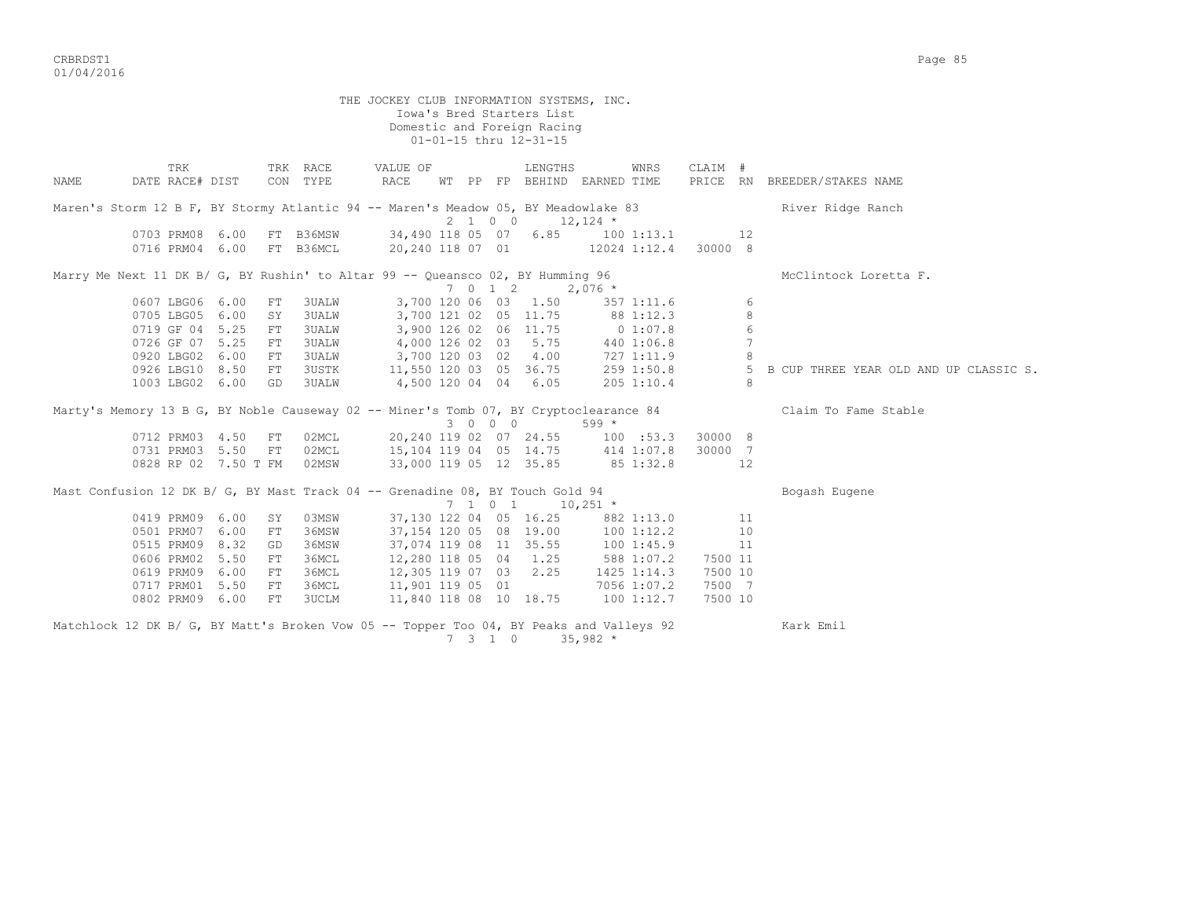THE JOCKEY CLUB INFORMATION SYSTEMS, INC.
Iowa's Bred Starters List
Domestic and Foreign Racing
01-01-15 thru 12-31-15

| NAME | TRK DATE | RACE# | DIST | TRK CON | RACE TYPE | VALUE OF RACE | WT | PP | FP | LENGTHS BEHIND | EARNED | WNRS TIME | CLAIM PRICE | # RN | BREEDER/STAKES NAME |
|---|---|---|---|---|---|---|---|---|---|---|---|---|---|---|---|
| Maren's Storm 12 B F, BY Stormy Atlantic 94 -- Maren's Meadow 05, BY Meadowlake 83 | | | | | | | 2 | 1 0 0 | | | 12,124 * | | | | River Ridge Ranch |
| | 0703 | PRM08 | 6.00 | FT | B36MSW | 34,490 | 118 | 05 | 07 | 6.85 | 100 | 1:13.1 | | 12 | |
| | 0716 | PRM04 | 6.00 | FT | B36MCL | 20,240 | 118 | 07 | 01 | | 12024 | 1:12.4 | 30000 | 8 | |
| Marry Me Next 11 DK B/ G, BY Rushin' to Altar 99 -- Queansco 02, BY Humming 96 | | | | | | | 7 | 0 1 2 | | | 2,076 * | | | | McClintock Loretta F. |
| | 0607 | LBG06 | 6.00 | FT | 3UALW | 3,700 | 120 | 06 | 03 | 1.50 | 357 | 1:11.6 | | 6 | |
| | 0705 | LBG05 | 6.00 | SY | 3UALW | 3,700 | 121 | 02 | 05 | 11.75 | 88 | 1:12.3 | | 8 | |
| | 0719 | GF 04 | 5.25 | FT | 3UALW | 3,900 | 126 | 02 | 06 | 11.75 | 0 | 1:07.8 | | 6 | |
| | 0726 | GF 07 | 5.25 | FT | 3UALW | 4,000 | 126 | 02 | 03 | 5.75 | 440 | 1:06.8 | | 7 | |
| | 0920 | LBG02 | 6.00 | FT | 3UALW | 3,700 | 120 | 03 | 02 | 4.00 | 727 | 1:11.9 | | 8 | |
| | 0926 | LBG10 | 8.50 | FT | 3USTK | 11,550 | 120 | 03 | 05 | 36.75 | 259 | 1:50.8 | | 5 | B CUP THREE YEAR OLD AND UP CLASSIC S. |
| | 1003 | LBG02 | 6.00 | GD | 3UALW | 4,500 | 120 | 04 | 04 | 6.05 | 205 | 1:10.4 | | 8 | |
| Marty's Memory 13 B G, BY Noble Causeway 02 -- Miner's Tomb 07, BY Cryptoclearance 84 | | | | | | | 3 | 0 0 0 | | | 599 * | | | | Claim To Fame Stable |
| | 0712 | PRM03 | 4.50 | FT | 02MCL | 20,240 | 119 | 02 | 07 | 24.55 | 100 | :53.3 | 30000 | 8 | |
| | 0731 | PRM03 | 5.50 | FT | 02MCL | 15,104 | 119 | 04 | 05 | 14.75 | 414 | 1:07.8 | 30000 | 7 | |
| | 0828 | RP 02 | 7.50 T | FM | 02MSW | 33,000 | 119 | 05 | 12 | 35.85 | 85 | 1:32.8 | | 12 | |
| Mast Confusion 12 DK B/ G, BY Mast Track 04 -- Grenadine 08, BY Touch Gold 94 | | | | | | | 7 | 1 0 1 | | | 10,251 * | | | | Bogash Eugene |
| | 0419 | PRM09 | 6.00 | SY | 03MSW | 37,130 | 122 | 04 | 05 | 16.25 | 882 | 1:13.0 | | 11 | |
| | 0501 | PRM07 | 6.00 | FT | 36MSW | 37,154 | 120 | 05 | 08 | 19.00 | 100 | 1:12.2 | | 10 | |
| | 0515 | PRM09 | 8.32 | GD | 36MSW | 37,074 | 119 | 08 | 11 | 35.55 | 100 | 1:45.9 | | 11 | |
| | 0606 | PRM02 | 5.50 | FT | 36MCL | 12,280 | 118 | 05 | 04 | 1.25 | 588 | 1:07.2 | 7500 | 11 | |
| | 0619 | PRM09 | 6.00 | FT | 36MCL | 12,305 | 119 | 07 | 03 | 2.25 | 1425 | 1:14.3 | 7500 | 10 | |
| | 0717 | PRM01 | 5.50 | FT | 36MCL | 11,901 | 119 | 05 | 01 | | 7056 | 1:07.2 | 7500 | 7 | |
| | 0802 | PRM09 | 6.00 | FT | 3UCLM | 11,840 | 118 | 08 | 10 | 18.75 | 100 | 1:12.7 | 7500 | 10 | |
| Matchlock 12 DK B/ G, BY Matt's Broken Vow 05 -- Topper Too 04, BY Peaks and Valleys 92 | | | | | | | 7 | 3 1 0 | | | 35,982 * | | | | Kark Emil |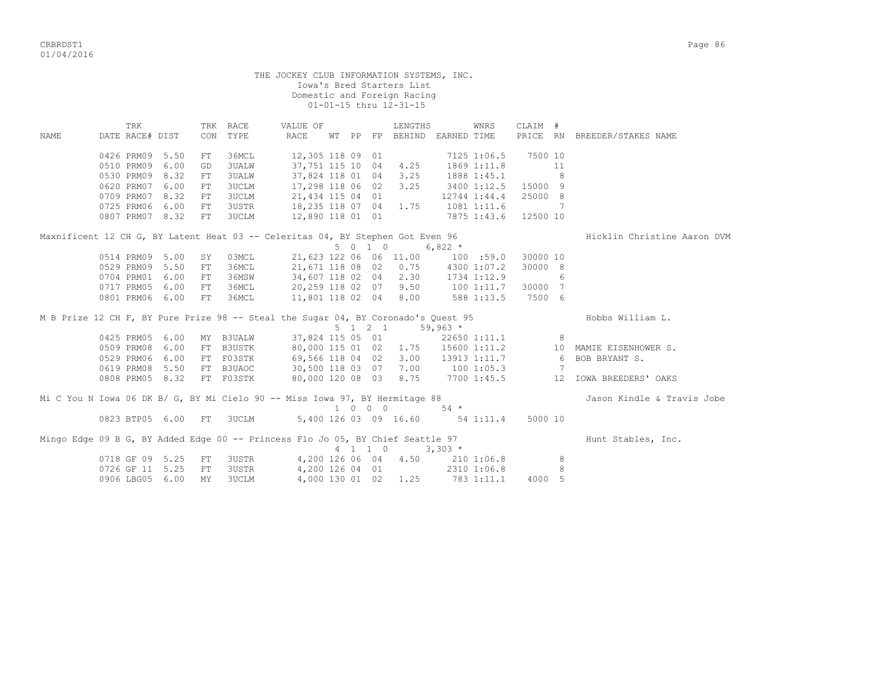THE JOCKEY CLUB INFORMATION SYSTEMS, INC.
Iowa's Bred Starters List
Domestic and Foreign Racing
01-01-15 thru 12-31-15

| NAME | TRK DATE | RACE# | DIST | TRK CON | RACE TYPE | VALUE OF RACE | WT | PP | FP | LENGTHS BEHIND | EARNED | WNRS TIME | CLAIM PRICE | # RN | BREEDER/STAKES NAME |
|---|---|---|---|---|---|---|---|---|---|---|---|---|---|---|---|
| | 0426 | PRM09 | 5.50 | FT | 36MCL | 12,305 | 118 | 09 | 01 | | 7125 | 1:06.5 | 7500 | 10 | |
| | 0510 | PRM09 | 6.00 | GD | 3UALW | 37,751 | 115 | 10 | 04 | 4.25 | 1869 | 1:11.8 | | 11 | |
| | 0530 | PRM09 | 8.32 | FT | 3UALW | 37,824 | 118 | 01 | 04 | 3.25 | 1888 | 1:45.1 | | 8 | |
| | 0620 | PRM07 | 6.00 | FT | 3UCLM | 17,298 | 118 | 06 | 02 | 3.25 | 3400 | 1:12.5 | 15000 | 9 | |
| | 0709 | PRM07 | 8.32 | FT | 3UCLM | 21,434 | 115 | 04 | 01 | | 12744 | 1:44.4 | 25000 | 8 | |
| | 0725 | PRM06 | 6.00 | FT | 3USTR | 18,235 | 118 | 07 | 04 | 1.75 | 1081 | 1:11.6 | | 7 | |
| | 0807 | PRM07 | 8.32 | FT | 3UCLM | 12,890 | 118 | 01 | 01 | | 7875 | 1:43.6 | 12500 | 10 | |
| Maxnificent 12 CH G, BY Latent Heat 03 -- Celeritas 04, BY Stephen Got Even 96 | | | | | | | | 5 0 1 0 | | | 6,822 * | | | | Hicklin Christine Aaron DVM |
| | 0514 | PRM09 | 5.00 | SY | 03MCL | 21,623 | 122 | 06 | 06 | 11.00 | 100 | :59.0 | 30000 | 10 | |
| | 0529 | PRM09 | 5.50 | FT | 36MCL | 21,671 | 118 | 08 | 02 | 0.75 | 4300 | 1:07.2 | 30000 | 8 | |
| | 0704 | PRM01 | 6.00 | FT | 36MSW | 34,607 | 118 | 02 | 04 | 2.30 | 1734 | 1:12.9 | | 6 | |
| | 0717 | PRM05 | 6.00 | FT | 36MCL | 20,259 | 118 | 02 | 07 | 9.50 | 100 | 1:11.7 | 30000 | 7 | |
| | 0801 | PRM06 | 6.00 | FT | 36MCL | 11,801 | 118 | 02 | 04 | 8.00 | 588 | 1:13.5 | 7500 | 6 | |
| M B Prize 12 CH F, BY Pure Prize 98 -- Steal the Sugar 04, BY Coronado's Quest 95 | | | | | | | | 5 1 2 1 | | | 59,963 * | | | | Hobbs William L. |
| | 0425 | PRM05 | 6.00 | MY | B3UALW | 37,824 | 115 | 05 | 01 | | 22650 | 1:11.1 | | 8 | |
| | 0509 | PRM08 | 6.00 | FT | B3USTK | 80,000 | 115 | 01 | 02 | 1.75 | 15600 | 1:11.2 | | 10 | MAMIE EISENHOWER S. |
| | 0529 | PRM06 | 6.00 | FT | F03STK | 69,566 | 118 | 04 | 02 | 3.00 | 13913 | 1:11.7 | | 6 | BOB BRYANT S. |
| | 0619 | PRM08 | 5.50 | FT | B3UAOC | 30,500 | 118 | 03 | 07 | 7.00 | 100 | 1:05.3 | | 7 | |
| | 0808 | PRM05 | 8.32 | FT | F03STK | 80,000 | 120 | 08 | 03 | 8.75 | 7700 | 1:45.5 | | 12 | IOWA BREEDERS' OAKS |
| Mi C You N Iowa 06 DK B/ G, BY Mi Cielo 90 -- Miss Iowa 97, BY Hermitage 88 | | | | | | | | 1 0 0 0 | | | 54 * | | | | Jason Kindle & Travis Jobe |
| | 0823 | BTP05 | 6.00 | FT | 3UCLM | 5,400 | 126 | 03 | 09 | 16.60 | 54 | 1:11.4 | 5000 | 10 | |
| Mingo Edge 09 B G, BY Added Edge 00 -- Princess Flo Jo 05, BY Chief Seattle 97 | | | | | | | | 4 1 1 0 | | | 3,303 * | | | | Hunt Stables, Inc. |
| | 0718 | GF 09 | 5.25 | FT | 3USTR | 4,200 | 126 | 06 | 04 | 4.50 | 210 | 1:06.8 | | 8 | |
| | 0726 | GF 11 | 5.25 | FT | 3USTR | 4,200 | 126 | 04 | 01 | | 2310 | 1:06.8 | | 8 | |
| | 0906 | LBG05 | 6.00 | MY | 3UCLM | 4,000 | 130 | 01 | 02 | 1.25 | 783 | 1:11.1 | 4000 | 5 | |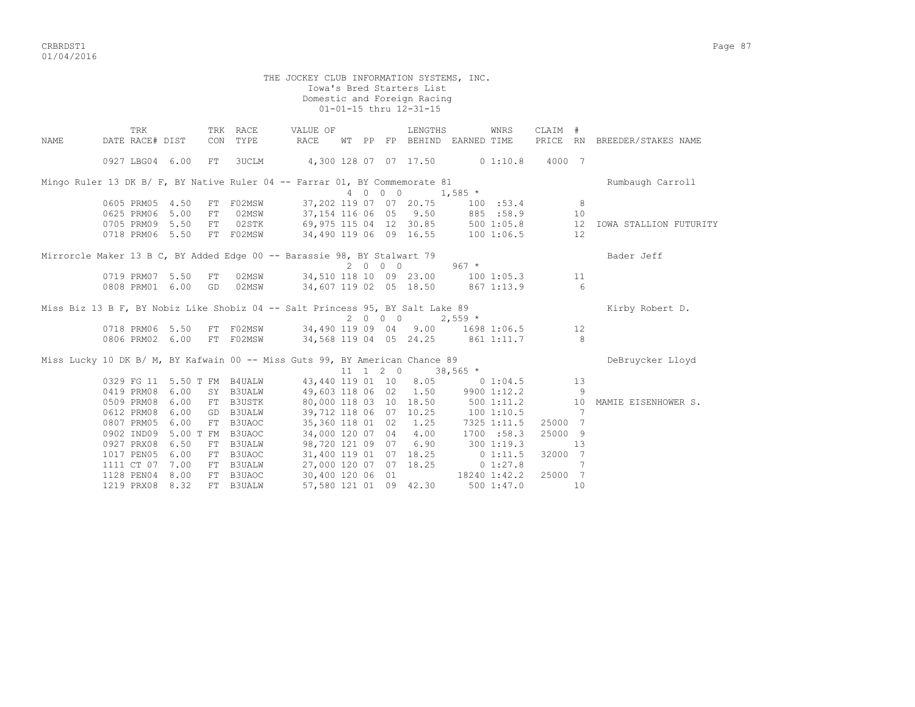THE JOCKEY CLUB INFORMATION SYSTEMS, INC.
Iowa's Bred Starters List
Domestic and Foreign Racing
01-01-15 thru 12-31-15

| NAME | DATE | TRK RACE# | DIST | TRK CON | RACE TYPE | VALUE OF RACE | WT | PP | FP | LENGTHS BEHIND | EARNED | WNRS TIME | CLAIM PRICE | # RN | BREEDER/STAKES NAME |
|---|---|---|---|---|---|---|---|---|---|---|---|---|---|---|---|
| | 0927 | LBG04 | 6.00 | FT | 3UCLM | 4,300 | 128 | 07 | 07 | 17.50 | 0 | 1:10.8 | 4000 | 7 | |
| Mingo Ruler 13 DK B/ F, BY Native Ruler 04 -- Farrar 01, BY Commemorate 81 | | | | | | | 4 0 0 0 | | | | 1,585 * | | | | Rumbaugh Carroll |
| | 0605 | PRM05 | 4.50 | FT | F02MSW | 37,202 | 119 | 07 | 07 | 20.75 | 100 | :53.4 | | 8 | |
| | 0625 | PRM06 | 5.00 | FT | 02MSW | 37,154 | 116 | 06 | 05 | 9.50 | 885 | :58.9 | | 10 | |
| | 0705 | PRM09 | 5.50 | FT | 02STK | 69,975 | 115 | 04 | 12 | 30.85 | 500 | 1:05.8 | | 12 | IOWA STALLION FUTURITY |
| | 0718 | PRM06 | 5.50 | FT | F02MSW | 34,490 | 119 | 06 | 09 | 16.55 | 100 | 1:06.5 | | 12 | |
| Mirrorcle Maker 13 B C, BY Added Edge 00 -- Barassie 98, BY Stalwart 79 | | | | | | | 2 0 0 0 | | | | 967 * | | | | Bader Jeff |
| | 0719 | PRM07 | 5.50 | FT | 02MSW | 34,510 | 118 | 10 | 09 | 23.00 | 100 | 1:05.3 | | 11 | |
| | 0808 | PRM01 | 6.00 | GD | 02MSW | 34,607 | 119 | 02 | 05 | 18.50 | 867 | 1:13.9 | | 6 | |
| Miss Biz 13 B F, BY Nobiz Like Shobiz 04 -- Salt Princess 95, BY Salt Lake 89 | | | | | | | 2 0 0 0 | | | | 2,559 * | | | | Kirby Robert D. |
| | 0718 | PRM06 | 5.50 | FT | F02MSW | 34,490 | 119 | 09 | 04 | 9.00 | 1698 | 1:06.5 | | 12 | |
| | 0806 | PRM02 | 6.00 | FT | F02MSW | 34,568 | 119 | 04 | 05 | 24.25 | 861 | 1:11.7 | | 8 | |
| Miss Lucky 10 DK B/ M, BY Kafwain 00 -- Miss Guts 99, BY American Chance 89 | | | | | | | 11 1 2 0 | | | | 38,565 * | | | | DeBruycker Lloyd |
| | 0329 | FG 11 | 5.50 T | FM | B4UALW | 43,440 | 119 | 01 | 10 | 8.05 | 0 | 1:04.5 | | 13 | |
| | 0419 | PRM08 | 6.00 | SY | B3UALW | 49,603 | 118 | 06 | 02 | 1.50 | 9900 | 1:12.2 | | 9 | |
| | 0509 | PRM08 | 6.00 | FT | B3USTK | 80,000 | 118 | 03 | 10 | 18.50 | 500 | 1:11.2 | | 10 | MAMIE EISENHOWER S. |
| | 0612 | PRM08 | 6.00 | GD | B3UALW | 39,712 | 118 | 06 | 07 | 10.25 | 100 | 1:10.5 | | 7 | |
| | 0807 | PRM05 | 6.00 | FT | B3UAOC | 35,360 | 118 | 01 | 02 | 1.25 | 7325 | 1:11.5 | 25000 | 7 | |
| | 0902 | IND09 | 5.00 T | FM | B3UAOC | 34,000 | 120 | 07 | 04 | 4.00 | 1700 | :58.3 | 25000 | 9 | |
| | 0927 | PRX08 | 6.50 | FT | B3UALW | 98,720 | 121 | 09 | 07 | 6.90 | 300 | 1:19.3 | | 13 | |
| | 1017 | PEN05 | 6.00 | FT | B3UAOC | 31,400 | 119 | 01 | 07 | 18.25 | 0 | 1:11.5 | 32000 | 7 | |
| | 1111 | CT 07 | 7.00 | FT | B3UALW | 27,000 | 120 | 07 | 07 | 18.25 | 0 | 1:27.8 | | 7 | |
| | 1128 | PEN04 | 8.00 | FT | B3UAOC | 30,400 | 120 | 06 | 01 | | 18240 | 1:42.2 | 25000 | 7 | |
| | 1219 | PRX08 | 8.32 | FT | B3UALW | 57,580 | 121 | 01 | 09 | 42.30 | 500 | 1:47.0 | | 10 | |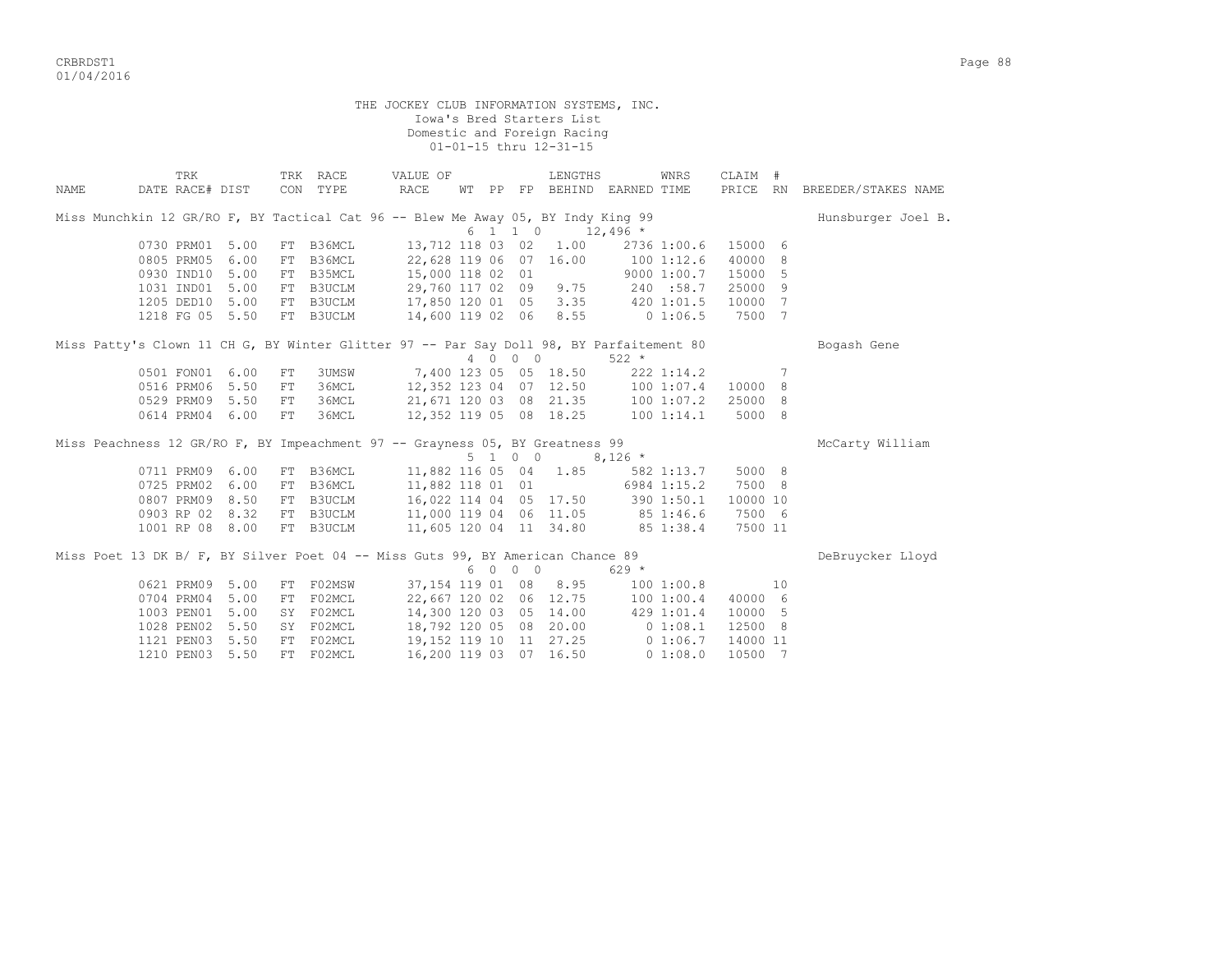THE JOCKEY CLUB INFORMATION SYSTEMS, INC.
Iowa's Bred Starters List
Domestic and Foreign Racing
01-01-15 thru 12-31-15

| NAME | TRK DATE | RACE# | DIST | TRK CON | RACE TYPE | VALUE OF RACE | WT | PP | FP | LENGTHS BEHIND | EARNED | WNRS TIME | CLAIM PRICE | # RN | BREEDER/STAKES NAME |
|---|---|---|---|---|---|---|---|---|---|---|---|---|---|---|---|
| Miss Munchkin 12 GR/RO F, BY Tactical Cat 96 -- Blew Me Away 05, BY Indy King 99 | | | | | | | 6 | 1 | 1 0 | | 12,496 * | | | | Hunsburger Joel B. |
| | 0730 | PRM01 | 5.00 | FT | B36MCL | 13,712 | 118 | 03 | 02 | 1.00 | 2736 | 1:00.6 | 15000 | 6 | |
| | 0805 | PRM05 | 6.00 | FT | B36MCL | 22,628 | 119 | 06 | 07 | 16.00 | 100 | 1:12.6 | 40000 | 8 | |
| | 0930 | IND10 | 5.00 | FT | B35MCL | 15,000 | 118 | 02 | 01 | | 9000 | 1:00.7 | 15000 | 5 | |
| | 1031 | IND01 | 5.00 | FT | B3UCLM | 29,760 | 117 | 02 | 09 | 9.75 | 240 | :58.7 | 25000 | 9 | |
| | 1205 | DED10 | 5.00 | FT | B3UCLM | 17,850 | 120 | 01 | 05 | 3.35 | 420 | 1:01.5 | 10000 | 7 | |
| | 1218 | FG 05 | 5.50 | FT | B3UCLM | 14,600 | 119 | 02 | 06 | 8.55 | 0 | 1:06.5 | 7500 | 7 | |
| Miss Patty's Clown 11 CH G, BY Winter Glitter 97 -- Par Say Doll 98, BY Parfaitement 80 | | | | | | | 4 | 0 | 0 0 | | 522 * | | | | Bogash Gene |
| | 0501 | FON01 | 6.00 | FT | 3UMSW | 7,400 | 123 | 05 | 05 | 18.50 | 222 | 1:14.2 | | 7 | |
| | 0516 | PRM06 | 5.50 | FT | 36MCL | 12,352 | 123 | 04 | 07 | 12.50 | 100 | 1:07.4 | 10000 | 8 | |
| | 0529 | PRM09 | 5.50 | FT | 36MCL | 21,671 | 120 | 03 | 08 | 21.35 | 100 | 1:07.2 | 25000 | 8 | |
| | 0614 | PRM04 | 6.00 | FT | 36MCL | 12,352 | 119 | 05 | 08 | 18.25 | 100 | 1:14.1 | 5000 | 8 | |
| Miss Peachness 12 GR/RO F, BY Impeachment 97 -- Grayness 05, BY Greatness 99 | | | | | | | 5 | 1 | 0 0 | | 8,126 * | | | | McCarty William |
| | 0711 | PRM09 | 6.00 | FT | B36MCL | 11,882 | 116 | 05 | 04 | 1.85 | 582 | 1:13.7 | 5000 | 8 | |
| | 0725 | PRM02 | 6.00 | FT | B36MCL | 11,882 | 118 | 01 | 01 | | 6984 | 1:15.2 | 7500 | 8 | |
| | 0807 | PRM09 | 8.50 | FT | B3UCLM | 16,022 | 114 | 04 | 05 | 17.50 | 390 | 1:50.1 | 10000 | 10 | |
| | 0903 | RP 02 | 8.32 | FT | B3UCLM | 11,000 | 119 | 04 | 06 | 11.05 | 85 | 1:46.6 | 7500 | 6 | |
| | 1001 | RP 08 | 8.00 | FT | B3UCLM | 11,605 | 120 | 04 | 11 | 34.80 | 85 | 1:38.4 | 7500 | 11 | |
| Miss Poet 13 DK B/ F, BY Silver Poet 04 -- Miss Guts 99, BY American Chance 89 | | | | | | | 6 | 0 | 0 0 | | 629 * | | | | DeBruycker Lloyd |
| | 0621 | PRM09 | 5.00 | FT | F02MSW | 37,154 | 119 | 01 | 08 | 8.95 | 100 | 1:00.8 | | 10 | |
| | 0704 | PRM04 | 5.00 | FT | F02MCL | 22,667 | 120 | 02 | 06 | 12.75 | 100 | 1:00.4 | 40000 | 6 | |
| | 1003 | PEN01 | 5.00 | SY | F02MCL | 14,300 | 120 | 03 | 05 | 14.00 | 429 | 1:01.4 | 10000 | 5 | |
| | 1028 | PEN02 | 5.50 | SY | F02MCL | 18,792 | 120 | 05 | 08 | 20.00 | 0 | 1:08.1 | 12500 | 8 | |
| | 1121 | PEN03 | 5.50 | FT | F02MCL | 19,152 | 119 | 10 | 11 | 27.25 | 0 | 1:06.7 | 14000 | 11 | |
| | 1210 | PEN03 | 5.50 | FT | F02MCL | 16,200 | 119 | 03 | 07 | 16.50 | 0 | 1:08.0 | 10500 | 7 | |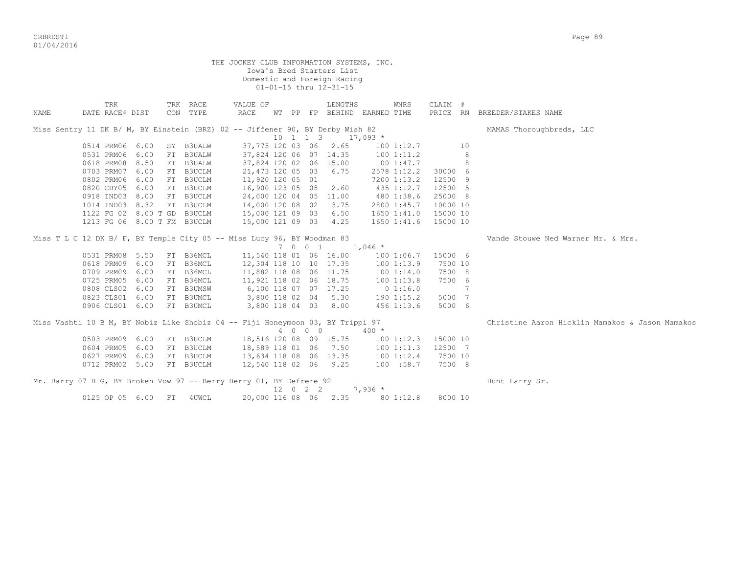THE JOCKEY CLUB INFORMATION SYSTEMS, INC.
Iowa's Bred Starters List
Domestic and Foreign Racing
01-01-15 thru 12-31-15

| NAME | TRK DATE RACE# | DIST | TRK CON | RACE TYPE | VALUE OF RACE | WT | PP | FP | LENGTHS BEHIND | EARNED | WNRS TIME | CLAIM PRICE | # RN | BREEDER/STAKES NAME |
|---|---|---|---|---|---|---|---|---|---|---|---|---|---|---|
| Miss Sentry 11 DK B/ M, BY Einstein (BRZ) 02 -- Jiffener 90, BY Derby Wish 82 | | | | | | | | | | | | | | MAMAS Thoroughbreds, LLC |
| | | | | | | 10 | 1 1 3 | | | 17,093 * | | | | |
| | 0514 PRM06 | 6.00 | SY | B3UALW | 37,775 | 120 | 03 | 06 | 2.65 | 100 | 1:12.7 | | 10 | |
| | 0531 PRM06 | 6.00 | FT | B3UALW | 37,824 | 120 | 06 | 07 | 14.35 | 100 | 1:11.2 | | 8 | |
| | 0618 PRM08 | 8.50 | FT | B3UALW | 37,824 | 120 | 02 | 06 | 15.00 | 100 | 1:47.7 | | 8 | |
| | 0703 PRM07 | 6.00 | FT | B3UCLM | 21,473 | 120 | 05 | 03 | 6.75 | 2578 | 1:12.2 | 30000 | 6 | |
| | 0802 PRM06 | 6.00 | FT | B3UCLM | 11,920 | 120 | 05 | 01 | | 7200 | 1:13.2 | 12500 | 9 | |
| | 0820 CBY05 | 6.00 | FT | B3UCLM | 16,900 | 123 | 05 | 05 | 2.60 | 435 | 1:12.7 | 12500 | 5 | |
| | 0918 IND03 | 8.00 | FT | B3UCLM | 24,000 | 120 | 04 | 05 | 11.00 | 480 | 1:38.6 | 25000 | 8 | |
| | 1014 IND03 | 8.32 | FT | B3UCLM | 14,000 | 120 | 08 | 02 | 3.75 | 2800 | 1:45.7 | 10000 | 10 | |
| | 1122 FG 02 | 8.00 T | GD | B3UCLM | 15,000 | 121 | 09 | 03 | 6.50 | 1650 | 1:41.0 | 15000 | 10 | |
| | 1213 FG 06 | 8.00 T | FM | B3UCLM | 15,000 | 121 | 09 | 03 | 4.25 | 1650 | 1:41.6 | 15000 | 10 | |
| Miss T L C 12 DK B/ F, BY Temple City 05 -- Miss Lucy 96, BY Woodman 83 | | | | | | | | | | | | | | Vande Stouwe Ned Warner Mr. & Mrs. |
| | | | | | | 7 | 0 0 1 | | | 1,046 * | | | | |
| | 0531 PRM08 | 5.50 | FT | B36MCL | 11,540 | 118 | 01 | 06 | 16.00 | 100 | 1:06.7 | 15000 | 6 | |
| | 0618 PRM09 | 6.00 | FT | B36MCL | 12,304 | 118 | 10 | 10 | 17.35 | 100 | 1:13.9 | 7500 | 10 | |
| | 0709 PRM09 | 6.00 | FT | B36MCL | 11,882 | 118 | 08 | 06 | 11.75 | 100 | 1:14.0 | 7500 | 8 | |
| | 0725 PRM05 | 6.00 | FT | B36MCL | 11,921 | 118 | 02 | 06 | 18.75 | 100 | 1:13.8 | 7500 | 6 | |
| | 0808 CLS02 | 6.00 | FT | B3UMSW | 6,100 | 118 | 07 | 07 | 17.25 | 0 | 1:16.0 | | 7 | |
| | 0823 CLS01 | 6.00 | FT | B3UMCL | 3,800 | 118 | 02 | 04 | 5.30 | 190 | 1:15.2 | 5000 | 7 | |
| | 0906 CLS01 | 6.00 | FT | B3UMCL | 3,800 | 118 | 04 | 03 | 8.00 | 456 | 1:13.6 | 5000 | 6 | |
| Miss Vashti 10 B M, BY Nobiz Like Shobiz 04 -- Fiji Honeymoon 03, BY Trippi 97 | | | | | | | | | | | | | | Christine Aaron Hicklin Mamakos & Jason Mamakos |
| | | | | | | 4 | 0 0 0 | | | 400 * | | | | |
| | 0503 PRM09 | 6.00 | FT | B3UCLM | 18,516 | 120 | 08 | 09 | 15.75 | 100 | 1:12.3 | 15000 | 10 | |
| | 0604 PRM05 | 6.00 | FT | B3UCLM | 18,589 | 118 | 01 | 06 | 7.50 | 100 | 1:11.3 | 12500 | 7 | |
| | 0627 PRM09 | 6.00 | FT | B3UCLM | 13,634 | 118 | 08 | 06 | 13.35 | 100 | 1:12.4 | 7500 | 10 | |
| | 0712 PRM02 | 5.00 | FT | B3UCLM | 12,540 | 118 | 02 | 06 | 9.25 | 100 | :58.7 | 7500 | 8 | |
| Mr. Barry 07 B G, BY Broken Vow 97 -- Berry Berry 01, BY Defrere 92 | | | | | | | | | | | | | | Hunt Larry Sr. |
| | | | | | | 12 | 0 2 2 | | | 7,936 * | | | | |
| | 0125 OP 05 | 6.00 | FT | 4UWCL | 20,000 | 116 | 08 | 06 | 2.35 | 80 | 1:12.8 | 8000 | 10 | |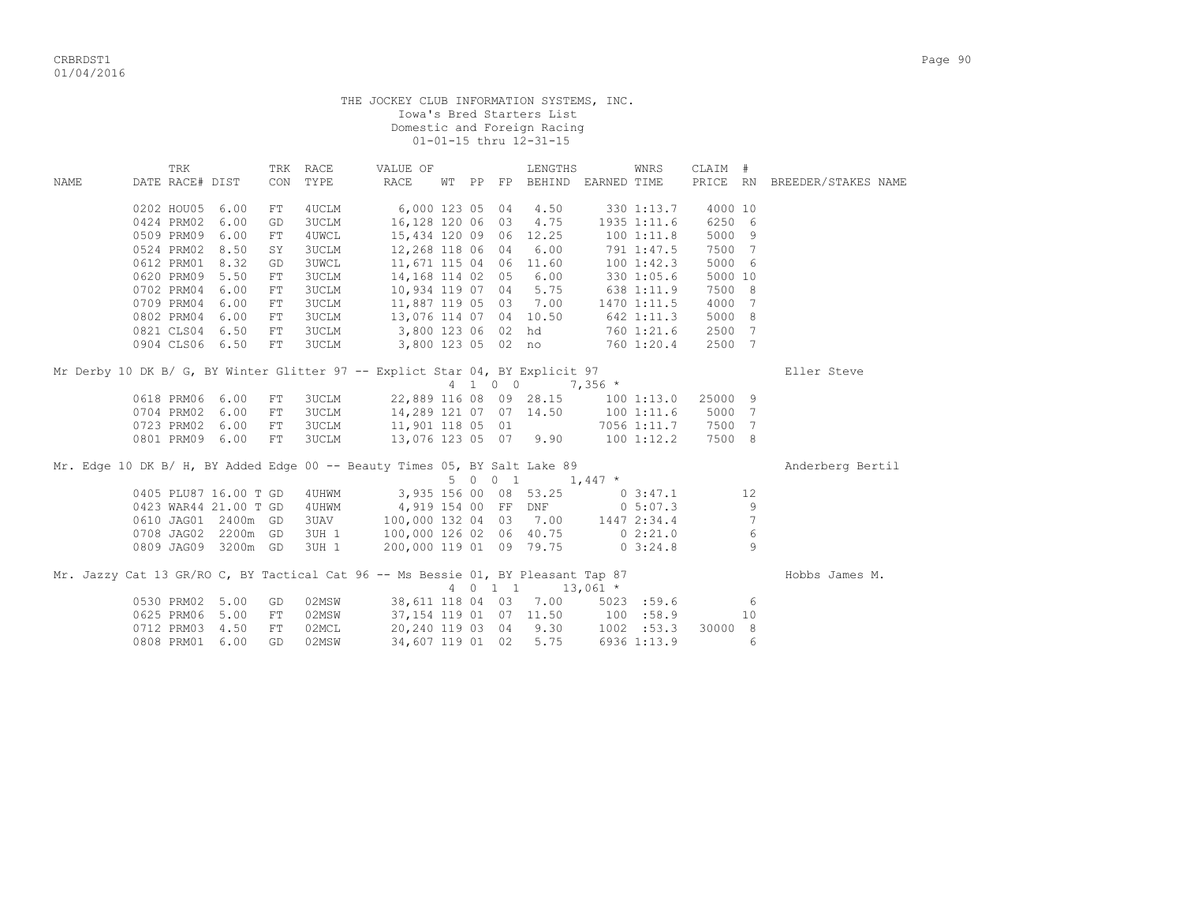THE JOCKEY CLUB INFORMATION SYSTEMS, INC.
Iowa's Bred Starters List
Domestic and Foreign Racing
01-01-15 thru 12-31-15

| NAME | TRK DATE RACE# | DIST | TRK CON | RACE TYPE | VALUE OF RACE | WT | PP | FP | LENGTHS BEHIND | EARNED | WNRS TIME | CLAIM PRICE | # RN | BREEDER/STAKES NAME |
|---|---|---|---|---|---|---|---|---|---|---|---|---|---|---|
| | 0202 HOU05 | 6.00 | FT | 4UCLM | 6,000 | 123 | 05 | 04 | 4.50 | 330 | 1:13.7 | 4000 | 10 | |
| | 0424 PRM02 | 6.00 | GD | 3UCLM | 16,128 | 120 | 06 | 03 | 4.75 | 1935 | 1:11.6 | 6250 | 6 | |
| | 0509 PRM09 | 6.00 | FT | 4UWCL | 15,434 | 120 | 09 | 06 | 12.25 | 100 | 1:11.8 | 5000 | 9 | |
| | 0524 PRM02 | 8.50 | SY | 3UCLM | 12,268 | 118 | 06 | 04 | 6.00 | 791 | 1:47.5 | 7500 | 7 | |
| | 0612 PRM01 | 8.32 | GD | 3UWCL | 11,671 | 115 | 04 | 06 | 11.60 | 100 | 1:42.3 | 5000 | 6 | |
| | 0620 PRM09 | 5.50 | FT | 3UCLM | 14,168 | 114 | 02 | 05 | 6.00 | 330 | 1:05.6 | 5000 | 10 | |
| | 0702 PRM04 | 6.00 | FT | 3UCLM | 10,934 | 119 | 07 | 04 | 5.75 | 638 | 1:11.9 | 7500 | 8 | |
| | 0709 PRM04 | 6.00 | FT | 3UCLM | 11,887 | 119 | 05 | 03 | 7.00 | 1470 | 1:11.5 | 4000 | 7 | |
| | 0802 PRM04 | 6.00 | FT | 3UCLM | 13,076 | 114 | 07 | 04 | 10.50 | 642 | 1:11.3 | 5000 | 8 | |
| | 0821 CLS04 | 6.50 | FT | 3UCLM | 3,800 | 123 | 06 | 02 | hd | 760 | 1:21.6 | 2500 | 7 | |
| | 0904 CLS06 | 6.50 | FT | 3UCLM | 3,800 | 123 | 05 | 02 | no | 760 | 1:20.4 | 2500 | 7 | |
| Mr Derby 10 DK B/ G, BY Winter Glitter 97 -- Explict Star 04, BY Explicit 97 | | | | | | 4 | 1 | 0 0 | | 7,356 * | | | | Eller Steve |
| | 0618 PRM06 | 6.00 | FT | 3UCLM | 22,889 | 116 | 08 | 09 | 28.15 | 100 | 1:13.0 | 25000 | 9 | |
| | 0704 PRM02 | 6.00 | FT | 3UCLM | 14,289 | 121 | 07 | 07 | 14.50 | 100 | 1:11.6 | 5000 | 7 | |
| | 0723 PRM02 | 6.00 | FT | 3UCLM | 11,901 | 118 | 05 | 01 | | 7056 | 1:11.7 | 7500 | 7 | |
| | 0801 PRM09 | 6.00 | FT | 3UCLM | 13,076 | 123 | 05 | 07 | 9.90 | 100 | 1:12.2 | 7500 | 8 | |
| Mr. Edge 10 DK B/ H, BY Added Edge 00 -- Beauty Times 05, BY Salt Lake 89 | | | | | | 5 | 0 | 0 1 | | 1,447 * | | | | Anderberg Bertil |
| | 0405 PLU87 | 16.00 T | GD | 4UHWM | 3,935 | 156 | 00 | 08 | 53.25 | 0 | 3:47.1 | | 12 | |
| | 0423 WAR44 | 21.00 T | GD | 4UHWM | 4,919 | 154 | 00 | FF | DNF | 0 | 5:07.3 | | 9 | |
| | 0610 JAG01 | 2400m | GD | 3UAV | 100,000 | 132 | 04 | 03 | 7.00 | 1447 | 2:34.4 | | 7 | |
| | 0708 JAG02 | 2200m | GD | 3UH 1 | 100,000 | 126 | 02 | 06 | 40.75 | 0 | 2:21.0 | | 6 | |
| | 0809 JAG09 | 3200m | GD | 3UH 1 | 200,000 | 119 | 01 | 09 | 79.75 | 0 | 3:24.8 | | 9 | |
| Mr. Jazzy Cat 13 GR/RO C, BY Tactical Cat 96 -- Ms Bessie 01, BY Pleasant Tap 87 | | | | | | 4 | 0 | 1 1 | | 13,061 * | | | | Hobbs James M. |
| | 0530 PRM02 | 5.00 | GD | 02MSW | 38,611 | 118 | 04 | 03 | 7.00 | 5023 | :59.6 | | 6 | |
| | 0625 PRM06 | 5.00 | FT | 02MSW | 37,154 | 119 | 01 | 07 | 11.50 | 100 | :58.9 | | 10 | |
| | 0712 PRM03 | 4.50 | FT | 02MCL | 20,240 | 119 | 03 | 04 | 9.30 | 1002 | :53.3 | 30000 | 8 | |
| | 0808 PRM01 | 6.00 | GD | 02MSW | 34,607 | 119 | 01 | 02 | 5.75 | 6936 | 1:13.9 | | 6 | |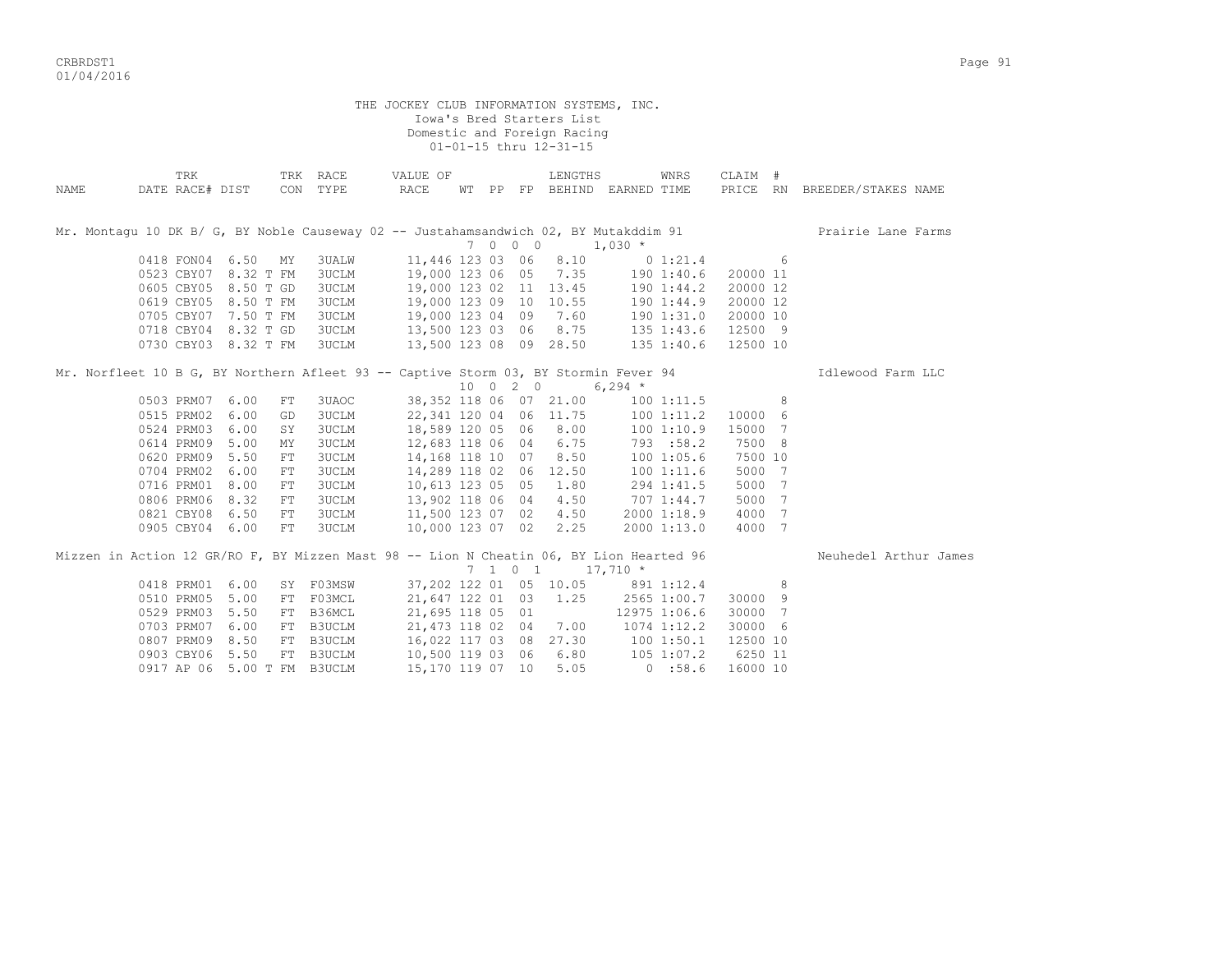THE JOCKEY CLUB INFORMATION SYSTEMS, INC.
Iowa's Bred Starters List
Domestic and Foreign Racing
01-01-15 thru 12-31-15

| NAME | DATE | TRK RACE# | DIST | TRK CON | RACE TYPE | VALUE OF RACE | WT | PP | FP | LENGTHS BEHIND | EARNED | WNRS TIME | CLAIM PRICE | # RN | BREEDER/STAKES NAME |
|---|---|---|---|---|---|---|---|---|---|---|---|---|---|---|---|
| Mr. Montagu 10 DK B/ G, BY Noble Causeway 02 -- Justahamsandwich 02, BY Mutakddim 91 | | | | | | | 7 | 0 0 0 | | | 1,030 * | | | | Prairie Lane Farms |
| | 0418 | FON04 | 6.50 | MY | 3UALW | 11,446 | 123 | 03 | 06 | 8.10 | 0 | 1:21.4 | | 6 | |
| | 0523 | CBY07 | 8.32 T | FM | 3UCLM | 19,000 | 123 | 06 | 05 | 7.35 | 190 | 1:40.6 | 20000 | 11 | |
| | 0605 | CBY05 | 8.50 T | GD | 3UCLM | 19,000 | 123 | 02 | 11 | 13.45 | 190 | 1:44.2 | 20000 | 12 | |
| | 0619 | CBY05 | 8.50 T | FM | 3UCLM | 19,000 | 123 | 09 | 10 | 10.55 | 190 | 1:44.9 | 20000 | 12 | |
| | 0705 | CBY07 | 7.50 T | FM | 3UCLM | 19,000 | 123 | 04 | 09 | 7.60 | 190 | 1:31.0 | 20000 | 10 | |
| | 0718 | CBY04 | 8.32 T | GD | 3UCLM | 13,500 | 123 | 03 | 06 | 8.75 | 135 | 1:43.6 | 12500 | 9 | |
| | 0730 | CBY03 | 8.32 T | FM | 3UCLM | 13,500 | 123 | 08 | 09 | 28.50 | 135 | 1:40.6 | 12500 | 10 | |
| Mr. Norfleet 10 B G, BY Northern Afleet 93 -- Captive Storm 03, BY Stormin Fever 94 | | | | | | | 10 | 0 2 0 | | | 6,294 * | | | | Idlewood Farm LLC |
| | 0503 | PRM07 | 6.00 | FT | 3UAOC | 38,352 | 118 | 06 | 07 | 21.00 | 100 | 1:11.5 | | 8 | |
| | 0515 | PRM02 | 6.00 | GD | 3UCLM | 22,341 | 120 | 04 | 06 | 11.75 | 100 | 1:11.2 | 10000 | 6 | |
| | 0524 | PRM03 | 6.00 | SY | 3UCLM | 18,589 | 120 | 05 | 06 | 8.00 | 100 | 1:10.9 | 15000 | 7 | |
| | 0614 | PRM09 | 5.00 | MY | 3UCLM | 12,683 | 118 | 06 | 04 | 6.75 | 793 | :58.2 | 7500 | 8 | |
| | 0620 | PRM09 | 5.50 | FT | 3UCLM | 14,168 | 118 | 10 | 07 | 8.50 | 100 | 1:05.6 | 7500 | 10 | |
| | 0704 | PRM02 | 6.00 | FT | 3UCLM | 14,289 | 118 | 02 | 06 | 12.50 | 100 | 1:11.6 | 5000 | 7 | |
| | 0716 | PRM01 | 8.00 | FT | 3UCLM | 10,613 | 123 | 05 | 05 | 1.80 | 294 | 1:41.5 | 5000 | 7 | |
| | 0806 | PRM06 | 8.32 | FT | 3UCLM | 13,902 | 118 | 06 | 04 | 4.50 | 707 | 1:44.7 | 5000 | 7 | |
| | 0821 | CBY08 | 6.50 | FT | 3UCLM | 11,500 | 123 | 07 | 02 | 4.50 | 2000 | 1:18.9 | 4000 | 7 | |
| | 0905 | CBY04 | 6.00 | FT | 3UCLM | 10,000 | 123 | 07 | 02 | 2.25 | 2000 | 1:13.0 | 4000 | 7 | |
| Mizzen in Action 12 GR/RO F, BY Mizzen Mast 98 -- Lion N Cheatin 06, BY Lion Hearted 96 | | | | | | | 7 | 1 0 1 | | | 17,710 * | | | | Neuhedel Arthur James |
| | 0418 | PRM01 | 6.00 | SY | F03MSW | 37,202 | 122 | 01 | 05 | 10.05 | 891 | 1:12.4 | | 8 | |
| | 0510 | PRM05 | 5.00 | FT | F03MCL | 21,647 | 122 | 01 | 03 | 1.25 | 2565 | 1:00.7 | 30000 | 9 | |
| | 0529 | PRM03 | 5.50 | FT | B36MCL | 21,695 | 118 | 05 | 01 | | 12975 | 1:06.6 | 30000 | 7 | |
| | 0703 | PRM07 | 6.00 | FT | B3UCLM | 21,473 | 118 | 02 | 04 | 7.00 | 1074 | 1:12.2 | 30000 | 6 | |
| | 0807 | PRM09 | 8.50 | FT | B3UCLM | 16,022 | 117 | 03 | 08 | 27.30 | 100 | 1:50.1 | 12500 | 10 | |
| | 0903 | CBY06 | 5.50 | FT | B3UCLM | 10,500 | 119 | 03 | 06 | 6.80 | 105 | 1:07.2 | 6250 | 11 | |
| | 0917 | AP 06 | 5.00 T | FM | B3UCLM | 15,170 | 119 | 07 | 10 | 5.05 | 0 | :58.6 | 16000 | 10 | |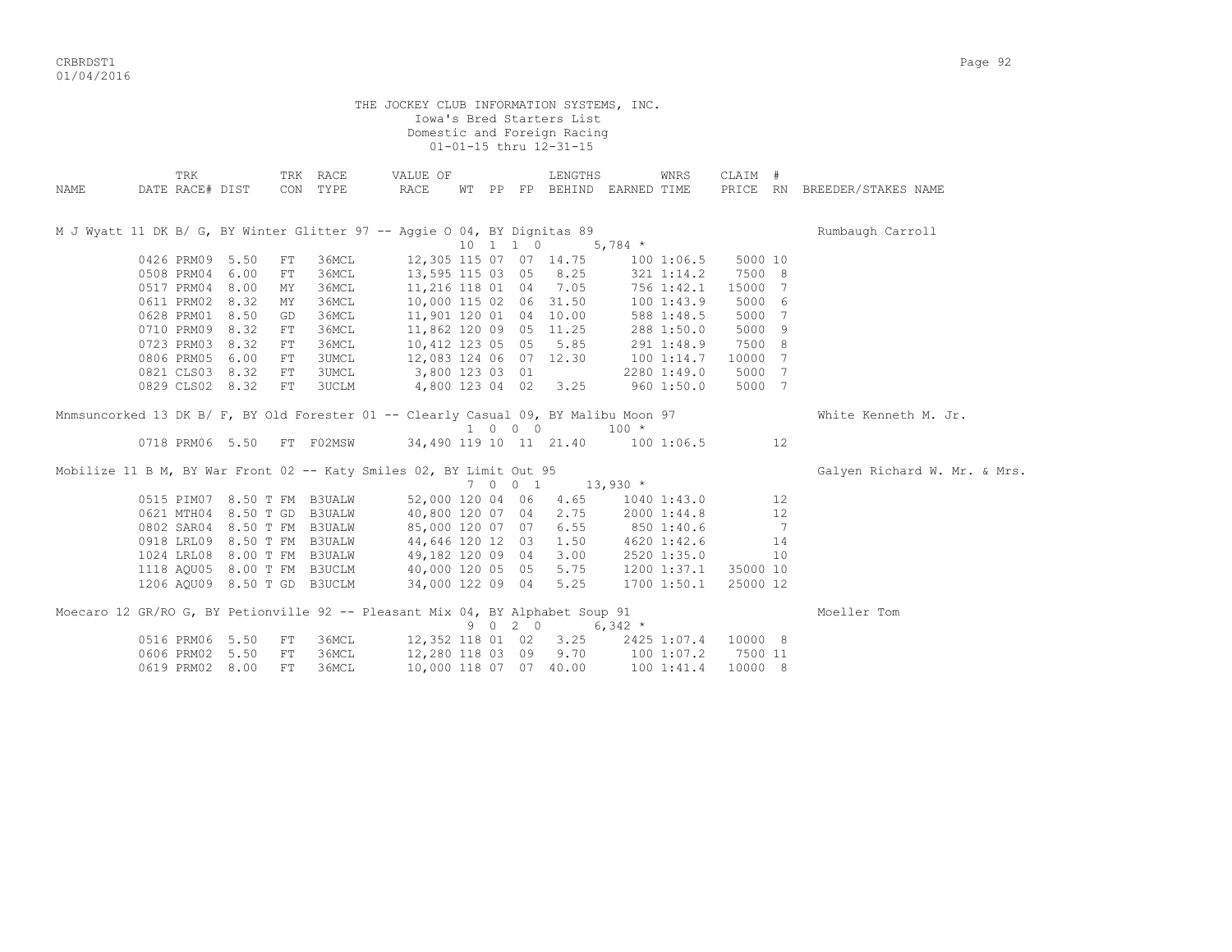THE JOCKEY CLUB INFORMATION SYSTEMS, INC.
Iowa's Bred Starters List
Domestic and Foreign Racing
01-01-15 thru 12-31-15

| NAME | TRK DATE RACE# | DIST | TRK CON | RACE TYPE | VALUE OF RACE | WT | PP | FP | LENGTHS BEHIND | EARNED | WNRS TIME | CLAIM PRICE | # RN | BREEDER/STAKES NAME |
|---|---|---|---|---|---|---|---|---|---|---|---|---|---|---|
| M J Wyatt 11 DK B/ G, BY Winter Glitter 97 -- Aggie O 04, BY Dignitas 89 | | | | | | 10 | 1 1 0 | | | 5,784 * | | | | Rumbaugh Carroll |
| | 0426 PRM09 | 5.50 | FT | 36MCL | 12,305 | 115 | 07 | 07 | 14.75 | 100 | 1:06.5 | 5000 | 10 | |
| | 0508 PRM04 | 6.00 | FT | 36MCL | 13,595 | 115 | 03 | 05 | 8.25 | 321 | 1:14.2 | 7500 | 8 | |
| | 0517 PRM04 | 8.00 | MY | 36MCL | 11,216 | 118 | 01 | 04 | 7.05 | 756 | 1:42.1 | 15000 | 7 | |
| | 0611 PRM02 | 8.32 | MY | 36MCL | 10,000 | 115 | 02 | 06 | 31.50 | 100 | 1:43.9 | 5000 | 6 | |
| | 0628 PRM01 | 8.50 | GD | 36MCL | 11,901 | 120 | 01 | 04 | 10.00 | 588 | 1:48.5 | 5000 | 7 | |
| | 0710 PRM09 | 8.32 | FT | 36MCL | 11,862 | 120 | 09 | 05 | 11.25 | 288 | 1:50.0 | 5000 | 9 | |
| | 0723 PRM03 | 8.32 | FT | 36MCL | 10,412 | 123 | 05 | 05 | 5.85 | 291 | 1:48.9 | 7500 | 8 | |
| | 0806 PRM05 | 6.00 | FT | 3UMCL | 12,083 | 124 | 06 | 07 | 12.30 | 100 | 1:14.7 | 10000 | 7 | |
| | 0821 CLS03 | 8.32 | FT | 3UMCL | 3,800 | 123 | 03 | 01 | | 2280 | 1:49.0 | 5000 | 7 | |
| | 0829 CLS02 | 8.32 | FT | 3UCLM | 4,800 | 123 | 04 | 02 | 3.25 | 960 | 1:50.0 | 5000 | 7 | |
| Mnmsuncorked 13 DK B/ F, BY Old Forester 01 -- Clearly Casual 09, BY Malibu Moon 97 | | | | | | 1 | 0 0 0 | | | 100 * | | | | White Kenneth M. Jr. |
| | 0718 PRM06 | 5.50 | FT | F02MSW | 34,490 | 119 | 10 | 11 | 21.40 | 100 | 1:06.5 | | 12 | |
| Mobilize 11 B M, BY War Front 02 -- Katy Smiles 02, BY Limit Out 95 | | | | | | 7 | 0 0 1 | | | 13,930 * | | | | Galyen Richard W. Mr. & Mrs. |
| | 0515 PIM07 | 8.50 T | FM | B3UALW | 52,000 | 120 | 04 | 06 | 4.65 | 1040 | 1:43.0 | | 12 | |
| | 0621 MTH04 | 8.50 T | GD | B3UALW | 40,800 | 120 | 07 | 04 | 2.75 | 2000 | 1:44.8 | | 12 | |
| | 0802 SAR04 | 8.50 T | FM | B3UALW | 85,000 | 120 | 07 | 07 | 6.55 | 850 | 1:40.6 | | 7 | |
| | 0918 LRL09 | 8.50 T | FM | B3UALW | 44,646 | 120 | 12 | 03 | 1.50 | 4620 | 1:42.6 | | 14 | |
| | 1024 LRL08 | 8.00 T | FM | B3UALW | 49,182 | 120 | 09 | 04 | 3.00 | 2520 | 1:35.0 | | 10 | |
| | 1118 AQU05 | 8.00 T | FM | B3UCLM | 40,000 | 120 | 05 | 05 | 5.75 | 1200 | 1:37.1 | 35000 | 10 | |
| | 1206 AQU09 | 8.50 T | GD | B3UCLM | 34,000 | 122 | 09 | 04 | 5.25 | 1700 | 1:50.1 | 25000 | 12 | |
| Moecaro 12 GR/RO G, BY Petionville 92 -- Pleasant Mix 04, BY Alphabet Soup 91 | | | | | | 9 | 0 2 0 | | | 6,342 * | | | | Moeller Tom |
| | 0516 PRM06 | 5.50 | FT | 36MCL | 12,352 | 118 | 01 | 02 | 3.25 | 2425 | 1:07.4 | 10000 | 8 | |
| | 0606 PRM02 | 5.50 | FT | 36MCL | 12,280 | 118 | 03 | 09 | 9.70 | 100 | 1:07.2 | 7500 | 11 | |
| | 0619 PRM02 | 8.00 | FT | 36MCL | 10,000 | 118 | 07 | 07 | 40.00 | 100 | 1:41.4 | 10000 | 8 | |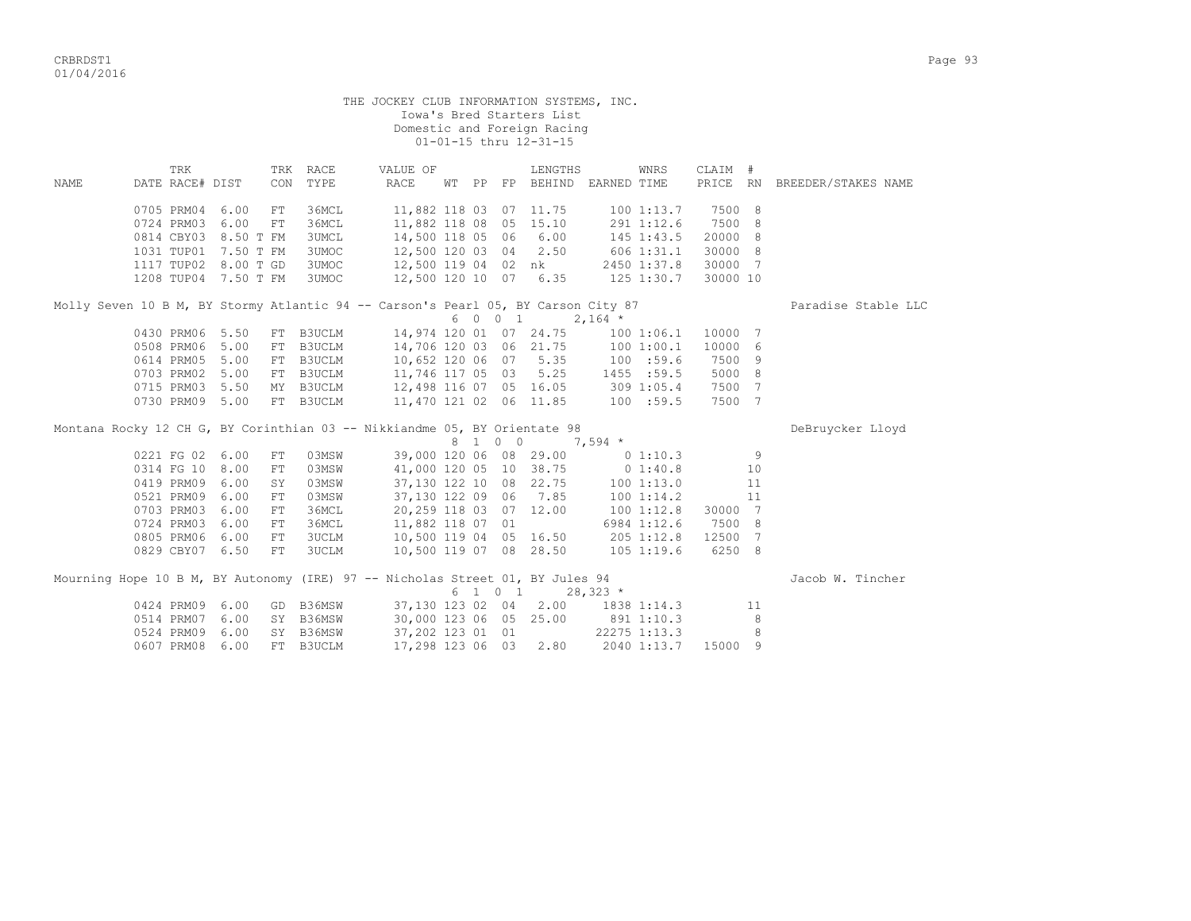THE JOCKEY CLUB INFORMATION SYSTEMS, INC.
Iowa's Bred Starters List
Domestic and Foreign Racing
01-01-15 thru 12-31-15

| NAME | TRK DATE | RACE# | DIST | TRK CON | RACE TYPE | VALUE OF RACE | WT | PP | FP | LENGTHS BEHIND | EARNED | WNRS TIME | CLAIM PRICE | # RN | BREEDER/STAKES NAME |
|---|---|---|---|---|---|---|---|---|---|---|---|---|---|---|---|
| | 0705 | PRM04 | 6.00 | FT | 36MCL | 11,882 | 118 | 03 | 07 | 11.75 | 100 | 1:13.7 | 7500 | 8 | |
| | 0724 | PRM03 | 6.00 | FT | 36MCL | 11,882 | 118 | 08 | 05 | 15.10 | 291 | 1:12.6 | 7500 | 8 | |
| | 0814 | CBY03 | 8.50 T | FM | 3UMCL | 14,500 | 118 | 05 | 06 | 6.00 | 145 | 1:43.5 | 20000 | 8 | |
| | 1031 | TUP01 | 7.50 T | FM | 3UMOC | 12,500 | 120 | 03 | 04 | 2.50 | 606 | 1:31.1 | 30000 | 8 | |
| | 1117 | TUP02 | 8.00 T | GD | 3UMOC | 12,500 | 119 | 04 | 02 | nk | 2450 | 1:37.8 | 30000 | 7 | |
| | 1208 | TUP04 | 7.50 T | FM | 3UMOC | 12,500 | 120 | 10 | 07 | 6.35 | 125 | 1:30.7 | 30000 | 10 | |
| Molly Seven 10 B M, BY Stormy Atlantic 94 -- Carson's Pearl 05, BY Carson City 87 | | | | | | | 6 | 0 0 1 | | | 2,164 * | | | | Paradise Stable LLC |
| | 0430 | PRM06 | 5.50 | FT | B3UCLM | 14,974 | 120 | 01 | 07 | 24.75 | 100 | 1:06.1 | 10000 | 7 | |
| | 0508 | PRM06 | 5.00 | FT | B3UCLM | 14,706 | 120 | 03 | 06 | 21.75 | 100 | 1:00.1 | 10000 | 6 | |
| | 0614 | PRM05 | 5.00 | FT | B3UCLM | 10,652 | 120 | 06 | 07 | 5.35 | 100 | :59.6 | 7500 | 9 | |
| | 0703 | PRM02 | 5.00 | FT | B3UCLM | 11,746 | 117 | 05 | 03 | 5.25 | 1455 | :59.5 | 5000 | 8 | |
| | 0715 | PRM03 | 5.50 | MY | B3UCLM | 12,498 | 116 | 07 | 05 | 16.05 | 309 | 1:05.4 | 7500 | 7 | |
| | 0730 | PRM09 | 5.00 | FT | B3UCLM | 11,470 | 121 | 02 | 06 | 11.85 | 100 | :59.5 | 7500 | 7 | |
| Montana Rocky 12 CH G, BY Corinthian 03 -- Nikkiandme 05, BY Orientate 98 | | | | | | | 8 | 1 0 0 | | | 7,594 * | | | | DeBruycker Lloyd |
| | 0221 | FG 02 | 6.00 | FT | 03MSW | 39,000 | 120 | 06 | 08 | 29.00 | 0 | 1:10.3 | | 9 | |
| | 0314 | FG 10 | 8.00 | FT | 03MSW | 41,000 | 120 | 05 | 10 | 38.75 | 0 | 1:40.8 | | 10 | |
| | 0419 | PRM09 | 6.00 | SY | 03MSW | 37,130 | 122 | 10 | 08 | 22.75 | 100 | 1:13.0 | | 11 | |
| | 0521 | PRM09 | 6.00 | FT | 03MSW | 37,130 | 122 | 09 | 06 | 7.85 | 100 | 1:14.2 | | 11 | |
| | 0703 | PRM03 | 6.00 | FT | 36MCL | 20,259 | 118 | 03 | 07 | 12.00 | 100 | 1:12.8 | 30000 | 7 | |
| | 0724 | PRM03 | 6.00 | FT | 36MCL | 11,882 | 118 | 07 | 01 | | 6984 | 1:12.6 | 7500 | 8 | |
| | 0805 | PRM06 | 6.00 | FT | 3UCLM | 10,500 | 119 | 04 | 05 | 16.50 | 205 | 1:12.8 | 12500 | 7 | |
| | 0829 | CBY07 | 6.50 | FT | 3UCLM | 10,500 | 119 | 07 | 08 | 28.50 | 105 | 1:19.6 | 6250 | 8 | |
| Mourning Hope 10 B M, BY Autonomy (IRE) 97 -- Nicholas Street 01, BY Jules 94 | | | | | | | 6 | 1 0 1 | | | 28,323 * | | | | Jacob W. Tincher |
| | 0424 | PRM09 | 6.00 | GD | B36MSW | 37,130 | 123 | 02 | 04 | 2.00 | 1838 | 1:14.3 | | 11 | |
| | 0514 | PRM07 | 6.00 | SY | B36MSW | 30,000 | 123 | 06 | 05 | 25.00 | 891 | 1:10.3 | | 8 | |
| | 0524 | PRM09 | 6.00 | SY | B36MSW | 37,202 | 123 | 01 | 01 | | 22275 | 1:13.3 | | 8 | |
| | 0607 | PRM08 | 6.00 | FT | B3UCLM | 17,298 | 123 | 06 | 03 | 2.80 | 2040 | 1:13.7 | 15000 | 9 | |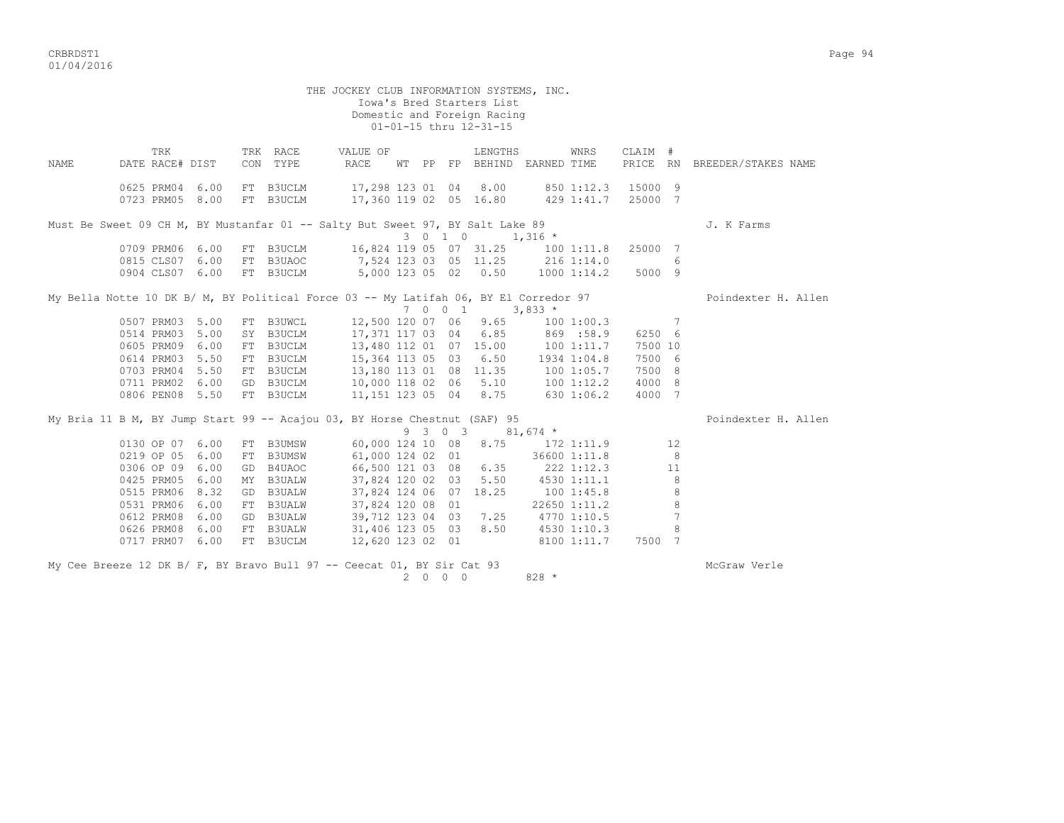THE JOCKEY CLUB INFORMATION SYSTEMS, INC.
Iowa's Bred Starters List
Domestic and Foreign Racing
01-01-15 thru 12-31-15

| NAME | TRK DATE | RACE# | DIST | TRK CON | RACE TYPE | VALUE OF RACE | WT | PP | FP | LENGTHS BEHIND | EARNED | WNRS TIME | CLAIM PRICE | # RN | BREEDER/STAKES NAME |
|---|---|---|---|---|---|---|---|---|---|---|---|---|---|---|---|
| | 0625 | PRM04 | 6.00 | FT | B3UCLM | 17,298 | 123 | 01 | 04 | 8.00 | 850 | 1:12.3 | 15000 | 9 | |
| | 0723 | PRM05 | 8.00 | FT | B3UCLM | 17,360 | 119 | 02 | 05 | 16.80 | 429 | 1:41.7 | 25000 | 7 | |
| Must Be Sweet 09 CH M, BY Mustanfar 01 -- Salty But Sweet 97, BY Salt Lake 89 | | | | | | | | | | | | | | | J. K Farms |
| 3 0 1 0 1,316 * | | | | | | | | | | | | | | | |
| | 0709 | PRM06 | 6.00 | FT | B3UCLM | 16,824 | 119 | 05 | 07 | 31.25 | 100 | 1:11.8 | 25000 | 7 | |
| | 0815 | CLS07 | 6.00 | FT | B3UAOC | 7,524 | 123 | 03 | 05 | 11.25 | 216 | 1:14.0 | | 6 | |
| | 0904 | CLS07 | 6.00 | FT | B3UCLM | 5,000 | 123 | 05 | 02 | 0.50 | 1000 | 1:14.2 | 5000 | 9 | |
| My Bella Notte 10 DK B/ M, BY Political Force 03 -- My Latifah 06, BY El Corredor 97 | | | | | | | | | | | | | | | Poindexter H. Allen |
| 7 0 0 1 3,833 * | | | | | | | | | | | | | | | |
| | 0507 | PRM03 | 5.00 | FT | B3UWCL | 12,500 | 120 | 07 | 06 | 9.65 | 100 | 1:00.3 | | 7 | |
| | 0514 | PRM03 | 5.00 | SY | B3UCLM | 17,371 | 117 | 03 | 04 | 6.85 | 869 | :58.9 | 6250 | 6 | |
| | 0605 | PRM09 | 6.00 | FT | B3UCLM | 13,480 | 112 | 01 | 07 | 15.00 | 100 | 1:11.7 | 7500 | 10 | |
| | 0614 | PRM03 | 5.50 | FT | B3UCLM | 15,364 | 113 | 05 | 03 | 6.50 | 1934 | 1:04.8 | 7500 | 6 | |
| | 0703 | PRM04 | 5.50 | FT | B3UCLM | 13,180 | 113 | 01 | 08 | 11.35 | 100 | 1:05.7 | 7500 | 8 | |
| | 0711 | PRM02 | 6.00 | GD | B3UCLM | 10,000 | 118 | 02 | 06 | 5.10 | 100 | 1:12.2 | 4000 | 8 | |
| | 0806 | PEN08 | 5.50 | FT | B3UCLM | 11,151 | 123 | 05 | 04 | 8.75 | 630 | 1:06.2 | 4000 | 7 | |
| My Bria 11 B M, BY Jump Start 99 -- Acajou 03, BY Horse Chestnut (SAF) 95 | | | | | | | | | | | | | | | Poindexter H. Allen |
| 9 3 0 3 81,674 * | | | | | | | | | | | | | | | |
| | 0130 | OP 07 | 6.00 | FT | B3UMSW | 60,000 | 124 | 10 | 08 | 8.75 | 172 | 1:11.9 | | 12 | |
| | 0219 | OP 05 | 6.00 | FT | B3UMSW | 61,000 | 124 | 02 | 01 | | 36600 | 1:11.8 | | 8 | |
| | 0306 | OP 09 | 6.00 | GD | B4UAOC | 66,500 | 121 | 03 | 08 | 6.35 | 222 | 1:12.3 | | 11 | |
| | 0425 | PRM05 | 6.00 | MY | B3UALW | 37,824 | 120 | 02 | 03 | 5.50 | 4530 | 1:11.1 | | 8 | |
| | 0515 | PRM06 | 8.32 | GD | B3UALW | 37,824 | 124 | 06 | 07 | 18.25 | 100 | 1:45.8 | | 8 | |
| | 0531 | PRM06 | 6.00 | FT | B3UALW | 37,824 | 120 | 08 | 01 | | 22650 | 1:11.2 | | 8 | |
| | 0612 | PRM08 | 6.00 | GD | B3UALW | 39,712 | 123 | 04 | 03 | 7.25 | 4770 | 1:10.5 | | 7 | |
| | 0626 | PRM08 | 6.00 | FT | B3UALW | 31,406 | 123 | 05 | 03 | 8.50 | 4530 | 1:10.3 | | 8 | |
| | 0717 | PRM07 | 6.00 | FT | B3UCLM | 12,620 | 123 | 02 | 01 | | 8100 | 1:11.7 | 7500 | 7 | |
| My Cee Breeze 12 DK B/ F, BY Bravo Bull 97 -- Ceecat 01, BY Sir Cat 93 | | | | | | | | | | | | | | | McGraw Verle |
| 2 0 0 0 828 * | | | | | | | | | | | | | | | |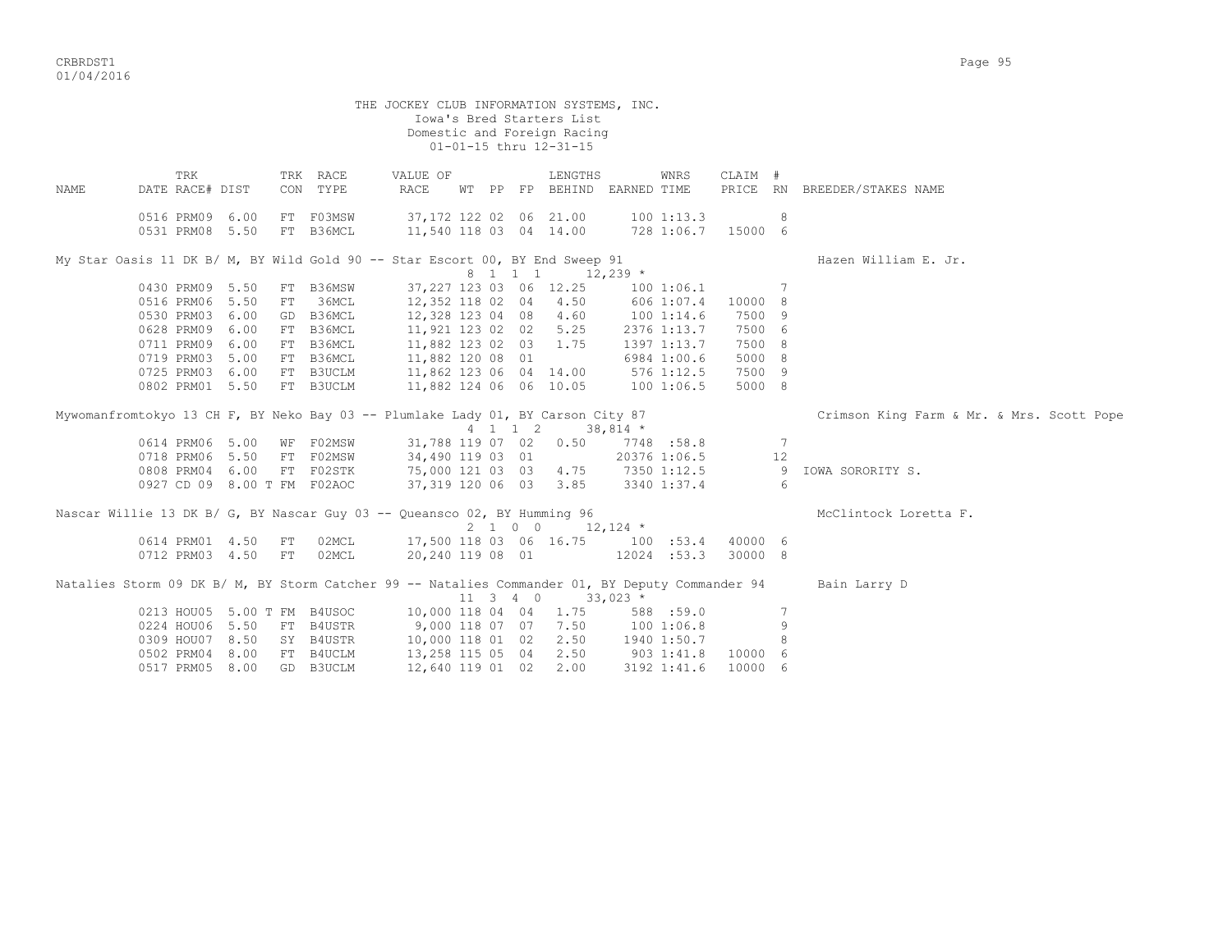THE JOCKEY CLUB INFORMATION SYSTEMS, INC.
Iowa's Bred Starters List
Domestic and Foreign Racing
01-01-15 thru 12-31-15

| NAME | TRK DATE | RACE# | DIST | TRK CON | RACE TYPE | VALUE OF RACE | WT | PP | FP | LENGTHS BEHIND | EARNED | WNRS TIME | CLAIM PRICE | # RN | BREEDER/STAKES NAME |
|---|---|---|---|---|---|---|---|---|---|---|---|---|---|---|---|
| | 0516 | PRM09 | 6.00 | FT | F03MSW | 37,172 | 122 | 02 | 06 | 21.00 | 100 | 1:13.3 | | 8 | |
| | 0531 | PRM08 | 5.50 | FT | B36MCL | 11,540 | 118 | 03 | 04 | 14.00 | 728 | 1:06.7 | 15000 | 6 | |
| My Star Oasis 11 DK B/ M, BY Wild Gold 90 -- Star Escort 00, BY End Sweep 91 | | | | | | | 8 | 1 | 1 1 | | 12,239 * | | | | Hazen William E. Jr. |
| | 0430 | PRM09 | 5.50 | FT | B36MSW | 37,227 | 123 | 03 | 06 | 12.25 | 100 | 1:06.1 | | 7 | |
| | 0516 | PRM06 | 5.50 | FT | 36MCL | 12,352 | 118 | 02 | 04 | 4.50 | 606 | 1:07.4 | 10000 | 8 | |
| | 0530 | PRM03 | 6.00 | GD | B36MCL | 12,328 | 123 | 04 | 08 | 4.60 | 100 | 1:14.6 | 7500 | 9 | |
| | 0628 | PRM09 | 6.00 | FT | B36MCL | 11,921 | 123 | 02 | 02 | 5.25 | 2376 | 1:13.7 | 7500 | 6 | |
| | 0711 | PRM09 | 6.00 | FT | B36MCL | 11,882 | 123 | 02 | 03 | 1.75 | 1397 | 1:13.7 | 7500 | 8 | |
| | 0719 | PRM03 | 5.00 | FT | B36MCL | 11,882 | 120 | 08 | 01 | | 6984 | 1:00.6 | 5000 | 8 | |
| | 0725 | PRM03 | 6.00 | FT | B3UCLM | 11,862 | 123 | 06 | 04 | 14.00 | 576 | 1:12.5 | 7500 | 9 | |
| | 0802 | PRM01 | 5.50 | FT | B3UCLM | 11,882 | 124 | 06 | 06 | 10.05 | 100 | 1:06.5 | 5000 | 8 | |
| Mywomanfromtokyo 13 CH F, BY Neko Bay 03 -- Plumlake Lady 01, BY Carson City 87 | | | | | | | 4 | 1 | 1 2 | | 38,814 * | | | | Crimson King Farm & Mr. & Mrs. Scott Pope |
| | 0614 | PRM06 | 5.00 | WF | F02MSW | 31,788 | 119 | 07 | 02 | 0.50 | 7748 | :58.8 | | 7 | |
| | 0718 | PRM06 | 5.50 | FT | F02MSW | 34,490 | 119 | 03 | 01 | | 20376 | 1:06.5 | | 12 | |
| | 0808 | PRM04 | 6.00 | FT | F02STK | 75,000 | 121 | 03 | 03 | 4.75 | 7350 | 1:12.5 | | 9 | IOWA SORORITY S. |
| | 0927 | CD 09 | 8.00 T | FM | F02AOC | 37,319 | 120 | 06 | 03 | 3.85 | 3340 | 1:37.4 | | 6 | |
| Nascar Willie 13 DK B/ G, BY Nascar Guy 03 -- Queansco 02, BY Humming 96 | | | | | | | 2 | 1 | 0 0 | | 12,124 * | | | | McClintock Loretta F. |
| | 0614 | PRM01 | 4.50 | FT | 02MCL | 17,500 | 118 | 03 | 06 | 16.75 | 100 | :53.4 | 40000 | 6 | |
| | 0712 | PRM03 | 4.50 | FT | 02MCL | 20,240 | 119 | 08 | 01 | | 12024 | :53.3 | 30000 | 8 | |
| Natalies Storm 09 DK B/ M, BY Storm Catcher 99 -- Natalies Commander 01, BY Deputy Commander 94 | | | | | | | 11 | 3 | 4 0 | | 33,023 * | | | | Bain Larry D |
| | 0213 | HOU05 | 5.00 T | FM | B4USOC | 10,000 | 118 | 04 | 04 | 1.75 | 588 | :59.0 | | 7 | |
| | 0224 | HOU06 | 5.50 | FT | B4USTR | 9,000 | 118 | 07 | 07 | 7.50 | 100 | 1:06.8 | | 9 | |
| | 0309 | HOU07 | 8.50 | SY | B4USTR | 10,000 | 118 | 01 | 02 | 2.50 | 1940 | 1:50.7 | | 8 | |
| | 0502 | PRM04 | 8.00 | FT | B4UCLM | 13,258 | 115 | 05 | 04 | 2.50 | 903 | 1:41.8 | 10000 | 6 | |
| | 0517 | PRM05 | 8.00 | GD | B3UCLM | 12,640 | 119 | 01 | 02 | 2.00 | 3192 | 1:41.6 | 10000 | 6 | |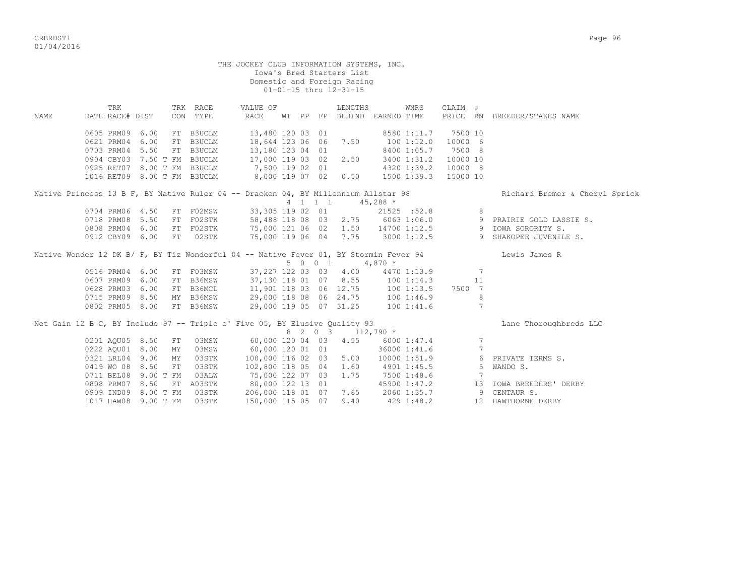THE JOCKEY CLUB INFORMATION SYSTEMS, INC.
Iowa's Bred Starters List
Domestic and Foreign Racing
01-01-15 thru 12-31-15

| NAME | DATE | TRK RACE# | DIST | TRK CON | RACE TYPE | VALUE OF RACE | WT | PP | FP | LENGTHS BEHIND | EARNED | WNRS TIME | CLAIM PRICE | # RN | BREEDER/STAKES NAME |
|---|---|---|---|---|---|---|---|---|---|---|---|---|---|---|---|
| | 0605 | PRM09 | 6.00 | FT | B3UCLM | 13,480 | 120 | 03 | 01 | | 8580 | 1:11.7 | 7500 | 10 | |
| | 0621 | PRM04 | 6.00 | FT | B3UCLM | 18,644 | 123 | 06 | 06 | 7.50 | 100 | 1:12.0 | 10000 | 6 | |
| | 0703 | PRM04 | 5.50 | FT | B3UCLM | 13,180 | 123 | 04 | 01 | | 8400 | 1:05.7 | 7500 | 8 | |
| | 0904 | CBY03 | 7.50 T | FM | B3UCLM | 17,000 | 119 | 03 | 02 | 2.50 | 3400 | 1:31.2 | 10000 | 10 | |
| | 0925 | RET07 | 8.00 T | FM | B3UCLM | 7,500 | 119 | 02 | 01 | | 4320 | 1:39.2 | 10000 | 8 | |
| | 1016 | RET09 | 8.00 T | FM | B3UCLM | 8,000 | 119 | 07 | 02 | 0.50 | 1500 | 1:39.3 | 15000 | 10 | |
| Native Princess 13 B F, BY Native Ruler 04 -- Dracken 04, BY Millennium Allstar 98 | | | | | | | 4 | 1 | 1 1 | | 45,288 * | | | | Richard Bremer & Cheryl Sprick |
| | 0704 | PRM06 | 4.50 | FT | F02MSW | 33,305 | 119 | 02 | 01 | | 21525 | :52.8 | | 8 | |
| | 0718 | PRM08 | 5.50 | FT | F02STK | 58,488 | 118 | 08 | 03 | 2.75 | 6063 | 1:06.0 | | 9 | PRAIRIE GOLD LASSIE S. |
| | 0808 | PRM04 | 6.00 | FT | F02STK | 75,000 | 121 | 06 | 02 | 1.50 | 14700 | 1:12.5 | | 9 | IOWA SORORITY S. |
| | 0912 | CBY09 | 6.00 | FT | 02STK | 75,000 | 119 | 06 | 04 | 7.75 | 3000 | 1:12.5 | | 9 | SHAKOPEE JUVENILE S. |
| Native Wonder 12 DK B/ F, BY Tiz Wonderful 04 -- Native Fever 01, BY Stormin Fever 94 | | | | | | | 5 | 0 | 0 1 | | 4,870 * | | | | Lewis James R |
| | 0516 | PRM04 | 6.00 | FT | F03MSW | 37,227 | 122 | 03 | 03 | 4.00 | 4470 | 1:13.9 | | 7 | |
| | 0607 | PRM09 | 6.00 | FT | B36MSW | 37,130 | 118 | 01 | 07 | 8.55 | 100 | 1:14.3 | | 11 | |
| | 0628 | PRM03 | 6.00 | FT | B36MCL | 11,901 | 118 | 03 | 06 | 12.75 | 100 | 1:13.5 | 7500 | 7 | |
| | 0715 | PRM09 | 8.50 | MY | B36MSW | 29,000 | 118 | 08 | 06 | 24.75 | 100 | 1:46.9 | | 8 | |
| | 0802 | PRM05 | 8.00 | FT | B36MSW | 29,000 | 119 | 05 | 07 | 31.25 | 100 | 1:41.6 | | 7 | |
| Net Gain 12 B C, BY Include 97 -- Triple o' Five 05, BY Elusive Quality 93 | | | | | | | 8 | 2 | 0 3 | | 112,790 * | | | | Lane Thoroughbreds LLC |
| | 0201 | AQU05 | 8.50 | FT | 03MSW | 60,000 | 120 | 04 | 03 | 4.55 | 6000 | 1:47.4 | | 7 | |
| | 0222 | AQU01 | 8.00 | MY | 03MSW | 60,000 | 120 | 01 | 01 | | 36000 | 1:41.6 | | 7 | |
| | 0321 | LRL04 | 9.00 | MY | 03STK | 100,000 | 116 | 02 | 03 | 5.00 | 10000 | 1:51.9 | | 6 | PRIVATE TERMS S. |
| | 0419 | WO 08 | 8.50 | FT | 03STK | 102,800 | 118 | 05 | 04 | 1.60 | 4901 | 1:45.5 | | 5 | WANDO S. |
| | 0711 | BEL08 | 9.00 T | FM | 03ALW | 75,000 | 122 | 07 | 03 | 1.75 | 7500 | 1:48.6 | | 7 | |
| | 0808 | PRM07 | 8.50 | FT | A03STK | 80,000 | 122 | 13 | 01 | | 45900 | 1:47.2 | | 13 | IOWA BREEDERS' DERBY |
| | 0909 | IND09 | 8.00 T | FM | 03STK | 206,000 | 118 | 01 | 07 | 7.65 | 2060 | 1:35.7 | | 9 | CENTAUR S. |
| | 1017 | HAW08 | 9.00 T | FM | 03STK | 150,000 | 115 | 05 | 07 | 9.40 | 429 | 1:48.2 | | 12 | HAWTHORNE DERBY |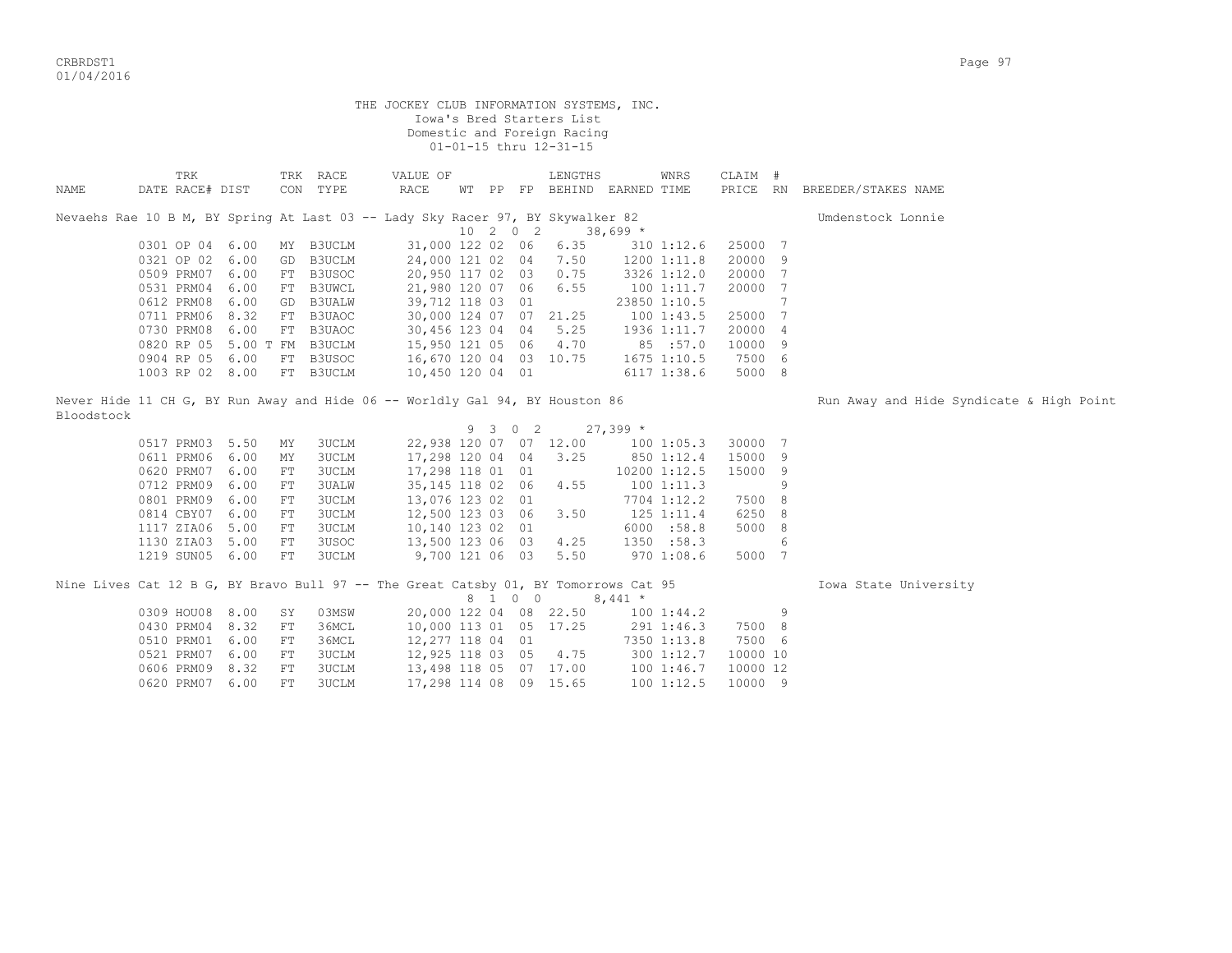THE JOCKEY CLUB INFORMATION SYSTEMS, INC.
Iowa's Bred Starters List
Domestic and Foreign Racing
01-01-15 thru 12-31-15

| NAME | TRK DATE | RACE# | DIST | TRK CON | RACE TYPE | VALUE OF RACE | WT | PP | FP | LENGTHS BEHIND | EARNED | WNRS TIME | CLAIM PRICE | # RN | BREEDER/STAKES NAME |
|---|---|---|---|---|---|---|---|---|---|---|---|---|---|---|---|
| Nevaehs Rae 10 B M, BY Spring At Last 03 -- Lady Sky Racer 97, BY Skywalker 82 | | | | | | | 10 | 2 | 0 2 | | 38,699 * | | | | Umdenstock Lonnie |
| | 0301 | OP 04 | 6.00 | MY | B3UCLM | 31,000 | 122 | 02 | 06 | 6.35 | 310 | 1:12.6 | 25000 | 7 | |
| | 0321 | OP 02 | 6.00 | GD | B3UCLM | 24,000 | 121 | 02 | 04 | 7.50 | 1200 | 1:11.8 | 20000 | 9 | |
| | 0509 | PRM07 | 6.00 | FT | B3USOC | 20,950 | 117 | 02 | 03 | 0.75 | 3326 | 1:12.0 | 20000 | 7 | |
| | 0531 | PRM04 | 6.00 | FT | B3UWCL | 21,980 | 120 | 07 | 06 | 6.55 | 100 | 1:11.7 | 20000 | 7 | |
| | 0612 | PRM08 | 6.00 | GD | B3UALW | 39,712 | 118 | 03 | 01 | | 23850 | 1:10.5 | | 7 | |
| | 0711 | PRM06 | 8.32 | FT | B3UAOC | 30,000 | 124 | 07 | 07 | 21.25 | 100 | 1:43.5 | 25000 | 7 | |
| | 0730 | PRM08 | 6.00 | FT | B3UAOC | 30,456 | 123 | 04 | 04 | 5.25 | 1936 | 1:11.7 | 20000 | 4 | |
| | 0820 | RP 05 | 5.00 T | FM | B3UCLM | 15,950 | 121 | 05 | 06 | 4.70 | 85 | :57.0 | 10000 | 9 | |
| | 0904 | RP 05 | 6.00 | FT | B3USOC | 16,670 | 120 | 04 | 03 | 10.75 | 1675 | 1:10.5 | 7500 | 6 | |
| | 1003 | RP 02 | 8.00 | FT | B3UCLM | 10,450 | 120 | 04 | 01 | | 6117 | 1:38.6 | 5000 | 8 | |
| Never Hide 11 CH G, BY Run Away and Hide 06 -- Worldly Gal 94, BY Houston 86 | | | | | | | 9 | 3 | 0 2 | | 27,399 * | | | | Run Away and Hide Syndicate & High Point Bloodstock |
| | 0517 | PRM03 | 5.50 | MY | 3UCLM | 22,938 | 120 | 07 | 07 | 12.00 | 100 | 1:05.3 | 30000 | 7 | |
| | 0611 | PRM06 | 6.00 | MY | 3UCLM | 17,298 | 120 | 04 | 04 | 3.25 | 850 | 1:12.4 | 15000 | 9 | |
| | 0620 | PRM07 | 6.00 | FT | 3UCLM | 17,298 | 118 | 01 | 01 | | 10200 | 1:12.5 | 15000 | 9 | |
| | 0712 | PRM09 | 6.00 | FT | 3UALW | 35,145 | 118 | 02 | 06 | 4.55 | 100 | 1:11.3 | | 9 | |
| | 0801 | PRM09 | 6.00 | FT | 3UCLM | 13,076 | 123 | 02 | 01 | | 7704 | 1:12.2 | 7500 | 8 | |
| | 0814 | CBY07 | 6.00 | FT | 3UCLM | 12,500 | 123 | 03 | 06 | 3.50 | 125 | 1:11.4 | 6250 | 8 | |
| | 1117 | ZIA06 | 5.00 | FT | 3UCLM | 10,140 | 123 | 02 | 01 | | 6000 | :58.8 | 5000 | 8 | |
| | 1130 | ZIA03 | 5.00 | FT | 3USOC | 13,500 | 123 | 06 | 03 | 4.25 | 1350 | :58.3 | | 6 | |
| | 1219 | SUN05 | 6.00 | FT | 3UCLM | 9,700 | 121 | 06 | 03 | 5.50 | 970 | 1:08.6 | 5000 | 7 | |
| Nine Lives Cat 12 B G, BY Bravo Bull 97 -- The Great Catsby 01, BY Tomorrows Cat 95 | | | | | | | 8 | 1 | 0 0 | | 8,441 * | | | | Iowa State University |
| | 0309 | HOU08 | 8.00 | SY | 03MSW | 20,000 | 122 | 04 | 08 | 22.50 | 100 | 1:44.2 | | 9 | |
| | 0430 | PRM04 | 8.32 | FT | 36MCL | 10,000 | 113 | 01 | 05 | 17.25 | 291 | 1:46.3 | 7500 | 8 | |
| | 0510 | PRM01 | 6.00 | FT | 36MCL | 12,277 | 118 | 04 | 01 | | 7350 | 1:13.8 | 7500 | 6 | |
| | 0521 | PRM07 | 6.00 | FT | 3UCLM | 12,925 | 118 | 03 | 05 | 4.75 | 300 | 1:12.7 | 10000 | 10 | |
| | 0606 | PRM09 | 8.32 | FT | 3UCLM | 13,498 | 118 | 05 | 07 | 17.00 | 100 | 1:46.7 | 10000 | 12 | |
| | 0620 | PRM07 | 6.00 | FT | 3UCLM | 17,298 | 114 | 08 | 09 | 15.65 | 100 | 1:12.5 | 10000 | 9 | |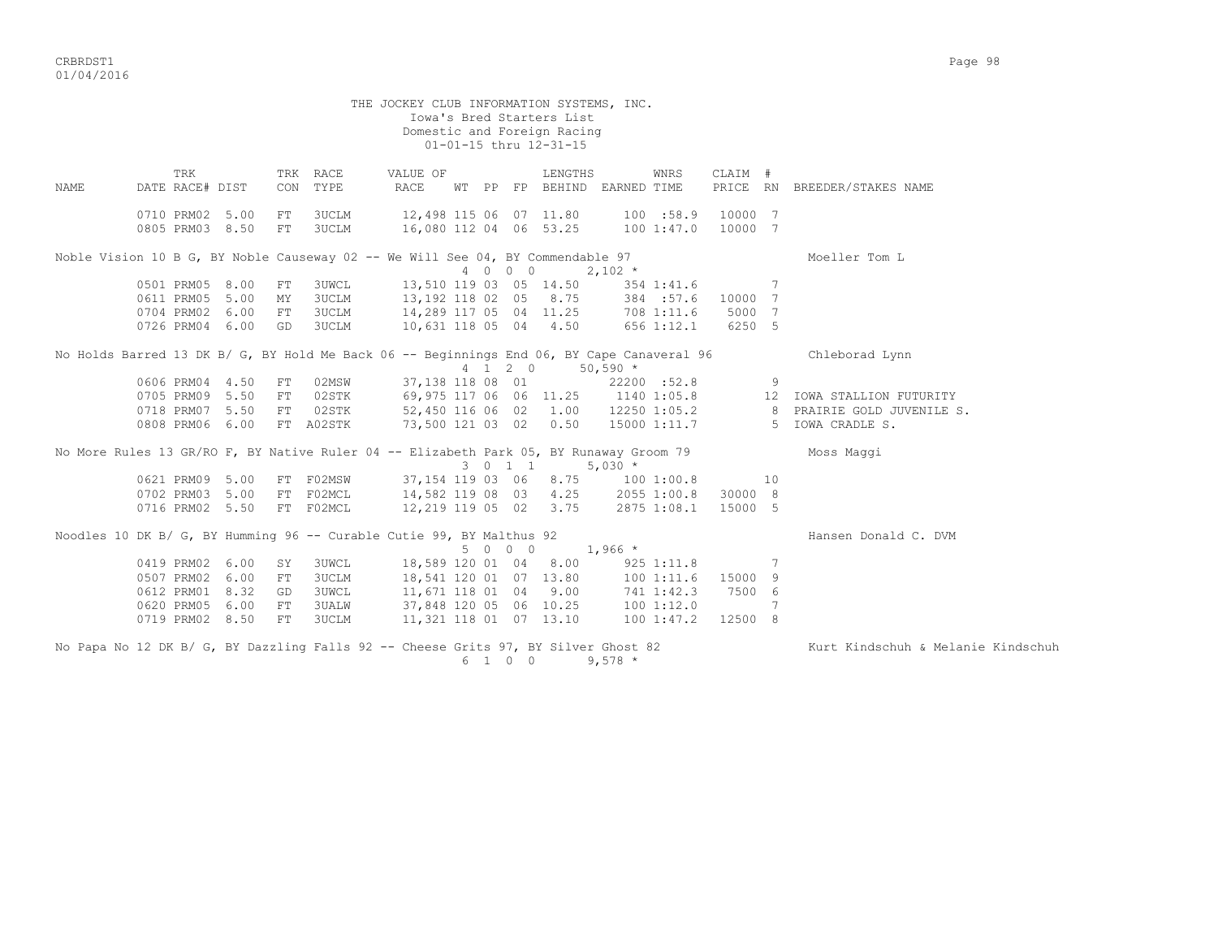THE JOCKEY CLUB INFORMATION SYSTEMS, INC.
Iowa's Bred Starters List
Domestic and Foreign Racing
01-01-15 thru 12-31-15

| NAME | DATE | TRK RACE# | DIST | TRK CON | RACE TYPE | VALUE OF RACE | WT | PP | FP | LENGTHS BEHIND | EARNED | WNRS TIME | CLAIM PRICE | # RN | BREEDER/STAKES NAME |
|---|---|---|---|---|---|---|---|---|---|---|---|---|---|---|---|
| | 0710 | PRM02 | 5.00 | FT | 3UCLM | 12,498 | 115 | 06 | 07 | 11.80 | 100 | :58.9 | 10000 | 7 | |
| | 0805 | PRM03 | 8.50 | FT | 3UCLM | 16,080 | 112 | 04 | 06 | 53.25 | 100 | 1:47.0 | 10000 | 7 | |
| Noble Vision 10 B G, BY Noble Causeway 02 -- We Will See 04, BY Commendable 97 | | | | | | | 4 | 0 | 0 0 | | 2,102 * | | | | Moeller Tom L |
| | 0501 | PRM05 | 8.00 | FT | 3UWCL | 13,510 | 119 | 03 | 05 | 14.50 | 354 | 1:41.6 | | 7 | |
| | 0611 | PRM05 | 5.00 | MY | 3UCLM | 13,192 | 118 | 02 | 05 | 8.75 | 384 | :57.6 | 10000 | 7 | |
| | 0704 | PRM02 | 6.00 | FT | 3UCLM | 14,289 | 117 | 05 | 04 | 11.25 | 708 | 1:11.6 | 5000 | 7 | |
| | 0726 | PRM04 | 6.00 | GD | 3UCLM | 10,631 | 118 | 05 | 04 | 4.50 | 656 | 1:12.1 | 6250 | 5 | |
| No Holds Barred 13 DK B/ G, BY Hold Me Back 06 -- Beginnings End 06, BY Cape Canaveral 96 | | | | | | | 4 | 1 | 2 0 | | 50,590 * | | | | Chleborad Lynn |
| | 0606 | PRM04 | 4.50 | FT | 02MSW | 37,138 | 118 | 08 | 01 | | 22200 | :52.8 | | 9 | |
| | 0705 | PRM09 | 5.50 | FT | 02STK | 69,975 | 117 | 06 | 06 | 11.25 | 1140 | 1:05.8 | | 12 | IOWA STALLION FUTURITY |
| | 0718 | PRM07 | 5.50 | FT | 02STK | 52,450 | 116 | 06 | 02 | 1.00 | 12250 | 1:05.2 | | 8 | PRAIRIE GOLD JUVENILE S. |
| | 0808 | PRM06 | 6.00 | FT | A02STK | 73,500 | 121 | 03 | 02 | 0.50 | 15000 | 1:11.7 | | 5 | IOWA CRADLE S. |
| No More Rules 13 GR/RO F, BY Native Ruler 04 -- Elizabeth Park 05, BY Runaway Groom 79 | | | | | | | 3 | 0 | 1 1 | | 5,030 * | | | | Moss Maggi |
| | 0621 | PRM09 | 5.00 | FT | F02MSW | 37,154 | 119 | 03 | 06 | 8.75 | 100 | 1:00.8 | | 10 | |
| | 0702 | PRM03 | 5.00 | FT | F02MCL | 14,582 | 119 | 08 | 03 | 4.25 | 2055 | 1:00.8 | 30000 | 8 | |
| | 0716 | PRM02 | 5.50 | FT | F02MCL | 12,219 | 119 | 05 | 02 | 3.75 | 2875 | 1:08.1 | 15000 | 5 | |
| Noodles 10 DK B/ G, BY Humming 96 -- Curable Cutie 99, BY Malthus 92 | | | | | | | 5 | 0 | 0 0 | | 1,966 * | | | | Hansen Donald C. DVM |
| | 0419 | PRM02 | 6.00 | SY | 3UWCL | 18,589 | 120 | 01 | 04 | 8.00 | 925 | 1:11.8 | | 7 | |
| | 0507 | PRM02 | 6.00 | FT | 3UCLM | 18,541 | 120 | 01 | 07 | 13.80 | 100 | 1:11.6 | 15000 | 9 | |
| | 0612 | PRM01 | 8.32 | GD | 3UWCL | 11,671 | 118 | 01 | 04 | 9.00 | 741 | 1:42.3 | 7500 | 6 | |
| | 0620 | PRM05 | 6.00 | FT | 3UALW | 37,848 | 120 | 05 | 06 | 10.25 | 100 | 1:12.0 | | 7 | |
| | 0719 | PRM02 | 8.50 | FT | 3UCLM | 11,321 | 118 | 01 | 07 | 13.10 | 100 | 1:47.2 | 12500 | 8 | |
| No Papa No 12 DK B/ G, BY Dazzling Falls 92 -- Cheese Grits 97, BY Silver Ghost 82 | | | | | | | 6 | 1 | 0 0 | | 9,578 * | | | | Kurt Kindschuh & Melanie Kindschuh |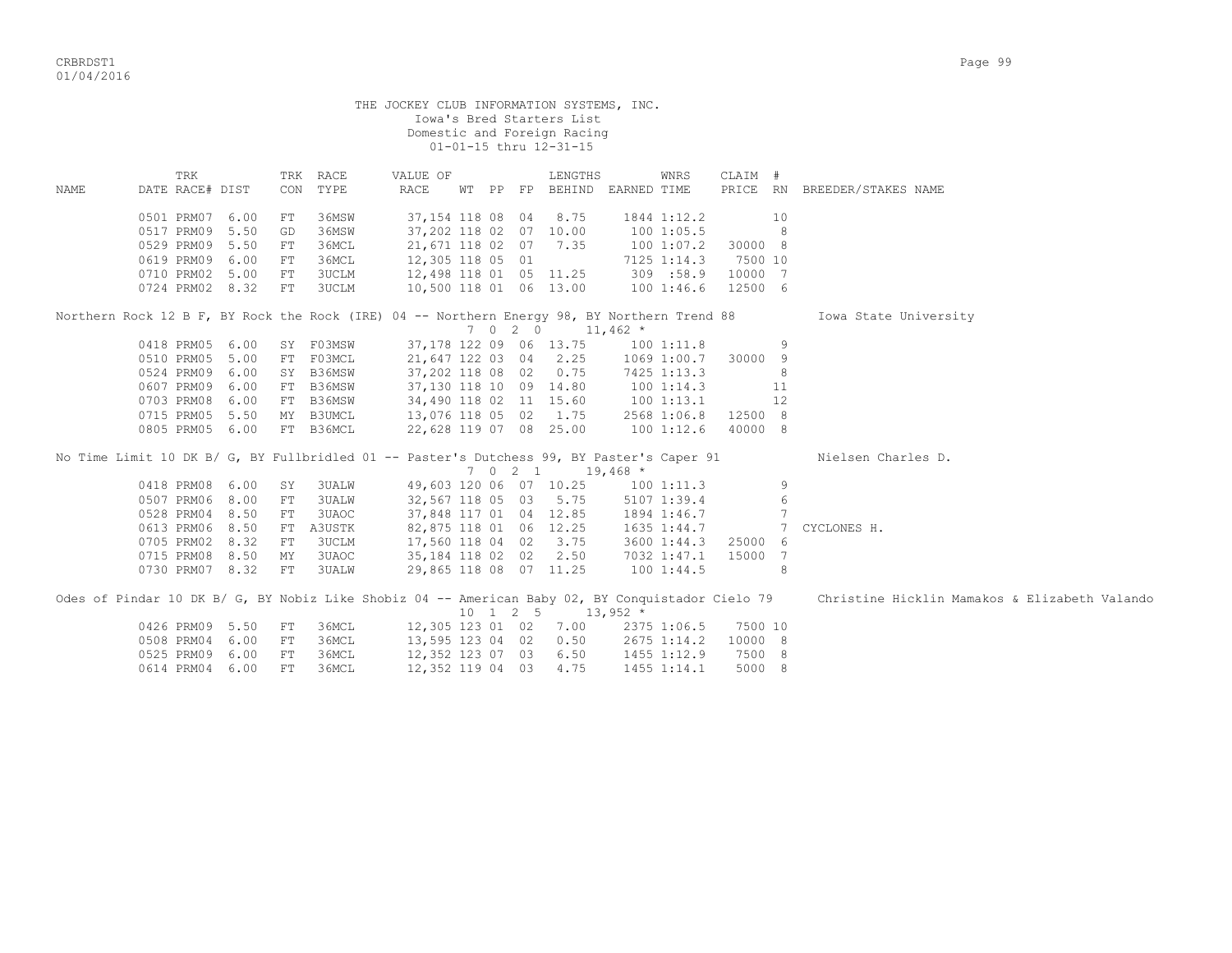THE JOCKEY CLUB INFORMATION SYSTEMS, INC.
Iowa's Bred Starters List
Domestic and Foreign Racing
01-01-15 thru 12-31-15

| NAME | TRK DATE | RACE# | DIST | TRK CON | RACE TYPE | VALUE OF RACE | WT | PP | FP | LENGTHS BEHIND | EARNED | WNRS TIME | CLAIM PRICE | # RN | BREEDER/STAKES NAME |
|---|---|---|---|---|---|---|---|---|---|---|---|---|---|---|---|
| | 0501 | PRM07 | 6.00 | FT | 36MSW | 37,154 | 118 | 08 | 04 | 8.75 | 1844 | 1:12.2 | | 10 | |
| | 0517 | PRM09 | 5.50 | GD | 36MSW | 37,202 | 118 | 02 | 07 | 10.00 | 100 | 1:05.5 | | 8 | |
| | 0529 | PRM09 | 5.50 | FT | 36MCL | 21,671 | 118 | 02 | 07 | 7.35 | 100 | 1:07.2 | 30000 | 8 | |
| | 0619 | PRM09 | 6.00 | FT | 36MCL | 12,305 | 118 | 05 | 01 | | 7125 | 1:14.3 | 7500 | 10 | |
| | 0710 | PRM02 | 5.00 | FT | 3UCLM | 12,498 | 118 | 01 | 05 | 11.25 | 309 | :58.9 | 10000 | 7 | |
| | 0724 | PRM02 | 8.32 | FT | 3UCLM | 10,500 | 118 | 01 | 06 | 13.00 | 100 | 1:46.6 | 12500 | 6 | |

Northern Rock 12 B F, BY Rock the Rock (IRE) 04 -- Northern Energy 98, BY Northern Trend 88 — Iowa State University
7 0 2 0 11,462 *

| TRK DATE | RACE# | DIST | TRK CON | RACE TYPE | VALUE OF RACE | WT | PP | FP | LENGTHS BEHIND | EARNED | WNRS TIME | CLAIM PRICE | # RN | BREEDER/STAKES NAME |
|---|---|---|---|---|---|---|---|---|---|---|---|---|---|---|
| 0418 | PRM05 | 6.00 | SY | F03MSW | 37,178 | 122 | 09 | 06 | 13.75 | 100 | 1:11.8 | | 9 | |
| 0510 | PRM05 | 5.00 | FT | F03MCL | 21,647 | 122 | 03 | 04 | 2.25 | 1069 | 1:00.7 | 30000 | 9 | |
| 0524 | PRM09 | 6.00 | SY | B36MSW | 37,202 | 118 | 08 | 02 | 0.75 | 7425 | 1:13.3 | | 8 | |
| 0607 | PRM09 | 6.00 | FT | B36MSW | 37,130 | 118 | 10 | 09 | 14.80 | 100 | 1:14.3 | | 11 | |
| 0703 | PRM08 | 6.00 | FT | B36MSW | 34,490 | 118 | 02 | 11 | 15.60 | 100 | 1:13.1 | | 12 | |
| 0715 | PRM05 | 5.50 | MY | B3UMCL | 13,076 | 118 | 05 | 02 | 1.75 | 2568 | 1:06.8 | 12500 | 8 | |
| 0805 | PRM05 | 6.00 | FT | B36MCL | 22,628 | 119 | 07 | 08 | 25.00 | 100 | 1:12.6 | 40000 | 8 | |

No Time Limit 10 DK B/ G, BY Fullbridled 01 -- Paster's Dutchess 99, BY Paster's Caper 91 — Nielsen Charles D.
7 0 2 1 19,468 *

| TRK DATE | RACE# | DIST | TRK CON | RACE TYPE | VALUE OF RACE | WT | PP | FP | LENGTHS BEHIND | EARNED | WNRS TIME | CLAIM PRICE | # RN | BREEDER/STAKES NAME |
|---|---|---|---|---|---|---|---|---|---|---|---|---|---|---|
| 0418 | PRM08 | 6.00 | SY | 3UALW | 49,603 | 120 | 06 | 07 | 10.25 | 100 | 1:11.3 | | 9 | |
| 0507 | PRM06 | 8.00 | FT | 3UALW | 32,567 | 118 | 05 | 03 | 5.75 | 5107 | 1:39.4 | | 6 | |
| 0528 | PRM04 | 8.50 | FT | 3UAOC | 37,848 | 117 | 01 | 04 | 12.85 | 1894 | 1:46.7 | | 7 | |
| 0613 | PRM06 | 8.50 | FT | A3USTK | 82,875 | 118 | 01 | 06 | 12.25 | 1635 | 1:44.7 | | 7 | CYCLONES H. |
| 0705 | PRM02 | 8.32 | FT | 3UCLM | 17,560 | 118 | 04 | 02 | 3.75 | 3600 | 1:44.3 | 25000 | 6 | |
| 0715 | PRM08 | 8.50 | MY | 3UAOC | 35,184 | 118 | 02 | 02 | 2.50 | 7032 | 1:47.1 | 15000 | 7 | |
| 0730 | PRM07 | 8.32 | FT | 3UALW | 29,865 | 118 | 08 | 07 | 11.25 | 100 | 1:44.5 | | 8 | |

Odes of Pindar 10 DK B/ G, BY Nobiz Like Shobiz 04 -- American Baby 02, BY Conquistador Cielo 79 — Christine Hicklin Mamakos & Elizabeth Valando
10 1 2 5 13,952 *

| TRK DATE | RACE# | DIST | TRK CON | RACE TYPE | VALUE OF RACE | WT | PP | FP | LENGTHS BEHIND | EARNED | WNRS TIME | CLAIM PRICE | # RN | BREEDER/STAKES NAME |
|---|---|---|---|---|---|---|---|---|---|---|---|---|---|---|
| 0426 | PRM09 | 5.50 | FT | 36MCL | 12,305 | 123 | 01 | 02 | 7.00 | 2375 | 1:06.5 | 7500 | 10 | |
| 0508 | PRM04 | 6.00 | FT | 36MCL | 13,595 | 123 | 04 | 02 | 0.50 | 2675 | 1:14.2 | 10000 | 8 | |
| 0525 | PRM09 | 6.00 | FT | 36MCL | 12,352 | 123 | 07 | 03 | 6.50 | 1455 | 1:12.9 | 7500 | 8 | |
| 0614 | PRM04 | 6.00 | FT | 36MCL | 12,352 | 119 | 04 | 03 | 4.75 | 1455 | 1:14.1 | 5000 | 8 | |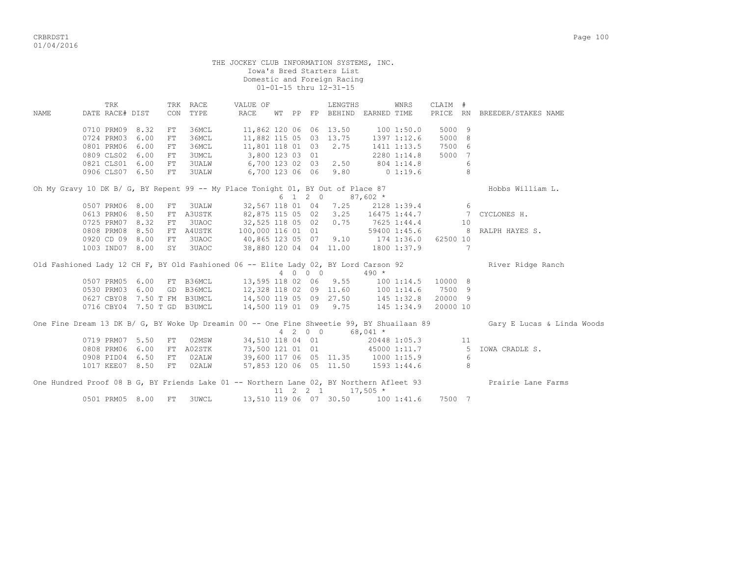THE JOCKEY CLUB INFORMATION SYSTEMS, INC.
Iowa's Bred Starters List
Domestic and Foreign Racing
01-01-15 thru 12-31-15

| NAME | TRK DATE | RACE# | DIST | TRK CON | RACE TYPE | VALUE OF RACE | WT | PP | FP | LENGTHS BEHIND | EARNED | WNRS TIME | CLAIM PRICE | # RN | BREEDER/STAKES NAME |
|---|---|---|---|---|---|---|---|---|---|---|---|---|---|---|---|
| | 0710 | PRM09 | 8.32 | FT | 36MCL | 11,862 | 120 | 06 | 06 | 13.50 | 100 | 1:50.0 | 5000 | 9 | |
| | 0724 | PRM03 | 6.00 | FT | 36MCL | 11,882 | 115 | 05 | 03 | 13.75 | 1397 | 1:12.6 | 5000 | 8 | |
| | 0801 | PRM06 | 6.00 | FT | 36MCL | 11,801 | 118 | 01 | 03 | 2.75 | 1411 | 1:13.5 | 7500 | 6 | |
| | 0809 | CLS02 | 6.00 | FT | 3UMCL | 3,800 | 123 | 03 | 01 | | 2280 | 1:14.8 | 5000 | 7 | |
| | 0821 | CLS01 | 6.00 | FT | 3UALW | 6,700 | 123 | 02 | 03 | 2.50 | 804 | 1:14.8 | | 6 | |
| | 0906 | CLS07 | 6.50 | FT | 3UALW | 6,700 | 123 | 06 | 06 | 9.80 | 0 | 1:19.6 | | 8 | |
| Oh My Gravy 10 DK B/ G, BY Repent 99 -- My Place Tonight 01, BY Out of Place 87 | | | | | | | 6 | 1 2 0 | | | 87,602 * | | | | Hobbs William L. |
| | 0507 | PRM06 | 8.00 | FT | 3UALW | 32,567 | 118 | 01 | 04 | 7.25 | 2128 | 1:39.4 | | 6 | |
| | 0613 | PRM06 | 8.50 | FT | A3USTK | 82,875 | 115 | 05 | 02 | 3.25 | 16475 | 1:44.7 | | 7 | CYCLONES H. |
| | 0725 | PRM07 | 8.32 | FT | 3UAOC | 32,525 | 118 | 05 | 02 | 0.75 | 7625 | 1:44.4 | | 10 | |
| | 0808 | PRM08 | 8.50 | FT | A4USTK | 100,000 | 116 | 01 | 01 | | 59400 | 1:45.6 | | 8 | RALPH HAYES S. |
| | 0920 | CD 09 | 8.00 | FT | 3UAOC | 40,865 | 123 | 05 | 07 | 9.10 | 174 | 1:36.0 | 62500 | 10 | |
| | 1003 | IND07 | 8.00 | SY | 3UAOC | 38,880 | 120 | 04 | 04 | 11.00 | 1800 | 1:37.9 | | 7 | |
| Old Fashioned Lady 12 CH F, BY Old Fashioned 06 -- Elite Lady 02, BY Lord Carson 92 | | | | | | | 4 | 0 0 0 | | | 490 * | | | | River Ridge Ranch |
| | 0507 | PRM05 | 6.00 | FT | B36MCL | 13,595 | 118 | 02 | 06 | 9.55 | 100 | 1:14.5 | 10000 | 8 | |
| | 0530 | PRM03 | 6.00 | GD | B36MCL | 12,328 | 118 | 02 | 09 | 11.60 | 100 | 1:14.6 | 7500 | 9 | |
| | 0627 | CBY08 | 7.50 T | FM | B3UMCL | 14,500 | 119 | 05 | 09 | 27.50 | 145 | 1:32.8 | 20000 | 9 | |
| | 0716 | CBY04 | 7.50 T | GD | B3UMCL | 14,500 | 119 | 01 | 09 | 9.75 | 145 | 1:34.9 | 20000 | 10 | |
| One Fine Dream 13 DK B/ G, BY Woke Up Dreamin 00 -- One Fine Shweetie 99, BY Shuailaan 89 | | | | | | | 4 | 2 0 0 | | | 68,041 * | | | | Gary E Lucas & Linda Woods |
| | 0719 | PRM07 | 5.50 | FT | 02MSW | 34,510 | 118 | 04 | 01 | | 20448 | 1:05.3 | | 11 | |
| | 0808 | PRM06 | 6.00 | FT | A02STK | 73,500 | 121 | 01 | 01 | | 45000 | 1:11.7 | | 5 | IOWA CRADLE S. |
| | 0908 | PID04 | 6.50 | FT | 02ALW | 39,600 | 117 | 06 | 05 | 11.35 | 1000 | 1:15.9 | | 6 | |
| | 1017 | KEE07 | 8.50 | FT | 02ALW | 57,853 | 120 | 06 | 05 | 11.50 | 1593 | 1:44.6 | | 8 | |
| One Hundred Proof 08 B G, BY Friends Lake 01 -- Northern Lane 02, BY Northern Afleet 93 | | | | | | | 11 | 2 2 1 | | | 17,505 * | | | | Prairie Lane Farms |
| | 0501 | PRM05 | 8.00 | FT | 3UWCL | 13,510 | 119 | 06 | 07 | 30.50 | 100 | 1:41.6 | 7500 | 7 | |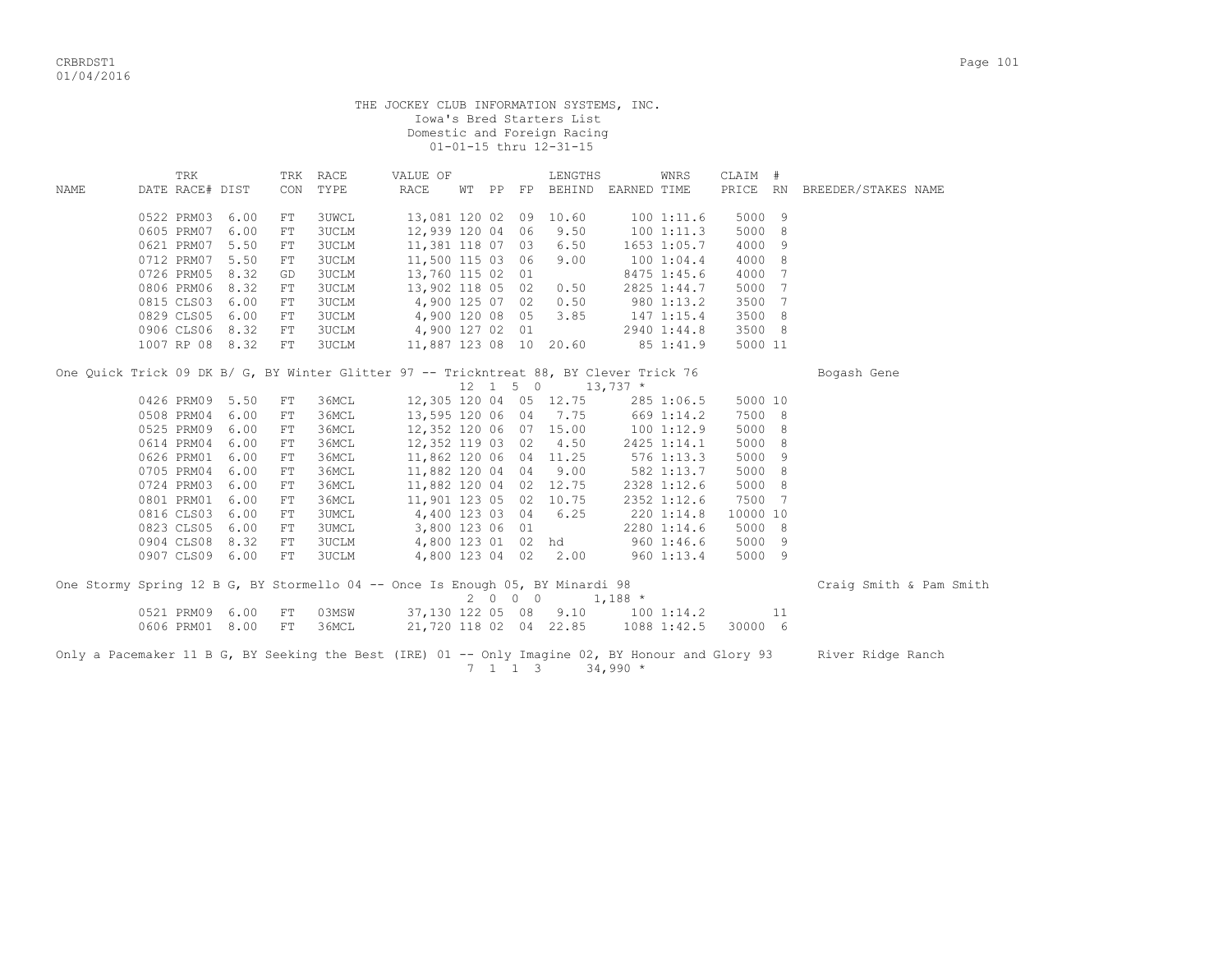THE JOCKEY CLUB INFORMATION SYSTEMS, INC.
Iowa's Bred Starters List
Domestic and Foreign Racing
01-01-15 thru 12-31-15

| NAME | TRK DATE RACE# | DIST | TRK CON | RACE TYPE | VALUE OF RACE | WT | PP | FP | LENGTHS BEHIND | EARNED | WNRS TIME | CLAIM PRICE | # RN | BREEDER/STAKES NAME |
|---|---|---|---|---|---|---|---|---|---|---|---|---|---|---|
| | 0522 PRM03 | 6.00 | FT | 3UWCL | 13,081 | 120 | 02 | 09 | 10.60 | 100 | 1:11.6 | 5000 | 9 | |
| | 0605 PRM07 | 6.00 | FT | 3UCLM | 12,939 | 120 | 04 | 06 | 9.50 | 100 | 1:11.3 | 5000 | 8 | |
| | 0621 PRM07 | 5.50 | FT | 3UCLM | 11,381 | 118 | 07 | 03 | 6.50 | 1653 | 1:05.7 | 4000 | 9 | |
| | 0712 PRM07 | 5.50 | FT | 3UCLM | 11,500 | 115 | 03 | 06 | 9.00 | 100 | 1:04.4 | 4000 | 8 | |
| | 0726 PRM05 | 8.32 | GD | 3UCLM | 13,760 | 115 | 02 | 01 | | 8475 | 1:45.6 | 4000 | 7 | |
| | 0806 PRM06 | 8.32 | FT | 3UCLM | 13,902 | 118 | 05 | 02 | 0.50 | 2825 | 1:44.7 | 5000 | 7 | |
| | 0815 CLS03 | 6.00 | FT | 3UCLM | 4,900 | 125 | 07 | 02 | 0.50 | 980 | 1:13.2 | 3500 | 7 | |
| | 0829 CLS05 | 6.00 | FT | 3UCLM | 4,900 | 120 | 08 | 05 | 3.85 | 147 | 1:15.4 | 3500 | 8 | |
| | 0906 CLS06 | 8.32 | FT | 3UCLM | 4,900 | 127 | 02 | 01 | | 2940 | 1:44.8 | 3500 | 8 | |
| | 1007 RP 08 | 8.32 | FT | 3UCLM | 11,887 | 123 | 08 | 10 | 20.60 | 85 | 1:41.9 | 5000 | 11 | |

One Quick Trick 09 DK B/ G, BY Winter Glitter 97 -- Trickntreat 88, BY Clever Trick 76 — Bogash Gene
12 1 5 0 — 13,737 *

| TRK DATE RACE# | DIST | TRK CON | RACE TYPE | VALUE OF RACE | WT | PP | FP | LENGTHS BEHIND | EARNED | WNRS TIME | CLAIM PRICE | # RN |
|---|---|---|---|---|---|---|---|---|---|---|---|---|
| 0426 PRM09 | 5.50 | FT | 36MCL | 12,305 | 120 | 04 | 05 | 12.75 | 285 | 1:06.5 | 5000 | 10 |
| 0508 PRM04 | 6.00 | FT | 36MCL | 13,595 | 120 | 06 | 04 | 7.75 | 669 | 1:14.2 | 7500 | 8 |
| 0525 PRM09 | 6.00 | FT | 36MCL | 12,352 | 120 | 06 | 07 | 15.00 | 100 | 1:12.9 | 5000 | 8 |
| 0614 PRM04 | 6.00 | FT | 36MCL | 12,352 | 119 | 03 | 02 | 4.50 | 2425 | 1:14.1 | 5000 | 8 |
| 0626 PRM01 | 6.00 | FT | 36MCL | 11,862 | 120 | 06 | 04 | 11.25 | 576 | 1:13.3 | 5000 | 9 |
| 0705 PRM04 | 6.00 | FT | 36MCL | 11,882 | 120 | 04 | 04 | 9.00 | 582 | 1:13.7 | 5000 | 8 |
| 0724 PRM03 | 6.00 | FT | 36MCL | 11,882 | 120 | 04 | 02 | 12.75 | 2328 | 1:12.6 | 5000 | 8 |
| 0801 PRM01 | 6.00 | FT | 36MCL | 11,901 | 123 | 05 | 02 | 10.75 | 2352 | 1:12.6 | 7500 | 7 |
| 0816 CLS03 | 6.00 | FT | 3UMCL | 4,400 | 123 | 03 | 04 | 6.25 | 220 | 1:14.8 | 10000 | 10 |
| 0823 CLS05 | 6.00 | FT | 3UMCL | 3,800 | 123 | 06 | 01 | | 2280 | 1:14.6 | 5000 | 8 |
| 0904 CLS08 | 8.32 | FT | 3UCLM | 4,800 | 123 | 01 | 02 | hd | 960 | 1:46.6 | 5000 | 9 |
| 0907 CLS09 | 6.00 | FT | 3UCLM | 4,800 | 123 | 04 | 02 | 2.00 | 960 | 1:13.4 | 5000 | 9 |

One Stormy Spring 12 B G, BY Stormello 04 -- Once Is Enough 05, BY Minardi 98 — Craig Smith & Pam Smith
2 0 0 0 — 1,188 *

| TRK DATE RACE# | DIST | TRK CON | RACE TYPE | VALUE OF RACE | WT | PP | FP | LENGTHS BEHIND | EARNED | WNRS TIME | CLAIM PRICE | # RN |
|---|---|---|---|---|---|---|---|---|---|---|---|---|
| 0521 PRM09 | 6.00 | FT | 03MSW | 37,130 | 122 | 05 | 08 | 9.10 | 100 | 1:14.2 | | 11 |
| 0606 PRM01 | 8.00 | FT | 36MCL | 21,720 | 118 | 02 | 04 | 22.85 | 1088 | 1:42.5 | 30000 | 6 |

Only a Pacemaker 11 B G, BY Seeking the Best (IRE) 01 -- Only Imagine 02, BY Honour and Glory 93 — River Ridge Ranch
7 1 1 3 — 34,990 *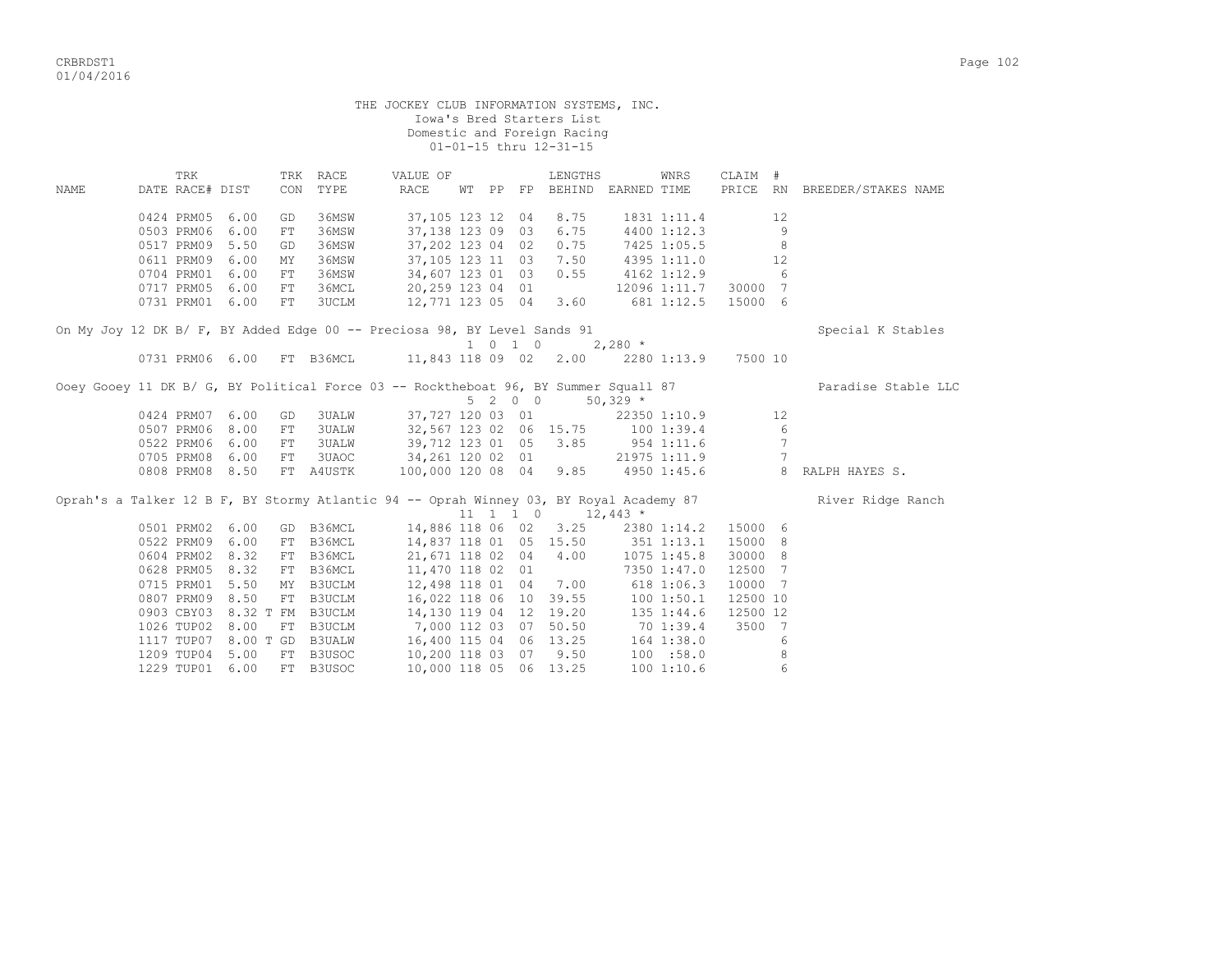THE JOCKEY CLUB INFORMATION SYSTEMS, INC.
Iowa's Bred Starters List
Domestic and Foreign Racing
01-01-15 thru 12-31-15

| NAME | DATE | TRK RACE# | DIST | TRK CON | RACE TYPE | VALUE OF RACE | WT | PP | FP | LENGTHS BEHIND | EARNED | WNRS TIME | CLAIM PRICE | # RN | BREEDER/STAKES NAME |
|---|---|---|---|---|---|---|---|---|---|---|---|---|---|---|---|
| | 0424 | PRM05 | 6.00 | GD | 36MSW | 37,105 | 123 | 12 | 04 | 8.75 | 1831 | 1:11.4 | | 12 | |
| | 0503 | PRM06 | 6.00 | FT | 36MSW | 37,138 | 123 | 09 | 03 | 6.75 | 4400 | 1:12.3 | | 9 | |
| | 0517 | PRM09 | 5.50 | GD | 36MSW | 37,202 | 123 | 04 | 02 | 0.75 | 7425 | 1:05.5 | | 8 | |
| | 0611 | PRM09 | 6.00 | MY | 36MSW | 37,105 | 123 | 11 | 03 | 7.50 | 4395 | 1:11.0 | | 12 | |
| | 0704 | PRM01 | 6.00 | FT | 36MSW | 34,607 | 123 | 01 | 03 | 0.55 | 4162 | 1:12.9 | | 6 | |
| | 0717 | PRM05 | 6.00 | FT | 36MCL | 20,259 | 123 | 04 | 01 | | 12096 | 1:11.7 | 30000 | 7 | |
| | 0731 | PRM01 | 6.00 | FT | 3UCLM | 12,771 | 123 | 05 | 04 | 3.60 | 681 | 1:12.5 | 15000 | 6 | |
| On My Joy 12 DK B/ F, BY Added Edge 00 -- Preciosa 98, BY Level Sands 91 | | | | | | | 1 | 0 | 1 | 0 | 2,280 * | | | | Special K Stables |
| | 0731 | PRM06 | 6.00 | FT | B36MCL | 11,843 | 118 | 09 | 02 | 2.00 | 2280 | 1:13.9 | 7500 | 10 | |
| Ooey Gooey 11 DK B/ G, BY Political Force 03 -- Rocktheboat 96, BY Summer Squall 87 | | | | | | | 5 | 2 | 0 | 0 | 50,329 * | | | | Paradise Stable LLC |
| | 0424 | PRM07 | 6.00 | GD | 3UALW | 37,727 | 120 | 03 | 01 | | 22350 | 1:10.9 | | 12 | |
| | 0507 | PRM06 | 8.00 | FT | 3UALW | 32,567 | 123 | 02 | 06 | 15.75 | 100 | 1:39.4 | | 6 | |
| | 0522 | PRM06 | 6.00 | FT | 3UALW | 39,712 | 123 | 01 | 05 | 3.85 | 954 | 1:11.6 | | 7 | |
| | 0705 | PRM08 | 6.00 | FT | 3UAOC | 34,261 | 120 | 02 | 01 | | 21975 | 1:11.9 | | 7 | |
| | 0808 | PRM08 | 8.50 | FT | A4USTK | 100,000 | 120 | 08 | 04 | 9.85 | 4950 | 1:45.6 | | 8 | RALPH HAYES S. |
| Oprah's a Talker 12 B F, BY Stormy Atlantic 94 -- Oprah Winney 03, BY Royal Academy 87 | | | | | | | 11 | 1 | 1 | 0 | 12,443 * | | | | River Ridge Ranch |
| | 0501 | PRM02 | 6.00 | GD | B36MCL | 14,886 | 118 | 06 | 02 | 3.25 | 2380 | 1:14.2 | 15000 | 6 | |
| | 0522 | PRM09 | 6.00 | FT | B36MCL | 14,837 | 118 | 01 | 05 | 15.50 | 351 | 1:13.1 | 15000 | 8 | |
| | 0604 | PRM02 | 8.32 | FT | B36MCL | 21,671 | 118 | 02 | 04 | 4.00 | 1075 | 1:45.8 | 30000 | 8 | |
| | 0628 | PRM05 | 8.32 | FT | B36MCL | 11,470 | 118 | 02 | 01 | | 7350 | 1:47.0 | 12500 | 7 | |
| | 0715 | PRM01 | 5.50 | MY | B3UCLM | 12,498 | 118 | 01 | 04 | 7.00 | 618 | 1:06.3 | 10000 | 7 | |
| | 0807 | PRM09 | 8.50 | FT | B3UCLM | 16,022 | 118 | 06 | 10 | 39.55 | 100 | 1:50.1 | 12500 | 10 | |
| | 0903 | CBY03 | 8.32 T | FM | B3UCLM | 14,130 | 119 | 04 | 12 | 19.20 | 135 | 1:44.6 | 12500 | 12 | |
| | 1026 | TUP02 | 8.00 | FT | B3UCLM | 7,000 | 112 | 03 | 07 | 50.50 | 70 | 1:39.4 | 3500 | 7 | |
| | 1117 | TUP07 | 8.00 T | GD | B3UALW | 16,400 | 115 | 04 | 06 | 13.25 | 164 | 1:38.0 | | 6 | |
| | 1209 | TUP04 | 5.00 | FT | B3USOC | 10,200 | 118 | 03 | 07 | 9.50 | 100 | :58.0 | | 8 | |
| | 1229 | TUP01 | 6.00 | FT | B3USOC | 10,000 | 118 | 05 | 06 | 13.25 | 100 | 1:10.6 | | 6 | |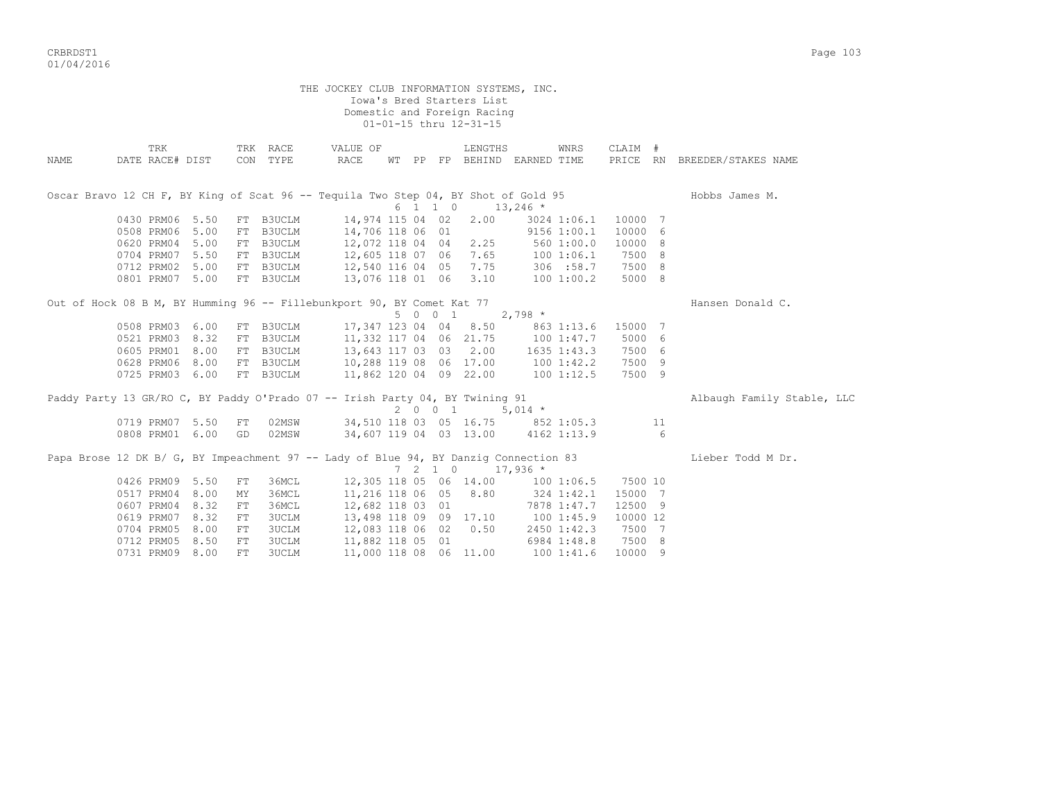THE JOCKEY CLUB INFORMATION SYSTEMS, INC.
Iowa's Bred Starters List
Domestic and Foreign Racing
01-01-15 thru 12-31-15

| NAME | TRK DATE | RACE# | DIST | TRK CON | RACE TYPE | VALUE OF RACE | WT | PP | FP | LENGTHS BEHIND | EARNED | WNRS TIME | CLAIM PRICE | # RN | BREEDER/STAKES NAME |
|---|---|---|---|---|---|---|---|---|---|---|---|---|---|---|---|
| Oscar Bravo 12 CH F, BY King of Scat 96 -- Tequila Two Step 04, BY Shot of Gold 95 | | | | | | | 6 | 1 | 1 0 | | 13,246 * | | | | Hobbs James M. |
| | 0430 | PRM06 | 5.50 | FT | B3UCLM | 14,974 | 115 | 04 | 02 | 2.00 | 3024 | 1:06.1 | 10000 | 7 | |
| | 0508 | PRM06 | 5.00 | FT | B3UCLM | 14,706 | 118 | 06 | 01 | | 9156 | 1:00.1 | 10000 | 6 | |
| | 0620 | PRM04 | 5.00 | FT | B3UCLM | 12,072 | 118 | 04 | 04 | 2.25 | 560 | 1:00.0 | 10000 | 8 | |
| | 0704 | PRM07 | 5.50 | FT | B3UCLM | 12,605 | 118 | 07 | 06 | 7.65 | 100 | 1:06.1 | 7500 | 8 | |
| | 0712 | PRM02 | 5.00 | FT | B3UCLM | 12,540 | 116 | 04 | 05 | 7.75 | 306 | :58.7 | 7500 | 8 | |
| | 0801 | PRM07 | 5.00 | FT | B3UCLM | 13,076 | 118 | 01 | 06 | 3.10 | 100 | 1:00.2 | 5000 | 8 | |
| Out of Hock 08 B M, BY Humming 96 -- Fillebunkport 90, BY Comet Kat 77 | | | | | | | 5 | 0 | 0 1 | | 2,798 * | | | | Hansen Donald C. |
| | 0508 | PRM03 | 6.00 | FT | B3UCLM | 17,347 | 123 | 04 | 04 | 8.50 | 863 | 1:13.6 | 15000 | 7 | |
| | 0521 | PRM03 | 8.32 | FT | B3UCLM | 11,332 | 117 | 04 | 06 | 21.75 | 100 | 1:47.7 | 5000 | 6 | |
| | 0605 | PRM01 | 8.00 | FT | B3UCLM | 13,643 | 117 | 03 | 03 | 2.00 | 1635 | 1:43.3 | 7500 | 6 | |
| | 0628 | PRM06 | 8.00 | FT | B3UCLM | 10,288 | 119 | 08 | 06 | 17.00 | 100 | 1:42.2 | 7500 | 9 | |
| | 0725 | PRM03 | 6.00 | FT | B3UCLM | 11,862 | 120 | 04 | 09 | 22.00 | 100 | 1:12.5 | 7500 | 9 | |
| Paddy Party 13 GR/RO C, BY Paddy O'Prado 07 -- Irish Party 04, BY Twining 91 | | | | | | | 2 | 0 | 0 1 | | 5,014 * | | | | Albaugh Family Stable, LLC |
| | 0719 | PRM07 | 5.50 | FT | 02MSW | 34,510 | 118 | 03 | 05 | 16.75 | 852 | 1:05.3 | | 11 | |
| | 0808 | PRM01 | 6.00 | GD | 02MSW | 34,607 | 119 | 04 | 03 | 13.00 | 4162 | 1:13.9 | | 6 | |
| Papa Brose 12 DK B/ G, BY Impeachment 97 -- Lady of Blue 94, BY Danzig Connection 83 | | | | | | | 7 | 2 | 1 0 | | 17,936 * | | | | Lieber Todd M Dr. |
| | 0426 | PRM09 | 5.50 | FT | 36MCL | 12,305 | 118 | 05 | 06 | 14.00 | 100 | 1:06.5 | 7500 | 10 | |
| | 0517 | PRM04 | 8.00 | MY | 36MCL | 11,216 | 118 | 06 | 05 | 8.80 | 324 | 1:42.1 | 15000 | 7 | |
| | 0607 | PRM04 | 8.32 | FT | 36MCL | 12,682 | 118 | 03 | 01 | | 7878 | 1:47.7 | 12500 | 9 | |
| | 0619 | PRM07 | 8.32 | FT | 3UCLM | 13,498 | 118 | 09 | 09 | 17.10 | 100 | 1:45.9 | 10000 | 12 | |
| | 0704 | PRM05 | 8.00 | FT | 3UCLM | 12,083 | 118 | 06 | 02 | 0.50 | 2450 | 1:42.3 | 7500 | 7 | |
| | 0712 | PRM05 | 8.50 | FT | 3UCLM | 11,882 | 118 | 05 | 01 | | 6984 | 1:48.8 | 7500 | 8 | |
| | 0731 | PRM09 | 8.00 | FT | 3UCLM | 11,000 | 118 | 08 | 06 | 11.00 | 100 | 1:41.6 | 10000 | 9 | |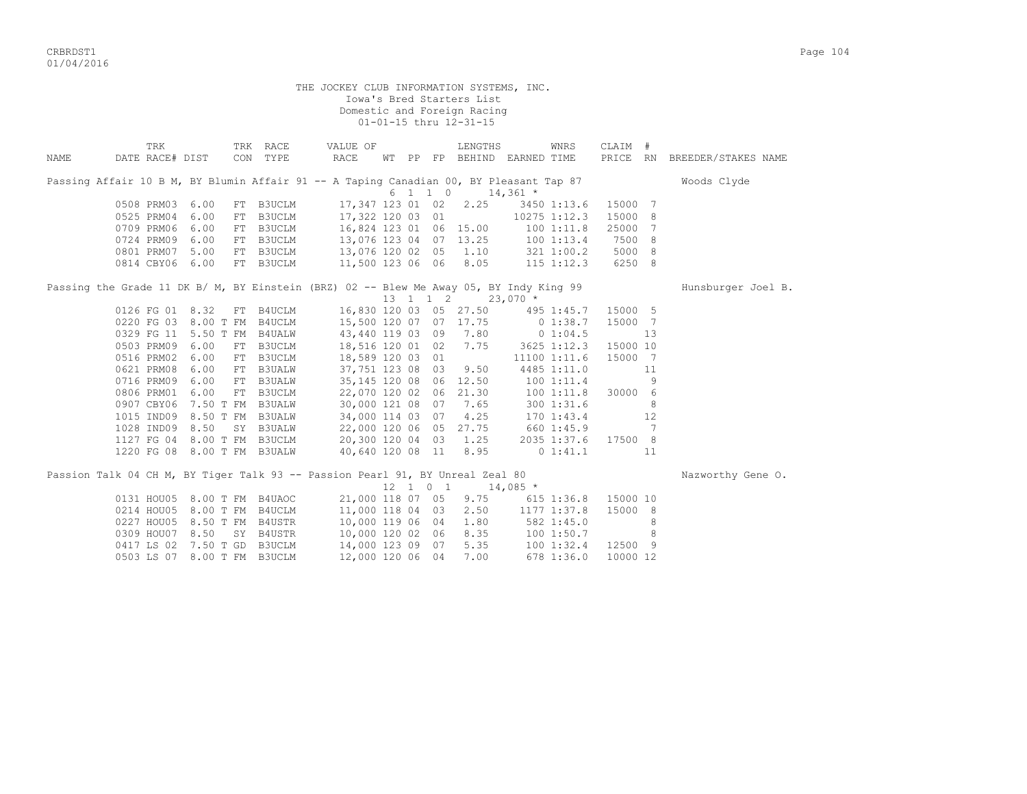THE JOCKEY CLUB INFORMATION SYSTEMS, INC.
Iowa's Bred Starters List
Domestic and Foreign Racing
01-01-15 thru 12-31-15

| NAME | TRK DATE | RACE# | DIST | TRK CON | RACE TYPE | VALUE OF RACE | WT | PP | FP | LENGTHS BEHIND | EARNED | WNRS TIME | CLAIM PRICE | # RN | BREEDER/STAKES NAME |
|---|---|---|---|---|---|---|---|---|---|---|---|---|---|---|---|
| Passing Affair 10 B M, BY Blumin Affair 91 -- A Taping Canadian 00, BY Pleasant Tap 87 | | | | | | | | | | | | | | | Woods Clyde |
| | | | | | | 6 1 1 0 | | | | | 14,361 * | | | | |
| | 0508 | PRM03 | 6.00 | FT | B3UCLM | 17,347 | 123 | 01 | 02 | 2.25 | 3450 | 1:13.6 | 15000 | 7 | |
| | 0525 | PRM04 | 6.00 | FT | B3UCLM | 17,322 | 120 | 03 | 01 | | 10275 | 1:12.3 | 15000 | 8 | |
| | 0709 | PRM06 | 6.00 | FT | B3UCLM | 16,824 | 123 | 01 | 06 | 15.00 | 100 | 1:11.8 | 25000 | 7 | |
| | 0724 | PRM09 | 6.00 | FT | B3UCLM | 13,076 | 123 | 04 | 07 | 13.25 | 100 | 1:13.4 | 7500 | 8 | |
| | 0801 | PRM07 | 5.00 | FT | B3UCLM | 13,076 | 120 | 02 | 05 | 1.10 | 321 | 1:00.2 | 5000 | 8 | |
| | 0814 | CBY06 | 6.00 | FT | B3UCLM | 11,500 | 123 | 06 | 06 | 8.05 | 115 | 1:12.3 | 6250 | 8 | |
| Passing the Grade 11 DK B/ M, BY Einstein (BRZ) 02 -- Blew Me Away 05, BY Indy King 99 | | | | | | | | | | | | | | | Hunsburger Joel B. |
| | | | | | | 13 1 1 2 | | | | | 23,070 * | | | | |
| | 0126 | FG 01 | 8.32 | FT | B4UCLM | 16,830 | 120 | 03 | 05 | 27.50 | 495 | 1:45.7 | 15000 | 5 | |
| | 0220 | FG 03 | 8.00 T | FM | B4UCLM | 15,500 | 120 | 07 | 07 | 17.75 | 0 | 1:38.7 | 15000 | 7 | |
| | 0329 | FG 11 | 5.50 T | FM | B4UALW | 43,440 | 119 | 03 | 09 | 7.80 | 0 | 1:04.5 | | 13 | |
| | 0503 | PRM09 | 6.00 | FT | B3UCLM | 18,516 | 120 | 01 | 02 | 7.75 | 3625 | 1:12.3 | 15000 | 10 | |
| | 0516 | PRM02 | 6.00 | FT | B3UCLM | 18,589 | 120 | 03 | 01 | | 11100 | 1:11.6 | 15000 | 7 | |
| | 0621 | PRM08 | 6.00 | FT | B3UALW | 37,751 | 123 | 08 | 03 | 9.50 | 4485 | 1:11.0 | | 11 | |
| | 0716 | PRM09 | 6.00 | FT | B3UALW | 35,145 | 120 | 08 | 06 | 12.50 | 100 | 1:11.4 | | 9 | |
| | 0806 | PRM01 | 6.00 | FT | B3UCLM | 22,070 | 120 | 02 | 06 | 21.30 | 100 | 1:11.8 | 30000 | 6 | |
| | 0907 | CBY06 | 7.50 T | FM | B3UALW | 30,000 | 121 | 08 | 07 | 7.65 | 300 | 1:31.6 | | 8 | |
| | 1015 | IND09 | 8.50 T | FM | B3UALW | 34,000 | 114 | 03 | 07 | 4.25 | 170 | 1:43.4 | | 12 | |
| | 1028 | IND09 | 8.50 | SY | B3UALW | 22,000 | 120 | 06 | 05 | 27.75 | 660 | 1:45.9 | | 7 | |
| | 1127 | FG 04 | 8.00 T | FM | B3UCLM | 20,300 | 120 | 04 | 03 | 1.25 | 2035 | 1:37.6 | 17500 | 8 | |
| | 1220 | FG 08 | 8.00 T | FM | B3UALW | 40,640 | 120 | 08 | 11 | 8.95 | 0 | 1:41.1 | | 11 | |
| Passion Talk 04 CH M, BY Tiger Talk 93 -- Passion Pearl 91, BY Unreal Zeal 80 | | | | | | | | | | | | | | | Nazworthy Gene O. |
| | | | | | | 12 1 0 1 | | | | | 14,085 * | | | | |
| | 0131 | HOU05 | 8.00 T | FM | B4UAOC | 21,000 | 118 | 07 | 05 | 9.75 | 615 | 1:36.8 | 15000 | 10 | |
| | 0214 | HOU05 | 8.00 T | FM | B4UCLM | 11,000 | 118 | 04 | 03 | 2.50 | 1177 | 1:37.8 | 15000 | 8 | |
| | 0227 | HOU05 | 8.50 T | FM | B4USTR | 10,000 | 119 | 06 | 04 | 1.80 | 582 | 1:45.0 | | 8 | |
| | 0309 | HOU07 | 8.50 | SY | B4USTR | 10,000 | 120 | 02 | 06 | 8.35 | 100 | 1:50.7 | | 8 | |
| | 0417 | LS 02 | 7.50 T | GD | B3UCLM | 14,000 | 123 | 09 | 07 | 5.35 | 100 | 1:32.4 | 12500 | 9 | |
| | 0503 | LS 07 | 8.00 T | FM | B3UCLM | 12,000 | 120 | 06 | 04 | 7.00 | 678 | 1:36.0 | 10000 | 12 | |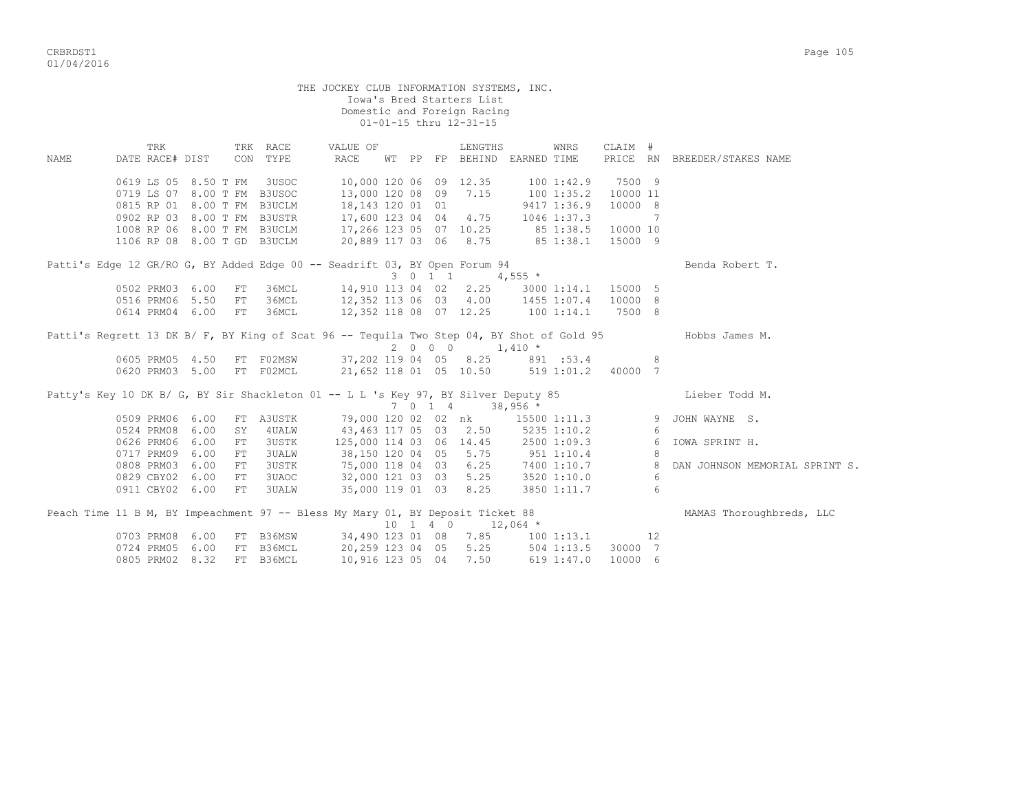THE JOCKEY CLUB INFORMATION SYSTEMS, INC.
Iowa's Bred Starters List
Domestic and Foreign Racing
01-01-15 thru 12-31-15

| NAME | TRK DATE | RACE# | DIST | TRK CON | RACE TYPE | VALUE OF RACE | WT | PP | FP | LENGTHS BEHIND | EARNED | WNRS TIME | CLAIM PRICE | # RN | BREEDER/STAKES NAME |
|---|---|---|---|---|---|---|---|---|---|---|---|---|---|---|---|
| | 0619 | LS 05 | 8.50 T | FM | 3USOC | 10,000 | 120 | 06 | 09 | 12.35 | 100 | 1:42.9 | 7500 | 9 | |
| | 0719 | LS 07 | 8.00 T | FM | B3USOC | 13,000 | 120 | 08 | 09 | 7.15 | 100 | 1:35.2 | 10000 | 11 | |
| | 0815 | RP 01 | 8.00 T | FM | B3UCLM | 18,143 | 120 | 01 | 01 | | 9417 | 1:36.9 | 10000 | 8 | |
| | 0902 | RP 03 | 8.00 T | FM | B3USTR | 17,600 | 123 | 04 | 04 | 4.75 | 1046 | 1:37.3 | | 7 | |
| | 1008 | RP 06 | 8.00 T | FM | B3UCLM | 17,266 | 123 | 05 | 07 | 10.25 | 85 | 1:38.5 | 10000 | 10 | |
| | 1106 | RP 08 | 8.00 T | GD | B3UCLM | 20,889 | 117 | 03 | 06 | 8.75 | 85 | 1:38.1 | 15000 | 9 | |
| Patti's Edge 12 GR/RO G, BY Added Edge 00 -- Seadrift 03, BY Open Forum 94 | | | | | | | 3 | 0 | 1 1 | | 4,555 * | | | | Benda Robert T. |
| | 0502 | PRM03 | 6.00 | FT | 36MCL | 14,910 | 113 | 04 | 02 | 2.25 | 3000 | 1:14.1 | 15000 | 5 | |
| | 0516 | PRM06 | 5.50 | FT | 36MCL | 12,352 | 113 | 06 | 03 | 4.00 | 1455 | 1:07.4 | 10000 | 8 | |
| | 0614 | PRM04 | 6.00 | FT | 36MCL | 12,352 | 118 | 08 | 07 | 12.25 | 100 | 1:14.1 | 7500 | 8 | |
| Patti's Regrett 13 DK B/ F, BY King of Scat 96 -- Tequila Two Step 04, BY Shot of Gold 95 | | | | | | | 2 | 0 | 0 0 | | 1,410 * | | | | Hobbs James M. |
| | 0605 | PRM05 | 4.50 | FT | F02MSW | 37,202 | 119 | 04 | 05 | 8.25 | 891 | :53.4 | | 8 | |
| | 0620 | PRM03 | 5.00 | FT | F02MCL | 21,652 | 118 | 01 | 05 | 10.50 | 519 | 1:01.2 | 40000 | 7 | |
| Patty's Key 10 DK B/ G, BY Sir Shackleton 01 -- L L 's Key 97, BY Silver Deputy 85 | | | | | | | 7 | 0 | 1 4 | | 38,956 * | | | | Lieber Todd M. |
| | 0509 | PRM06 | 6.00 | FT | A3USTK | 79,000 | 120 | 02 | 02 | nk | 15500 | 1:11.3 | | 9 | JOHN WAYNE S. |
| | 0524 | PRM08 | 6.00 | SY | 4UALW | 43,463 | 117 | 05 | 03 | 2.50 | 5235 | 1:10.2 | | 6 | |
| | 0626 | PRM06 | 6.00 | FT | 3USTK | 125,000 | 114 | 03 | 06 | 14.45 | 2500 | 1:09.3 | | 6 | IOWA SPRINT H. |
| | 0717 | PRM09 | 6.00 | FT | 3UALW | 38,150 | 120 | 04 | 05 | 5.75 | 951 | 1:10.4 | | 8 | |
| | 0808 | PRM03 | 6.00 | FT | 3USTK | 75,000 | 118 | 04 | 03 | 6.25 | 7400 | 1:10.7 | | 8 | DAN JOHNSON MEMORIAL SPRINT S. |
| | 0829 | CBY02 | 6.00 | FT | 3UAOC | 32,000 | 121 | 03 | 03 | 5.25 | 3520 | 1:10.0 | | 6 | |
| | 0911 | CBY02 | 6.00 | FT | 3UALW | 35,000 | 119 | 01 | 03 | 8.25 | 3850 | 1:11.7 | | 6 | |
| Peach Time 11 B M, BY Impeachment 97 -- Bless My Mary 01, BY Deposit Ticket 88 | | | | | | | 10 | 1 | 4 0 | | 12,064 * | | | | MAMAS Thoroughbreds, LLC |
| | 0703 | PRM08 | 6.00 | FT | B36MSW | 34,490 | 123 | 01 | 08 | 7.85 | 100 | 1:13.1 | | 12 | |
| | 0724 | PRM05 | 6.00 | FT | B36MCL | 20,259 | 123 | 04 | 05 | 5.25 | 504 | 1:13.5 | 30000 | 7 | |
| | 0805 | PRM02 | 8.32 | FT | B36MCL | 10,916 | 123 | 05 | 04 | 7.50 | 619 | 1:47.0 | 10000 | 6 | |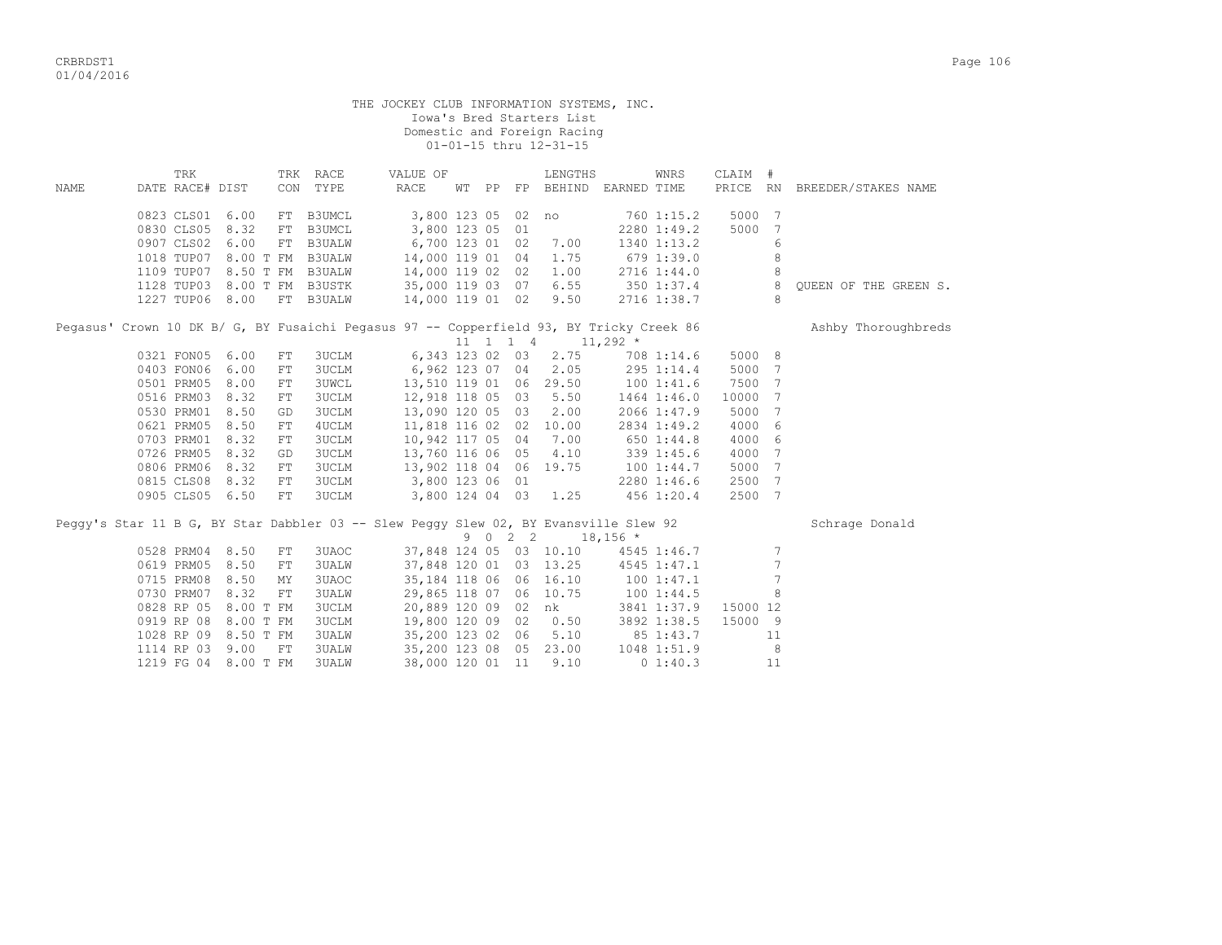THE JOCKEY CLUB INFORMATION SYSTEMS, INC.
Iowa's Bred Starters List
Domestic and Foreign Racing
01-01-15 thru 12-31-15

| NAME | TRK DATE | RACE# | DIST | TRK CON | RACE TYPE | VALUE OF RACE | WT | PP | FP | LENGTHS BEHIND | EARNED | WNRS TIME | CLAIM PRICE | # RN | BREEDER/STAKES NAME |
|---|---|---|---|---|---|---|---|---|---|---|---|---|---|---|---|
| | 0823 | CLS01 | 6.00 | FT | B3UMCL | 3,800 | 123 | 05 | 02 | no | 760 | 1:15.2 | 5000 | 7 | |
| | 0830 | CLS05 | 8.32 | FT | B3UMCL | 3,800 | 123 | 05 | 01 | | 2280 | 1:49.2 | 5000 | 7 | |
| | 0907 | CLS02 | 6.00 | FT | B3UALW | 6,700 | 123 | 01 | 02 | 7.00 | 1340 | 1:13.2 | | 6 | |
| | 1018 | TUP07 | 8.00 T | FM | B3UALW | 14,000 | 119 | 01 | 04 | 1.75 | 679 | 1:39.0 | | 8 | |
| | 1109 | TUP07 | 8.50 T | FM | B3UALW | 14,000 | 119 | 02 | 02 | 1.00 | 2716 | 1:44.0 | | 8 | |
| | 1128 | TUP03 | 8.00 T | FM | B3USTK | 35,000 | 119 | 03 | 07 | 6.55 | 350 | 1:37.4 | | 8 | QUEEN OF THE GREEN S. |
| | 1227 | TUP06 | 8.00 | FT | B3UALW | 14,000 | 119 | 01 | 02 | 9.50 | 2716 | 1:38.7 | | 8 | |
| Pegasus' Crown 10 DK B/ G, BY Fusaichi Pegasus 97 -- Copperfield 93, BY Tricky Creek 86 | | | | | | | | | | | | | | | Ashby Thoroughbreds |
| | | | | | | | 11 | 1 | 1 4 | | 11,292 * | | | | |
| | 0321 | FON05 | 6.00 | FT | 3UCLM | 6,343 | 123 | 02 | 03 | 2.75 | 708 | 1:14.6 | 5000 | 8 | |
| | 0403 | FON06 | 6.00 | FT | 3UCLM | 6,962 | 123 | 07 | 04 | 2.05 | 295 | 1:14.4 | 5000 | 7 | |
| | 0501 | PRM05 | 8.00 | FT | 3UWCL | 13,510 | 119 | 01 | 06 | 29.50 | 100 | 1:41.6 | 7500 | 7 | |
| | 0516 | PRM03 | 8.32 | FT | 3UCLM | 12,918 | 118 | 05 | 03 | 5.50 | 1464 | 1:46.0 | 10000 | 7 | |
| | 0530 | PRM01 | 8.50 | GD | 3UCLM | 13,090 | 120 | 05 | 03 | 2.00 | 2066 | 1:47.9 | 5000 | 7 | |
| | 0621 | PRM05 | 8.50 | FT | 4UCLM | 11,818 | 116 | 02 | 02 | 10.00 | 2834 | 1:49.2 | 4000 | 6 | |
| | 0703 | PRM01 | 8.32 | FT | 3UCLM | 10,942 | 117 | 05 | 04 | 7.00 | 650 | 1:44.8 | 4000 | 6 | |
| | 0726 | PRM05 | 8.32 | GD | 3UCLM | 13,760 | 116 | 06 | 05 | 4.10 | 339 | 1:45.6 | 4000 | 7 | |
| | 0806 | PRM06 | 8.32 | FT | 3UCLM | 13,902 | 118 | 04 | 06 | 19.75 | 100 | 1:44.7 | 5000 | 7 | |
| | 0815 | CLS08 | 8.32 | FT | 3UCLM | 3,800 | 123 | 06 | 01 | | 2280 | 1:46.6 | 2500 | 7 | |
| | 0905 | CLS05 | 6.50 | FT | 3UCLM | 3,800 | 124 | 04 | 03 | 1.25 | 456 | 1:20.4 | 2500 | 7 | |
| Peggy's Star 11 B G, BY Star Dabbler 03 -- Slew Peggy Slew 02, BY Evansville Slew 92 | | | | | | | | | | | | | | | Schrage Donald |
| | | | | | | | 9 | 0 | 2 2 | | 18,156 * | | | | |
| | 0528 | PRM04 | 8.50 | FT | 3UAOC | 37,848 | 124 | 05 | 03 | 10.10 | 4545 | 1:46.7 | | 7 | |
| | 0619 | PRM05 | 8.50 | FT | 3UALW | 37,848 | 120 | 01 | 03 | 13.25 | 4545 | 1:47.1 | | 7 | |
| | 0715 | PRM08 | 8.50 | MY | 3UAOC | 35,184 | 118 | 06 | 06 | 16.10 | 100 | 1:47.1 | | 7 | |
| | 0730 | PRM07 | 8.32 | FT | 3UALW | 29,865 | 118 | 07 | 06 | 10.75 | 100 | 1:44.5 | | 8 | |
| | 0828 | RP 05 | 8.00 T | FM | 3UCLM | 20,889 | 120 | 09 | 02 | nk | 3841 | 1:37.9 | 15000 | 12 | |
| | 0919 | RP 08 | 8.00 T | FM | 3UCLM | 19,800 | 120 | 09 | 02 | 0.50 | 3892 | 1:38.5 | 15000 | 9 | |
| | 1028 | RP 09 | 8.50 T | FM | 3UALW | 35,200 | 123 | 02 | 06 | 5.10 | 85 | 1:43.7 | | 11 | |
| | 1114 | RP 03 | 9.00 | FT | 3UALW | 35,200 | 123 | 08 | 05 | 23.00 | 1048 | 1:51.9 | | 8 | |
| | 1219 | FG 04 | 8.00 T | FM | 3UALW | 38,000 | 120 | 01 | 11 | 9.10 | 0 | 1:40.3 | | 11 | |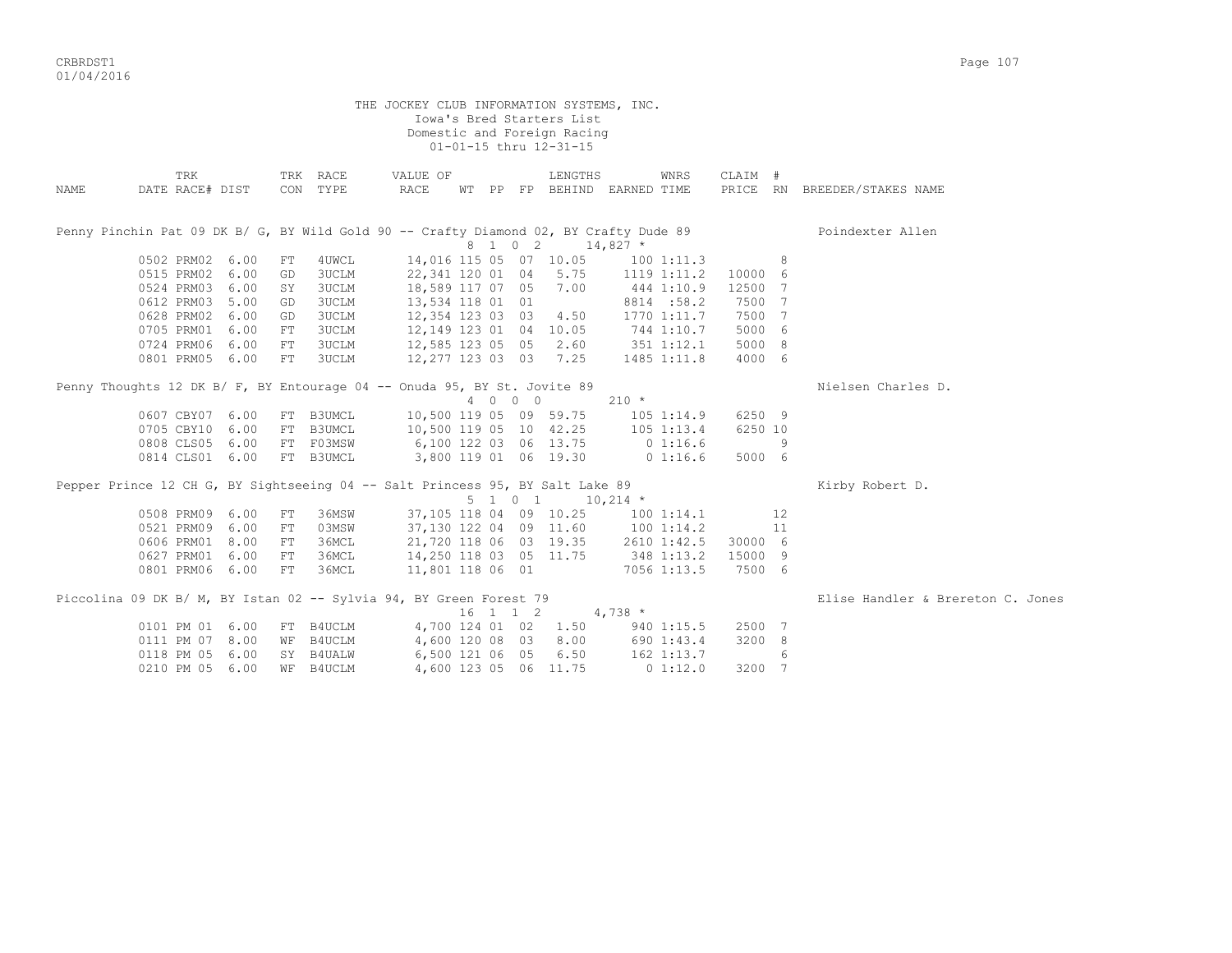THE JOCKEY CLUB INFORMATION SYSTEMS, INC.
Iowa's Bred Starters List
Domestic and Foreign Racing
01-01-15 thru 12-31-15

| NAME | DATE | TRK RACE# | DIST | TRK CON | RACE TYPE | VALUE OF RACE | WT | PP | FP | LENGTHS BEHIND | EARNED | WNRS TIME | CLAIM PRICE | # RN | BREEDER/STAKES NAME |
|---|---|---|---|---|---|---|---|---|---|---|---|---|---|---|---|
| Penny Pinchin Pat 09 DK B/ G, BY Wild Gold 90 -- Crafty Diamond 02, BY Crafty Dude 89 | | | | | | | 8 | 1 0 2 | | | 14,827 * | | | | Poindexter Allen |
| | 0502 | PRM02 | 6.00 | FT | 4UWCL | 14,016 | 115 | 05 | 07 | 10.05 | 100 | 1:11.3 | | 8 | |
| | 0515 | PRM02 | 6.00 | GD | 3UCLM | 22,341 | 120 | 01 | 04 | 5.75 | 1119 | 1:11.2 | 10000 | 6 | |
| | 0524 | PRM03 | 6.00 | SY | 3UCLM | 18,589 | 117 | 07 | 05 | 7.00 | 444 | 1:10.9 | 12500 | 7 | |
| | 0612 | PRM03 | 5.00 | GD | 3UCLM | 13,534 | 118 | 01 | 01 | | 8814 | :58.2 | 7500 | 7 | |
| | 0628 | PRM02 | 6.00 | GD | 3UCLM | 12,354 | 123 | 03 | 03 | 4.50 | 1770 | 1:11.7 | 7500 | 7 | |
| | 0705 | PRM01 | 6.00 | FT | 3UCLM | 12,149 | 123 | 01 | 04 | 10.05 | 744 | 1:10.7 | 5000 | 6 | |
| | 0724 | PRM06 | 6.00 | FT | 3UCLM | 12,585 | 123 | 05 | 05 | 2.60 | 351 | 1:12.1 | 5000 | 8 | |
| | 0801 | PRM05 | 6.00 | FT | 3UCLM | 12,277 | 123 | 03 | 03 | 7.25 | 1485 | 1:11.8 | 4000 | 6 | |
| Penny Thoughts 12 DK B/ F, BY Entourage 04 -- Onuda 95, BY St. Jovite 89 | | | | | | | 4 | 0 0 0 | | | 210 * | | | | Nielsen Charles D. |
| | 0607 | CBY07 | 6.00 | FT | B3UMCL | 10,500 | 119 | 05 | 09 | 59.75 | 105 | 1:14.9 | 6250 | 9 | |
| | 0705 | CBY10 | 6.00 | FT | B3UMCL | 10,500 | 119 | 05 | 10 | 42.25 | 105 | 1:13.4 | 6250 | 10 | |
| | 0808 | CLS05 | 6.00 | FT | F03MSW | 6,100 | 122 | 03 | 06 | 13.75 | 0 | 1:16.6 | | 9 | |
| | 0814 | CLS01 | 6.00 | FT | B3UMCL | 3,800 | 119 | 01 | 06 | 19.30 | 0 | 1:16.6 | 5000 | 6 | |
| Pepper Prince 12 CH G, BY Sightseeing 04 -- Salt Princess 95, BY Salt Lake 89 | | | | | | | 5 | 1 0 1 | | | 10,214 * | | | | Kirby Robert D. |
| | 0508 | PRM09 | 6.00 | FT | 36MSW | 37,105 | 118 | 04 | 09 | 10.25 | 100 | 1:14.1 | | 12 | |
| | 0521 | PRM09 | 6.00 | FT | 03MSW | 37,130 | 122 | 04 | 09 | 11.60 | 100 | 1:14.2 | | 11 | |
| | 0606 | PRM01 | 8.00 | FT | 36MCL | 21,720 | 118 | 06 | 03 | 19.35 | 2610 | 1:42.5 | 30000 | 6 | |
| | 0627 | PRM01 | 6.00 | FT | 36MCL | 14,250 | 118 | 03 | 05 | 11.75 | 348 | 1:13.2 | 15000 | 9 | |
| | 0801 | PRM06 | 6.00 | FT | 36MCL | 11,801 | 118 | 06 | 01 | | 7056 | 1:13.5 | 7500 | 6 | |
| Piccolina 09 DK B/ M, BY Istan 02 -- Sylvia 94, BY Green Forest 79 | | | | | | | 16 | 1 1 2 | | | 4,738 * | | | | Elise Handler & Brereton C. Jones |
| | 0101 | PM 01 | 6.00 | FT | B4UCLM | 4,700 | 124 | 01 | 02 | 1.50 | 940 | 1:15.5 | 2500 | 7 | |
| | 0111 | PM 07 | 8.00 | WF | B4UCLM | 4,600 | 120 | 08 | 03 | 8.00 | 690 | 1:43.4 | 3200 | 8 | |
| | 0118 | PM 05 | 6.00 | SY | B4UALW | 6,500 | 121 | 06 | 05 | 6.50 | 162 | 1:13.7 | | 6 | |
| | 0210 | PM 05 | 6.00 | WF | B4UCLM | 4,600 | 123 | 05 | 06 | 11.75 | 0 | 1:12.0 | 3200 | 7 | |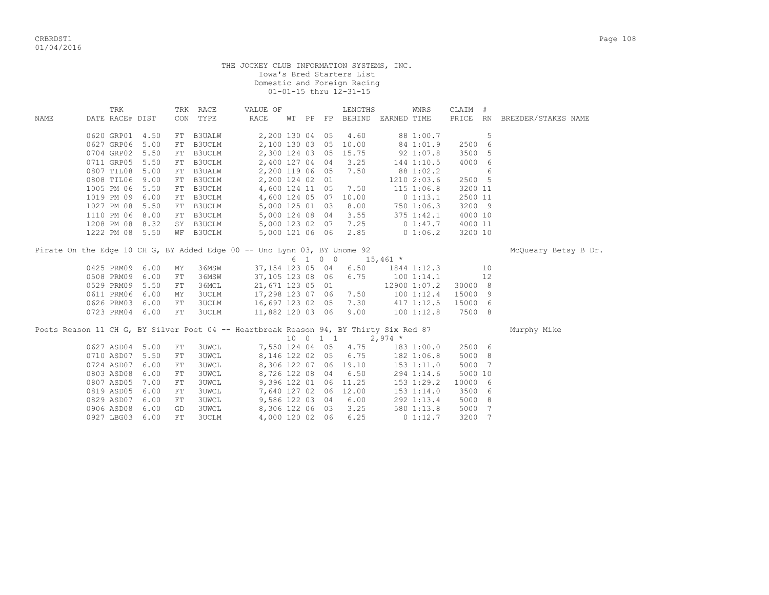THE JOCKEY CLUB INFORMATION SYSTEMS, INC.
Iowa's Bred Starters List
Domestic and Foreign Racing
01-01-15 thru 12-31-15

| NAME | DATE | TRK RACE# | DIST | TRK CON | RACE TYPE | VALUE OF RACE | WT | PP | FP | LENGTHS BEHIND | EARNED | WNRS TIME | CLAIM PRICE | # RN | BREEDER/STAKES NAME |
|---|---|---|---|---|---|---|---|---|---|---|---|---|---|---|---|
| | 0620 | GRP01 | 4.50 | FT | B3UALW | 2,200 | 130 | 04 | 05 | 4.60 | 88 | 1:00.7 | | 5 | |
| | 0627 | GRP06 | 5.00 | FT | B3UCLM | 2,100 | 130 | 03 | 05 | 10.00 | 84 | 1:01.9 | 2500 | 6 | |
| | 0704 | GRP02 | 5.50 | FT | B3UCLM | 2,300 | 124 | 03 | 05 | 15.75 | 92 | 1:07.8 | 3500 | 5 | |
| | 0711 | GRP05 | 5.50 | FT | B3UCLM | 2,400 | 127 | 04 | 04 | 3.25 | 144 | 1:10.5 | 4000 | 6 | |
| | 0807 | TIL08 | 5.00 | FT | B3UALW | 2,200 | 119 | 06 | 05 | 7.50 | 88 | 1:02.2 | | 6 | |
| | 0808 | TIL06 | 9.00 | FT | B3UCLM | 2,200 | 124 | 02 | 01 | | 1210 | 2:03.6 | 2500 | 5 | |
| | 1005 | PM 06 | 5.50 | FT | B3UCLM | 4,600 | 124 | 11 | 05 | 7.50 | 115 | 1:06.8 | 3200 | 11 | |
| | 1019 | PM 09 | 6.00 | FT | B3UCLM | 4,600 | 124 | 05 | 07 | 10.00 | 0 | 1:13.1 | 2500 | 11 | |
| | 1027 | PM 08 | 5.50 | FT | B3UCLM | 5,000 | 125 | 01 | 03 | 8.00 | 750 | 1:06.3 | 3200 | 9 | |
| | 1110 | PM 06 | 8.00 | FT | B3UCLM | 5,000 | 124 | 08 | 04 | 3.55 | 375 | 1:42.1 | 4000 | 10 | |
| | 1208 | PM 08 | 8.32 | SY | B3UCLM | 5,000 | 123 | 02 | 07 | 7.25 | 0 | 1:47.7 | 4000 | 11 | |
| | 1222 | PM 08 | 5.50 | WF | B3UCLM | 5,000 | 121 | 06 | 06 | 2.85 | 0 | 1:06.2 | 3200 | 10 | |
| Pirate On the Edge 10 CH G, BY Added Edge 00 -- Uno Lynn 03, BY Unome 92 | | | | | | | 6 | 1 | 0 | 0 | 15,461 * | | | | McQueary Betsy B Dr. |
| | 0425 | PRM09 | 6.00 | MY | 36MSW | 37,154 | 123 | 05 | 04 | 6.50 | 1844 | 1:12.3 | | 10 | |
| | 0508 | PRM09 | 6.00 | FT | 36MSW | 37,105 | 123 | 08 | 06 | 6.75 | 100 | 1:14.1 | | 12 | |
| | 0529 | PRM09 | 5.50 | FT | 36MCL | 21,671 | 123 | 05 | 01 | | 12900 | 1:07.2 | 30000 | 8 | |
| | 0611 | PRM06 | 6.00 | MY | 3UCLM | 17,298 | 123 | 07 | 06 | 7.50 | 100 | 1:12.4 | 15000 | 9 | |
| | 0626 | PRM03 | 6.00 | FT | 3UCLM | 16,697 | 123 | 02 | 05 | 7.30 | 417 | 1:12.5 | 15000 | 6 | |
| | 0723 | PRM04 | 6.00 | FT | 3UCLM | 11,882 | 120 | 03 | 06 | 9.00 | 100 | 1:12.8 | 7500 | 8 | |
| Poets Reason 11 CH G, BY Silver Poet 04 -- Heartbreak Reason 94, BY Thirty Six Red 87 | | | | | | | 10 | 0 | 1 | 1 | 2,974 * | | | | Murphy Mike |
| | 0627 | ASD04 | 5.00 | FT | 3UWCL | 7,550 | 124 | 04 | 05 | 4.75 | 183 | 1:00.0 | 2500 | 6 | |
| | 0710 | ASD07 | 5.50 | FT | 3UWCL | 8,146 | 122 | 02 | 05 | 6.75 | 182 | 1:06.8 | 5000 | 8 | |
| | 0724 | ASD07 | 6.00 | FT | 3UWCL | 8,306 | 122 | 07 | 06 | 19.10 | 153 | 1:11.0 | 5000 | 7 | |
| | 0803 | ASD08 | 6.00 | FT | 3UWCL | 8,726 | 122 | 08 | 04 | 6.50 | 294 | 1:14.6 | 5000 | 10 | |
| | 0807 | ASD05 | 7.00 | FT | 3UWCL | 9,396 | 122 | 01 | 06 | 11.25 | 153 | 1:29.2 | 10000 | 6 | |
| | 0819 | ASD05 | 6.00 | FT | 3UWCL | 7,640 | 127 | 02 | 06 | 12.00 | 153 | 1:14.0 | 3500 | 6 | |
| | 0829 | ASD07 | 6.00 | FT | 3UWCL | 9,586 | 122 | 03 | 04 | 6.00 | 292 | 1:13.4 | 5000 | 8 | |
| | 0906 | ASD08 | 6.00 | GD | 3UWCL | 8,306 | 122 | 06 | 03 | 3.25 | 580 | 1:13.8 | 5000 | 7 | |
| | 0927 | LBG03 | 6.00 | FT | 3UCLM | 4,000 | 120 | 02 | 06 | 6.25 | 0 | 1:12.7 | 3200 | 7 | |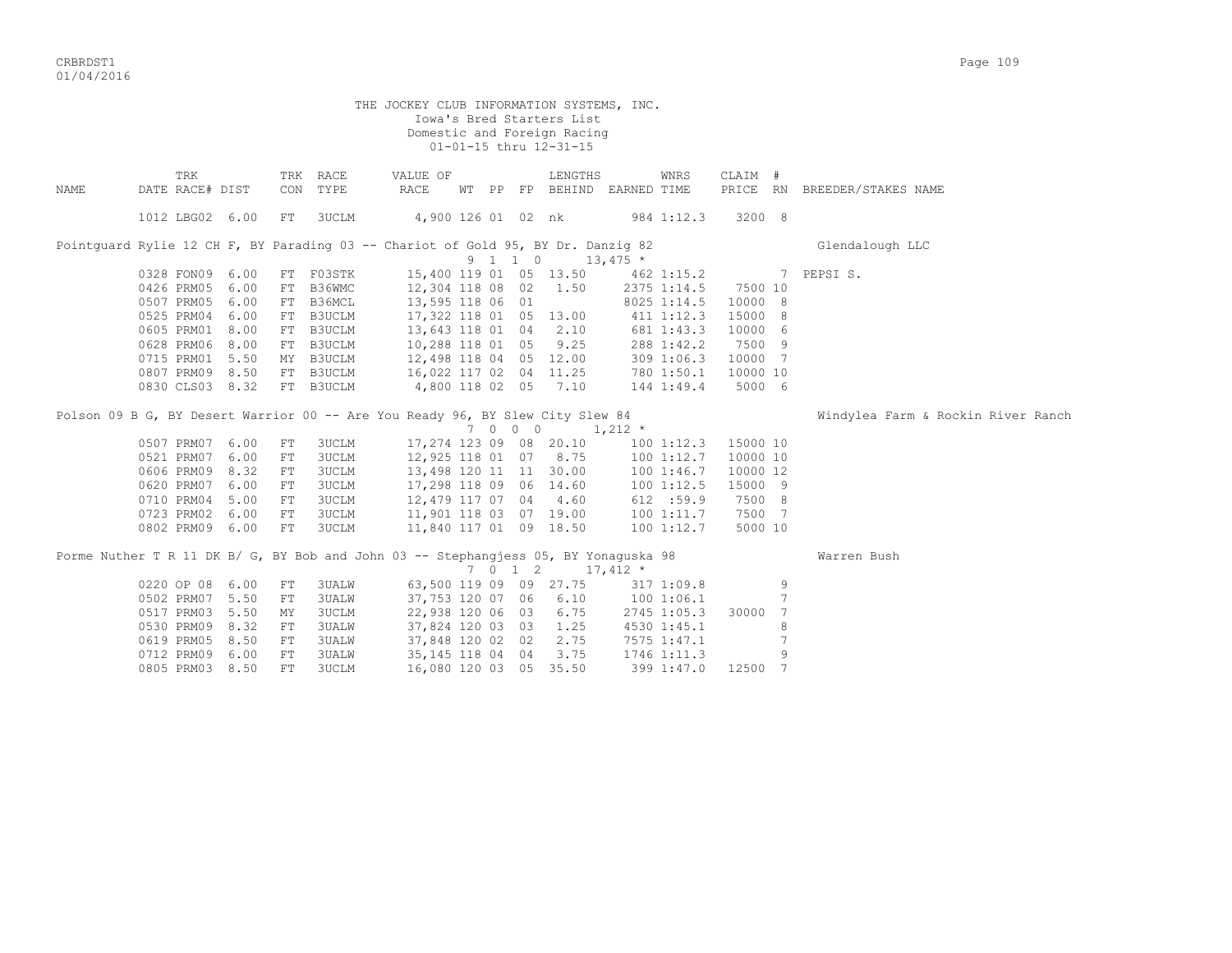THE JOCKEY CLUB INFORMATION SYSTEMS, INC.
Iowa's Bred Starters List
Domestic and Foreign Racing
01-01-15 thru 12-31-15

| NAME | TRK DATE RACE# | DIST | TRK CON | RACE TYPE | VALUE OF RACE | WT | PP | FP | LENGTHS BEHIND | EARNED | WNRS TIME | CLAIM PRICE | # RN | BREEDER/STAKES NAME |
|---|---|---|---|---|---|---|---|---|---|---|---|---|---|---|
| | 1012 LBG02 | 6.00 | FT | 3UCLM | 4,900 | 126 | 01 | 02 | nk | 984 | 1:12.3 | 3200 | 8 | |
| Pointguard Rylie 12 CH F, BY Parading 03 -- Chariot of Gold 95, BY Dr. Danzig 82 | | | | | | 9 | 1 | 1 0 | | 13,475 * | | | | Glendalough LLC |
| | 0328 FON09 | 6.00 | FT | F03STK | 15,400 | 119 | 01 | 05 | 13.50 | 462 | 1:15.2 | | 7 | PEPSI S. |
| | 0426 PRM05 | 6.00 | FT | B36WMC | 12,304 | 118 | 08 | 02 | 1.50 | 2375 | 1:14.5 | 7500 | 10 | |
| | 0507 PRM05 | 6.00 | FT | B36MCL | 13,595 | 118 | 06 | 01 | | 8025 | 1:14.5 | 10000 | 8 | |
| | 0525 PRM04 | 6.00 | FT | B3UCLM | 17,322 | 118 | 01 | 05 | 13.00 | 411 | 1:12.3 | 15000 | 8 | |
| | 0605 PRM01 | 8.00 | FT | B3UCLM | 13,643 | 118 | 01 | 04 | 2.10 | 681 | 1:43.3 | 10000 | 6 | |
| | 0628 PRM06 | 8.00 | FT | B3UCLM | 10,288 | 118 | 01 | 05 | 9.25 | 288 | 1:42.2 | 7500 | 9 | |
| | 0715 PRM01 | 5.50 | MY | B3UCLM | 12,498 | 118 | 04 | 05 | 12.00 | 309 | 1:06.3 | 10000 | 7 | |
| | 0807 PRM09 | 8.50 | FT | B3UCLM | 16,022 | 117 | 02 | 04 | 11.25 | 780 | 1:50.1 | 10000 | 10 | |
| | 0830 CLS03 | 8.32 | FT | B3UCLM | 4,800 | 118 | 02 | 05 | 7.10 | 144 | 1:49.4 | 5000 | 6 | |
| Polson 09 B G, BY Desert Warrior 00 -- Are You Ready 96, BY Slew City Slew 84 | | | | | | 7 | 0 | 0 0 | | 1,212 * | | | | Windylea Farm & Rockin River Ranch |
| | 0507 PRM07 | 6.00 | FT | 3UCLM | 17,274 | 123 | 09 | 08 | 20.10 | 100 | 1:12.3 | 15000 | 10 | |
| | 0521 PRM07 | 6.00 | FT | 3UCLM | 12,925 | 118 | 01 | 07 | 8.75 | 100 | 1:12.7 | 10000 | 10 | |
| | 0606 PRM09 | 8.32 | FT | 3UCLM | 13,498 | 120 | 11 | 11 | 30.00 | 100 | 1:46.7 | 10000 | 12 | |
| | 0620 PRM07 | 6.00 | FT | 3UCLM | 17,298 | 118 | 09 | 06 | 14.60 | 100 | 1:12.5 | 15000 | 9 | |
| | 0710 PRM04 | 5.00 | FT | 3UCLM | 12,479 | 117 | 07 | 04 | 4.60 | 612 | :59.9 | 7500 | 8 | |
| | 0723 PRM02 | 6.00 | FT | 3UCLM | 11,901 | 118 | 03 | 07 | 19.00 | 100 | 1:11.7 | 7500 | 7 | |
| | 0802 PRM09 | 6.00 | FT | 3UCLM | 11,840 | 117 | 01 | 09 | 18.50 | 100 | 1:12.7 | 5000 | 10 | |
| Porme Nuther T R 11 DK B/ G, BY Bob and John 03 -- Stephangjess 05, BY Yonaguska 98 | | | | | | 7 | 0 | 1 2 | | 17,412 * | | | | Warren Bush |
| | 0220 OP 08 | 6.00 | FT | 3UALW | 63,500 | 119 | 09 | 09 | 27.75 | 317 | 1:09.8 | | 9 | |
| | 0502 PRM07 | 5.50 | FT | 3UALW | 37,753 | 120 | 07 | 06 | 6.10 | 100 | 1:06.1 | | 7 | |
| | 0517 PRM03 | 5.50 | MY | 3UCLM | 22,938 | 120 | 06 | 03 | 6.75 | 2745 | 1:05.3 | 30000 | 7 | |
| | 0530 PRM09 | 8.32 | FT | 3UALW | 37,824 | 120 | 03 | 03 | 1.25 | 4530 | 1:45.1 | | 8 | |
| | 0619 PRM05 | 8.50 | FT | 3UALW | 37,848 | 120 | 02 | 02 | 2.75 | 7575 | 1:47.1 | | 7 | |
| | 0712 PRM09 | 6.00 | FT | 3UALW | 35,145 | 118 | 04 | 04 | 3.75 | 1746 | 1:11.3 | | 9 | |
| | 0805 PRM03 | 8.50 | FT | 3UCLM | 16,080 | 120 | 03 | 05 | 35.50 | 399 | 1:47.0 | 12500 | 7 | |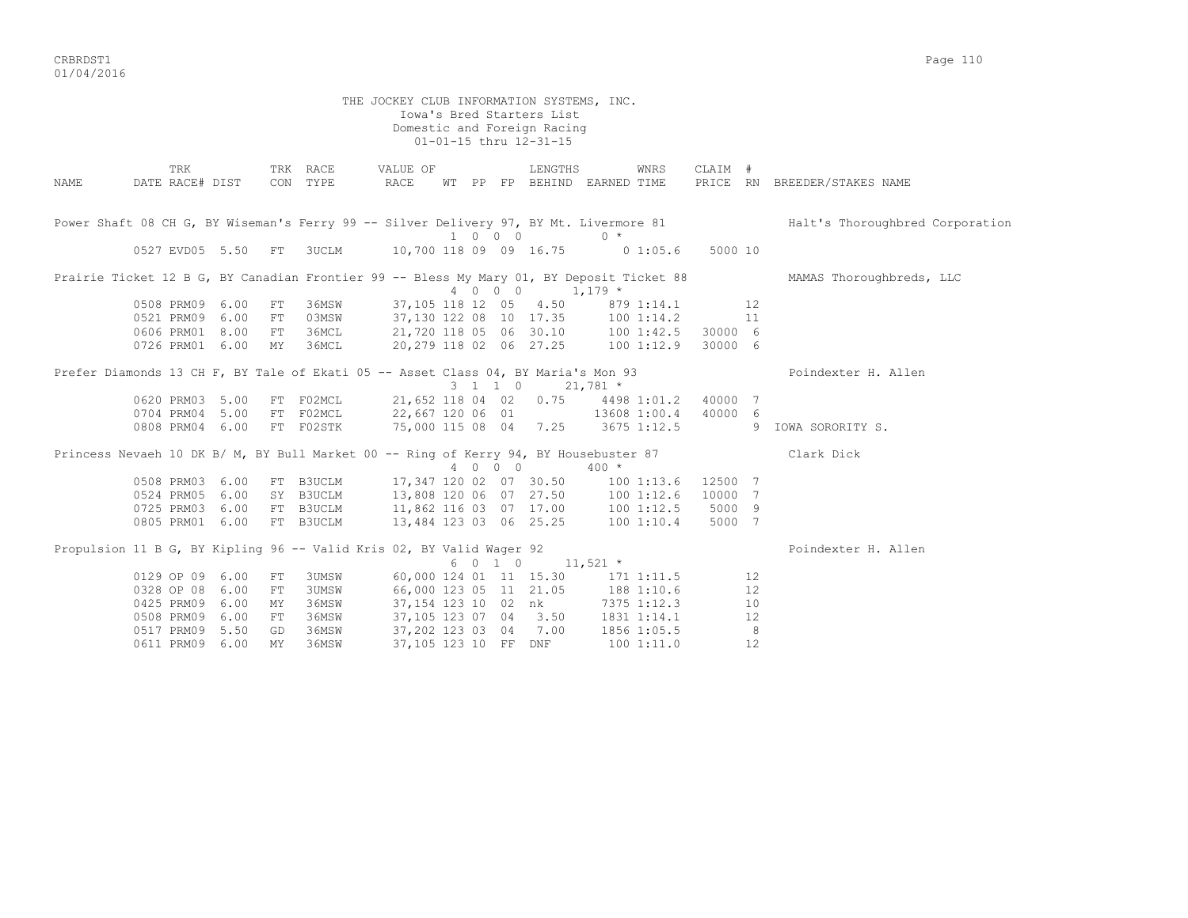THE JOCKEY CLUB INFORMATION SYSTEMS, INC.
Iowa's Bred Starters List
Domestic and Foreign Racing
01-01-15 thru 12-31-15

| NAME | TRK DATE RACE# | DIST | TRK CON | RACE TYPE | VALUE OF RACE | WT | PP | FP | LENGTHS BEHIND | EARNED | WNRS TIME | CLAIM PRICE | # RN | BREEDER/STAKES NAME |
|---|---|---|---|---|---|---|---|---|---|---|---|---|---|---|
| **Power Shaft 08 CH G, BY Wiseman's Ferry 99 -- Silver Delivery 97, BY Mt. Livermore 81** | | | | | | 1 | 0 0 0 | | | 0 * | | | | Halt's Thoroughbred Corporation |
| | 0527 EVD05 | 5.50 | FT | 3UCLM | 10,700 | 118 | 09 | 09 | 16.75 | 0 | 1:05.6 | 5000 | 10 | |
| **Prairie Ticket 12 B G, BY Canadian Frontier 99 -- Bless My Mary 01, BY Deposit Ticket 88** | | | | | | 4 | 0 0 0 | | | 1,179 * | | | | MAMAS Thoroughbreds, LLC |
| | 0508 PRM09 | 6.00 | FT | 36MSW | 37,105 | 118 | 12 | 05 | 4.50 | 879 | 1:14.1 | | 12 | |
| | 0521 PRM09 | 6.00 | FT | 03MSW | 37,130 | 122 | 08 | 10 | 17.35 | 100 | 1:14.2 | | 11 | |
| | 0606 PRM01 | 8.00 | FT | 36MCL | 21,720 | 118 | 05 | 06 | 30.10 | 100 | 1:42.5 | 30000 | 6 | |
| | 0726 PRM01 | 6.00 | MY | 36MCL | 20,279 | 118 | 02 | 06 | 27.25 | 100 | 1:12.9 | 30000 | 6 | |
| **Prefer Diamonds 13 CH F, BY Tale of Ekati 05 -- Asset Class 04, BY Maria's Mon 93** | | | | | | 3 | 1 1 0 | | | 21,781 * | | | | Poindexter H. Allen |
| | 0620 PRM03 | 5.00 | FT | F02MCL | 21,652 | 118 | 04 | 02 | 0.75 | 4498 | 1:01.2 | 40000 | 7 | |
| | 0704 PRM04 | 5.00 | FT | F02MCL | 22,667 | 120 | 06 | 01 | | 13608 | 1:00.4 | 40000 | 6 | |
| | 0808 PRM04 | 6.00 | FT | F02STK | 75,000 | 115 | 08 | 04 | 7.25 | 3675 | 1:12.5 | | 9 | IOWA SORORITY S. |
| **Princess Nevaeh 10 DK B/ M, BY Bull Market 00 -- Ring of Kerry 94, BY Housebuster 87** | | | | | | 4 | 0 0 0 | | | 400 * | | | | Clark Dick |
| | 0508 PRM03 | 6.00 | FT | B3UCLM | 17,347 | 120 | 02 | 07 | 30.50 | 100 | 1:13.6 | 12500 | 7 | |
| | 0524 PRM05 | 6.00 | SY | B3UCLM | 13,808 | 120 | 06 | 07 | 27.50 | 100 | 1:12.6 | 10000 | 7 | |
| | 0725 PRM03 | 6.00 | FT | B3UCLM | 11,862 | 116 | 03 | 07 | 17.00 | 100 | 1:12.5 | 5000 | 9 | |
| | 0805 PRM01 | 6.00 | FT | B3UCLM | 13,484 | 123 | 03 | 06 | 25.25 | 100 | 1:10.4 | 5000 | 7 | |
| **Propulsion 11 B G, BY Kipling 96 -- Valid Kris 02, BY Valid Wager 92** | | | | | | 6 | 0 1 0 | | | 11,521 * | | | | Poindexter H. Allen |
| | 0129 OP 09 | 6.00 | FT | 3UMSW | 60,000 | 124 | 01 | 11 | 15.30 | 171 | 1:11.5 | | 12 | |
| | 0328 OP 08 | 6.00 | FT | 3UMSW | 66,000 | 123 | 05 | 11 | 21.05 | 188 | 1:10.6 | | 12 | |
| | 0425 PRM09 | 6.00 | MY | 36MSW | 37,154 | 123 | 10 | 02 | nk | 7375 | 1:12.3 | | 10 | |
| | 0508 PRM09 | 6.00 | FT | 36MSW | 37,105 | 123 | 07 | 04 | 3.50 | 1831 | 1:14.1 | | 12 | |
| | 0517 PRM09 | 5.50 | GD | 36MSW | 37,202 | 123 | 03 | 04 | 7.00 | 1856 | 1:05.5 | | 8 | |
| | 0611 PRM09 | 6.00 | MY | 36MSW | 37,105 | 123 | 10 | FF | DNF | 100 | 1:11.0 | | 12 | |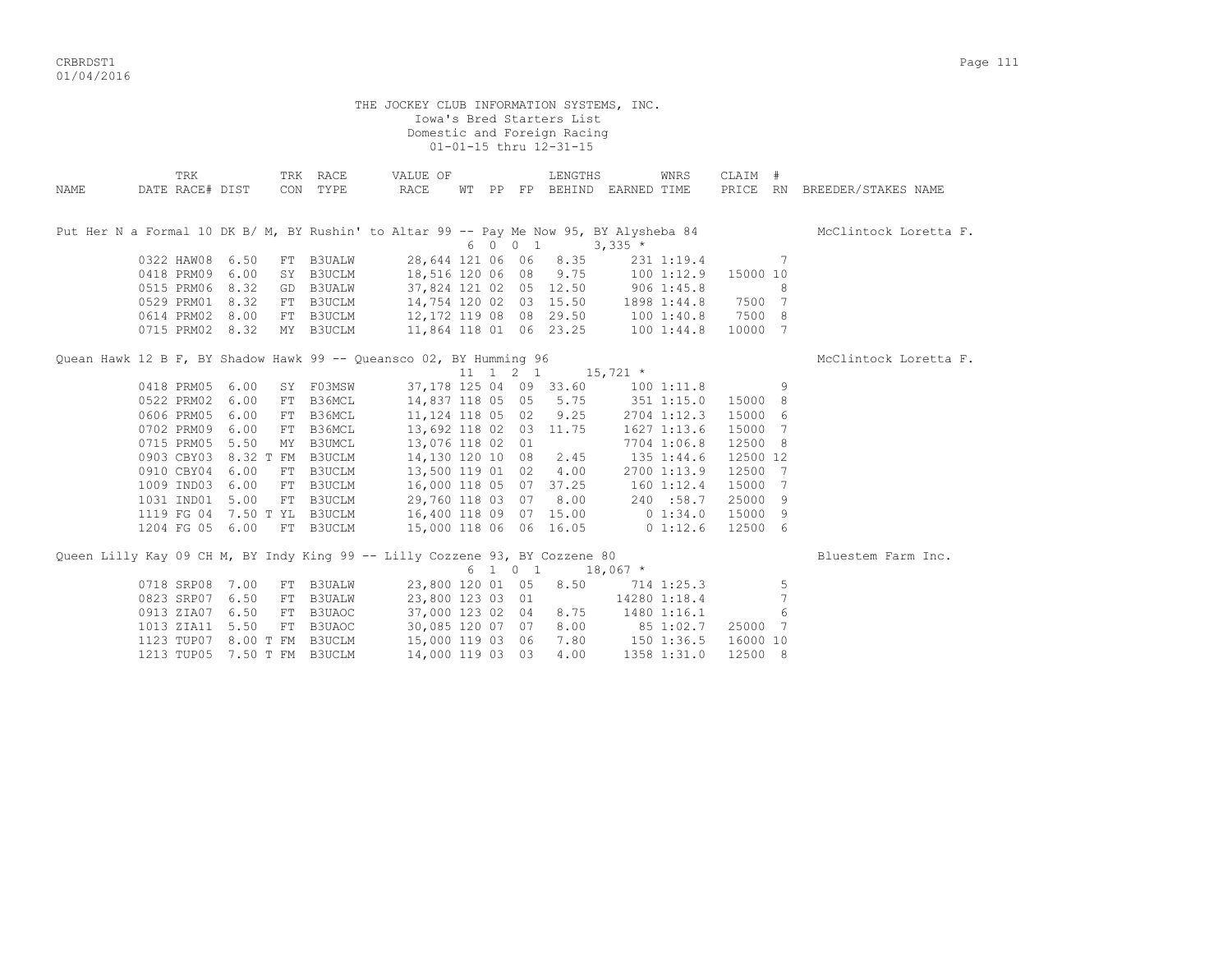THE JOCKEY CLUB INFORMATION SYSTEMS, INC.
Iowa's Bred Starters List
Domestic and Foreign Racing
01-01-15 thru 12-31-15

| NAME | DATE | TRK RACE# | DIST | TRK CON | RACE TYPE | VALUE OF RACE | WT | PP | FP | LENGTHS BEHIND | EARNED | WNRS TIME | CLAIM PRICE | # RN | BREEDER/STAKES NAME |
|---|---|---|---|---|---|---|---|---|---|---|---|---|---|---|---|
| Put Her N a Formal 10 DK B/ M, BY Rushin' to Altar 99 -- Pay Me Now 95, BY Alysheba 84 | | | | | | | 6 | 0 | 0 1 | | 3,335 * | | | | McClintock Loretta F. |
| | 0322 | HAW08 | 6.50 | FT | B3UALW | 28,644 | 121 | 06 | 06 | 8.35 | 231 | 1:19.4 | | 7 | |
| | 0418 | PRM09 | 6.00 | SY | B3UCLM | 18,516 | 120 | 06 | 08 | 9.75 | 100 | 1:12.9 | 15000 | 10 | |
| | 0515 | PRM06 | 8.32 | GD | B3UALW | 37,824 | 121 | 02 | 05 | 12.50 | 906 | 1:45.8 | | 8 | |
| | 0529 | PRM01 | 8.32 | FT | B3UCLM | 14,754 | 120 | 02 | 03 | 15.50 | 1898 | 1:44.8 | 7500 | 7 | |
| | 0614 | PRM02 | 8.00 | FT | B3UCLM | 12,172 | 119 | 08 | 08 | 29.50 | 100 | 1:40.8 | 7500 | 8 | |
| | 0715 | PRM02 | 8.32 | MY | B3UCLM | 11,864 | 118 | 01 | 06 | 23.25 | 100 | 1:44.8 | 10000 | 7 | |
| Quean Hawk 12 B F, BY Shadow Hawk 99 -- Queansco 02, BY Humming 96 | | | | | | | 11 | 1 | 2 1 | | 15,721 * | | | | McClintock Loretta F. |
| | 0418 | PRM05 | 6.00 | SY | F03MSW | 37,178 | 125 | 04 | 09 | 33.60 | 100 | 1:11.8 | | 9 | |
| | 0522 | PRM02 | 6.00 | FT | B36MCL | 14,837 | 118 | 05 | 05 | 5.75 | 351 | 1:15.0 | 15000 | 8 | |
| | 0606 | PRM05 | 6.00 | FT | B36MCL | 11,124 | 118 | 05 | 02 | 9.25 | 2704 | 1:12.3 | 15000 | 6 | |
| | 0702 | PRM09 | 6.00 | FT | B36MCL | 13,692 | 118 | 02 | 03 | 11.75 | 1627 | 1:13.6 | 15000 | 7 | |
| | 0715 | PRM05 | 5.50 | MY | B3UMCL | 13,076 | 118 | 02 | 01 | | 7704 | 1:06.8 | 12500 | 8 | |
| | 0903 | CBY03 | 8.32 T | FM | B3UCLM | 14,130 | 120 | 10 | 08 | 2.45 | 135 | 1:44.6 | 12500 | 12 | |
| | 0910 | CBY04 | 6.00 | FT | B3UCLM | 13,500 | 119 | 01 | 02 | 4.00 | 2700 | 1:13.9 | 12500 | 7 | |
| | 1009 | IND03 | 6.00 | FT | B3UCLM | 16,000 | 118 | 05 | 07 | 37.25 | 160 | 1:12.4 | 15000 | 7 | |
| | 1031 | IND01 | 5.00 | FT | B3UCLM | 29,760 | 118 | 03 | 07 | 8.00 | 240 | :58.7 | 25000 | 9 | |
| | 1119 | FG 04 | 7.50 T | YL | B3UCLM | 16,400 | 118 | 09 | 07 | 15.00 | 0 | 1:34.0 | 15000 | 9 | |
| | 1204 | FG 05 | 6.00 | FT | B3UCLM | 15,000 | 118 | 06 | 06 | 16.05 | 0 | 1:12.6 | 12500 | 6 | |
| Queen Lilly Kay 09 CH M, BY Indy King 99 -- Lilly Cozzene 93, BY Cozzene 80 | | | | | | | 6 | 1 | 0 1 | | 18,067 * | | | | Bluestem Farm Inc. |
| | 0718 | SRP08 | 7.00 | FT | B3UALW | 23,800 | 120 | 01 | 05 | 8.50 | 714 | 1:25.3 | | 5 | |
| | 0823 | SRP07 | 6.50 | FT | B3UALW | 23,800 | 123 | 03 | 01 | | 14280 | 1:18.4 | | 7 | |
| | 0913 | ZIA07 | 6.50 | FT | B3UAOC | 37,000 | 123 | 02 | 04 | 8.75 | 1480 | 1:16.1 | | 6 | |
| | 1013 | ZIA11 | 5.50 | FT | B3UAOC | 30,085 | 120 | 07 | 07 | 8.00 | 85 | 1:02.7 | 25000 | 7 | |
| | 1123 | TUP07 | 8.00 T | FM | B3UCLM | 15,000 | 119 | 03 | 06 | 7.80 | 150 | 1:36.5 | 16000 | 10 | |
| | 1213 | TUP05 | 7.50 T | FM | B3UCLM | 14,000 | 119 | 03 | 03 | 4.00 | 1358 | 1:31.0 | 12500 | 8 | |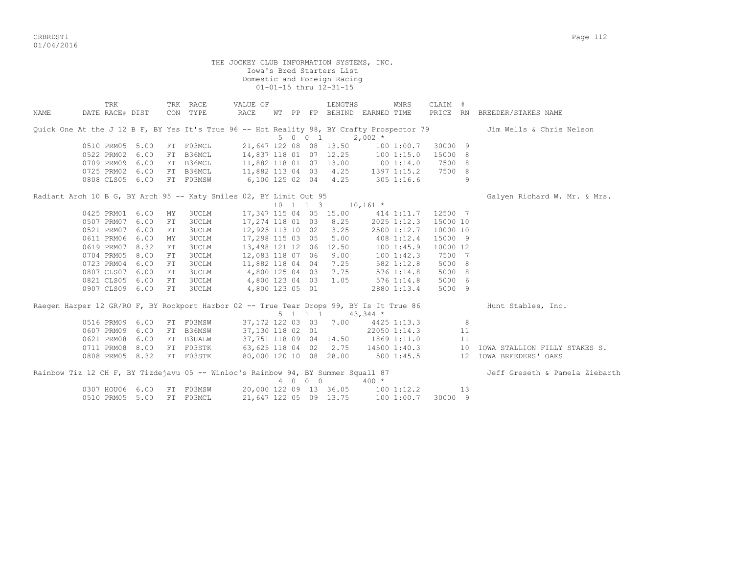THE JOCKEY CLUB INFORMATION SYSTEMS, INC.
Iowa's Bred Starters List
Domestic and Foreign Racing
01-01-15 thru 12-31-15

| NAME | DATE | TRK RACE# | DIST | TRK CON | RACE TYPE | VALUE OF RACE | WT | PP | FP | LENGTHS BEHIND | EARNED | WNRS TIME | CLAIM PRICE | # RN | BREEDER/STAKES NAME |
|---|---|---|---|---|---|---|---|---|---|---|---|---|---|---|---|
| Quick One At the J 12 B F, BY Yes It's True 96 -- Hot Reality 98, BY Crafty Prospector 79 | | | | | | | | | | | | | | | Jim Wells & Chris Nelson |
| | | | | | | | 5 | 0 0 1 | | | 2,002 * | | | | |
| | 0510 | PRM05 | 5.00 | FT | F03MCL | 21,647 | 122 | 08 | 08 | 13.50 | 100 | 1:00.7 | 30000 | 9 | |
| | 0522 | PRM02 | 6.00 | FT | B36MCL | 14,837 | 118 | 01 | 07 | 12.25 | 100 | 1:15.0 | 15000 | 8 | |
| | 0709 | PRM09 | 6.00 | FT | B36MCL | 11,882 | 118 | 01 | 07 | 13.00 | 100 | 1:14.0 | 7500 | 8 | |
| | 0725 | PRM02 | 6.00 | FT | B36MCL | 11,882 | 113 | 04 | 03 | 4.25 | 1397 | 1:15.2 | 7500 | 8 | |
| | 0808 | CLS05 | 6.00 | FT | F03MSW | 6,100 | 125 | 02 | 04 | 4.25 | 305 | 1:16.6 | | 9 | |
| Radiant Arch 10 B G, BY Arch 95 -- Katy Smiles 02, BY Limit Out 95 | | | | | | | | | | | | | | | Galyen Richard W. Mr. & Mrs. |
| | | | | | | | 10 | 1 1 3 | | | 10,161 * | | | | |
| | 0425 | PRM01 | 6.00 | MY | 3UCLM | 17,347 | 115 | 04 | 05 | 15.00 | 414 | 1:11.7 | 12500 | 7 | |
| | 0507 | PRM07 | 6.00 | FT | 3UCLM | 17,274 | 118 | 01 | 03 | 8.25 | 2025 | 1:12.3 | 15000 | 10 | |
| | 0521 | PRM07 | 6.00 | FT | 3UCLM | 12,925 | 113 | 10 | 02 | 3.25 | 2500 | 1:12.7 | 10000 | 10 | |
| | 0611 | PRM06 | 6.00 | MY | 3UCLM | 17,298 | 115 | 03 | 05 | 5.00 | 408 | 1:12.4 | 15000 | 9 | |
| | 0619 | PRM07 | 8.32 | FT | 3UCLM | 13,498 | 121 | 12 | 06 | 12.50 | 100 | 1:45.9 | 10000 | 12 | |
| | 0704 | PRM05 | 8.00 | FT | 3UCLM | 12,083 | 118 | 07 | 06 | 9.00 | 100 | 1:42.3 | 7500 | 7 | |
| | 0723 | PRM04 | 6.00 | FT | 3UCLM | 11,882 | 118 | 04 | 04 | 7.25 | 582 | 1:12.8 | 5000 | 8 | |
| | 0807 | CLS07 | 6.00 | FT | 3UCLM | 4,800 | 125 | 04 | 03 | 7.75 | 576 | 1:14.8 | 5000 | 8 | |
| | 0821 | CLS05 | 6.00 | FT | 3UCLM | 4,800 | 123 | 04 | 03 | 1.05 | 576 | 1:14.8 | 5000 | 6 | |
| | 0907 | CLS09 | 6.00 | FT | 3UCLM | 4,800 | 123 | 05 | 01 | | 2880 | 1:13.4 | 5000 | 9 | |
| Raegen Harper 12 GR/RO F, BY Rockport Harbor 02 -- True Tear Drops 99, BY Is It True 86 | | | | | | | | | | | | | | | Hunt Stables, Inc. |
| | | | | | | | 5 | 1 1 1 | | | 43,344 * | | | | |
| | 0516 | PRM09 | 6.00 | FT | F03MSW | 37,172 | 122 | 03 | 03 | 7.00 | 4425 | 1:13.3 | | 8 | |
| | 0607 | PRM09 | 6.00 | FT | B36MSW | 37,130 | 118 | 02 | 01 | | 22050 | 1:14.3 | | 11 | |
| | 0621 | PRM08 | 6.00 | FT | B3UALW | 37,751 | 118 | 09 | 04 | 14.50 | 1869 | 1:11.0 | | 11 | |
| | 0711 | PRM08 | 8.00 | FT | F03STK | 63,625 | 118 | 04 | 02 | 2.75 | 14500 | 1:40.3 | | 10 | IOWA STALLION FILLY STAKES S. |
| | 0808 | PRM05 | 8.32 | FT | F03STK | 80,000 | 120 | 10 | 08 | 28.00 | 500 | 1:45.5 | | 12 | IOWA BREEDERS' OAKS |
| Rainbow Tiz 12 CH F, BY Tizdejavu 05 -- Winloc's Rainbow 94, BY Summer Squall 87 | | | | | | | | | | | | | | | Jeff Greseth & Pamela Ziebarth |
| | | | | | | | 4 | 0 0 0 | | | 400 * | | | | |
| | 0307 | HOU06 | 6.00 | FT | F03MSW | 20,000 | 122 | 09 | 13 | 36.05 | 100 | 1:12.2 | | 13 | |
| | 0510 | PRM05 | 5.00 | FT | F03MCL | 21,647 | 122 | 05 | 09 | 13.75 | 100 | 1:00.7 | 30000 | 9 | |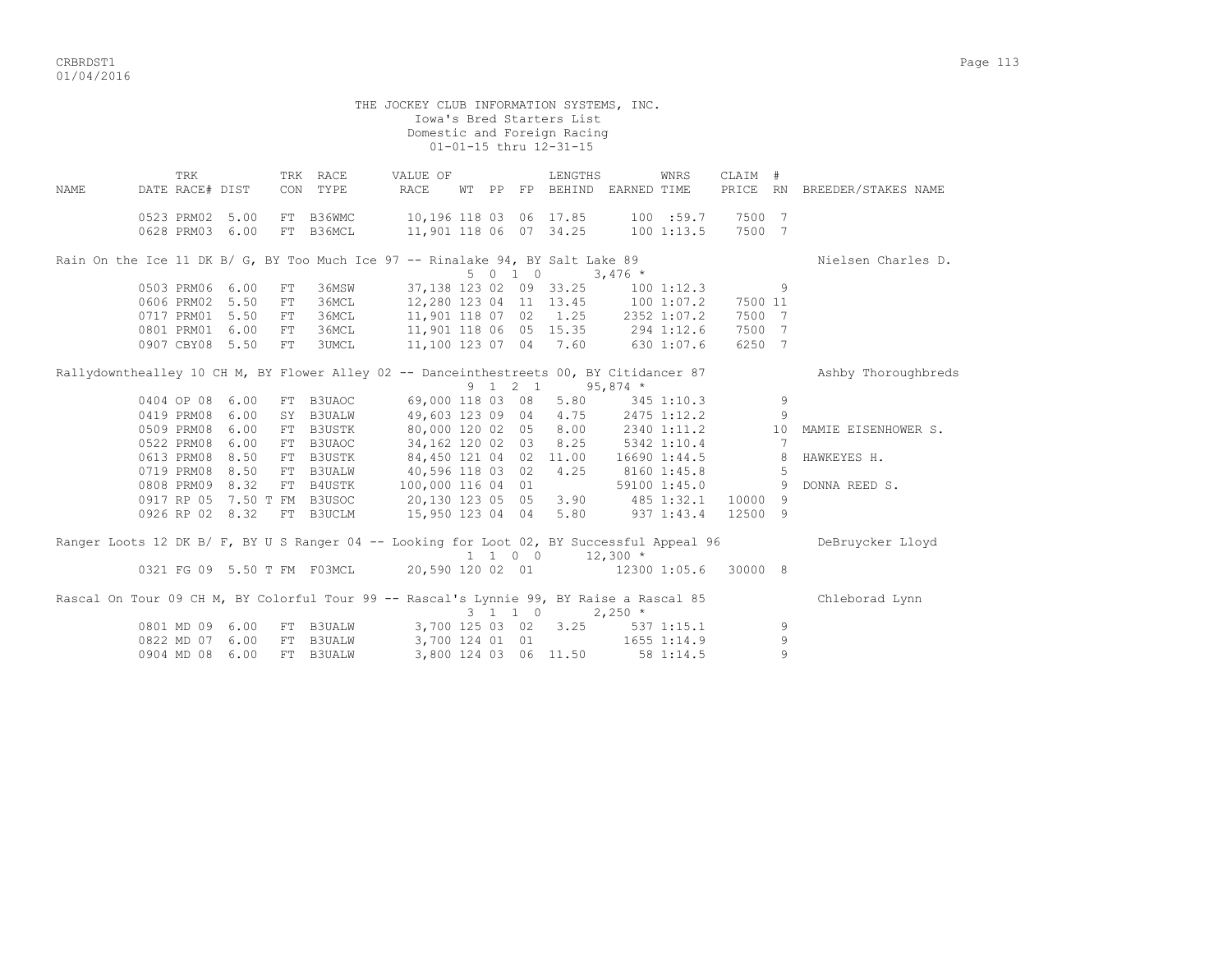THE JOCKEY CLUB INFORMATION SYSTEMS, INC.
Iowa's Bred Starters List
Domestic and Foreign Racing
01-01-15 thru 12-31-15

| NAME | TRK DATE | RACE# | DIST | TRK CON | RACE TYPE | VALUE OF RACE | WT | PP | FP | LENGTHS BEHIND | EARNED | WNRS TIME | CLAIM PRICE | # RN | BREEDER/STAKES NAME |
|---|---|---|---|---|---|---|---|---|---|---|---|---|---|---|---|
| | 0523 | PRM02 | 5.00 | FT | B36WMC | 10,196 | 118 | 03 | 06 | 17.85 | 100 | :59.7 | 7500 | 7 | |
| | 0628 | PRM03 | 6.00 | FT | B36MCL | 11,901 | 118 | 06 | 07 | 34.25 | 100 | 1:13.5 | 7500 | 7 | |
| Rain On the Ice 11 DK B/ G, BY Too Much Ice 97 -- Rinalake 94, BY Salt Lake 89 | | | | | | | 5 | 0 1 0 | | | 3,476 * | | | | Nielsen Charles D. |
| | 0503 | PRM06 | 6.00 | FT | 36MSW | 37,138 | 123 | 02 | 09 | 33.25 | 100 | 1:12.3 | | 9 | |
| | 0606 | PRM02 | 5.50 | FT | 36MCL | 12,280 | 123 | 04 | 11 | 13.45 | 100 | 1:07.2 | 7500 | 11 | |
| | 0717 | PRM01 | 5.50 | FT | 36MCL | 11,901 | 118 | 07 | 02 | 1.25 | 2352 | 1:07.2 | 7500 | 7 | |
| | 0801 | PRM01 | 6.00 | FT | 36MCL | 11,901 | 118 | 06 | 05 | 15.35 | 294 | 1:12.6 | 7500 | 7 | |
| | 0907 | CBY08 | 5.50 | FT | 3UMCL | 11,100 | 123 | 07 | 04 | 7.60 | 630 | 1:07.6 | 6250 | 7 | |
| Rallydownthealley 10 CH M, BY Flower Alley 02 -- Danceinthestreets 00, BY Citidancer 87 | | | | | | | 9 | 1 2 1 | | | 95,874 * | | | | Ashby Thoroughbreds |
| | 0404 | OP 08 | 6.00 | FT | B3UAOC | 69,000 | 118 | 03 | 08 | 5.80 | 345 | 1:10.3 | | 9 | |
| | 0419 | PRM08 | 6.00 | SY | B3UALW | 49,603 | 123 | 09 | 04 | 4.75 | 2475 | 1:12.2 | | 9 | |
| | 0509 | PRM08 | 6.00 | FT | B3USTK | 80,000 | 120 | 02 | 05 | 8.00 | 2340 | 1:11.2 | | 10 | MAMIE EISENHOWER S. |
| | 0522 | PRM08 | 6.00 | FT | B3UAOC | 34,162 | 120 | 02 | 03 | 8.25 | 5342 | 1:10.4 | | 7 | |
| | 0613 | PRM08 | 8.50 | FT | B3USTK | 84,450 | 121 | 04 | 02 | 11.00 | 16690 | 1:44.5 | | 8 | HAWKEYES H. |
| | 0719 | PRM08 | 8.50 | FT | B3UALW | 40,596 | 118 | 03 | 02 | 4.25 | 8160 | 1:45.8 | | 5 | |
| | 0808 | PRM09 | 8.32 | FT | B4USTK | 100,000 | 116 | 04 | 01 | | 59100 | 1:45.0 | | 9 | DONNA REED S. |
| | 0917 | RP 05 | 7.50 T | FM | B3USOC | 20,130 | 123 | 05 | 05 | 3.90 | 485 | 1:32.1 | 10000 | 9 | |
| | 0926 | RP 02 | 8.32 | FT | B3UCLM | 15,950 | 123 | 04 | 04 | 5.80 | 937 | 1:43.4 | 12500 | 9 | |
| Ranger Loots 12 DK B/ F, BY U S Ranger 04 -- Looking for Loot 02, BY Successful Appeal 96 | | | | | | | 1 | 1 0 0 | | | 12,300 * | | | | DeBruycker Lloyd |
| | 0321 | FG 09 | 5.50 T | FM | F03MCL | 20,590 | 120 | 02 | 01 | | 12300 | 1:05.6 | 30000 | 8 | |
| Rascal On Tour 09 CH M, BY Colorful Tour 99 -- Rascal's Lynnie 99, BY Raise a Rascal 85 | | | | | | | 3 | 1 1 0 | | | 2,250 * | | | | Chleborad Lynn |
| | 0801 | MD 09 | 6.00 | FT | B3UALW | 3,700 | 125 | 03 | 02 | 3.25 | 537 | 1:15.1 | | 9 | |
| | 0822 | MD 07 | 6.00 | FT | B3UALW | 3,700 | 124 | 01 | 01 | | 1655 | 1:14.9 | | 9 | |
| | 0904 | MD 08 | 6.00 | FT | B3UALW | 3,800 | 124 | 03 | 06 | 11.50 | 58 | 1:14.5 | | 9 | |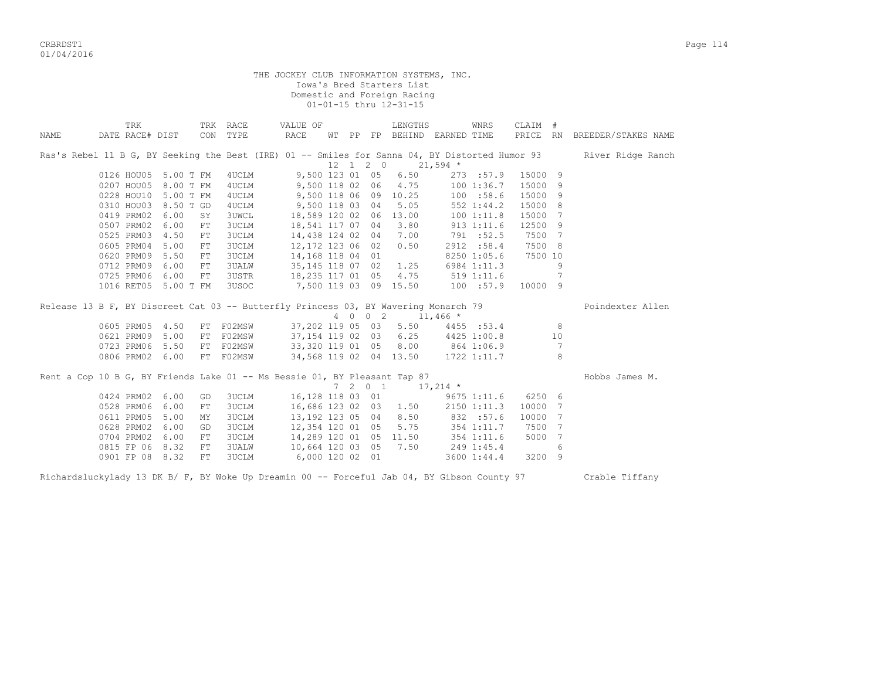THE JOCKEY CLUB INFORMATION SYSTEMS, INC.
Iowa's Bred Starters List
Domestic and Foreign Racing
01-01-15 thru 12-31-15

| NAME | TRK DATE | RACE# | DIST | TRK CON | RACE TYPE | VALUE OF RACE | WT | PP | FP | LENGTHS BEHIND | EARNED | WNRS TIME | CLAIM PRICE | # RN | BREEDER/STAKES NAME |
|---|---|---|---|---|---|---|---|---|---|---|---|---|---|---|---|
| Ras's Rebel 11 B G, BY Seeking the Best (IRE) 01 -- Smiles for Sanna 04, BY Distorted Humor 93 | | | | | | | 12 | 1 | 2 0 | | 21,594 * | | | | River Ridge Ranch |
| | 0126 | HOU05 | 5.00 T | FM | 4UCLM | 9,500 | 123 | 01 | 05 | 6.50 | 273 | :57.9 | 15000 | 9 | |
| | 0207 | HOU05 | 8.00 T | FM | 4UCLM | 9,500 | 118 | 02 | 06 | 4.75 | 100 | 1:36.7 | 15000 | 9 | |
| | 0228 | HOU10 | 5.00 T | FM | 4UCLM | 9,500 | 118 | 06 | 09 | 10.25 | 100 | :58.6 | 15000 | 9 | |
| | 0310 | HOU03 | 8.50 T | GD | 4UCLM | 9,500 | 118 | 03 | 04 | 5.05 | 552 | 1:44.2 | 15000 | 8 | |
| | 0419 | PRM02 | 6.00 | SY | 3UWCL | 18,589 | 120 | 02 | 06 | 13.00 | 100 | 1:11.8 | 15000 | 7 | |
| | 0507 | PRM02 | 6.00 | FT | 3UCLM | 18,541 | 117 | 07 | 04 | 3.80 | 913 | 1:11.6 | 12500 | 9 | |
| | 0525 | PRM03 | 4.50 | FT | 3UCLM | 14,438 | 124 | 02 | 04 | 7.00 | 791 | :52.5 | 7500 | 7 | |
| | 0605 | PRM04 | 5.00 | FT | 3UCLM | 12,172 | 123 | 06 | 02 | 0.50 | 2912 | :58.4 | 7500 | 8 | |
| | 0620 | PRM09 | 5.50 | FT | 3UCLM | 14,168 | 118 | 04 | 01 | | 8250 | 1:05.6 | 7500 | 10 | |
| | 0712 | PRM09 | 6.00 | FT | 3UALW | 35,145 | 118 | 07 | 02 | 1.25 | 6984 | 1:11.3 | | 9 | |
| | 0725 | PRM06 | 6.00 | FT | 3USTR | 18,235 | 117 | 01 | 05 | 4.75 | 519 | 1:11.6 | | 7 | |
| | 1016 | RET05 | 5.00 T | FM | 3USOC | 7,500 | 119 | 03 | 09 | 15.50 | 100 | :57.9 | 10000 | 9 | |
| Release 13 B F, BY Discreet Cat 03 -- Butterfly Princess 03, BY Wavering Monarch 79 | | | | | | | 4 | 0 | 0 2 | | 11,466 * | | | | Poindexter Allen |
| | 0605 | PRM05 | 4.50 | FT | F02MSW | 37,202 | 119 | 05 | 03 | 5.50 | 4455 | :53.4 | | 8 | |
| | 0621 | PRM09 | 5.00 | FT | F02MSW | 37,154 | 119 | 02 | 03 | 6.25 | 4425 | 1:00.8 | | 10 | |
| | 0723 | PRM06 | 5.50 | FT | F02MSW | 33,320 | 119 | 01 | 05 | 8.00 | 864 | 1:06.9 | | 7 | |
| | 0806 | PRM02 | 6.00 | FT | F02MSW | 34,568 | 119 | 02 | 04 | 13.50 | 1722 | 1:11.7 | | 8 | |
| Rent a Cop 10 B G, BY Friends Lake 01 -- Ms Bessie 01, BY Pleasant Tap 87 | | | | | | | 7 | 2 | 0 1 | | 17,214 * | | | | Hobbs James M. |
| | 0424 | PRM02 | 6.00 | GD | 3UCLM | 16,128 | 118 | 03 | 01 | | 9675 | 1:11.6 | 6250 | 6 | |
| | 0528 | PRM06 | 6.00 | FT | 3UCLM | 16,686 | 123 | 02 | 03 | 1.50 | 2150 | 1:11.3 | 10000 | 7 | |
| | 0611 | PRM05 | 5.00 | MY | 3UCLM | 13,192 | 123 | 05 | 04 | 8.50 | 832 | :57.6 | 10000 | 7 | |
| | 0628 | PRM02 | 6.00 | GD | 3UCLM | 12,354 | 120 | 01 | 05 | 5.75 | 354 | 1:11.7 | 7500 | 7 | |
| | 0704 | PRM02 | 6.00 | FT | 3UCLM | 14,289 | 120 | 01 | 05 | 11.50 | 354 | 1:11.6 | 5000 | 7 | |
| | 0815 | FP 06 | 8.32 | FT | 3UALW | 10,664 | 120 | 03 | 05 | 7.50 | 249 | 1:45.4 | | 6 | |
| | 0901 | FP 08 | 8.32 | FT | 3UCLM | 6,000 | 120 | 02 | 01 | | 3600 | 1:44.4 | 3200 | 9 | |
| Richardsluckylady 13 DK B/ F, BY Woke Up Dreamin 00 -- Forceful Jab 04, BY Gibson County 97 | | | | | | | | | | | | | | | Crable Tiffany |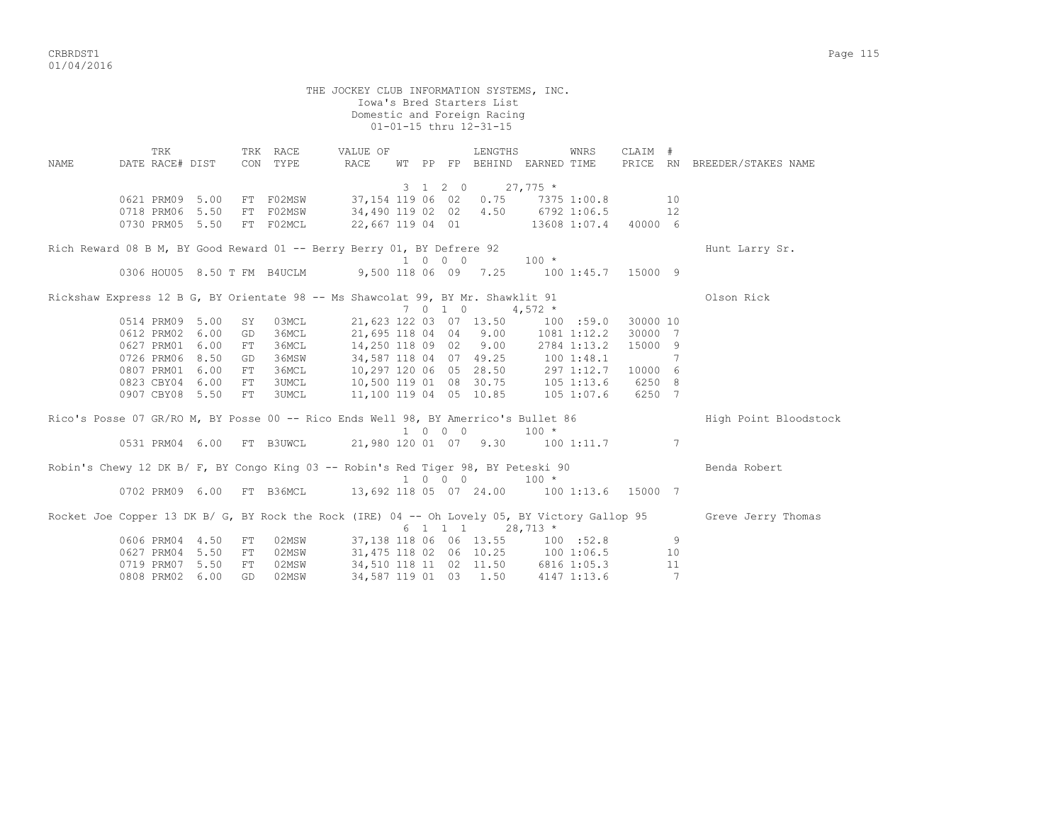THE JOCKEY CLUB INFORMATION SYSTEMS, INC.
Iowa's Bred Starters List
Domestic and Foreign Racing
01-01-15 thru 12-31-15

| NAME | DATE | TRK RACE# | DIST | TRK CON | RACE TYPE | VALUE OF RACE | WT | PP | FP | LENGTHS BEHIND | EARNED | WNRS TIME | CLAIM PRICE | # RN | BREEDER/STAKES NAME |
|---|---|---|---|---|---|---|---|---|---|---|---|---|---|---|---|
| | | | | | | | 3 | 1 | 2 0 | | 27,775 * | | | | |
| | 0621 | PRM09 | 5.00 | FT | F02MSW | 37,154 | 119 | 06 | 02 | 0.75 | 7375 | 1:00.8 | | 10 | |
| | 0718 | PRM06 | 5.50 | FT | F02MSW | 34,490 | 119 | 02 | 02 | 4.50 | 6792 | 1:06.5 | | 12 | |
| | 0730 | PRM05 | 5.50 | FT | F02MCL | 22,667 | 119 | 04 | 01 | | 13608 | 1:07.4 | 40000 | 6 | |
| Rich Reward 08 B M, BY Good Reward 01 -- Berry Berry 01, BY Defrere 92 | | | | | | | | | | | | | | | Hunt Larry Sr. |
| | | | | | | | 1 | 0 | 0 0 | | 100 * | | | | |
| | 0306 | HOU05 | 8.50 T | FM | B4UCLM | 9,500 | 118 | 06 | 09 | 7.25 | 100 | 1:45.7 | 15000 | 9 | |
| Rickshaw Express 12 B G, BY Orientate 98 -- Ms Shawcolat 99, BY Mr. Shawklit 91 | | | | | | | | | | | | | | | Olson Rick |
| | | | | | | | 7 | 0 | 1 0 | | 4,572 * | | | | |
| | 0514 | PRM09 | 5.00 | SY | 03MCL | 21,623 | 122 | 03 | 07 | 13.50 | 100 | :59.0 | 30000 | 10 | |
| | 0612 | PRM02 | 6.00 | GD | 36MCL | 21,695 | 118 | 04 | 04 | 9.00 | 1081 | 1:12.2 | 30000 | 7 | |
| | 0627 | PRM01 | 6.00 | FT | 36MCL | 14,250 | 118 | 09 | 02 | 9.00 | 2784 | 1:13.2 | 15000 | 9 | |
| | 0726 | PRM06 | 8.50 | GD | 36MSW | 34,587 | 118 | 04 | 07 | 49.25 | 100 | 1:48.1 | | 7 | |
| | 0807 | PRM01 | 6.00 | FT | 36MCL | 10,297 | 120 | 06 | 05 | 28.50 | 297 | 1:12.7 | 10000 | 6 | |
| | 0823 | CBY04 | 6.00 | FT | 3UMCL | 10,500 | 119 | 01 | 08 | 30.75 | 105 | 1:13.6 | 6250 | 8 | |
| | 0907 | CBY08 | 5.50 | FT | 3UMCL | 11,100 | 119 | 04 | 05 | 10.85 | 105 | 1:07.6 | 6250 | 7 | |
| Rico's Posse 07 GR/RO M, BY Posse 00 -- Rico Ends Well 98, BY Amerrico's Bullet 86 | | | | | | | | | | | | | | | High Point Bloodstock |
| | | | | | | | 1 | 0 | 0 0 | | 100 * | | | | |
| | 0531 | PRM04 | 6.00 | FT | B3UWCL | 21,980 | 120 | 01 | 07 | 9.30 | 100 | 1:11.7 | | 7 | |
| Robin's Chewy 12 DK B/ F, BY Congo King 03 -- Robin's Red Tiger 98, BY Peteski 90 | | | | | | | | | | | | | | | Benda Robert |
| | | | | | | | 1 | 0 | 0 0 | | 100 * | | | | |
| | 0702 | PRM09 | 6.00 | FT | B36MCL | 13,692 | 118 | 05 | 07 | 24.00 | 100 | 1:13.6 | 15000 | 7 | |
| Rocket Joe Copper 13 DK B/ G, BY Rock the Rock (IRE) 04 -- Oh Lovely 05, BY Victory Gallop 95 | | | | | | | | | | | | | | | Greve Jerry Thomas |
| | | | | | | | 6 | 1 | 1 1 | | 28,713 * | | | | |
| | 0606 | PRM04 | 4.50 | FT | 02MSW | 37,138 | 118 | 06 | 06 | 13.55 | 100 | :52.8 | | 9 | |
| | 0627 | PRM04 | 5.50 | FT | 02MSW | 31,475 | 118 | 02 | 06 | 10.25 | 100 | 1:06.5 | | 10 | |
| | 0719 | PRM07 | 5.50 | FT | 02MSW | 34,510 | 118 | 11 | 02 | 11.50 | 6816 | 1:05.3 | | 11 | |
| | 0808 | PRM02 | 6.00 | GD | 02MSW | 34,587 | 119 | 01 | 03 | 1.50 | 4147 | 1:13.6 | | 7 | |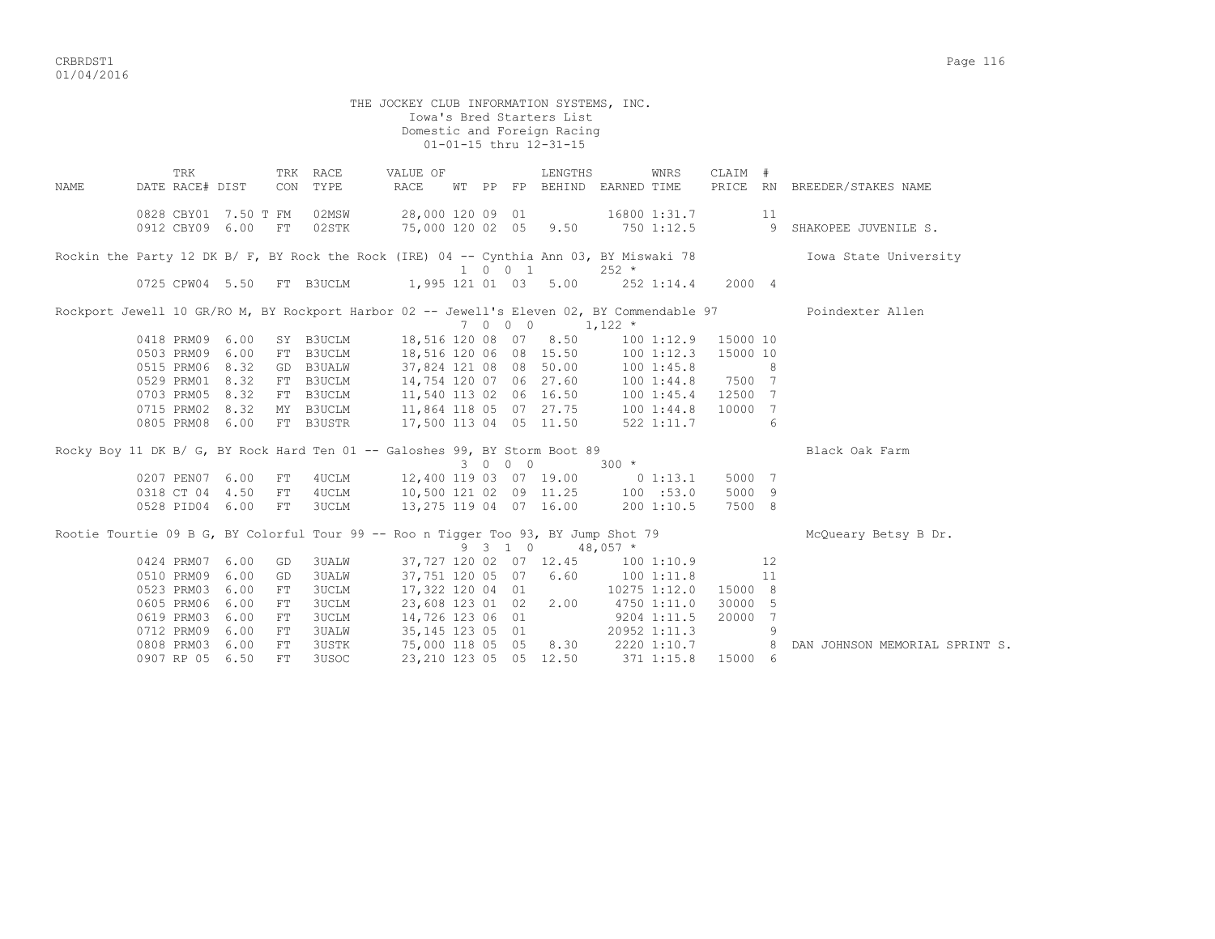THE JOCKEY CLUB INFORMATION SYSTEMS, INC.
Iowa's Bred Starters List
Domestic and Foreign Racing
01-01-15 thru 12-31-15

| NAME | TRK DATE | RACE# | DIST | TRK CON | RACE TYPE | VALUE OF RACE | WT | PP | FP | LENGTHS BEHIND | EARNED | WNRS TIME | CLAIM PRICE | # RN | BREEDER/STAKES NAME |
|---|---|---|---|---|---|---|---|---|---|---|---|---|---|---|---|
| | 0828 | CBY01 | 7.50 T | FM | 02MSW | 28,000 | 120 | 09 | 01 | | 16800 | 1:31.7 | | 11 | |
| | 0912 | CBY09 | 6.00 | FT | 02STK | 75,000 | 120 | 02 | 05 | 9.50 | 750 | 1:12.5 | | 9 | SHAKOPEE JUVENILE S. |
| Rockin the Party 12 DK B/ F, BY Rock the Rock (IRE) 04 -- Cynthia Ann 03, BY Miswaki 78 | | | | | | | 1 | 0 | 0 1 | | 252 * | | | | Iowa State University |
| | 0725 | CPW04 | 5.50 | FT | B3UCLM | 1,995 | 121 | 01 | 03 | 5.00 | 252 | 1:14.4 | 2000 | 4 | |
| Rockport Jewell 10 GR/RO M, BY Rockport Harbor 02 -- Jewell's Eleven 02, BY Commendable 97 | | | | | | | 7 | 0 | 0 0 | | 1,122 * | | | | Poindexter Allen |
| | 0418 | PRM09 | 6.00 | SY | B3UCLM | 18,516 | 120 | 08 | 07 | 8.50 | 100 | 1:12.9 | 15000 | 10 | |
| | 0503 | PRM09 | 6.00 | FT | B3UCLM | 18,516 | 120 | 06 | 08 | 15.50 | 100 | 1:12.3 | 15000 | 10 | |
| | 0515 | PRM06 | 8.32 | GD | B3UALW | 37,824 | 121 | 08 | 08 | 50.00 | 100 | 1:45.8 | | 8 | |
| | 0529 | PRM01 | 8.32 | FT | B3UCLM | 14,754 | 120 | 07 | 06 | 27.60 | 100 | 1:44.8 | 7500 | 7 | |
| | 0703 | PRM05 | 8.32 | FT | B3UCLM | 11,540 | 113 | 02 | 06 | 16.50 | 100 | 1:45.4 | 12500 | 7 | |
| | 0715 | PRM02 | 8.32 | MY | B3UCLM | 11,864 | 118 | 05 | 07 | 27.75 | 100 | 1:44.8 | 10000 | 7 | |
| | 0805 | PRM08 | 6.00 | FT | B3USTR | 17,500 | 113 | 04 | 05 | 11.50 | 522 | 1:11.7 | | 6 | |
| Rocky Boy 11 DK B/ G, BY Rock Hard Ten 01 -- Galoshes 99, BY Storm Boot 89 | | | | | | | 3 | 0 | 0 0 | | 300 * | | | | Black Oak Farm |
| | 0207 | PEN07 | 6.00 | FT | 4UCLM | 12,400 | 119 | 03 | 07 | 19.00 | 0 | 1:13.1 | 5000 | 7 | |
| | 0318 | CT 04 | 4.50 | FT | 4UCLM | 10,500 | 121 | 02 | 09 | 11.25 | 100 | :53.0 | 5000 | 9 | |
| | 0528 | PID04 | 6.00 | FT | 3UCLM | 13,275 | 119 | 04 | 07 | 16.00 | 200 | 1:10.5 | 7500 | 8 | |
| Rootie Tourtie 09 B G, BY Colorful Tour 99 -- Roo n Tigger Too 93, BY Jump Shot 79 | | | | | | | 9 | 3 | 1 0 | | 48,057 * | | | | McQueary Betsy B Dr. |
| | 0424 | PRM07 | 6.00 | GD | 3UALW | 37,727 | 120 | 02 | 07 | 12.45 | 100 | 1:10.9 | | 12 | |
| | 0510 | PRM09 | 6.00 | GD | 3UALW | 37,751 | 120 | 05 | 07 | 6.60 | 100 | 1:11.8 | | 11 | |
| | 0523 | PRM03 | 6.00 | FT | 3UCLM | 17,322 | 120 | 04 | 01 | | 10275 | 1:12.0 | 15000 | 8 | |
| | 0605 | PRM06 | 6.00 | FT | 3UCLM | 23,608 | 123 | 01 | 02 | 2.00 | 4750 | 1:11.0 | 30000 | 5 | |
| | 0619 | PRM03 | 6.00 | FT | 3UCLM | 14,726 | 123 | 06 | 01 | | 9204 | 1:11.5 | 20000 | 7 | |
| | 0712 | PRM09 | 6.00 | FT | 3UALW | 35,145 | 123 | 05 | 01 | | 20952 | 1:11.3 | | 9 | |
| | 0808 | PRM03 | 6.00 | FT | 3USTK | 75,000 | 118 | 05 | 05 | 8.30 | 2220 | 1:10.7 | | 8 | DAN JOHNSON MEMORIAL SPRINT S. |
| | 0907 | RP 05 | 6.50 | FT | 3USOC | 23,210 | 123 | 05 | 05 | 12.50 | 371 | 1:15.8 | 15000 | 6 | |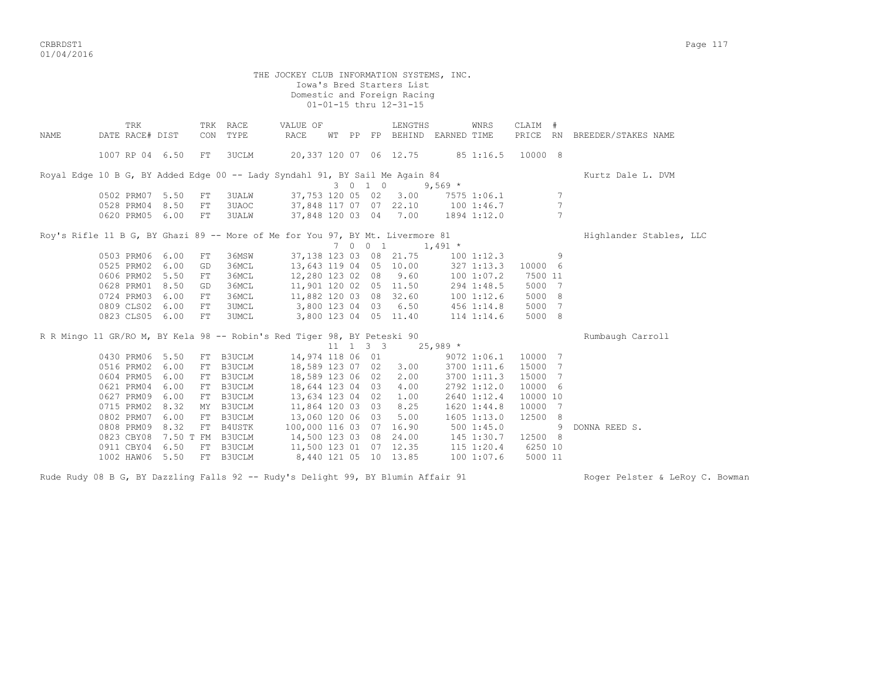THE JOCKEY CLUB INFORMATION SYSTEMS, INC.
Iowa's Bred Starters List
Domestic and Foreign Racing
01-01-15 thru 12-31-15

| NAME | TRK DATE | RACE# | DIST | TRK CON | RACE TYPE | VALUE OF RACE | WT | PP | FP | LENGTHS BEHIND | EARNED | WNRS TIME | CLAIM PRICE | # RN | BREEDER/STAKES NAME |
|---|---|---|---|---|---|---|---|---|---|---|---|---|---|---|---|
| | 1007 | RP 04 | 6.50 | FT | 3UCLM | 20,337 | 120 | 07 | 06 | 12.75 | 85 | 1:16.5 | 10000 | 8 | |
| Royal Edge 10 B G, BY Added Edge 00 -- Lady Syndahl 91, BY Sail Me Again 84 | | | | | | | 3 | 0 | 1 0 | | 9,569 * | | | | Kurtz Dale L. DVM |
| | 0502 | PRM07 | 5.50 | FT | 3UALW | 37,753 | 120 | 05 | 02 | 3.00 | 7575 | 1:06.1 | | 7 | |
| | 0528 | PRM04 | 8.50 | FT | 3UAOC | 37,848 | 117 | 07 | 07 | 22.10 | 100 | 1:46.7 | | 7 | |
| | 0620 | PRM05 | 6.00 | FT | 3UALW | 37,848 | 120 | 03 | 04 | 7.00 | 1894 | 1:12.0 | | 7 | |
| Roy's Rifle 11 B G, BY Ghazi 89 -- More of Me for You 97, BY Mt. Livermore 81 | | | | | | | 7 | 0 | 0 1 | | 1,491 * | | | | Highlander Stables, LLC |
| | 0503 | PRM06 | 6.00 | FT | 36MSW | 37,138 | 123 | 03 | 08 | 21.75 | 100 | 1:12.3 | | 9 | |
| | 0525 | PRM02 | 6.00 | GD | 36MCL | 13,643 | 119 | 04 | 05 | 10.00 | 327 | 1:13.3 | 10000 | 6 | |
| | 0606 | PRM02 | 5.50 | FT | 36MCL | 12,280 | 123 | 02 | 08 | 9.60 | 100 | 1:07.2 | 7500 | 11 | |
| | 0628 | PRM01 | 8.50 | GD | 36MCL | 11,901 | 120 | 02 | 05 | 11.50 | 294 | 1:48.5 | 5000 | 7 | |
| | 0724 | PRM03 | 6.00 | FT | 36MCL | 11,882 | 120 | 03 | 08 | 32.60 | 100 | 1:12.6 | 5000 | 8 | |
| | 0809 | CLS02 | 6.00 | FT | 3UMCL | 3,800 | 123 | 04 | 03 | 6.50 | 456 | 1:14.8 | 5000 | 7 | |
| | 0823 | CLS05 | 6.00 | FT | 3UMCL | 3,800 | 123 | 04 | 05 | 11.40 | 114 | 1:14.6 | 5000 | 8 | |
| R R Mingo 11 GR/RO M, BY Kela 98 -- Robin's Red Tiger 98, BY Peteski 90 | | | | | | | 11 | 1 | 3 3 | | 25,989 * | | | | Rumbaugh Carroll |
| | 0430 | PRM06 | 5.50 | FT | B3UCLM | 14,974 | 118 | 06 | 01 | | 9072 | 1:06.1 | 10000 | 7 | |
| | 0516 | PRM02 | 6.00 | FT | B3UCLM | 18,589 | 123 | 07 | 02 | 3.00 | 3700 | 1:11.6 | 15000 | 7 | |
| | 0604 | PRM05 | 6.00 | FT | B3UCLM | 18,589 | 123 | 06 | 02 | 2.00 | 3700 | 1:11.3 | 15000 | 7 | |
| | 0621 | PRM04 | 6.00 | FT | B3UCLM | 18,644 | 123 | 04 | 03 | 4.00 | 2792 | 1:12.0 | 10000 | 6 | |
| | 0627 | PRM09 | 6.00 | FT | B3UCLM | 13,634 | 123 | 04 | 02 | 1.00 | 2640 | 1:12.4 | 10000 | 10 | |
| | 0715 | PRM02 | 8.32 | MY | B3UCLM | 11,864 | 120 | 03 | 03 | 8.25 | 1620 | 1:44.8 | 10000 | 7 | |
| | 0802 | PRM07 | 6.00 | FT | B3UCLM | 13,060 | 120 | 06 | 03 | 5.00 | 1605 | 1:13.0 | 12500 | 8 | |
| | 0808 | PRM09 | 8.32 | FT | B4USTK | 100,000 | 116 | 03 | 07 | 16.90 | 500 | 1:45.0 | | 9 | DONNA REED S. |
| | 0823 | CBY08 | 7.50 T | FM | B3UCLM | 14,500 | 123 | 03 | 08 | 24.00 | 145 | 1:30.7 | 12500 | 8 | |
| | 0911 | CBY04 | 6.50 | FT | B3UCLM | 11,500 | 123 | 01 | 07 | 12.35 | 115 | 1:20.4 | 6250 | 10 | |
| | 1002 | HAW06 | 5.50 | FT | B3UCLM | 8,440 | 121 | 05 | 10 | 13.85 | 100 | 1:07.6 | 5000 | 11 | |
| Rude Rudy 08 B G, BY Dazzling Falls 92 -- Rudy's Delight 99, BY Blumin Affair 91 | | | | | | | | | | | | | | | Roger Pelster & LeRoy C. Bowman |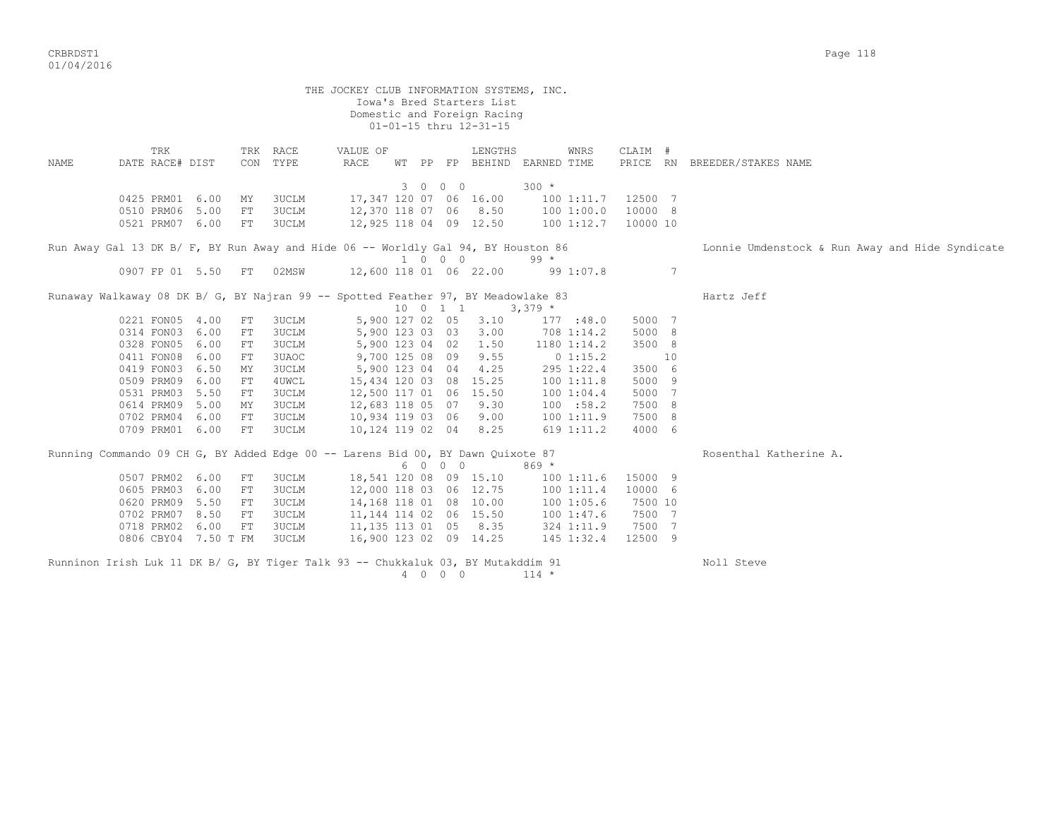THE JOCKEY CLUB INFORMATION SYSTEMS, INC.
Iowa's Bred Starters List
Domestic and Foreign Racing
01-01-15 thru 12-31-15

| NAME | DATE | TRK RACE# | DIST | TRK CON | RACE TYPE | VALUE OF RACE | WT | PP | FP | LENGTHS BEHIND | EARNED | WNRS TIME | CLAIM PRICE | # RN | BREEDER/STAKES NAME |
|---|---|---|---|---|---|---|---|---|---|---|---|---|---|---|---|
| | | | | | | | 3 | 0 0 | 0 | | 300 * | | | | |
| | 0425 | PRM01 | 6.00 | MY | 3UCLM | 17,347 | 120 | 07 | 06 | 16.00 | 100 | 1:11.7 | 12500 | 7 | |
| | 0510 | PRM06 | 5.00 | FT | 3UCLM | 12,370 | 118 | 07 | 06 | 8.50 | 100 | 1:00.0 | 10000 | 8 | |
| | 0521 | PRM07 | 6.00 | FT | 3UCLM | 12,925 | 118 | 04 | 09 | 12.50 | 100 | 1:12.7 | 10000 | 10 | |
| Run Away Gal 13 DK B/ F, BY Run Away and Hide 06 -- Worldly Gal 94, BY Houston 86 | | | | | | | | | | | | | | | Lonnie Umdenstock & Run Away and Hide Syndicate |
| | | | | | | | 1 | 0 0 | 0 | | 99 * | | | | |
| | 0907 | FP 01 | 5.50 | FT | 02MSW | 12,600 | 118 | 01 | 06 | 22.00 | 99 | 1:07.8 | | 7 | |
| Runaway Walkaway 08 DK B/ G, BY Najran 99 -- Spotted Feather 97, BY Meadowlake 83 | | | | | | | | | | | | | | | Hartz Jeff |
| | | | | | | | 10 | 0 1 | 1 | | 3,379 * | | | | |
| | 0221 | FON05 | 4.00 | FT | 3UCLM | 5,900 | 127 | 02 | 05 | 3.10 | 177 | :48.0 | 5000 | 7 | |
| | 0314 | FON03 | 6.00 | FT | 3UCLM | 5,900 | 123 | 03 | 03 | 3.00 | 708 | 1:14.2 | 5000 | 8 | |
| | 0328 | FON05 | 6.00 | FT | 3UCLM | 5,900 | 123 | 04 | 02 | 1.50 | 1180 | 1:14.2 | 3500 | 8 | |
| | 0411 | FON08 | 6.00 | FT | 3UAOC | 9,700 | 125 | 08 | 09 | 9.55 | 0 | 1:15.2 | | 10 | |
| | 0419 | FON03 | 6.50 | MY | 3UCLM | 5,900 | 123 | 04 | 04 | 4.25 | 295 | 1:22.4 | 3500 | 6 | |
| | 0509 | PRM09 | 6.00 | FT | 4UWCL | 15,434 | 120 | 03 | 08 | 15.25 | 100 | 1:11.8 | 5000 | 9 | |
| | 0531 | PRM03 | 5.50 | FT | 3UCLM | 12,500 | 117 | 01 | 06 | 15.50 | 100 | 1:04.4 | 5000 | 7 | |
| | 0614 | PRM09 | 5.00 | MY | 3UCLM | 12,683 | 118 | 05 | 07 | 9.30 | 100 | :58.2 | 7500 | 8 | |
| | 0702 | PRM04 | 6.00 | FT | 3UCLM | 10,934 | 119 | 03 | 06 | 9.00 | 100 | 1:11.9 | 7500 | 8 | |
| | 0709 | PRM01 | 6.00 | FT | 3UCLM | 10,124 | 119 | 02 | 04 | 8.25 | 619 | 1:11.2 | 4000 | 6 | |
| Running Commando 09 CH G, BY Added Edge 00 -- Larens Bid 00, BY Dawn Quixote 87 | | | | | | | | | | | | | | | Rosenthal Katherine A. |
| | | | | | | | 6 | 0 0 | 0 | | 869 * | | | | |
| | 0507 | PRM02 | 6.00 | FT | 3UCLM | 18,541 | 120 | 08 | 09 | 15.10 | 100 | 1:11.6 | 15000 | 9 | |
| | 0605 | PRM03 | 6.00 | FT | 3UCLM | 12,000 | 118 | 03 | 06 | 12.75 | 100 | 1:11.4 | 10000 | 6 | |
| | 0620 | PRM09 | 5.50 | FT | 3UCLM | 14,168 | 118 | 01 | 08 | 10.00 | 100 | 1:05.6 | 7500 | 10 | |
| | 0702 | PRM07 | 8.50 | FT | 3UCLM | 11,144 | 114 | 02 | 06 | 15.50 | 100 | 1:47.6 | 7500 | 7 | |
| | 0718 | PRM02 | 6.00 | FT | 3UCLM | 11,135 | 113 | 01 | 05 | 8.35 | 324 | 1:11.9 | 7500 | 7 | |
| | 0806 | CBY04 | 7.50 T | FM | 3UCLM | 16,900 | 123 | 02 | 09 | 14.25 | 145 | 1:32.4 | 12500 | 9 | |
| Runninon Irish Luk 11 DK B/ G, BY Tiger Talk 93 -- Chukkaluk 03, BY Mutakddim 91 | | | | | | | | | | | | | | | Noll Steve |
| | | | | | | | 4 | 0 0 | 0 | | 114 * | | | | |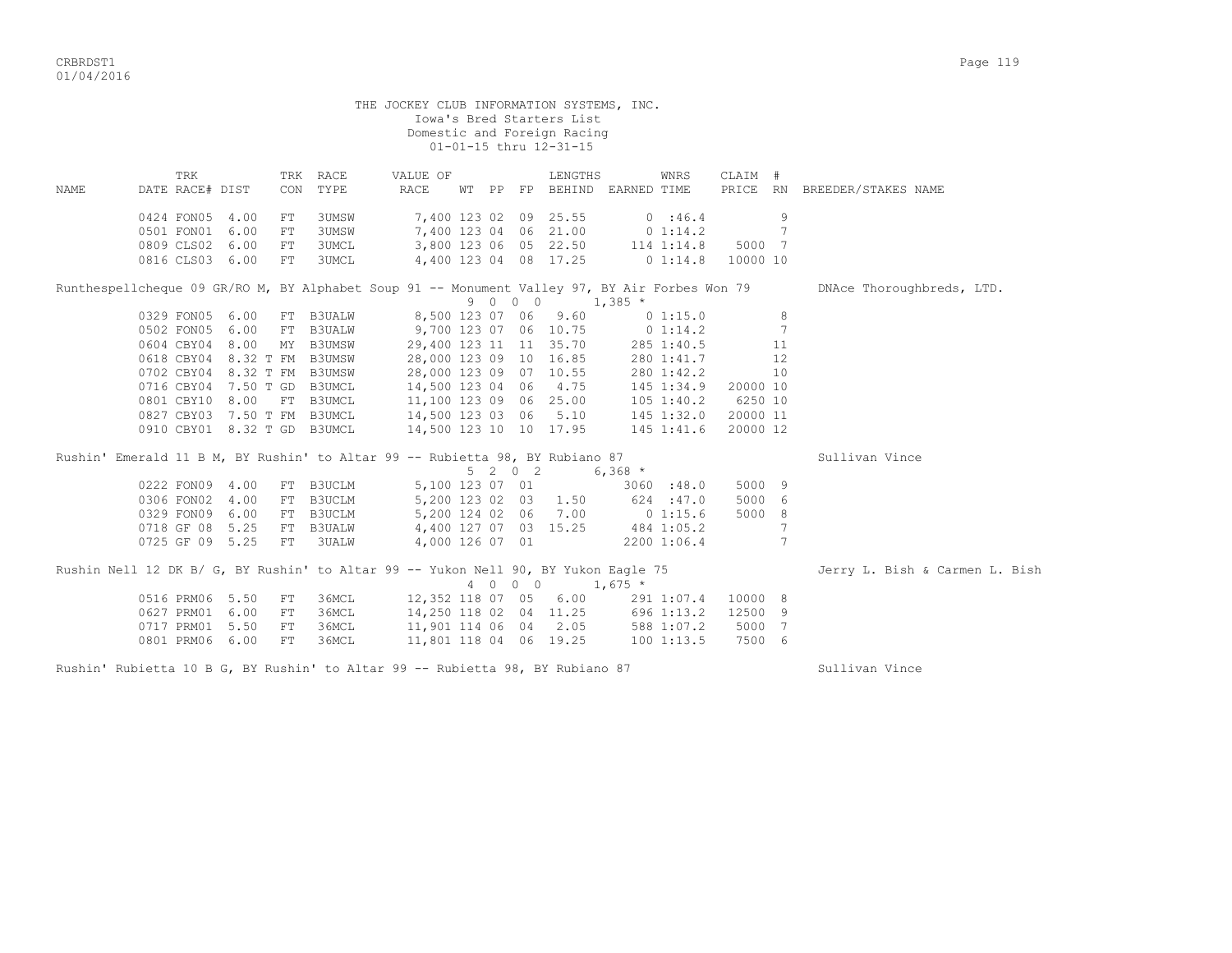THE JOCKEY CLUB INFORMATION SYSTEMS, INC.
Iowa's Bred Starters List
Domestic and Foreign Racing
01-01-15 thru 12-31-15

| NAME | TRK DATE | RACE# | DIST | TRK CON | RACE TYPE | VALUE OF RACE | WT | PP | FP | LENGTHS BEHIND | EARNED | WNRS TIME | CLAIM PRICE | # RN | BREEDER/STAKES NAME |
|---|---|---|---|---|---|---|---|---|---|---|---|---|---|---|---|
| | 0424 | FON05 | 4.00 | FT | 3UMSW | 7,400 | 123 | 02 | 09 | 25.55 | 0 | :46.4 | | 9 | |
| | 0501 | FON01 | 6.00 | FT | 3UMSW | 7,400 | 123 | 04 | 06 | 21.00 | 0 | 1:14.2 | | 7 | |
| | 0809 | CLS02 | 6.00 | FT | 3UMCL | 3,800 | 123 | 06 | 05 | 22.50 | 114 | 1:14.8 | 5000 | 7 | |
| | 0816 | CLS03 | 6.00 | FT | 3UMCL | 4,400 | 123 | 04 | 08 | 17.25 | 0 | 1:14.8 | 10000 | 10 | |

Runthespellcheque 09 GR/RO M, BY Alphabet Soup 91 -- Monument Valley 97, BY Air Forbes Won 79 — DNAce Thoroughbreds, LTD.
9 0 0 0 1,385 *

| TRK DATE | RACE# | DIST | TRK CON | RACE TYPE | VALUE OF RACE | WT | PP | FP | LENGTHS BEHIND | EARNED | WNRS TIME | CLAIM PRICE | # RN |
|---|---|---|---|---|---|---|---|---|---|---|---|---|---|
| 0329 | FON05 | 6.00 | FT | B3UALW | 8,500 | 123 | 07 | 06 | 9.60 | 0 | 1:15.0 | | 8 |
| 0502 | FON05 | 6.00 | FT | B3UALW | 9,700 | 123 | 07 | 06 | 10.75 | 0 | 1:14.2 | | 7 |
| 0604 | CBY04 | 8.00 | MY | B3UMSW | 29,400 | 123 | 11 | 11 | 35.70 | 285 | 1:40.5 | | 11 |
| 0618 | CBY04 | 8.32 T | FM | B3UMSW | 28,000 | 123 | 09 | 10 | 16.85 | 280 | 1:41.7 | | 12 |
| 0702 | CBY04 | 8.32 T | FM | B3UMSW | 28,000 | 123 | 09 | 07 | 10.55 | 280 | 1:42.2 | | 10 |
| 0716 | CBY04 | 7.50 T | GD | B3UMCL | 14,500 | 123 | 04 | 06 | 4.75 | 145 | 1:34.9 | 20000 | 10 |
| 0801 | CBY10 | 8.00 | FT | B3UMCL | 11,100 | 123 | 09 | 06 | 25.00 | 105 | 1:40.2 | 6250 | 10 |
| 0827 | CBY03 | 7.50 T | FM | B3UMCL | 14,500 | 123 | 03 | 06 | 5.10 | 145 | 1:32.0 | 20000 | 11 |
| 0910 | CBY01 | 8.32 T | GD | B3UMCL | 14,500 | 123 | 10 | 10 | 17.95 | 145 | 1:41.6 | 20000 | 12 |

Rushin' Emerald 11 B M, BY Rushin' to Altar 99 -- Rubietta 98, BY Rubiano 87 — Sullivan Vince
5 2 0 2 6,368 *

| TRK DATE | RACE# | DIST | TRK CON | RACE TYPE | VALUE OF RACE | WT | PP | FP | LENGTHS BEHIND | EARNED | WNRS TIME | CLAIM PRICE | # RN |
|---|---|---|---|---|---|---|---|---|---|---|---|---|---|
| 0222 | FON09 | 4.00 | FT | B3UCLM | 5,100 | 123 | 07 | 01 | | 3060 | :48.0 | 5000 | 9 |
| 0306 | FON02 | 4.00 | FT | B3UCLM | 5,200 | 123 | 02 | 03 | 1.50 | 624 | :47.0 | 5000 | 6 |
| 0329 | FON09 | 6.00 | FT | B3UCLM | 5,200 | 124 | 02 | 06 | 7.00 | 0 | 1:15.6 | 5000 | 8 |
| 0718 | GF 08 | 5.25 | FT | B3UALW | 4,400 | 127 | 07 | 03 | 15.25 | 484 | 1:05.2 | | 7 |
| 0725 | GF 09 | 5.25 | FT | 3UALW | 4,000 | 126 | 07 | 01 | | 2200 | 1:06.4 | | 7 |

Rushin Nell 12 DK B/ G, BY Rushin' to Altar 99 -- Yukon Nell 90, BY Yukon Eagle 75 — Jerry L. Bish & Carmen L. Bish
4 0 0 0 1,675 *

| TRK DATE | RACE# | DIST | TRK CON | RACE TYPE | VALUE OF RACE | WT | PP | FP | LENGTHS BEHIND | EARNED | WNRS TIME | CLAIM PRICE | # RN |
|---|---|---|---|---|---|---|---|---|---|---|---|---|---|
| 0516 | PRM06 | 5.50 | FT | 36MCL | 12,352 | 118 | 07 | 05 | 6.00 | 291 | 1:07.4 | 10000 | 8 |
| 0627 | PRM01 | 6.00 | FT | 36MCL | 14,250 | 118 | 02 | 04 | 11.25 | 696 | 1:13.2 | 12500 | 9 |
| 0717 | PRM01 | 5.50 | FT | 36MCL | 11,901 | 114 | 06 | 04 | 2.05 | 588 | 1:07.2 | 5000 | 7 |
| 0801 | PRM06 | 6.00 | FT | 36MCL | 11,801 | 118 | 04 | 06 | 19.25 | 100 | 1:13.5 | 7500 | 6 |

Rushin' Rubietta 10 B G, BY Rushin' to Altar 99 -- Rubietta 98, BY Rubiano 87 — Sullivan Vince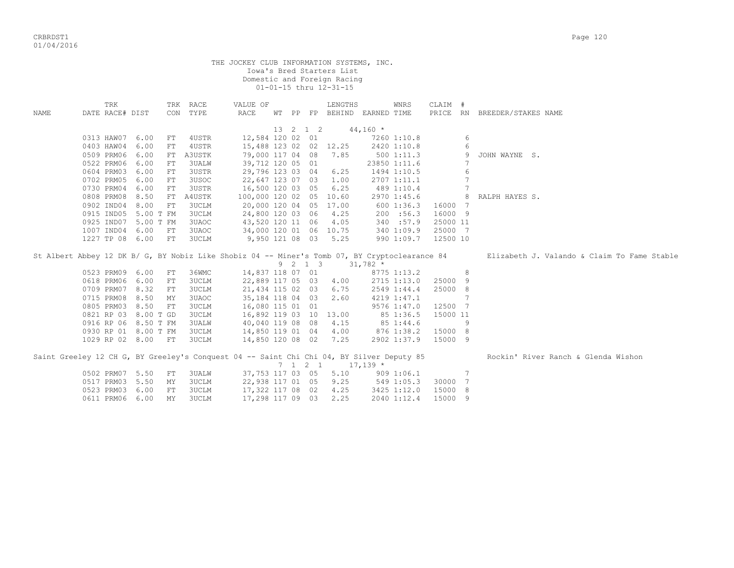THE JOCKEY CLUB INFORMATION SYSTEMS, INC.
Iowa's Bred Starters List
Domestic and Foreign Racing
01-01-15 thru 12-31-15

| NAME | TRK DATE RACE# | DIST | TRK CON | RACE TYPE | VALUE OF RACE | WT | PP | FP | LENGTHS BEHIND | EARNED | WNRS TIME | CLAIM PRICE | # RN | BREEDER/STAKES NAME |
|---|---|---|---|---|---|---|---|---|---|---|---|---|---|---|
| | | | | | | 13 | 2 1 | 2 | | 44,160 * | | | | |
| | 0313 HAW07 | 6.00 | FT | 4USTR | 12,584 | 120 | 02 | 01 | | 7260 | 1:10.8 | | 6 | |
| | 0403 HAW04 | 6.00 | FT | 4USTR | 15,488 | 123 | 02 | 02 | 12.25 | 2420 | 1:10.8 | | 6 | |
| | 0509 PRM06 | 6.00 | FT | A3USTK | 79,000 | 117 | 04 | 08 | 7.85 | 500 | 1:11.3 | | 9 | JOHN WAYNE S. |
| | 0522 PRM06 | 6.00 | FT | 3UALW | 39,712 | 120 | 05 | 01 | | 23850 | 1:11.6 | | 7 | |
| | 0604 PRM03 | 6.00 | FT | 3USTR | 29,796 | 123 | 03 | 04 | 6.25 | 1494 | 1:10.5 | | 6 | |
| | 0702 PRM05 | 6.00 | FT | 3USOC | 22,647 | 123 | 07 | 03 | 1.00 | 2707 | 1:11.1 | | 7 | |
| | 0730 PRM04 | 6.00 | FT | 3USTR | 16,500 | 120 | 03 | 05 | 6.25 | 489 | 1:10.4 | | 7 | |
| | 0808 PRM08 | 8.50 | FT | A4USTK | 100,000 | 120 | 02 | 05 | 10.60 | 2970 | 1:45.6 | | 8 | RALPH HAYES S. |
| | 0902 IND04 | 8.00 | FT | 3UCLM | 20,000 | 120 | 04 | 05 | 17.00 | 600 | 1:36.3 | 16000 | 7 | |
| | 0915 IND05 | 5.00 T | FM | 3UCLM | 24,800 | 120 | 03 | 06 | 4.25 | 200 | :56.3 | 16000 | 9 | |
| | 0925 IND07 | 5.00 T | FM | 3UAOC | 43,520 | 120 | 11 | 06 | 4.05 | 340 | :57.9 | 25000 | 11 | |
| | 1007 IND04 | 6.00 | FT | 3UAOC | 34,000 | 120 | 01 | 06 | 10.75 | 340 | 1:09.9 | 25000 | 7 | |
| | 1227 TP 08 | 6.00 | FT | 3UCLM | 9,950 | 121 | 08 | 03 | 5.25 | 990 | 1:09.7 | 12500 | 10 | |

St Albert Abbey 12 DK B/ G, BY Nobiz Like Shobiz 04 -- Miner's Tomb 07, BY Cryptoclearance 84 — Elizabeth J. Valando & Claim To Fame Stable

| NAME | TRK DATE RACE# | DIST | TRK CON | RACE TYPE | VALUE OF RACE | WT | PP | FP | LENGTHS BEHIND | EARNED | WNRS TIME | CLAIM PRICE | # RN | BREEDER/STAKES NAME |
|---|---|---|---|---|---|---|---|---|---|---|---|---|---|---|
| | | | | | | 9 | 2 1 | 3 | | 31,782 * | | | | |
| | 0523 PRM09 | 6.00 | FT | 36WMC | 14,837 | 118 | 07 | 01 | | 8775 | 1:13.2 | | 8 | |
| | 0618 PRM06 | 6.00 | FT | 3UCLM | 22,889 | 117 | 05 | 03 | 4.00 | 2715 | 1:13.0 | 25000 | 9 | |
| | 0709 PRM07 | 8.32 | FT | 3UCLM | 21,434 | 115 | 02 | 03 | 6.75 | 2549 | 1:44.4 | 25000 | 8 | |
| | 0715 PRM08 | 8.50 | MY | 3UAOC | 35,184 | 118 | 04 | 03 | 2.60 | 4219 | 1:47.1 | | 7 | |
| | 0805 PRM03 | 8.50 | FT | 3UCLM | 16,080 | 115 | 01 | 01 | | 9576 | 1:47.0 | 12500 | 7 | |
| | 0821 RP 03 | 8.00 T | GD | 3UCLM | 16,892 | 119 | 03 | 10 | 13.00 | 85 | 1:36.5 | 15000 | 11 | |
| | 0916 RP 06 | 8.50 T | FM | 3UALW | 40,040 | 119 | 08 | 08 | 4.15 | 85 | 1:44.6 | | 9 | |
| | 0930 RP 01 | 8.00 T | FM | 3UCLM | 14,850 | 119 | 01 | 04 | 4.00 | 876 | 1:38.2 | 15000 | 8 | |
| | 1029 RP 02 | 8.00 | FT | 3UCLM | 14,850 | 120 | 08 | 02 | 7.25 | 2902 | 1:37.9 | 15000 | 9 | |

Saint Greeley 12 CH G, BY Greeley's Conquest 04 -- Saint Chi Chi 04, BY Silver Deputy 85 — Rockin' River Ranch & Glenda Wishon

| NAME | TRK DATE RACE# | DIST | TRK CON | RACE TYPE | VALUE OF RACE | WT | PP | FP | LENGTHS BEHIND | EARNED | WNRS TIME | CLAIM PRICE | # RN | BREEDER/STAKES NAME |
|---|---|---|---|---|---|---|---|---|---|---|---|---|---|---|
| | | | | | | 7 | 1 2 | 1 | | 17,139 * | | | | |
| | 0502 PRM07 | 5.50 | FT | 3UALW | 37,753 | 117 | 03 | 05 | 5.10 | 909 | 1:06.1 | | 7 | |
| | 0517 PRM03 | 5.50 | MY | 3UCLM | 22,938 | 117 | 01 | 05 | 9.25 | 549 | 1:05.3 | 30000 | 7 | |
| | 0523 PRM03 | 6.00 | FT | 3UCLM | 17,322 | 117 | 08 | 02 | 4.25 | 3425 | 1:12.0 | 15000 | 8 | |
| | 0611 PRM06 | 6.00 | MY | 3UCLM | 17,298 | 117 | 09 | 03 | 2.25 | 2040 | 1:12.4 | 15000 | 9 | |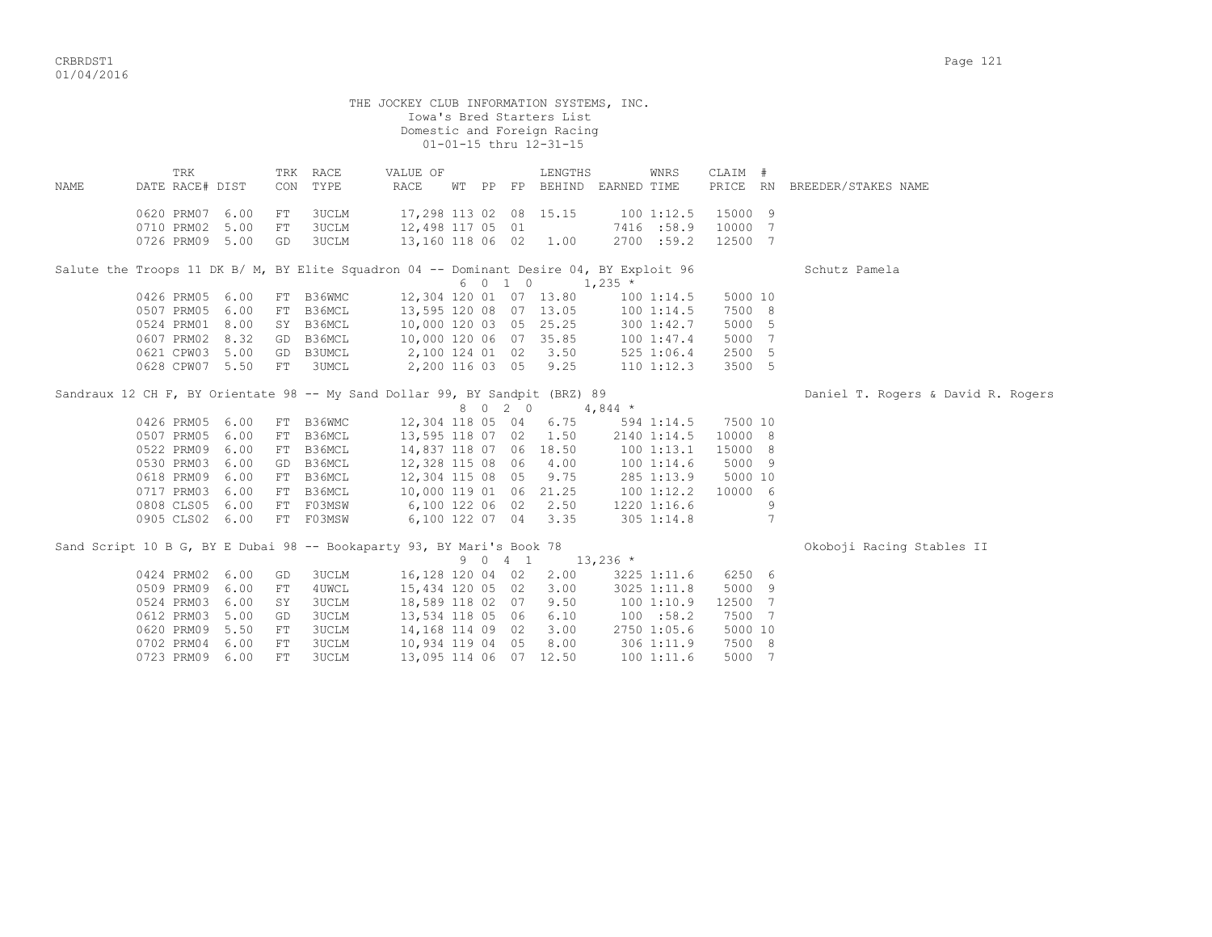THE JOCKEY CLUB INFORMATION SYSTEMS, INC.
Iowa's Bred Starters List
Domestic and Foreign Racing
01-01-15 thru 12-31-15

| NAME | TRK DATE | RACE# | DIST | TRK CON | RACE TYPE | VALUE OF RACE | WT | PP | FP | LENGTHS BEHIND | EARNED | WNRS TIME | CLAIM PRICE | # RN | BREEDER/STAKES NAME |
|---|---|---|---|---|---|---|---|---|---|---|---|---|---|---|---|
| | 0620 | PRM07 | 6.00 | FT | 3UCLM | 17,298 | 113 | 02 | 08 | 15.15 | 100 | 1:12.5 | 15000 | 9 | |
| | 0710 | PRM02 | 5.00 | FT | 3UCLM | 12,498 | 117 | 05 | 01 | | 7416 | :58.9 | 10000 | 7 | |
| | 0726 | PRM09 | 5.00 | GD | 3UCLM | 13,160 | 118 | 06 | 02 | 1.00 | 2700 | :59.2 | 12500 | 7 | |
| Salute the Troops 11 DK B/ M, BY Elite Squadron 04 -- Dominant Desire 04, BY Exploit 96 | | | | | | | 6 | 0 1 0 | | | 1,235 * | | | | Schutz Pamela |
| | 0426 | PRM05 | 6.00 | FT | B36WMC | 12,304 | 120 | 01 | 07 | 13.80 | 100 | 1:14.5 | 5000 | 10 | |
| | 0507 | PRM05 | 6.00 | FT | B36MCL | 13,595 | 120 | 08 | 07 | 13.05 | 100 | 1:14.5 | 7500 | 8 | |
| | 0524 | PRM01 | 8.00 | SY | B36MCL | 10,000 | 120 | 03 | 05 | 25.25 | 300 | 1:42.7 | 5000 | 5 | |
| | 0607 | PRM02 | 8.32 | GD | B36MCL | 10,000 | 120 | 06 | 07 | 35.85 | 100 | 1:47.4 | 5000 | 7 | |
| | 0621 | CPW03 | 5.00 | GD | B3UMCL | 2,100 | 124 | 01 | 02 | 3.50 | 525 | 1:06.4 | 2500 | 5 | |
| | 0628 | CPW07 | 5.50 | FT | 3UMCL | 2,200 | 116 | 03 | 05 | 9.25 | 110 | 1:12.3 | 3500 | 5 | |
| Sandraux 12 CH F, BY Orientate 98 -- My Sand Dollar 99, BY Sandpit (BRZ) 89 | | | | | | | 8 | 0 2 0 | | | 4,844 * | | | | Daniel T. Rogers & David R. Rogers |
| | 0426 | PRM05 | 6.00 | FT | B36WMC | 12,304 | 118 | 05 | 04 | 6.75 | 594 | 1:14.5 | 7500 | 10 | |
| | 0507 | PRM05 | 6.00 | FT | B36MCL | 13,595 | 118 | 07 | 02 | 1.50 | 2140 | 1:14.5 | 10000 | 8 | |
| | 0522 | PRM09 | 6.00 | FT | B36MCL | 14,837 | 118 | 07 | 06 | 18.50 | 100 | 1:13.1 | 15000 | 8 | |
| | 0530 | PRM03 | 6.00 | GD | B36MCL | 12,328 | 115 | 08 | 06 | 4.00 | 100 | 1:14.6 | 5000 | 9 | |
| | 0618 | PRM09 | 6.00 | FT | B36MCL | 12,304 | 115 | 08 | 05 | 9.75 | 285 | 1:13.9 | 5000 | 10 | |
| | 0717 | PRM03 | 6.00 | FT | B36MCL | 10,000 | 119 | 01 | 06 | 21.25 | 100 | 1:12.2 | 10000 | 6 | |
| | 0808 | CLS05 | 6.00 | FT | F03MSW | 6,100 | 122 | 06 | 02 | 2.50 | 1220 | 1:16.6 | | 9 | |
| | 0905 | CLS02 | 6.00 | FT | F03MSW | 6,100 | 122 | 07 | 04 | 3.35 | 305 | 1:14.8 | | 7 | |
| Sand Script 10 B G, BY E Dubai 98 -- Bookaparty 93, BY Mari's Book 78 | | | | | | | 9 | 0 4 1 | | | 13,236 * | | | | Okoboji Racing Stables II |
| | 0424 | PRM02 | 6.00 | GD | 3UCLM | 16,128 | 120 | 04 | 02 | 2.00 | 3225 | 1:11.6 | 6250 | 6 | |
| | 0509 | PRM09 | 6.00 | FT | 4UWCL | 15,434 | 120 | 05 | 02 | 3.00 | 3025 | 1:11.8 | 5000 | 9 | |
| | 0524 | PRM03 | 6.00 | SY | 3UCLM | 18,589 | 118 | 02 | 07 | 9.50 | 100 | 1:10.9 | 12500 | 7 | |
| | 0612 | PRM03 | 5.00 | GD | 3UCLM | 13,534 | 118 | 05 | 06 | 6.10 | 100 | :58.2 | 7500 | 7 | |
| | 0620 | PRM09 | 5.50 | FT | 3UCLM | 14,168 | 114 | 09 | 02 | 3.00 | 2750 | 1:05.6 | 5000 | 10 | |
| | 0702 | PRM04 | 6.00 | FT | 3UCLM | 10,934 | 119 | 04 | 05 | 8.00 | 306 | 1:11.9 | 7500 | 8 | |
| | 0723 | PRM09 | 6.00 | FT | 3UCLM | 13,095 | 114 | 06 | 07 | 12.50 | 100 | 1:11.6 | 5000 | 7 | |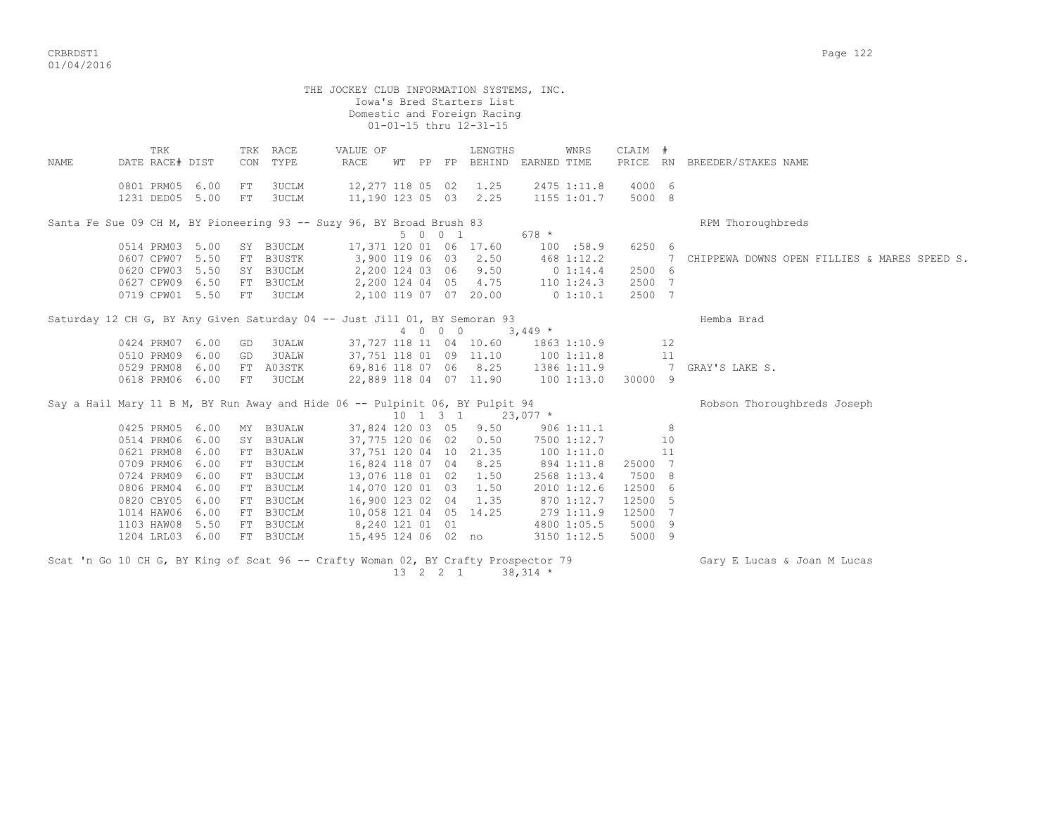THE JOCKEY CLUB INFORMATION SYSTEMS, INC.
Iowa's Bred Starters List
Domestic and Foreign Racing
01-01-15 thru 12-31-15

| NAME | TRK DATE | RACE# | DIST | TRK CON | RACE TYPE | VALUE OF RACE | WT | PP | FP | LENGTHS BEHIND | EARNED | WNRS TIME | CLAIM PRICE | # RN | BREEDER/STAKES NAME |
|---|---|---|---|---|---|---|---|---|---|---|---|---|---|---|---|
| | 0801 | PRM05 | 6.00 | FT | 3UCLM | 12,277 | 118 | 05 | 02 | 1.25 | 2475 | 1:11.8 | 4000 | 6 | |
| | 1231 | DED05 | 5.00 | FT | 3UCLM | 11,190 | 123 | 05 | 03 | 2.25 | 1155 | 1:01.7 | 5000 | 8 | |
| Santa Fe Sue 09 CH M, BY Pioneering 93 -- Suzy 96, BY Broad Brush 83 | | | | | | | 5 | 0 | 0 1 | | 678 * | | | | RPM Thoroughbreds |
| | 0514 | PRM03 | 5.00 | SY | B3UCLM | 17,371 | 120 | 01 | 06 | 17.60 | 100 | :58.9 | 6250 | 6 | |
| | 0607 | CPW07 | 5.50 | FT | B3USTK | 3,900 | 119 | 06 | 03 | 2.50 | 468 | 1:12.2 | | 7 | CHIPPEWA DOWNS OPEN FILLIES & MARES SPEED S. |
| | 0620 | CPW03 | 5.50 | SY | B3UCLM | 2,200 | 124 | 03 | 06 | 9.50 | 0 | 1:14.4 | 2500 | 6 | |
| | 0627 | CPW09 | 6.50 | FT | B3UCLM | 2,200 | 124 | 04 | 05 | 4.75 | 110 | 1:24.3 | 2500 | 7 | |
| | 0719 | CPW01 | 5.50 | FT | 3UCLM | 2,100 | 119 | 07 | 07 | 20.00 | 0 | 1:10.1 | 2500 | 7 | |
| Saturday 12 CH G, BY Any Given Saturday 04 -- Just Jill 01, BY Semoran 93 | | | | | | | 4 | 0 | 0 0 | | 3,449 * | | | | Hemba Brad |
| | 0424 | PRM07 | 6.00 | GD | 3UALW | 37,727 | 118 | 11 | 04 | 10.60 | 1863 | 1:10.9 | | 12 | |
| | 0510 | PRM09 | 6.00 | GD | 3UALW | 37,751 | 118 | 01 | 09 | 11.10 | 100 | 1:11.8 | | 11 | |
| | 0529 | PRM08 | 6.00 | FT | A03STK | 69,816 | 118 | 07 | 06 | 8.25 | 1386 | 1:11.9 | | 7 | GRAY'S LAKE S. |
| | 0618 | PRM06 | 6.00 | FT | 3UCLM | 22,889 | 118 | 04 | 07 | 11.90 | 100 | 1:13.0 | 30000 | 9 | |
| Say a Hail Mary 11 B M, BY Run Away and Hide 06 -- Pulpinit 06, BY Pulpit 94 | | | | | | | 10 | 1 | 3 1 | | 23,077 * | | | | Robson Thoroughbreds Joseph |
| | 0425 | PRM05 | 6.00 | MY | B3UALW | 37,824 | 120 | 03 | 05 | 9.50 | 906 | 1:11.1 | | 8 | |
| | 0514 | PRM06 | 6.00 | SY | B3UALW | 37,775 | 120 | 06 | 02 | 0.50 | 7500 | 1:12.7 | | 10 | |
| | 0621 | PRM08 | 6.00 | FT | B3UALW | 37,751 | 120 | 04 | 10 | 21.35 | 100 | 1:11.0 | | 11 | |
| | 0709 | PRM06 | 6.00 | FT | B3UCLM | 16,824 | 118 | 07 | 04 | 8.25 | 894 | 1:11.8 | 25000 | 7 | |
| | 0724 | PRM09 | 6.00 | FT | B3UCLM | 13,076 | 118 | 01 | 02 | 1.50 | 2568 | 1:13.4 | 7500 | 8 | |
| | 0806 | PRM04 | 6.00 | FT | B3UCLM | 14,070 | 120 | 01 | 03 | 1.50 | 2010 | 1:12.6 | 12500 | 6 | |
| | 0820 | CBY05 | 6.00 | FT | B3UCLM | 16,900 | 123 | 02 | 04 | 1.35 | 870 | 1:12.7 | 12500 | 5 | |
| | 1014 | HAW06 | 6.00 | FT | B3UCLM | 10,058 | 121 | 04 | 05 | 14.25 | 279 | 1:11.9 | 12500 | 7 | |
| | 1103 | HAW08 | 5.50 | FT | B3UCLM | 8,240 | 121 | 01 | 01 | | 4800 | 1:05.5 | 5000 | 9 | |
| | 1204 | LRL03 | 6.00 | FT | B3UCLM | 15,495 | 124 | 06 | 02 | no | 3150 | 1:12.5 | 5000 | 9 | |
| Scat 'n Go 10 CH G, BY King of Scat 96 -- Crafty Woman 02, BY Crafty Prospector 79 | | | | | | | 13 | 2 | 2 1 | | 38,314 * | | | | Gary E Lucas & Joan M Lucas |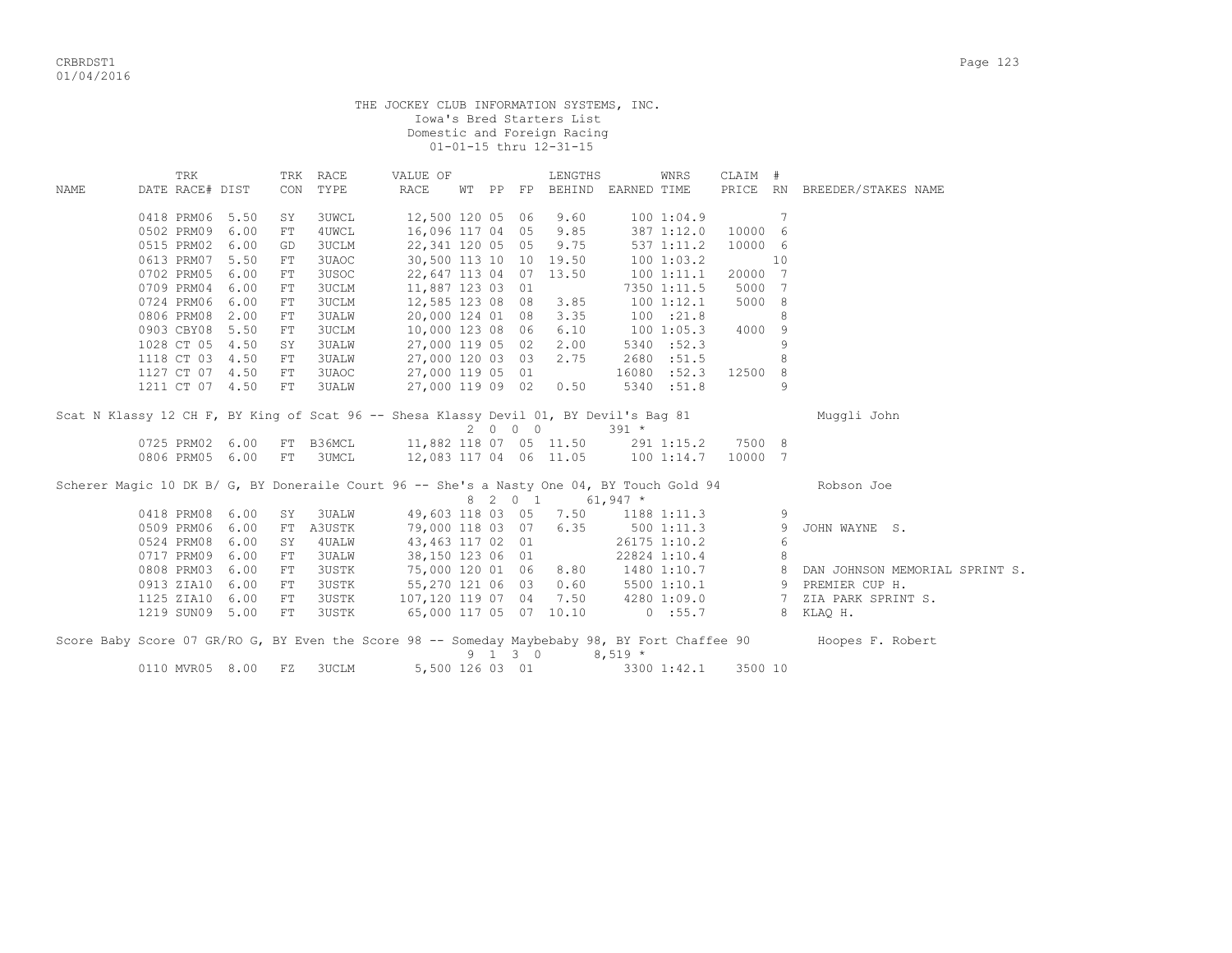THE JOCKEY CLUB INFORMATION SYSTEMS, INC.
Iowa's Bred Starters List
Domestic and Foreign Racing
01-01-15 thru 12-31-15

| NAME | TRK DATE | RACE# | DIST | TRK CON | RACE TYPE | VALUE OF RACE | WT | PP | FP | LENGTHS BEHIND | EARNED | WNRS TIME | CLAIM PRICE | # RN | BREEDER/STAKES NAME |
|---|---|---|---|---|---|---|---|---|---|---|---|---|---|---|---|
| | 0418 | PRM06 | 5.50 | SY | 3UWCL | 12,500 | 120 | 05 | 06 | 9.60 | 100 | 1:04.9 | | 7 | |
| | 0502 | PRM09 | 6.00 | FT | 4UWCL | 16,096 | 117 | 04 | 05 | 9.85 | 387 | 1:12.0 | 10000 | 6 | |
| | 0515 | PRM02 | 6.00 | GD | 3UCLM | 22,341 | 120 | 05 | 05 | 9.75 | 537 | 1:11.2 | 10000 | 6 | |
| | 0613 | PRM07 | 5.50 | FT | 3UAOC | 30,500 | 113 | 10 | 10 | 19.50 | 100 | 1:03.2 | | 10 | |
| | 0702 | PRM05 | 6.00 | FT | 3USOC | 22,647 | 113 | 04 | 07 | 13.50 | 100 | 1:11.1 | 20000 | 7 | |
| | 0709 | PRM04 | 6.00 | FT | 3UCLM | 11,887 | 123 | 03 | 01 | | 7350 | 1:11.5 | 5000 | 7 | |
| | 0724 | PRM06 | 6.00 | FT | 3UCLM | 12,585 | 123 | 08 | 08 | 3.85 | 100 | 1:12.1 | 5000 | 8 | |
| | 0806 | PRM08 | 2.00 | FT | 3UALW | 20,000 | 124 | 01 | 08 | 3.35 | 100 | :21.8 | | 8 | |
| | 0903 | CBY08 | 5.50 | FT | 3UCLM | 10,000 | 123 | 08 | 06 | 6.10 | 100 | 1:05.3 | 4000 | 9 | |
| | 1028 | CT 05 | 4.50 | SY | 3UALW | 27,000 | 119 | 05 | 02 | 2.00 | 5340 | :52.3 | | 9 | |
| | 1118 | CT 03 | 4.50 | FT | 3UALW | 27,000 | 120 | 03 | 03 | 2.75 | 2680 | :51.5 | | 8 | |
| | 1127 | CT 07 | 4.50 | FT | 3UAOC | 27,000 | 119 | 05 | 01 | | 16080 | :52.3 | 12500 | 8 | |
| | 1211 | CT 07 | 4.50 | FT | 3UALW | 27,000 | 119 | 09 | 02 | 0.50 | 5340 | :51.8 | | 9 | |

Scat N Klassy 12 CH F, BY King of Scat 96 -- Shesa Klassy Devil 01, BY Devil's Bag 81 — Muggli John
2 0 0 0 — 391 *

| NAME | TRK DATE | RACE# | DIST | TRK CON | RACE TYPE | VALUE OF RACE | WT | PP | FP | LENGTHS BEHIND | EARNED | WNRS TIME | CLAIM PRICE | # RN | BREEDER/STAKES NAME |
|---|---|---|---|---|---|---|---|---|---|---|---|---|---|---|---|
| | 0725 | PRM02 | 6.00 | FT | B36MCL | 11,882 | 118 | 07 | 05 | 11.50 | 291 | 1:15.2 | 7500 | 8 | |
| | 0806 | PRM05 | 6.00 | FT | 3UMCL | 12,083 | 117 | 04 | 06 | 11.05 | 100 | 1:14.7 | 10000 | 7 | |

Scherer Magic 10 DK B/ G, BY Doneraile Court 96 -- She's a Nasty One 04, BY Touch Gold 94 — Robson Joe
8 2 0 1 — 61,947 *

| NAME | TRK DATE | RACE# | DIST | TRK CON | RACE TYPE | VALUE OF RACE | WT | PP | FP | LENGTHS BEHIND | EARNED | WNRS TIME | CLAIM PRICE | # RN | BREEDER/STAKES NAME |
|---|---|---|---|---|---|---|---|---|---|---|---|---|---|---|---|
| | 0418 | PRM08 | 6.00 | SY | 3UALW | 49,603 | 118 | 03 | 05 | 7.50 | 1188 | 1:11.3 | | 9 | |
| | 0509 | PRM06 | 6.00 | FT | A3USTK | 79,000 | 118 | 03 | 07 | 6.35 | 500 | 1:11.3 | | 9 | JOHN WAYNE S. |
| | 0524 | PRM08 | 6.00 | SY | 4UALW | 43,463 | 117 | 02 | 01 | | 26175 | 1:10.2 | | 6 | |
| | 0717 | PRM09 | 6.00 | FT | 3UALW | 38,150 | 123 | 06 | 01 | | 22824 | 1:10.4 | | 8 | |
| | 0808 | PRM03 | 6.00 | FT | 3USTK | 75,000 | 120 | 01 | 06 | 8.80 | 1480 | 1:10.7 | | 8 | DAN JOHNSON MEMORIAL SPRINT S. |
| | 0913 | ZIA10 | 6.00 | FT | 3USTK | 55,270 | 121 | 06 | 03 | 0.60 | 5500 | 1:10.1 | | 9 | PREMIER CUP H. |
| | 1125 | ZIA10 | 6.00 | FT | 3USTK | 107,120 | 119 | 07 | 04 | 7.50 | 4280 | 1:09.0 | | 7 | ZIA PARK SPRINT S. |
| | 1219 | SUN09 | 5.00 | FT | 3USTK | 65,000 | 117 | 05 | 07 | 10.10 | 0 | :55.7 | | 8 | KLAQ H. |

Score Baby Score 07 GR/RO G, BY Even the Score 98 -- Someday Maybebaby 98, BY Fort Chaffee 90 — Hoopes F. Robert
9 1 3 0 — 8,519 *

| NAME | TRK DATE | RACE# | DIST | TRK CON | RACE TYPE | VALUE OF RACE | WT | PP | FP | LENGTHS BEHIND | EARNED | WNRS TIME | CLAIM PRICE | # RN | BREEDER/STAKES NAME |
|---|---|---|---|---|---|---|---|---|---|---|---|---|---|---|---|
| | 0110 | MVR05 | 8.00 | FZ | 3UCLM | 5,500 | 126 | 03 | 01 | | 3300 | 1:42.1 | 3500 | 10 | |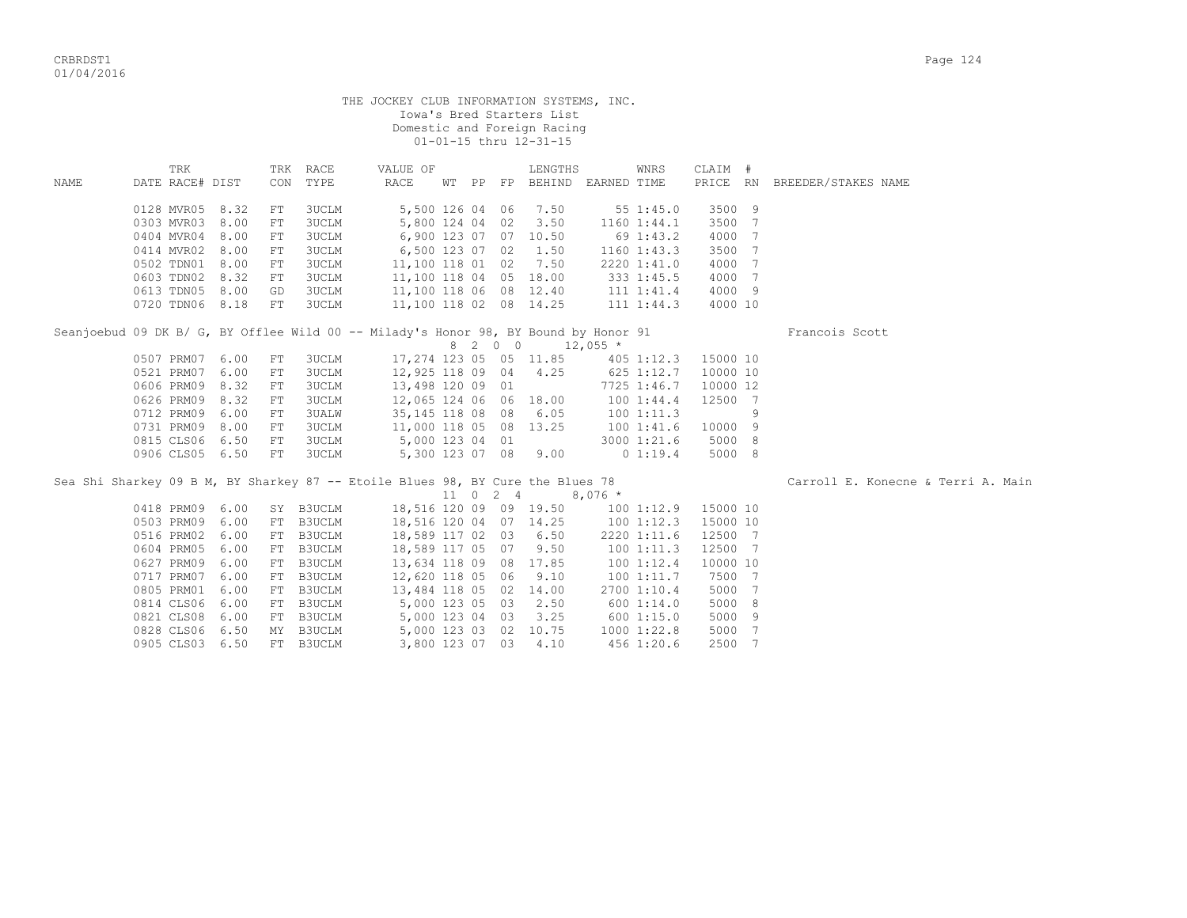THE JOCKEY CLUB INFORMATION SYSTEMS, INC.
Iowa's Bred Starters List
Domestic and Foreign Racing
01-01-15 thru 12-31-15

| NAME | TRK DATE RACE# | DIST | TRK CON | RACE TYPE | VALUE OF RACE | WT | PP | FP | LENGTHS BEHIND | EARNED | WNRS TIME | CLAIM PRICE | # RN | BREEDER/STAKES NAME |
|---|---|---|---|---|---|---|---|---|---|---|---|---|---|---|
| | 0128 MVR05 | 8.32 | FT | 3UCLM | 5,500 | 126 | 04 | 06 | 7.50 | 55 | 1:45.0 | 3500 | 9 | |
| | 0303 MVR03 | 8.00 | FT | 3UCLM | 5,800 | 124 | 04 | 02 | 3.50 | 1160 | 1:44.1 | 3500 | 7 | |
| | 0404 MVR04 | 8.00 | FT | 3UCLM | 6,900 | 123 | 07 | 07 | 10.50 | 69 | 1:43.2 | 4000 | 7 | |
| | 0414 MVR02 | 8.00 | FT | 3UCLM | 6,500 | 123 | 07 | 02 | 1.50 | 1160 | 1:43.3 | 3500 | 7 | |
| | 0502 TDN01 | 8.00 | FT | 3UCLM | 11,100 | 118 | 01 | 02 | 7.50 | 2220 | 1:41.0 | 4000 | 7 | |
| | 0603 TDN02 | 8.32 | FT | 3UCLM | 11,100 | 118 | 04 | 05 | 18.00 | 333 | 1:45.5 | 4000 | 7 | |
| | 0613 TDN05 | 8.00 | GD | 3UCLM | 11,100 | 118 | 06 | 08 | 12.40 | 111 | 1:41.4 | 4000 | 9 | |
| | 0720 TDN06 | 8.18 | FT | 3UCLM | 11,100 | 118 | 02 | 08 | 14.25 | 111 | 1:44.3 | 4000 | 10 | |

Seanjoebud 09 DK B/ G, BY Offlee Wild 00 -- Milady's Honor 98, BY Bound by Honor 91 — Francois Scott
8 2 0 0 12,055 *

| TRK DATE RACE# | DIST | TRK CON | RACE TYPE | VALUE OF RACE | WT | PP | FP | LENGTHS BEHIND | EARNED | WNRS TIME | CLAIM PRICE | # RN |
|---|---|---|---|---|---|---|---|---|---|---|---|---|
| 0507 PRM07 | 6.00 | FT | 3UCLM | 17,274 | 123 | 05 | 05 | 11.85 | 405 | 1:12.3 | 15000 | 10 |
| 0521 PRM07 | 6.00 | FT | 3UCLM | 12,925 | 118 | 09 | 04 | 4.25 | 625 | 1:12.7 | 10000 | 10 |
| 0606 PRM09 | 8.32 | FT | 3UCLM | 13,498 | 120 | 09 | 01 | | 7725 | 1:46.7 | 10000 | 12 |
| 0626 PRM09 | 8.32 | FT | 3UCLM | 12,065 | 124 | 06 | 06 | 18.00 | 100 | 1:44.4 | 12500 | 7 |
| 0712 PRM09 | 6.00 | FT | 3UALW | 35,145 | 118 | 08 | 08 | 6.05 | 100 | 1:11.3 | | 9 |
| 0731 PRM09 | 8.00 | FT | 3UCLM | 11,000 | 118 | 05 | 08 | 13.25 | 100 | 1:41.6 | 10000 | 9 |
| 0815 CLS06 | 6.50 | FT | 3UCLM | 5,000 | 123 | 04 | 01 | | 3000 | 1:21.6 | 5000 | 8 |
| 0906 CLS05 | 6.50 | FT | 3UCLM | 5,300 | 123 | 07 | 08 | 9.00 | 0 | 1:19.4 | 5000 | 8 |

Sea Shi Sharkey 09 B M, BY Sharkey 87 -- Etoile Blues 98, BY Cure the Blues 78 — Carroll E. Konecne & Terri A. Main
11 0 2 4 8,076 *

| TRK DATE RACE# | DIST | TRK CON | RACE TYPE | VALUE OF RACE | WT | PP | FP | LENGTHS BEHIND | EARNED | WNRS TIME | CLAIM PRICE | # RN |
|---|---|---|---|---|---|---|---|---|---|---|---|---|
| 0418 PRM09 | 6.00 | SY | B3UCLM | 18,516 | 120 | 09 | 09 | 19.50 | 100 | 1:12.9 | 15000 | 10 |
| 0503 PRM09 | 6.00 | FT | B3UCLM | 18,516 | 120 | 04 | 07 | 14.25 | 100 | 1:12.3 | 15000 | 10 |
| 0516 PRM02 | 6.00 | FT | B3UCLM | 18,589 | 117 | 02 | 03 | 6.50 | 2220 | 1:11.6 | 12500 | 7 |
| 0604 PRM05 | 6.00 | FT | B3UCLM | 18,589 | 117 | 05 | 07 | 9.50 | 100 | 1:11.3 | 12500 | 7 |
| 0627 PRM09 | 6.00 | FT | B3UCLM | 13,634 | 118 | 09 | 08 | 17.85 | 100 | 1:12.4 | 10000 | 10 |
| 0717 PRM07 | 6.00 | FT | B3UCLM | 12,620 | 118 | 05 | 06 | 9.10 | 100 | 1:11.7 | 7500 | 7 |
| 0805 PRM01 | 6.00 | FT | B3UCLM | 13,484 | 118 | 05 | 02 | 14.00 | 2700 | 1:10.4 | 5000 | 7 |
| 0814 CLS06 | 6.00 | FT | B3UCLM | 5,000 | 123 | 05 | 03 | 2.50 | 600 | 1:14.0 | 5000 | 8 |
| 0821 CLS08 | 6.00 | FT | B3UCLM | 5,000 | 123 | 04 | 03 | 3.25 | 600 | 1:15.0 | 5000 | 9 |
| 0828 CLS06 | 6.50 | MY | B3UCLM | 5,000 | 123 | 03 | 02 | 10.75 | 1000 | 1:22.8 | 5000 | 7 |
| 0905 CLS03 | 6.50 | FT | B3UCLM | 3,800 | 123 | 07 | 03 | 4.10 | 456 | 1:20.6 | 2500 | 7 |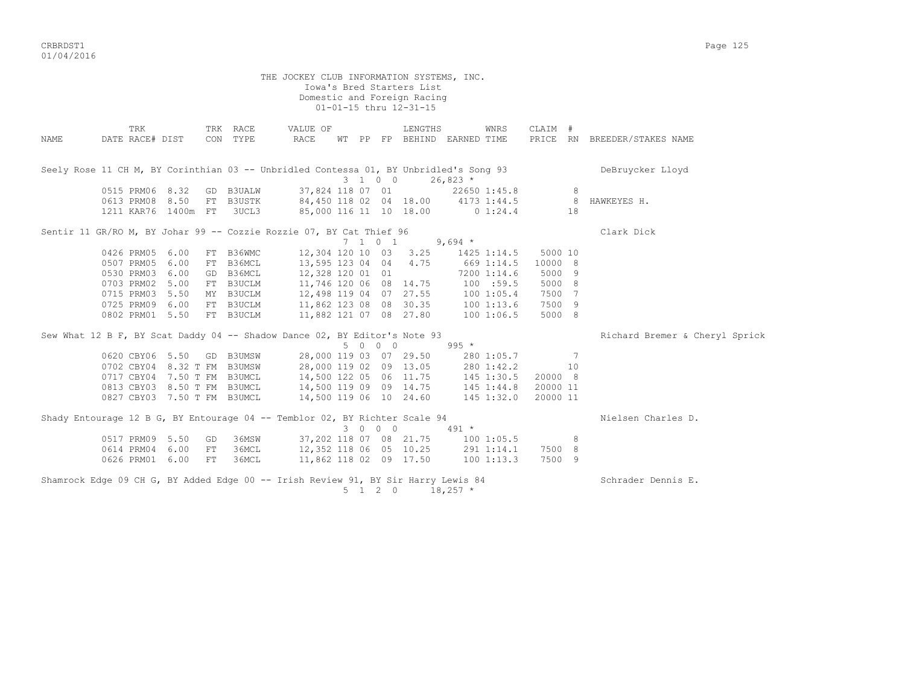THE JOCKEY CLUB INFORMATION SYSTEMS, INC.
Iowa's Bred Starters List
Domestic and Foreign Racing
01-01-15 thru 12-31-15

| NAME | DATE | TRK RACE# | DIST | TRK CON | RACE TYPE | VALUE OF RACE | WT | PP | FP | LENGTHS BEHIND | EARNED | WNRS TIME | CLAIM PRICE | # RN | BREEDER/STAKES NAME |
|---|---|---|---|---|---|---|---|---|---|---|---|---|---|---|---|
| Seely Rose 11 CH M, BY Corinthian 03 -- Unbridled Contessa 01, BY Unbridled's Song 93 | | | | | | | | | | | | | | | DeBruycker Lloyd |
| | | | | | | | 3 | 1 0 0 | | | 26,823 * | | | | |
| | 0515 | PRM06 | 8.32 | GD | B3UALW | 37,824 | 118 | 07 | 01 | | 22650 | 1:45.8 | | 8 | |
| | 0613 | PRM08 | 8.50 | FT | B3USTK | 84,450 | 118 | 02 | 04 | 18.00 | 4173 | 1:44.5 | | 8 | HAWKEYES H. |
| | 1211 | KAR76 | 1400m | FT | 3UCL3 | 85,000 | 116 | 11 | 10 | 18.00 | 0 | 1:24.4 | | 18 | |
| Sentir 11 GR/RO M, BY Johar 99 -- Cozzie Rozzie 07, BY Cat Thief 96 | | | | | | | | | | | | | | | Clark Dick |
| | | | | | | | 7 | 1 0 1 | | | 9,694 * | | | | |
| | 0426 | PRM05 | 6.00 | FT | B36WMC | 12,304 | 120 | 10 | 03 | 3.25 | 1425 | 1:14.5 | 5000 | 10 | |
| | 0507 | PRM05 | 6.00 | FT | B36MCL | 13,595 | 123 | 04 | 04 | 4.75 | 669 | 1:14.5 | 10000 | 8 | |
| | 0530 | PRM03 | 6.00 | GD | B36MCL | 12,328 | 120 | 01 | 01 | | 7200 | 1:14.6 | 5000 | 9 | |
| | 0703 | PRM02 | 5.00 | FT | B3UCLM | 11,746 | 120 | 06 | 08 | 14.75 | 100 | :59.5 | 5000 | 8 | |
| | 0715 | PRM03 | 5.50 | MY | B3UCLM | 12,498 | 119 | 04 | 07 | 27.55 | 100 | 1:05.4 | 7500 | 7 | |
| | 0725 | PRM09 | 6.00 | FT | B3UCLM | 11,862 | 123 | 08 | 08 | 30.35 | 100 | 1:13.6 | 7500 | 9 | |
| | 0802 | PRM01 | 5.50 | FT | B3UCLM | 11,882 | 121 | 07 | 08 | 27.80 | 100 | 1:06.5 | 5000 | 8 | |
| Sew What 12 B F, BY Scat Daddy 04 -- Shadow Dance 02, BY Editor's Note 93 | | | | | | | | | | | | | | | Richard Bremer & Cheryl Sprick |
| | | | | | | | 5 | 0 0 0 | | | 995 * | | | | |
| | 0620 | CBY06 | 5.50 | GD | B3UMSW | 28,000 | 119 | 03 | 07 | 29.50 | 280 | 1:05.7 | | 7 | |
| | 0702 | CBY04 | 8.32 T | FM | B3UMSW | 28,000 | 119 | 02 | 09 | 13.05 | 280 | 1:42.2 | | 10 | |
| | 0717 | CBY04 | 7.50 T | FM | B3UMCL | 14,500 | 122 | 05 | 06 | 11.75 | 145 | 1:30.5 | 20000 | 8 | |
| | 0813 | CBY03 | 8.50 T | FM | B3UMCL | 14,500 | 119 | 09 | 09 | 14.75 | 145 | 1:44.8 | 20000 | 11 | |
| | 0827 | CBY03 | 7.50 T | FM | B3UMCL | 14,500 | 119 | 06 | 10 | 24.60 | 145 | 1:32.0 | 20000 | 11 | |
| Shady Entourage 12 B G, BY Entourage 04 -- Temblor 02, BY Richter Scale 94 | | | | | | | | | | | | | | | Nielsen Charles D. |
| | | | | | | | 3 | 0 0 0 | | | 491 * | | | | |
| | 0517 | PRM09 | 5.50 | GD | 36MSW | 37,202 | 118 | 07 | 08 | 21.75 | 100 | 1:05.5 | | 8 | |
| | 0614 | PRM04 | 6.00 | FT | 36MCL | 12,352 | 118 | 06 | 05 | 10.25 | 291 | 1:14.1 | 7500 | 8 | |
| | 0626 | PRM01 | 6.00 | FT | 36MCL | 11,862 | 118 | 02 | 09 | 17.50 | 100 | 1:13.3 | 7500 | 9 | |
| Shamrock Edge 09 CH G, BY Added Edge 00 -- Irish Review 91, BY Sir Harry Lewis 84 | | | | | | | | | | | | | | | Schrader Dennis E. |
| | | | | | | | 5 | 1 2 0 | | | 18,257 * | | | | |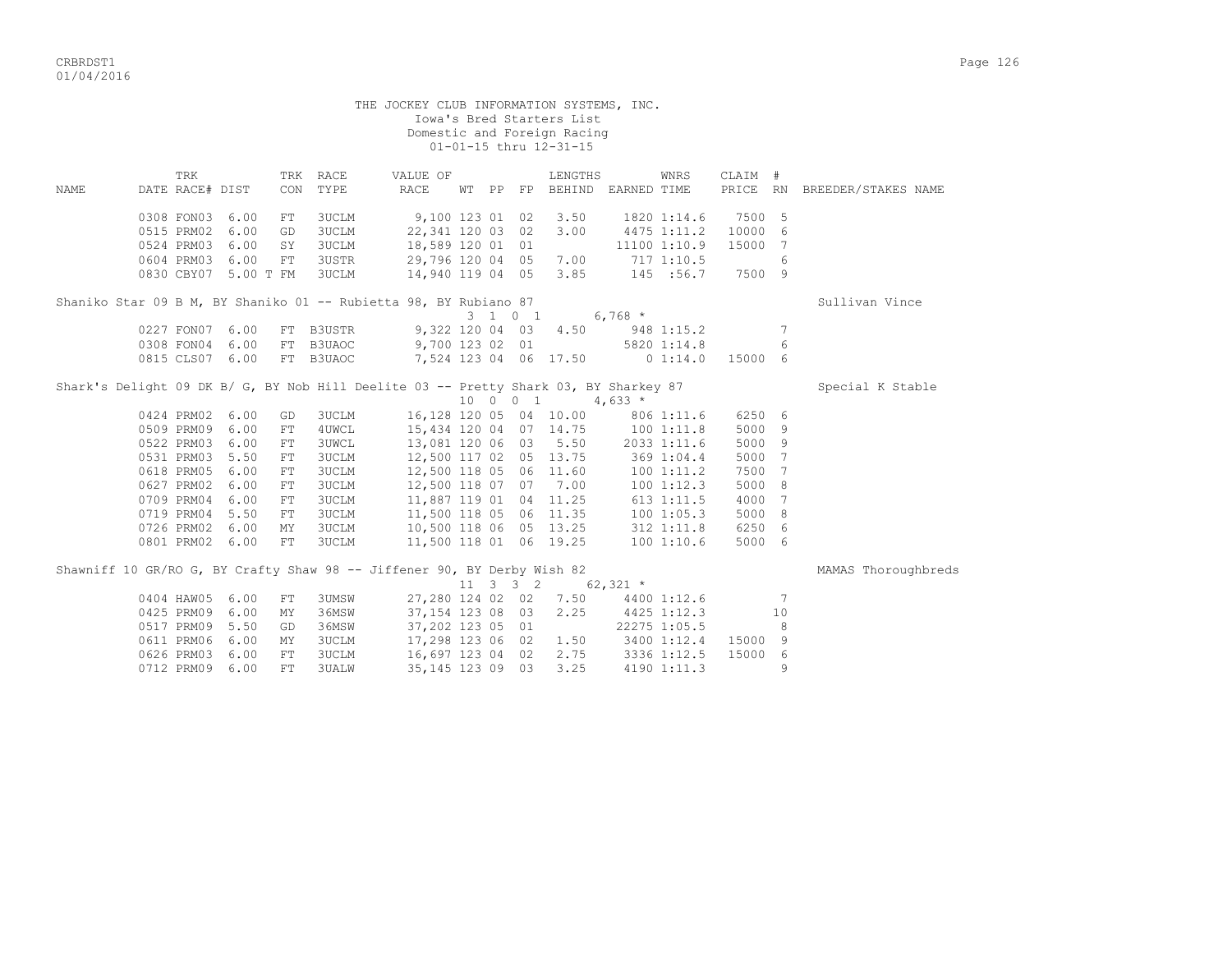THE JOCKEY CLUB INFORMATION SYSTEMS, INC.
Iowa's Bred Starters List
Domestic and Foreign Racing
01-01-15 thru 12-31-15

| NAME | TRK DATE RACE# | DIST | TRK CON | RACE TYPE | VALUE OF RACE | WT | PP | FP | LENGTHS BEHIND | EARNED | WNRS TIME | CLAIM PRICE | # RN | BREEDER/STAKES NAME |
|---|---|---|---|---|---|---|---|---|---|---|---|---|---|---|
| | 0308 FON03 | 6.00 | FT | 3UCLM | 9,100 | 123 | 01 | 02 | 3.50 | 1820 | 1:14.6 | 7500 | 5 | |
| | 0515 PRM02 | 6.00 | GD | 3UCLM | 22,341 | 120 | 03 | 02 | 3.00 | 4475 | 1:11.2 | 10000 | 6 | |
| | 0524 PRM03 | 6.00 | SY | 3UCLM | 18,589 | 120 | 01 | 01 | | 11100 | 1:10.9 | 15000 | 7 | |
| | 0604 PRM03 | 6.00 | FT | 3USTR | 29,796 | 120 | 04 | 05 | 7.00 | 717 | 1:10.5 | | 6 | |
| | 0830 CBY07 | 5.00 T | FM | 3UCLM | 14,940 | 119 | 04 | 05 | 3.85 | 145 | :56.7 | 7500 | 9 | |
| Shaniko Star 09 B M, BY Shaniko 01 -- Rubietta 98, BY Rubiano 87 | | | | | | 3 | 1 0 1 | | | 6,768 * | | | | Sullivan Vince |
| | 0227 FON07 | 6.00 | FT | B3USTR | 9,322 | 120 | 04 | 03 | 4.50 | 948 | 1:15.2 | | 7 | |
| | 0308 FON04 | 6.00 | FT | B3UAOC | 9,700 | 123 | 02 | 01 | | 5820 | 1:14.8 | | 6 | |
| | 0815 CLS07 | 6.00 | FT | B3UAOC | 7,524 | 123 | 04 | 06 | 17.50 | 0 | 1:14.0 | 15000 | 6 | |
| Shark's Delight 09 DK B/ G, BY Nob Hill Deelite 03 -- Pretty Shark 03, BY Sharkey 87 | | | | | | 10 | 0 0 1 | | | 4,633 * | | | | Special K Stable |
| | 0424 PRM02 | 6.00 | GD | 3UCLM | 16,128 | 120 | 05 | 04 | 10.00 | 806 | 1:11.6 | 6250 | 6 | |
| | 0509 PRM09 | 6.00 | FT | 4UWCL | 15,434 | 120 | 04 | 07 | 14.75 | 100 | 1:11.8 | 5000 | 9 | |
| | 0522 PRM03 | 6.00 | FT | 3UWCL | 13,081 | 120 | 06 | 03 | 5.50 | 2033 | 1:11.6 | 5000 | 9 | |
| | 0531 PRM03 | 5.50 | FT | 3UCLM | 12,500 | 117 | 02 | 05 | 13.75 | 369 | 1:04.4 | 5000 | 7 | |
| | 0618 PRM05 | 6.00 | FT | 3UCLM | 12,500 | 118 | 05 | 06 | 11.60 | 100 | 1:11.2 | 7500 | 7 | |
| | 0627 PRM02 | 6.00 | FT | 3UCLM | 12,500 | 118 | 07 | 07 | 7.00 | 100 | 1:12.3 | 5000 | 8 | |
| | 0709 PRM04 | 6.00 | FT | 3UCLM | 11,887 | 119 | 01 | 04 | 11.25 | 613 | 1:11.5 | 4000 | 7 | |
| | 0719 PRM04 | 5.50 | FT | 3UCLM | 11,500 | 118 | 05 | 06 | 11.35 | 100 | 1:05.3 | 5000 | 8 | |
| | 0726 PRM02 | 6.00 | MY | 3UCLM | 10,500 | 118 | 06 | 05 | 13.25 | 312 | 1:11.8 | 6250 | 6 | |
| | 0801 PRM02 | 6.00 | FT | 3UCLM | 11,500 | 118 | 01 | 06 | 19.25 | 100 | 1:10.6 | 5000 | 6 | |
| Shawniff 10 GR/RO G, BY Crafty Shaw 98 -- Jiffener 90, BY Derby Wish 82 | | | | | | 11 | 3 3 2 | | | 62,321 * | | | | MAMAS Thoroughbreds |
| | 0404 HAW05 | 6.00 | FT | 3UMSW | 27,280 | 124 | 02 | 02 | 7.50 | 4400 | 1:12.6 | | 7 | |
| | 0425 PRM09 | 6.00 | MY | 36MSW | 37,154 | 123 | 08 | 03 | 2.25 | 4425 | 1:12.3 | | 10 | |
| | 0517 PRM09 | 5.50 | GD | 36MSW | 37,202 | 123 | 05 | 01 | | 22275 | 1:05.5 | | 8 | |
| | 0611 PRM06 | 6.00 | MY | 3UCLM | 17,298 | 123 | 06 | 02 | 1.50 | 3400 | 1:12.4 | 15000 | 9 | |
| | 0626 PRM03 | 6.00 | FT | 3UCLM | 16,697 | 123 | 04 | 02 | 2.75 | 3336 | 1:12.5 | 15000 | 6 | |
| | 0712 PRM09 | 6.00 | FT | 3UALW | 35,145 | 123 | 09 | 03 | 3.25 | 4190 | 1:11.3 | | 9 | |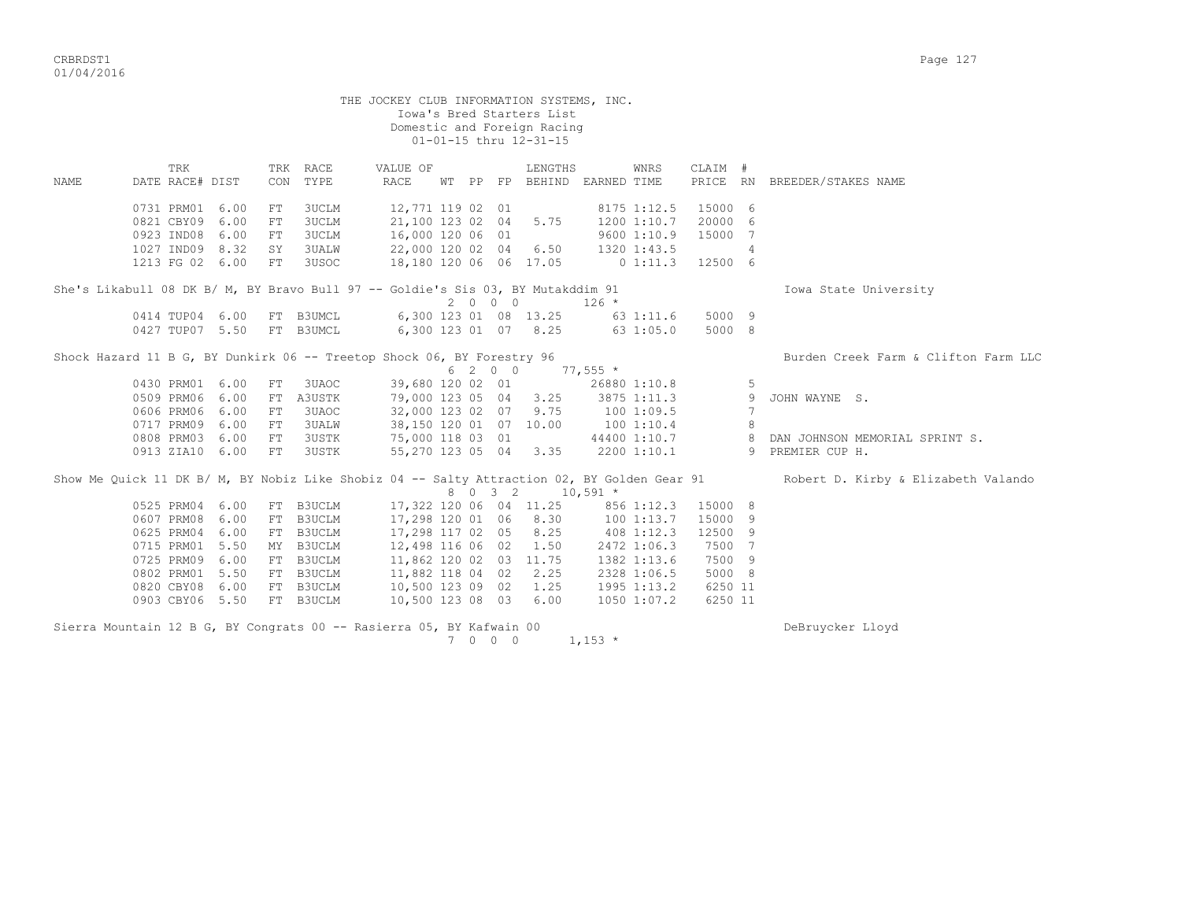THE JOCKEY CLUB INFORMATION SYSTEMS, INC.
Iowa's Bred Starters List
Domestic and Foreign Racing
01-01-15 thru 12-31-15

| NAME | TRK DATE RACE# | DIST | TRK CON | RACE TYPE | VALUE OF RACE | WT | PP | FP | LENGTHS BEHIND | EARNED | WNRS TIME | CLAIM PRICE | # RN | BREEDER/STAKES NAME |
|---|---|---|---|---|---|---|---|---|---|---|---|---|---|---|
| | 0731 PRM01 | 6.00 | FT | 3UCLM | 12,771 | 119 | 02 | 01 | | 8175 | 1:12.5 | 15000 | 6 | |
| | 0821 CBY09 | 6.00 | FT | 3UCLM | 21,100 | 123 | 02 | 04 | 5.75 | 1200 | 1:10.7 | 20000 | 6 | |
| | 0923 IND08 | 6.00 | FT | 3UCLM | 16,000 | 120 | 06 | 01 | | 9600 | 1:10.9 | 15000 | 7 | |
| | 1027 IND09 | 8.32 | SY | 3UALW | 22,000 | 120 | 02 | 04 | 6.50 | 1320 | 1:43.5 | | 4 | |
| | 1213 FG 02 | 6.00 | FT | 3USOC | 18,180 | 120 | 06 | 06 | 17.05 | 0 | 1:11.3 | 12500 | 6 | |
| She's Likabull 08 DK B/ M, BY Bravo Bull 97 -- Goldie's Sis 03, BY Mutakddim 91 | | | | | | 2 | 0 | 0 0 | | 126 * | | | | Iowa State University |
| | 0414 TUP04 | 6.00 | FT | B3UMCL | 6,300 | 123 | 01 | 08 | 13.25 | 63 | 1:11.6 | 5000 | 9 | |
| | 0427 TUP07 | 5.50 | FT | B3UMCL | 6,300 | 123 | 01 | 07 | 8.25 | 63 | 1:05.0 | 5000 | 8 | |
| Shock Hazard 11 B G, BY Dunkirk 06 -- Treetop Shock 06, BY Forestry 96 | | | | | | 6 | 2 | 0 0 | | 77,555 * | | | | Burden Creek Farm & Clifton Farm LLC |
| | 0430 PRM01 | 6.00 | FT | 3UAOC | 39,680 | 120 | 02 | 01 | | 26880 | 1:10.8 | | 5 | |
| | 0509 PRM06 | 6.00 | FT | A3USTK | 79,000 | 123 | 05 | 04 | 3.25 | 3875 | 1:11.3 | | 9 | JOHN WAYNE S. |
| | 0606 PRM06 | 6.00 | FT | 3UAOC | 32,000 | 123 | 02 | 07 | 9.75 | 100 | 1:09.5 | | 7 | |
| | 0717 PRM09 | 6.00 | FT | 3UALW | 38,150 | 120 | 01 | 07 | 10.00 | 100 | 1:10.4 | | 8 | |
| | 0808 PRM03 | 6.00 | FT | 3USTK | 75,000 | 118 | 03 | 01 | | 44400 | 1:10.7 | | 8 | DAN JOHNSON MEMORIAL SPRINT S. |
| | 0913 ZIA10 | 6.00 | FT | 3USTK | 55,270 | 123 | 05 | 04 | 3.35 | 2200 | 1:10.1 | | 9 | PREMIER CUP H. |
| Show Me Quick 11 DK B/ M, BY Nobiz Like Shobiz 04 -- Salty Attraction 02, BY Golden Gear 91 | | | | | | 8 | 0 | 3 2 | | 10,591 * | | | | Robert D. Kirby & Elizabeth Valando |
| | 0525 PRM04 | 6.00 | FT | B3UCLM | 17,322 | 120 | 06 | 04 | 11.25 | 856 | 1:12.3 | 15000 | 8 | |
| | 0607 PRM08 | 6.00 | FT | B3UCLM | 17,298 | 120 | 01 | 06 | 8.30 | 100 | 1:13.7 | 15000 | 9 | |
| | 0625 PRM04 | 6.00 | FT | B3UCLM | 17,298 | 117 | 02 | 05 | 8.25 | 408 | 1:12.3 | 12500 | 9 | |
| | 0715 PRM01 | 5.50 | MY | B3UCLM | 12,498 | 116 | 06 | 02 | 1.50 | 2472 | 1:06.3 | 7500 | 7 | |
| | 0725 PRM09 | 6.00 | FT | B3UCLM | 11,862 | 120 | 02 | 03 | 11.75 | 1382 | 1:13.6 | 7500 | 9 | |
| | 0802 PRM01 | 5.50 | FT | B3UCLM | 11,882 | 118 | 04 | 02 | 2.25 | 2328 | 1:06.5 | 5000 | 8 | |
| | 0820 CBY08 | 6.00 | FT | B3UCLM | 10,500 | 123 | 09 | 02 | 1.25 | 1995 | 1:13.2 | 6250 | 11 | |
| | 0903 CBY06 | 5.50 | FT | B3UCLM | 10,500 | 123 | 08 | 03 | 6.00 | 1050 | 1:07.2 | 6250 | 11 | |
| Sierra Mountain 12 B G, BY Congrats 00 -- Rasierra 05, BY Kafwain 00 | | | | | | 7 | 0 | 0 0 | | 1,153 * | | | | DeBruycker Lloyd |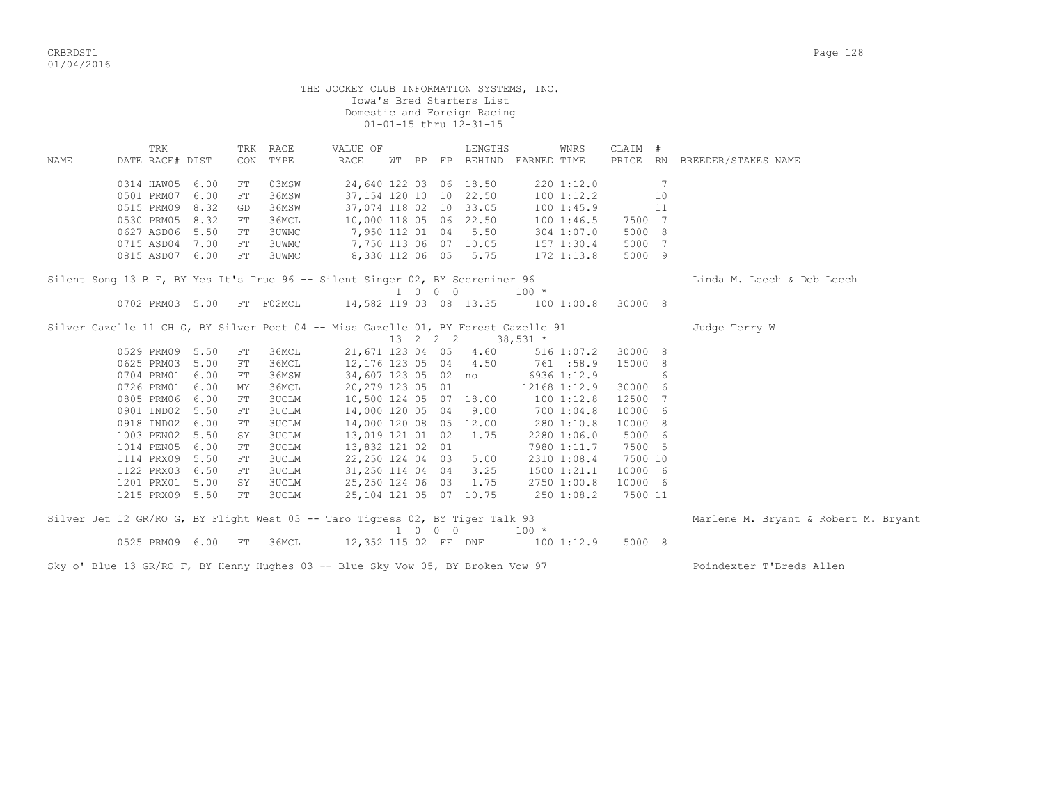THE JOCKEY CLUB INFORMATION SYSTEMS, INC.
Iowa's Bred Starters List
Domestic and Foreign Racing
01-01-15 thru 12-31-15

| NAME | TRK DATE RACE# | DIST | TRK CON | RACE TYPE | VALUE OF RACE | WT | PP | FP | LENGTHS BEHIND | EARNED | WNRS TIME | CLAIM PRICE | # RN | BREEDER/STAKES NAME |
|---|---|---|---|---|---|---|---|---|---|---|---|---|---|---|
| | 0314 HAW05 | 6.00 | FT | 03MSW | 24,640 | 122 | 03 | 06 | 18.50 | 220 | 1:12.0 | | 7 | |
| | 0501 PRM07 | 6.00 | FT | 36MSW | 37,154 | 120 | 10 | 10 | 22.50 | 100 | 1:12.2 | | 10 | |
| | 0515 PRM09 | 8.32 | GD | 36MSW | 37,074 | 118 | 02 | 10 | 33.05 | 100 | 1:45.9 | | 11 | |
| | 0530 PRM05 | 8.32 | FT | 36MCL | 10,000 | 118 | 05 | 06 | 22.50 | 100 | 1:46.5 | 7500 | 7 | |
| | 0627 ASD06 | 5.50 | FT | 3UWMC | 7,950 | 112 | 01 | 04 | 5.50 | 304 | 1:07.0 | 5000 | 8 | |
| | 0715 ASD04 | 7.00 | FT | 3UWMC | 7,750 | 113 | 06 | 07 | 10.05 | 157 | 1:30.4 | 5000 | 7 | |
| | 0815 ASD07 | 6.00 | FT | 3UWMC | 8,330 | 112 | 06 | 05 | 5.75 | 172 | 1:13.8 | 5000 | 9 | |
| Silent Song 13 B F, BY Yes It's True 96 -- Silent Singer 02, BY Secreniner 96 | | | | | | 1 | 0 | 0 0 | | 100 * | | | | Linda M. Leech & Deb Leech |
| | 0702 PRM03 | 5.00 | FT | F02MCL | 14,582 | 119 | 03 | 08 | 13.35 | 100 | 1:00.8 | 30000 | 8 | |
| Silver Gazelle 11 CH G, BY Silver Poet 04 -- Miss Gazelle 01, BY Forest Gazelle 91 | | | | | | 13 | 2 | 2 2 | | 38,531 * | | | | Judge Terry W |
| | 0529 PRM09 | 5.50 | FT | 36MCL | 21,671 | 123 | 04 | 05 | 4.60 | 516 | 1:07.2 | 30000 | 8 | |
| | 0625 PRM03 | 5.00 | FT | 36MCL | 12,176 | 123 | 05 | 04 | 4.50 | 761 | :58.9 | 15000 | 8 | |
| | 0704 PRM01 | 6.00 | FT | 36MSW | 34,607 | 123 | 05 | 02 | no | 6936 | 1:12.9 | | 6 | |
| | 0726 PRM01 | 6.00 | MY | 36MCL | 20,279 | 123 | 05 | 01 | | 12168 | 1:12.9 | 30000 | 6 | |
| | 0805 PRM06 | 6.00 | FT | 3UCLM | 10,500 | 124 | 05 | 07 | 18.00 | 100 | 1:12.8 | 12500 | 7 | |
| | 0901 IND02 | 5.50 | FT | 3UCLM | 14,000 | 120 | 05 | 04 | 9.00 | 700 | 1:04.8 | 10000 | 6 | |
| | 0918 IND02 | 6.00 | FT | 3UCLM | 14,000 | 120 | 08 | 05 | 12.00 | 280 | 1:10.8 | 10000 | 8 | |
| | 1003 PEN02 | 5.50 | SY | 3UCLM | 13,019 | 121 | 01 | 02 | 1.75 | 2280 | 1:06.0 | 5000 | 6 | |
| | 1014 PEN05 | 6.00 | FT | 3UCLM | 13,832 | 121 | 02 | 01 | | 7980 | 1:11.7 | 7500 | 5 | |
| | 1114 PRX09 | 5.50 | FT | 3UCLM | 22,250 | 124 | 04 | 03 | 5.00 | 2310 | 1:08.4 | 7500 | 10 | |
| | 1122 PRX03 | 6.50 | FT | 3UCLM | 31,250 | 114 | 04 | 04 | 3.25 | 1500 | 1:21.1 | 10000 | 6 | |
| | 1201 PRX01 | 5.00 | SY | 3UCLM | 25,250 | 124 | 06 | 03 | 1.75 | 2750 | 1:00.8 | 10000 | 6 | |
| | 1215 PRX09 | 5.50 | FT | 3UCLM | 25,104 | 121 | 05 | 07 | 10.75 | 250 | 1:08.2 | 7500 | 11 | |
| Silver Jet 12 GR/RO G, BY Flight West 03 -- Taro Tigress 02, BY Tiger Talk 93 | | | | | | 1 | 0 | 0 0 | | 100 * | | | | Marlene M. Bryant & Robert M. Bryant |
| | 0525 PRM09 | 6.00 | FT | 36MCL | 12,352 | 115 | 02 | FF | DNF | 100 | 1:12.9 | 5000 | 8 | |
| Sky o' Blue 13 GR/RO F, BY Henny Hughes 03 -- Blue Sky Vow 05, BY Broken Vow 97 | | | | | | | | | | | | | | Poindexter T'Breds Allen |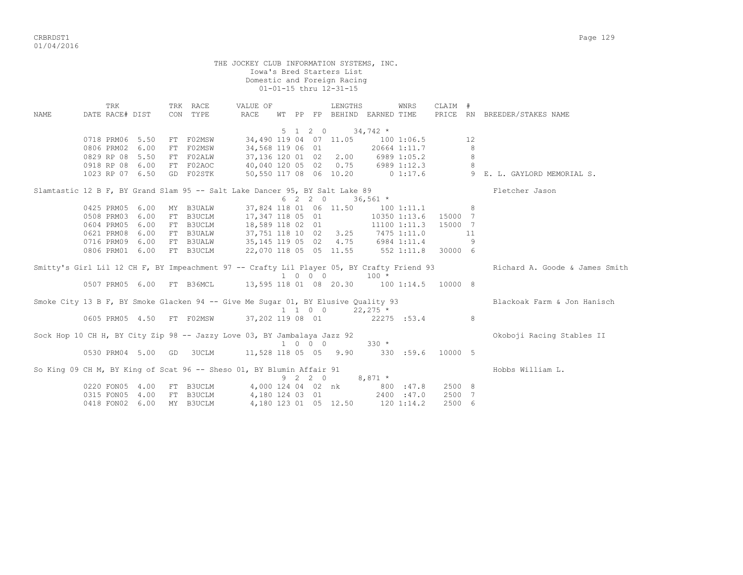THE JOCKEY CLUB INFORMATION SYSTEMS, INC.
Iowa's Bred Starters List
Domestic and Foreign Racing
01-01-15 thru 12-31-15

| NAME | TRK DATE | RACE# | DIST | TRK CON | RACE TYPE | VALUE OF RACE | WT | PP | FP | LENGTHS BEHIND | EARNED | WNRS TIME | CLAIM PRICE | # RN | BREEDER/STAKES NAME |
|---|---|---|---|---|---|---|---|---|---|---|---|---|---|---|---|
| | | | | | | | 5 | 1 2 0 | | | 34,742 * | | | | |
| | 0718 | PRM06 | 5.50 | FT | F02MSW | 34,490 | 119 | 04 | 07 | 11.05 | 100 | 1:06.5 | | 12 | |
| | 0806 | PRM02 | 6.00 | FT | F02MSW | 34,568 | 119 | 06 | 01 | | 20664 | 1:11.7 | | 8 | |
| | 0829 | RP 08 | 5.50 | FT | F02ALW | 37,136 | 120 | 01 | 02 | 2.00 | 6989 | 1:05.2 | | 8 | |
| | 0918 | RP 08 | 6.00 | FT | F02AOC | 40,040 | 120 | 05 | 02 | 0.75 | 6989 | 1:12.3 | | 8 | |
| | 1023 | RP 07 | 6.50 | GD | F02STK | 50,550 | 117 | 08 | 06 | 10.20 | 0 | 1:17.6 | | 9 | E. L. GAYLORD MEMORIAL S. |
| Slamtastic 12 B F, BY Grand Slam 95 -- Salt Lake Dancer 95, BY Salt Lake 89 | | | | | | | | | | | | | | | Fletcher Jason |
| | | | | | | | 6 | 2 2 0 | | | 36,561 * | | | | |
| | 0425 | PRM05 | 6.00 | MY | B3UALW | 37,824 | 118 | 01 | 06 | 11.50 | 100 | 1:11.1 | | 8 | |
| | 0508 | PRM03 | 6.00 | FT | B3UCLM | 17,347 | 118 | 05 | 01 | | 10350 | 1:13.6 | 15000 | 7 | |
| | 0604 | PRM05 | 6.00 | FT | B3UCLM | 18,589 | 118 | 02 | 01 | | 11100 | 1:11.3 | 15000 | 7 | |
| | 0621 | PRM08 | 6.00 | FT | B3UALW | 37,751 | 118 | 10 | 02 | 3.25 | 7475 | 1:11.0 | | 11 | |
| | 0716 | PRM09 | 6.00 | FT | B3UALW | 35,145 | 119 | 05 | 02 | 4.75 | 6984 | 1:11.4 | | 9 | |
| | 0806 | PRM01 | 6.00 | FT | B3UCLM | 22,070 | 118 | 05 | 05 | 11.55 | 552 | 1:11.8 | 30000 | 6 | |
| Smitty's Girl Lil 12 CH F, BY Impeachment 97 -- Crafty Lil Player 05, BY Crafty Friend 93 | | | | | | | | | | | | | | | Richard A. Goode & James Smith |
| | | | | | | | 1 | 0 0 0 | | | 100 * | | | | |
| | 0507 | PRM05 | 6.00 | FT | B36MCL | 13,595 | 118 | 01 | 08 | 20.30 | 100 | 1:14.5 | 10000 | 8 | |
| Smoke City 13 B F, BY Smoke Glacken 94 -- Give Me Sugar 01, BY Elusive Quality 93 | | | | | | | | | | | | | | | Blackoak Farm & Jon Hanisch |
| | | | | | | | 1 | 1 0 0 | | | 22,275 * | | | | |
| | 0605 | PRM05 | 4.50 | FT | F02MSW | 37,202 | 119 | 08 | 01 | | 22275 | :53.4 | | 8 | |
| Sock Hop 10 CH H, BY City Zip 98 -- Jazzy Love 03, BY Jambalaya Jazz 92 | | | | | | | | | | | | | | | Okoboji Racing Stables II |
| | | | | | | | 1 | 0 0 0 | | | 330 * | | | | |
| | 0530 | PRM04 | 5.00 | GD | 3UCLM | 11,528 | 118 | 05 | 05 | 9.90 | 330 | :59.6 | 10000 | 5 | |
| So King 09 CH M, BY King of Scat 96 -- Sheso 01, BY Blumin Affair 91 | | | | | | | | | | | | | | | Hobbs William L. |
| | | | | | | | 9 | 2 2 0 | | | 8,871 * | | | | |
| | 0220 | FON05 | 4.00 | FT | B3UCLM | 4,000 | 124 | 04 | 02 | nk | 800 | :47.8 | 2500 | 8 | |
| | 0315 | FON05 | 4.00 | FT | B3UCLM | 4,180 | 124 | 03 | 01 | | 2400 | :47.0 | 2500 | 7 | |
| | 0418 | FON02 | 6.00 | MY | B3UCLM | 4,180 | 123 | 01 | 05 | 12.50 | 120 | 1:14.2 | 2500 | 6 | |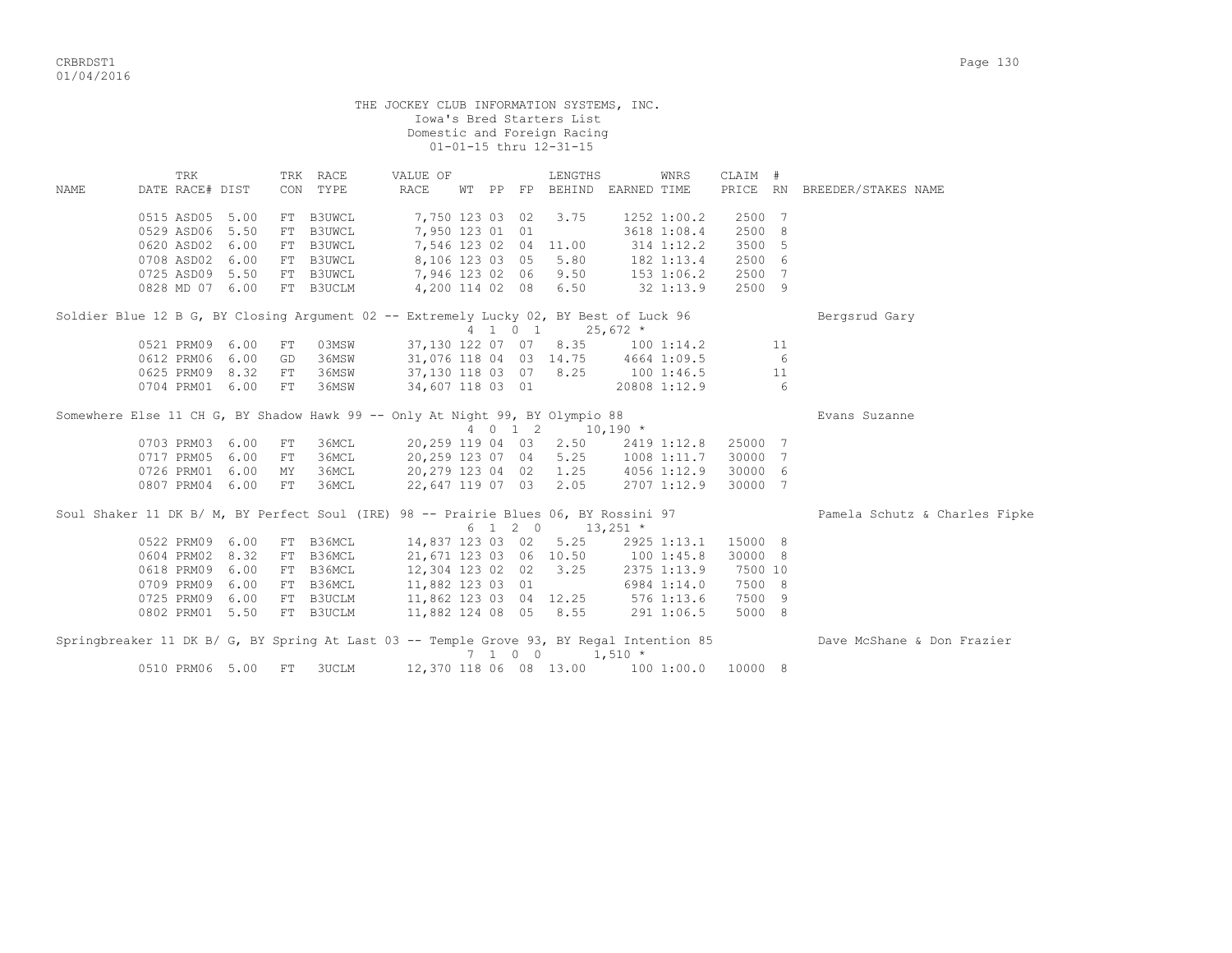THE JOCKEY CLUB INFORMATION SYSTEMS, INC.
Iowa's Bred Starters List
Domestic and Foreign Racing
01-01-15 thru 12-31-15

| NAME | TRK DATE | RACE# | DIST | TRK CON | RACE TYPE | VALUE OF RACE | WT | PP | FP | LENGTHS BEHIND | EARNED | WNRS TIME | CLAIM PRICE | # RN | BREEDER/STAKES NAME |
|---|---|---|---|---|---|---|---|---|---|---|---|---|---|---|---|
| | 0515 | ASD05 | 5.00 | FT | B3UWCL | 7,750 | 123 | 03 | 02 | 3.75 | 1252 | 1:00.2 | 2500 | 7 | |
| | 0529 | ASD06 | 5.50 | FT | B3UWCL | 7,950 | 123 | 01 | 01 | | 3618 | 1:08.4 | 2500 | 8 | |
| | 0620 | ASD02 | 6.00 | FT | B3UWCL | 7,546 | 123 | 02 | 04 | 11.00 | 314 | 1:12.2 | 3500 | 5 | |
| | 0708 | ASD02 | 6.00 | FT | B3UWCL | 8,106 | 123 | 03 | 05 | 5.80 | 182 | 1:13.4 | 2500 | 6 | |
| | 0725 | ASD09 | 5.50 | FT | B3UWCL | 7,946 | 123 | 02 | 06 | 9.50 | 153 | 1:06.2 | 2500 | 7 | |
| | 0828 | MD 07 | 6.00 | FT | B3UCLM | 4,200 | 114 | 02 | 08 | 6.50 | 32 | 1:13.9 | 2500 | 9 | |
| **Soldier Blue 12 B G, BY Closing Argument 02 -- Extremely Lucky 02, BY Best of Luck 96** | | | | | | | | | | 4 1 0 1 | 25,672 * | | | | Bergsrud Gary |
| | 0521 | PRM09 | 6.00 | FT | 03MSW | 37,130 | 122 | 07 | 07 | 8.35 | 100 | 1:14.2 | | 11 | |
| | 0612 | PRM06 | 6.00 | GD | 36MSW | 31,076 | 118 | 04 | 03 | 14.75 | 4664 | 1:09.5 | | 6 | |
| | 0625 | PRM09 | 8.32 | FT | 36MSW | 37,130 | 118 | 03 | 07 | 8.25 | 100 | 1:46.5 | | 11 | |
| | 0704 | PRM01 | 6.00 | FT | 36MSW | 34,607 | 118 | 03 | 01 | | 20808 | 1:12.9 | | 6 | |
| **Somewhere Else 11 CH G, BY Shadow Hawk 99 -- Only At Night 99, BY Olympio 88** | | | | | | | | | | 4 0 1 2 | 10,190 * | | | | Evans Suzanne |
| | 0703 | PRM03 | 6.00 | FT | 36MCL | 20,259 | 119 | 04 | 03 | 2.50 | 2419 | 1:12.8 | 25000 | 7 | |
| | 0717 | PRM05 | 6.00 | FT | 36MCL | 20,259 | 123 | 07 | 04 | 5.25 | 1008 | 1:11.7 | 30000 | 7 | |
| | 0726 | PRM01 | 6.00 | MY | 36MCL | 20,279 | 123 | 04 | 02 | 1.25 | 4056 | 1:12.9 | 30000 | 6 | |
| | 0807 | PRM04 | 6.00 | FT | 36MCL | 22,647 | 119 | 07 | 03 | 2.05 | 2707 | 1:12.9 | 30000 | 7 | |
| **Soul Shaker 11 DK B/ M, BY Perfect Soul (IRE) 98 -- Prairie Blues 06, BY Rossini 97** | | | | | | | | | | 6 1 2 0 | 13,251 * | | | | Pamela Schutz & Charles Fipke |
| | 0522 | PRM09 | 6.00 | FT | B36MCL | 14,837 | 123 | 03 | 02 | 5.25 | 2925 | 1:13.1 | 15000 | 8 | |
| | 0604 | PRM02 | 8.32 | FT | B36MCL | 21,671 | 123 | 03 | 06 | 10.50 | 100 | 1:45.8 | 30000 | 8 | |
| | 0618 | PRM09 | 6.00 | FT | B36MCL | 12,304 | 123 | 02 | 02 | 3.25 | 2375 | 1:13.9 | 7500 | 10 | |
| | 0709 | PRM09 | 6.00 | FT | B36MCL | 11,882 | 123 | 03 | 01 | | 6984 | 1:14.0 | 7500 | 8 | |
| | 0725 | PRM09 | 6.00 | FT | B3UCLM | 11,862 | 123 | 03 | 04 | 12.25 | 576 | 1:13.6 | 7500 | 9 | |
| | 0802 | PRM01 | 5.50 | FT | B3UCLM | 11,882 | 124 | 08 | 05 | 8.55 | 291 | 1:06.5 | 5000 | 8 | |
| **Springbreaker 11 DK B/ G, BY Spring At Last 03 -- Temple Grove 93, BY Regal Intention 85** | | | | | | | | | | 7 1 0 0 | 1,510 * | | | | Dave McShane & Don Frazier |
| | 0510 | PRM06 | 5.00 | FT | 3UCLM | 12,370 | 118 | 06 | 08 | 13.00 | 100 | 1:00.0 | 10000 | 8 | |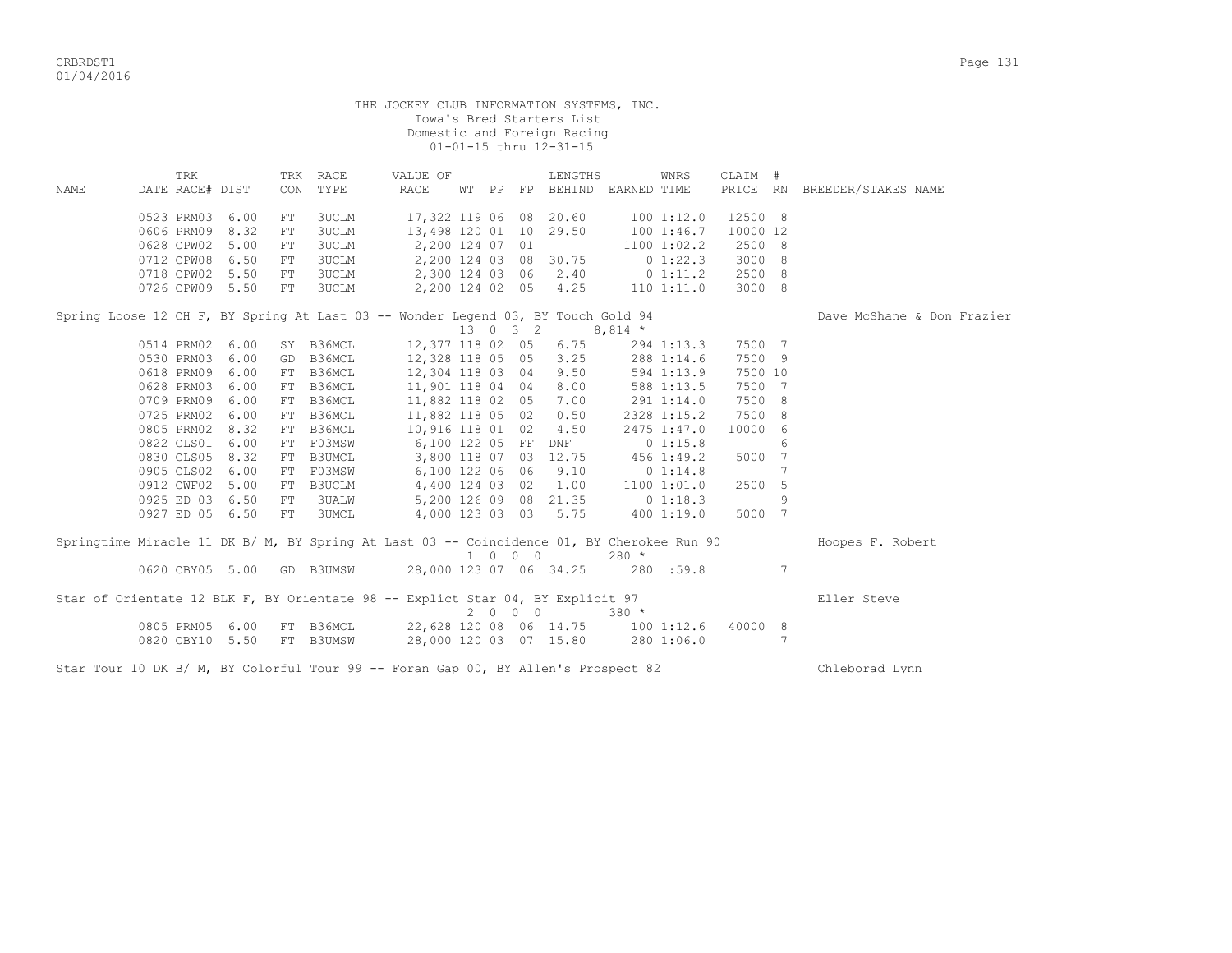THE JOCKEY CLUB INFORMATION SYSTEMS, INC.
Iowa's Bred Starters List
Domestic and Foreign Racing
01-01-15 thru 12-31-15

| NAME | TRK DATE | RACE# | DIST | TRK CON | RACE TYPE | VALUE OF RACE | WT | PP | FP | LENGTHS BEHIND | EARNED | WNRS TIME | CLAIM PRICE | # RN | BREEDER/STAKES NAME |
|---|---|---|---|---|---|---|---|---|---|---|---|---|---|---|---|
| | 0523 | PRM03 | 6.00 | FT | 3UCLM | 17,322 | 119 | 06 | 08 | 20.60 | 100 | 1:12.0 | 12500 | 8 | |
| | 0606 | PRM09 | 8.32 | FT | 3UCLM | 13,498 | 120 | 01 | 10 | 29.50 | 100 | 1:46.7 | 10000 | 12 | |
| | 0628 | CPW02 | 5.00 | FT | 3UCLM | 2,200 | 124 | 07 | 01 | | 1100 | 1:02.2 | 2500 | 8 | |
| | 0712 | CPW08 | 6.50 | FT | 3UCLM | 2,200 | 124 | 03 | 08 | 30.75 | 0 | 1:22.3 | 3000 | 8 | |
| | 0718 | CPW02 | 5.50 | FT | 3UCLM | 2,300 | 124 | 03 | 06 | 2.40 | 0 | 1:11.2 | 2500 | 8 | |
| | 0726 | CPW09 | 5.50 | FT | 3UCLM | 2,200 | 124 | 02 | 05 | 4.25 | 110 | 1:11.0 | 3000 | 8 | |

Spring Loose 12 CH F, BY Spring At Last 03 -- Wonder Legend 03, BY Touch Gold 94 — Dave McShane & Don Frazier
13 0 3 2 8,814 *

| NAME | TRK DATE | RACE# | DIST | TRK CON | RACE TYPE | VALUE OF RACE | WT | PP | FP | LENGTHS BEHIND | EARNED | WNRS TIME | CLAIM PRICE | # RN | BREEDER/STAKES NAME |
|---|---|---|---|---|---|---|---|---|---|---|---|---|---|---|---|
| | 0514 | PRM02 | 6.00 | SY | B36MCL | 12,377 | 118 | 02 | 05 | 6.75 | 294 | 1:13.3 | 7500 | 7 | |
| | 0530 | PRM03 | 6.00 | GD | B36MCL | 12,328 | 118 | 05 | 05 | 3.25 | 288 | 1:14.6 | 7500 | 9 | |
| | 0618 | PRM09 | 6.00 | FT | B36MCL | 12,304 | 118 | 03 | 04 | 9.50 | 594 | 1:13.9 | 7500 | 10 | |
| | 0628 | PRM03 | 6.00 | FT | B36MCL | 11,901 | 118 | 04 | 04 | 8.00 | 588 | 1:13.5 | 7500 | 7 | |
| | 0709 | PRM09 | 6.00 | FT | B36MCL | 11,882 | 118 | 02 | 05 | 7.00 | 291 | 1:14.0 | 7500 | 8 | |
| | 0725 | PRM02 | 6.00 | FT | B36MCL | 11,882 | 118 | 05 | 02 | 0.50 | 2328 | 1:15.2 | 7500 | 8 | |
| | 0805 | PRM02 | 8.32 | FT | B36MCL | 10,916 | 118 | 01 | 02 | 4.50 | 2475 | 1:47.0 | 10000 | 6 | |
| | 0822 | CLS01 | 6.00 | FT | F03MSW | 6,100 | 122 | 05 | FF | DNF | 0 | 1:15.8 | | 6 | |
| | 0830 | CLS05 | 8.32 | FT | B3UMCL | 3,800 | 118 | 07 | 03 | 12.75 | 456 | 1:49.2 | 5000 | 7 | |
| | 0905 | CLS02 | 6.00 | FT | F03MSW | 6,100 | 122 | 06 | 06 | 9.10 | 0 | 1:14.8 | | 7 | |
| | 0912 | CWF02 | 5.00 | FT | B3UCLM | 4,400 | 124 | 03 | 02 | 1.00 | 1100 | 1:01.0 | 2500 | 5 | |
| | 0925 | ED 03 | 6.50 | FT | 3UALW | 5,200 | 126 | 09 | 08 | 21.35 | 0 | 1:18.3 | | 9 | |
| | 0927 | ED 05 | 6.50 | FT | 3UMCL | 4,000 | 123 | 03 | 03 | 5.75 | 400 | 1:19.0 | 5000 | 7 | |

Springtime Miracle 11 DK B/ M, BY Spring At Last 03 -- Coincidence 01, BY Cherokee Run 90 — Hoopes F. Robert
1 0 0 0 280 *

| NAME | TRK DATE | RACE# | DIST | TRK CON | RACE TYPE | VALUE OF RACE | WT | PP | FP | LENGTHS BEHIND | EARNED | WNRS TIME | CLAIM PRICE | # RN | BREEDER/STAKES NAME |
|---|---|---|---|---|---|---|---|---|---|---|---|---|---|---|---|
| | 0620 | CBY05 | 5.00 | GD | B3UMSW | 28,000 | 123 | 07 | 06 | 34.25 | 280 | :59.8 | | 7 | |

Star of Orientate 12 BLK F, BY Orientate 98 -- Explict Star 04, BY Explicit 97 — Eller Steve
2 0 0 0 380 *

| NAME | TRK DATE | RACE# | DIST | TRK CON | RACE TYPE | VALUE OF RACE | WT | PP | FP | LENGTHS BEHIND | EARNED | WNRS TIME | CLAIM PRICE | # RN | BREEDER/STAKES NAME |
|---|---|---|---|---|---|---|---|---|---|---|---|---|---|---|---|
| | 0805 | PRM05 | 6.00 | FT | B36MCL | 22,628 | 120 | 08 | 06 | 14.75 | 100 | 1:12.6 | 40000 | 8 | |
| | 0820 | CBY10 | 5.50 | FT | B3UMSW | 28,000 | 120 | 03 | 07 | 15.80 | 280 | 1:06.0 | | 7 | |

Star Tour 10 DK B/ M, BY Colorful Tour 99 -- Foran Gap 00, BY Allen's Prospect 82 — Chleborad Lynn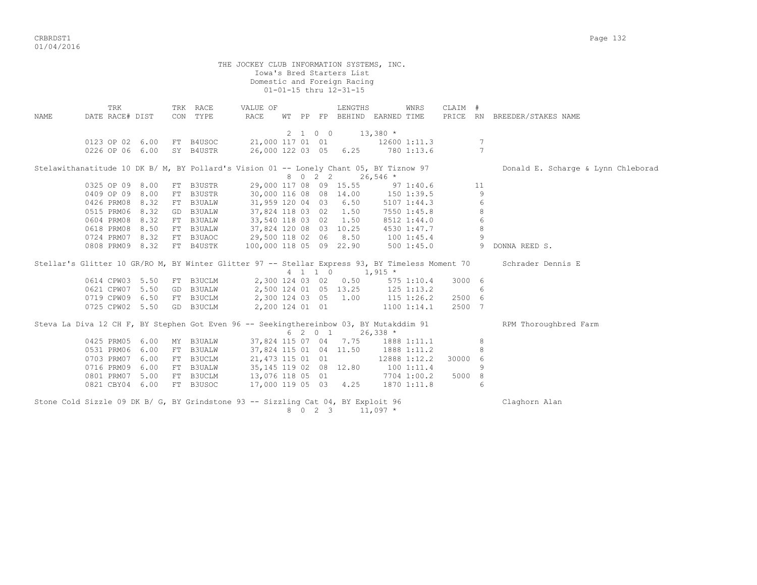THE JOCKEY CLUB INFORMATION SYSTEMS, INC.
Iowa's Bred Starters List
Domestic and Foreign Racing
01-01-15 thru 12-31-15

| NAME | TRK DATE | RACE# | DIST | TRK CON | RACE TYPE | VALUE OF RACE | WT | PP | FP | LENGTHS BEHIND | EARNED | WNRS TIME | CLAIM PRICE | # RN | BREEDER/STAKES NAME |
|---|---|---|---|---|---|---|---|---|---|---|---|---|---|---|---|
| | | | | | | | 2 | 1 | 0 0 | | 13,380 * | | | | |
| | 0123 | OP 02 | 6.00 | FT | B4USOC | 21,000 | 117 | 01 | 01 | | 12600 | 1:11.3 | | 7 | |
| | 0226 | OP 06 | 6.00 | SY | B4USTR | 26,000 | 122 | 03 | 05 | 6.25 | 780 | 1:13.6 | | 7 | |
| Stelawithanatitude 10 DK B/ M, BY Pollard's Vision 01 -- Lonely Chant 05, BY Tiznow 97 | | | | | | | | | | | | | | | Donald E. Scharge & Lynn Chleborad |
| | | | | | | | 8 | 0 | 2 2 | | 26,546 * | | | | |
| | 0325 | OP 09 | 8.00 | FT | B3USTR | 29,000 | 117 | 08 | 09 | 15.55 | 97 | 1:40.6 | | 11 | |
| | 0409 | OP 09 | 8.00 | FT | B3USTR | 30,000 | 116 | 08 | 08 | 14.00 | 150 | 1:39.5 | | 9 | |
| | 0426 | PRM08 | 8.32 | FT | B3UALW | 31,959 | 120 | 04 | 03 | 6.50 | 5107 | 1:44.3 | | 6 | |
| | 0515 | PRM06 | 8.32 | GD | B3UALW | 37,824 | 118 | 03 | 02 | 1.50 | 7550 | 1:45.8 | | 8 | |
| | 0604 | PRM08 | 8.32 | FT | B3UALW | 33,540 | 118 | 03 | 02 | 1.50 | 8512 | 1:44.0 | | 6 | |
| | 0618 | PRM08 | 8.50 | FT | B3UALW | 37,824 | 120 | 08 | 03 | 10.25 | 4530 | 1:47.7 | | 8 | |
| | 0724 | PRM07 | 8.32 | FT | B3UAOC | 29,500 | 118 | 02 | 06 | 8.50 | 100 | 1:45.4 | | 9 | |
| | 0808 | PRM09 | 8.32 | FT | B4USTK | 100,000 | 118 | 05 | 09 | 22.90 | 500 | 1:45.0 | | 9 | DONNA REED S. |
| Stellar's Glitter 10 GR/RO M, BY Winter Glitter 97 -- Stellar Express 93, BY Timeless Moment 70 | | | | | | | | | | | | | | | Schrader Dennis E |
| | | | | | | | 4 | 1 | 1 0 | | 1,915 * | | | | |
| | 0614 | CPW03 | 5.50 | FT | B3UCLM | 2,300 | 124 | 03 | 02 | 0.50 | 575 | 1:10.4 | 3000 | 6 | |
| | 0621 | CPW07 | 5.50 | GD | B3UALW | 2,500 | 124 | 01 | 05 | 13.25 | 125 | 1:13.2 | | 6 | |
| | 0719 | CPW09 | 6.50 | FT | B3UCLM | 2,300 | 124 | 03 | 05 | 1.00 | 115 | 1:26.2 | 2500 | 6 | |
| | 0725 | CPW02 | 5.50 | GD | B3UCLM | 2,200 | 124 | 01 | 01 | | 1100 | 1:14.1 | 2500 | 7 | |
| Steva La Diva 12 CH F, BY Stephen Got Even 96 -- Seekingthereinbow 03, BY Mutakddim 91 | | | | | | | | | | | | | | | RPM Thoroughbred Farm |
| | | | | | | | 6 | 2 | 0 1 | | 26,338 * | | | | |
| | 0425 | PRM05 | 6.00 | MY | B3UALW | 37,824 | 115 | 07 | 04 | 7.75 | 1888 | 1:11.1 | | 8 | |
| | 0531 | PRM06 | 6.00 | FT | B3UALW | 37,824 | 115 | 01 | 04 | 11.50 | 1888 | 1:11.2 | | 8 | |
| | 0703 | PRM07 | 6.00 | FT | B3UCLM | 21,473 | 115 | 01 | 01 | | 12888 | 1:12.2 | 30000 | 6 | |
| | 0716 | PRM09 | 6.00 | FT | B3UALW | 35,145 | 119 | 02 | 08 | 12.80 | 100 | 1:11.4 | | 9 | |
| | 0801 | PRM07 | 5.00 | FT | B3UCLM | 13,076 | 118 | 05 | 01 | | 7704 | 1:00.2 | 5000 | 8 | |
| | 0821 | CBY04 | 6.00 | FT | B3USOC | 17,000 | 119 | 05 | 03 | 4.25 | 1870 | 1:11.8 | | 6 | |
| Stone Cold Sizzle 09 DK B/ G, BY Grindstone 93 -- Sizzling Cat 04, BY Exploit 96 | | | | | | | | | | | | | | | Claghorn Alan |
| | | | | | | | 8 | 0 | 2 3 | | 11,097 * | | | | |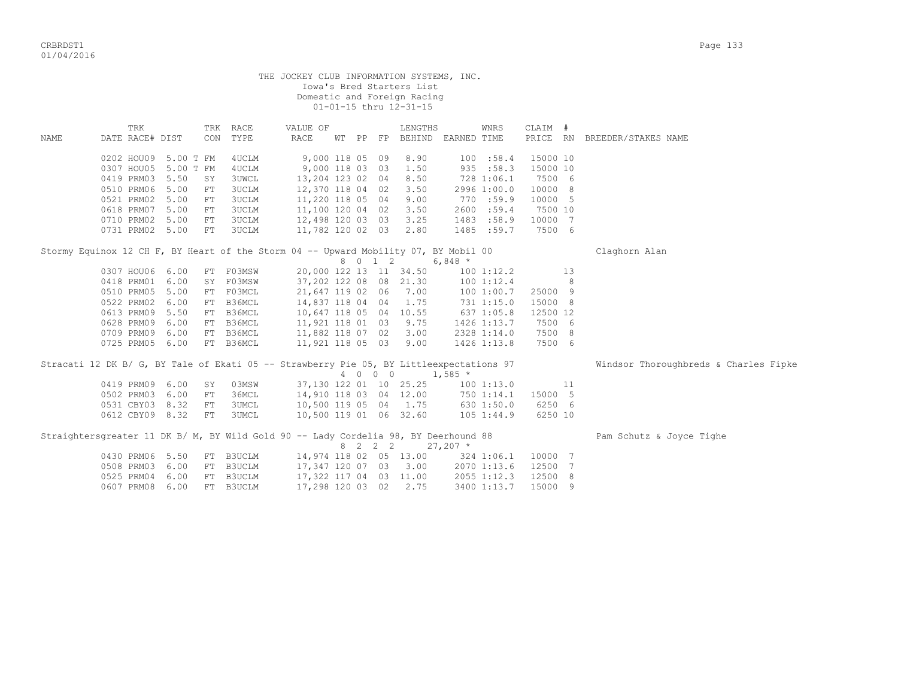THE JOCKEY CLUB INFORMATION SYSTEMS, INC.
Iowa's Bred Starters List
Domestic and Foreign Racing
01-01-15 thru 12-31-15

| NAME | TRK DATE | RACE# | DIST | TRK CON | RACE TYPE | VALUE OF RACE | WT | PP | FP | LENGTHS BEHIND | EARNED | WNRS TIME | CLAIM PRICE | # RN | BREEDER/STAKES NAME |
|---|---|---|---|---|---|---|---|---|---|---|---|---|---|---|---|
| | 0202 | HOU09 | 5.00 T | FM | 4UCLM | 9,000 | 118 | 05 | 09 | 8.90 | 100 | :58.4 | 15000 | 10 | |
| | 0307 | HOU05 | 5.00 T | FM | 4UCLM | 9,000 | 118 | 03 | 03 | 1.50 | 935 | :58.3 | 15000 | 10 | |
| | 0419 | PRM03 | 5.50 | SY | 3UWCL | 13,204 | 123 | 02 | 04 | 8.50 | 728 | 1:06.1 | 7500 | 6 | |
| | 0510 | PRM06 | 5.00 | FT | 3UCLM | 12,370 | 118 | 04 | 02 | 3.50 | 2996 | 1:00.0 | 10000 | 8 | |
| | 0521 | PRM02 | 5.00 | FT | 3UCLM | 11,220 | 118 | 05 | 04 | 9.00 | 770 | :59.9 | 10000 | 5 | |
| | 0618 | PRM07 | 5.00 | FT | 3UCLM | 11,100 | 120 | 04 | 02 | 3.50 | 2600 | :59.4 | 7500 | 10 | |
| | 0710 | PRM02 | 5.00 | FT | 3UCLM | 12,498 | 120 | 03 | 03 | 3.25 | 1483 | :58.9 | 10000 | 7 | |
| | 0731 | PRM02 | 5.00 | FT | 3UCLM | 11,782 | 120 | 02 | 03 | 2.80 | 1485 | :59.7 | 7500 | 6 | |
| Stormy Equinox 12 CH F, BY Heart of the Storm 04 -- Upward Mobility 07, BY Mobil 00 | | | | | | | | | | | | | | | Claghorn Alan |
| | | | | | | | 8 | 0 1 2 | | | 6,848 * | | | | |
| | 0307 | HOU06 | 6.00 | FT | F03MSW | 20,000 | 122 | 13 | 11 | 34.50 | 100 | 1:12.2 | | 13 | |
| | 0418 | PRM01 | 6.00 | SY | F03MSW | 37,202 | 122 | 08 | 08 | 21.30 | 100 | 1:12.4 | | 8 | |
| | 0510 | PRM05 | 5.00 | FT | F03MCL | 21,647 | 119 | 02 | 06 | 7.00 | 100 | 1:00.7 | 25000 | 9 | |
| | 0522 | PRM02 | 6.00 | FT | B36MCL | 14,837 | 118 | 04 | 04 | 1.75 | 731 | 1:15.0 | 15000 | 8 | |
| | 0613 | PRM09 | 5.50 | FT | B36MCL | 10,647 | 118 | 05 | 04 | 10.55 | 637 | 1:05.8 | 12500 | 12 | |
| | 0628 | PRM09 | 6.00 | FT | B36MCL | 11,921 | 118 | 01 | 03 | 9.75 | 1426 | 1:13.7 | 7500 | 6 | |
| | 0709 | PRM09 | 6.00 | FT | B36MCL | 11,882 | 118 | 07 | 02 | 3.00 | 2328 | 1:14.0 | 7500 | 8 | |
| | 0725 | PRM05 | 6.00 | FT | B36MCL | 11,921 | 118 | 05 | 03 | 9.00 | 1426 | 1:13.8 | 7500 | 6 | |
| Stracati 12 DK B/ G, BY Tale of Ekati 05 -- Strawberry Pie 05, BY Littleexpectations 97 | | | | | | | | | | | | | | | Windsor Thoroughbreds & Charles Fipke |
| | | | | | | | 4 | 0 0 0 | | | 1,585 * | | | | |
| | 0419 | PRM09 | 6.00 | SY | 03MSW | 37,130 | 122 | 01 | 10 | 25.25 | 100 | 1:13.0 | | 11 | |
| | 0502 | PRM03 | 6.00 | FT | 36MCL | 14,910 | 118 | 03 | 04 | 12.00 | 750 | 1:14.1 | 15000 | 5 | |
| | 0531 | CBY03 | 8.32 | FT | 3UMCL | 10,500 | 119 | 05 | 04 | 1.75 | 630 | 1:50.0 | 6250 | 6 | |
| | 0612 | CBY09 | 8.32 | FT | 3UMCL | 10,500 | 119 | 01 | 06 | 32.60 | 105 | 1:44.9 | 6250 | 10 | |
| Straightersgreater 11 DK B/ M, BY Wild Gold 90 -- Lady Cordelia 98, BY Deerhound 88 | | | | | | | | | | | | | | | Pam Schutz & Joyce Tighe |
| | | | | | | | 8 | 2 2 2 | | | 27,207 * | | | | |
| | 0430 | PRM06 | 5.50 | FT | B3UCLM | 14,974 | 118 | 02 | 05 | 13.00 | 324 | 1:06.1 | 10000 | 7 | |
| | 0508 | PRM03 | 6.00 | FT | B3UCLM | 17,347 | 120 | 07 | 03 | 3.00 | 2070 | 1:13.6 | 12500 | 7 | |
| | 0525 | PRM04 | 6.00 | FT | B3UCLM | 17,322 | 117 | 04 | 03 | 11.00 | 2055 | 1:12.3 | 12500 | 8 | |
| | 0607 | PRM08 | 6.00 | FT | B3UCLM | 17,298 | 120 | 03 | 02 | 2.75 | 3400 | 1:13.7 | 15000 | 9 | |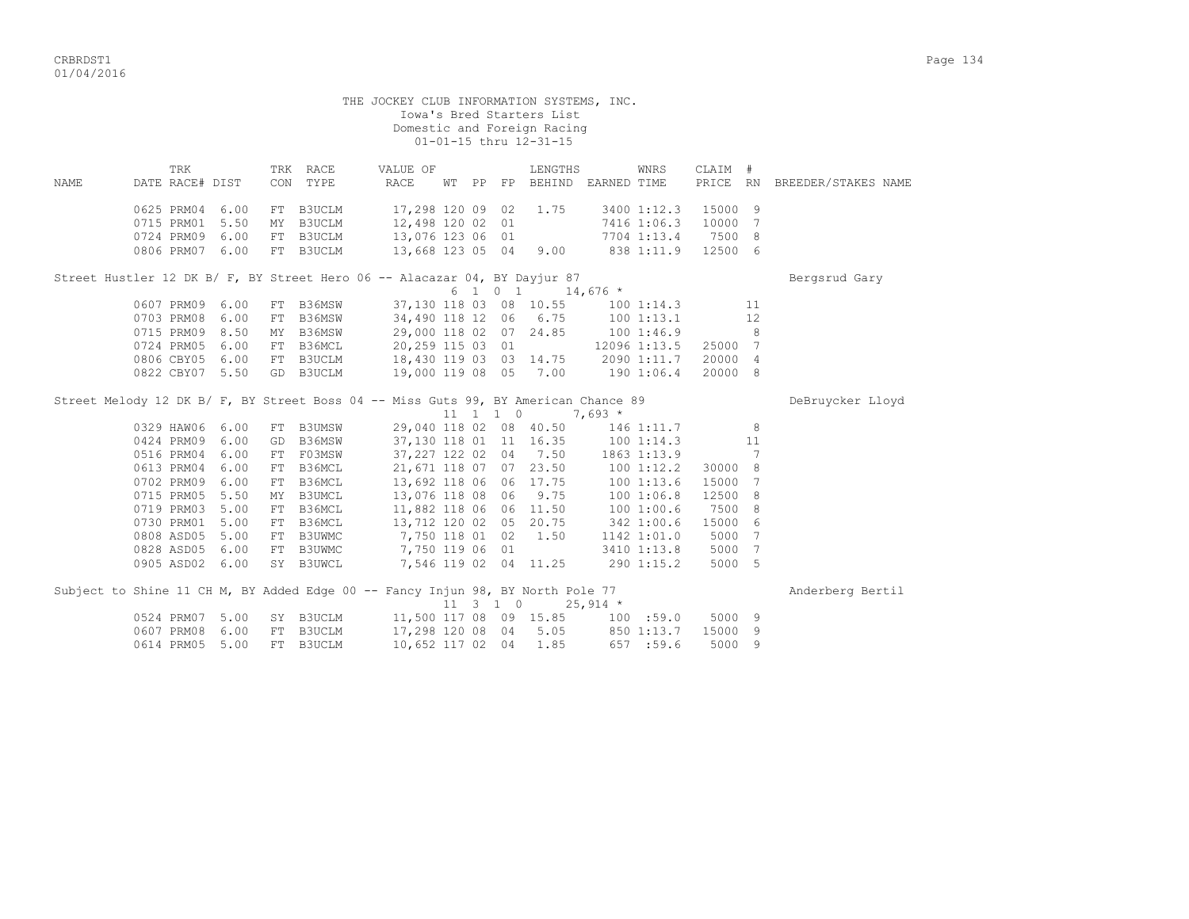THE JOCKEY CLUB INFORMATION SYSTEMS, INC.
Iowa's Bred Starters List
Domestic and Foreign Racing
01-01-15 thru 12-31-15

| NAME | DATE | TRK RACE# | DIST | TRK CON | RACE TYPE | VALUE OF RACE | WT | PP | FP | LENGTHS BEHIND | EARNED | WNRS TIME | CLAIM PRICE | # RN | BREEDER/STAKES NAME |
|---|---|---|---|---|---|---|---|---|---|---|---|---|---|---|---|
| | 0625 | PRM04 | 6.00 | FT | B3UCLM | 17,298 | 120 | 09 | 02 | 1.75 | 3400 | 1:12.3 | 15000 | 9 | |
| | 0715 | PRM01 | 5.50 | MY | B3UCLM | 12,498 | 120 | 02 | 01 | | 7416 | 1:06.3 | 10000 | 7 | |
| | 0724 | PRM09 | 6.00 | FT | B3UCLM | 13,076 | 123 | 06 | 01 | | 7704 | 1:13.4 | 7500 | 8 | |
| | 0806 | PRM07 | 6.00 | FT | B3UCLM | 13,668 | 123 | 05 | 04 | 9.00 | 838 | 1:11.9 | 12500 | 6 | |
| Street Hustler 12 DK B/ F, BY Street Hero 06 -- Alacazar 04, BY Dayjur 87 | | | | | | | 6 | 1 | 0 1 | | 14,676 * | | | | Bergsrud Gary |
| | 0607 | PRM09 | 6.00 | FT | B36MSW | 37,130 | 118 | 03 | 08 | 10.55 | 100 | 1:14.3 | | 11 | |
| | 0703 | PRM08 | 6.00 | FT | B36MSW | 34,490 | 118 | 12 | 06 | 6.75 | 100 | 1:13.1 | | 12 | |
| | 0715 | PRM09 | 8.50 | MY | B36MSW | 29,000 | 118 | 02 | 07 | 24.85 | 100 | 1:46.9 | | 8 | |
| | 0724 | PRM05 | 6.00 | FT | B36MCL | 20,259 | 115 | 03 | 01 | | 12096 | 1:13.5 | 25000 | 7 | |
| | 0806 | CBY05 | 6.00 | FT | B3UCLM | 18,430 | 119 | 03 | 03 | 14.75 | 2090 | 1:11.7 | 20000 | 4 | |
| | 0822 | CBY07 | 5.50 | GD | B3UCLM | 19,000 | 119 | 08 | 05 | 7.00 | 190 | 1:06.4 | 20000 | 8 | |
| Street Melody 12 DK B/ F, BY Street Boss 04 -- Miss Guts 99, BY American Chance 89 | | | | | | | 11 | 1 | 1 0 | | 7,693 * | | | | DeBruycker Lloyd |
| | 0329 | HAW06 | 6.00 | FT | B3UMSW | 29,040 | 118 | 02 | 08 | 40.50 | 146 | 1:11.7 | | 8 | |
| | 0424 | PRM09 | 6.00 | GD | B36MSW | 37,130 | 118 | 01 | 11 | 16.35 | 100 | 1:14.3 | | 11 | |
| | 0516 | PRM04 | 6.00 | FT | F03MSW | 37,227 | 122 | 02 | 04 | 7.50 | 1863 | 1:13.9 | | 7 | |
| | 0613 | PRM04 | 6.00 | FT | B36MCL | 21,671 | 118 | 07 | 07 | 23.50 | 100 | 1:12.2 | 30000 | 8 | |
| | 0702 | PRM09 | 6.00 | FT | B36MCL | 13,692 | 118 | 06 | 06 | 17.75 | 100 | 1:13.6 | 15000 | 7 | |
| | 0715 | PRM05 | 5.50 | MY | B3UMCL | 13,076 | 118 | 08 | 06 | 9.75 | 100 | 1:06.8 | 12500 | 8 | |
| | 0719 | PRM03 | 5.00 | FT | B36MCL | 11,882 | 118 | 06 | 06 | 11.50 | 100 | 1:00.6 | 7500 | 8 | |
| | 0730 | PRM01 | 5.00 | FT | B36MCL | 13,712 | 120 | 02 | 05 | 20.75 | 342 | 1:00.6 | 15000 | 6 | |
| | 0808 | ASD05 | 5.00 | FT | B3UWMC | 7,750 | 118 | 01 | 02 | 1.50 | 1142 | 1:01.0 | 5000 | 7 | |
| | 0828 | ASD05 | 6.00 | FT | B3UWMC | 7,750 | 119 | 06 | 01 | | 3410 | 1:13.8 | 5000 | 7 | |
| | 0905 | ASD02 | 6.00 | SY | B3UWCL | 7,546 | 119 | 02 | 04 | 11.25 | 290 | 1:15.2 | 5000 | 5 | |
| Subject to Shine 11 CH M, BY Added Edge 00 -- Fancy Injun 98, BY North Pole 77 | | | | | | | 11 | 3 | 1 0 | | 25,914 * | | | | Anderberg Bertil |
| | 0524 | PRM07 | 5.00 | SY | B3UCLM | 11,500 | 117 | 08 | 09 | 15.85 | 100 | :59.0 | 5000 | 9 | |
| | 0607 | PRM08 | 6.00 | FT | B3UCLM | 17,298 | 120 | 08 | 04 | 5.05 | 850 | 1:13.7 | 15000 | 9 | |
| | 0614 | PRM05 | 5.00 | FT | B3UCLM | 10,652 | 117 | 02 | 04 | 1.85 | 657 | :59.6 | 5000 | 9 | |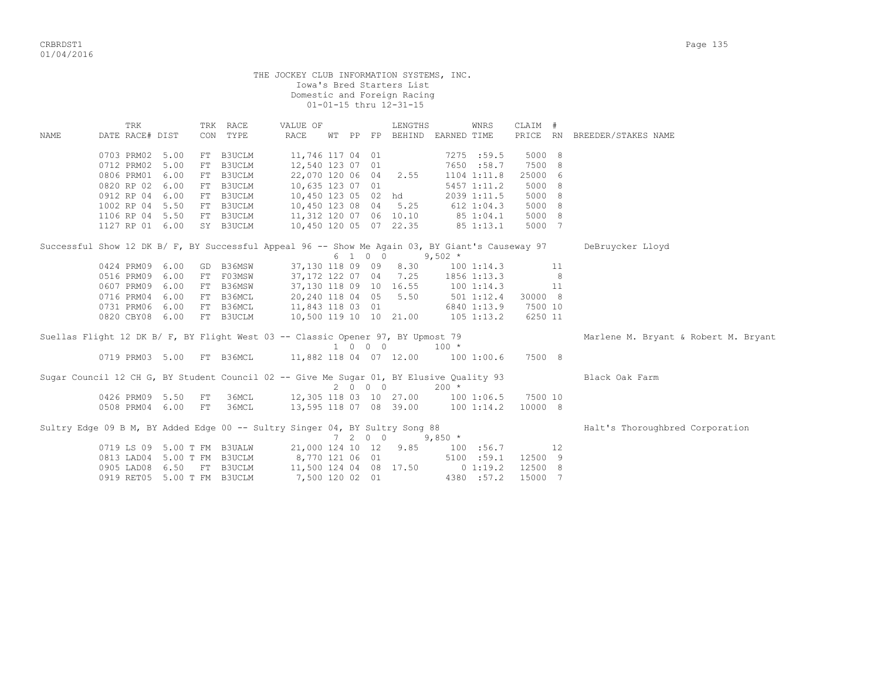THE JOCKEY CLUB INFORMATION SYSTEMS, INC.
Iowa's Bred Starters List
Domestic and Foreign Racing
01-01-15 thru 12-31-15

| NAME | TRK DATE | RACE# | DIST | TRK CON | RACE TYPE | VALUE OF RACE | WT | PP | FP | LENGTHS BEHIND | EARNED | WNRS TIME | CLAIM PRICE | # RN | BREEDER/STAKES NAME |
|---|---|---|---|---|---|---|---|---|---|---|---|---|---|---|---|
| | 0703 | PRM02 | 5.00 | FT | B3UCLM | 11,746 | 117 | 04 | 01 | | 7275 | :59.5 | 5000 | 8 | |
| | 0712 | PRM02 | 5.00 | FT | B3UCLM | 12,540 | 123 | 07 | 01 | | 7650 | :58.7 | 7500 | 8 | |
| | 0806 | PRM01 | 6.00 | FT | B3UCLM | 22,070 | 120 | 06 | 04 | 2.55 | 1104 | 1:11.8 | 25000 | 6 | |
| | 0820 | RP 02 | 6.00 | FT | B3UCLM | 10,635 | 123 | 07 | 01 | | 5457 | 1:11.2 | 5000 | 8 | |
| | 0912 | RP 04 | 6.00 | FT | B3UCLM | 10,450 | 123 | 05 | 02 | hd | 2039 | 1:11.5 | 5000 | 8 | |
| | 1002 | RP 04 | 5.50 | FT | B3UCLM | 10,450 | 123 | 08 | 04 | 5.25 | 612 | 1:04.3 | 5000 | 8 | |
| | 1106 | RP 04 | 5.50 | FT | B3UCLM | 11,312 | 120 | 07 | 06 | 10.10 | 85 | 1:04.1 | 5000 | 8 | |
| | 1127 | RP 01 | 6.00 | SY | B3UCLM | 10,450 | 120 | 05 | 07 | 22.35 | 85 | 1:13.1 | 5000 | 7 | |

Successful Show 12 DK B/ F, BY Successful Appeal 96 -- Show Me Again 03, BY Giant's Causeway 97 — DeBruycker Lloyd
6 1 0 0 — 9,502 *

| TRK DATE | RACE# | DIST | TRK CON | RACE TYPE | VALUE OF RACE | WT | PP | FP | LENGTHS BEHIND | EARNED | WNRS TIME | CLAIM PRICE | # RN |
|---|---|---|---|---|---|---|---|---|---|---|---|---|---|
| 0424 | PRM09 | 6.00 | GD | B36MSW | 37,130 | 118 | 09 | 09 | 8.30 | 100 | 1:14.3 | | 11 |
| 0516 | PRM09 | 6.00 | FT | F03MSW | 37,172 | 122 | 07 | 04 | 7.25 | 1856 | 1:13.3 | | 8 |
| 0607 | PRM09 | 6.00 | FT | B36MSW | 37,130 | 118 | 09 | 10 | 16.55 | 100 | 1:14.3 | | 11 |
| 0716 | PRM04 | 6.00 | FT | B36MCL | 20,240 | 118 | 04 | 05 | 5.50 | 501 | 1:12.4 | 30000 | 8 |
| 0731 | PRM06 | 6.00 | FT | B36MCL | 11,843 | 118 | 03 | 01 | | 6840 | 1:13.9 | 7500 | 10 |
| 0820 | CBY08 | 6.00 | FT | B3UCLM | 10,500 | 119 | 10 | 10 | 21.00 | 105 | 1:13.2 | 6250 | 11 |

Suellas Flight 12 DK B/ F, BY Flight West 03 -- Classic Opener 97, BY Upmost 79 — Marlene M. Bryant & Robert M. Bryant
1 0 0 0 — 100 *

| TRK DATE | RACE# | DIST | TRK CON | RACE TYPE | VALUE OF RACE | WT | PP | FP | LENGTHS BEHIND | EARNED | WNRS TIME | CLAIM PRICE | # RN |
|---|---|---|---|---|---|---|---|---|---|---|---|---|---|
| 0719 | PRM03 | 5.00 | FT | B36MCL | 11,882 | 118 | 04 | 07 | 12.00 | 100 | 1:00.6 | 7500 | 8 |

Sugar Council 12 CH G, BY Student Council 02 -- Give Me Sugar 01, BY Elusive Quality 93 — Black Oak Farm
2 0 0 0 — 200 *

| TRK DATE | RACE# | DIST | TRK CON | RACE TYPE | VALUE OF RACE | WT | PP | FP | LENGTHS BEHIND | EARNED | WNRS TIME | CLAIM PRICE | # RN |
|---|---|---|---|---|---|---|---|---|---|---|---|---|---|
| 0426 | PRM09 | 5.50 | FT | 36MCL | 12,305 | 118 | 03 | 10 | 27.00 | 100 | 1:06.5 | 7500 | 10 |
| 0508 | PRM04 | 6.00 | FT | 36MCL | 13,595 | 118 | 07 | 08 | 39.00 | 100 | 1:14.2 | 10000 | 8 |

Sultry Edge 09 B M, BY Added Edge 00 -- Sultry Singer 04, BY Sultry Song 88 — Halt's Thoroughbred Corporation
7 2 0 0 — 9,850 *

| TRK DATE | RACE# | DIST | TRK CON | RACE TYPE | VALUE OF RACE | WT | PP | FP | LENGTHS BEHIND | EARNED | WNRS TIME | CLAIM PRICE | # RN |
|---|---|---|---|---|---|---|---|---|---|---|---|---|---|
| 0719 | LS 09 | 5.00 T | FM | B3UALW | 21,000 | 124 | 10 | 12 | 9.85 | 100 | :56.7 | | 12 |
| 0813 | LAD04 | 5.00 T | FM | B3UCLM | 8,770 | 121 | 06 | 01 | | 5100 | :59.1 | 12500 | 9 |
| 0905 | LAD08 | 6.50 | FT | B3UCLM | 11,500 | 124 | 04 | 08 | 17.50 | 0 | 1:19.2 | 12500 | 8 |
| 0919 | RET05 | 5.00 T | FM | B3UCLM | 7,500 | 120 | 02 | 01 | | 4380 | :57.2 | 15000 | 7 |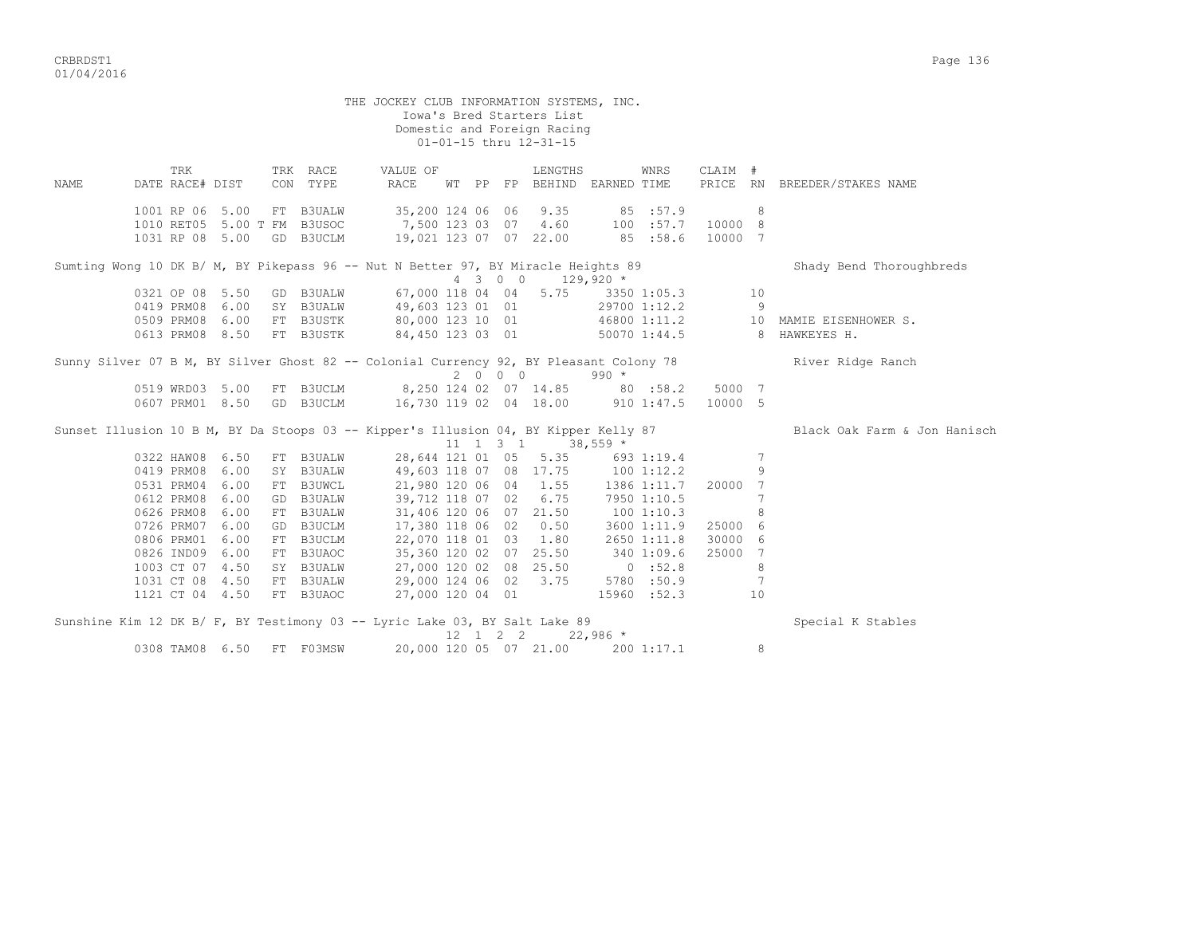THE JOCKEY CLUB INFORMATION SYSTEMS, INC.
Iowa's Bred Starters List
Domestic and Foreign Racing
01-01-15 thru 12-31-15

| NAME | TRK DATE RACE# | DIST | TRK CON | RACE TYPE | VALUE OF RACE | WT | PP | FP | LENGTHS BEHIND | EARNED | WNRS TIME | CLAIM PRICE | # RN | BREEDER/STAKES NAME |
|---|---|---|---|---|---|---|---|---|---|---|---|---|---|---|
| | 1001 RP 06 | 5.00 | FT | B3UALW | 35,200 | 124 | 06 | 06 | 9.35 | 85 | :57.9 | | 8 | |
| | 1010 RET05 | 5.00 T | FM | B3USOC | 7,500 | 123 | 03 | 07 | 4.60 | 100 | :57.7 | 10000 | 8 | |
| | 1031 RP 08 | 5.00 | GD | B3UCLM | 19,021 | 123 | 07 | 07 | 22.00 | 85 | :58.6 | 10000 | 7 | |
| Sumting Wong 10 DK B/ M, BY Pikepass 96 -- Nut N Better 97, BY Miracle Heights 89 | | | | | | | | | | | | | | Shady Bend Thoroughbreds |
| | | | | | | 4 | 3 | 0 0 | | 129,920 * | | | | |
| | 0321 OP 08 | 5.50 | GD | B3UALW | 67,000 | 118 | 04 | 04 | 5.75 | 3350 | 1:05.3 | | 10 | |
| | 0419 PRM08 | 6.00 | SY | B3UALW | 49,603 | 123 | 01 | 01 | | 29700 | 1:12.2 | | 9 | |
| | 0509 PRM08 | 6.00 | FT | B3USTK | 80,000 | 123 | 10 | 01 | | 46800 | 1:11.2 | | 10 | MAMIE EISENHOWER S. |
| | 0613 PRM08 | 8.50 | FT | B3USTK | 84,450 | 123 | 03 | 01 | | 50070 | 1:44.5 | | 8 | HAWKEYES H. |
| Sunny Silver 07 B M, BY Silver Ghost 82 -- Colonial Currency 92, BY Pleasant Colony 78 | | | | | | | | | | | | | | River Ridge Ranch |
| | | | | | | 2 | 0 | 0 0 | | 990 * | | | | |
| | 0519 WRD03 | 5.00 | FT | B3UCLM | 8,250 | 124 | 02 | 07 | 14.85 | 80 | :58.2 | 5000 | 7 | |
| | 0607 PRM01 | 8.50 | GD | B3UCLM | 16,730 | 119 | 02 | 04 | 18.00 | 910 | 1:47.5 | 10000 | 5 | |
| Sunset Illusion 10 B M, BY Da Stoops 03 -- Kipper's Illusion 04, BY Kipper Kelly 87 | | | | | | | | | | | | | | Black Oak Farm & Jon Hanisch |
| | | | | | | 11 | 1 | 3 1 | | 38,559 * | | | | |
| | 0322 HAW08 | 6.50 | FT | B3UALW | 28,644 | 121 | 01 | 05 | 5.35 | 693 | 1:19.4 | | 7 | |
| | 0419 PRM08 | 6.00 | SY | B3UALW | 49,603 | 118 | 07 | 08 | 17.75 | 100 | 1:12.2 | | 9 | |
| | 0531 PRM04 | 6.00 | FT | B3UWCL | 21,980 | 120 | 06 | 04 | 1.55 | 1386 | 1:11.7 | 20000 | 7 | |
| | 0612 PRM08 | 6.00 | GD | B3UALW | 39,712 | 118 | 07 | 02 | 6.75 | 7950 | 1:10.5 | | 7 | |
| | 0626 PRM08 | 6.00 | FT | B3UALW | 31,406 | 120 | 06 | 07 | 21.50 | 100 | 1:10.3 | | 8 | |
| | 0726 PRM07 | 6.00 | GD | B3UCLM | 17,380 | 118 | 06 | 02 | 0.50 | 3600 | 1:11.9 | 25000 | 6 | |
| | 0806 PRM01 | 6.00 | FT | B3UCLM | 22,070 | 118 | 01 | 03 | 1.80 | 2650 | 1:11.8 | 30000 | 6 | |
| | 0826 IND09 | 6.00 | FT | B3UAOC | 35,360 | 120 | 02 | 07 | 25.50 | 340 | 1:09.6 | 25000 | 7 | |
| | 1003 CT 07 | 4.50 | SY | B3UALW | 27,000 | 120 | 02 | 08 | 25.50 | 0 | :52.8 | | 8 | |
| | 1031 CT 08 | 4.50 | FT | B3UALW | 29,000 | 124 | 06 | 02 | 3.75 | 5780 | :50.9 | | 7 | |
| | 1121 CT 04 | 4.50 | FT | B3UAOC | 27,000 | 120 | 04 | 01 | | 15960 | :52.3 | | 10 | |
| Sunshine Kim 12 DK B/ F, BY Testimony 03 -- Lyric Lake 03, BY Salt Lake 89 | | | | | | | | | | | | | | Special K Stables |
| | | | | | | 12 | 1 | 2 2 | | 22,986 * | | | | |
| | 0308 TAM08 | 6.50 | FT | F03MSW | 20,000 | 120 | 05 | 07 | 21.00 | 200 | 1:17.1 | | 8 | |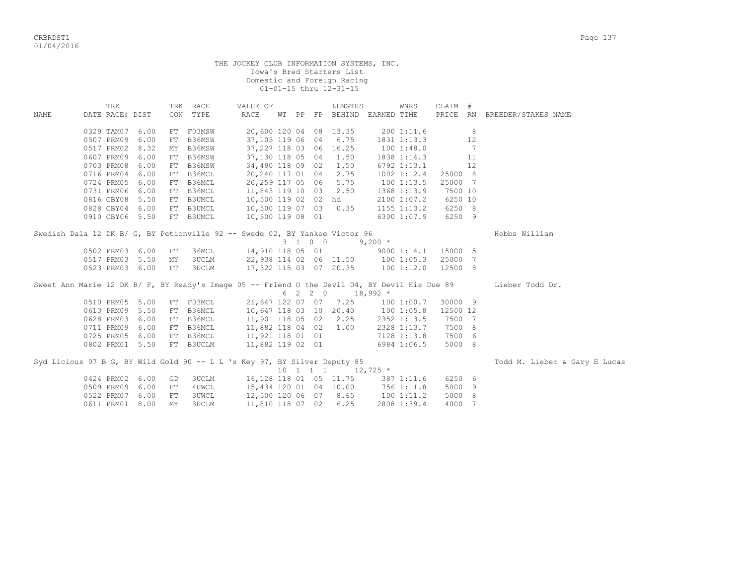THE JOCKEY CLUB INFORMATION SYSTEMS, INC.
Iowa's Bred Starters List
Domestic and Foreign Racing
01-01-15 thru 12-31-15

| NAME | TRK DATE RACE# | DIST | TRK CON | RACE TYPE | VALUE OF RACE | WT | PP | FP | LENGTHS BEHIND | EARNED | WNRS TIME | CLAIM PRICE | # RN | BREEDER/STAKES NAME |
|---|---|---|---|---|---|---|---|---|---|---|---|---|---|---|
| | 0329 TAM07 | 6.00 | FT | F03MSW | 20,600 | 120 | 04 | 08 | 13.35 | 200 | 1:11.6 | | 8 | |
| | 0507 PRM09 | 6.00 | FT | B36MSW | 37,105 | 119 | 06 | 04 | 6.75 | 1831 | 1:13.3 | | 12 | |
| | 0517 PRM02 | 8.32 | MY | B36MSW | 37,227 | 118 | 03 | 06 | 16.25 | 100 | 1:48.0 | | 7 | |
| | 0607 PRM09 | 6.00 | FT | B36MSW | 37,130 | 118 | 05 | 04 | 1.50 | 1838 | 1:14.3 | | 11 | |
| | 0703 PRM08 | 6.00 | FT | B36MSW | 34,490 | 118 | 09 | 02 | 1.50 | 6792 | 1:13.1 | | 12 | |
| | 0716 PRM04 | 6.00 | FT | B36MCL | 20,240 | 117 | 01 | 04 | 2.75 | 1002 | 1:12.4 | 25000 | 8 | |
| | 0724 PRM05 | 6.00 | FT | B36MCL | 20,259 | 117 | 05 | 06 | 5.75 | 100 | 1:13.5 | 25000 | 7 | |
| | 0731 PRM06 | 6.00 | FT | B36MCL | 11,843 | 119 | 10 | 03 | 2.50 | 1368 | 1:13.9 | 7500 | 10 | |
| | 0816 CBY08 | 5.50 | FT | B3UMCL | 10,500 | 119 | 02 | 02 | hd | 2100 | 1:07.2 | 6250 | 10 | |
| | 0828 CBY04 | 6.00 | FT | B3UMCL | 10,500 | 119 | 07 | 03 | 0.35 | 1155 | 1:13.2 | 6250 | 8 | |
| | 0910 CBY06 | 5.50 | FT | B3UMCL | 10,500 | 119 | 08 | 01 | | 6300 | 1:07.9 | 6250 | 9 | |
| Swedish Dala 12 DK B/ G, BY Petionville 92 -- Swede 02, BY Yankee Victor 96 | | | | | | 3 | 1 0 0 | | | 9,200 * | | | | Hobbs William |
| | 0502 PRM03 | 6.00 | FT | 36MCL | 14,910 | 118 | 05 | 01 | | 9000 | 1:14.1 | 15000 | 5 | |
| | 0517 PRM03 | 5.50 | MY | 3UCLM | 22,938 | 114 | 02 | 06 | 11.50 | 100 | 1:05.3 | 25000 | 7 | |
| | 0523 PRM03 | 6.00 | FT | 3UCLM | 17,322 | 115 | 03 | 07 | 20.35 | 100 | 1:12.0 | 12500 | 8 | |
| Sweet Ann Marie 12 DK B/ F, BY Ready's Image 05 -- Friend O the Devil 04, BY Devil His Due 89 | | | | | | 6 | 2 2 0 | | | 18,992 * | | | | Lieber Todd Dr. |
| | 0510 PRM05 | 5.00 | FT | F03MCL | 21,647 | 122 | 07 | 07 | 7.25 | 100 | 1:00.7 | 30000 | 9 | |
| | 0613 PRM09 | 5.50 | FT | B36MCL | 10,647 | 118 | 03 | 10 | 20.40 | 100 | 1:05.8 | 12500 | 12 | |
| | 0628 PRM03 | 6.00 | FT | B36MCL | 11,901 | 118 | 05 | 02 | 2.25 | 2352 | 1:13.5 | 7500 | 7 | |
| | 0711 PRM09 | 6.00 | FT | B36MCL | 11,882 | 118 | 04 | 02 | 1.00 | 2328 | 1:13.7 | 7500 | 8 | |
| | 0725 PRM05 | 6.00 | FT | B36MCL | 11,921 | 118 | 01 | 01 | | 7128 | 1:13.8 | 7500 | 6 | |
| | 0802 PRM01 | 5.50 | FT | B3UCLM | 11,882 | 119 | 02 | 01 | | 6984 | 1:06.5 | 5000 | 8 | |
| Syd Licious 07 B G, BY Wild Gold 90 -- L L 's Key 97, BY Silver Deputy 85 | | | | | | 10 | 1 1 1 | | | 12,725 * | | | | Todd M. Lieber & Gary E Lucas |
| | 0424 PRM02 | 6.00 | GD | 3UCLM | 16,128 | 118 | 01 | 05 | 11.75 | 387 | 1:11.6 | 6250 | 6 | |
| | 0509 PRM09 | 6.00 | FT | 4UWCL | 15,434 | 120 | 01 | 04 | 10.00 | 756 | 1:11.8 | 5000 | 9 | |
| | 0522 PRM07 | 6.00 | FT | 3UWCL | 12,500 | 120 | 06 | 07 | 8.65 | 100 | 1:11.2 | 5000 | 8 | |
| | 0611 PRM01 | 8.00 | MY | 3UCLM | 11,810 | 118 | 07 | 02 | 6.25 | 2808 | 1:39.4 | 4000 | 7 | |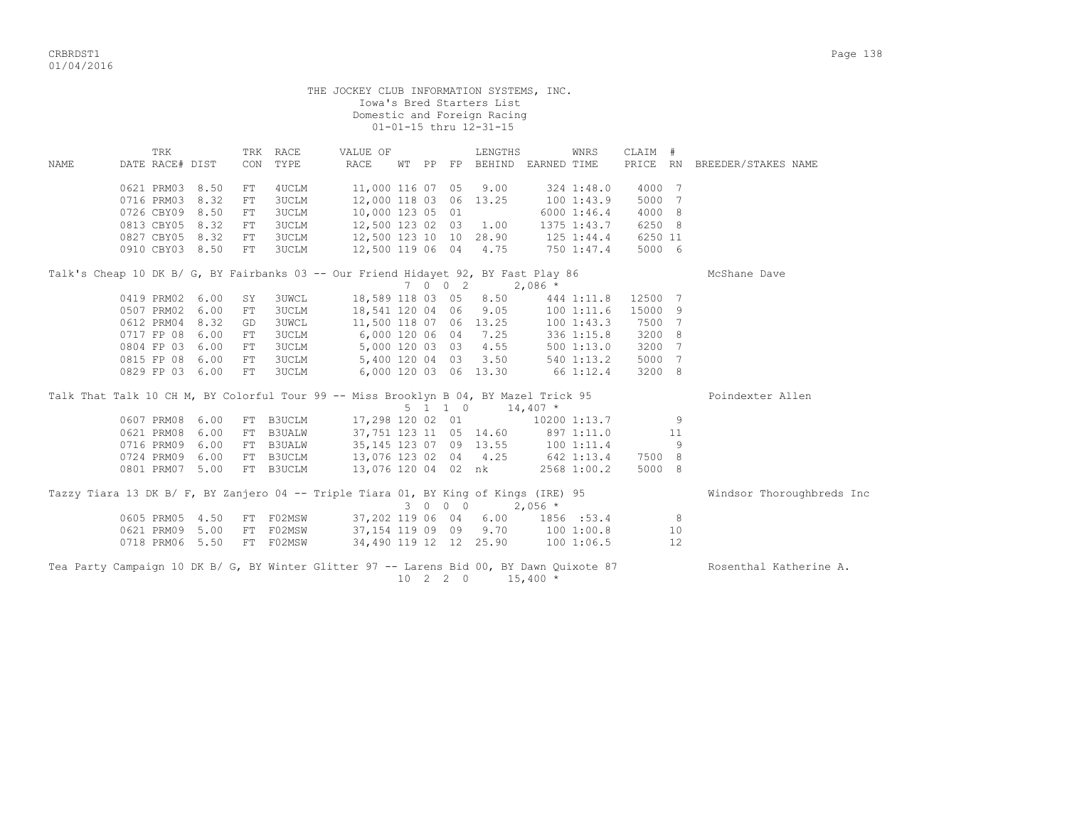THE JOCKEY CLUB INFORMATION SYSTEMS, INC.
Iowa's Bred Starters List
Domestic and Foreign Racing
01-01-15 thru 12-31-15

| NAME | TRK DATE | RACE# | DIST | TRK CON | RACE TYPE | VALUE OF RACE | WT | PP | FP | LENGTHS BEHIND | EARNED | WNRS TIME | CLAIM PRICE | # RN | BREEDER/STAKES NAME |
|---|---|---|---|---|---|---|---|---|---|---|---|---|---|---|---|
| | 0621 | PRM03 | 8.50 | FT | 4UCLM | 11,000 | 116 | 07 | 05 | 9.00 | 324 | 1:48.0 | 4000 | 7 | |
| | 0716 | PRM03 | 8.32 | FT | 3UCLM | 12,000 | 118 | 03 | 06 | 13.25 | 100 | 1:43.9 | 5000 | 7 | |
| | 0726 | CBY09 | 8.50 | FT | 3UCLM | 10,000 | 123 | 05 | 01 | | 6000 | 1:46.4 | 4000 | 8 | |
| | 0813 | CBY05 | 8.32 | FT | 3UCLM | 12,500 | 123 | 02 | 03 | 1.00 | 1375 | 1:43.7 | 6250 | 8 | |
| | 0827 | CBY05 | 8.32 | FT | 3UCLM | 12,500 | 123 | 10 | 10 | 28.90 | 125 | 1:44.4 | 6250 | 11 | |
| | 0910 | CBY03 | 8.50 | FT | 3UCLM | 12,500 | 119 | 06 | 04 | 4.75 | 750 | 1:47.4 | 5000 | 6 | |
| Talk's Cheap 10 DK B/ G, BY Fairbanks 03 -- Our Friend Hidayet 92, BY Fast Play 86 | | | | | | | 7 | 0 0 | 2 | | 2,086 * | | | | McShane Dave |
| | 0419 | PRM02 | 6.00 | SY | 3UWCL | 18,589 | 118 | 03 | 05 | 8.50 | 444 | 1:11.8 | 12500 | 7 | |
| | 0507 | PRM02 | 6.00 | FT | 3UCLM | 18,541 | 120 | 04 | 06 | 9.05 | 100 | 1:11.6 | 15000 | 9 | |
| | 0612 | PRM04 | 8.32 | GD | 3UWCL | 11,500 | 118 | 07 | 06 | 13.25 | 100 | 1:43.3 | 7500 | 7 | |
| | 0717 | FP 08 | 6.00 | FT | 3UCLM | 6,000 | 120 | 06 | 04 | 7.25 | 336 | 1:15.8 | 3200 | 8 | |
| | 0804 | FP 03 | 6.00 | FT | 3UCLM | 5,000 | 120 | 03 | 03 | 4.55 | 500 | 1:13.0 | 3200 | 7 | |
| | 0815 | FP 08 | 6.00 | FT | 3UCLM | 5,400 | 120 | 04 | 03 | 3.50 | 540 | 1:13.2 | 5000 | 7 | |
| | 0829 | FP 03 | 6.00 | FT | 3UCLM | 6,000 | 120 | 03 | 06 | 13.30 | 66 | 1:12.4 | 3200 | 8 | |
| Talk That Talk 10 CH M, BY Colorful Tour 99 -- Miss Brooklyn B 04, BY Mazel Trick 95 | | | | | | | 5 | 1 1 | 0 | | 14,407 * | | | | Poindexter Allen |
| | 0607 | PRM08 | 6.00 | FT | B3UCLM | 17,298 | 120 | 02 | 01 | | 10200 | 1:13.7 | | 9 | |
| | 0621 | PRM08 | 6.00 | FT | B3UALW | 37,751 | 123 | 11 | 05 | 14.60 | 897 | 1:11.0 | | 11 | |
| | 0716 | PRM09 | 6.00 | FT | B3UALW | 35,145 | 123 | 07 | 09 | 13.55 | 100 | 1:11.4 | | 9 | |
| | 0724 | PRM09 | 6.00 | FT | B3UCLM | 13,076 | 123 | 02 | 04 | 4.25 | 642 | 1:13.4 | 7500 | 8 | |
| | 0801 | PRM07 | 5.00 | FT | B3UCLM | 13,076 | 120 | 04 | 02 | nk | 2568 | 1:00.2 | 5000 | 8 | |
| Tazzy Tiara 13 DK B/ F, BY Zanjero 04 -- Triple Tiara 01, BY King of Kings (IRE) 95 | | | | | | | 3 | 0 0 | 0 | | 2,056 * | | | | Windsor Thoroughbreds Inc |
| | 0605 | PRM05 | 4.50 | FT | F02MSW | 37,202 | 119 | 06 | 04 | 6.00 | 1856 | :53.4 | | 8 | |
| | 0621 | PRM09 | 5.00 | FT | F02MSW | 37,154 | 119 | 09 | 09 | 9.70 | 100 | 1:00.8 | | 10 | |
| | 0718 | PRM06 | 5.50 | FT | F02MSW | 34,490 | 119 | 12 | 12 | 25.90 | 100 | 1:06.5 | | 12 | |
| Tea Party Campaign 10 DK B/ G, BY Winter Glitter 97 -- Larens Bid 00, BY Dawn Quixote 87 | | | | | | | 10 | 2 2 | 0 | | 15,400 * | | | | Rosenthal Katherine A. |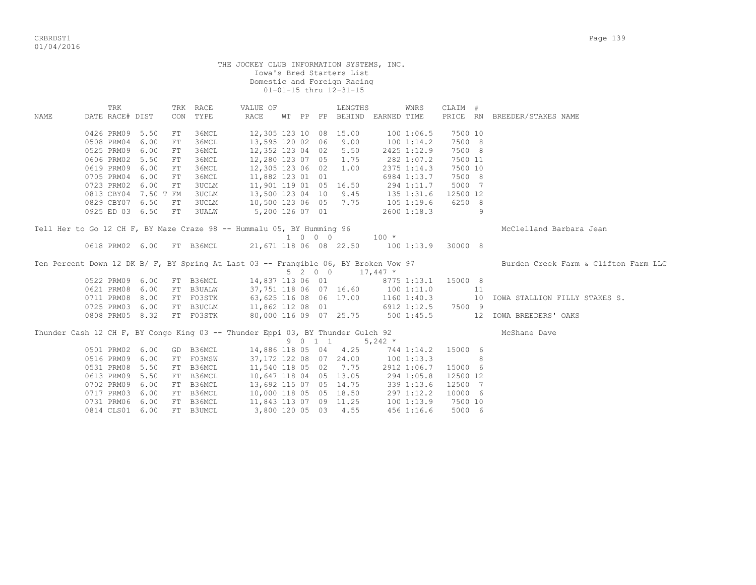THE JOCKEY CLUB INFORMATION SYSTEMS, INC.
Iowa's Bred Starters List
Domestic and Foreign Racing
01-01-15 thru 12-31-15

| NAME | TRK DATE | RACE# | DIST | TRK CON | RACE TYPE | VALUE OF RACE | WT | PP | FP | LENGTHS BEHIND | EARNED | WNRS TIME | CLAIM PRICE | # RN | BREEDER/STAKES NAME |
|---|---|---|---|---|---|---|---|---|---|---|---|---|---|---|---|
| | 0426 | PRM09 | 5.50 | FT | 36MCL | 12,305 | 123 | 10 | 08 | 15.00 | 100 | 1:06.5 | 7500 | 10 | |
| | 0508 | PRM04 | 6.00 | FT | 36MCL | 13,595 | 120 | 02 | 06 | 9.00 | 100 | 1:14.2 | 7500 | 8 | |
| | 0525 | PRM09 | 6.00 | FT | 36MCL | 12,352 | 123 | 04 | 02 | 5.50 | 2425 | 1:12.9 | 7500 | 8 | |
| | 0606 | PRM02 | 5.50 | FT | 36MCL | 12,280 | 123 | 07 | 05 | 1.75 | 282 | 1:07.2 | 7500 | 11 | |
| | 0619 | PRM09 | 6.00 | FT | 36MCL | 12,305 | 123 | 06 | 02 | 1.00 | 2375 | 1:14.3 | 7500 | 10 | |
| | 0705 | PRM04 | 6.00 | FT | 36MCL | 11,882 | 123 | 01 | 01 | | 6984 | 1:13.7 | 7500 | 8 | |
| | 0723 | PRM02 | 6.00 | FT | 3UCLM | 11,901 | 119 | 01 | 05 | 16.50 | 294 | 1:11.7 | 5000 | 7 | |
| | 0813 | CBY04 | 7.50 T | FM | 3UCLM | 13,500 | 123 | 04 | 10 | 9.45 | 135 | 1:31.6 | 12500 | 12 | |
| | 0829 | CBY07 | 6.50 | FT | 3UCLM | 10,500 | 123 | 06 | 05 | 7.75 | 105 | 1:19.6 | 6250 | 8 | |
| | 0925 | ED 03 | 6.50 | FT | 3UALW | 5,200 | 126 | 07 | 01 | | 2600 | 1:18.3 | | 9 | |

Tell Her to Go 12 CH F, BY Maze Craze 98 -- Hummalu 05, BY Humming 96 — McClelland Barbara Jean
1 0 0 0 — 100 *

| TRK DATE | RACE# | DIST | TRK CON | RACE TYPE | VALUE OF RACE | WT | PP | FP | LENGTHS BEHIND | EARNED | WNRS TIME | CLAIM PRICE | # RN | BREEDER/STAKES NAME |
|---|---|---|---|---|---|---|---|---|---|---|---|---|---|---|
| 0618 | PRM02 | 6.00 | FT | B36MCL | 21,671 | 118 | 06 | 08 | 22.50 | 100 | 1:13.9 | 30000 | 8 | |

Ten Percent Down 12 DK B/ F, BY Spring At Last 03 -- Frangible 06, BY Broken Vow 97 — Burden Creek Farm & Clifton Farm LLC
5 2 0 0 — 17,447 *

| TRK DATE | RACE# | DIST | TRK CON | RACE TYPE | VALUE OF RACE | WT | PP | FP | LENGTHS BEHIND | EARNED | WNRS TIME | CLAIM PRICE | # RN | BREEDER/STAKES NAME |
|---|---|---|---|---|---|---|---|---|---|---|---|---|---|---|
| 0522 | PRM09 | 6.00 | FT | B36MCL | 14,837 | 113 | 06 | 01 | | 8775 | 1:13.1 | 15000 | 8 | |
| 0621 | PRM08 | 6.00 | FT | B3UALW | 37,751 | 118 | 06 | 07 | 16.60 | 100 | 1:11.0 | | 11 | |
| 0711 | PRM08 | 8.00 | FT | F03STK | 63,625 | 116 | 08 | 06 | 17.00 | 1160 | 1:40.3 | | 10 | IOWA STALLION FILLY STAKES S. |
| 0725 | PRM03 | 6.00 | FT | B3UCLM | 11,862 | 112 | 08 | 01 | | 6912 | 1:12.5 | 7500 | 9 | |
| 0808 | PRM05 | 8.32 | FT | F03STK | 80,000 | 116 | 09 | 07 | 25.75 | 500 | 1:45.5 | | 12 | IOWA BREEDERS' OAKS |

Thunder Cash 12 CH F, BY Congo King 03 -- Thunder Eppi 03, BY Thunder Gulch 92 — McShane Dave
9 0 1 1 — 5,242 *

| TRK DATE | RACE# | DIST | TRK CON | RACE TYPE | VALUE OF RACE | WT | PP | FP | LENGTHS BEHIND | EARNED | WNRS TIME | CLAIM PRICE | # RN | BREEDER/STAKES NAME |
|---|---|---|---|---|---|---|---|---|---|---|---|---|---|---|
| 0501 | PRM02 | 6.00 | GD | B36MCL | 14,886 | 118 | 05 | 04 | 4.25 | 744 | 1:14.2 | 15000 | 6 | |
| 0516 | PRM09 | 6.00 | FT | F03MSW | 37,172 | 122 | 08 | 07 | 24.00 | 100 | 1:13.3 | | 8 | |
| 0531 | PRM08 | 5.50 | FT | B36MCL | 11,540 | 118 | 05 | 02 | 7.75 | 2912 | 1:06.7 | 15000 | 6 | |
| 0613 | PRM09 | 5.50 | FT | B36MCL | 10,647 | 118 | 04 | 05 | 13.05 | 294 | 1:05.8 | 12500 | 12 | |
| 0702 | PRM09 | 6.00 | FT | B36MCL | 13,692 | 115 | 07 | 05 | 14.75 | 339 | 1:13.6 | 12500 | 7 | |
| 0717 | PRM03 | 6.00 | FT | B36MCL | 10,000 | 118 | 05 | 05 | 18.50 | 297 | 1:12.2 | 10000 | 6 | |
| 0731 | PRM06 | 6.00 | FT | B36MCL | 11,843 | 113 | 07 | 09 | 11.25 | 100 | 1:13.9 | 7500 | 10 | |
| 0814 | CLS01 | 6.00 | FT | B3UMCL | 3,800 | 120 | 05 | 03 | 4.55 | 456 | 1:16.6 | 5000 | 6 | |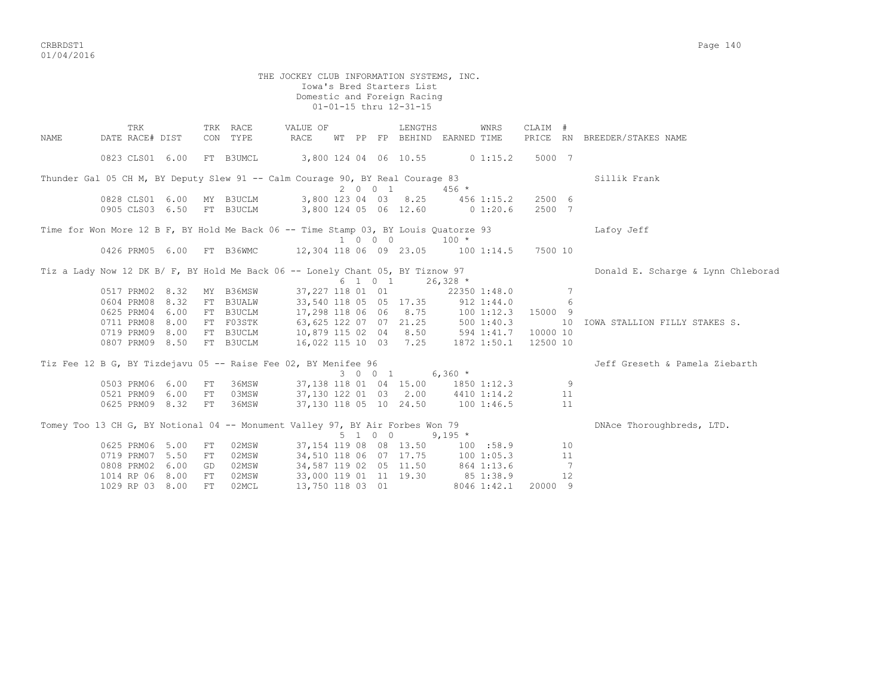THE JOCKEY CLUB INFORMATION SYSTEMS, INC.
Iowa's Bred Starters List
Domestic and Foreign Racing
01-01-15 thru 12-31-15

| NAME | TRK DATE | RACE# | DIST | TRK CON | RACE TYPE | VALUE OF RACE | WT | PP | FP | LENGTHS BEHIND | EARNED | WNRS TIME | CLAIM PRICE | # RN | BREEDER/STAKES NAME |
|---|---|---|---|---|---|---|---|---|---|---|---|---|---|---|---|
| | 0823 | CLS01 | 6.00 | FT | B3UMCL | 3,800 | 124 | 04 | 06 | 10.55 | 0 | 1:15.2 | 5000 | 7 | |
| Thunder Gal 05 CH M, BY Deputy Slew 91 -- Calm Courage 90, BY Real Courage 83 | | | | | | | 2 0 0 1 | | | | 456 * | | | | Sillik Frank |
| | 0828 | CLS01 | 6.00 | MY | B3UCLM | 3,800 | 123 | 04 | 03 | 8.25 | 456 | 1:15.2 | 2500 | 6 | |
| | 0905 | CLS03 | 6.50 | FT | B3UCLM | 3,800 | 124 | 05 | 06 | 12.60 | 0 | 1:20.6 | 2500 | 7 | |
| Time for Won More 12 B F, BY Hold Me Back 06 -- Time Stamp 03, BY Louis Quatorze 93 | | | | | | | 1 0 0 0 | | | | 100 * | | | | Lafoy Jeff |
| | 0426 | PRM05 | 6.00 | FT | B36WMC | 12,304 | 118 | 06 | 09 | 23.05 | 100 | 1:14.5 | 7500 | 10 | |
| Tiz a Lady Now 12 DK B/ F, BY Hold Me Back 06 -- Lonely Chant 05, BY Tiznow 97 | | | | | | | 6 1 0 1 | | | | 26,328 * | | | | Donald E. Scharge & Lynn Chleborad |
| | 0517 | PRM02 | 8.32 | MY | B36MSW | 37,227 | 118 | 01 | 01 | | 22350 | 1:48.0 | | 7 | |
| | 0604 | PRM08 | 8.32 | FT | B3UALW | 33,540 | 118 | 05 | 05 | 17.35 | 912 | 1:44.0 | | 6 | |
| | 0625 | PRM04 | 6.00 | FT | B3UCLM | 17,298 | 118 | 06 | 06 | 8.75 | 100 | 1:12.3 | 15000 | 9 | |
| | 0711 | PRM08 | 8.00 | FT | F03STK | 63,625 | 122 | 07 | 07 | 21.25 | 500 | 1:40.3 | | 10 | IOWA STALLION FILLY STAKES S. |
| | 0719 | PRM09 | 8.00 | FT | B3UCLM | 10,879 | 115 | 02 | 04 | 8.50 | 594 | 1:41.7 | 10000 | 10 | |
| | 0807 | PRM09 | 8.50 | FT | B3UCLM | 16,022 | 115 | 10 | 03 | 7.25 | 1872 | 1:50.1 | 12500 | 10 | |
| Tiz Fee 12 B G, BY Tizdejavu 05 -- Raise Fee 02, BY Menifee 96 | | | | | | | 3 0 0 1 | | | | 6,360 * | | | | Jeff Greseth & Pamela Ziebarth |
| | 0503 | PRM06 | 6.00 | FT | 36MSW | 37,138 | 118 | 01 | 04 | 15.00 | 1850 | 1:12.3 | | 9 | |
| | 0521 | PRM09 | 6.00 | FT | 03MSW | 37,130 | 122 | 01 | 03 | 2.00 | 4410 | 1:14.2 | | 11 | |
| | 0625 | PRM09 | 8.32 | FT | 36MSW | 37,130 | 118 | 05 | 10 | 24.50 | 100 | 1:46.5 | | 11 | |
| Tomey Too 13 CH G, BY Notional 04 -- Monument Valley 97, BY Air Forbes Won 79 | | | | | | | 5 1 0 0 | | | | 9,195 * | | | | DNAce Thoroughbreds, LTD. |
| | 0625 | PRM06 | 5.00 | FT | 02MSW | 37,154 | 119 | 08 | 08 | 13.50 | 100 | :58.9 | | 10 | |
| | 0719 | PRM07 | 5.50 | FT | 02MSW | 34,510 | 118 | 06 | 07 | 17.75 | 100 | 1:05.3 | | 11 | |
| | 0808 | PRM02 | 6.00 | GD | 02MSW | 34,587 | 119 | 02 | 05 | 11.50 | 864 | 1:13.6 | | 7 | |
| | 1014 | RP 06 | 8.00 | FT | 02MSW | 33,000 | 119 | 01 | 11 | 19.30 | 85 | 1:38.9 | | 12 | |
| | 1029 | RP 03 | 8.00 | FT | 02MCL | 13,750 | 118 | 03 | 01 | | 8046 | 1:42.1 | 20000 | 9 | |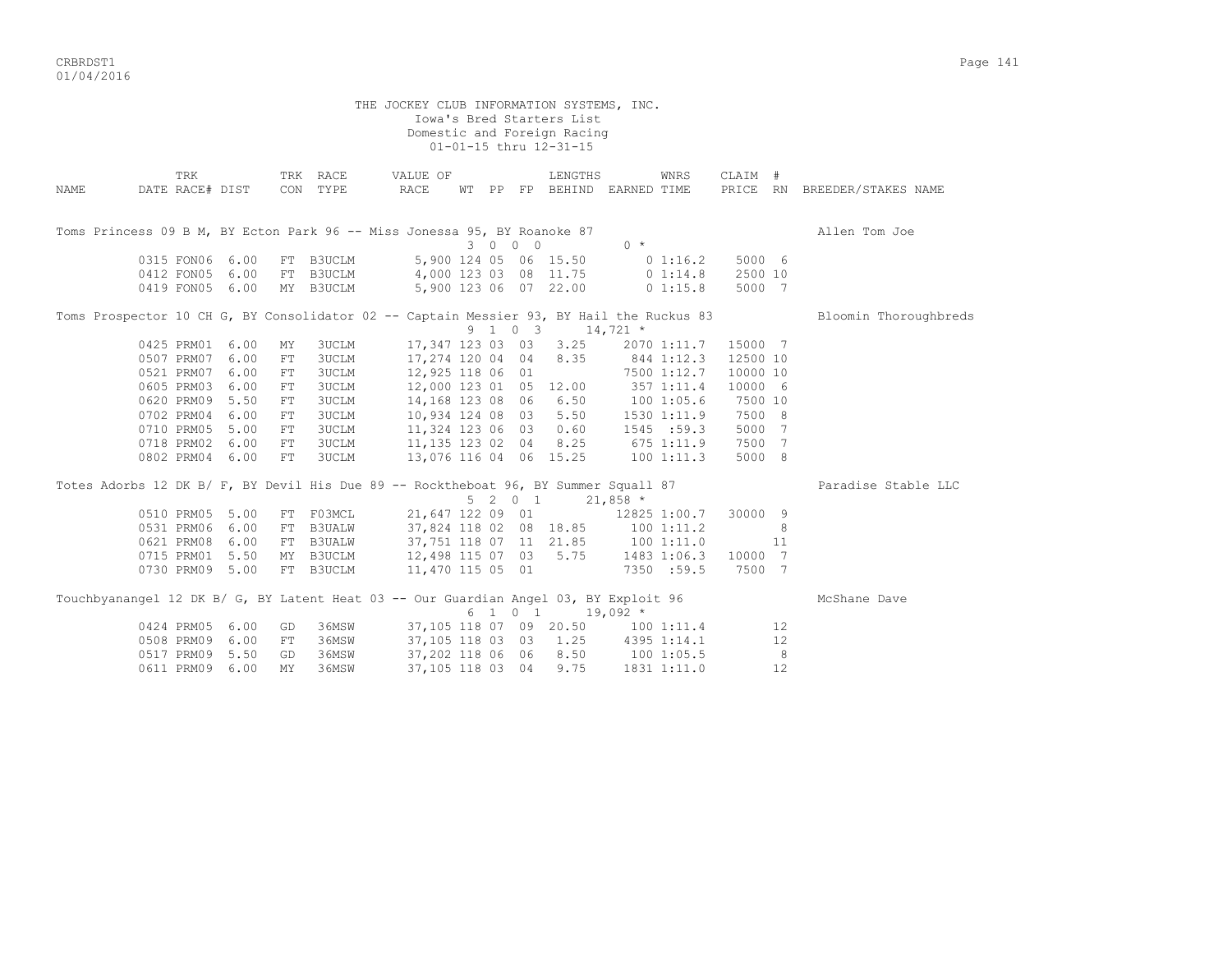THE JOCKEY CLUB INFORMATION SYSTEMS, INC.
Iowa's Bred Starters List
Domestic and Foreign Racing
01-01-15 thru 12-31-15

| NAME | DATE | TRK RACE# | DIST | TRK CON | RACE TYPE | VALUE OF RACE | WT | PP | FP | LENGTHS BEHIND | EARNED | WNRS TIME | CLAIM PRICE | # RN | BREEDER/STAKES NAME |
|---|---|---|---|---|---|---|---|---|---|---|---|---|---|---|---|
| Toms Princess 09 B M, BY Ecton Park 96 -- Miss Jonessa 95, BY Roanoke 87 | | | | | | | 3 | 0 0 | 0 | | 0 * | | | | Allen Tom Joe |
| | 0315 | FON06 | 6.00 | FT | B3UCLM | 5,900 | 124 | 05 | 06 | 15.50 | 0 | 1:16.2 | 5000 | 6 | |
| | 0412 | FON05 | 6.00 | FT | B3UCLM | 4,000 | 123 | 03 | 08 | 11.75 | 0 | 1:14.8 | 2500 | 10 | |
| | 0419 | FON05 | 6.00 | MY | B3UCLM | 5,900 | 123 | 06 | 07 | 22.00 | 0 | 1:15.8 | 5000 | 7 | |
| Toms Prospector 10 CH G, BY Consolidator 02 -- Captain Messier 93, BY Hail the Ruckus 83 | | | | | | | 9 | 1 0 | 3 | | 14,721 * | | | | Bloomin Thoroughbreds |
| | 0425 | PRM01 | 6.00 | MY | 3UCLM | 17,347 | 123 | 03 | 03 | 3.25 | 2070 | 1:11.7 | 15000 | 7 | |
| | 0507 | PRM07 | 6.00 | FT | 3UCLM | 17,274 | 120 | 04 | 04 | 8.35 | 844 | 1:12.3 | 12500 | 10 | |
| | 0521 | PRM07 | 6.00 | FT | 3UCLM | 12,925 | 118 | 06 | 01 | | 7500 | 1:12.7 | 10000 | 10 | |
| | 0605 | PRM03 | 6.00 | FT | 3UCLM | 12,000 | 123 | 01 | 05 | 12.00 | 357 | 1:11.4 | 10000 | 6 | |
| | 0620 | PRM09 | 5.50 | FT | 3UCLM | 14,168 | 123 | 08 | 06 | 6.50 | 100 | 1:05.6 | 7500 | 10 | |
| | 0702 | PRM04 | 6.00 | FT | 3UCLM | 10,934 | 124 | 08 | 03 | 5.50 | 1530 | 1:11.9 | 7500 | 8 | |
| | 0710 | PRM05 | 5.00 | FT | 3UCLM | 11,324 | 123 | 06 | 03 | 0.60 | 1545 | :59.3 | 5000 | 7 | |
| | 0718 | PRM02 | 6.00 | FT | 3UCLM | 11,135 | 123 | 02 | 04 | 8.25 | 675 | 1:11.9 | 7500 | 7 | |
| | 0802 | PRM04 | 6.00 | FT | 3UCLM | 13,076 | 116 | 04 | 06 | 15.25 | 100 | 1:11.3 | 5000 | 8 | |
| Totes Adorbs 12 DK B/ F, BY Devil His Due 89 -- Rocktheboat 96, BY Summer Squall 87 | | | | | | | 5 | 2 0 | 1 | | 21,858 * | | | | Paradise Stable LLC |
| | 0510 | PRM05 | 5.00 | FT | F03MCL | 21,647 | 122 | 09 | 01 | | 12825 | 1:00.7 | 30000 | 9 | |
| | 0531 | PRM06 | 6.00 | FT | B3UALW | 37,824 | 118 | 02 | 08 | 18.85 | 100 | 1:11.2 | | 8 | |
| | 0621 | PRM08 | 6.00 | FT | B3UALW | 37,751 | 118 | 07 | 11 | 21.85 | 100 | 1:11.0 | | 11 | |
| | 0715 | PRM01 | 5.50 | MY | B3UCLM | 12,498 | 115 | 07 | 03 | 5.75 | 1483 | 1:06.3 | 10000 | 7 | |
| | 0730 | PRM09 | 5.00 | FT | B3UCLM | 11,470 | 115 | 05 | 01 | | 7350 | :59.5 | 7500 | 7 | |
| Touchbyanangel 12 DK B/ G, BY Latent Heat 03 -- Our Guardian Angel 03, BY Exploit 96 | | | | | | | 6 | 1 0 | 1 | | 19,092 * | | | | McShane Dave |
| | 0424 | PRM05 | 6.00 | GD | 36MSW | 37,105 | 118 | 07 | 09 | 20.50 | 100 | 1:11.4 | | 12 | |
| | 0508 | PRM09 | 6.00 | FT | 36MSW | 37,105 | 118 | 03 | 03 | 1.25 | 4395 | 1:14.1 | | 12 | |
| | 0517 | PRM09 | 5.50 | GD | 36MSW | 37,202 | 118 | 06 | 06 | 8.50 | 100 | 1:05.5 | | 8 | |
| | 0611 | PRM09 | 6.00 | MY | 36MSW | 37,105 | 118 | 03 | 04 | 9.75 | 1831 | 1:11.0 | | 12 | |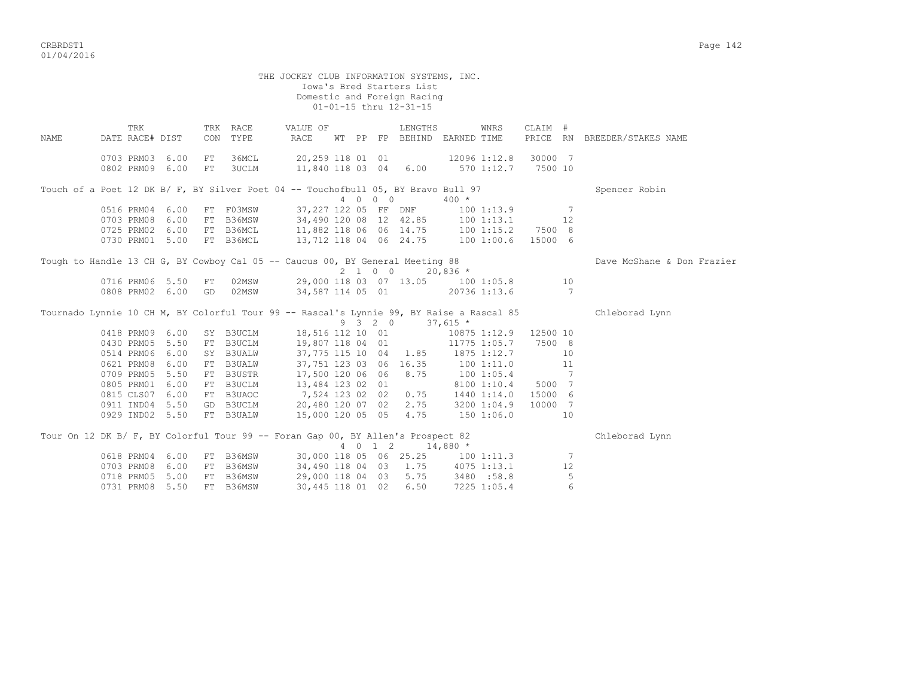THE JOCKEY CLUB INFORMATION SYSTEMS, INC.
Iowa's Bred Starters List
Domestic and Foreign Racing
01-01-15 thru 12-31-15

| NAME | TRK DATE | RACE# | DIST | TRK CON | RACE TYPE | VALUE OF RACE | WT | PP | FP | LENGTHS BEHIND | EARNED | WNRS TIME | CLAIM PRICE | # RN | BREEDER/STAKES NAME |
|---|---|---|---|---|---|---|---|---|---|---|---|---|---|---|---|
| | 0703 | PRM03 | 6.00 | FT | 36MCL | 20,259 | 118 | 01 | 01 | | 12096 | 1:12.8 | 30000 | 7 | |
| | 0802 | PRM09 | 6.00 | FT | 3UCLM | 11,840 | 118 | 03 | 04 | 6.00 | 570 | 1:12.7 | 7500 | 10 | |
| Touch of a Poet 12 DK B/ F, BY Silver Poet 04 -- Touchofbull 05, BY Bravo Bull 97 | | | | | | | 4 | 0 0 0 | | | 400 * | | | | Spencer Robin |
| | 0516 | PRM04 | 6.00 | FT | F03MSW | 37,227 | 122 | 05 | FF | DNF | 100 | 1:13.9 | | 7 | |
| | 0703 | PRM08 | 6.00 | FT | B36MSW | 34,490 | 120 | 08 | 12 | 42.85 | 100 | 1:13.1 | | 12 | |
| | 0725 | PRM02 | 6.00 | FT | B36MCL | 11,882 | 118 | 06 | 06 | 14.75 | 100 | 1:15.2 | 7500 | 8 | |
| | 0730 | PRM01 | 5.00 | FT | B36MCL | 13,712 | 118 | 04 | 06 | 24.75 | 100 | 1:00.6 | 15000 | 6 | |
| Tough to Handle 13 CH G, BY Cowboy Cal 05 -- Caucus 00, BY General Meeting 88 | | | | | | | 2 | 1 0 0 | | | 20,836 * | | | | Dave McShane & Don Frazier |
| | 0716 | PRM06 | 5.50 | FT | 02MSW | 29,000 | 118 | 03 | 07 | 13.05 | 100 | 1:05.8 | | 10 | |
| | 0808 | PRM02 | 6.00 | GD | 02MSW | 34,587 | 114 | 05 | 01 | | 20736 | 1:13.6 | | 7 | |
| Tournado Lynnie 10 CH M, BY Colorful Tour 99 -- Rascal's Lynnie 99, BY Raise a Rascal 85 | | | | | | | 9 | 3 2 0 | | | 37,615 * | | | | Chleborad Lynn |
| | 0418 | PRM09 | 6.00 | SY | B3UCLM | 18,516 | 112 | 10 | 01 | | 10875 | 1:12.9 | 12500 | 10 | |
| | 0430 | PRM05 | 5.50 | FT | B3UCLM | 19,807 | 118 | 04 | 01 | | 11775 | 1:05.7 | 7500 | 8 | |
| | 0514 | PRM06 | 6.00 | SY | B3UALW | 37,775 | 115 | 10 | 04 | 1.85 | 1875 | 1:12.7 | | 10 | |
| | 0621 | PRM08 | 6.00 | FT | B3UALW | 37,751 | 123 | 03 | 06 | 16.35 | 100 | 1:11.0 | | 11 | |
| | 0709 | PRM05 | 5.50 | FT | B3USTR | 17,500 | 120 | 06 | 06 | 8.75 | 100 | 1:05.4 | | 7 | |
| | 0805 | PRM01 | 6.00 | FT | B3UCLM | 13,484 | 123 | 02 | 01 | | 8100 | 1:10.4 | 5000 | 7 | |
| | 0815 | CLS07 | 6.00 | FT | B3UAOC | 7,524 | 123 | 02 | 02 | 0.75 | 1440 | 1:14.0 | 15000 | 6 | |
| | 0911 | IND04 | 5.50 | GD | B3UCLM | 20,480 | 120 | 07 | 02 | 2.75 | 3200 | 1:04.9 | 10000 | 7 | |
| | 0929 | IND02 | 5.50 | FT | B3UALW | 15,000 | 120 | 05 | 05 | 4.75 | 150 | 1:06.0 | | 10 | |
| Tour On 12 DK B/ F, BY Colorful Tour 99 -- Foran Gap 00, BY Allen's Prospect 82 | | | | | | | 4 | 0 1 2 | | | 14,880 * | | | | Chleborad Lynn |
| | 0618 | PRM04 | 6.00 | FT | B36MSW | 30,000 | 118 | 05 | 06 | 25.25 | 100 | 1:11.3 | | 7 | |
| | 0703 | PRM08 | 6.00 | FT | B36MSW | 34,490 | 118 | 04 | 03 | 1.75 | 4075 | 1:13.1 | | 12 | |
| | 0718 | PRM05 | 5.00 | FT | B36MSW | 29,000 | 118 | 04 | 03 | 5.75 | 3480 | :58.8 | | 5 | |
| | 0731 | PRM08 | 5.50 | FT | B36MSW | 30,445 | 118 | 01 | 02 | 6.50 | 7225 | 1:05.4 | | 6 | |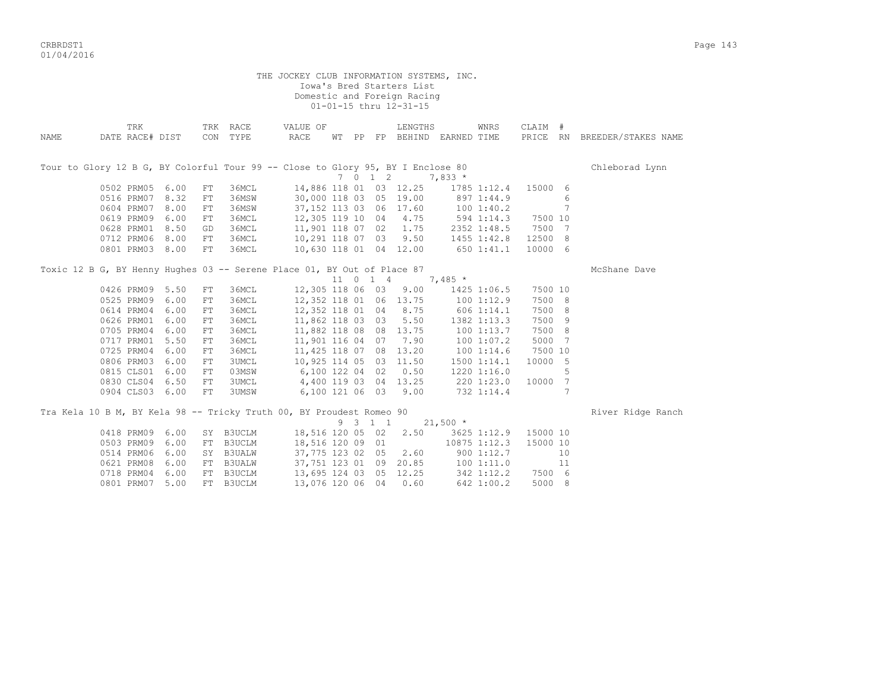THE JOCKEY CLUB INFORMATION SYSTEMS, INC.
Iowa's Bred Starters List
Domestic and Foreign Racing
01-01-15 thru 12-31-15

| NAME | TRK DATE | RACE# | DIST | TRK CON | RACE TYPE | VALUE OF RACE | WT | PP | FP | LENGTHS BEHIND | EARNED | WNRS TIME | CLAIM PRICE | # RN | BREEDER/STAKES NAME |
|---|---|---|---|---|---|---|---|---|---|---|---|---|---|---|---|
| Tour to Glory 12 B G, BY Colorful Tour 99 -- Close to Glory 95, BY I Enclose 80 | | | | | | | 7 | 0 1 2 | | | 7,833 * | | | | Chleborad Lynn |
| | 0502 | PRM05 | 6.00 | FT | 36MCL | 14,886 | 118 | 01 | 03 | 12.25 | 1785 | 1:12.4 | 15000 | 6 | |
| | 0516 | PRM07 | 8.32 | FT | 36MSW | 30,000 | 118 | 03 | 05 | 19.00 | 897 | 1:44.9 | | 6 | |
| | 0604 | PRM07 | 8.00 | FT | 36MSW | 37,152 | 113 | 03 | 06 | 17.60 | 100 | 1:40.2 | | 7 | |
| | 0619 | PRM09 | 6.00 | FT | 36MCL | 12,305 | 119 | 10 | 04 | 4.75 | 594 | 1:14.3 | 7500 | 10 | |
| | 0628 | PRM01 | 8.50 | GD | 36MCL | 11,901 | 118 | 07 | 02 | 1.75 | 2352 | 1:48.5 | 7500 | 7 | |
| | 0712 | PRM06 | 8.00 | FT | 36MCL | 10,291 | 118 | 07 | 03 | 9.50 | 1455 | 1:42.8 | 12500 | 8 | |
| | 0801 | PRM03 | 8.00 | FT | 36MCL | 10,630 | 118 | 01 | 04 | 12.00 | 650 | 1:41.1 | 10000 | 6 | |
| Toxic 12 B G, BY Henny Hughes 03 -- Serene Place 01, BY Out of Place 87 | | | | | | | 11 | 0 1 4 | | | 7,485 * | | | | McShane Dave |
| | 0426 | PRM09 | 5.50 | FT | 36MCL | 12,305 | 118 | 06 | 03 | 9.00 | 1425 | 1:06.5 | 7500 | 10 | |
| | 0525 | PRM09 | 6.00 | FT | 36MCL | 12,352 | 118 | 01 | 06 | 13.75 | 100 | 1:12.9 | 7500 | 8 | |
| | 0614 | PRM04 | 6.00 | FT | 36MCL | 12,352 | 118 | 01 | 04 | 8.75 | 606 | 1:14.1 | 7500 | 8 | |
| | 0626 | PRM01 | 6.00 | FT | 36MCL | 11,862 | 118 | 03 | 03 | 5.50 | 1382 | 1:13.3 | 7500 | 9 | |
| | 0705 | PRM04 | 6.00 | FT | 36MCL | 11,882 | 118 | 08 | 08 | 13.75 | 100 | 1:13.7 | 7500 | 8 | |
| | 0717 | PRM01 | 5.50 | FT | 36MCL | 11,901 | 116 | 04 | 07 | 7.90 | 100 | 1:07.2 | 5000 | 7 | |
| | 0725 | PRM04 | 6.00 | FT | 36MCL | 11,425 | 118 | 07 | 08 | 13.20 | 100 | 1:14.6 | 7500 | 10 | |
| | 0806 | PRM03 | 6.00 | FT | 3UMCL | 10,925 | 114 | 05 | 03 | 11.50 | 1500 | 1:14.1 | 10000 | 5 | |
| | 0815 | CLS01 | 6.00 | FT | 03MSW | 6,100 | 122 | 04 | 02 | 0.50 | 1220 | 1:16.0 | | 5 | |
| | 0830 | CLS04 | 6.50 | FT | 3UMCL | 4,400 | 119 | 03 | 04 | 13.25 | 220 | 1:23.0 | 10000 | 7 | |
| | 0904 | CLS03 | 6.00 | FT | 3UMSW | 6,100 | 121 | 06 | 03 | 9.00 | 732 | 1:14.4 | | 7 | |
| Tra Kela 10 B M, BY Kela 98 -- Tricky Truth 00, BY Proudest Romeo 90 | | | | | | | 9 | 3 1 1 | | | 21,500 * | | | | River Ridge Ranch |
| | 0418 | PRM09 | 6.00 | SY | B3UCLM | 18,516 | 120 | 05 | 02 | 2.50 | 3625 | 1:12.9 | 15000 | 10 | |
| | 0503 | PRM09 | 6.00 | FT | B3UCLM | 18,516 | 120 | 09 | 01 | | 10875 | 1:12.3 | 15000 | 10 | |
| | 0514 | PRM06 | 6.00 | SY | B3UALW | 37,775 | 123 | 02 | 05 | 2.60 | 900 | 1:12.7 | | 10 | |
| | 0621 | PRM08 | 6.00 | FT | B3UALW | 37,751 | 123 | 01 | 09 | 20.85 | 100 | 1:11.0 | | 11 | |
| | 0718 | PRM04 | 6.00 | FT | B3UCLM | 13,695 | 124 | 03 | 05 | 12.25 | 342 | 1:12.2 | 7500 | 6 | |
| | 0801 | PRM07 | 5.00 | FT | B3UCLM | 13,076 | 120 | 06 | 04 | 0.60 | 642 | 1:00.2 | 5000 | 8 | |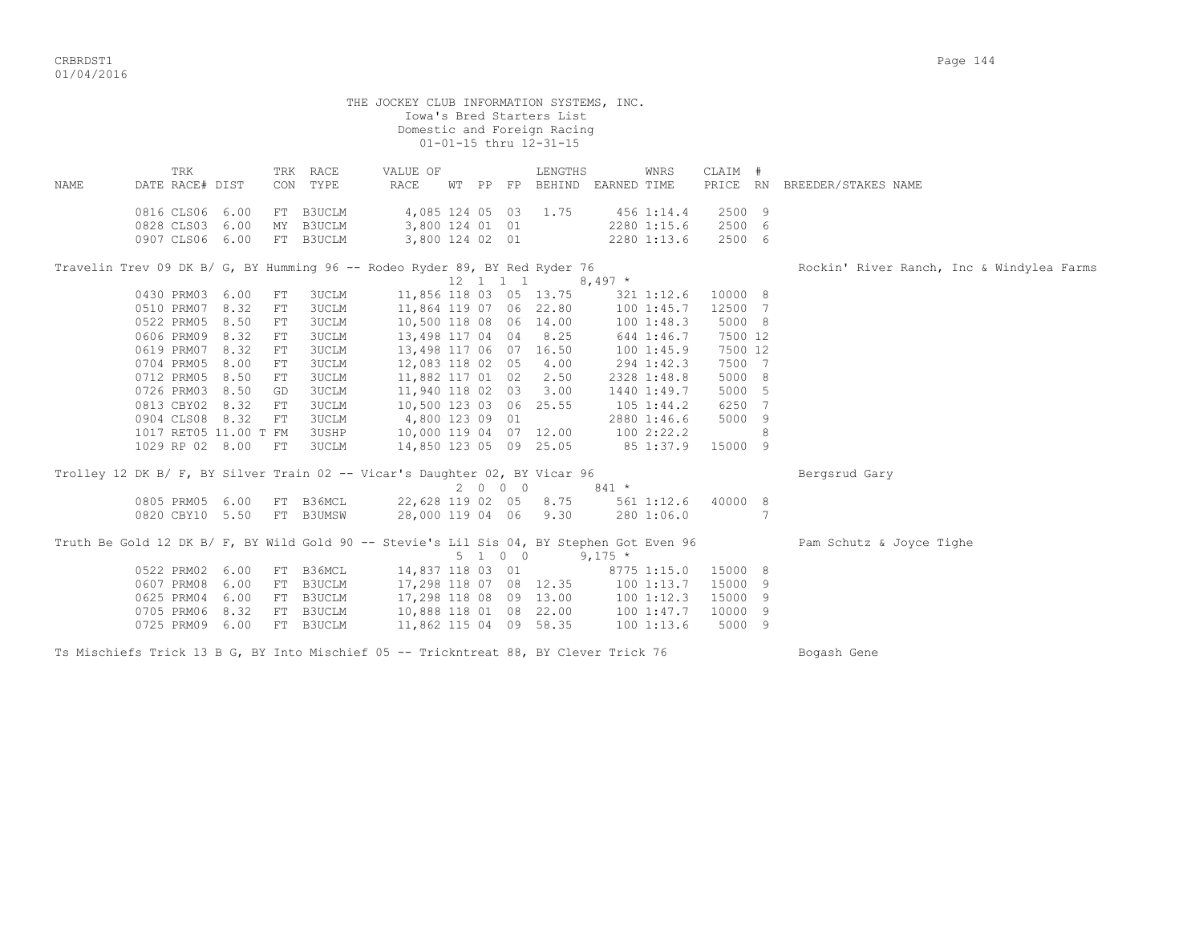THE JOCKEY CLUB INFORMATION SYSTEMS, INC.
Iowa's Bred Starters List
Domestic and Foreign Racing
01-01-15 thru 12-31-15

| NAME | DATE | TRK RACE# | DIST | TRK CON | RACE TYPE | VALUE OF RACE | WT | PP | FP | LENGTHS BEHIND | EARNED | WNRS TIME | CLAIM PRICE | # RN | BREEDER/STAKES NAME |
|---|---|---|---|---|---|---|---|---|---|---|---|---|---|---|---|
| | 0816 | CLS06 | 6.00 | FT | B3UCLM | 4,085 | 124 | 05 | 03 | 1.75 | 456 | 1:14.4 | 2500 | 9 | |
| | 0828 | CLS03 | 6.00 | MY | B3UCLM | 3,800 | 124 | 01 | 01 | | 2280 | 1:15.6 | 2500 | 6 | |
| | 0907 | CLS06 | 6.00 | FT | B3UCLM | 3,800 | 124 | 02 | 01 | | 2280 | 1:13.6 | 2500 | 6 | |
| Travelin Trev 09 DK B/ G, BY Humming 96 -- Rodeo Ryder 89, BY Red Ryder 76 | | | | | | | 12 | 1 1 1 | | | 8,497 * | | | | Rockin' River Ranch, Inc & Windylea Farms |
| | 0430 | PRM03 | 6.00 | FT | 3UCLM | 11,856 | 118 | 03 | 05 | 13.75 | 321 | 1:12.6 | 10000 | 8 | |
| | 0510 | PRM07 | 8.32 | FT | 3UCLM | 11,864 | 119 | 07 | 06 | 22.80 | 100 | 1:45.7 | 12500 | 7 | |
| | 0522 | PRM05 | 8.50 | FT | 3UCLM | 10,500 | 118 | 08 | 06 | 14.00 | 100 | 1:48.3 | 5000 | 8 | |
| | 0606 | PRM09 | 8.32 | FT | 3UCLM | 13,498 | 117 | 04 | 04 | 8.25 | 644 | 1:46.7 | 7500 | 12 | |
| | 0619 | PRM07 | 8.32 | FT | 3UCLM | 13,498 | 117 | 06 | 07 | 16.50 | 100 | 1:45.9 | 7500 | 12 | |
| | 0704 | PRM05 | 8.00 | FT | 3UCLM | 12,083 | 118 | 02 | 05 | 4.00 | 294 | 1:42.3 | 7500 | 7 | |
| | 0712 | PRM05 | 8.50 | FT | 3UCLM | 11,882 | 117 | 01 | 02 | 2.50 | 2328 | 1:48.8 | 5000 | 8 | |
| | 0726 | PRM03 | 8.50 | GD | 3UCLM | 11,940 | 118 | 02 | 03 | 3.00 | 1440 | 1:49.7 | 5000 | 5 | |
| | 0813 | CBY02 | 8.32 | FT | 3UCLM | 10,500 | 123 | 03 | 06 | 25.55 | 105 | 1:44.2 | 6250 | 7 | |
| | 0904 | CLS08 | 8.32 | FT | 3UCLM | 4,800 | 123 | 09 | 01 | | 2880 | 1:46.6 | 5000 | 9 | |
| | 1017 | RET05 | 11.00 | T FM | 3USHP | 10,000 | 119 | 04 | 07 | 12.00 | 100 | 2:22.2 | | 8 | |
| | 1029 | RP 02 | 8.00 | FT | 3UCLM | 14,850 | 123 | 05 | 09 | 25.05 | 85 | 1:37.9 | 15000 | 9 | |
| Trolley 12 DK B/ F, BY Silver Train 02 -- Vicar's Daughter 02, BY Vicar 96 | | | | | | | 2 | 0 0 0 | | | 841 * | | | | Bergsrud Gary |
| | 0805 | PRM05 | 6.00 | FT | B36MCL | 22,628 | 119 | 02 | 05 | 8.75 | 561 | 1:12.6 | 40000 | 8 | |
| | 0820 | CBY10 | 5.50 | FT | B3UMSW | 28,000 | 119 | 04 | 06 | 9.30 | 280 | 1:06.0 | | 7 | |
| Truth Be Gold 12 DK B/ F, BY Wild Gold 90 -- Stevie's Lil Sis 04, BY Stephen Got Even 96 | | | | | | | 5 | 1 0 0 | | | 9,175 * | | | | Pam Schutz & Joyce Tighe |
| | 0522 | PRM02 | 6.00 | FT | B36MCL | 14,837 | 118 | 03 | 01 | | 8775 | 1:15.0 | 15000 | 8 | |
| | 0607 | PRM08 | 6.00 | FT | B3UCLM | 17,298 | 118 | 07 | 08 | 12.35 | 100 | 1:13.7 | 15000 | 9 | |
| | 0625 | PRM04 | 6.00 | FT | B3UCLM | 17,298 | 118 | 08 | 09 | 13.00 | 100 | 1:12.3 | 15000 | 9 | |
| | 0705 | PRM06 | 8.32 | FT | B3UCLM | 10,888 | 118 | 01 | 08 | 22.00 | 100 | 1:47.7 | 10000 | 9 | |
| | 0725 | PRM09 | 6.00 | FT | B3UCLM | 11,862 | 115 | 04 | 09 | 58.35 | 100 | 1:13.6 | 5000 | 9 | |
| Ts Mischiefs Trick 13 B G, BY Into Mischief 05 -- Trickntreat 88, BY Clever Trick 76 | | | | | | | | | | | | | | | Bogash Gene |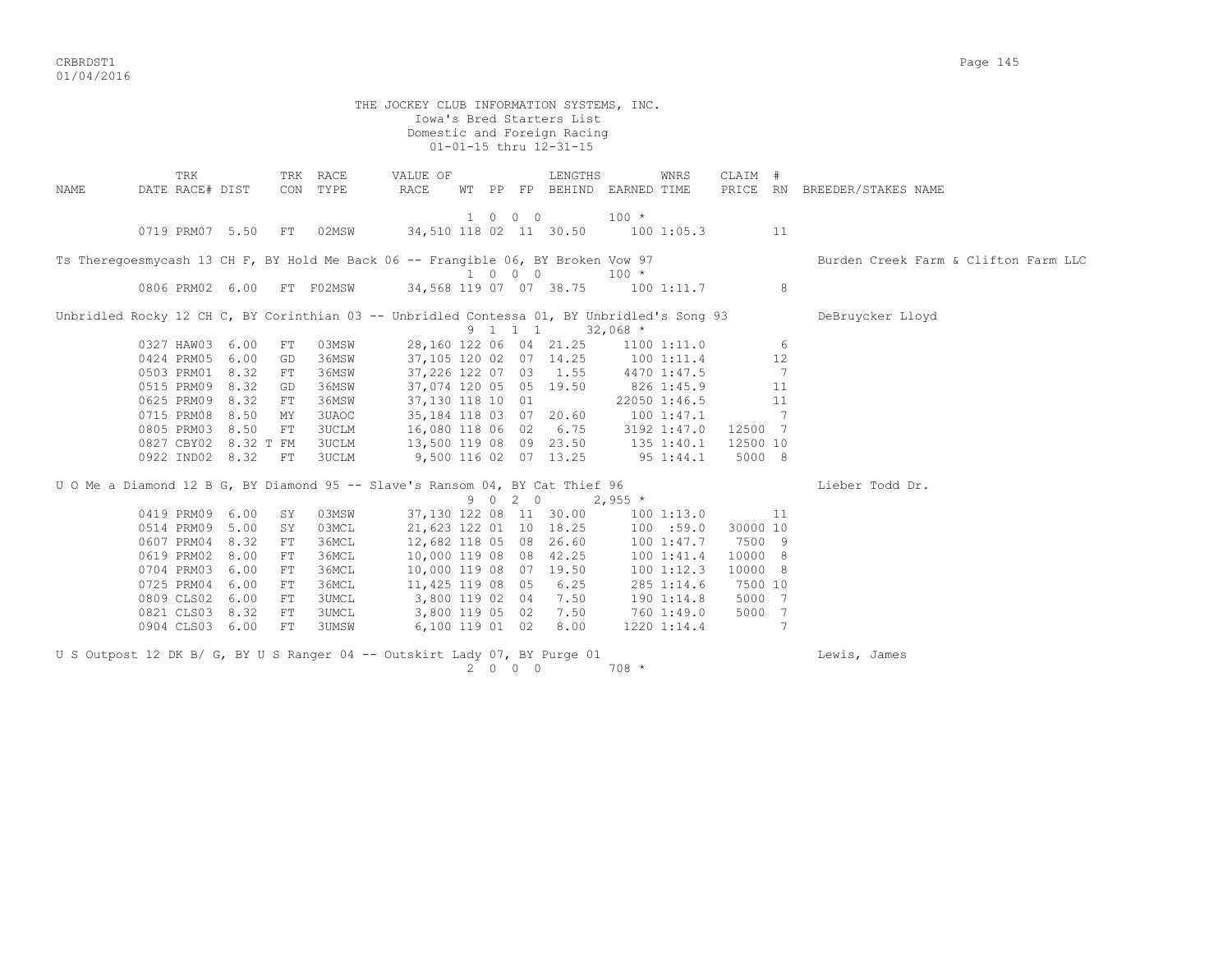THE JOCKEY CLUB INFORMATION SYSTEMS, INC.
Iowa's Bred Starters List
Domestic and Foreign Racing
01-01-15 thru 12-31-15

| NAME | TRK DATE | TRK RACE# | DIST | TRK CON | RACE TYPE | VALUE OF RACE | WT | PP | FP | LENGTHS BEHIND | EARNED | WNRS TIME | CLAIM PRICE | # RN | BREEDER/STAKES NAME |
|---|---|---|---|---|---|---|---|---|---|---|---|---|---|---|---|
| | | | | | | | 1 0 0 0 | | | | 100 * | | | | |
| | 0719 | PRM07 | 5.50 | FT | 02MSW | 34,510 | 118 | 02 | 11 | 30.50 | 100 | 1:05.3 | | 11 | |
| Ts Theregoesmycash 13 CH F, BY Hold Me Back 06 -- Frangible 06, BY Broken Vow 97 | | | | | | | | | | | | | | | Burden Creek Farm & Clifton Farm LLC |
| | | | | | | | 1 0 0 0 | | | | 100 * | | | | |
| | 0806 | PRM02 | 6.00 | FT | F02MSW | 34,568 | 119 | 07 | 07 | 38.75 | 100 | 1:11.7 | | 8 | |
| Unbridled Rocky 12 CH C, BY Corinthian 03 -- Unbridled Contessa 01, BY Unbridled's Song 93 | | | | | | | | | | | | | | | DeBruycker Lloyd |
| | | | | | | | 9 1 1 1 | | | | 32,068 * | | | | |
| | 0327 | HAW03 | 6.00 | FT | 03MSW | 28,160 | 122 | 06 | 04 | 21.25 | 1100 | 1:11.0 | | 6 | |
| | 0424 | PRM05 | 6.00 | GD | 36MSW | 37,105 | 120 | 02 | 07 | 14.25 | 100 | 1:11.4 | | 12 | |
| | 0503 | PRM01 | 8.32 | FT | 36MSW | 37,226 | 122 | 07 | 03 | 1.55 | 4470 | 1:47.5 | | 7 | |
| | 0515 | PRM09 | 8.32 | GD | 36MSW | 37,074 | 120 | 05 | 05 | 19.50 | 826 | 1:45.9 | | 11 | |
| | 0625 | PRM09 | 8.32 | FT | 36MSW | 37,130 | 118 | 10 | 01 | | 22050 | 1:46.5 | | 11 | |
| | 0715 | PRM08 | 8.50 | MY | 3UAOC | 35,184 | 118 | 03 | 07 | 20.60 | 100 | 1:47.1 | | 7 | |
| | 0805 | PRM03 | 8.50 | FT | 3UCLM | 16,080 | 118 | 06 | 02 | 6.75 | 3192 | 1:47.0 | 12500 | 7 | |
| | 0827 | CBY02 | 8.32 T | FM | 3UCLM | 13,500 | 119 | 08 | 09 | 23.50 | 135 | 1:40.1 | 12500 | 10 | |
| | 0922 | IND02 | 8.32 | FT | 3UCLM | 9,500 | 116 | 02 | 07 | 13.25 | 95 | 1:44.1 | 5000 | 8 | |
| U O Me a Diamond 12 B G, BY Diamond 95 -- Slave's Ransom 04, BY Cat Thief 96 | | | | | | | | | | | | | | | Lieber Todd Dr. |
| | | | | | | | 9 0 2 0 | | | | 2,955 * | | | | |
| | 0419 | PRM09 | 6.00 | SY | 03MSW | 37,130 | 122 | 08 | 11 | 30.00 | 100 | 1:13.0 | | 11 | |
| | 0514 | PRM09 | 5.00 | SY | 03MCL | 21,623 | 122 | 01 | 10 | 18.25 | 100 | :59.0 | 30000 | 10 | |
| | 0607 | PRM04 | 8.32 | FT | 36MCL | 12,682 | 118 | 05 | 08 | 26.60 | 100 | 1:47.7 | 7500 | 9 | |
| | 0619 | PRM02 | 8.00 | FT | 36MCL | 10,000 | 119 | 08 | 08 | 42.25 | 100 | 1:41.4 | 10000 | 8 | |
| | 0704 | PRM03 | 6.00 | FT | 36MCL | 10,000 | 119 | 08 | 07 | 19.50 | 100 | 1:12.3 | 10000 | 8 | |
| | 0725 | PRM04 | 6.00 | FT | 36MCL | 11,425 | 119 | 08 | 05 | 6.25 | 285 | 1:14.6 | 7500 | 10 | |
| | 0809 | CLS02 | 6.00 | FT | 3UMCL | 3,800 | 119 | 02 | 04 | 7.50 | 190 | 1:14.8 | 5000 | 7 | |
| | 0821 | CLS03 | 8.32 | FT | 3UMCL | 3,800 | 119 | 05 | 02 | 7.50 | 760 | 1:49.0 | 5000 | 7 | |
| | 0904 | CLS03 | 6.00 | FT | 3UMSW | 6,100 | 119 | 01 | 02 | 8.00 | 1220 | 1:14.4 | | 7 | |
| U S Outpost 12 DK B/ G, BY U S Ranger 04 -- Outskirt Lady 07, BY Purge 01 | | | | | | | | | | | | | | | Lewis, James |
| | | | | | | | 2 0 0 0 | | | | 708 * | | | | |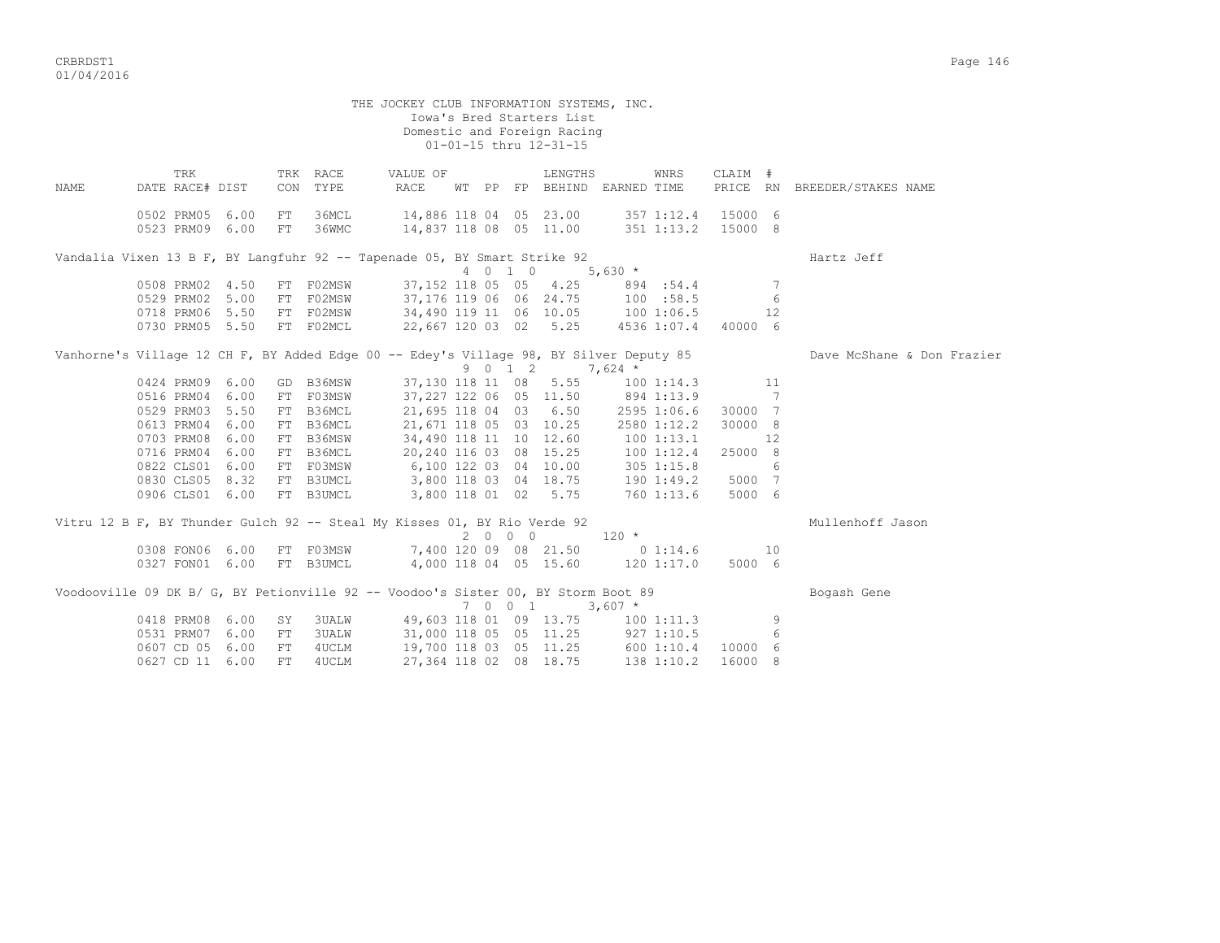THE JOCKEY CLUB INFORMATION SYSTEMS, INC.
Iowa's Bred Starters List
Domestic and Foreign Racing
01-01-15 thru 12-31-15

| NAME | TRK DATE RACE# | DIST | TRK CON | RACE TYPE | VALUE OF RACE | WT | PP | FP | LENGTHS BEHIND | EARNED | WNRS TIME | CLAIM PRICE | # RN | BREEDER/STAKES NAME |
|---|---|---|---|---|---|---|---|---|---|---|---|---|---|---|
| | 0502 PRM05 | 6.00 | FT | 36MCL | 14,886 | 118 | 04 | 05 | 23.00 | 357 | 1:12.4 | 15000 | 6 | |
| | 0523 PRM09 | 6.00 | FT | 36WMC | 14,837 | 118 | 08 | 05 | 11.00 | 351 | 1:13.2 | 15000 | 8 | |
| Vandalia Vixen 13 B F, BY Langfuhr 92 -- Tapenade 05, BY Smart Strike 92 | | | | | | 4 | 0 1 0 | | | 5,630 * | | | | Hartz Jeff |
| | 0508 PRM02 | 4.50 | FT | F02MSW | 37,152 | 118 | 05 | 05 | 4.25 | 894 | :54.4 | | 7 | |
| | 0529 PRM02 | 5.00 | FT | F02MSW | 37,176 | 119 | 06 | 06 | 24.75 | 100 | :58.5 | | 6 | |
| | 0718 PRM06 | 5.50 | FT | F02MSW | 34,490 | 119 | 11 | 06 | 10.05 | 100 | 1:06.5 | | 12 | |
| | 0730 PRM05 | 5.50 | FT | F02MCL | 22,667 | 120 | 03 | 02 | 5.25 | 4536 | 1:07.4 | 40000 | 6 | |
| Vanhorne's Village 12 CH F, BY Added Edge 00 -- Edey's Village 98, BY Silver Deputy 85 | | | | | | 9 | 0 1 2 | | | 7,624 * | | | | Dave McShane & Don Frazier |
| | 0424 PRM09 | 6.00 | GD | B36MSW | 37,130 | 118 | 11 | 08 | 5.55 | 100 | 1:14.3 | | 11 | |
| | 0516 PRM04 | 6.00 | FT | F03MSW | 37,227 | 122 | 06 | 05 | 11.50 | 894 | 1:13.9 | | 7 | |
| | 0529 PRM03 | 5.50 | FT | B36MCL | 21,695 | 118 | 04 | 03 | 6.50 | 2595 | 1:06.6 | 30000 | 7 | |
| | 0613 PRM04 | 6.00 | FT | B36MCL | 21,671 | 118 | 05 | 03 | 10.25 | 2580 | 1:12.2 | 30000 | 8 | |
| | 0703 PRM08 | 6.00 | FT | B36MSW | 34,490 | 118 | 11 | 10 | 12.60 | 100 | 1:13.1 | | 12 | |
| | 0716 PRM04 | 6.00 | FT | B36MCL | 20,240 | 116 | 03 | 08 | 15.25 | 100 | 1:12.4 | 25000 | 8 | |
| | 0822 CLS01 | 6.00 | FT | F03MSW | 6,100 | 122 | 03 | 04 | 10.00 | 305 | 1:15.8 | | 6 | |
| | 0830 CLS05 | 8.32 | FT | B3UMCL | 3,800 | 118 | 03 | 04 | 18.75 | 190 | 1:49.2 | 5000 | 7 | |
| | 0906 CLS01 | 6.00 | FT | B3UMCL | 3,800 | 118 | 01 | 02 | 5.75 | 760 | 1:13.6 | 5000 | 6 | |
| Vitru 12 B F, BY Thunder Gulch 92 -- Steal My Kisses 01, BY Rio Verde 92 | | | | | | 2 | 0 0 0 | | | 120 * | | | | Mullenhoff Jason |
| | 0308 FON06 | 6.00 | FT | F03MSW | 7,400 | 120 | 09 | 08 | 21.50 | 0 | 1:14.6 | | 10 | |
| | 0327 FON01 | 6.00 | FT | B3UMCL | 4,000 | 118 | 04 | 05 | 15.60 | 120 | 1:17.0 | 5000 | 6 | |
| Voodooville 09 DK B/ G, BY Petionville 92 -- Voodoo's Sister 00, BY Storm Boot 89 | | | | | | 7 | 0 0 1 | | | 3,607 * | | | | Bogash Gene |
| | 0418 PRM08 | 6.00 | SY | 3UALW | 49,603 | 118 | 01 | 09 | 13.75 | 100 | 1:11.3 | | 9 | |
| | 0531 PRM07 | 6.00 | FT | 3UALW | 31,000 | 118 | 05 | 05 | 11.25 | 927 | 1:10.5 | | 6 | |
| | 0607 CD 05 | 6.00 | FT | 4UCLM | 19,700 | 118 | 03 | 05 | 11.25 | 600 | 1:10.4 | 10000 | 6 | |
| | 0627 CD 11 | 6.00 | FT | 4UCLM | 27,364 | 118 | 02 | 08 | 18.75 | 138 | 1:10.2 | 16000 | 8 | |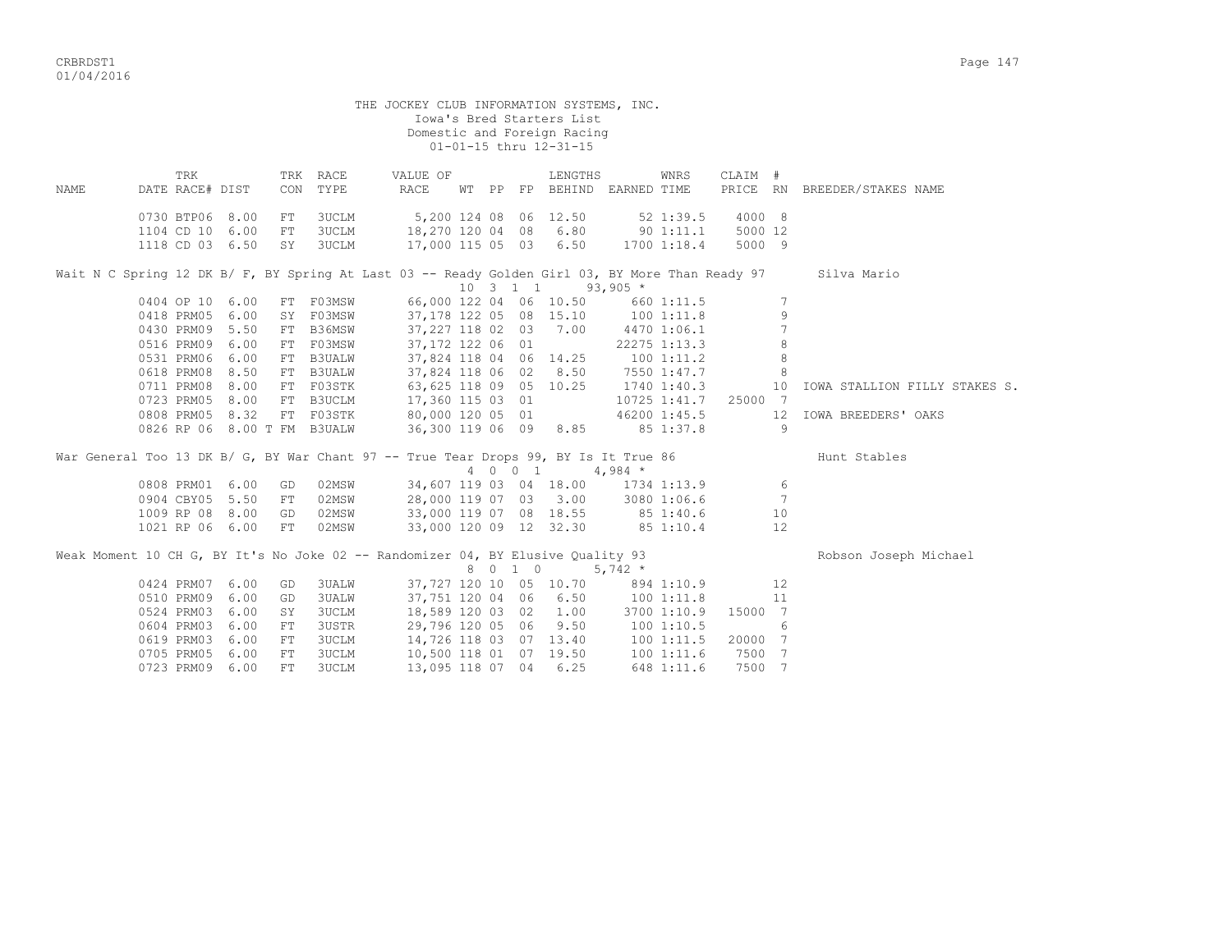THE JOCKEY CLUB INFORMATION SYSTEMS, INC.
Iowa's Bred Starters List
Domestic and Foreign Racing
01-01-15 thru 12-31-15

| NAME | TRK DATE | RACE# | DIST | TRK CON | RACE TYPE | VALUE OF RACE | WT | PP | FP | LENGTHS BEHIND | EARNED | WNRS TIME | CLAIM PRICE | # RN | BREEDER/STAKES NAME |
|---|---|---|---|---|---|---|---|---|---|---|---|---|---|---|---|
| | 0730 | BTP06 | 8.00 | FT | 3UCLM | 5,200 | 124 | 08 | 06 | 12.50 | 52 | 1:39.5 | 4000 | 8 | |
| | 1104 | CD 10 | 6.00 | FT | 3UCLM | 18,270 | 120 | 04 | 08 | 6.80 | 90 | 1:11.1 | 5000 | 12 | |
| | 1118 | CD 03 | 6.50 | SY | 3UCLM | 17,000 | 115 | 05 | 03 | 6.50 | 1700 | 1:18.4 | 5000 | 9 | |
| Wait N C Spring 12 DK B/ F, BY Spring At Last 03 -- Ready Golden Girl 03, BY More Than Ready 97 | | | | | | | 10 | 3 | 1 1 | | 93,905 * | | | | Silva Mario |
| | 0404 | OP 10 | 6.00 | FT | F03MSW | 66,000 | 122 | 04 | 06 | 10.50 | 660 | 1:11.5 | | 7 | |
| | 0418 | PRM05 | 6.00 | SY | F03MSW | 37,178 | 122 | 05 | 08 | 15.10 | 100 | 1:11.8 | | 9 | |
| | 0430 | PRM09 | 5.50 | FT | B36MSW | 37,227 | 118 | 02 | 03 | 7.00 | 4470 | 1:06.1 | | 7 | |
| | 0516 | PRM09 | 6.00 | FT | F03MSW | 37,172 | 122 | 06 | 01 | | 22275 | 1:13.3 | | 8 | |
| | 0531 | PRM06 | 6.00 | FT | B3UALW | 37,824 | 118 | 04 | 06 | 14.25 | 100 | 1:11.2 | | 8 | |
| | 0618 | PRM08 | 8.50 | FT | B3UALW | 37,824 | 118 | 06 | 02 | 8.50 | 7550 | 1:47.7 | | 8 | |
| | 0711 | PRM08 | 8.00 | FT | F03STK | 63,625 | 118 | 09 | 05 | 10.25 | 1740 | 1:40.3 | | 10 | IOWA STALLION FILLY STAKES S. |
| | 0723 | PRM05 | 8.00 | FT | B3UCLM | 17,360 | 115 | 03 | 01 | | 10725 | 1:41.7 | 25000 | 7 | |
| | 0808 | PRM05 | 8.32 | FT | F03STK | 80,000 | 120 | 05 | 01 | | 46200 | 1:45.5 | | 12 | IOWA BREEDERS' OAKS |
| | 0826 | RP 06 | 8.00 T | FM | B3UALW | 36,300 | 119 | 06 | 09 | 8.85 | 85 | 1:37.8 | | 9 | |
| War General Too 13 DK B/ G, BY War Chant 97 -- True Tear Drops 99, BY Is It True 86 | | | | | | | 4 | 0 | 0 1 | | 4,984 * | | | | Hunt Stables |
| | 0808 | PRM01 | 6.00 | GD | 02MSW | 34,607 | 119 | 03 | 04 | 18.00 | 1734 | 1:13.9 | | 6 | |
| | 0904 | CBY05 | 5.50 | FT | 02MSW | 28,000 | 119 | 07 | 03 | 3.00 | 3080 | 1:06.6 | | 7 | |
| | 1009 | RP 08 | 8.00 | GD | 02MSW | 33,000 | 119 | 07 | 08 | 18.55 | 85 | 1:40.6 | | 10 | |
| | 1021 | RP 06 | 6.00 | FT | 02MSW | 33,000 | 120 | 09 | 12 | 32.30 | 85 | 1:10.4 | | 12 | |
| Weak Moment 10 CH G, BY It's No Joke 02 -- Randomizer 04, BY Elusive Quality 93 | | | | | | | 8 | 0 | 1 0 | | 5,742 * | | | | Robson Joseph Michael |
| | 0424 | PRM07 | 6.00 | GD | 3UALW | 37,727 | 120 | 10 | 05 | 10.70 | 894 | 1:10.9 | | 12 | |
| | 0510 | PRM09 | 6.00 | GD | 3UALW | 37,751 | 120 | 04 | 06 | 6.50 | 100 | 1:11.8 | | 11 | |
| | 0524 | PRM03 | 6.00 | SY | 3UCLM | 18,589 | 120 | 03 | 02 | 1.00 | 3700 | 1:10.9 | 15000 | 7 | |
| | 0604 | PRM03 | 6.00 | FT | 3USTR | 29,796 | 120 | 05 | 06 | 9.50 | 100 | 1:10.5 | | 6 | |
| | 0619 | PRM03 | 6.00 | FT | 3UCLM | 14,726 | 118 | 03 | 07 | 13.40 | 100 | 1:11.5 | 20000 | 7 | |
| | 0705 | PRM05 | 6.00 | FT | 3UCLM | 10,500 | 118 | 01 | 07 | 19.50 | 100 | 1:11.6 | 7500 | 7 | |
| | 0723 | PRM09 | 6.00 | FT | 3UCLM | 13,095 | 118 | 07 | 04 | 6.25 | 648 | 1:11.6 | 7500 | 7 | |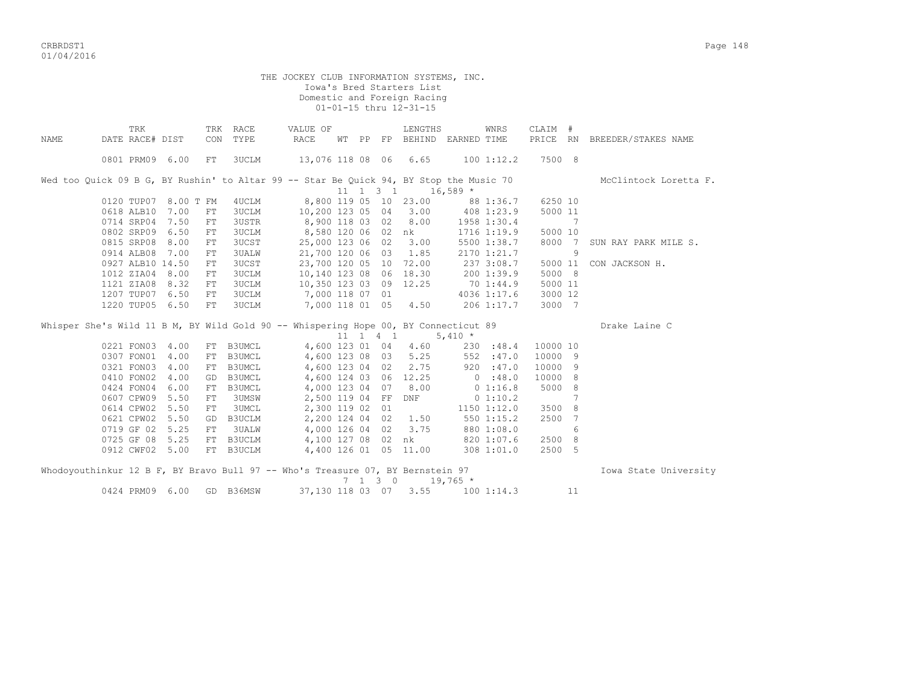THE JOCKEY CLUB INFORMATION SYSTEMS, INC.
Iowa's Bred Starters List
Domestic and Foreign Racing
01-01-15 thru 12-31-15

| NAME | TRK DATE | RACE# | DIST | TRK CON | RACE TYPE | VALUE OF RACE | WT | PP | FP | LENGTHS BEHIND | EARNED | WNRS TIME | CLAIM PRICE | # RN | BREEDER/STAKES NAME |
|---|---|---|---|---|---|---|---|---|---|---|---|---|---|---|---|
| | 0801 | PRM09 | 6.00 | FT | 3UCLM | 13,076 | 118 | 08 | 06 | 6.65 | 100 | 1:12.2 | 7500 | 8 | |
| Wed too Quick 09 B G, BY Rushin' to Altar 99 -- Star Be Quick 94, BY Stop the Music 70 | | | | | | | | | | | | | | | McClintock Loretta F. |
| | | | | | | | 11 | 1 | 3 1 | | 16,589 * | | | | |
| | 0120 | TUP07 | 8.00 T | FM | 4UCLM | 8,800 | 119 | 05 | 10 | 23.00 | 88 | 1:36.7 | 6250 | 10 | |
| | 0618 | ALB10 | 7.00 | FT | 3UCLM | 10,200 | 123 | 05 | 04 | 3.00 | 408 | 1:23.9 | 5000 | 11 | |
| | 0714 | SRP04 | 7.50 | FT | 3USTR | 8,900 | 118 | 03 | 02 | 8.00 | 1958 | 1:30.4 | | 7 | |
| | 0802 | SRP09 | 6.50 | FT | 3UCLM | 8,580 | 120 | 06 | 02 | nk | 1716 | 1:19.9 | 5000 | 10 | |
| | 0815 | SRP08 | 8.00 | FT | 3UCST | 25,000 | 123 | 06 | 02 | 3.00 | 5500 | 1:38.7 | 8000 | 7 | SUN RAY PARK MILE S. |
| | 0914 | ALB08 | 7.00 | FT | 3UALW | 21,700 | 120 | 06 | 03 | 1.85 | 2170 | 1:21.7 | | 9 | |
| | 0927 | ALB10 | 14.50 | FT | 3UCST | 23,700 | 120 | 05 | 10 | 72.00 | 237 | 3:08.7 | 5000 | 11 | CON JACKSON H. |
| | 1012 | ZIA04 | 8.00 | FT | 3UCLM | 10,140 | 123 | 08 | 06 | 18.30 | 200 | 1:39.9 | 5000 | 8 | |
| | 1121 | ZIA08 | 8.32 | FT | 3UCLM | 10,350 | 123 | 03 | 09 | 12.25 | 70 | 1:44.9 | 5000 | 11 | |
| | 1207 | TUP07 | 6.50 | FT | 3UCLM | 7,000 | 118 | 07 | 01 | | 4036 | 1:17.6 | 3000 | 12 | |
| | 1220 | TUP05 | 6.50 | FT | 3UCLM | 7,000 | 118 | 01 | 05 | 4.50 | 206 | 1:17.7 | 3000 | 7 | |
| Whisper She's Wild 11 B M, BY Wild Gold 90 -- Whispering Hope 00, BY Connecticut 89 | | | | | | | | | | | | | | | Drake Laine C |
| | | | | | | | 11 | 1 | 4 1 | | 5,410 * | | | | |
| | 0221 | FON03 | 4.00 | FT | B3UMCL | 4,600 | 123 | 01 | 04 | 4.60 | 230 | :48.4 | 10000 | 10 | |
| | 0307 | FON01 | 4.00 | FT | B3UMCL | 4,600 | 123 | 08 | 03 | 5.25 | 552 | :47.0 | 10000 | 9 | |
| | 0321 | FON03 | 4.00 | FT | B3UMCL | 4,600 | 123 | 04 | 02 | 2.75 | 920 | :47.0 | 10000 | 9 | |
| | 0410 | FON02 | 4.00 | GD | B3UMCL | 4,600 | 124 | 03 | 06 | 12.25 | 0 | :48.0 | 10000 | 8 | |
| | 0424 | FON04 | 6.00 | FT | B3UMCL | 4,000 | 123 | 04 | 07 | 8.00 | 0 | 1:16.8 | 5000 | 8 | |
| | 0607 | CPW09 | 5.50 | FT | 3UMSW | 2,500 | 119 | 04 | FF | DNF | 0 | 1:10.2 | | 7 | |
| | 0614 | CPW02 | 5.50 | FT | 3UMCL | 2,300 | 119 | 02 | 01 | | 1150 | 1:12.0 | 3500 | 8 | |
| | 0621 | CPW02 | 5.50 | GD | B3UCLM | 2,200 | 124 | 04 | 02 | 1.50 | 550 | 1:15.2 | 2500 | 7 | |
| | 0719 | GF 02 | 5.25 | FT | 3UALW | 4,000 | 126 | 04 | 02 | 3.75 | 880 | 1:08.0 | | 6 | |
| | 0725 | GF 08 | 5.25 | FT | B3UCLM | 4,100 | 127 | 08 | 02 | nk | 820 | 1:07.6 | 2500 | 8 | |
| | 0912 | CWF02 | 5.00 | FT | B3UCLM | 4,400 | 126 | 01 | 05 | 11.00 | 308 | 1:01.0 | 2500 | 5 | |
| Whodoyouthinkur 12 B F, BY Bravo Bull 97 -- Who's Treasure 07, BY Bernstein 97 | | | | | | | | | | | | | | | Iowa State University |
| | | | | | | | 7 | 1 | 3 0 | | 19,765 * | | | | |
| | 0424 | PRM09 | 6.00 | GD | B36MSW | 37,130 | 118 | 03 | 07 | 3.55 | 100 | 1:14.3 | | 11 | |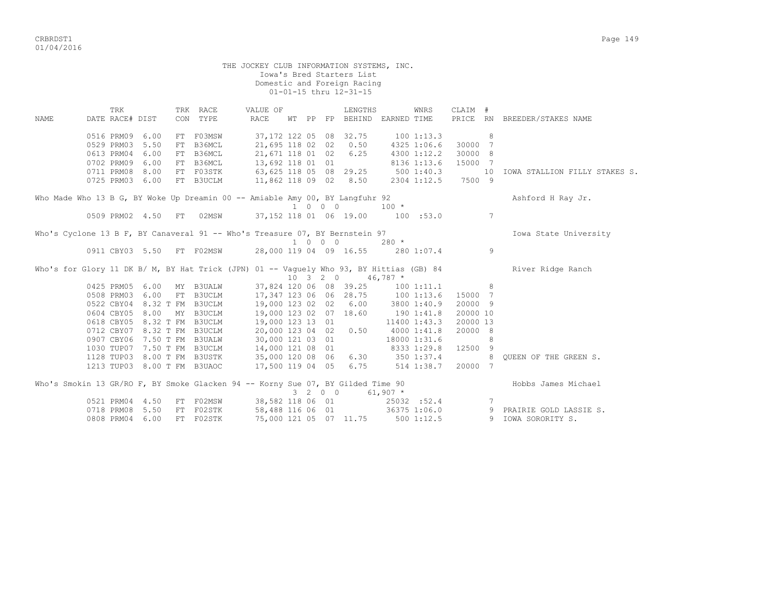THE JOCKEY CLUB INFORMATION SYSTEMS, INC.
Iowa's Bred Starters List
Domestic and Foreign Racing
01-01-15 thru 12-31-15

| NAME | TRK DATE | RACE# | DIST | TRK CON | RACE TYPE | VALUE OF RACE | WT | PP | FP | LENGTHS BEHIND | EARNED | WNRS TIME | CLAIM PRICE | # RN | BREEDER/STAKES NAME |
|---|---|---|---|---|---|---|---|---|---|---|---|---|---|---|---|
| | 0516 | PRM09 | 6.00 | FT | F03MSW | 37,172 | 122 | 05 | 08 | 32.75 | 100 | 1:13.3 | | 8 | |
| | 0529 | PRM03 | 5.50 | FT | B36MCL | 21,695 | 118 | 02 | 02 | 0.50 | 4325 | 1:06.6 | 30000 | 7 | |
| | 0613 | PRM04 | 6.00 | FT | B36MCL | 21,671 | 118 | 01 | 02 | 6.25 | 4300 | 1:12.2 | 30000 | 8 | |
| | 0702 | PRM09 | 6.00 | FT | B36MCL | 13,692 | 118 | 01 | 01 | | 8136 | 1:13.6 | 15000 | 7 | |
| | 0711 | PRM08 | 8.00 | FT | F03STK | 63,625 | 118 | 05 | 08 | 29.25 | 500 | 1:40.3 | | 10 | IOWA STALLION FILLY STAKES S. |
| | 0725 | PRM03 | 6.00 | FT | B3UCLM | 11,862 | 118 | 09 | 02 | 8.50 | 2304 | 1:12.5 | 7500 | 9 | |
| **Who Made Who 13 B G, BY Woke Up Dreamin 00 -- Amiable Amy 00, BY Langfuhr 92** | | | | | | 1 0 0 0 | | | | | 100 * | | | | Ashford H Ray Jr. |
| | 0509 | PRM02 | 4.50 | FT | 02MSW | 37,152 | 118 | 01 | 06 | 19.00 | 100 | :53.0 | | 7 | |
| **Who's Cyclone 13 B F, BY Canaveral 91 -- Who's Treasure 07, BY Bernstein 97** | | | | | | 1 0 0 0 | | | | | 280 * | | | | Iowa State University |
| | 0911 | CBY03 | 5.50 | FT | F02MSW | 28,000 | 119 | 04 | 09 | 16.55 | 280 | 1:07.4 | | 9 | |
| **Who's for Glory 11 DK B/ M, BY Hat Trick (JPN) 01 -- Vaguely Who 93, BY Hittias (GB) 84** | | | | | | 10 3 2 0 | | | | | 46,787 * | | | | River Ridge Ranch |
| | 0425 | PRM05 | 6.00 | MY | B3UALW | 37,824 | 120 | 06 | 08 | 39.25 | 100 | 1:11.1 | | 8 | |
| | 0508 | PRM03 | 6.00 | FT | B3UCLM | 17,347 | 123 | 06 | 06 | 28.75 | 100 | 1:13.6 | 15000 | 7 | |
| | 0522 | CBY04 | 8.32 T | FM | B3UCLM | 19,000 | 123 | 02 | 02 | 6.00 | 3800 | 1:40.9 | 20000 | 9 | |
| | 0604 | CBY05 | 8.00 | MY | B3UCLM | 19,000 | 123 | 02 | 07 | 18.60 | 190 | 1:41.8 | 20000 | 10 | |
| | 0618 | CBY05 | 8.32 T | FM | B3UCLM | 19,000 | 123 | 13 | 01 | | 11400 | 1:43.3 | 20000 | 13 | |
| | 0712 | CBY07 | 8.32 T | FM | B3UCLM | 20,000 | 123 | 04 | 02 | 0.50 | 4000 | 1:41.8 | 20000 | 8 | |
| | 0907 | CBY06 | 7.50 T | FM | B3UALW | 30,000 | 121 | 03 | 01 | | 18000 | 1:31.6 | | 8 | |
| | 1030 | TUP07 | 7.50 T | FM | B3UCLM | 14,000 | 121 | 08 | 01 | | 8333 | 1:29.8 | 12500 | 9 | |
| | 1128 | TUP03 | 8.00 T | FM | B3USTK | 35,000 | 120 | 08 | 06 | 6.30 | 350 | 1:37.4 | | 8 | QUEEN OF THE GREEN S. |
| | 1213 | TUP03 | 8.00 T | FM | B3UAOC | 17,500 | 119 | 04 | 05 | 6.75 | 514 | 1:38.7 | 20000 | 7 | |
| **Who's Smokin 13 GR/RO F, BY Smoke Glacken 94 -- Korny Sue 07, BY Gilded Time 90** | | | | | | 3 2 0 0 | | | | | 61,907 * | | | | Hobbs James Michael |
| | 0521 | PRM04 | 4.50 | FT | F02MSW | 38,582 | 118 | 06 | 01 | | 25032 | :52.4 | | 7 | |
| | 0718 | PRM08 | 5.50 | FT | F02STK | 58,488 | 116 | 06 | 01 | | 36375 | 1:06.0 | | 9 | PRAIRIE GOLD LASSIE S. |
| | 0808 | PRM04 | 6.00 | FT | F02STK | 75,000 | 121 | 05 | 07 | 11.75 | 500 | 1:12.5 | | 9 | IOWA SORORITY S. |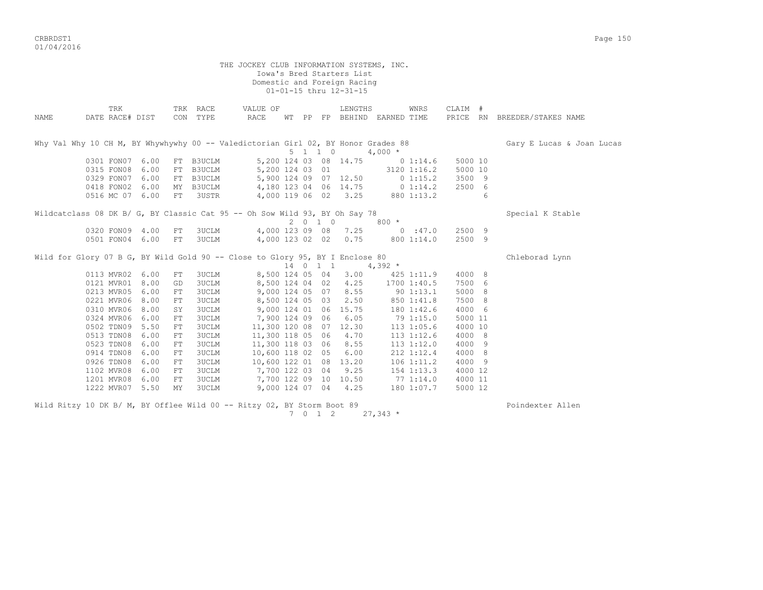THE JOCKEY CLUB INFORMATION SYSTEMS, INC.
Iowa's Bred Starters List
Domestic and Foreign Racing
01-01-15 thru 12-31-15

| NAME | DATE | TRK RACE# | DIST | TRK CON | RACE TYPE | VALUE OF RACE | WT | PP | FP | LENGTHS BEHIND | EARNED | WNRS TIME | CLAIM PRICE | # RN | BREEDER/STAKES NAME |
|---|---|---|---|---|---|---|---|---|---|---|---|---|---|---|---|
| Why Val Why 10 CH M, BY Whywhywhy 00 -- Valedictorian Girl 02, BY Honor Grades 88 | | | | | | | 5 | 1 | 1 0 | | 4,000 * | | | | Gary E Lucas & Joan Lucas |
| | 0301 | FON07 | 6.00 | FT | B3UCLM | 5,200 | 124 | 03 | 08 | 14.75 | 0 | 1:14.6 | 5000 | 10 | |
| | 0315 | FON08 | 6.00 | FT | B3UCLM | 5,200 | 124 | 03 | 01 | | 3120 | 1:16.2 | 5000 | 10 | |
| | 0329 | FON07 | 6.00 | FT | B3UCLM | 5,900 | 124 | 09 | 07 | 12.50 | 0 | 1:15.2 | 3500 | 9 | |
| | 0418 | FON02 | 6.00 | MY | B3UCLM | 4,180 | 123 | 04 | 06 | 14.75 | 0 | 1:14.2 | 2500 | 6 | |
| | 0516 | MC 07 | 6.00 | FT | 3USTR | 4,000 | 119 | 06 | 02 | 3.25 | 880 | 1:13.2 | | 6 | |
| Wildcatclass 08 DK B/ G, BY Classic Cat 95 -- Oh Sow Wild 93, BY Oh Say 78 | | | | | | | 2 | 0 | 1 0 | | 800 * | | | | Special K Stable |
| | 0320 | FON09 | 4.00 | FT | 3UCLM | 4,000 | 123 | 09 | 08 | 7.25 | 0 | :47.0 | 2500 | 9 | |
| | 0501 | FON04 | 6.00 | FT | 3UCLM | 4,000 | 123 | 02 | 02 | 0.75 | 800 | 1:14.0 | 2500 | 9 | |
| Wild for Glory 07 B G, BY Wild Gold 90 -- Close to Glory 95, BY I Enclose 80 | | | | | | | 14 | 0 | 1 1 | | 4,392 * | | | | Chleborad Lynn |
| | 0113 | MVR02 | 6.00 | FT | 3UCLM | 8,500 | 124 | 05 | 04 | 3.00 | 425 | 1:11.9 | 4000 | 8 | |
| | 0121 | MVR01 | 8.00 | GD | 3UCLM | 8,500 | 124 | 04 | 02 | 4.25 | 1700 | 1:40.5 | 7500 | 6 | |
| | 0213 | MVR05 | 6.00 | FT | 3UCLM | 9,000 | 124 | 05 | 07 | 8.55 | 90 | 1:13.1 | 5000 | 8 | |
| | 0221 | MVR06 | 8.00 | FT | 3UCLM | 8,500 | 124 | 05 | 03 | 2.50 | 850 | 1:41.8 | 7500 | 8 | |
| | 0310 | MVR06 | 8.00 | SY | 3UCLM | 9,000 | 124 | 01 | 06 | 15.75 | 180 | 1:42.6 | 4000 | 6 | |
| | 0324 | MVR06 | 6.00 | FT | 3UCLM | 7,900 | 124 | 09 | 06 | 6.05 | 79 | 1:15.0 | 5000 | 11 | |
| | 0502 | TDN09 | 5.50 | FT | 3UCLM | 11,300 | 120 | 08 | 07 | 12.30 | 113 | 1:05.6 | 4000 | 10 | |
| | 0513 | TDN08 | 6.00 | FT | 3UCLM | 11,300 | 118 | 05 | 06 | 4.70 | 113 | 1:12.6 | 4000 | 8 | |
| | 0523 | TDN08 | 6.00 | FT | 3UCLM | 11,300 | 118 | 03 | 06 | 8.55 | 113 | 1:12.0 | 4000 | 9 | |
| | 0914 | TDN08 | 6.00 | FT | 3UCLM | 10,600 | 118 | 02 | 05 | 6.00 | 212 | 1:12.4 | 4000 | 8 | |
| | 0926 | TDN08 | 6.00 | FT | 3UCLM | 10,600 | 122 | 01 | 08 | 13.20 | 106 | 1:11.2 | 4000 | 9 | |
| | 1102 | MVR08 | 6.00 | FT | 3UCLM | 7,700 | 122 | 03 | 04 | 9.25 | 154 | 1:13.3 | 4000 | 12 | |
| | 1201 | MVR08 | 6.00 | FT | 3UCLM | 7,700 | 122 | 09 | 10 | 10.50 | 77 | 1:14.0 | 4000 | 11 | |
| | 1222 | MVR07 | 5.50 | MY | 3UCLM | 9,000 | 124 | 07 | 04 | 4.25 | 180 | 1:07.7 | 5000 | 12 | |
| Wild Ritzy 10 DK B/ M, BY Offlee Wild 00 -- Ritzy 02, BY Storm Boot 89 | | | | | | | 7 | 0 | 1 2 | | 27,343 * | | | | Poindexter Allen |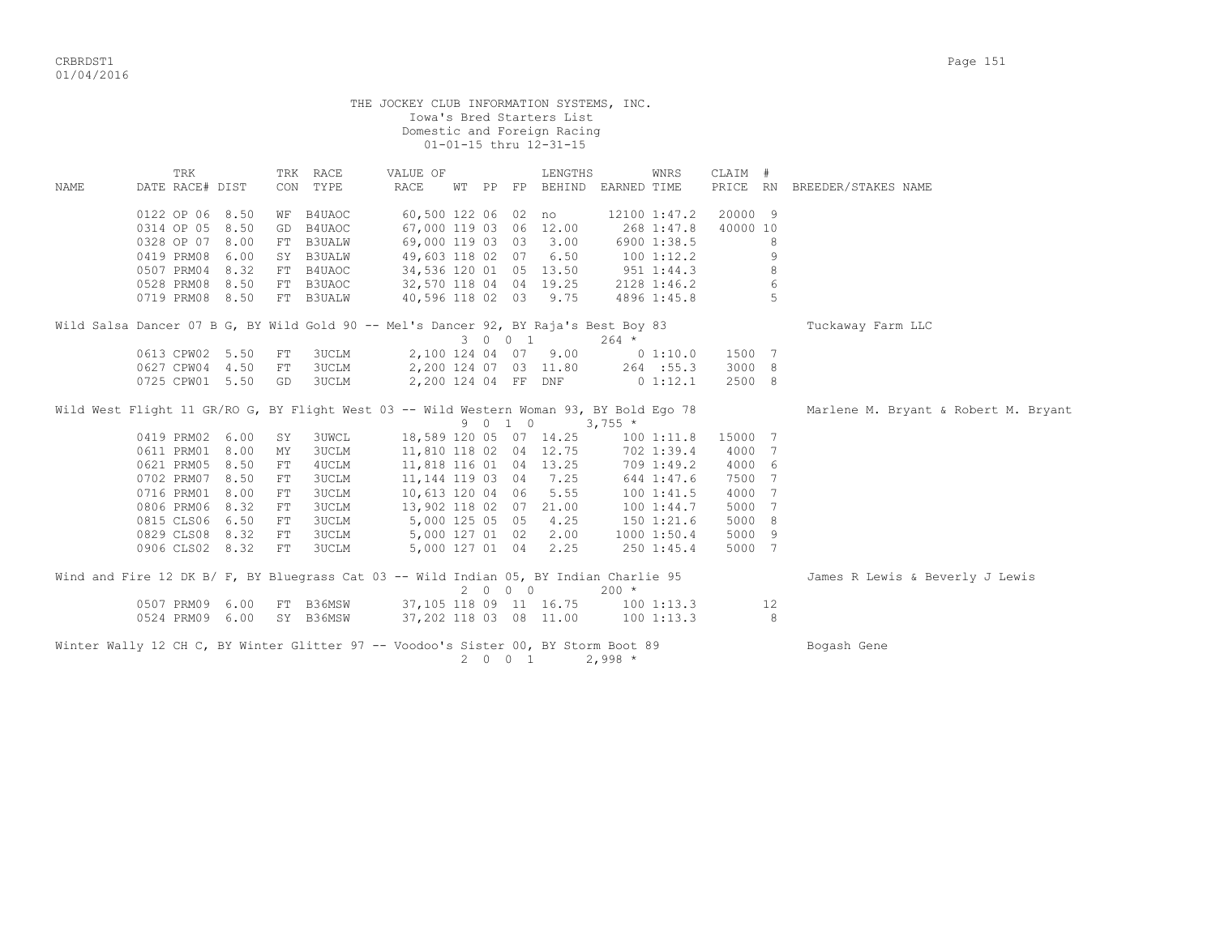THE JOCKEY CLUB INFORMATION SYSTEMS, INC.
Iowa's Bred Starters List
Domestic and Foreign Racing
01-01-15 thru 12-31-15

| NAME | TRK DATE | RACE# | DIST | TRK CON | RACE TYPE | VALUE OF RACE | WT | PP | FP | LENGTHS BEHIND | EARNED | WNRS TIME | CLAIM PRICE | # RN | BREEDER/STAKES NAME |
|---|---|---|---|---|---|---|---|---|---|---|---|---|---|---|---|
| | 0122 | OP 06 | 8.50 | WF | B4UAOC | 60,500 | 122 | 06 | 02 | no | 12100 | 1:47.2 | 20000 | 9 | |
| | 0314 | OP 05 | 8.50 | GD | B4UAOC | 67,000 | 119 | 03 | 06 | 12.00 | 268 | 1:47.8 | 40000 | 10 | |
| | 0328 | OP 07 | 8.00 | FT | B3UALW | 69,000 | 119 | 03 | 03 | 3.00 | 6900 | 1:38.5 | | 8 | |
| | 0419 | PRM08 | 6.00 | SY | B3UALW | 49,603 | 118 | 02 | 07 | 6.50 | 100 | 1:12.2 | | 9 | |
| | 0507 | PRM04 | 8.32 | FT | B4UAOC | 34,536 | 120 | 01 | 05 | 13.50 | 951 | 1:44.3 | | 8 | |
| | 0528 | PRM08 | 8.50 | FT | B3UAOC | 32,570 | 118 | 04 | 04 | 19.25 | 2128 | 1:46.2 | | 6 | |
| | 0719 | PRM08 | 8.50 | FT | B3UALW | 40,596 | 118 | 02 | 03 | 9.75 | 4896 | 1:45.8 | | 5 | |

Wild Salsa Dancer 07 B G, BY Wild Gold 90 -- Mel's Dancer 92, BY Raja's Best Boy 83 — Tuckaway Farm LLC
3 0 0 1 — 264 *

| TRK DATE | RACE# | DIST | TRK CON | RACE TYPE | VALUE OF RACE | WT | PP | FP | LENGTHS BEHIND | EARNED | WNRS TIME | CLAIM PRICE | # RN |
|---|---|---|---|---|---|---|---|---|---|---|---|---|---|
| 0613 | CPW02 | 5.50 | FT | 3UCLM | 2,100 | 124 | 04 | 07 | 9.00 | 0 | 1:10.0 | 1500 | 7 |
| 0627 | CPW04 | 4.50 | FT | 3UCLM | 2,200 | 124 | 07 | 03 | 11.80 | 264 | :55.3 | 3000 | 8 |
| 0725 | CPW01 | 5.50 | GD | 3UCLM | 2,200 | 124 | 04 | FF | DNF | 0 | 1:12.1 | 2500 | 8 |

Wild West Flight 11 GR/RO G, BY Flight West 03 -- Wild Western Woman 93, BY Bold Ego 78 — Marlene M. Bryant & Robert M. Bryant
9 0 1 0 — 3,755 *

| TRK DATE | RACE# | DIST | TRK CON | RACE TYPE | VALUE OF RACE | WT | PP | FP | LENGTHS BEHIND | EARNED | WNRS TIME | CLAIM PRICE | # RN |
|---|---|---|---|---|---|---|---|---|---|---|---|---|---|
| 0419 | PRM02 | 6.00 | SY | 3UWCL | 18,589 | 120 | 05 | 07 | 14.25 | 100 | 1:11.8 | 15000 | 7 |
| 0611 | PRM01 | 8.00 | MY | 3UCLM | 11,810 | 118 | 02 | 04 | 12.75 | 702 | 1:39.4 | 4000 | 7 |
| 0621 | PRM05 | 8.50 | FT | 4UCLM | 11,818 | 116 | 01 | 04 | 13.25 | 709 | 1:49.2 | 4000 | 6 |
| 0702 | PRM07 | 8.50 | FT | 3UCLM | 11,144 | 119 | 03 | 04 | 7.25 | 644 | 1:47.6 | 7500 | 7 |
| 0716 | PRM01 | 8.00 | FT | 3UCLM | 10,613 | 120 | 04 | 06 | 5.55 | 100 | 1:41.5 | 4000 | 7 |
| 0806 | PRM06 | 8.32 | FT | 3UCLM | 13,902 | 118 | 02 | 07 | 21.00 | 100 | 1:44.7 | 5000 | 7 |
| 0815 | CLS06 | 6.50 | FT | 3UCLM | 5,000 | 125 | 05 | 05 | 4.25 | 150 | 1:21.6 | 5000 | 8 |
| 0829 | CLS08 | 8.32 | FT | 3UCLM | 5,000 | 127 | 01 | 02 | 2.00 | 1000 | 1:50.4 | 5000 | 9 |
| 0906 | CLS02 | 8.32 | FT | 3UCLM | 5,000 | 127 | 01 | 04 | 2.25 | 250 | 1:45.4 | 5000 | 7 |

Wind and Fire 12 DK B/ F, BY Bluegrass Cat 03 -- Wild Indian 05, BY Indian Charlie 95 — James R Lewis & Beverly J Lewis
2 0 0 0 — 200 *

| TRK DATE | RACE# | DIST | TRK CON | RACE TYPE | VALUE OF RACE | WT | PP | FP | LENGTHS BEHIND | EARNED | WNRS TIME | CLAIM PRICE | # RN |
|---|---|---|---|---|---|---|---|---|---|---|---|---|---|
| 0507 | PRM09 | 6.00 | FT | B36MSW | 37,105 | 118 | 09 | 11 | 16.75 | 100 | 1:13.3 | | 12 |
| 0524 | PRM09 | 6.00 | SY | B36MSW | 37,202 | 118 | 03 | 08 | 11.00 | 100 | 1:13.3 | | 8 |

Winter Wally 12 CH C, BY Winter Glitter 97 -- Voodoo's Sister 00, BY Storm Boot 89 — Bogash Gene
2 0 0 1 — 2,998 *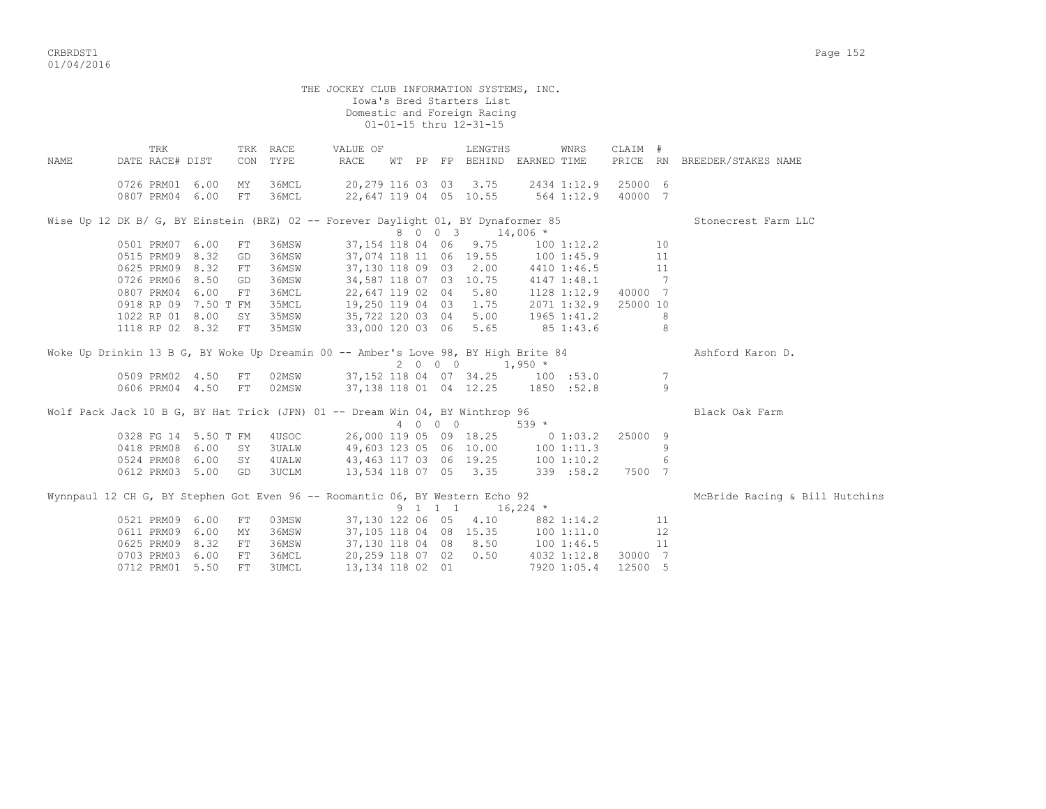THE JOCKEY CLUB INFORMATION SYSTEMS, INC.
Iowa's Bred Starters List
Domestic and Foreign Racing
01-01-15 thru 12-31-15

| NAME | TRK DATE | RACE# | DIST | TRK CON | RACE TYPE | VALUE OF RACE | WT | PP | FP | LENGTHS BEHIND | EARNED | WNRS TIME | CLAIM PRICE | # RN | BREEDER/STAKES NAME |
|---|---|---|---|---|---|---|---|---|---|---|---|---|---|---|---|
| | 0726 | PRM01 | 6.00 | MY | 36MCL | 20,279 | 116 | 03 | 03 | 3.75 | 2434 | 1:12.9 | 25000 | 6 | |
| | 0807 | PRM04 | 6.00 | FT | 36MCL | 22,647 | 119 | 04 | 05 | 10.55 | 564 | 1:12.9 | 40000 | 7 | |
| Wise Up 12 DK B/ G, BY Einstein (BRZ) 02 -- Forever Daylight 01, BY Dynaformer 85 | | | | | | 8 0 0 3 | | | | | 14,006 * | | | | Stonecrest Farm LLC |
| | 0501 | PRM07 | 6.00 | FT | 36MSW | 37,154 | 118 | 04 | 06 | 9.75 | 100 | 1:12.2 | | 10 | |
| | 0515 | PRM09 | 8.32 | GD | 36MSW | 37,074 | 118 | 11 | 06 | 19.55 | 100 | 1:45.9 | | 11 | |
| | 0625 | PRM09 | 8.32 | FT | 36MSW | 37,130 | 118 | 09 | 03 | 2.00 | 4410 | 1:46.5 | | 11 | |
| | 0726 | PRM06 | 8.50 | GD | 36MSW | 34,587 | 118 | 07 | 03 | 10.75 | 4147 | 1:48.1 | | 7 | |
| | 0807 | PRM04 | 6.00 | FT | 36MCL | 22,647 | 119 | 02 | 04 | 5.80 | 1128 | 1:12.9 | 40000 | 7 | |
| | 0918 | RP 09 | 7.50 T | FM | 35MCL | 19,250 | 119 | 04 | 03 | 1.75 | 2071 | 1:32.9 | 25000 | 10 | |
| | 1022 | RP 01 | 8.00 | SY | 35MSW | 35,722 | 120 | 03 | 04 | 5.00 | 1965 | 1:41.2 | | 8 | |
| | 1118 | RP 02 | 8.32 | FT | 35MSW | 33,000 | 120 | 03 | 06 | 5.65 | 85 | 1:43.6 | | 8 | |
| Woke Up Drinkin 13 B G, BY Woke Up Dreamin 00 -- Amber's Love 98, BY High Brite 84 | | | | | | 2 0 0 0 | | | | | 1,950 * | | | | Ashford Karon D. |
| | 0509 | PRM02 | 4.50 | FT | 02MSW | 37,152 | 118 | 04 | 07 | 34.25 | 100 | :53.0 | | 7 | |
| | 0606 | PRM04 | 4.50 | FT | 02MSW | 37,138 | 118 | 01 | 04 | 12.25 | 1850 | :52.8 | | 9 | |
| Wolf Pack Jack 10 B G, BY Hat Trick (JPN) 01 -- Dream Win 04, BY Winthrop 96 | | | | | | 4 0 0 0 | | | | | 539 * | | | | Black Oak Farm |
| | 0328 | FG 14 | 5.50 T | FM | 4USOC | 26,000 | 119 | 05 | 09 | 18.25 | 0 | 1:03.2 | 25000 | 9 | |
| | 0418 | PRM08 | 6.00 | SY | 3UALW | 49,603 | 123 | 05 | 06 | 10.00 | 100 | 1:11.3 | | 9 | |
| | 0524 | PRM08 | 6.00 | SY | 4UALW | 43,463 | 117 | 03 | 06 | 19.25 | 100 | 1:10.2 | | 6 | |
| | 0612 | PRM03 | 5.00 | GD | 3UCLM | 13,534 | 118 | 07 | 05 | 3.35 | 339 | :58.2 | 7500 | 7 | |
| Wynnpaul 12 CH G, BY Stephen Got Even 96 -- Roomantic 06, BY Western Echo 92 | | | | | | 9 1 1 1 | | | | | 16,224 * | | | | McBride Racing & Bill Hutchins |
| | 0521 | PRM09 | 6.00 | FT | 03MSW | 37,130 | 122 | 06 | 05 | 4.10 | 882 | 1:14.2 | | 11 | |
| | 0611 | PRM09 | 6.00 | MY | 36MSW | 37,105 | 118 | 04 | 08 | 15.35 | 100 | 1:11.0 | | 12 | |
| | 0625 | PRM09 | 8.32 | FT | 36MSW | 37,130 | 118 | 04 | 08 | 8.50 | 100 | 1:46.5 | | 11 | |
| | 0703 | PRM03 | 6.00 | FT | 36MCL | 20,259 | 118 | 07 | 02 | 0.50 | 4032 | 1:12.8 | 30000 | 7 | |
| | 0712 | PRM01 | 5.50 | FT | 3UMCL | 13,134 | 118 | 02 | 01 | | 7920 | 1:05.4 | 12500 | 5 | |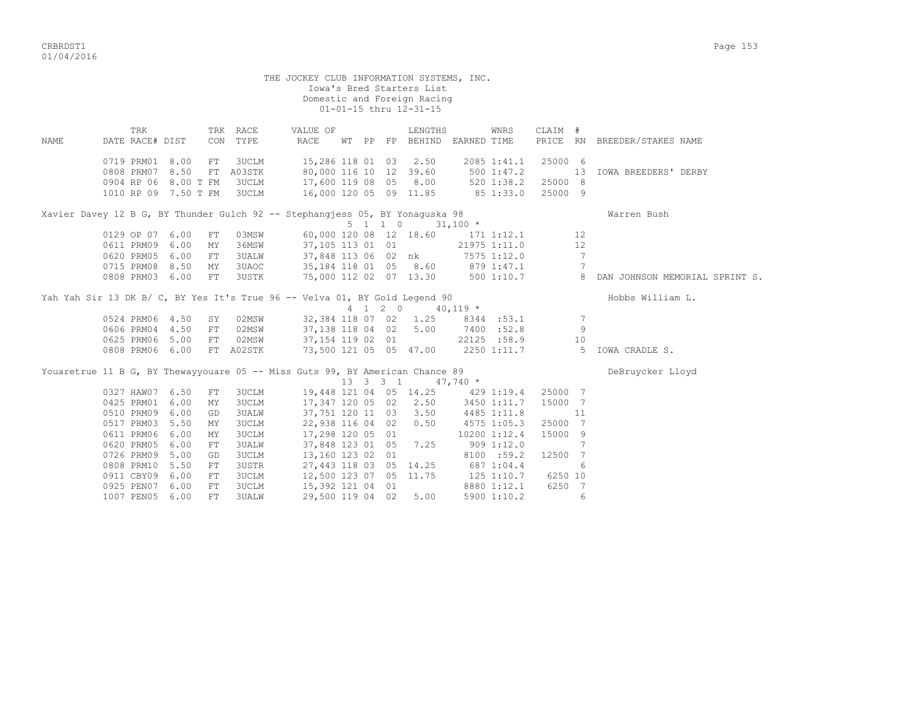THE JOCKEY CLUB INFORMATION SYSTEMS, INC.
Iowa's Bred Starters List
Domestic and Foreign Racing
01-01-15 thru 12-31-15

| NAME | DATE | TRK RACE# | DIST | TRK CON | RACE TYPE | VALUE OF RACE | WT | PP | FP | LENGTHS BEHIND | EARNED | WNRS TIME | CLAIM PRICE | # RN | BREEDER/STAKES NAME |
|---|---|---|---|---|---|---|---|---|---|---|---|---|---|---|---|
| | 0719 | PRM01 | 8.00 | FT | 3UCLM | 15,286 | 118 | 01 | 03 | 2.50 | 2085 | 1:41.1 | 25000 | 6 | |
| | 0808 | PRM07 | 8.50 | FT | A03STK | 80,000 | 116 | 10 | 12 | 39.60 | 500 | 1:47.2 | | 13 | IOWA BREEDERS' DERBY |
| | 0904 | RP 06 | 8.00 T | FM | 3UCLM | 17,600 | 119 | 08 | 05 | 8.00 | 520 | 1:38.2 | 25000 | 8 | |
| | 1010 | RP 09 | 7.50 T | FM | 3UCLM | 16,000 | 120 | 05 | 09 | 11.85 | 85 | 1:33.0 | 25000 | 9 | |
| Xavier Davey 12 B G, BY Thunder Gulch 92 -- Stephangjess 05, BY Yonaguska 98 | | | | | | | 5 | 1 | 1 0 | | 31,100 * | | | | Warren Bush |
| | 0129 | OP 07 | 6.00 | FT | 03MSW | 60,000 | 120 | 08 | 12 | 18.60 | 171 | 1:12.1 | | 12 | |
| | 0611 | PRM09 | 6.00 | MY | 36MSW | 37,105 | 113 | 01 | 01 | | 21975 | 1:11.0 | | 12 | |
| | 0620 | PRM05 | 6.00 | FT | 3UALW | 37,848 | 113 | 06 | 02 | nk | 7575 | 1:12.0 | | 7 | |
| | 0715 | PRM08 | 8.50 | MY | 3UAOC | 35,184 | 118 | 01 | 05 | 8.60 | 879 | 1:47.1 | | 7 | |
| | 0808 | PRM03 | 6.00 | FT | 3USTK | 75,000 | 112 | 02 | 07 | 13.30 | 500 | 1:10.7 | | 8 | DAN JOHNSON MEMORIAL SPRINT S. |
| Yah Yah Sir 13 DK B/ C, BY Yes It's True 96 -- Velva 01, BY Gold Legend 90 | | | | | | | 4 | 1 | 2 0 | | 40,119 * | | | | Hobbs William L. |
| | 0524 | PRM06 | 4.50 | SY | 02MSW | 32,384 | 118 | 07 | 02 | 1.25 | 8344 | :53.1 | | 7 | |
| | 0606 | PRM04 | 4.50 | FT | 02MSW | 37,138 | 118 | 04 | 02 | 5.00 | 7400 | :52.8 | | 9 | |
| | 0625 | PRM06 | 5.00 | FT | 02MSW | 37,154 | 119 | 02 | 01 | | 22125 | :58.9 | | 10 | |
| | 0808 | PRM06 | 6.00 | FT | A02STK | 73,500 | 121 | 05 | 05 | 47.00 | 2250 | 1:11.7 | | 5 | IOWA CRADLE S. |
| Youaretrue 11 B G, BY Thewayyouare 05 -- Miss Guts 99, BY American Chance 89 | | | | | | | 13 | 3 | 3 1 | | 47,740 * | | | | DeBruycker Lloyd |
| | 0327 | HAW07 | 6.50 | FT | 3UCLM | 19,448 | 121 | 04 | 05 | 14.25 | 429 | 1:19.4 | 25000 | 7 | |
| | 0425 | PRM01 | 6.00 | MY | 3UCLM | 17,347 | 120 | 05 | 02 | 2.50 | 3450 | 1:11.7 | 15000 | 7 | |
| | 0510 | PRM09 | 6.00 | GD | 3UALW | 37,751 | 120 | 11 | 03 | 3.50 | 4485 | 1:11.8 | | 11 | |
| | 0517 | PRM03 | 5.50 | MY | 3UCLM | 22,938 | 116 | 04 | 02 | 0.50 | 4575 | 1:05.3 | 25000 | 7 | |
| | 0611 | PRM06 | 6.00 | MY | 3UCLM | 17,298 | 120 | 05 | 01 | | 10200 | 1:12.4 | 15000 | 9 | |
| | 0620 | PRM05 | 6.00 | FT | 3UALW | 37,848 | 123 | 01 | 05 | 7.25 | 909 | 1:12.0 | | 7 | |
| | 0726 | PRM09 | 5.00 | GD | 3UCLM | 13,160 | 123 | 02 | 01 | | 8100 | :59.2 | 12500 | 7 | |
| | 0808 | PRM10 | 5.50 | FT | 3USTR | 27,443 | 118 | 03 | 05 | 14.25 | 687 | 1:04.4 | | 6 | |
| | 0911 | CBY09 | 6.00 | FT | 3UCLM | 12,500 | 123 | 07 | 05 | 11.75 | 125 | 1:10.7 | 6250 | 10 | |
| | 0925 | PEN07 | 6.00 | FT | 3UCLM | 15,392 | 121 | 04 | 01 | | 8880 | 1:12.1 | 6250 | 7 | |
| | 1007 | PEN05 | 6.00 | FT | 3UALW | 29,500 | 119 | 04 | 02 | 5.00 | 5900 | 1:10.2 | | 6 | |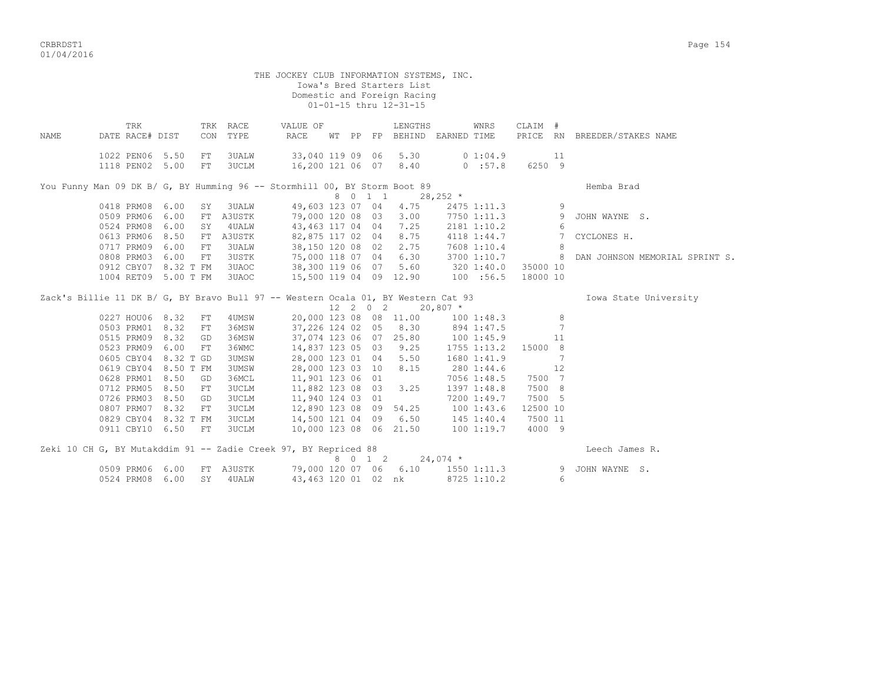THE JOCKEY CLUB INFORMATION SYSTEMS, INC.
Iowa's Bred Starters List
Domestic and Foreign Racing
01-01-15 thru 12-31-15

| NAME | TRK DATE RACE# | DIST | TRK CON | RACE TYPE | VALUE OF RACE | WT | PP | FP | LENGTHS BEHIND | EARNED | WNRS TIME | CLAIM PRICE | # RN | BREEDER/STAKES NAME |
|---|---|---|---|---|---|---|---|---|---|---|---|---|---|---|
| | 1022 PEN06 | 5.50 | FT | 3UALW | 33,040 | 119 | 09 | 06 | 5.30 | 0 | 1:04.9 | | 11 | |
| | 1118 PEN02 | 5.00 | FT | 3UCLM | 16,200 | 121 | 06 | 07 | 8.40 | 0 | :57.8 | 6250 | 9 | |
| You Funny Man 09 DK B/ G, BY Humming 96 -- Stormhill 00, BY Storm Boot 89 | | | | | | 8 | 0 1 1 | | | 28,252 * | | | | Hemba Brad |
| | 0418 PRM08 | 6.00 | SY | 3UALW | 49,603 | 123 | 07 | 04 | 4.75 | 2475 | 1:11.3 | | 9 | |
| | 0509 PRM06 | 6.00 | FT | A3USTK | 79,000 | 120 | 08 | 03 | 3.00 | 7750 | 1:11.3 | | 9 | JOHN WAYNE S. |
| | 0524 PRM08 | 6.00 | SY | 4UALW | 43,463 | 117 | 04 | 04 | 7.25 | 2181 | 1:10.2 | | 6 | |
| | 0613 PRM06 | 8.50 | FT | A3USTK | 82,875 | 117 | 02 | 04 | 8.75 | 4118 | 1:44.7 | | 7 | CYCLONES H. |
| | 0717 PRM09 | 6.00 | FT | 3UALW | 38,150 | 120 | 08 | 02 | 2.75 | 7608 | 1:10.4 | | 8 | |
| | 0808 PRM03 | 6.00 | FT | 3USTK | 75,000 | 118 | 07 | 04 | 6.30 | 3700 | 1:10.7 | | 8 | DAN JOHNSON MEMORIAL SPRINT S. |
| | 0912 CBY07 | 8.32 T | FM | 3UAOC | 38,300 | 119 | 06 | 07 | 5.60 | 320 | 1:40.0 | 35000 | 10 | |
| | 1004 RET09 | 5.00 T | FM | 3UAOC | 15,500 | 119 | 04 | 09 | 12.90 | 100 | :56.5 | 18000 | 10 | |
| Zack's Billie 11 DK B/ G, BY Bravo Bull 97 -- Western Ocala 01, BY Western Cat 93 | | | | | | 12 | 2 0 2 | | | 20,807 * | | | | Iowa State University |
| | 0227 HOU06 | 8.32 | FT | 4UMSW | 20,000 | 123 | 08 | 08 | 11.00 | 100 | 1:48.3 | | 8 | |
| | 0503 PRM01 | 8.32 | FT | 36MSW | 37,226 | 124 | 02 | 05 | 8.30 | 894 | 1:47.5 | | 7 | |
| | 0515 PRM09 | 8.32 | GD | 36MSW | 37,074 | 123 | 06 | 07 | 25.80 | 100 | 1:45.9 | | 11 | |
| | 0523 PRM09 | 6.00 | FT | 36WMC | 14,837 | 123 | 05 | 03 | 9.25 | 1755 | 1:13.2 | 15000 | 8 | |
| | 0605 CBY04 | 8.32 T | GD | 3UMSW | 28,000 | 123 | 01 | 04 | 5.50 | 1680 | 1:41.9 | | 7 | |
| | 0619 CBY04 | 8.50 T | FM | 3UMSW | 28,000 | 123 | 03 | 10 | 8.15 | 280 | 1:44.6 | | 12 | |
| | 0628 PRM01 | 8.50 | GD | 36MCL | 11,901 | 123 | 06 | 01 | | 7056 | 1:48.5 | 7500 | 7 | |
| | 0712 PRM05 | 8.50 | FT | 3UCLM | 11,882 | 123 | 08 | 03 | 3.25 | 1397 | 1:48.8 | 7500 | 8 | |
| | 0726 PRM03 | 8.50 | GD | 3UCLM | 11,940 | 124 | 03 | 01 | | 7200 | 1:49.7 | 7500 | 5 | |
| | 0807 PRM07 | 8.32 | FT | 3UCLM | 12,890 | 123 | 08 | 09 | 54.25 | 100 | 1:43.6 | 12500 | 10 | |
| | 0829 CBY04 | 8.32 T | FM | 3UCLM | 14,500 | 121 | 04 | 09 | 6.50 | 145 | 1:40.4 | 7500 | 11 | |
| | 0911 CBY10 | 6.50 | FT | 3UCLM | 10,000 | 123 | 08 | 06 | 21.50 | 100 | 1:19.7 | 4000 | 9 | |
| Zeki 10 CH G, BY Mutakddim 91 -- Zadie Creek 97, BY Repriced 88 | | | | | | 8 | 0 1 2 | | | 24,074 * | | | | Leech James R. |
| | 0509 PRM06 | 6.00 | FT | A3USTK | 79,000 | 120 | 07 | 06 | 6.10 | 1550 | 1:11.3 | | 9 | JOHN WAYNE S. |
| | 0524 PRM08 | 6.00 | SY | 4UALW | 43,463 | 120 | 01 | 02 | nk | 8725 | 1:10.2 | | 6 | |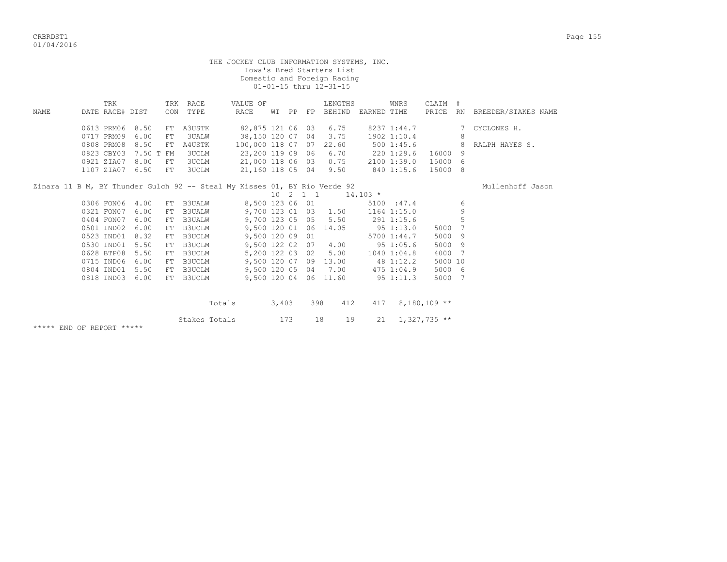THE JOCKEY CLUB INFORMATION SYSTEMS, INC.
Iowa's Bred Starters List
Domestic and Foreign Racing
01-01-15 thru 12-31-15

| NAME | DATE | TRK RACE# | DIST | TRK CON | RACE TYPE | VALUE OF RACE | WT | PP | FP | LENGTHS BEHIND | EARNED | WNRS TIME | CLAIM PRICE | # RN | BREEDER/STAKES NAME |
|---|---|---|---|---|---|---|---|---|---|---|---|---|---|---|---|
| | 0613 | PRM06 | 8.50 | FT | A3USTK | 82,875 | 121 | 06 | 03 | 6.75 | 8237 | 1:44.7 | | 7 | CYCLONES H. |
| | 0717 | PRM09 | 6.00 | FT | 3UALW | 38,150 | 120 | 07 | 04 | 3.75 | 1902 | 1:10.4 | | 8 | |
| | 0808 | PRM08 | 8.50 | FT | A4USTK | 100,000 | 118 | 07 | 07 | 22.60 | 500 | 1:45.6 | | 8 | RALPH HAYES S. |
| | 0823 | CBY03 | 7.50 T | FM | 3UCLM | 23,200 | 119 | 09 | 06 | 6.70 | 220 | 1:29.6 | 16000 | 9 | |
| | 0921 | ZIA07 | 8.00 | FT | 3UCLM | 21,000 | 118 | 06 | 03 | 0.75 | 2100 | 1:39.0 | 15000 | 6 | |
| | 1107 | ZIA07 | 6.50 | FT | 3UCLM | 21,160 | 118 | 05 | 04 | 9.50 | 840 | 1:15.6 | 15000 | 8 | |
| Zinara 11 B M, BY Thunder Gulch 92 -- Steal My Kisses 01, BY Rio Verde 92 | | | | | | | 10 | 2 | 1 1 | | 14,103 * | | | | Mullenhoff Jason |
| | 0306 | FON06 | 4.00 | FT | B3UALW | 8,500 | 123 | 06 | 01 | | 5100 | :47.4 | | 6 | |
| | 0321 | FON07 | 6.00 | FT | B3UALW | 9,700 | 123 | 01 | 03 | 1.50 | 1164 | 1:15.0 | | 9 | |
| | 0404 | FON07 | 6.00 | FT | B3UALW | 9,700 | 123 | 05 | 05 | 5.50 | 291 | 1:15.6 | | 5 | |
| | 0501 | IND02 | 6.00 | FT | B3UCLM | 9,500 | 120 | 01 | 06 | 14.05 | 95 | 1:13.0 | 5000 | 7 | |
| | 0523 | IND01 | 8.32 | FT | B3UCLM | 9,500 | 120 | 09 | 01 | | 5700 | 1:44.7 | 5000 | 9 | |
| | 0530 | IND01 | 5.50 | FT | B3UCLM | 9,500 | 122 | 02 | 07 | 4.00 | 95 | 1:05.6 | 5000 | 9 | |
| | 0628 | BTP08 | 5.50 | FT | B3UCLM | 5,200 | 122 | 03 | 02 | 5.00 | 1040 | 1:04.8 | 4000 | 7 | |
| | 0715 | IND06 | 6.00 | FT | B3UCLM | 9,500 | 120 | 07 | 09 | 13.00 | 48 | 1:12.2 | 5000 | 10 | |
| | 0804 | IND01 | 5.50 | FT | B3UCLM | 9,500 | 120 | 05 | 04 | 7.00 | 475 | 1:04.9 | 5000 | 6 | |
| | 0818 | IND03 | 6.00 | FT | B3UCLM | 9,500 | 120 | 04 | 06 | 11.60 | 95 | 1:11.3 | 5000 | 7 | |

| | Starts | Wins | Places | Shows | Earnings |
|---|---|---|---|---|---|
| Totals | 3,403 | 398 | 412 | 417 | 8,180,109 ** |
| Stakes Totals | 173 | 18 | 19 | 21 | 1,327,735 ** |

***** END OF REPORT *****